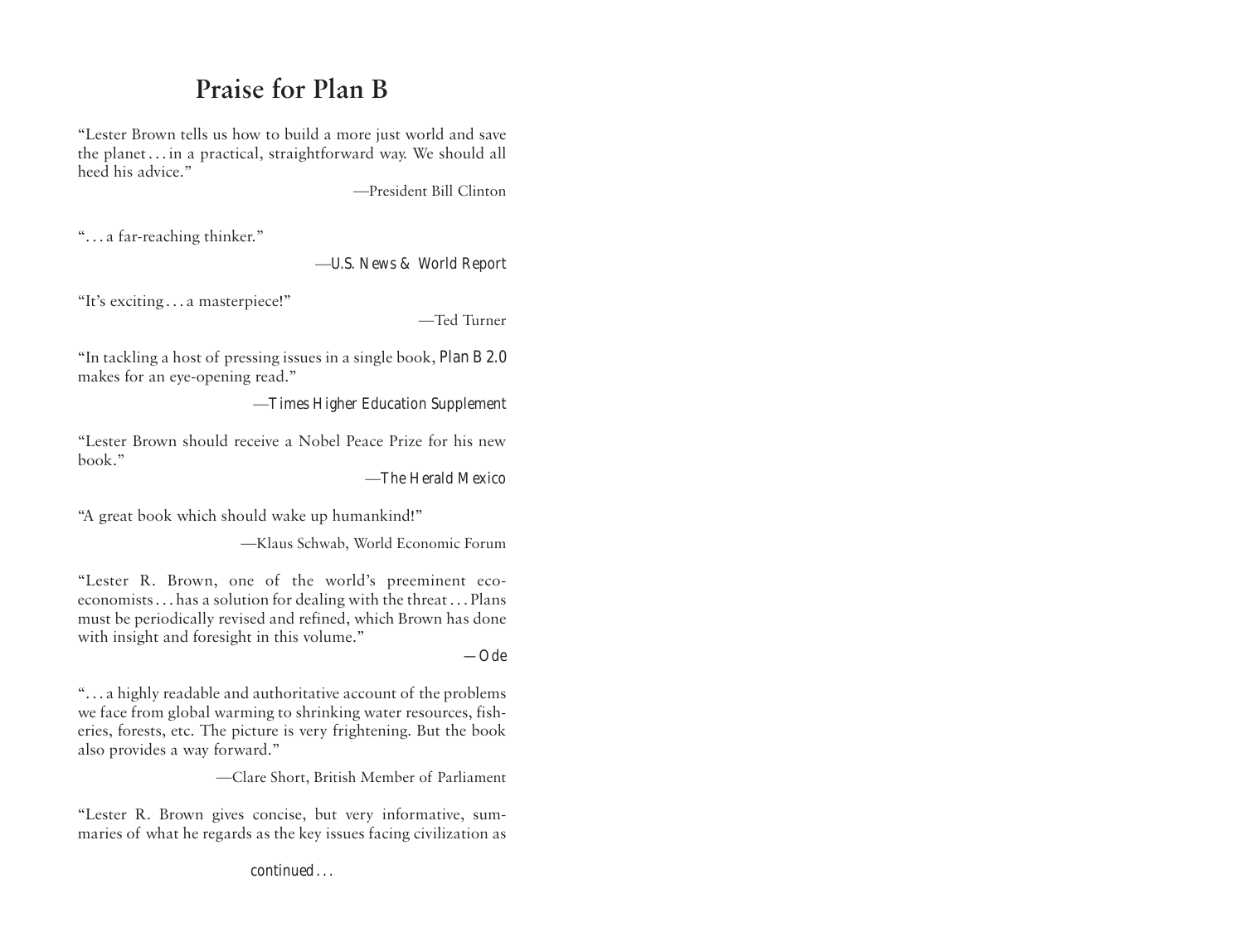# Praise for Plan B

"Lester Brown tells us how to build a more just world and save the planet . . . in a practical, straightforward way. We should all heed his advice."

—President Bill Clinton

". . . a far-reaching thinker."

—*U.S. News & World Report*

"It's exciting . . . a masterpiece!"

—Ted Turner

"In tackling a host of pressing issues in a single book, *Plan B 2.0* makes for an eye-opening read."

—*Times Higher Education Supplement*

"Lester Brown should receive a Nobel Peace Prize for his new book."

—*The Herald Mexico*

"A great book which should wake up humankind!"

—Klaus Schwab, World Economic Forum

"Lester R. Brown, one of the world's preeminent eco-economists . . . has a solution for dealing with the threat . . . Plans must be periodically revised and refined, which Brown has done with insight and foresight in this volume."

—*Ode*

". . . a highly readable and authoritative account of the problems we face from global warming to shrinking water resources, fisheries, forests, etc. The picture is very frightening. But the book also provides a way forward."

—Clare Short, British Member of Parliament

"Lester R. Brown gives concise, but very informative, summaries of what he regards as the key issues facing civilization as

*continued . . .*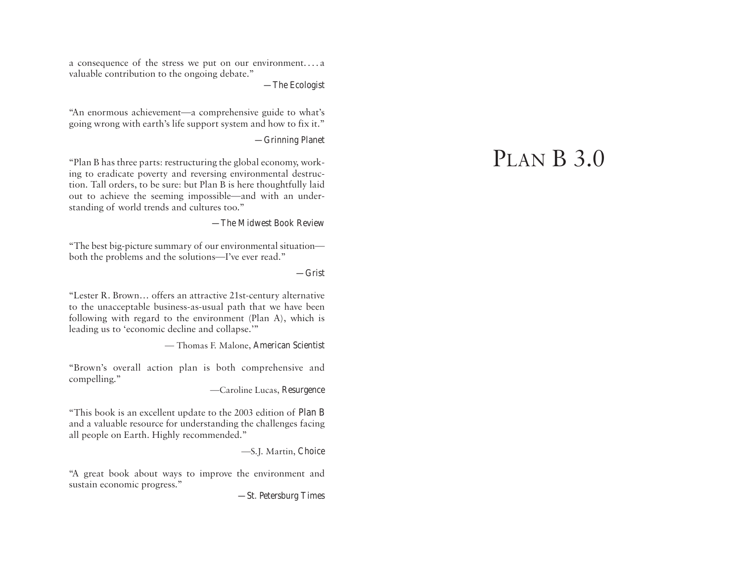a consequence of the stress we put on our environment. . . . a valuable contribution to the ongoing debate."

—*The Ecologist*

"An enormous achievement—a comprehensive guide to what's going wrong with earth's life support system and how to fix it."

—*Grinning Planet*

"Plan B has three parts: restructuring the global economy, working to eradicate poverty and reversing environmental destruction. Tall orders, to be sure: but Plan B is here thoughtfully laid out to achieve the seeming impossible—and with an understanding of world trends and cultures too."

—*The Midwest Book Review*

"The best big-picture summary of our environmental situation—both the problems and the solutions—I've ever read."

—*Grist*

"Lester R. Brown… offers an attractive 21st-century alternative to the unacceptable business-as-usual path that we have been following with regard to the environment (Plan A), which is leading us to 'economic decline and collapse.'"

— Thomas F. Malone, *American Scientist*

"Brown's overall action plan is both comprehensive and compelling."

—Caroline Lucas, *Resurgence*

"This book is an excellent update to the 2003 edition of *Plan B* and a valuable resource for understanding the challenges facing all people on Earth. Highly recommended."

—S.J. Martin, *Choice*

"A great book about ways to improve the environment and sustain economic progress."

—*St. Petersburg Times*

# PLAN B 3.0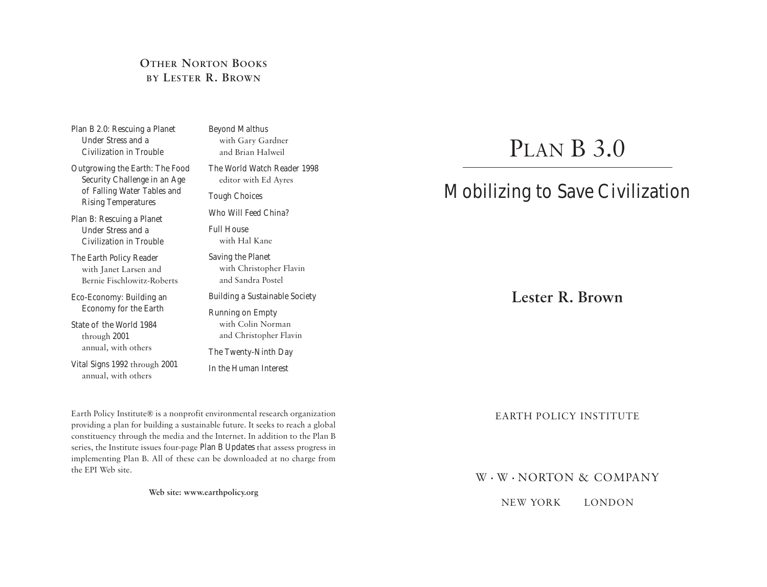## Other Norton Books by Lester R. Brown

*Plan B 2.0: Rescuing a Planet Under Stress and a Civilization in Trouble*

*Outgrowing the Earth: The Food Security Challenge in an Age of Falling Water Tables and Rising Temperatures*

*Plan B: Rescuing a Planet Under Stress and a Civilization in Trouble*

*The Earth Policy Reader* with Janet Larsen and Bernie Fischlowitz-Roberts

*Eco-Economy: Building an Economy for the Earth*

*State of the World 1984* through *2001* annual, with others

*Vital Signs 1992* through *2001* annual, with others

*Beyond Malthus* with Gary Gardner and Brian Halweil

*The World Watch Reader 1998* editor with Ed Ayres

*Tough Choices*

*Who Will Feed China?*

*Full House* with Hal Kane

*Saving the Planet* with Christopher Flavin and Sandra Postel

*Building a Sustainable Society*

*Running on Empty* with Colin Norman and Christopher Flavin

*The Twenty-Ninth Day*

*In the Human Interest*

Earth Policy Institute® is a nonprofit environmental research organization providing a plan for building a sustainable future. It seeks to reach a global constituency through the media and the Internet. In addition to the Plan B series, the Institute issues four-page *Plan B Updates* that assess progress in implementing Plan B. All of these can be downloaded at no charge from the EPI Web site.

**Web site: www.earthpolicy.org**

# Plan B 3.0

## Mobilizing to Save Civilization

**Lester R. Brown**

EARTH POLICY INSTITUTE

W · W · NORTON & COMPANY

NEW YORK LONDON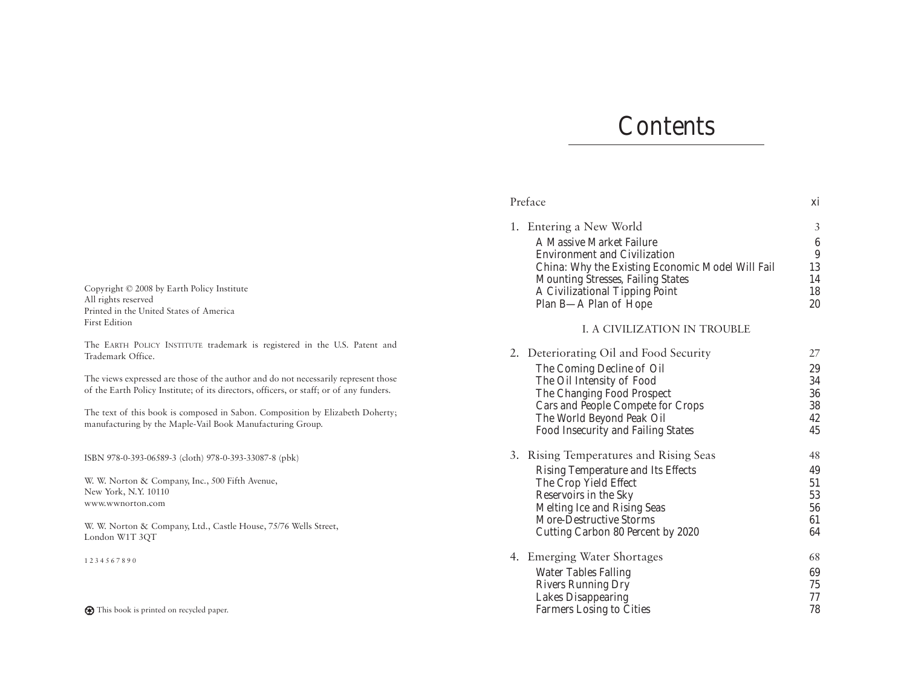Copyright © 2008 by Earth Policy Institute
All rights reserved
Printed in the United States of America
First Edition

The EARTH POLICY INSTITUTE trademark is registered in the U.S. Patent and Trademark Office.

The views expressed are those of the author and do not necessarily represent those of the Earth Policy Institute; of its directors, officers, or staff; or of any funders.

The text of this book is composed in Sabon. Composition by Elizabeth Doherty; manufacturing by the Maple-Vail Book Manufacturing Group.

ISBN 978-0-393-06589-3 (cloth) 978-0-393-33087-8 (pbk)

W. W. Norton & Company, Inc., 500 Fifth Avenue,
New York, N.Y. 10110
www.wwnorton.com

W. W. Norton & Company, Ltd., Castle House, 75/76 Wells Street,
London W1T 3QT

1 2 3 4 5 6 7 8 9 0

This book is printed on recycled paper.

# Contents

Preface xi

1. Entering a New World 3
   - A Massive Market Failure 6
   - Environment and Civilization 9
   - China: Why the Existing Economic Model Will Fail 13
   - Mounting Stresses, Failing States 14
   - A Civilizational Tipping Point 18
   - Plan B—A Plan of Hope 20

I. A CIVILIZATION IN TROUBLE

2. Deteriorating Oil and Food Security 27
   - The Coming Decline of Oil 29
   - The Oil Intensity of Food 34
   - The Changing Food Prospect 36
   - Cars and People Compete for Crops 38
   - The World Beyond Peak Oil 42
   - Food Insecurity and Failing States 45

3. Rising Temperatures and Rising Seas 48
   - Rising Temperature and Its Effects 49
   - The Crop Yield Effect 51
   - Reservoirs in the Sky 53
   - Melting Ice and Rising Seas 56
   - More-Destructive Storms 61
   - Cutting Carbon 80 Percent by 2020 64

4. Emerging Water Shortages 68
   - Water Tables Falling 69
   - Rivers Running Dry 75
   - Lakes Disappearing 77
   - Farmers Losing to Cities 78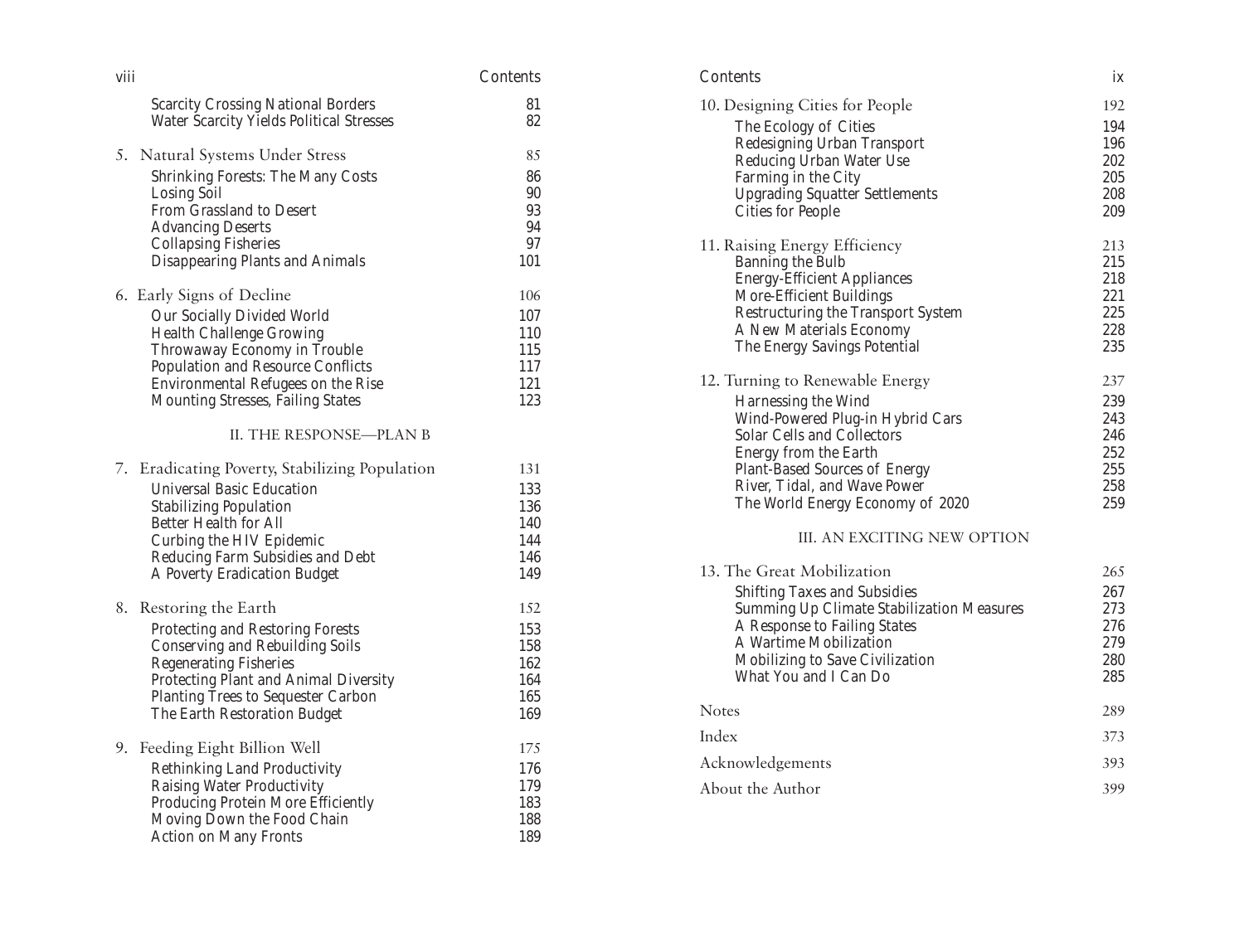| | |
|---|---|
| Scarcity Crossing National Borders | 81 |
| Water Scarcity Yields Political Stresses | 82 |
| 5. Natural Systems Under Stress | 85 |
| Shrinking Forests: The Many Costs | 86 |
| Losing Soil | 90 |
| From Grassland to Desert | 93 |
| Advancing Deserts | 94 |
| Collapsing Fisheries | 97 |
| Disappearing Plants and Animals | 101 |
| 6. Early Signs of Decline | 106 |
| Our Socially Divided World | 107 |
| Health Challenge Growing | 110 |
| Throwaway Economy in Trouble | 115 |
| Population and Resource Conflicts | 117 |
| Environmental Refugees on the Rise | 121 |
| Mounting Stresses, Failing States | 123 |

II. THE RESPONSE—PLAN B

| | |
|---|---|
| 7. Eradicating Poverty, Stabilizing Population | 131 |
| Universal Basic Education | 133 |
| Stabilizing Population | 136 |
| Better Health for All | 140 |
| Curbing the HIV Epidemic | 144 |
| Reducing Farm Subsidies and Debt | 146 |
| A Poverty Eradication Budget | 149 |
| 8. Restoring the Earth | 152 |
| Protecting and Restoring Forests | 153 |
| Conserving and Rebuilding Soils | 158 |
| Regenerating Fisheries | 162 |
| Protecting Plant and Animal Diversity | 164 |
| Planting Trees to Sequester Carbon | 165 |
| The Earth Restoration Budget | 169 |
| 9. Feeding Eight Billion Well | 175 |
| Rethinking Land Productivity | 176 |
| Raising Water Productivity | 179 |
| Producing Protein More Efficiently | 183 |
| Moving Down the Food Chain | 188 |
| Action on Many Fronts | 189 |
| 10. Designing Cities for People | 192 |
| The Ecology of Cities | 194 |
| Redesigning Urban Transport | 196 |
| Reducing Urban Water Use | 202 |
| Farming in the City | 205 |
| Upgrading Squatter Settlements | 208 |
| Cities for People | 209 |
| 11. Raising Energy Efficiency | 213 |
| Banning the Bulb | 215 |
| Energy-Efficient Appliances | 218 |
| More-Efficient Buildings | 221 |
| Restructuring the Transport System | 225 |
| A New Materials Economy | 228 |
| The Energy Savings Potential | 235 |
| 12. Turning to Renewable Energy | 237 |
| Harnessing the Wind | 239 |
| Wind-Powered Plug-in Hybrid Cars | 243 |
| Solar Cells and Collectors | 246 |
| Energy from the Earth | 252 |
| Plant-Based Sources of Energy | 255 |
| River, Tidal, and Wave Power | 258 |
| The World Energy Economy of 2020 | 259 |

III. AN EXCITING NEW OPTION

| | |
|---|---|
| 13. The Great Mobilization | 265 |
| Shifting Taxes and Subsidies | 267 |
| Summing Up Climate Stabilization Measures | 273 |
| A Response to Failing States | 276 |
| A Wartime Mobilization | 279 |
| Mobilizing to Save Civilization | 280 |
| What You and I Can Do | 285 |
| Notes | 289 |
| Index | 373 |
| Acknowledgements | 393 |
| About the Author | 399 |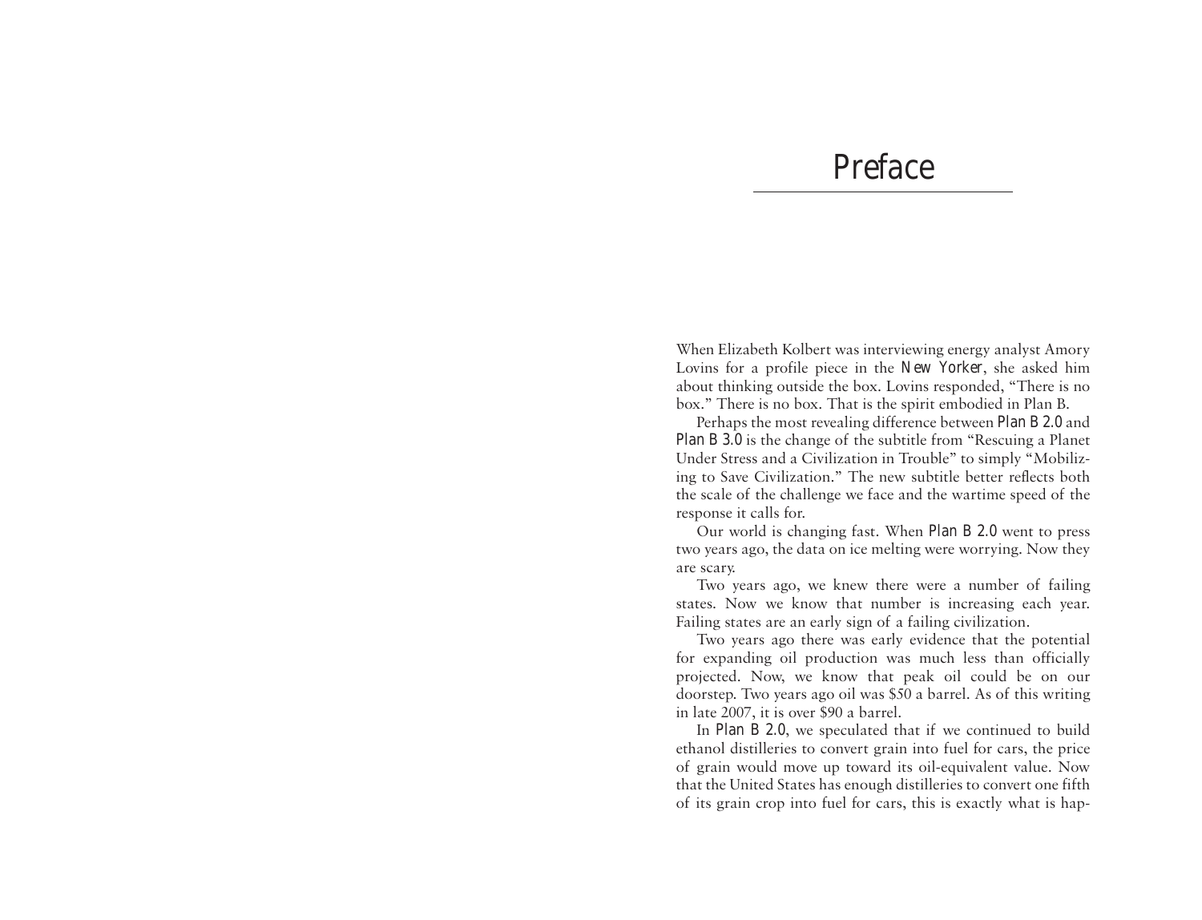# Preface

When Elizabeth Kolbert was interviewing energy analyst Amory Lovins for a profile piece in the *New Yorker*, she asked him about thinking outside the box. Lovins responded, "There is no box." There is no box. That is the spirit embodied in Plan B.

Perhaps the most revealing difference between *Plan B 2.0* and *Plan B 3.0* is the change of the subtitle from "Rescuing a Planet Under Stress and a Civilization in Trouble" to simply "Mobilizing to Save Civilization." The new subtitle better reflects both the scale of the challenge we face and the wartime speed of the response it calls for.

Our world is changing fast. When *Plan B 2.0* went to press two years ago, the data on ice melting were worrying. Now they are scary.

Two years ago, we knew there were a number of failing states. Now we know that number is increasing each year. Failing states are an early sign of a failing civilization.

Two years ago there was early evidence that the potential for expanding oil production was much less than officially projected. Now, we know that peak oil could be on our doorstep. Two years ago oil was $50 a barrel. As of this writing in late 2007, it is over $90 a barrel.

In *Plan B 2.0*, we speculated that if we continued to build ethanol distilleries to convert grain into fuel for cars, the price of grain would move up toward its oil-equivalent value. Now that the United States has enough distilleries to convert one fifth of its grain crop into fuel for cars, this is exactly what is hap-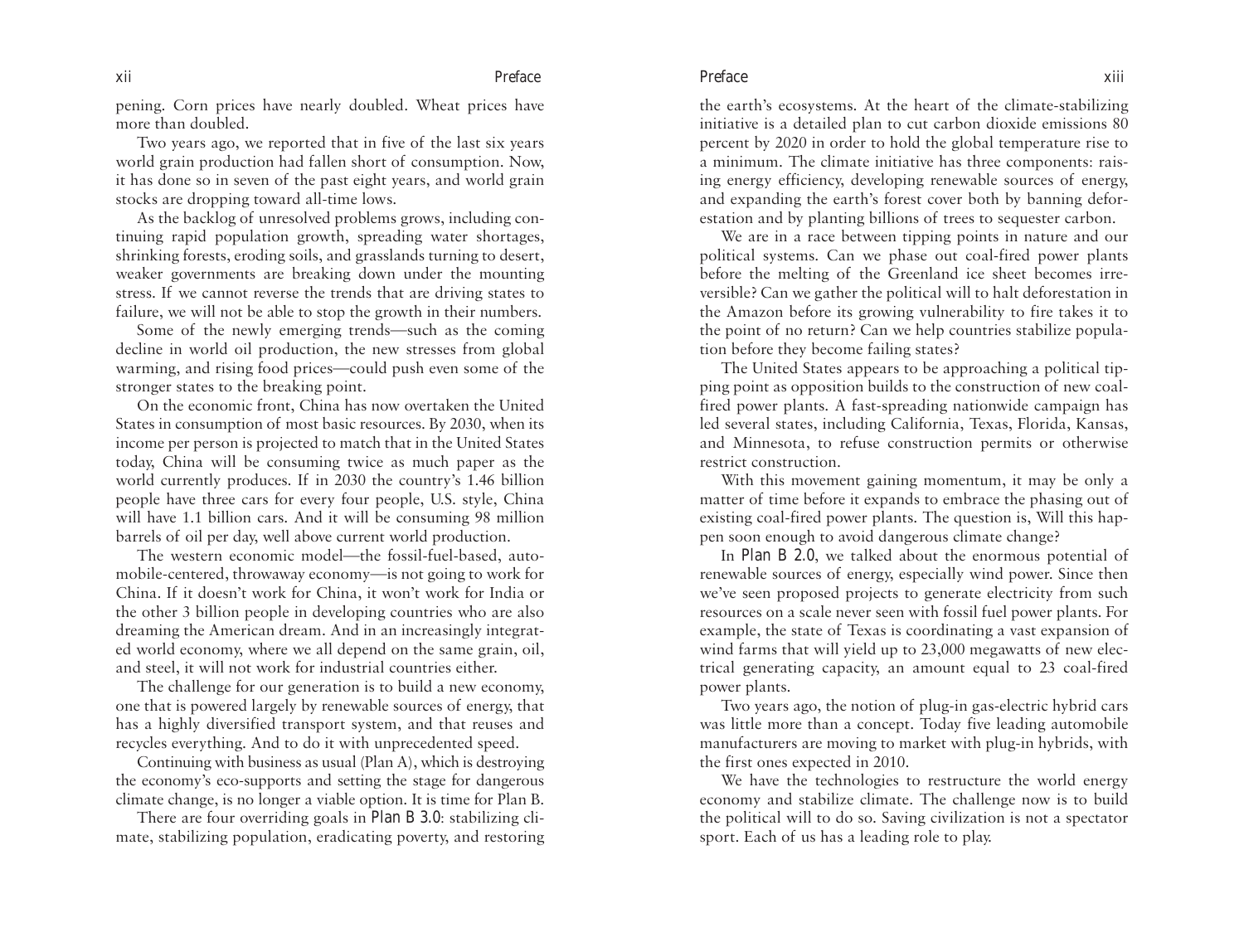pening. Corn prices have nearly doubled. Wheat prices have more than doubled.

Two years ago, we reported that in five of the last six years world grain production had fallen short of consumption. Now, it has done so in seven of the past eight years, and world grain stocks are dropping toward all-time lows.

As the backlog of unresolved problems grows, including continuing rapid population growth, spreading water shortages, shrinking forests, eroding soils, and grasslands turning to desert, weaker governments are breaking down under the mounting stress. If we cannot reverse the trends that are driving states to failure, we will not be able to stop the growth in their numbers.

Some of the newly emerging trends—such as the coming decline in world oil production, the new stresses from global warming, and rising food prices—could push even some of the stronger states to the breaking point.

On the economic front, China has now overtaken the United States in consumption of most basic resources. By 2030, when its income per person is projected to match that in the United States today, China will be consuming twice as much paper as the world currently produces. If in 2030 the country's 1.46 billion people have three cars for every four people, U.S. style, China will have 1.1 billion cars. And it will be consuming 98 million barrels of oil per day, well above current world production.

The western economic model—the fossil-fuel-based, automobile-centered, throwaway economy—is not going to work for China. If it doesn't work for China, it won't work for India or the other 3 billion people in developing countries who are also dreaming the American dream. And in an increasingly integrated world economy, where we all depend on the same grain, oil, and steel, it will not work for industrial countries either.

The challenge for our generation is to build a new economy, one that is powered largely by renewable sources of energy, that has a highly diversified transport system, and that reuses and recycles everything. And to do it with unprecedented speed.

Continuing with business as usual (Plan A), which is destroying the economy's eco-supports and setting the stage for dangerous climate change, is no longer a viable option. It is time for Plan B.

There are four overriding goals in *Plan B 3.0*: stabilizing climate, stabilizing population, eradicating poverty, and restoring the earth's ecosystems. At the heart of the climate-stabilizing initiative is a detailed plan to cut carbon dioxide emissions 80 percent by 2020 in order to hold the global temperature rise to a minimum. The climate initiative has three components: raising energy efficiency, developing renewable sources of energy, and expanding the earth's forest cover both by banning deforestation and by planting billions of trees to sequester carbon.

We are in a race between tipping points in nature and our political systems. Can we phase out coal-fired power plants before the melting of the Greenland ice sheet becomes irreversible? Can we gather the political will to halt deforestation in the Amazon before its growing vulnerability to fire takes it to the point of no return? Can we help countries stabilize population before they become failing states?

The United States appears to be approaching a political tipping point as opposition builds to the construction of new coal-fired power plants. A fast-spreading nationwide campaign has led several states, including California, Texas, Florida, Kansas, and Minnesota, to refuse construction permits or otherwise restrict construction.

With this movement gaining momentum, it may be only a matter of time before it expands to embrace the phasing out of existing coal-fired power plants. The question is, Will this happen soon enough to avoid dangerous climate change?

In *Plan B 2.0*, we talked about the enormous potential of renewable sources of energy, especially wind power. Since then we've seen proposed projects to generate electricity from such resources on a scale never seen with fossil fuel power plants. For example, the state of Texas is coordinating a vast expansion of wind farms that will yield up to 23,000 megawatts of new electrical generating capacity, an amount equal to 23 coal-fired power plants.

Two years ago, the notion of plug-in gas-electric hybrid cars was little more than a concept. Today five leading automobile manufacturers are moving to market with plug-in hybrids, with the first ones expected in 2010.

We have the technologies to restructure the world energy economy and stabilize climate. The challenge now is to build the political will to do so. Saving civilization is not a spectator sport. Each of us has a leading role to play.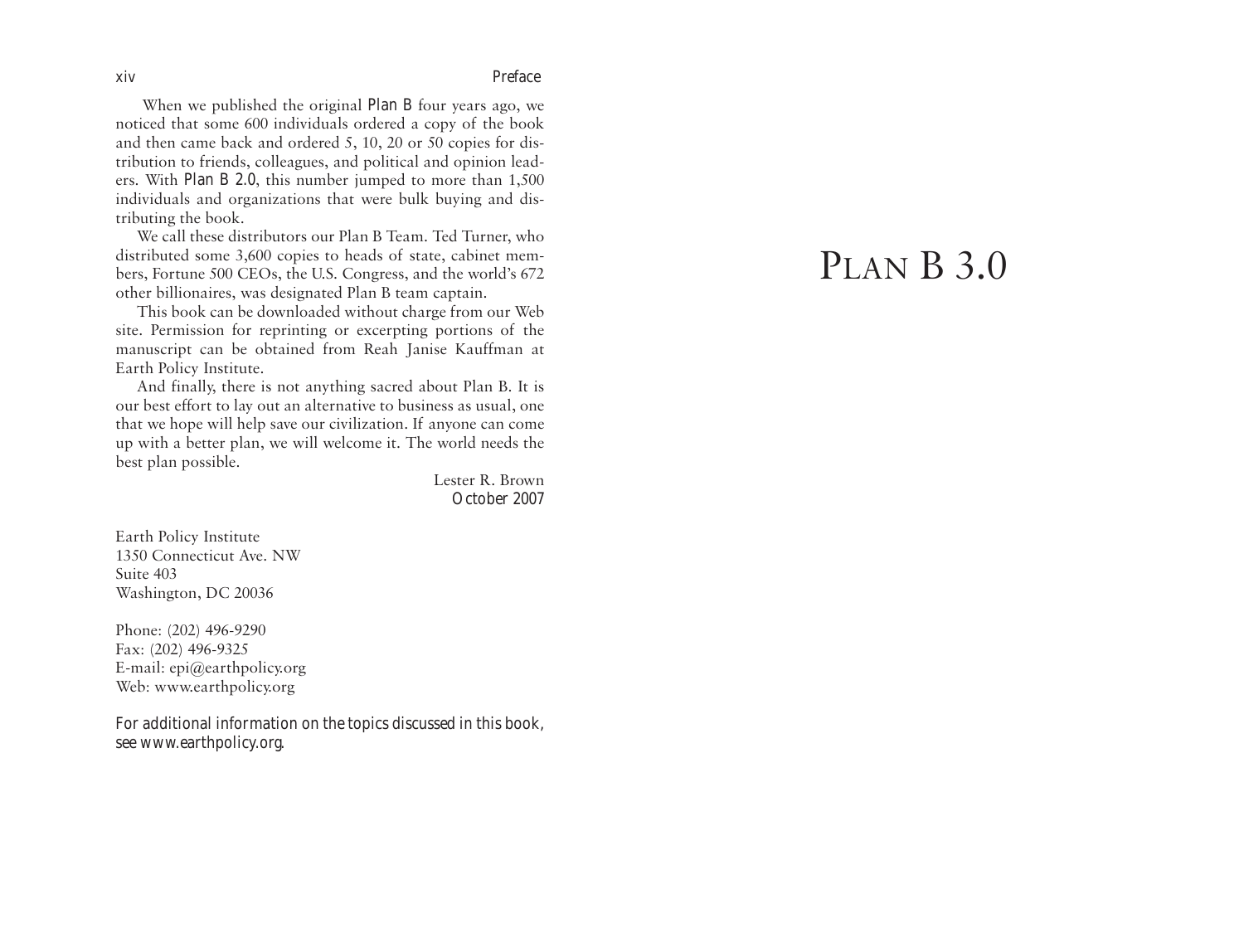When we published the original *Plan B* four years ago, we noticed that some 600 individuals ordered a copy of the book and then came back and ordered 5, 10, 20 or 50 copies for distribution to friends, colleagues, and political and opinion leaders. With *Plan B 2.0*, this number jumped to more than 1,500 individuals and organizations that were bulk buying and distributing the book.

We call these distributors our Plan B Team. Ted Turner, who distributed some 3,600 copies to heads of state, cabinet members, Fortune 500 CEOs, the U.S. Congress, and the world's 672 other billionaires, was designated Plan B team captain.

This book can be downloaded without charge from our Web site. Permission for reprinting or excerpting portions of the manuscript can be obtained from Reah Janise Kauffman at Earth Policy Institute.

And finally, there is not anything sacred about Plan B. It is our best effort to lay out an alternative to business as usual, one that we hope will help save our civilization. If anyone can come up with a better plan, we will welcome it. The world needs the best plan possible.

Lester R. Brown
*October 2007*

Earth Policy Institute
1350 Connecticut Ave. NW
Suite 403
Washington, DC 20036

Phone: (202) 496-9290
Fax: (202) 496-9325
E-mail: epi@earthpolicy.org
Web: www.earthpolicy.org

*For additional information on the topics discussed in this book, see www.earthpolicy.org.*

# PLAN B 3.0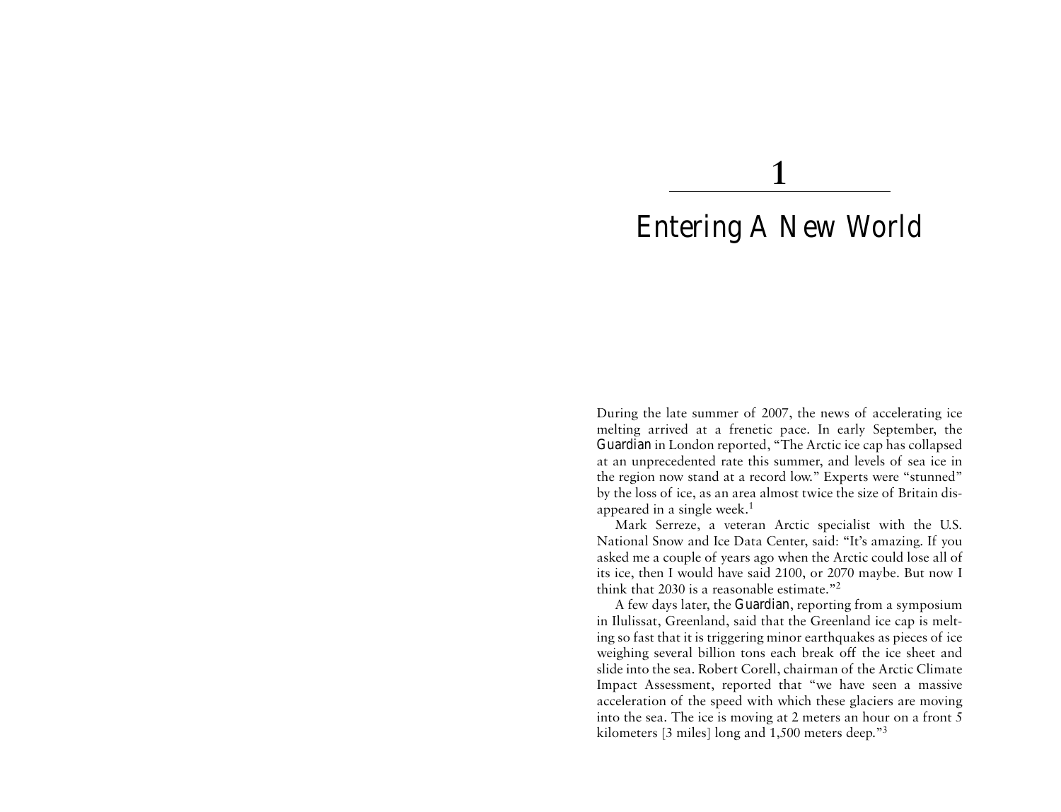# 1

# Entering A New World

During the late summer of 2007, the news of accelerating ice melting arrived at a frenetic pace. In early September, the *Guardian* in London reported, "The Arctic ice cap has collapsed at an unprecedented rate this summer, and levels of sea ice in the region now stand at a record low." Experts were "stunned" by the loss of ice, as an area almost twice the size of Britain disappeared in a single week.[1]

Mark Serreze, a veteran Arctic specialist with the U.S. National Snow and Ice Data Center, said: "It's amazing. If you asked me a couple of years ago when the Arctic could lose all of its ice, then I would have said 2100, or 2070 maybe. But now I think that 2030 is a reasonable estimate."[2]

A few days later, the *Guardian*, reporting from a symposium in Ilulissat, Greenland, said that the Greenland ice cap is melting so fast that it is triggering minor earthquakes as pieces of ice weighing several billion tons each break off the ice sheet and slide into the sea. Robert Corell, chairman of the Arctic Climate Impact Assessment, reported that "we have seen a massive acceleration of the speed with which these glaciers are moving into the sea. The ice is moving at 2 meters an hour on a front 5 kilometers [3 miles] long and 1,500 meters deep."[3]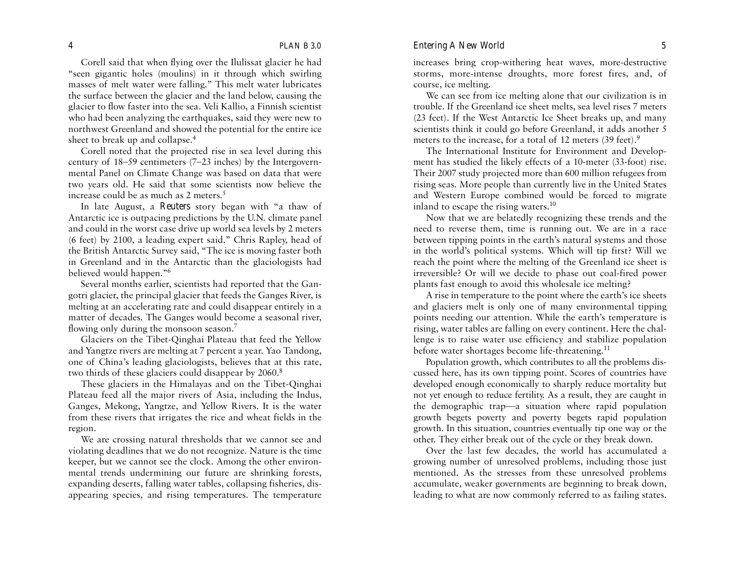Corell said that when flying over the Ilulissat glacier he had "seen gigantic holes (moulins) in it through which swirling masses of melt water were falling." This melt water lubricates the surface between the glacier and the land below, causing the glacier to flow faster into the sea. Veli Kallio, a Finnish scientist who had been analyzing the earthquakes, said they were new to northwest Greenland and showed the potential for the entire ice sheet to break up and collapse.[4]

Corell noted that the projected rise in sea level during this century of 18–59 centimeters (7–23 inches) by the Intergovernmental Panel on Climate Change was based on data that were two years old. He said that some scientists now believe the increase could be as much as 2 meters.[5]

In late August, a *Reuters* story began with "a thaw of Antarctic ice is outpacing predictions by the U.N. climate panel and could in the worst case drive up world sea levels by 2 meters (6 feet) by 2100, a leading expert said." Chris Rapley, head of the British Antarctic Survey said, "The ice is moving faster both in Greenland and in the Antarctic than the glaciologists had believed would happen."[6]

Several months earlier, scientists had reported that the Gangotri glacier, the principal glacier that feeds the Ganges River, is melting at an accelerating rate and could disappear entirely in a matter of decades. The Ganges would become a seasonal river, flowing only during the monsoon season.[7]

Glaciers on the Tibet-Qinghai Plateau that feed the Yellow and Yangtze rivers are melting at 7 percent a year. Yao Tandong, one of China's leading glaciologists, believes that at this rate, two thirds of these glaciers could disappear by 2060.[8]

These glaciers in the Himalayas and on the Tibet-Qinghai Plateau feed all the major rivers of Asia, including the Indus, Ganges, Mekong, Yangtze, and Yellow Rivers. It is the water from these rivers that irrigates the rice and wheat fields in the region.

We are crossing natural thresholds that we cannot see and violating deadlines that we do not recognize. Nature is the time keeper, but we cannot see the clock. Among the other environmental trends undermining our future are shrinking forests, expanding deserts, falling water tables, collapsing fisheries, disappearing species, and rising temperatures. The temperature increases bring crop-withering heat waves, more-destructive storms, more-intense droughts, more forest fires, and, of course, ice melting.

We can see from ice melting alone that our civilization is in trouble. If the Greenland ice sheet melts, sea level rises 7 meters (23 feet). If the West Antarctic Ice Sheet breaks up, and many scientists think it could go before Greenland, it adds another 5 meters to the increase, for a total of 12 meters (39 feet).[9]

The International Institute for Environment and Development has studied the likely effects of a 10-meter (33-foot) rise. Their 2007 study projected more than 600 million refugees from rising seas. More people than currently live in the United States and Western Europe combined would be forced to migrate inland to escape the rising waters.[10]

Now that we are belatedly recognizing these trends and the need to reverse them, time is running out. We are in a race between tipping points in the earth's natural systems and those in the world's political systems. Which will tip first? Will we reach the point where the melting of the Greenland ice sheet is irreversible? Or will we decide to phase out coal-fired power plants fast enough to avoid this wholesale ice melting?

A rise in temperature to the point where the earth's ice sheets and glaciers melt is only one of many environmental tipping points needing our attention. While the earth's temperature is rising, water tables are falling on every continent. Here the challenge is to raise water use efficiency and stabilize population before water shortages become life-threatening.[11]

Population growth, which contributes to all the problems discussed here, has its own tipping point. Scores of countries have developed enough economically to sharply reduce mortality but not yet enough to reduce fertility. As a result, they are caught in the demographic trap—a situation where rapid population growth begets poverty and poverty begets rapid population growth. In this situation, countries eventually tip one way or the other. They either break out of the cycle or they break down.

Over the last few decades, the world has accumulated a growing number of unresolved problems, including those just mentioned. As the stresses from these unresolved problems accumulate, weaker governments are beginning to break down, leading to what are now commonly referred to as failing states.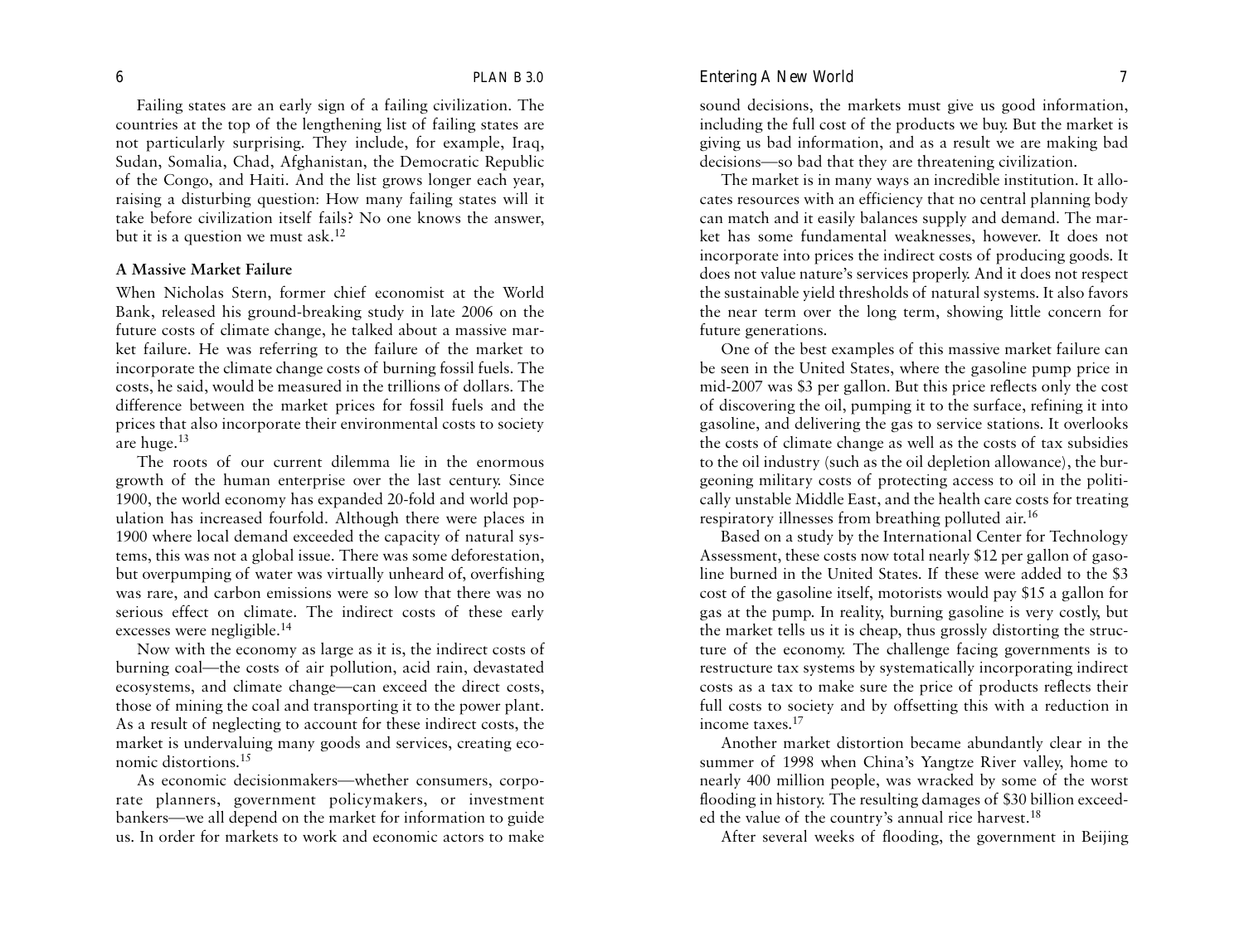Failing states are an early sign of a failing civilization. The countries at the top of the lengthening list of failing states are not particularly surprising. They include, for example, Iraq, Sudan, Somalia, Chad, Afghanistan, the Democratic Republic of the Congo, and Haiti. And the list grows longer each year, raising a disturbing question: How many failing states will it take before civilization itself fails? No one knows the answer, but it is a question we must ask.[12]

### A Massive Market Failure

When Nicholas Stern, former chief economist at the World Bank, released his ground-breaking study in late 2006 on the future costs of climate change, he talked about a massive market failure. He was referring to the failure of the market to incorporate the climate change costs of burning fossil fuels. The costs, he said, would be measured in the trillions of dollars. The difference between the market prices for fossil fuels and the prices that also incorporate their environmental costs to society are huge.[13]

The roots of our current dilemma lie in the enormous growth of the human enterprise over the last century. Since 1900, the world economy has expanded 20-fold and world population has increased fourfold. Although there were places in 1900 where local demand exceeded the capacity of natural systems, this was not a global issue. There was some deforestation, but overpumping of water was virtually unheard of, overfishing was rare, and carbon emissions were so low that there was no serious effect on climate. The indirect costs of these early excesses were negligible.[14]

Now with the economy as large as it is, the indirect costs of burning coal—the costs of air pollution, acid rain, devastated ecosystems, and climate change—can exceed the direct costs, those of mining the coal and transporting it to the power plant. As a result of neglecting to account for these indirect costs, the market is undervaluing many goods and services, creating economic distortions.[15]

As economic decisionmakers—whether consumers, corporate planners, government policymakers, or investment bankers—we all depend on the market for information to guide us. In order for markets to work and economic actors to make sound decisions, the markets must give us good information, including the full cost of the products we buy. But the market is giving us bad information, and as a result we are making bad decisions—so bad that they are threatening civilization.

The market is in many ways an incredible institution. It allocates resources with an efficiency that no central planning body can match and it easily balances supply and demand. The market has some fundamental weaknesses, however. It does not incorporate into prices the indirect costs of producing goods. It does not value nature's services properly. And it does not respect the sustainable yield thresholds of natural systems. It also favors the near term over the long term, showing little concern for future generations.

One of the best examples of this massive market failure can be seen in the United States, where the gasoline pump price in mid-2007 was $3 per gallon. But this price reflects only the cost of discovering the oil, pumping it to the surface, refining it into gasoline, and delivering the gas to service stations. It overlooks the costs of climate change as well as the costs of tax subsidies to the oil industry (such as the oil depletion allowance), the burgeoning military costs of protecting access to oil in the politically unstable Middle East, and the health care costs for treating respiratory illnesses from breathing polluted air.[16]

Based on a study by the International Center for Technology Assessment, these costs now total nearly $12 per gallon of gasoline burned in the United States. If these were added to the $3 cost of the gasoline itself, motorists would pay $15 a gallon for gas at the pump. In reality, burning gasoline is very costly, but the market tells us it is cheap, thus grossly distorting the structure of the economy. The challenge facing governments is to restructure tax systems by systematically incorporating indirect costs as a tax to make sure the price of products reflects their full costs to society and by offsetting this with a reduction in income taxes.[17]

Another market distortion became abundantly clear in the summer of 1998 when China's Yangtze River valley, home to nearly 400 million people, was wracked by some of the worst flooding in history. The resulting damages of $30 billion exceeded the value of the country's annual rice harvest.[18]

After several weeks of flooding, the government in Beijing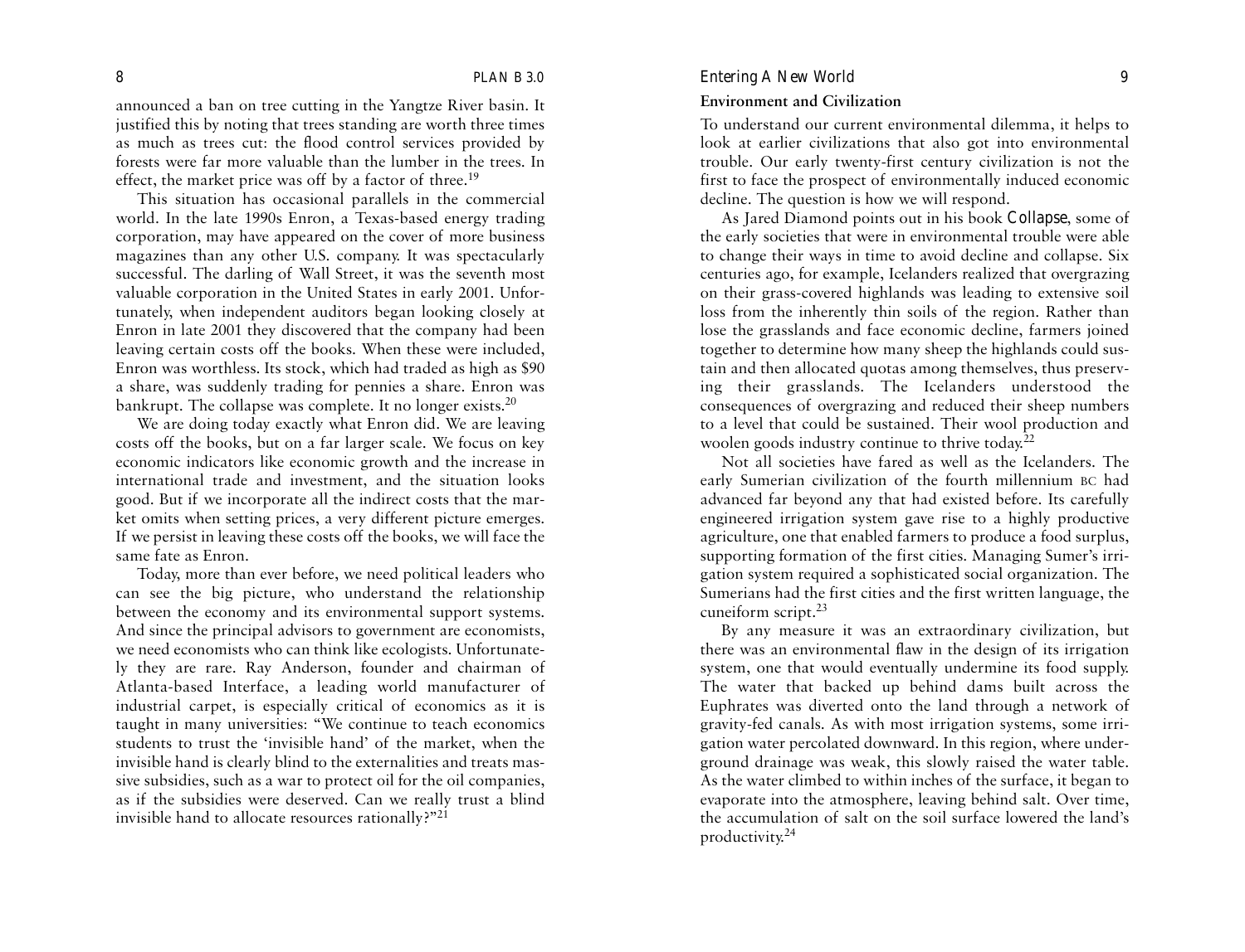announced a ban on tree cutting in the Yangtze River basin. It justified this by noting that trees standing are worth three times as much as trees cut: the flood control services provided by forests were far more valuable than the lumber in the trees. In effect, the market price was off by a factor of three.[19]

This situation has occasional parallels in the commercial world. In the late 1990s Enron, a Texas-based energy trading corporation, may have appeared on the cover of more business magazines than any other U.S. company. It was spectacularly successful. The darling of Wall Street, it was the seventh most valuable corporation in the United States in early 2001. Unfortunately, when independent auditors began looking closely at Enron in late 2001 they discovered that the company had been leaving certain costs off the books. When these were included, Enron was worthless. Its stock, which had traded as high as $90 a share, was suddenly trading for pennies a share. Enron was bankrupt. The collapse was complete. It no longer exists.[20]

We are doing today exactly what Enron did. We are leaving costs off the books, but on a far larger scale. We focus on key economic indicators like economic growth and the increase in international trade and investment, and the situation looks good. But if we incorporate all the indirect costs that the market omits when setting prices, a very different picture emerges. If we persist in leaving these costs off the books, we will face the same fate as Enron.

Today, more than ever before, we need political leaders who can see the big picture, who understand the relationship between the economy and its environmental support systems. And since the principal advisors to government are economists, we need economists who can think like ecologists. Unfortunately they are rare. Ray Anderson, founder and chairman of Atlanta-based Interface, a leading world manufacturer of industrial carpet, is especially critical of economics as it is taught in many universities: "We continue to teach economics students to trust the 'invisible hand' of the market, when the invisible hand is clearly blind to the externalities and treats massive subsidies, such as a war to protect oil for the oil companies, as if the subsidies were deserved. Can we really trust a blind invisible hand to allocate resources rationally?"[21]

## Environment and Civilization

To understand our current environmental dilemma, it helps to look at earlier civilizations that also got into environmental trouble. Our early twenty-first century civilization is not the first to face the prospect of environmentally induced economic decline. The question is how we will respond.

As Jared Diamond points out in his book *Collapse*, some of the early societies that were in environmental trouble were able to change their ways in time to avoid decline and collapse. Six centuries ago, for example, Icelanders realized that overgrazing on their grass-covered highlands was leading to extensive soil loss from the inherently thin soils of the region. Rather than lose the grasslands and face economic decline, farmers joined together to determine how many sheep the highlands could sustain and then allocated quotas among themselves, thus preserving their grasslands. The Icelanders understood the consequences of overgrazing and reduced their sheep numbers to a level that could be sustained. Their wool production and woolen goods industry continue to thrive today.[22]

Not all societies have fared as well as the Icelanders. The early Sumerian civilization of the fourth millennium BC had advanced far beyond any that had existed before. Its carefully engineered irrigation system gave rise to a highly productive agriculture, one that enabled farmers to produce a food surplus, supporting formation of the first cities. Managing Sumer's irrigation system required a sophisticated social organization. The Sumerians had the first cities and the first written language, the cuneiform script.[23]

By any measure it was an extraordinary civilization, but there was an environmental flaw in the design of its irrigation system, one that would eventually undermine its food supply. The water that backed up behind dams built across the Euphrates was diverted onto the land through a network of gravity-fed canals. As with most irrigation systems, some irrigation water percolated downward. In this region, where underground drainage was weak, this slowly raised the water table. As the water climbed to within inches of the surface, it began to evaporate into the atmosphere, leaving behind salt. Over time, the accumulation of salt on the soil surface lowered the land's productivity.[24]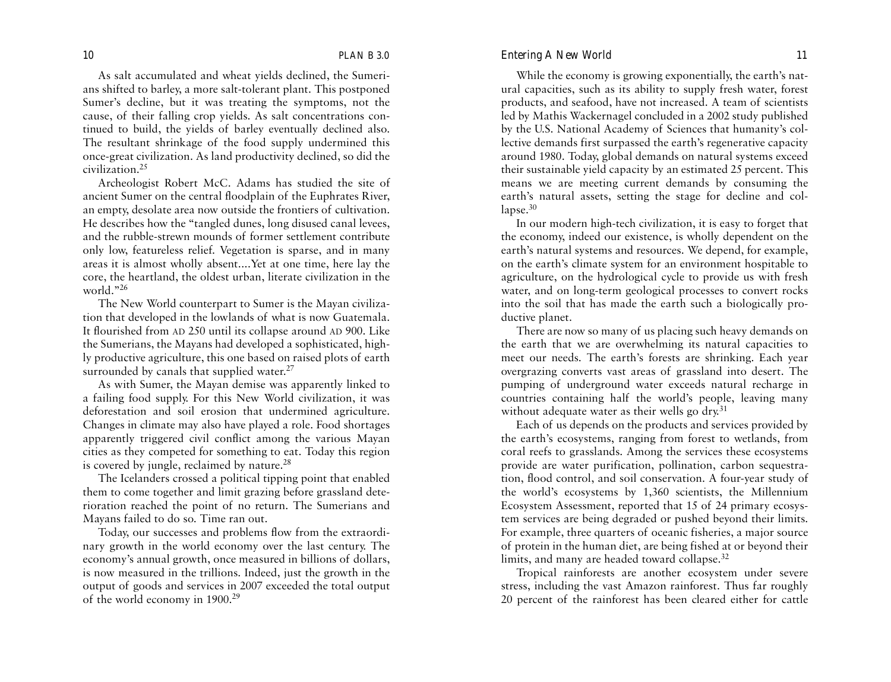As salt accumulated and wheat yields declined, the Sumerians shifted to barley, a more salt-tolerant plant. This postponed Sumer's decline, but it was treating the symptoms, not the cause, of their falling crop yields. As salt concentrations continued to build, the yields of barley eventually declined also. The resultant shrinkage of the food supply undermined this once-great civilization. As land productivity declined, so did the civilization.[25]

Archeologist Robert McC. Adams has studied the site of ancient Sumer on the central floodplain of the Euphrates River, an empty, desolate area now outside the frontiers of cultivation. He describes how the "tangled dunes, long disused canal levees, and the rubble-strewn mounds of former settlement contribute only low, featureless relief. Vegetation is sparse, and in many areas it is almost wholly absent....Yet at one time, here lay the core, the heartland, the oldest urban, literate civilization in the world."[26]

The New World counterpart to Sumer is the Mayan civilization that developed in the lowlands of what is now Guatemala. It flourished from AD 250 until its collapse around AD 900. Like the Sumerians, the Mayans had developed a sophisticated, highly productive agriculture, this one based on raised plots of earth surrounded by canals that supplied water.[27]

As with Sumer, the Mayan demise was apparently linked to a failing food supply. For this New World civilization, it was deforestation and soil erosion that undermined agriculture. Changes in climate may also have played a role. Food shortages apparently triggered civil conflict among the various Mayan cities as they competed for something to eat. Today this region is covered by jungle, reclaimed by nature.[28]

The Icelanders crossed a political tipping point that enabled them to come together and limit grazing before grassland deterioration reached the point of no return. The Sumerians and Mayans failed to do so. Time ran out.

Today, our successes and problems flow from the extraordinary growth in the world economy over the last century. The economy's annual growth, once measured in billions of dollars, is now measured in the trillions. Indeed, just the growth in the output of goods and services in 2007 exceeded the total output of the world economy in 1900.[29]

While the economy is growing exponentially, the earth's natural capacities, such as its ability to supply fresh water, forest products, and seafood, have not increased. A team of scientists led by Mathis Wackernagel concluded in a 2002 study published by the U.S. National Academy of Sciences that humanity's collective demands first surpassed the earth's regenerative capacity around 1980. Today, global demands on natural systems exceed their sustainable yield capacity by an estimated 25 percent. This means we are meeting current demands by consuming the earth's natural assets, setting the stage for decline and collapse.[30]

In our modern high-tech civilization, it is easy to forget that the economy, indeed our existence, is wholly dependent on the earth's natural systems and resources. We depend, for example, on the earth's climate system for an environment hospitable to agriculture, on the hydrological cycle to provide us with fresh water, and on long-term geological processes to convert rocks into the soil that has made the earth such a biologically productive planet.

There are now so many of us placing such heavy demands on the earth that we are overwhelming its natural capacities to meet our needs. The earth's forests are shrinking. Each year overgrazing converts vast areas of grassland into desert. The pumping of underground water exceeds natural recharge in countries containing half the world's people, leaving many without adequate water as their wells go dry.[31]

Each of us depends on the products and services provided by the earth's ecosystems, ranging from forest to wetlands, from coral reefs to grasslands. Among the services these ecosystems provide are water purification, pollination, carbon sequestration, flood control, and soil conservation. A four-year study of the world's ecosystems by 1,360 scientists, the Millennium Ecosystem Assessment, reported that 15 of 24 primary ecosystem services are being degraded or pushed beyond their limits. For example, three quarters of oceanic fisheries, a major source of protein in the human diet, are being fished at or beyond their limits, and many are headed toward collapse.[32]

Tropical rainforests are another ecosystem under severe stress, including the vast Amazon rainforest. Thus far roughly 20 percent of the rainforest has been cleared either for cattle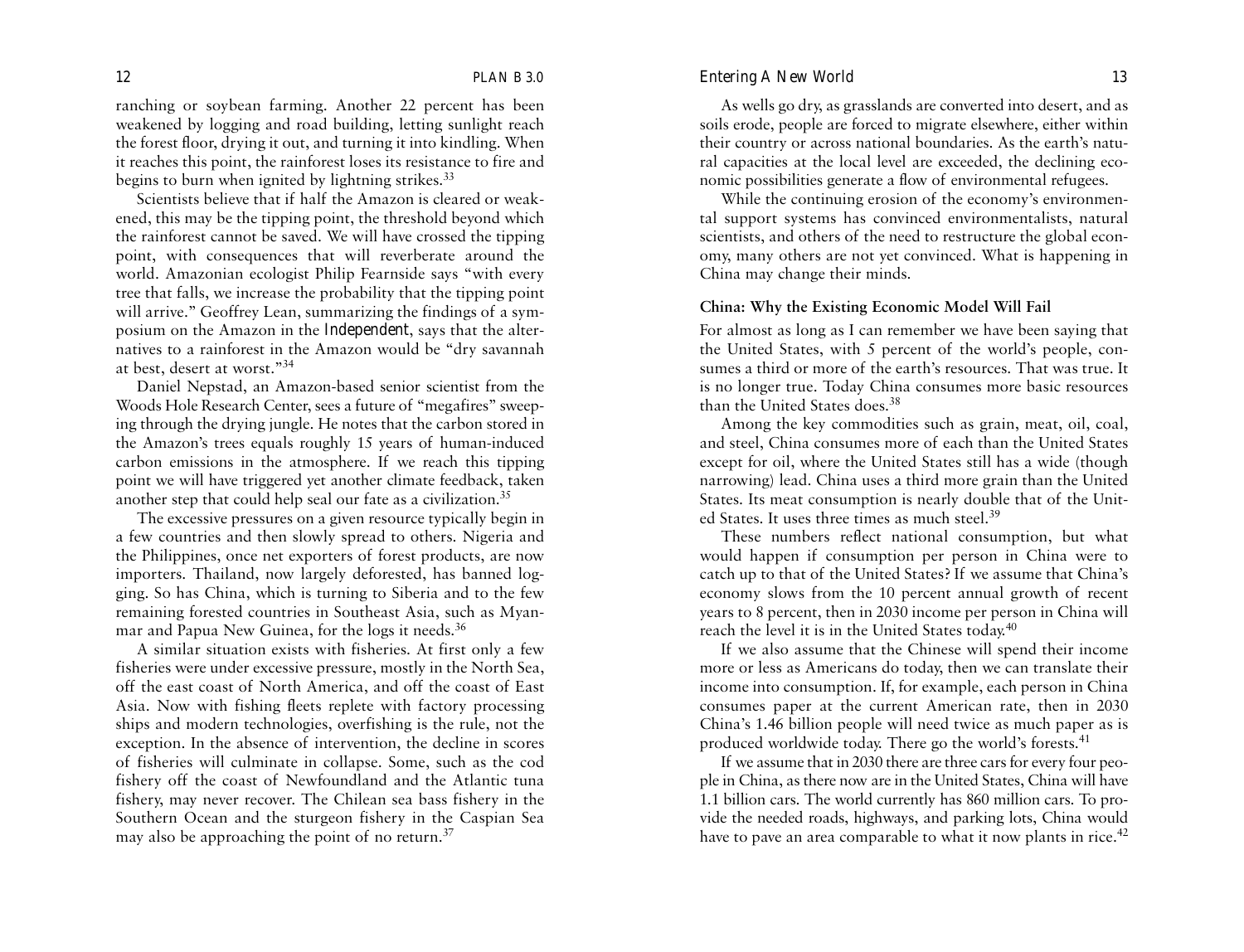ranching or soybean farming. Another 22 percent has been weakened by logging and road building, letting sunlight reach the forest floor, drying it out, and turning it into kindling. When it reaches this point, the rainforest loses its resistance to fire and begins to burn when ignited by lightning strikes.[33]

Scientists believe that if half the Amazon is cleared or weakened, this may be the tipping point, the threshold beyond which the rainforest cannot be saved. We will have crossed the tipping point, with consequences that will reverberate around the world. Amazonian ecologist Philip Fearnside says "with every tree that falls, we increase the probability that the tipping point will arrive." Geoffrey Lean, summarizing the findings of a symposium on the Amazon in the *Independent*, says that the alternatives to a rainforest in the Amazon would be "dry savannah at best, desert at worst."[34]

Daniel Nepstad, an Amazon-based senior scientist from the Woods Hole Research Center, sees a future of "megafires" sweeping through the drying jungle. He notes that the carbon stored in the Amazon's trees equals roughly 15 years of human-induced carbon emissions in the atmosphere. If we reach this tipping point we will have triggered yet another climate feedback, taken another step that could help seal our fate as a civilization.[35]

The excessive pressures on a given resource typically begin in a few countries and then slowly spread to others. Nigeria and the Philippines, once net exporters of forest products, are now importers. Thailand, now largely deforested, has banned logging. So has China, which is turning to Siberia and to the few remaining forested countries in Southeast Asia, such as Myanmar and Papua New Guinea, for the logs it needs.[36]

A similar situation exists with fisheries. At first only a few fisheries were under excessive pressure, mostly in the North Sea, off the east coast of North America, and off the coast of East Asia. Now with fishing fleets replete with factory processing ships and modern technologies, overfishing is the rule, not the exception. In the absence of intervention, the decline in scores of fisheries will culminate in collapse. Some, such as the cod fishery off the coast of Newfoundland and the Atlantic tuna fishery, may never recover. The Chilean sea bass fishery in the Southern Ocean and the sturgeon fishery in the Caspian Sea may also be approaching the point of no return.[37]

As wells go dry, as grasslands are converted into desert, and as soils erode, people are forced to migrate elsewhere, either within their country or across national boundaries. As the earth's natural capacities at the local level are exceeded, the declining economic possibilities generate a flow of environmental refugees.

While the continuing erosion of the economy's environmental support systems has convinced environmentalists, natural scientists, and others of the need to restructure the global economy, many others are not yet convinced. What is happening in China may change their minds.

### China: Why the Existing Economic Model Will Fail

For almost as long as I can remember we have been saying that the United States, with 5 percent of the world's people, consumes a third or more of the earth's resources. That was true. It is no longer true. Today China consumes more basic resources than the United States does.[38]

Among the key commodities such as grain, meat, oil, coal, and steel, China consumes more of each than the United States except for oil, where the United States still has a wide (though narrowing) lead. China uses a third more grain than the United States. Its meat consumption is nearly double that of the United States. It uses three times as much steel.[39]

These numbers reflect national consumption, but what would happen if consumption per person in China were to catch up to that of the United States? If we assume that China's economy slows from the 10 percent annual growth of recent years to 8 percent, then in 2030 income per person in China will reach the level it is in the United States today.[40]

If we also assume that the Chinese will spend their income more or less as Americans do today, then we can translate their income into consumption. If, for example, each person in China consumes paper at the current American rate, then in 2030 China's 1.46 billion people will need twice as much paper as is produced worldwide today. There go the world's forests.[41]

If we assume that in 2030 there are three cars for every four people in China, as there now are in the United States, China will have 1.1 billion cars. The world currently has 860 million cars. To provide the needed roads, highways, and parking lots, China would have to pave an area comparable to what it now plants in rice.[42]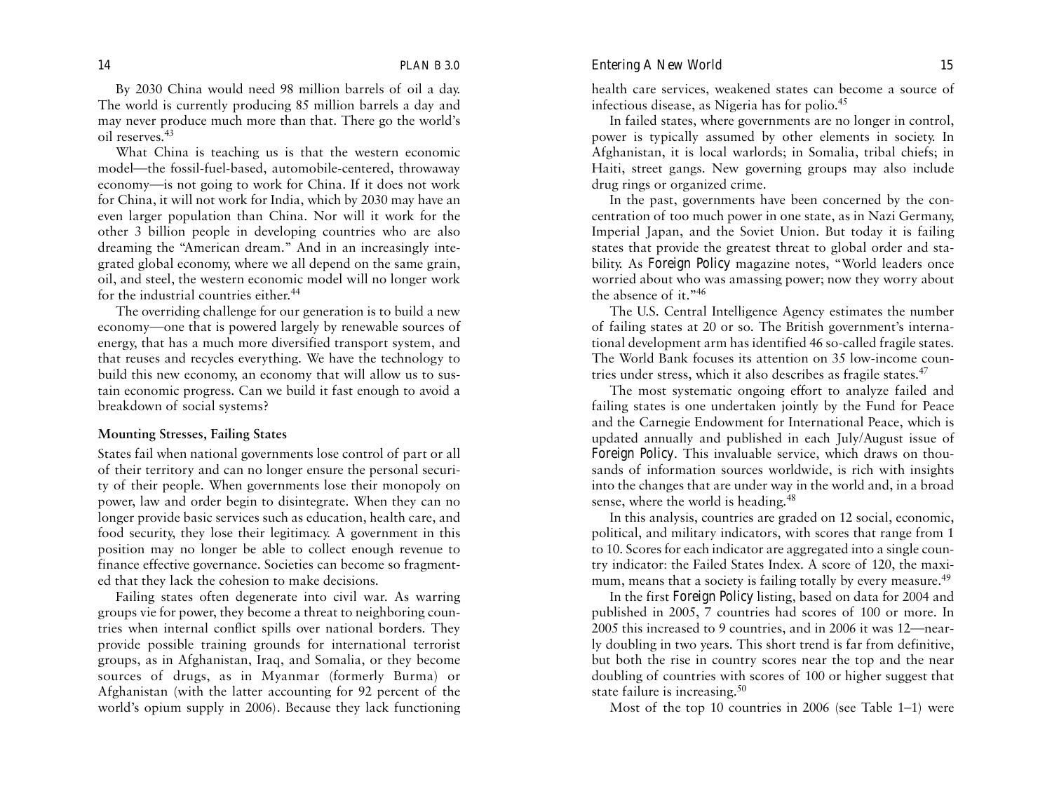By 2030 China would need 98 million barrels of oil a day. The world is currently producing 85 million barrels a day and may never produce much more than that. There go the world's oil reserves.[43]

What China is teaching us is that the western economic model—the fossil-fuel-based, automobile-centered, throwaway economy—is not going to work for China. If it does not work for China, it will not work for India, which by 2030 may have an even larger population than China. Nor will it work for the other 3 billion people in developing countries who are also dreaming the "American dream." And in an increasingly integrated global economy, where we all depend on the same grain, oil, and steel, the western economic model will no longer work for the industrial countries either.[44]

The overriding challenge for our generation is to build a new economy—one that is powered largely by renewable sources of energy, that has a much more diversified transport system, and that reuses and recycles everything. We have the technology to build this new economy, an economy that will allow us to sustain economic progress. Can we build it fast enough to avoid a breakdown of social systems?

### Mounting Stresses, Failing States

States fail when national governments lose control of part or all of their territory and can no longer ensure the personal security of their people. When governments lose their monopoly on power, law and order begin to disintegrate. When they can no longer provide basic services such as education, health care, and food security, they lose their legitimacy. A government in this position may no longer be able to collect enough revenue to finance effective governance. Societies can become so fragmented that they lack the cohesion to make decisions.

Failing states often degenerate into civil war. As warring groups vie for power, they become a threat to neighboring countries when internal conflict spills over national borders. They provide possible training grounds for international terrorist groups, as in Afghanistan, Iraq, and Somalia, or they become sources of drugs, as in Myanmar (formerly Burma) or Afghanistan (with the latter accounting for 92 percent of the world's opium supply in 2006). Because they lack functioning health care services, weakened states can become a source of infectious disease, as Nigeria has for polio.[45]

In failed states, where governments are no longer in control, power is typically assumed by other elements in society. In Afghanistan, it is local warlords; in Somalia, tribal chiefs; in Haiti, street gangs. New governing groups may also include drug rings or organized crime.

In the past, governments have been concerned by the concentration of too much power in one state, as in Nazi Germany, Imperial Japan, and the Soviet Union. But today it is failing states that provide the greatest threat to global order and stability. As *Foreign Policy* magazine notes, "World leaders once worried about who was amassing power; now they worry about the absence of it."[46]

The U.S. Central Intelligence Agency estimates the number of failing states at 20 or so. The British government's international development arm has identified 46 so-called fragile states. The World Bank focuses its attention on 35 low-income countries under stress, which it also describes as fragile states.[47]

The most systematic ongoing effort to analyze failed and failing states is one undertaken jointly by the Fund for Peace and the Carnegie Endowment for International Peace, which is updated annually and published in each July/August issue of *Foreign Policy*. This invaluable service, which draws on thousands of information sources worldwide, is rich with insights into the changes that are under way in the world and, in a broad sense, where the world is heading.[48]

In this analysis, countries are graded on 12 social, economic, political, and military indicators, with scores that range from 1 to 10. Scores for each indicator are aggregated into a single country indicator: the Failed States Index. A score of 120, the maximum, means that a society is failing totally by every measure.[49]

In the first *Foreign Policy* listing, based on data for 2004 and published in 2005, 7 countries had scores of 100 or more. In 2005 this increased to 9 countries, and in 2006 it was 12—nearly doubling in two years. This short trend is far from definitive, but both the rise in country scores near the top and the near doubling of countries with scores of 100 or higher suggest that state failure is increasing.[50]

Most of the top 10 countries in 2006 (see Table 1–1) were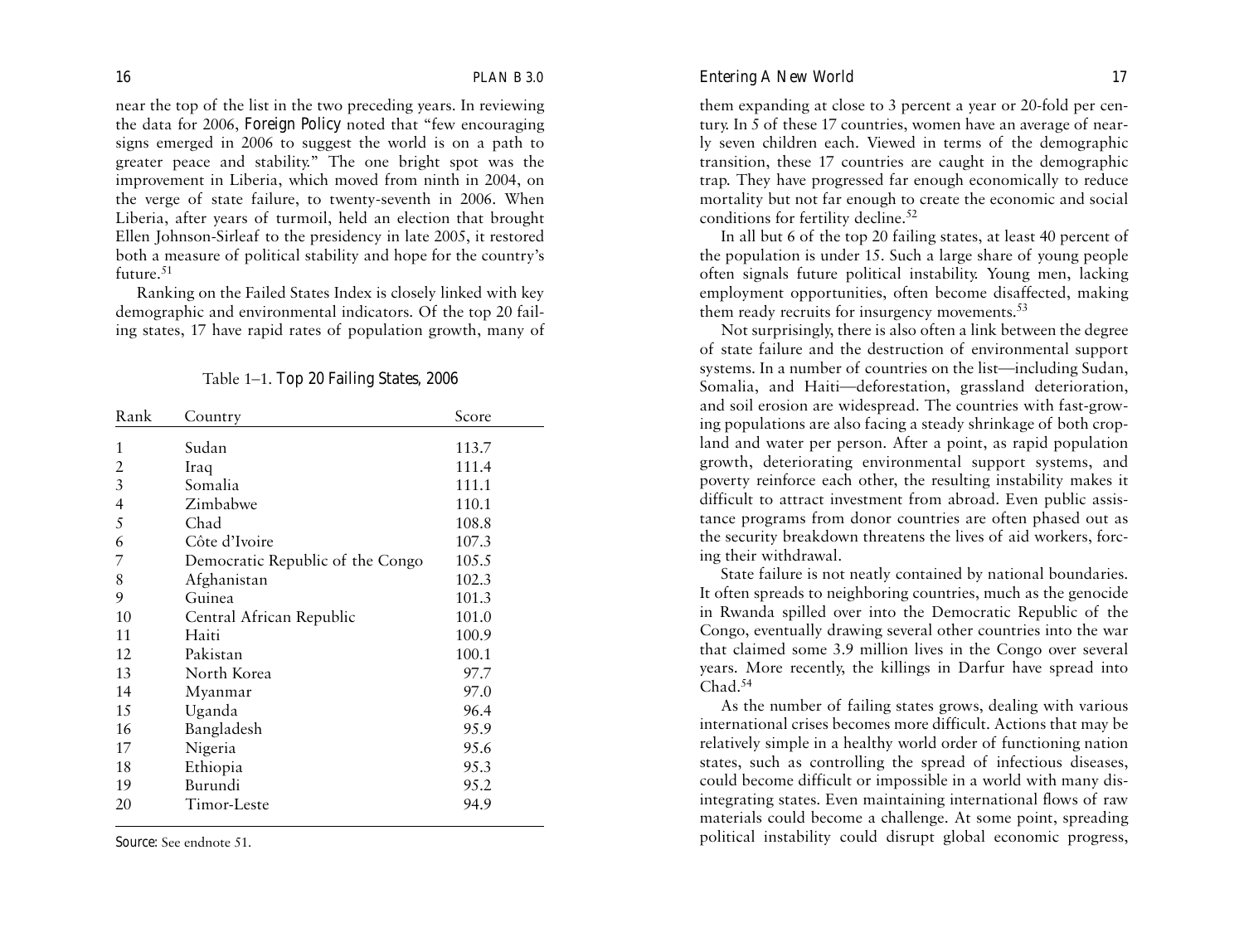near the top of the list in the two preceding years. In reviewing the data for 2006, *Foreign Policy* noted that "few encouraging signs emerged in 2006 to suggest the world is on a path to greater peace and stability." The one bright spot was the improvement in Liberia, which moved from ninth in 2004, on the verge of state failure, to twenty-seventh in 2006. When Liberia, after years of turmoil, held an election that brought Ellen Johnson-Sirleaf to the presidency in late 2005, it restored both a measure of political stability and hope for the country's future.[51]

Ranking on the Failed States Index is closely linked with key demographic and environmental indicators. Of the top 20 failing states, 17 have rapid rates of population growth, many of them expanding at close to 3 percent a year or 20-fold per century. In 5 of these 17 countries, women have an average of nearly seven children each. Viewed in terms of the demographic transition, these 17 countries are caught in the demographic trap. They have progressed far enough economically to reduce mortality but not far enough to create the economic and social conditions for fertility decline.[52]

Table 1–1. *Top 20 Failing States, 2006*

| Rank | Country | Score |
|---|---|---|
| 1 | Sudan | 113.7 |
| 2 | Iraq | 111.4 |
| 3 | Somalia | 111.1 |
| 4 | Zimbabwe | 110.1 |
| 5 | Chad | 108.8 |
| 6 | Côte d'Ivoire | 107.3 |
| 7 | Democratic Republic of the Congo | 105.5 |
| 8 | Afghanistan | 102.3 |
| 9 | Guinea | 101.3 |
| 10 | Central African Republic | 101.0 |
| 11 | Haiti | 100.9 |
| 12 | Pakistan | 100.1 |
| 13 | North Korea | 97.7 |
| 14 | Myanmar | 97.0 |
| 15 | Uganda | 96.4 |
| 16 | Bangladesh | 95.9 |
| 17 | Nigeria | 95.6 |
| 18 | Ethiopia | 95.3 |
| 19 | Burundi | 95.2 |
| 20 | Timor-Leste | 94.9 |

*Source:* See endnote 51.

In all but 6 of the top 20 failing states, at least 40 percent of the population is under 15. Such a large share of young people often signals future political instability. Young men, lacking employment opportunities, often become disaffected, making them ready recruits for insurgency movements.[53]

Not surprisingly, there is also often a link between the degree of state failure and the destruction of environmental support systems. In a number of countries on the list—including Sudan, Somalia, and Haiti—deforestation, grassland deterioration, and soil erosion are widespread. The countries with fast-growing populations are also facing a steady shrinkage of both cropland and water per person. After a point, as rapid population growth, deteriorating environmental support systems, and poverty reinforce each other, the resulting instability makes it difficult to attract investment from abroad. Even public assistance programs from donor countries are often phased out as the security breakdown threatens the lives of aid workers, forcing their withdrawal.

State failure is not neatly contained by national boundaries. It often spreads to neighboring countries, much as the genocide in Rwanda spilled over into the Democratic Republic of the Congo, eventually drawing several other countries into the war that claimed some 3.9 million lives in the Congo over several years. More recently, the killings in Darfur have spread into Chad.[54]

As the number of failing states grows, dealing with various international crises becomes more difficult. Actions that may be relatively simple in a healthy world order of functioning nation states, such as controlling the spread of infectious diseases, could become difficult or impossible in a world with many disintegrating states. Even maintaining international flows of raw materials could become a challenge. At some point, spreading political instability could disrupt global economic progress,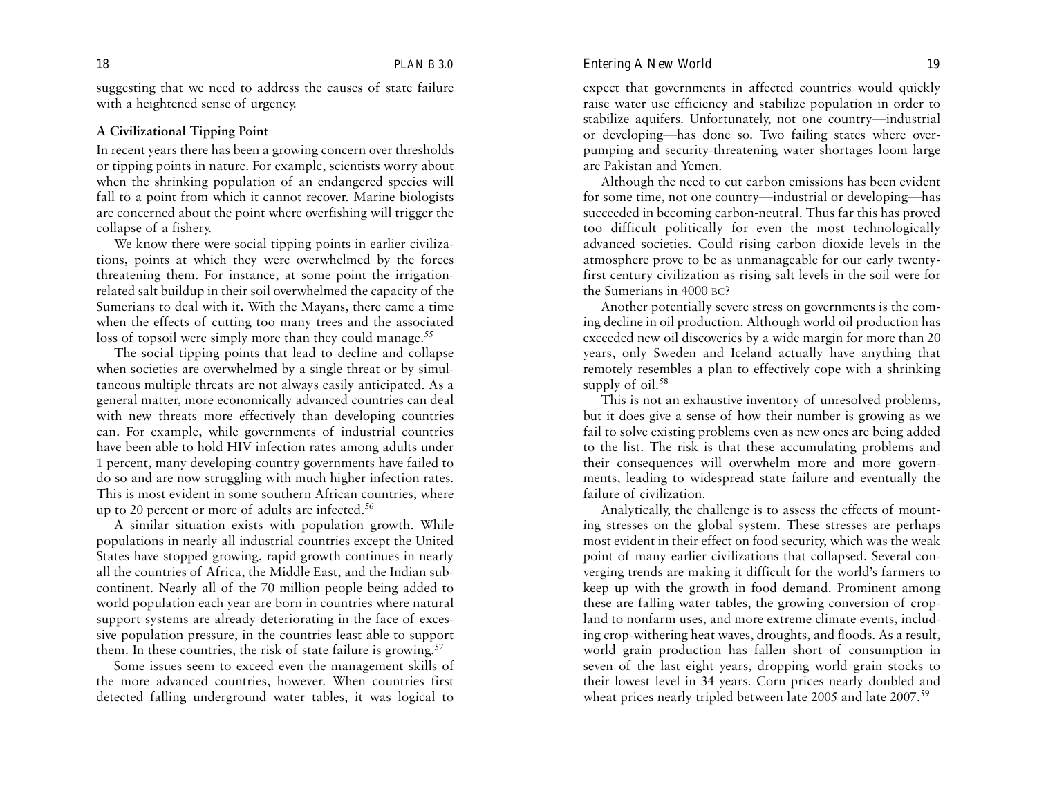suggesting that we need to address the causes of state failure with a heightened sense of urgency.

### A Civilizational Tipping Point

In recent years there has been a growing concern over thresholds or tipping points in nature. For example, scientists worry about when the shrinking population of an endangered species will fall to a point from which it cannot recover. Marine biologists are concerned about the point where overfishing will trigger the collapse of a fishery.

We know there were social tipping points in earlier civilizations, points at which they were overwhelmed by the forces threatening them. For instance, at some point the irrigation-related salt buildup in their soil overwhelmed the capacity of the Sumerians to deal with it. With the Mayans, there came a time when the effects of cutting too many trees and the associated loss of topsoil were simply more than they could manage.[55]

The social tipping points that lead to decline and collapse when societies are overwhelmed by a single threat or by simultaneous multiple threats are not always easily anticipated. As a general matter, more economically advanced countries can deal with new threats more effectively than developing countries can. For example, while governments of industrial countries have been able to hold HIV infection rates among adults under 1 percent, many developing-country governments have failed to do so and are now struggling with much higher infection rates. This is most evident in some southern African countries, where up to 20 percent or more of adults are infected.[56]

A similar situation exists with population growth. While populations in nearly all industrial countries except the United States have stopped growing, rapid growth continues in nearly all the countries of Africa, the Middle East, and the Indian subcontinent. Nearly all of the 70 million people being added to world population each year are born in countries where natural support systems are already deteriorating in the face of excessive population pressure, in the countries least able to support them. In these countries, the risk of state failure is growing.[57]

Some issues seem to exceed even the management skills of the more advanced countries, however. When countries first detected falling underground water tables, it was logical to expect that governments in affected countries would quickly raise water use efficiency and stabilize population in order to stabilize aquifers. Unfortunately, not one country—industrial or developing—has done so. Two failing states where overpumping and security-threatening water shortages loom large are Pakistan and Yemen.

Although the need to cut carbon emissions has been evident for some time, not one country—industrial or developing—has succeeded in becoming carbon-neutral. Thus far this has proved too difficult politically for even the most technologically advanced societies. Could rising carbon dioxide levels in the atmosphere prove to be as unmanageable for our early twenty-first century civilization as rising salt levels in the soil were for the Sumerians in 4000 BC?

Another potentially severe stress on governments is the coming decline in oil production. Although world oil production has exceeded new oil discoveries by a wide margin for more than 20 years, only Sweden and Iceland actually have anything that remotely resembles a plan to effectively cope with a shrinking supply of oil.[58]

This is not an exhaustive inventory of unresolved problems, but it does give a sense of how their number is growing as we fail to solve existing problems even as new ones are being added to the list. The risk is that these accumulating problems and their consequences will overwhelm more and more governments, leading to widespread state failure and eventually the failure of civilization.

Analytically, the challenge is to assess the effects of mounting stresses on the global system. These stresses are perhaps most evident in their effect on food security, which was the weak point of many earlier civilizations that collapsed. Several converging trends are making it difficult for the world's farmers to keep up with the growth in food demand. Prominent among these are falling water tables, the growing conversion of cropland to nonfarm uses, and more extreme climate events, including crop-withering heat waves, droughts, and floods. As a result, world grain production has fallen short of consumption in seven of the last eight years, dropping world grain stocks to their lowest level in 34 years. Corn prices nearly doubled and wheat prices nearly tripled between late 2005 and late 2007.[59]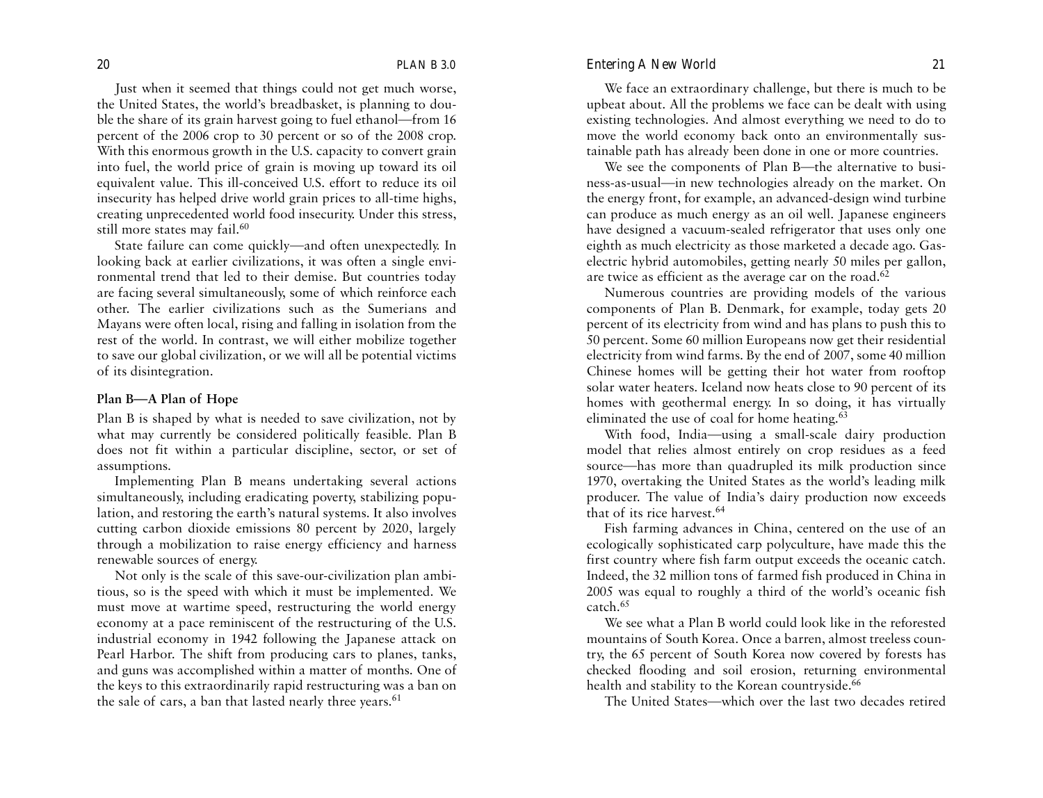Just when it seemed that things could not get much worse, the United States, the world's breadbasket, is planning to double the share of its grain harvest going to fuel ethanol—from 16 percent of the 2006 crop to 30 percent or so of the 2008 crop. With this enormous growth in the U.S. capacity to convert grain into fuel, the world price of grain is moving up toward its oil equivalent value. This ill-conceived U.S. effort to reduce its oil insecurity has helped drive world grain prices to all-time highs, creating unprecedented world food insecurity. Under this stress, still more states may fail.[60]

State failure can come quickly—and often unexpectedly. In looking back at earlier civilizations, it was often a single environmental trend that led to their demise. But countries today are facing several simultaneously, some of which reinforce each other. The earlier civilizations such as the Sumerians and Mayans were often local, rising and falling in isolation from the rest of the world. In contrast, we will either mobilize together to save our global civilization, or we will all be potential victims of its disintegration.

### Plan B—A Plan of Hope

Plan B is shaped by what is needed to save civilization, not by what may currently be considered politically feasible. Plan B does not fit within a particular discipline, sector, or set of assumptions.

Implementing Plan B means undertaking several actions simultaneously, including eradicating poverty, stabilizing population, and restoring the earth's natural systems. It also involves cutting carbon dioxide emissions 80 percent by 2020, largely through a mobilization to raise energy efficiency and harness renewable sources of energy.

Not only is the scale of this save-our-civilization plan ambitious, so is the speed with which it must be implemented. We must move at wartime speed, restructuring the world energy economy at a pace reminiscent of the restructuring of the U.S. industrial economy in 1942 following the Japanese attack on Pearl Harbor. The shift from producing cars to planes, tanks, and guns was accomplished within a matter of months. One of the keys to this extraordinarily rapid restructuring was a ban on the sale of cars, a ban that lasted nearly three years.[61]

We face an extraordinary challenge, but there is much to be upbeat about. All the problems we face can be dealt with using existing technologies. And almost everything we need to do to move the world economy back onto an environmentally sustainable path has already been done in one or more countries.

We see the components of Plan B—the alternative to business-as-usual—in new technologies already on the market. On the energy front, for example, an advanced-design wind turbine can produce as much energy as an oil well. Japanese engineers have designed a vacuum-sealed refrigerator that uses only one eighth as much electricity as those marketed a decade ago. Gas-electric hybrid automobiles, getting nearly 50 miles per gallon, are twice as efficient as the average car on the road.[62]

Numerous countries are providing models of the various components of Plan B. Denmark, for example, today gets 20 percent of its electricity from wind and has plans to push this to 50 percent. Some 60 million Europeans now get their residential electricity from wind farms. By the end of 2007, some 40 million Chinese homes will be getting their hot water from rooftop solar water heaters. Iceland now heats close to 90 percent of its homes with geothermal energy. In so doing, it has virtually eliminated the use of coal for home heating.[63]

With food, India—using a small-scale dairy production model that relies almost entirely on crop residues as a feed source—has more than quadrupled its milk production since 1970, overtaking the United States as the world's leading milk producer. The value of India's dairy production now exceeds that of its rice harvest.[64]

Fish farming advances in China, centered on the use of an ecologically sophisticated carp polyculture, have made this the first country where fish farm output exceeds the oceanic catch. Indeed, the 32 million tons of farmed fish produced in China in 2005 was equal to roughly a third of the world's oceanic fish catch.[65]

We see what a Plan B world could look like in the reforested mountains of South Korea. Once a barren, almost treeless country, the 65 percent of South Korea now covered by forests has checked flooding and soil erosion, returning environmental health and stability to the Korean countryside.[66]

The United States—which over the last two decades retired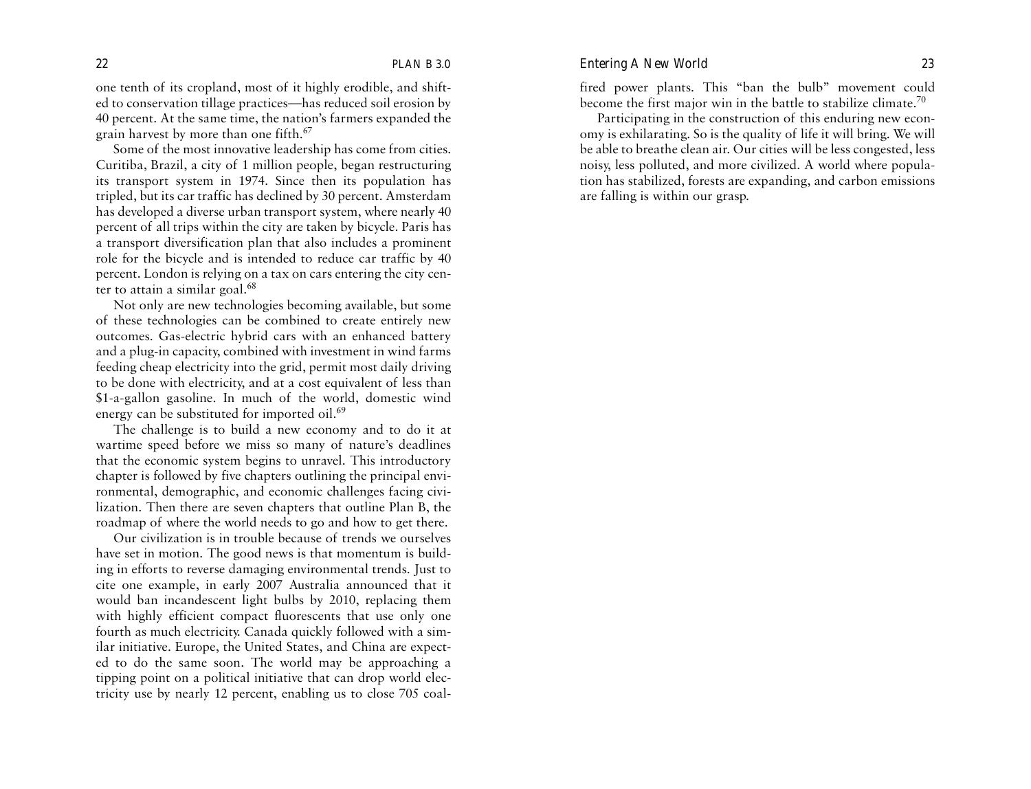one tenth of its cropland, most of it highly erodible, and shifted to conservation tillage practices—has reduced soil erosion by 40 percent. At the same time, the nation's farmers expanded the grain harvest by more than one fifth.[67]

Some of the most innovative leadership has come from cities. Curitiba, Brazil, a city of 1 million people, began restructuring its transport system in 1974. Since then its population has tripled, but its car traffic has declined by 30 percent. Amsterdam has developed a diverse urban transport system, where nearly 40 percent of all trips within the city are taken by bicycle. Paris has a transport diversification plan that also includes a prominent role for the bicycle and is intended to reduce car traffic by 40 percent. London is relying on a tax on cars entering the city center to attain a similar goal.[68]

Not only are new technologies becoming available, but some of these technologies can be combined to create entirely new outcomes. Gas-electric hybrid cars with an enhanced battery and a plug-in capacity, combined with investment in wind farms feeding cheap electricity into the grid, permit most daily driving to be done with electricity, and at a cost equivalent of less than \$1-a-gallon gasoline. In much of the world, domestic wind energy can be substituted for imported oil.[69]

The challenge is to build a new economy and to do it at wartime speed before we miss so many of nature's deadlines that the economic system begins to unravel. This introductory chapter is followed by five chapters outlining the principal environmental, demographic, and economic challenges facing civilization. Then there are seven chapters that outline Plan B, the roadmap of where the world needs to go and how to get there.

Our civilization is in trouble because of trends we ourselves have set in motion. The good news is that momentum is building in efforts to reverse damaging environmental trends. Just to cite one example, in early 2007 Australia announced that it would ban incandescent light bulbs by 2010, replacing them with highly efficient compact fluorescents that use only one fourth as much electricity. Canada quickly followed with a similar initiative. Europe, the United States, and China are expected to do the same soon. The world may be approaching a tipping point on a political initiative that can drop world electricity use by nearly 12 percent, enabling us to close 705 coal-fired power plants. This "ban the bulb" movement could become the first major win in the battle to stabilize climate.[70]

Participating in the construction of this enduring new economy is exhilarating. So is the quality of life it will bring. We will be able to breathe clean air. Our cities will be less congested, less noisy, less polluted, and more civilized. A world where population has stabilized, forests are expanding, and carbon emissions are falling is within our grasp.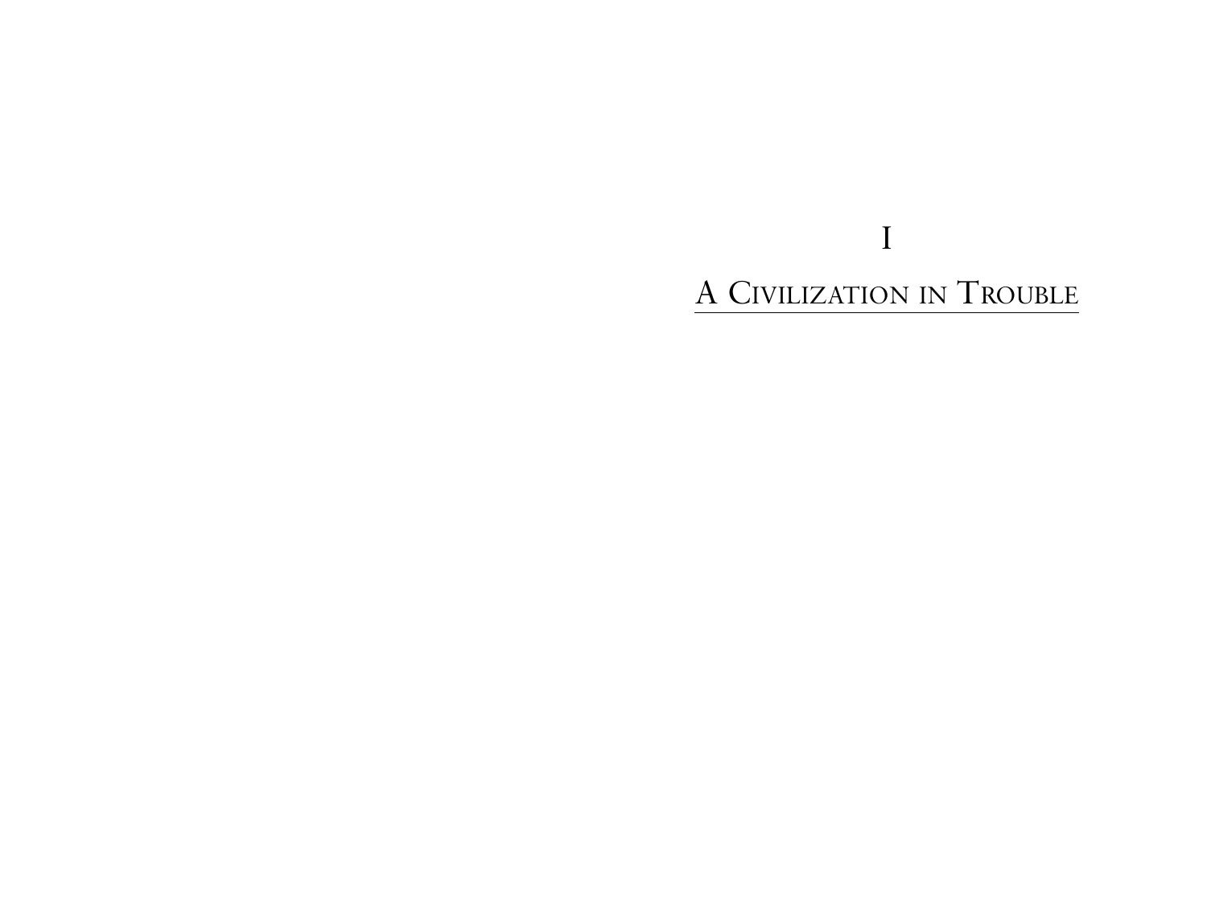# I

# A Civilization in Trouble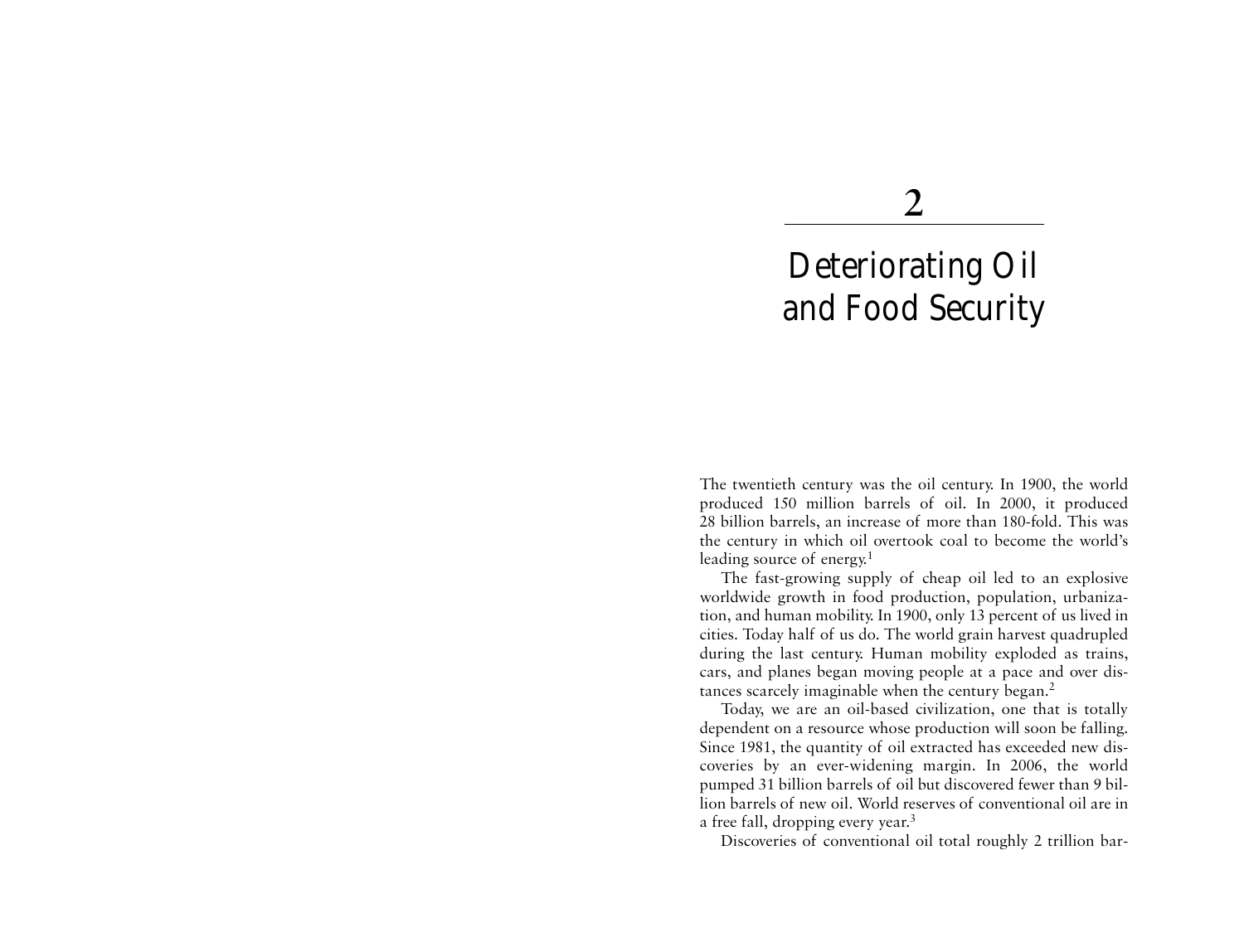# 2

# Deteriorating Oil and Food Security

The twentieth century was the oil century. In 1900, the world produced 150 million barrels of oil. In 2000, it produced 28 billion barrels, an increase of more than 180-fold. This was the century in which oil overtook coal to become the world's leading source of energy.[1]

The fast-growing supply of cheap oil led to an explosive worldwide growth in food production, population, urbanization, and human mobility. In 1900, only 13 percent of us lived in cities. Today half of us do. The world grain harvest quadrupled during the last century. Human mobility exploded as trains, cars, and planes began moving people at a pace and over distances scarcely imaginable when the century began.[2]

Today, we are an oil-based civilization, one that is totally dependent on a resource whose production will soon be falling. Since 1981, the quantity of oil extracted has exceeded new discoveries by an ever-widening margin. In 2006, the world pumped 31 billion barrels of oil but discovered fewer than 9 billion barrels of new oil. World reserves of conventional oil are in a free fall, dropping every year.[3]

Discoveries of conventional oil total roughly 2 trillion bar-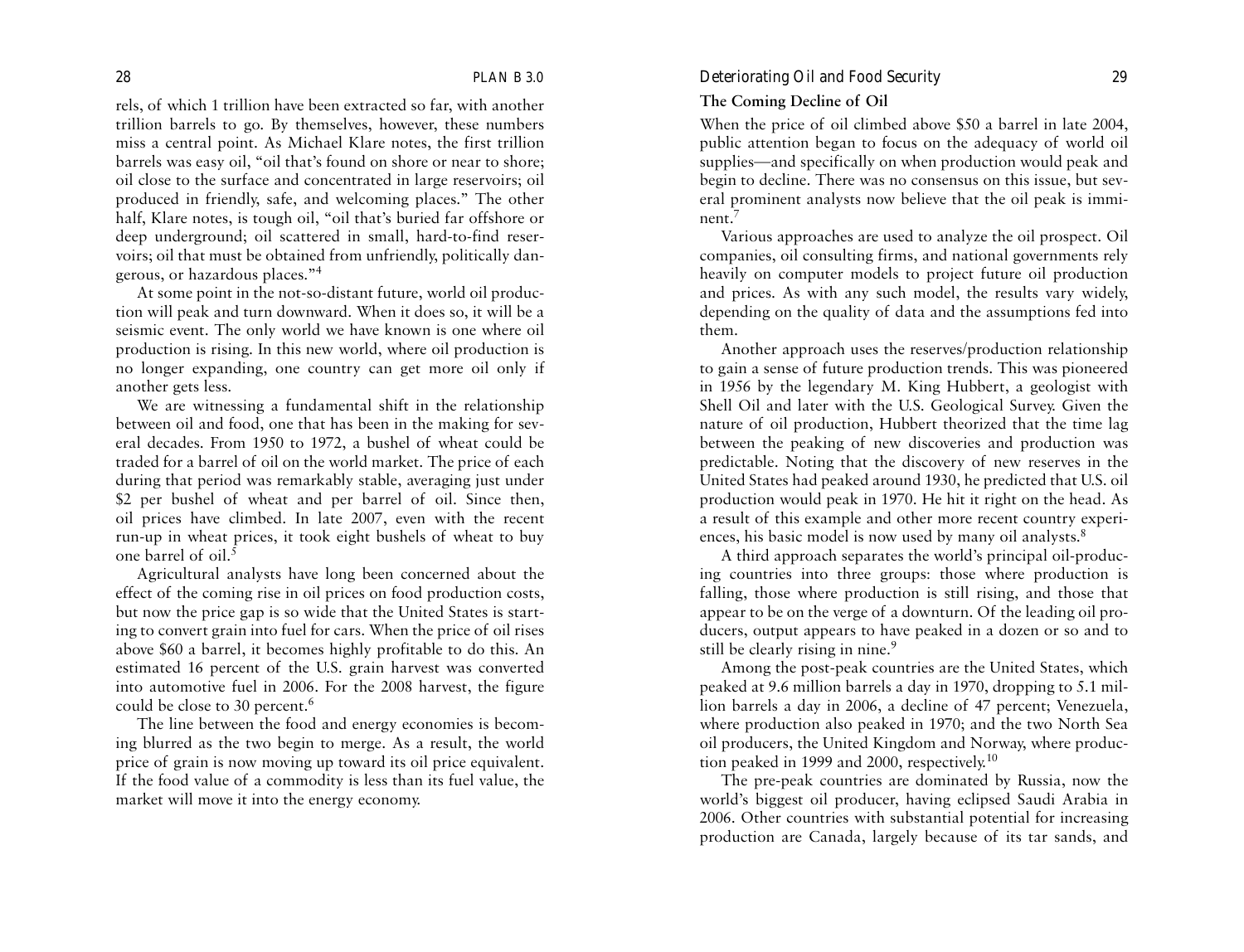rels, of which 1 trillion have been extracted so far, with another trillion barrels to go. By themselves, however, these numbers miss a central point. As Michael Klare notes, the first trillion barrels was easy oil, "oil that's found on shore or near to shore; oil close to the surface and concentrated in large reservoirs; oil produced in friendly, safe, and welcoming places." The other half, Klare notes, is tough oil, "oil that's buried far offshore or deep underground; oil scattered in small, hard-to-find reservoirs; oil that must be obtained from unfriendly, politically dangerous, or hazardous places."[4]

At some point in the not-so-distant future, world oil production will peak and turn downward. When it does so, it will be a seismic event. The only world we have known is one where oil production is rising. In this new world, where oil production is no longer expanding, one country can get more oil only if another gets less.

We are witnessing a fundamental shift in the relationship between oil and food, one that has been in the making for several decades. From 1950 to 1972, a bushel of wheat could be traded for a barrel of oil on the world market. The price of each during that period was remarkably stable, averaging just under $2 per bushel of wheat and per barrel of oil. Since then, oil prices have climbed. In late 2007, even with the recent run-up in wheat prices, it took eight bushels of wheat to buy one barrel of oil.[5]

Agricultural analysts have long been concerned about the effect of the coming rise in oil prices on food production costs, but now the price gap is so wide that the United States is starting to convert grain into fuel for cars. When the price of oil rises above $60 a barrel, it becomes highly profitable to do this. An estimated 16 percent of the U.S. grain harvest was converted into automotive fuel in 2006. For the 2008 harvest, the figure could be close to 30 percent.[6]

The line between the food and energy economies is becoming blurred as the two begin to merge. As a result, the world price of grain is now moving up toward its oil price equivalent. If the food value of a commodity is less than its fuel value, the market will move it into the energy economy.

## The Coming Decline of Oil

When the price of oil climbed above $50 a barrel in late 2004, public attention began to focus on the adequacy of world oil supplies—and specifically on when production would peak and begin to decline. There was no consensus on this issue, but several prominent analysts now believe that the oil peak is imminent.[7]

Various approaches are used to analyze the oil prospect. Oil companies, oil consulting firms, and national governments rely heavily on computer models to project future oil production and prices. As with any such model, the results vary widely, depending on the quality of data and the assumptions fed into them.

Another approach uses the reserves/production relationship to gain a sense of future production trends. This was pioneered in 1956 by the legendary M. King Hubbert, a geologist with Shell Oil and later with the U.S. Geological Survey. Given the nature of oil production, Hubbert theorized that the time lag between the peaking of new discoveries and production was predictable. Noting that the discovery of new reserves in the United States had peaked around 1930, he predicted that U.S. oil production would peak in 1970. He hit it right on the head. As a result of this example and other more recent country experiences, his basic model is now used by many oil analysts.[8]

A third approach separates the world's principal oil-producing countries into three groups: those where production is falling, those where production is still rising, and those that appear to be on the verge of a downturn. Of the leading oil producers, output appears to have peaked in a dozen or so and to still be clearly rising in nine.[9]

Among the post-peak countries are the United States, which peaked at 9.6 million barrels a day in 1970, dropping to 5.1 million barrels a day in 2006, a decline of 47 percent; Venezuela, where production also peaked in 1970; and the two North Sea oil producers, the United Kingdom and Norway, where production peaked in 1999 and 2000, respectively.[10]

The pre-peak countries are dominated by Russia, now the world's biggest oil producer, having eclipsed Saudi Arabia in 2006. Other countries with substantial potential for increasing production are Canada, largely because of its tar sands, and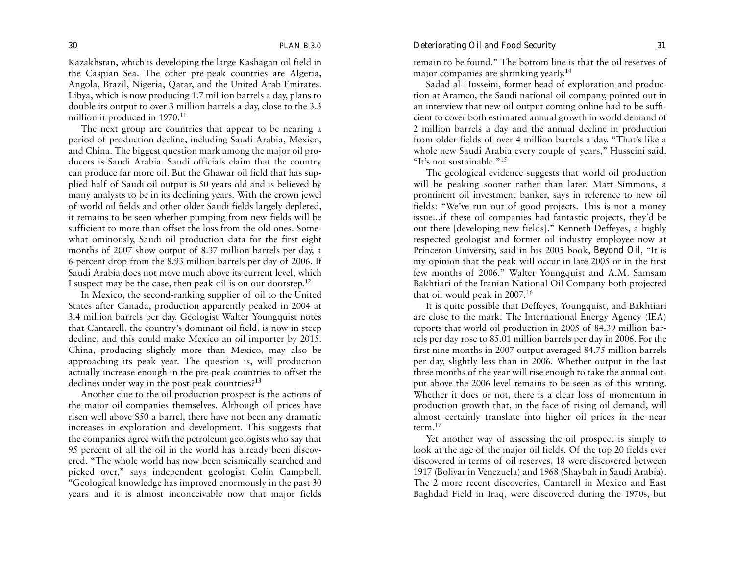Kazakhstan, which is developing the large Kashagan oil field in the Caspian Sea. The other pre-peak countries are Algeria, Angola, Brazil, Nigeria, Qatar, and the United Arab Emirates. Libya, which is now producing 1.7 million barrels a day, plans to double its output to over 3 million barrels a day, close to the 3.3 million it produced in 1970.[11]

The next group are countries that appear to be nearing a period of production decline, including Saudi Arabia, Mexico, and China. The biggest question mark among the major oil producers is Saudi Arabia. Saudi officials claim that the country can produce far more oil. But the Ghawar oil field that has supplied half of Saudi oil output is 50 years old and is believed by many analysts to be in its declining years. With the crown jewel of world oil fields and other older Saudi fields largely depleted, it remains to be seen whether pumping from new fields will be sufficient to more than offset the loss from the old ones. Somewhat ominously, Saudi oil production data for the first eight months of 2007 show output of 8.37 million barrels per day, a 6-percent drop from the 8.93 million barrels per day of 2006. If Saudi Arabia does not move much above its current level, which I suspect may be the case, then peak oil is on our doorstep.[12]

In Mexico, the second-ranking supplier of oil to the United States after Canada, production apparently peaked in 2004 at 3.4 million barrels per day. Geologist Walter Youngquist notes that Cantarell, the country's dominant oil field, is now in steep decline, and this could make Mexico an oil importer by 2015. China, producing slightly more than Mexico, may also be approaching its peak year. The question is, will production actually increase enough in the pre-peak countries to offset the declines under way in the post-peak countries?[13]

Another clue to the oil production prospect is the actions of the major oil companies themselves. Although oil prices have risen well above $50 a barrel, there have not been any dramatic increases in exploration and development. This suggests that the companies agree with the petroleum geologists who say that 95 percent of all the oil in the world has already been discovered. "The whole world has now been seismically searched and picked over," says independent geologist Colin Campbell. "Geological knowledge has improved enormously in the past 30 years and it is almost inconceivable now that major fields remain to be found." The bottom line is that the oil reserves of major companies are shrinking yearly.[14]

Sadad al-Husseini, former head of exploration and production at Aramco, the Saudi national oil company, pointed out in an interview that new oil output coming online had to be sufficient to cover both estimated annual growth in world demand of 2 million barrels a day and the annual decline in production from older fields of over 4 million barrels a day. "That's like a whole new Saudi Arabia every couple of years," Husseini said. "It's not sustainable."[15]

The geological evidence suggests that world oil production will be peaking sooner rather than later. Matt Simmons, a prominent oil investment banker, says in reference to new oil fields: "We've run out of good projects. This is not a money issue...if these oil companies had fantastic projects, they'd be out there [developing new fields]." Kenneth Deffeyes, a highly respected geologist and former oil industry employee now at Princeton University, said in his 2005 book, *Beyond Oil*, "It is my opinion that the peak will occur in late 2005 or in the first few months of 2006." Walter Youngquist and A.M. Samsam Bakhtiari of the Iranian National Oil Company both projected that oil would peak in 2007.[16]

It is quite possible that Deffeyes, Youngquist, and Bakhtiari are close to the mark. The International Energy Agency (IEA) reports that world oil production in 2005 of 84.39 million barrels per day rose to 85.01 million barrels per day in 2006. For the first nine months in 2007 output averaged 84.75 million barrels per day, slightly less than in 2006. Whether output in the last three months of the year will rise enough to take the annual output above the 2006 level remains to be seen as of this writing. Whether it does or not, there is a clear loss of momentum in production growth that, in the face of rising oil demand, will almost certainly translate into higher oil prices in the near term.[17]

Yet another way of assessing the oil prospect is simply to look at the age of the major oil fields. Of the top 20 fields ever discovered in terms of oil reserves, 18 were discovered between 1917 (Bolivar in Venezuela) and 1968 (Shaybah in Saudi Arabia). The 2 more recent discoveries, Cantarell in Mexico and East Baghdad Field in Iraq, were discovered during the 1970s, but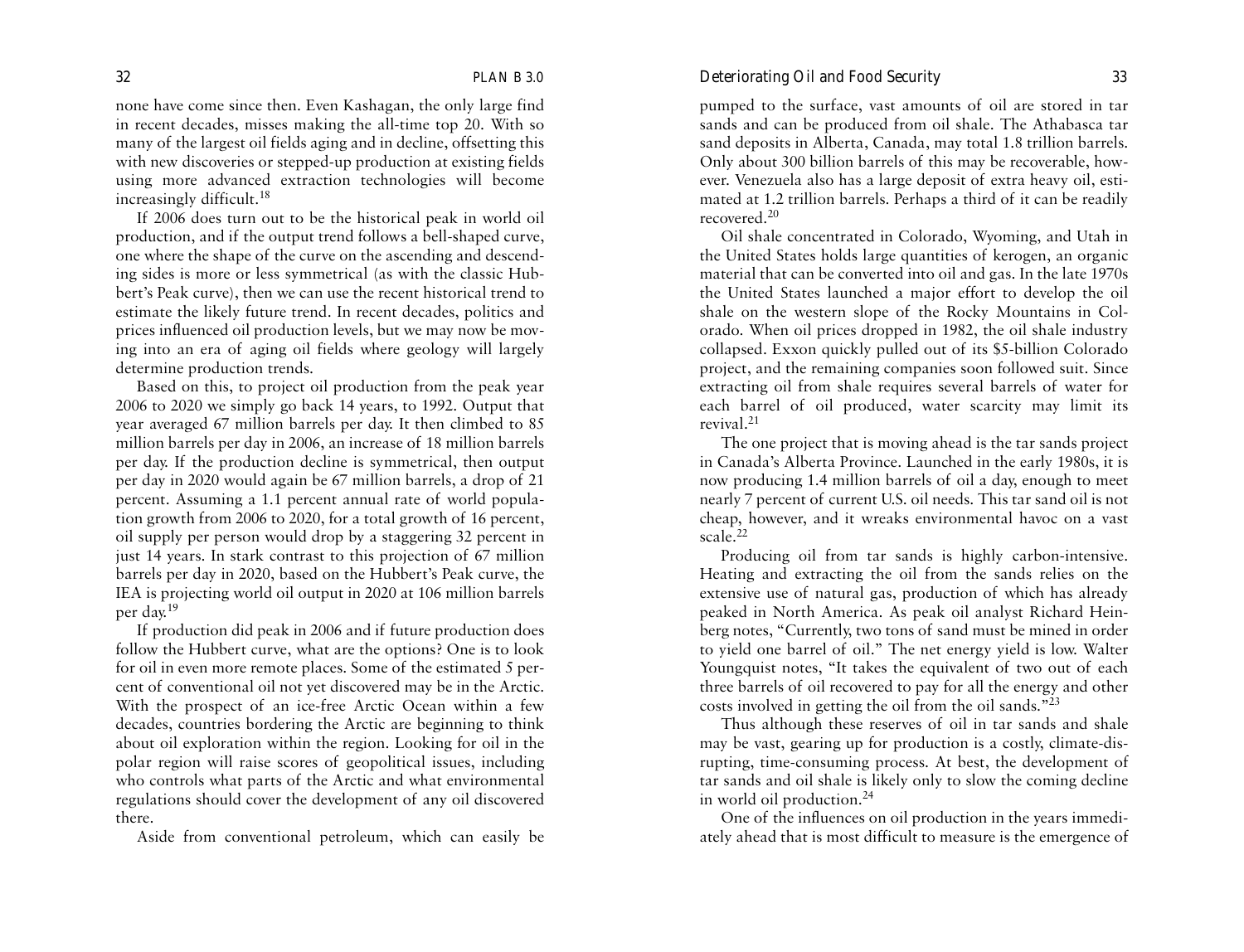none have come since then. Even Kashagan, the only large find in recent decades, misses making the all-time top 20. With so many of the largest oil fields aging and in decline, offsetting this with new discoveries or stepped-up production at existing fields using more advanced extraction technologies will become increasingly difficult.[18]

If 2006 does turn out to be the historical peak in world oil production, and if the output trend follows a bell-shaped curve, one where the shape of the curve on the ascending and descending sides is more or less symmetrical (as with the classic Hubbert's Peak curve), then we can use the recent historical trend to estimate the likely future trend. In recent decades, politics and prices influenced oil production levels, but we may now be moving into an era of aging oil fields where geology will largely determine production trends.

Based on this, to project oil production from the peak year 2006 to 2020 we simply go back 14 years, to 1992. Output that year averaged 67 million barrels per day. It then climbed to 85 million barrels per day in 2006, an increase of 18 million barrels per day. If the production decline is symmetrical, then output per day in 2020 would again be 67 million barrels, a drop of 21 percent. Assuming a 1.1 percent annual rate of world population growth from 2006 to 2020, for a total growth of 16 percent, oil supply per person would drop by a staggering 32 percent in just 14 years. In stark contrast to this projection of 67 million barrels per day in 2020, based on the Hubbert's Peak curve, the IEA is projecting world oil output in 2020 at 106 million barrels per day.[19]

If production did peak in 2006 and if future production does follow the Hubbert curve, what are the options? One is to look for oil in even more remote places. Some of the estimated 5 percent of conventional oil not yet discovered may be in the Arctic. With the prospect of an ice-free Arctic Ocean within a few decades, countries bordering the Arctic are beginning to think about oil exploration within the region. Looking for oil in the polar region will raise scores of geopolitical issues, including who controls what parts of the Arctic and what environmental regulations should cover the development of any oil discovered there.

Aside from conventional petroleum, which can easily be pumped to the surface, vast amounts of oil are stored in tar sands and can be produced from oil shale. The Athabasca tar sand deposits in Alberta, Canada, may total 1.8 trillion barrels. Only about 300 billion barrels of this may be recoverable, however. Venezuela also has a large deposit of extra heavy oil, estimated at 1.2 trillion barrels. Perhaps a third of it can be readily recovered.[20]

Oil shale concentrated in Colorado, Wyoming, and Utah in the United States holds large quantities of kerogen, an organic material that can be converted into oil and gas. In the late 1970s the United States launched a major effort to develop the oil shale on the western slope of the Rocky Mountains in Colorado. When oil prices dropped in 1982, the oil shale industry collapsed. Exxon quickly pulled out of its $5-billion Colorado project, and the remaining companies soon followed suit. Since extracting oil from shale requires several barrels of water for each barrel of oil produced, water scarcity may limit its revival.[21]

The one project that is moving ahead is the tar sands project in Canada's Alberta Province. Launched in the early 1980s, it is now producing 1.4 million barrels of oil a day, enough to meet nearly 7 percent of current U.S. oil needs. This tar sand oil is not cheap, however, and it wreaks environmental havoc on a vast scale.[22]

Producing oil from tar sands is highly carbon-intensive. Heating and extracting the oil from the sands relies on the extensive use of natural gas, production of which has already peaked in North America. As peak oil analyst Richard Heinberg notes, "Currently, two tons of sand must be mined in order to yield one barrel of oil." The net energy yield is low. Walter Youngquist notes, "It takes the equivalent of two out of each three barrels of oil recovered to pay for all the energy and other costs involved in getting the oil from the oil sands."[23]

Thus although these reserves of oil in tar sands and shale may be vast, gearing up for production is a costly, climate-disrupting, time-consuming process. At best, the development of tar sands and oil shale is likely only to slow the coming decline in world oil production.[24]

One of the influences on oil production in the years immediately ahead that is most difficult to measure is the emergence of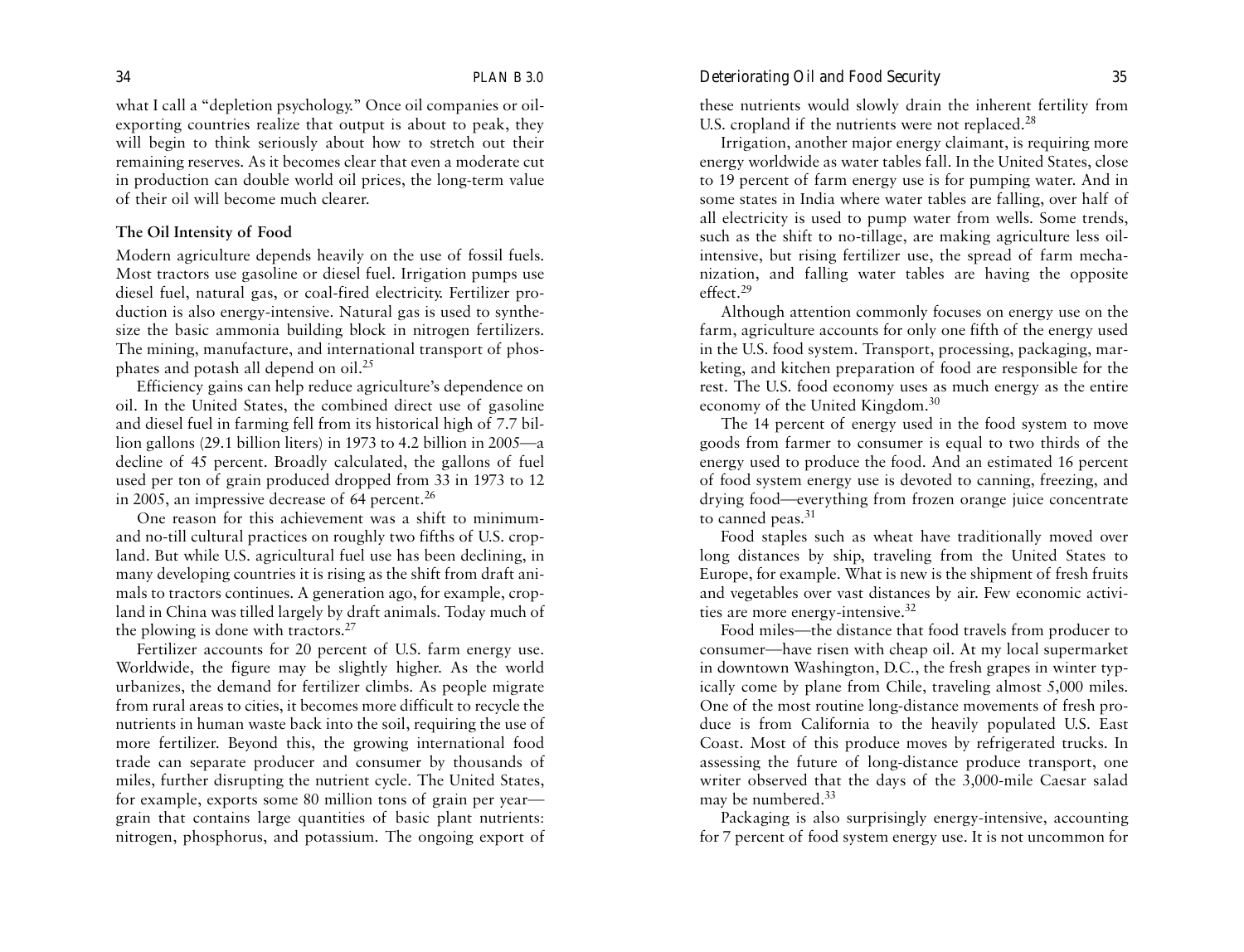what I call a "depletion psychology." Once oil companies or oil-exporting countries realize that output is about to peak, they will begin to think seriously about how to stretch out their remaining reserves. As it becomes clear that even a moderate cut in production can double world oil prices, the long-term value of their oil will become much clearer.

### The Oil Intensity of Food

Modern agriculture depends heavily on the use of fossil fuels. Most tractors use gasoline or diesel fuel. Irrigation pumps use diesel fuel, natural gas, or coal-fired electricity. Fertilizer production is also energy-intensive. Natural gas is used to synthesize the basic ammonia building block in nitrogen fertilizers. The mining, manufacture, and international transport of phosphates and potash all depend on oil.[25]

Efficiency gains can help reduce agriculture's dependence on oil. In the United States, the combined direct use of gasoline and diesel fuel in farming fell from its historical high of 7.7 billion gallons (29.1 billion liters) in 1973 to 4.2 billion in 2005—a decline of 45 percent. Broadly calculated, the gallons of fuel used per ton of grain produced dropped from 33 in 1973 to 12 in 2005, an impressive decrease of 64 percent.[26]

One reason for this achievement was a shift to minimum- and no-till cultural practices on roughly two fifths of U.S. cropland. But while U.S. agricultural fuel use has been declining, in many developing countries it is rising as the shift from draft animals to tractors continues. A generation ago, for example, cropland in China was tilled largely by draft animals. Today much of the plowing is done with tractors.[27]

Fertilizer accounts for 20 percent of U.S. farm energy use. Worldwide, the figure may be slightly higher. As the world urbanizes, the demand for fertilizer climbs. As people migrate from rural areas to cities, it becomes more difficult to recycle the nutrients in human waste back into the soil, requiring the use of more fertilizer. Beyond this, the growing international food trade can separate producer and consumer by thousands of miles, further disrupting the nutrient cycle. The United States, for example, exports some 80 million tons of grain per year—grain that contains large quantities of basic plant nutrients: nitrogen, phosphorus, and potassium. The ongoing export of these nutrients would slowly drain the inherent fertility from U.S. cropland if the nutrients were not replaced.[28]

Irrigation, another major energy claimant, is requiring more energy worldwide as water tables fall. In the United States, close to 19 percent of farm energy use is for pumping water. And in some states in India where water tables are falling, over half of all electricity is used to pump water from wells. Some trends, such as the shift to no-tillage, are making agriculture less oil-intensive, but rising fertilizer use, the spread of farm mechanization, and falling water tables are having the opposite effect.[29]

Although attention commonly focuses on energy use on the farm, agriculture accounts for only one fifth of the energy used in the U.S. food system. Transport, processing, packaging, marketing, and kitchen preparation of food are responsible for the rest. The U.S. food economy uses as much energy as the entire economy of the United Kingdom.[30]

The 14 percent of energy used in the food system to move goods from farmer to consumer is equal to two thirds of the energy used to produce the food. And an estimated 16 percent of food system energy use is devoted to canning, freezing, and drying food—everything from frozen orange juice concentrate to canned peas.[31]

Food staples such as wheat have traditionally moved over long distances by ship, traveling from the United States to Europe, for example. What is new is the shipment of fresh fruits and vegetables over vast distances by air. Few economic activities are more energy-intensive.[32]

Food miles—the distance that food travels from producer to consumer—have risen with cheap oil. At my local supermarket in downtown Washington, D.C., the fresh grapes in winter typically come by plane from Chile, traveling almost 5,000 miles. One of the most routine long-distance movements of fresh produce is from California to the heavily populated U.S. East Coast. Most of this produce moves by refrigerated trucks. In assessing the future of long-distance produce transport, one writer observed that the days of the 3,000-mile Caesar salad may be numbered.[33]

Packaging is also surprisingly energy-intensive, accounting for 7 percent of food system energy use. It is not uncommon for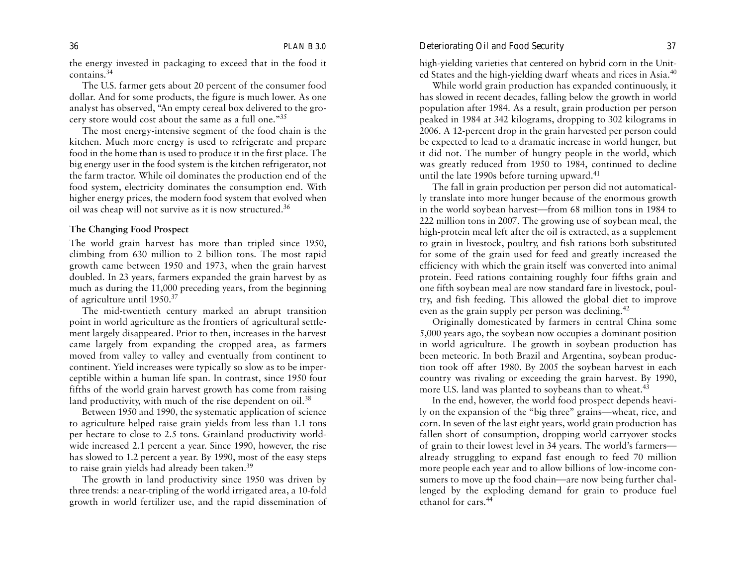the energy invested in packaging to exceed that in the food it contains.[34]

The U.S. farmer gets about 20 percent of the consumer food dollar. And for some products, the figure is much lower. As one analyst has observed, "An empty cereal box delivered to the grocery store would cost about the same as a full one."[35]

The most energy-intensive segment of the food chain is the kitchen. Much more energy is used to refrigerate and prepare food in the home than is used to produce it in the first place. The big energy user in the food system is the kitchen refrigerator, not the farm tractor. While oil dominates the production end of the food system, electricity dominates the consumption end. With higher energy prices, the modern food system that evolved when oil was cheap will not survive as it is now structured.[36]

### The Changing Food Prospect

The world grain harvest has more than tripled since 1950, climbing from 630 million to 2 billion tons. The most rapid growth came between 1950 and 1973, when the grain harvest doubled. In 23 years, farmers expanded the grain harvest by as much as during the 11,000 preceding years, from the beginning of agriculture until 1950.[37]

The mid-twentieth century marked an abrupt transition point in world agriculture as the frontiers of agricultural settlement largely disappeared. Prior to then, increases in the harvest came largely from expanding the cropped area, as farmers moved from valley to valley and eventually from continent to continent. Yield increases were typically so slow as to be imperceptible within a human life span. In contrast, since 1950 four fifths of the world grain harvest growth has come from raising land productivity, with much of the rise dependent on oil.[38]

Between 1950 and 1990, the systematic application of science to agriculture helped raise grain yields from less than 1.1 tons per hectare to close to 2.5 tons. Grainland productivity worldwide increased 2.1 percent a year. Since 1990, however, the rise has slowed to 1.2 percent a year. By 1990, most of the easy steps to raise grain yields had already been taken.[39]

The growth in land productivity since 1950 was driven by three trends: a near-tripling of the world irrigated area, a 10-fold growth in world fertilizer use, and the rapid dissemination of high-yielding varieties that centered on hybrid corn in the United States and the high-yielding dwarf wheats and rices in Asia.[40]

While world grain production has expanded continuously, it has slowed in recent decades, falling below the growth in world population after 1984. As a result, grain production per person peaked in 1984 at 342 kilograms, dropping to 302 kilograms in 2006. A 12-percent drop in the grain harvested per person could be expected to lead to a dramatic increase in world hunger, but it did not. The number of hungry people in the world, which was greatly reduced from 1950 to 1984, continued to decline until the late 1990s before turning upward.[41]

The fall in grain production per person did not automatically translate into more hunger because of the enormous growth in the world soybean harvest—from 68 million tons in 1984 to 222 million tons in 2007. The growing use of soybean meal, the high-protein meal left after the oil is extracted, as a supplement to grain in livestock, poultry, and fish rations both substituted for some of the grain used for feed and greatly increased the efficiency with which the grain itself was converted into animal protein. Feed rations containing roughly four fifths grain and one fifth soybean meal are now standard fare in livestock, poultry, and fish feeding. This allowed the global diet to improve even as the grain supply per person was declining.[42]

Originally domesticated by farmers in central China some 5,000 years ago, the soybean now occupies a dominant position in world agriculture. The growth in soybean production has been meteoric. In both Brazil and Argentina, soybean production took off after 1980. By 2005 the soybean harvest in each country was rivaling or exceeding the grain harvest. By 1990, more U.S. land was planted to soybeans than to wheat.[43]

In the end, however, the world food prospect depends heavily on the expansion of the "big three" grains—wheat, rice, and corn. In seven of the last eight years, world grain production has fallen short of consumption, dropping world carryover stocks of grain to their lowest level in 34 years. The world's farmers—already struggling to expand fast enough to feed 70 million more people each year and to allow billions of low-income consumers to move up the food chain—are now being further challenged by the exploding demand for grain to produce fuel ethanol for cars.[44]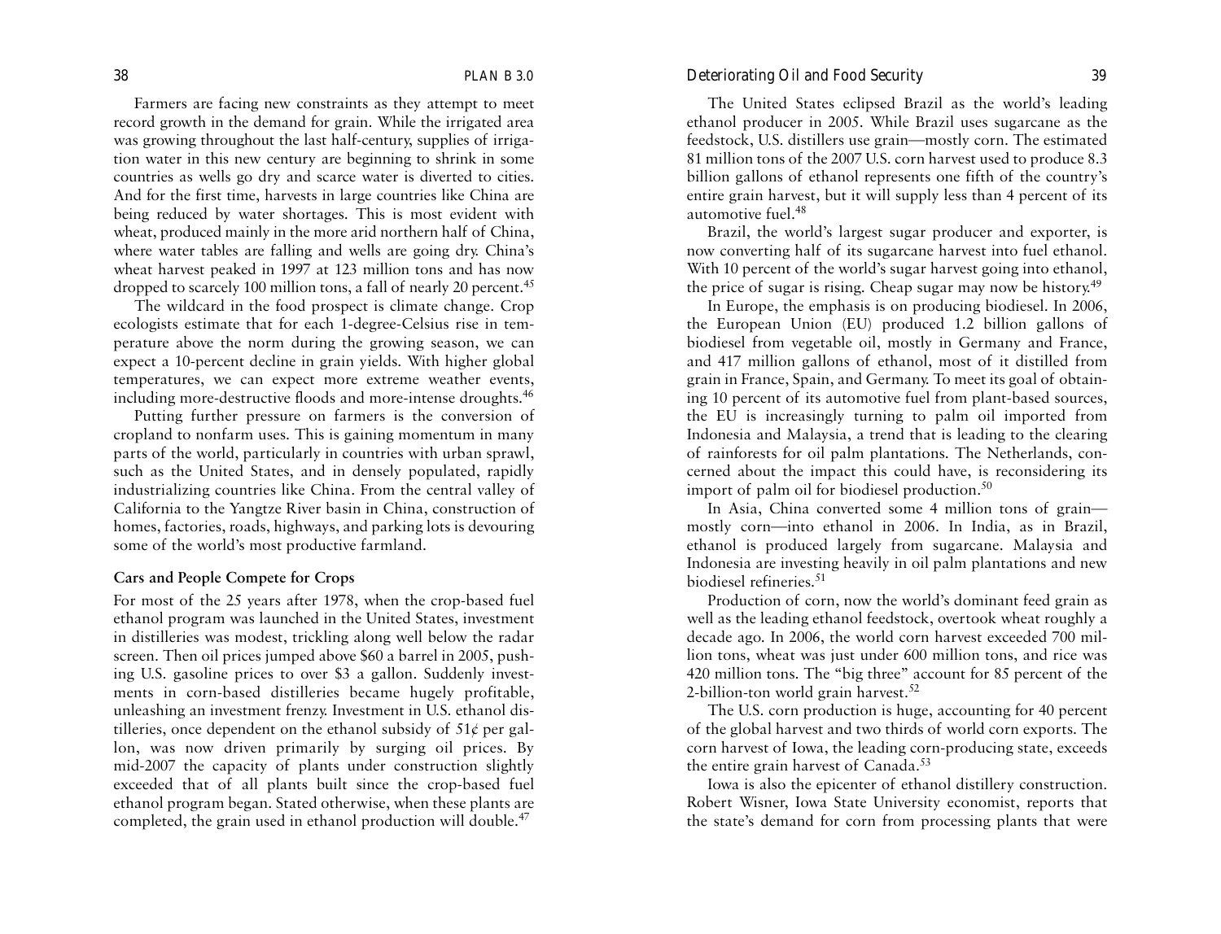Farmers are facing new constraints as they attempt to meet record growth in the demand for grain. While the irrigated area was growing throughout the last half-century, supplies of irrigation water in this new century are beginning to shrink in some countries as wells go dry and scarce water is diverted to cities. And for the first time, harvests in large countries like China are being reduced by water shortages. This is most evident with wheat, produced mainly in the more arid northern half of China, where water tables are falling and wells are going dry. China's wheat harvest peaked in 1997 at 123 million tons and has now dropped to scarcely 100 million tons, a fall of nearly 20 percent.[45]

The wildcard in the food prospect is climate change. Crop ecologists estimate that for each 1-degree-Celsius rise in temperature above the norm during the growing season, we can expect a 10-percent decline in grain yields. With higher global temperatures, we can expect more extreme weather events, including more-destructive floods and more-intense droughts.[46]

Putting further pressure on farmers is the conversion of cropland to nonfarm uses. This is gaining momentum in many parts of the world, particularly in countries with urban sprawl, such as the United States, and in densely populated, rapidly industrializing countries like China. From the central valley of California to the Yangtze River basin in China, construction of homes, factories, roads, highways, and parking lots is devouring some of the world's most productive farmland.

**Cars and People Compete for Crops**

For most of the 25 years after 1978, when the crop-based fuel ethanol program was launched in the United States, investment in distilleries was modest, trickling along well below the radar screen. Then oil prices jumped above $60 a barrel in 2005, pushing U.S. gasoline prices to over $3 a gallon. Suddenly investments in corn-based distilleries became hugely profitable, unleashing an investment frenzy. Investment in U.S. ethanol distilleries, once dependent on the ethanol subsidy of 51¢ per gallon, was now driven primarily by surging oil prices. By mid-2007 the capacity of plants under construction slightly exceeded that of all plants built since the crop-based fuel ethanol program began. Stated otherwise, when these plants are completed, the grain used in ethanol production will double.[47]

The United States eclipsed Brazil as the world's leading ethanol producer in 2005. While Brazil uses sugarcane as the feedstock, U.S. distillers use grain—mostly corn. The estimated 81 million tons of the 2007 U.S. corn harvest used to produce 8.3 billion gallons of ethanol represents one fifth of the country's entire grain harvest, but it will supply less than 4 percent of its automotive fuel.[48]

Brazil, the world's largest sugar producer and exporter, is now converting half of its sugarcane harvest into fuel ethanol. With 10 percent of the world's sugar harvest going into ethanol, the price of sugar is rising. Cheap sugar may now be history.[49]

In Europe, the emphasis is on producing biodiesel. In 2006, the European Union (EU) produced 1.2 billion gallons of biodiesel from vegetable oil, mostly in Germany and France, and 417 million gallons of ethanol, most of it distilled from grain in France, Spain, and Germany. To meet its goal of obtaining 10 percent of its automotive fuel from plant-based sources, the EU is increasingly turning to palm oil imported from Indonesia and Malaysia, a trend that is leading to the clearing of rainforests for oil palm plantations. The Netherlands, concerned about the impact this could have, is reconsidering its import of palm oil for biodiesel production.[50]

In Asia, China converted some 4 million tons of grain—mostly corn—into ethanol in 2006. In India, as in Brazil, ethanol is produced largely from sugarcane. Malaysia and Indonesia are investing heavily in oil palm plantations and new biodiesel refineries.[51]

Production of corn, now the world's dominant feed grain as well as the leading ethanol feedstock, overtook wheat roughly a decade ago. In 2006, the world corn harvest exceeded 700 million tons, wheat was just under 600 million tons, and rice was 420 million tons. The "big three" account for 85 percent of the 2-billion-ton world grain harvest.[52]

The U.S. corn production is huge, accounting for 40 percent of the global harvest and two thirds of world corn exports. The corn harvest of Iowa, the leading corn-producing state, exceeds the entire grain harvest of Canada.[53]

Iowa is also the epicenter of ethanol distillery construction. Robert Wisner, Iowa State University economist, reports that the state's demand for corn from processing plants that were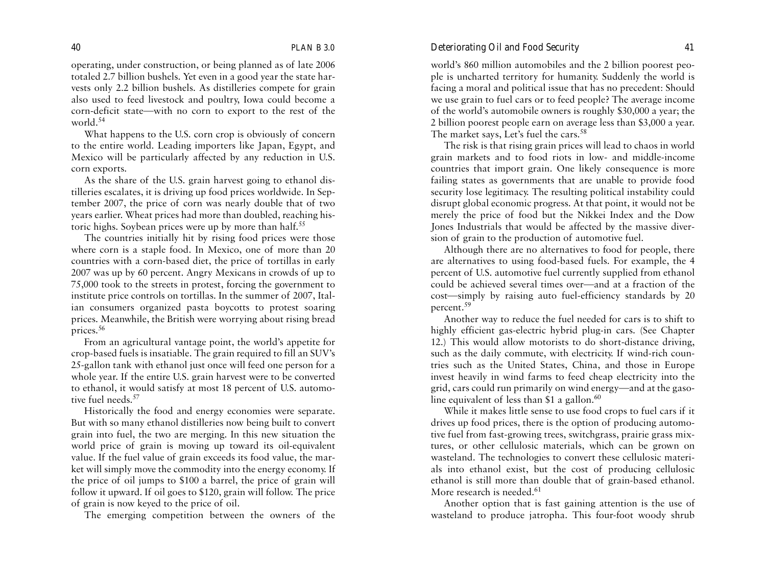operating, under construction, or being planned as of late 2006 totaled 2.7 billion bushels. Yet even in a good year the state harvests only 2.2 billion bushels. As distilleries compete for grain also used to feed livestock and poultry, Iowa could become a corn-deficit state—with no corn to export to the rest of the world.[54]

What happens to the U.S. corn crop is obviously of concern to the entire world. Leading importers like Japan, Egypt, and Mexico will be particularly affected by any reduction in U.S. corn exports.

As the share of the U.S. grain harvest going to ethanol distilleries escalates, it is driving up food prices worldwide. In September 2007, the price of corn was nearly double that of two years earlier. Wheat prices had more than doubled, reaching historic highs. Soybean prices were up by more than half.[55]

The countries initially hit by rising food prices were those where corn is a staple food. In Mexico, one of more than 20 countries with a corn-based diet, the price of tortillas in early 2007 was up by 60 percent. Angry Mexicans in crowds of up to 75,000 took to the streets in protest, forcing the government to institute price controls on tortillas. In the summer of 2007, Italian consumers organized pasta boycotts to protest soaring prices. Meanwhile, the British were worrying about rising bread prices.[56]

From an agricultural vantage point, the world's appetite for crop-based fuels is insatiable. The grain required to fill an SUV's 25-gallon tank with ethanol just once will feed one person for a whole year. If the entire U.S. grain harvest were to be converted to ethanol, it would satisfy at most 18 percent of U.S. automotive fuel needs.[57]

Historically the food and energy economies were separate. But with so many ethanol distilleries now being built to convert grain into fuel, the two are merging. In this new situation the world price of grain is moving up toward its oil-equivalent value. If the fuel value of grain exceeds its food value, the market will simply move the commodity into the energy economy. If the price of oil jumps to $100 a barrel, the price of grain will follow it upward. If oil goes to $120, grain will follow. The price of grain is now keyed to the price of oil.

The emerging competition between the owners of the world's 860 million automobiles and the 2 billion poorest people is uncharted territory for humanity. Suddenly the world is facing a moral and political issue that has no precedent: Should we use grain to fuel cars or to feed people? The average income of the world's automobile owners is roughly $30,000 a year; the 2 billion poorest people earn on average less than $3,000 a year. The market says, Let's fuel the cars.[58]

The risk is that rising grain prices will lead to chaos in world grain markets and to food riots in low- and middle-income countries that import grain. One likely consequence is more failing states as governments that are unable to provide food security lose legitimacy. The resulting political instability could disrupt global economic progress. At that point, it would not be merely the price of food but the Nikkei Index and the Dow Jones Industrials that would be affected by the massive diversion of grain to the production of automotive fuel.

Although there are no alternatives to food for people, there are alternatives to using food-based fuels. For example, the 4 percent of U.S. automotive fuel currently supplied from ethanol could be achieved several times over—and at a fraction of the cost—simply by raising auto fuel-efficiency standards by 20 percent.[59]

Another way to reduce the fuel needed for cars is to shift to highly efficient gas-electric hybrid plug-in cars. (See Chapter 12.) This would allow motorists to do short-distance driving, such as the daily commute, with electricity. If wind-rich countries such as the United States, China, and those in Europe invest heavily in wind farms to feed cheap electricity into the grid, cars could run primarily on wind energy—and at the gasoline equivalent of less than $1 a gallon.[60]

While it makes little sense to use food crops to fuel cars if it drives up food prices, there is the option of producing automotive fuel from fast-growing trees, switchgrass, prairie grass mixtures, or other cellulosic materials, which can be grown on wasteland. The technologies to convert these cellulosic materials into ethanol exist, but the cost of producing cellulosic ethanol is still more than double that of grain-based ethanol. More research is needed.[61]

Another option that is fast gaining attention is the use of wasteland to produce jatropha. This four-foot woody shrub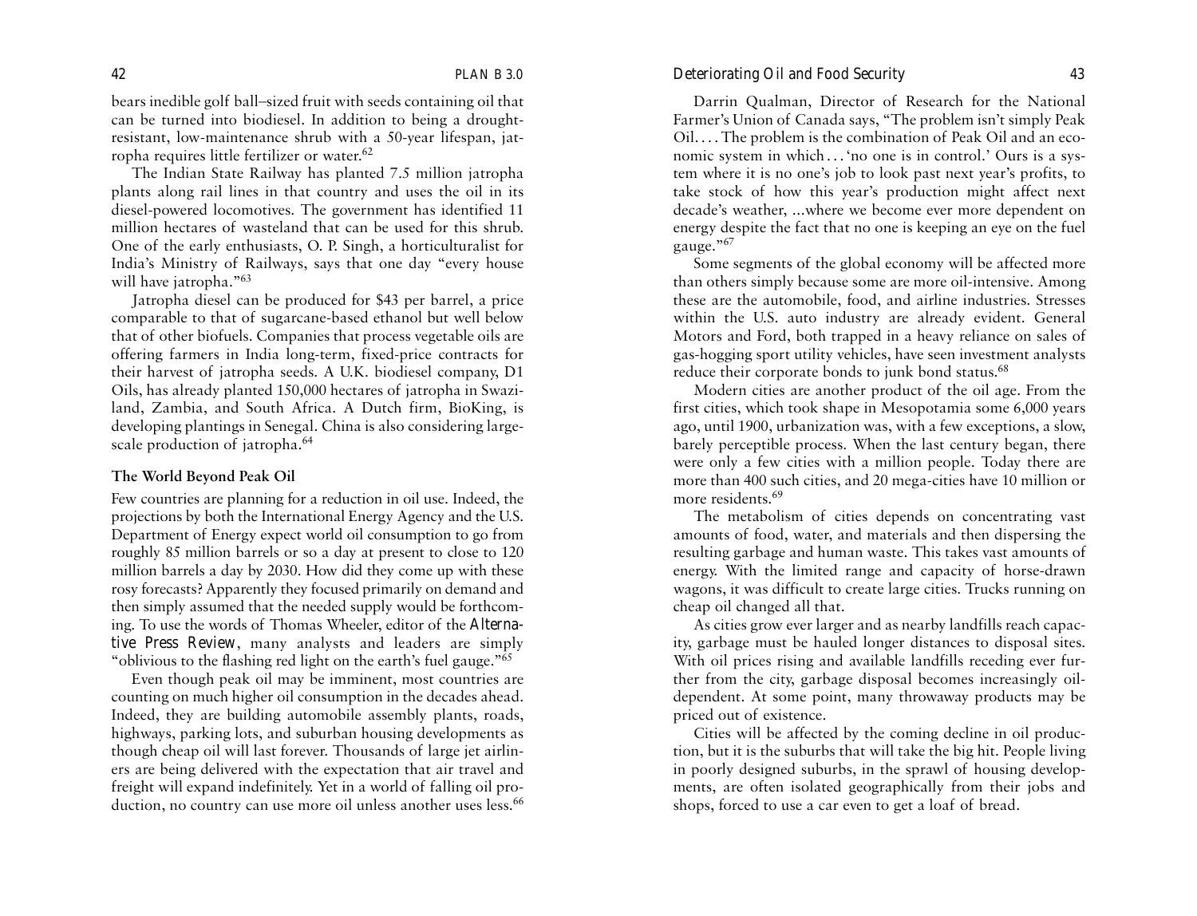bears inedible golf ball–sized fruit with seeds containing oil that can be turned into biodiesel. In addition to being a drought-resistant, low-maintenance shrub with a 50-year lifespan, jatropha requires little fertilizer or water.[62]

The Indian State Railway has planted 7.5 million jatropha plants along rail lines in that country and uses the oil in its diesel-powered locomotives. The government has identified 11 million hectares of wasteland that can be used for this shrub. One of the early enthusiasts, O. P. Singh, a horticulturalist for India's Ministry of Railways, says that one day "every house will have jatropha."[63]

Jatropha diesel can be produced for $43 per barrel, a price comparable to that of sugarcane-based ethanol but well below that of other biofuels. Companies that process vegetable oils are offering farmers in India long-term, fixed-price contracts for their harvest of jatropha seeds. A U.K. biodiesel company, D1 Oils, has already planted 150,000 hectares of jatropha in Swaziland, Zambia, and South Africa. A Dutch firm, BioKing, is developing plantings in Senegal. China is also considering large-scale production of jatropha.[64]

## The World Beyond Peak Oil

Few countries are planning for a reduction in oil use. Indeed, the projections by both the International Energy Agency and the U.S. Department of Energy expect world oil consumption to go from roughly 85 million barrels or so a day at present to close to 120 million barrels a day by 2030. How did they come up with these rosy forecasts? Apparently they focused primarily on demand and then simply assumed that the needed supply would be forthcoming. To use the words of Thomas Wheeler, editor of the *Alternative Press Review*, many analysts and leaders are simply "oblivious to the flashing red light on the earth's fuel gauge."[65]

Even though peak oil may be imminent, most countries are counting on much higher oil consumption in the decades ahead. Indeed, they are building automobile assembly plants, roads, highways, parking lots, and suburban housing developments as though cheap oil will last forever. Thousands of large jet airliners are being delivered with the expectation that air travel and freight will expand indefinitely. Yet in a world of falling oil production, no country can use more oil unless another uses less.[66]

Darrin Qualman, Director of Research for the National Farmer's Union of Canada says, "The problem isn't simply Peak Oil. . . . The problem is the combination of Peak Oil and an economic system in which . . . 'no one is in control.' Ours is a system where it is no one's job to look past next year's profits, to take stock of how this year's production might affect next decade's weather, ...where we become ever more dependent on energy despite the fact that no one is keeping an eye on the fuel gauge."[67]

Some segments of the global economy will be affected more than others simply because some are more oil-intensive. Among these are the automobile, food, and airline industries. Stresses within the U.S. auto industry are already evident. General Motors and Ford, both trapped in a heavy reliance on sales of gas-hogging sport utility vehicles, have seen investment analysts reduce their corporate bonds to junk bond status.[68]

Modern cities are another product of the oil age. From the first cities, which took shape in Mesopotamia some 6,000 years ago, until 1900, urbanization was, with a few exceptions, a slow, barely perceptible process. When the last century began, there were only a few cities with a million people. Today there are more than 400 such cities, and 20 mega-cities have 10 million or more residents.[69]

The metabolism of cities depends on concentrating vast amounts of food, water, and materials and then dispersing the resulting garbage and human waste. This takes vast amounts of energy. With the limited range and capacity of horse-drawn wagons, it was difficult to create large cities. Trucks running on cheap oil changed all that.

As cities grow ever larger and as nearby landfills reach capacity, garbage must be hauled longer distances to disposal sites. With oil prices rising and available landfills receding ever further from the city, garbage disposal becomes increasingly oil-dependent. At some point, many throwaway products may be priced out of existence.

Cities will be affected by the coming decline in oil production, but it is the suburbs that will take the big hit. People living in poorly designed suburbs, in the sprawl of housing developments, are often isolated geographically from their jobs and shops, forced to use a car even to get a loaf of bread.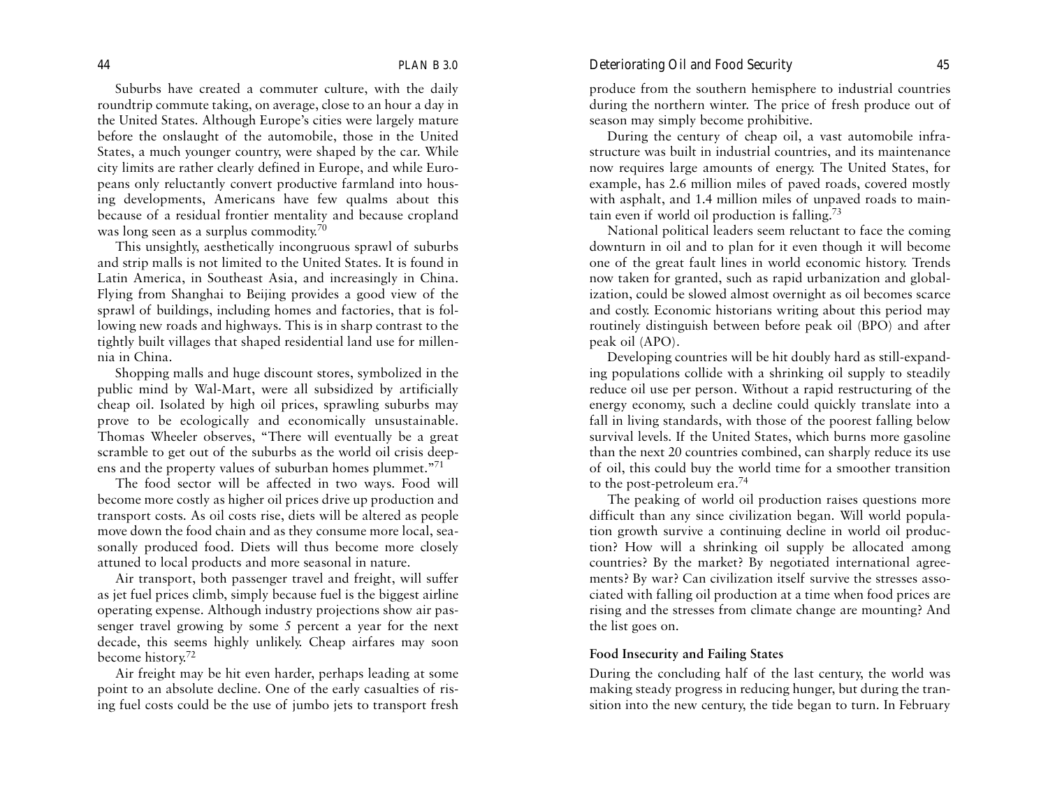Suburbs have created a commuter culture, with the daily roundtrip commute taking, on average, close to an hour a day in the United States. Although Europe's cities were largely mature before the onslaught of the automobile, those in the United States, a much younger country, were shaped by the car. While city limits are rather clearly defined in Europe, and while Europeans only reluctantly convert productive farmland into housing developments, Americans have few qualms about this because of a residual frontier mentality and because cropland was long seen as a surplus commodity.[70]

This unsightly, aesthetically incongruous sprawl of suburbs and strip malls is not limited to the United States. It is found in Latin America, in Southeast Asia, and increasingly in China. Flying from Shanghai to Beijing provides a good view of the sprawl of buildings, including homes and factories, that is following new roads and highways. This is in sharp contrast to the tightly built villages that shaped residential land use for millennia in China.

Shopping malls and huge discount stores, symbolized in the public mind by Wal-Mart, were all subsidized by artificially cheap oil. Isolated by high oil prices, sprawling suburbs may prove to be ecologically and economically unsustainable. Thomas Wheeler observes, "There will eventually be a great scramble to get out of the suburbs as the world oil crisis deepens and the property values of suburban homes plummet."[71]

The food sector will be affected in two ways. Food will become more costly as higher oil prices drive up production and transport costs. As oil costs rise, diets will be altered as people move down the food chain and as they consume more local, seasonally produced food. Diets will thus become more closely attuned to local products and more seasonal in nature.

Air transport, both passenger travel and freight, will suffer as jet fuel prices climb, simply because fuel is the biggest airline operating expense. Although industry projections show air passenger travel growing by some 5 percent a year for the next decade, this seems highly unlikely. Cheap airfares may soon become history.[72]

Air freight may be hit even harder, perhaps leading at some point to an absolute decline. One of the early casualties of rising fuel costs could be the use of jumbo jets to transport fresh produce from the southern hemisphere to industrial countries during the northern winter. The price of fresh produce out of season may simply become prohibitive.

During the century of cheap oil, a vast automobile infrastructure was built in industrial countries, and its maintenance now requires large amounts of energy. The United States, for example, has 2.6 million miles of paved roads, covered mostly with asphalt, and 1.4 million miles of unpaved roads to maintain even if world oil production is falling.[73]

National political leaders seem reluctant to face the coming downturn in oil and to plan for it even though it will become one of the great fault lines in world economic history. Trends now taken for granted, such as rapid urbanization and globalization, could be slowed almost overnight as oil becomes scarce and costly. Economic historians writing about this period may routinely distinguish between before peak oil (BPO) and after peak oil (APO).

Developing countries will be hit doubly hard as still-expanding populations collide with a shrinking oil supply to steadily reduce oil use per person. Without a rapid restructuring of the energy economy, such a decline could quickly translate into a fall in living standards, with those of the poorest falling below survival levels. If the United States, which burns more gasoline than the next 20 countries combined, can sharply reduce its use of oil, this could buy the world time for a smoother transition to the post-petroleum era.[74]

The peaking of world oil production raises questions more difficult than any since civilization began. Will world population growth survive a continuing decline in world oil production? How will a shrinking oil supply be allocated among countries? By the market? By negotiated international agreements? By war? Can civilization itself survive the stresses associated with falling oil production at a time when food prices are rising and the stresses from climate change are mounting? And the list goes on.

### Food Insecurity and Failing States

During the concluding half of the last century, the world was making steady progress in reducing hunger, but during the transition into the new century, the tide began to turn. In February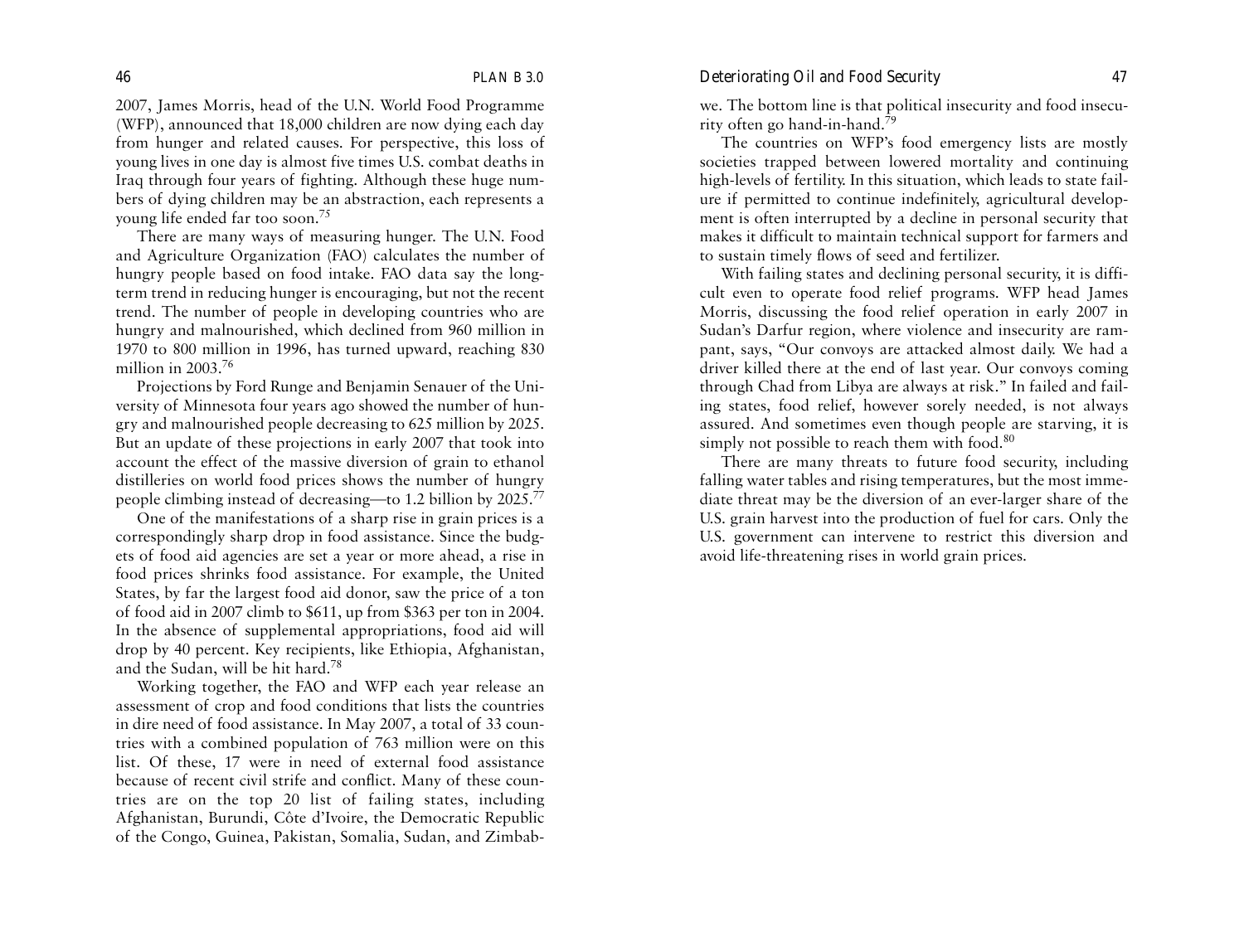2007, James Morris, head of the U.N. World Food Programme (WFP), announced that 18,000 children are now dying each day from hunger and related causes. For perspective, this loss of young lives in one day is almost five times U.S. combat deaths in Iraq through four years of fighting. Although these huge numbers of dying children may be an abstraction, each represents a young life ended far too soon.[75]

There are many ways of measuring hunger. The U.N. Food and Agriculture Organization (FAO) calculates the number of hungry people based on food intake. FAO data say the long-term trend in reducing hunger is encouraging, but not the recent trend. The number of people in developing countries who are hungry and malnourished, which declined from 960 million in 1970 to 800 million in 1996, has turned upward, reaching 830 million in 2003.[76]

Projections by Ford Runge and Benjamin Senauer of the University of Minnesota four years ago showed the number of hungry and malnourished people decreasing to 625 million by 2025. But an update of these projections in early 2007 that took into account the effect of the massive diversion of grain to ethanol distilleries on world food prices shows the number of hungry people climbing instead of decreasing—to 1.2 billion by 2025.[77]

One of the manifestations of a sharp rise in grain prices is a correspondingly sharp drop in food assistance. Since the budgets of food aid agencies are set a year or more ahead, a rise in food prices shrinks food assistance. For example, the United States, by far the largest food aid donor, saw the price of a ton of food aid in 2007 climb to $611, up from $363 per ton in 2004. In the absence of supplemental appropriations, food aid will drop by 40 percent. Key recipients, like Ethiopia, Afghanistan, and the Sudan, will be hit hard.[78]

Working together, the FAO and WFP each year release an assessment of crop and food conditions that lists the countries in dire need of food assistance. In May 2007, a total of 33 countries with a combined population of 763 million were on this list. Of these, 17 were in need of external food assistance because of recent civil strife and conflict. Many of these countries are on the top 20 list of failing states, including Afghanistan, Burundi, Côte d'Ivoire, the Democratic Republic of the Congo, Guinea, Pakistan, Somalia, Sudan, and Zimbabwe. The bottom line is that political insecurity and food insecurity often go hand-in-hand.[79]

The countries on WFP's food emergency lists are mostly societies trapped between lowered mortality and continuing high-levels of fertility. In this situation, which leads to state failure if permitted to continue indefinitely, agricultural development is often interrupted by a decline in personal security that makes it difficult to maintain technical support for farmers and to sustain timely flows of seed and fertilizer.

With failing states and declining personal security, it is difficult even to operate food relief programs. WFP head James Morris, discussing the food relief operation in early 2007 in Sudan's Darfur region, where violence and insecurity are rampant, says, "Our convoys are attacked almost daily. We had a driver killed there at the end of last year. Our convoys coming through Chad from Libya are always at risk." In failed and failing states, food relief, however sorely needed, is not always assured. And sometimes even though people are starving, it is simply not possible to reach them with food.[80]

There are many threats to future food security, including falling water tables and rising temperatures, but the most immediate threat may be the diversion of an ever-larger share of the U.S. grain harvest into the production of fuel for cars. Only the U.S. government can intervene to restrict this diversion and avoid life-threatening rises in world grain prices.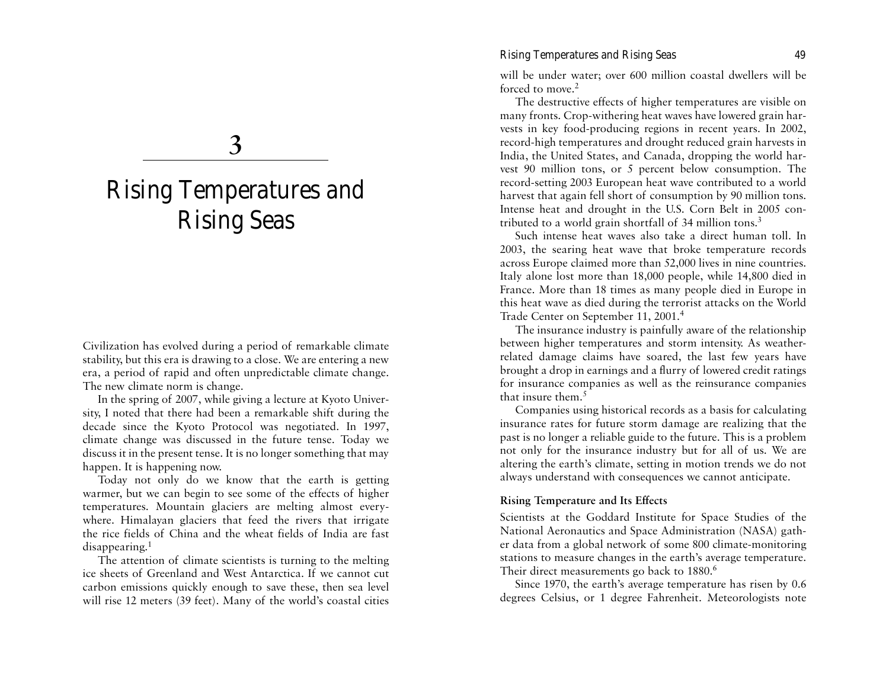# 3

# Rising Temperatures and Rising Seas

Civilization has evolved during a period of remarkable climate stability, but this era is drawing to a close. We are entering a new era, a period of rapid and often unpredictable climate change. The new climate norm is change.

In the spring of 2007, while giving a lecture at Kyoto University, I noted that there had been a remarkable shift during the decade since the Kyoto Protocol was negotiated. In 1997, climate change was discussed in the future tense. Today we discuss it in the present tense. It is no longer something that may happen. It is happening now.

Today not only do we know that the earth is getting warmer, but we can begin to see some of the effects of higher temperatures. Mountain glaciers are melting almost everywhere. Himalayan glaciers that feed the rivers that irrigate the rice fields of China and the wheat fields of India are fast disappearing.[1]

The attention of climate scientists is turning to the melting ice sheets of Greenland and West Antarctica. If we cannot cut carbon emissions quickly enough to save these, then sea level will rise 12 meters (39 feet). Many of the world's coastal cities will be under water; over 600 million coastal dwellers will be forced to move.[2]

The destructive effects of higher temperatures are visible on many fronts. Crop-withering heat waves have lowered grain harvests in key food-producing regions in recent years. In 2002, record-high temperatures and drought reduced grain harvests in India, the United States, and Canada, dropping the world harvest 90 million tons, or 5 percent below consumption. The record-setting 2003 European heat wave contributed to a world harvest that again fell short of consumption by 90 million tons. Intense heat and drought in the U.S. Corn Belt in 2005 contributed to a world grain shortfall of 34 million tons.[3]

Such intense heat waves also take a direct human toll. In 2003, the searing heat wave that broke temperature records across Europe claimed more than 52,000 lives in nine countries. Italy alone lost more than 18,000 people, while 14,800 died in France. More than 18 times as many people died in Europe in this heat wave as died during the terrorist attacks on the World Trade Center on September 11, 2001.[4]

The insurance industry is painfully aware of the relationship between higher temperatures and storm intensity. As weather-related damage claims have soared, the last few years have brought a drop in earnings and a flurry of lowered credit ratings for insurance companies as well as the reinsurance companies that insure them.[5]

Companies using historical records as a basis for calculating insurance rates for future storm damage are realizing that the past is no longer a reliable guide to the future. This is a problem not only for the insurance industry but for all of us. We are altering the earth's climate, setting in motion trends we do not always understand with consequences we cannot anticipate.

### Rising Temperature and Its Effects

Scientists at the Goddard Institute for Space Studies of the National Aeronautics and Space Administration (NASA) gather data from a global network of some 800 climate-monitoring stations to measure changes in the earth's average temperature. Their direct measurements go back to 1880.[6]

Since 1970, the earth's average temperature has risen by 0.6 degrees Celsius, or 1 degree Fahrenheit. Meteorologists note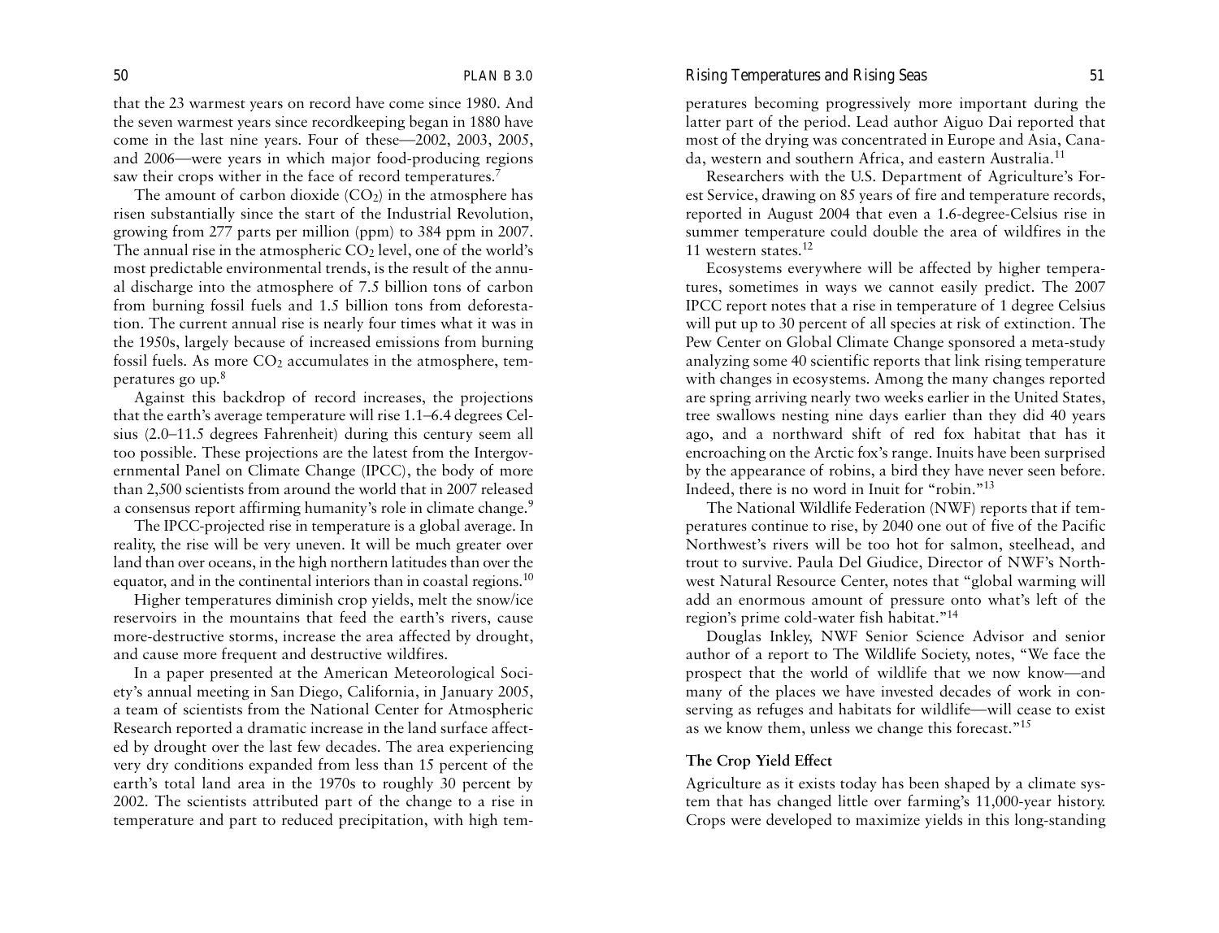that the 23 warmest years on record have come since 1980. And the seven warmest years since recordkeeping began in 1880 have come in the last nine years. Four of these—2002, 2003, 2005, and 2006—were years in which major food-producing regions saw their crops wither in the face of record temperatures.[7]

The amount of carbon dioxide ($CO_2$) in the atmosphere has risen substantially since the start of the Industrial Revolution, growing from 277 parts per million (ppm) to 384 ppm in 2007. The annual rise in the atmospheric $CO_2$ level, one of the world's most predictable environmental trends, is the result of the annual discharge into the atmosphere of 7.5 billion tons of carbon from burning fossil fuels and 1.5 billion tons from deforestation. The current annual rise is nearly four times what it was in the 1950s, largely because of increased emissions from burning fossil fuels. As more $CO_2$ accumulates in the atmosphere, temperatures go up.[8]

Against this backdrop of record increases, the projections that the earth's average temperature will rise 1.1–6.4 degrees Celsius (2.0–11.5 degrees Fahrenheit) during this century seem all too possible. These projections are the latest from the Intergovernmental Panel on Climate Change (IPCC), the body of more than 2,500 scientists from around the world that in 2007 released a consensus report affirming humanity's role in climate change.[9]

The IPCC-projected rise in temperature is a global average. In reality, the rise will be very uneven. It will be much greater over land than over oceans, in the high northern latitudes than over the equator, and in the continental interiors than in coastal regions.[10]

Higher temperatures diminish crop yields, melt the snow/ice reservoirs in the mountains that feed the earth's rivers, cause more-destructive storms, increase the area affected by drought, and cause more frequent and destructive wildfires.

In a paper presented at the American Meteorological Society's annual meeting in San Diego, California, in January 2005, a team of scientists from the National Center for Atmospheric Research reported a dramatic increase in the land surface affected by drought over the last few decades. The area experiencing very dry conditions expanded from less than 15 percent of the earth's total land area in the 1970s to roughly 30 percent by 2002. The scientists attributed part of the change to a rise in temperature and part to reduced precipitation, with high temperatures becoming progressively more important during the latter part of the period. Lead author Aiguo Dai reported that most of the drying was concentrated in Europe and Asia, Canada, western and southern Africa, and eastern Australia.[11]

Researchers with the U.S. Department of Agriculture's Forest Service, drawing on 85 years of fire and temperature records, reported in August 2004 that even a 1.6-degree-Celsius rise in summer temperature could double the area of wildfires in the 11 western states.[12]

Ecosystems everywhere will be affected by higher temperatures, sometimes in ways we cannot easily predict. The 2007 IPCC report notes that a rise in temperature of 1 degree Celsius will put up to 30 percent of all species at risk of extinction. The Pew Center on Global Climate Change sponsored a meta-study analyzing some 40 scientific reports that link rising temperature with changes in ecosystems. Among the many changes reported are spring arriving nearly two weeks earlier in the United States, tree swallows nesting nine days earlier than they did 40 years ago, and a northward shift of red fox habitat that has it encroaching on the Arctic fox's range. Inuits have been surprised by the appearance of robins, a bird they have never seen before. Indeed, there is no word in Inuit for "robin."[13]

The National Wildlife Federation (NWF) reports that if temperatures continue to rise, by 2040 one out of five of the Pacific Northwest's rivers will be too hot for salmon, steelhead, and trout to survive. Paula Del Giudice, Director of NWF's Northwest Natural Resource Center, notes that "global warming will add an enormous amount of pressure onto what's left of the region's prime cold-water fish habitat."[14]

Douglas Inkley, NWF Senior Science Advisor and senior author of a report to The Wildlife Society, notes, "We face the prospect that the world of wildlife that we now know—and many of the places we have invested decades of work in conserving as refuges and habitats for wildlife—will cease to exist as we know them, unless we change this forecast."[15]

### The Crop Yield Effect

Agriculture as it exists today has been shaped by a climate system that has changed little over farming's 11,000-year history. Crops were developed to maximize yields in this long-standing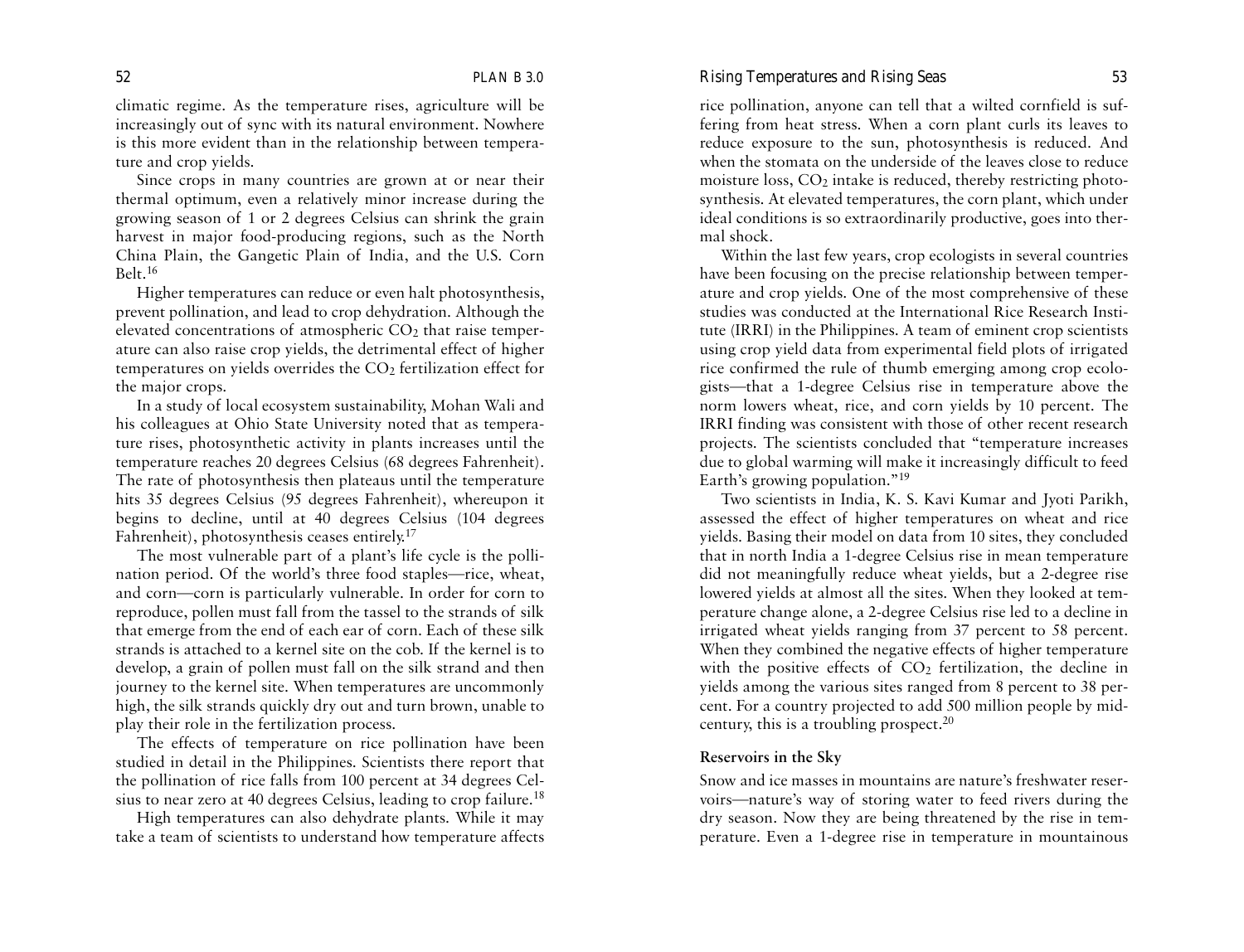climatic regime. As the temperature rises, agriculture will be increasingly out of sync with its natural environment. Nowhere is this more evident than in the relationship between temperature and crop yields.

Since crops in many countries are grown at or near their thermal optimum, even a relatively minor increase during the growing season of 1 or 2 degrees Celsius can shrink the grain harvest in major food-producing regions, such as the North China Plain, the Gangetic Plain of India, and the U.S. Corn Belt.[16]

Higher temperatures can reduce or even halt photosynthesis, prevent pollination, and lead to crop dehydration. Although the elevated concentrations of atmospheric $CO_2$ that raise temperature can also raise crop yields, the detrimental effect of higher temperatures on yields overrides the $CO_2$ fertilization effect for the major crops.

In a study of local ecosystem sustainability, Mohan Wali and his colleagues at Ohio State University noted that as temperature rises, photosynthetic activity in plants increases until the temperature reaches 20 degrees Celsius (68 degrees Fahrenheit). The rate of photosynthesis then plateaus until the temperature hits 35 degrees Celsius (95 degrees Fahrenheit), whereupon it begins to decline, until at 40 degrees Celsius (104 degrees Fahrenheit), photosynthesis ceases entirely.[17]

The most vulnerable part of a plant's life cycle is the pollination period. Of the world's three food staples—rice, wheat, and corn—corn is particularly vulnerable. In order for corn to reproduce, pollen must fall from the tassel to the strands of silk that emerge from the end of each ear of corn. Each of these silk strands is attached to a kernel site on the cob. If the kernel is to develop, a grain of pollen must fall on the silk strand and then journey to the kernel site. When temperatures are uncommonly high, the silk strands quickly dry out and turn brown, unable to play their role in the fertilization process.

The effects of temperature on rice pollination have been studied in detail in the Philippines. Scientists there report that the pollination of rice falls from 100 percent at 34 degrees Celsius to near zero at 40 degrees Celsius, leading to crop failure.[18]

High temperatures can also dehydrate plants. While it may take a team of scientists to understand how temperature affects rice pollination, anyone can tell that a wilted cornfield is suffering from heat stress. When a corn plant curls its leaves to reduce exposure to the sun, photosynthesis is reduced. And when the stomata on the underside of the leaves close to reduce moisture loss, $CO_2$ intake is reduced, thereby restricting photosynthesis. At elevated temperatures, the corn plant, which under ideal conditions is so extraordinarily productive, goes into thermal shock.

Within the last few years, crop ecologists in several countries have been focusing on the precise relationship between temperature and crop yields. One of the most comprehensive of these studies was conducted at the International Rice Research Institute (IRRI) in the Philippines. A team of eminent crop scientists using crop yield data from experimental field plots of irrigated rice confirmed the rule of thumb emerging among crop ecologists—that a 1-degree Celsius rise in temperature above the norm lowers wheat, rice, and corn yields by 10 percent. The IRRI finding was consistent with those of other recent research projects. The scientists concluded that "temperature increases due to global warming will make it increasingly difficult to feed Earth's growing population."[19]

Two scientists in India, K. S. Kavi Kumar and Jyoti Parikh, assessed the effect of higher temperatures on wheat and rice yields. Basing their model on data from 10 sites, they concluded that in north India a 1-degree Celsius rise in mean temperature did not meaningfully reduce wheat yields, but a 2-degree rise lowered yields at almost all the sites. When they looked at temperature change alone, a 2-degree Celsius rise led to a decline in irrigated wheat yields ranging from 37 percent to 58 percent. When they combined the negative effects of higher temperature with the positive effects of $CO_2$ fertilization, the decline in yields among the various sites ranged from 8 percent to 38 percent. For a country projected to add 500 million people by midcentury, this is a troubling prospect.[20]

### Reservoirs in the Sky

Snow and ice masses in mountains are nature's freshwater reservoirs—nature's way of storing water to feed rivers during the dry season. Now they are being threatened by the rise in temperature. Even a 1-degree rise in temperature in mountainous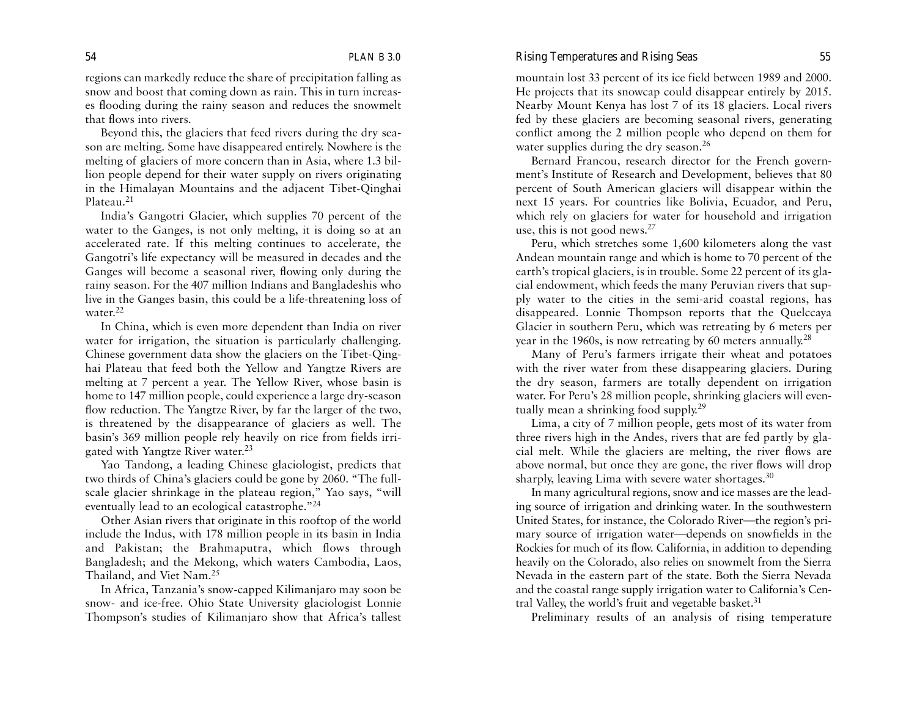regions can markedly reduce the share of precipitation falling as snow and boost that coming down as rain. This in turn increases flooding during the rainy season and reduces the snowmelt that flows into rivers.

Beyond this, the glaciers that feed rivers during the dry season are melting. Some have disappeared entirely. Nowhere is the melting of glaciers of more concern than in Asia, where 1.3 billion people depend for their water supply on rivers originating in the Himalayan Mountains and the adjacent Tibet-Qinghai Plateau.[21]

India's Gangotri Glacier, which supplies 70 percent of the water to the Ganges, is not only melting, it is doing so at an accelerated rate. If this melting continues to accelerate, the Gangotri's life expectancy will be measured in decades and the Ganges will become a seasonal river, flowing only during the rainy season. For the 407 million Indians and Bangladeshis who live in the Ganges basin, this could be a life-threatening loss of water.[22]

In China, which is even more dependent than India on river water for irrigation, the situation is particularly challenging. Chinese government data show the glaciers on the Tibet-Qinghai Plateau that feed both the Yellow and Yangtze Rivers are melting at 7 percent a year. The Yellow River, whose basin is home to 147 million people, could experience a large dry-season flow reduction. The Yangtze River, by far the larger of the two, is threatened by the disappearance of glaciers as well. The basin's 369 million people rely heavily on rice from fields irrigated with Yangtze River water.[23]

Yao Tandong, a leading Chinese glaciologist, predicts that two thirds of China's glaciers could be gone by 2060. "The full-scale glacier shrinkage in the plateau region," Yao says, "will eventually lead to an ecological catastrophe."[24]

Other Asian rivers that originate in this rooftop of the world include the Indus, with 178 million people in its basin in India and Pakistan; the Brahmaputra, which flows through Bangladesh; and the Mekong, which waters Cambodia, Laos, Thailand, and Viet Nam.[25]

In Africa, Tanzania's snow-capped Kilimanjaro may soon be snow- and ice-free. Ohio State University glaciologist Lonnie Thompson's studies of Kilimanjaro show that Africa's tallest mountain lost 33 percent of its ice field between 1989 and 2000. He projects that its snowcap could disappear entirely by 2015. Nearby Mount Kenya has lost 7 of its 18 glaciers. Local rivers fed by these glaciers are becoming seasonal rivers, generating conflict among the 2 million people who depend on them for water supplies during the dry season.[26]

Bernard Francou, research director for the French government's Institute of Research and Development, believes that 80 percent of South American glaciers will disappear within the next 15 years. For countries like Bolivia, Ecuador, and Peru, which rely on glaciers for water for household and irrigation use, this is not good news.[27]

Peru, which stretches some 1,600 kilometers along the vast Andean mountain range and which is home to 70 percent of the earth's tropical glaciers, is in trouble. Some 22 percent of its glacial endowment, which feeds the many Peruvian rivers that supply water to the cities in the semi-arid coastal regions, has disappeared. Lonnie Thompson reports that the Quelccaya Glacier in southern Peru, which was retreating by 6 meters per year in the 1960s, is now retreating by 60 meters annually.[28]

Many of Peru's farmers irrigate their wheat and potatoes with the river water from these disappearing glaciers. During the dry season, farmers are totally dependent on irrigation water. For Peru's 28 million people, shrinking glaciers will eventually mean a shrinking food supply.[29]

Lima, a city of 7 million people, gets most of its water from three rivers high in the Andes, rivers that are fed partly by glacial melt. While the glaciers are melting, the river flows are above normal, but once they are gone, the river flows will drop sharply, leaving Lima with severe water shortages.[30]

In many agricultural regions, snow and ice masses are the leading source of irrigation and drinking water. In the southwestern United States, for instance, the Colorado River—the region's primary source of irrigation water—depends on snowfields in the Rockies for much of its flow. California, in addition to depending heavily on the Colorado, also relies on snowmelt from the Sierra Nevada in the eastern part of the state. Both the Sierra Nevada and the coastal range supply irrigation water to California's Central Valley, the world's fruit and vegetable basket.[31]

Preliminary results of an analysis of rising temperature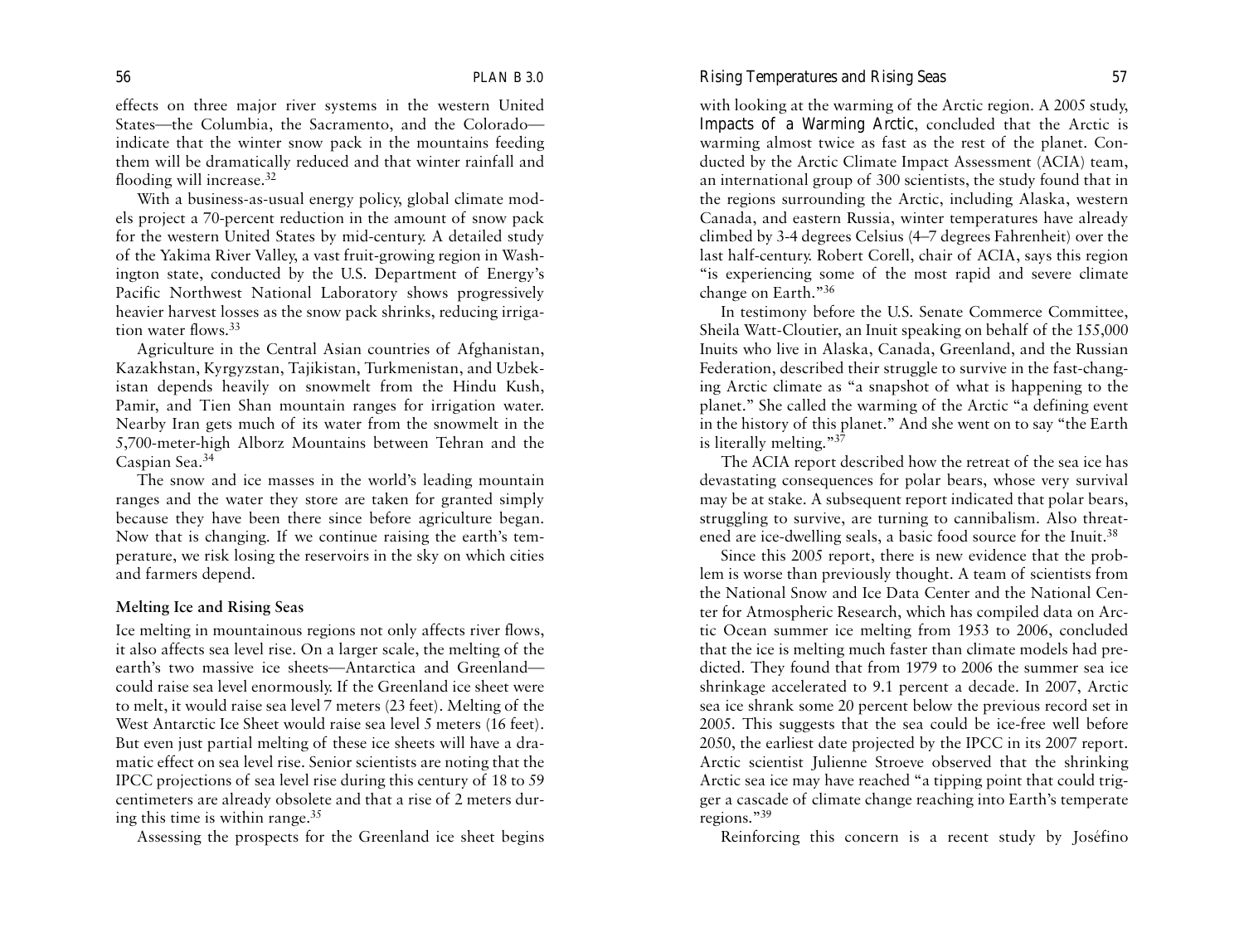effects on three major river systems in the western United States—the Columbia, the Sacramento, and the Colorado—indicate that the winter snow pack in the mountains feeding them will be dramatically reduced and that winter rainfall and flooding will increase.[32]

With a business-as-usual energy policy, global climate models project a 70-percent reduction in the amount of snow pack for the western United States by mid-century. A detailed study of the Yakima River Valley, a vast fruit-growing region in Washington state, conducted by the U.S. Department of Energy's Pacific Northwest National Laboratory shows progressively heavier harvest losses as the snow pack shrinks, reducing irrigation water flows.[33]

Agriculture in the Central Asian countries of Afghanistan, Kazakhstan, Kyrgyzstan, Tajikistan, Turkmenistan, and Uzbekistan depends heavily on snowmelt from the Hindu Kush, Pamir, and Tien Shan mountain ranges for irrigation water. Nearby Iran gets much of its water from the snowmelt in the 5,700-meter-high Alborz Mountains between Tehran and the Caspian Sea.[34]

The snow and ice masses in the world's leading mountain ranges and the water they store are taken for granted simply because they have been there since before agriculture began. Now that is changing. If we continue raising the earth's temperature, we risk losing the reservoirs in the sky on which cities and farmers depend.

### Melting Ice and Rising Seas

Ice melting in mountainous regions not only affects river flows, it also affects sea level rise. On a larger scale, the melting of the earth's two massive ice sheets—Antarctica and Greenland—could raise sea level enormously. If the Greenland ice sheet were to melt, it would raise sea level 7 meters (23 feet). Melting of the West Antarctic Ice Sheet would raise sea level 5 meters (16 feet). But even just partial melting of these ice sheets will have a dramatic effect on sea level rise. Senior scientists are noting that the IPCC projections of sea level rise during this century of 18 to 59 centimeters are already obsolete and that a rise of 2 meters during this time is within range.[35]

Assessing the prospects for the Greenland ice sheet begins with looking at the warming of the Arctic region. A 2005 study, *Impacts of a Warming Arctic*, concluded that the Arctic is warming almost twice as fast as the rest of the planet. Conducted by the Arctic Climate Impact Assessment (ACIA) team, an international group of 300 scientists, the study found that in the regions surrounding the Arctic, including Alaska, western Canada, and eastern Russia, winter temperatures have already climbed by 3-4 degrees Celsius (4–7 degrees Fahrenheit) over the last half-century. Robert Corell, chair of ACIA, says this region "is experiencing some of the most rapid and severe climate change on Earth."[36]

In testimony before the U.S. Senate Commerce Committee, Sheila Watt-Cloutier, an Inuit speaking on behalf of the 155,000 Inuits who live in Alaska, Canada, Greenland, and the Russian Federation, described their struggle to survive in the fast-changing Arctic climate as "a snapshot of what is happening to the planet." She called the warming of the Arctic "a defining event in the history of this planet." And she went on to say "the Earth is literally melting."[37]

The ACIA report described how the retreat of the sea ice has devastating consequences for polar bears, whose very survival may be at stake. A subsequent report indicated that polar bears, struggling to survive, are turning to cannibalism. Also threatened are ice-dwelling seals, a basic food source for the Inuit.[38]

Since this 2005 report, there is new evidence that the problem is worse than previously thought. A team of scientists from the National Snow and Ice Data Center and the National Center for Atmospheric Research, which has compiled data on Arctic Ocean summer ice melting from 1953 to 2006, concluded that the ice is melting much faster than climate models had predicted. They found that from 1979 to 2006 the summer sea ice shrinkage accelerated to 9.1 percent a decade. In 2007, Arctic sea ice shrank some 20 percent below the previous record set in 2005. This suggests that the sea could be ice-free well before 2050, the earliest date projected by the IPCC in its 2007 report. Arctic scientist Julienne Stroeve observed that the shrinking Arctic sea ice may have reached "a tipping point that could trigger a cascade of climate change reaching into Earth's temperate regions."[39]

Reinforcing this concern is a recent study by Joséfino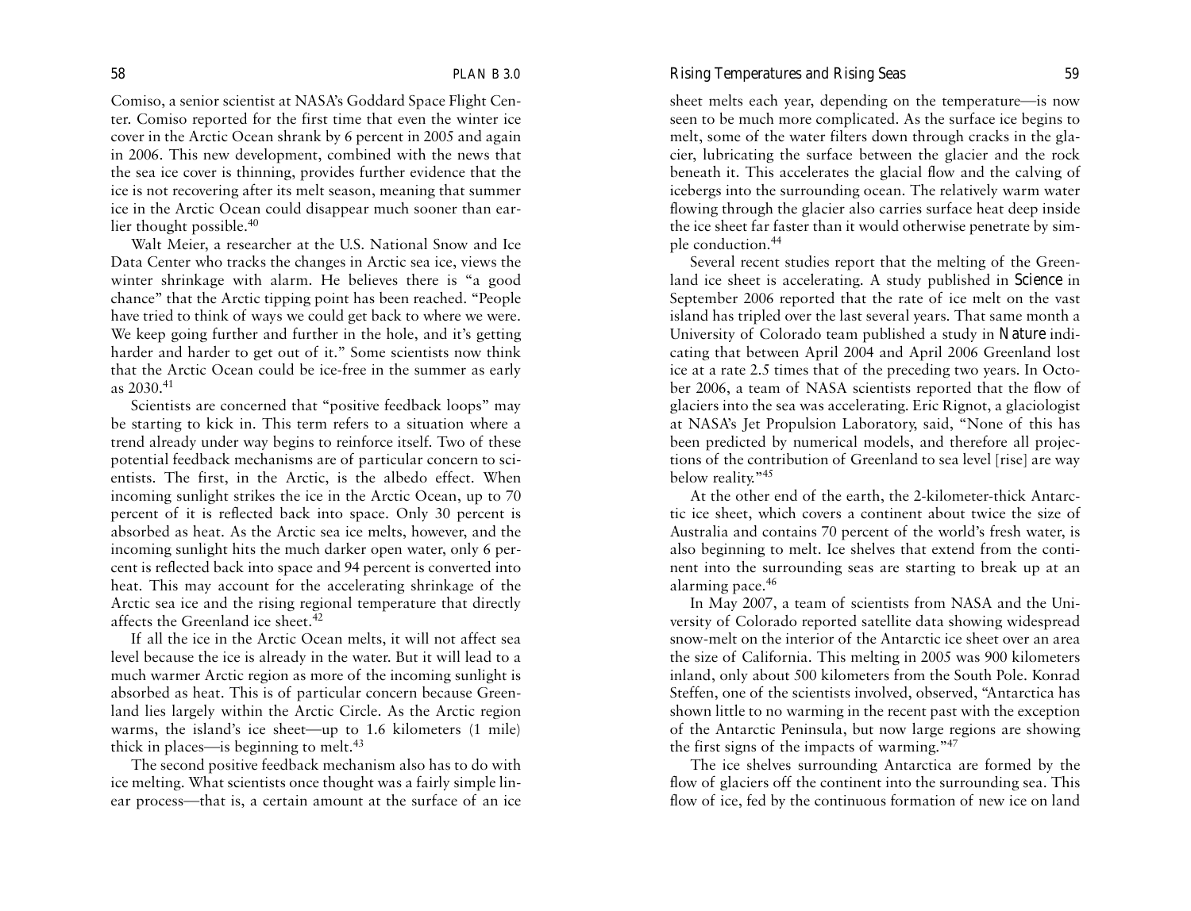Comiso, a senior scientist at NASA's Goddard Space Flight Center. Comiso reported for the first time that even the winter ice cover in the Arctic Ocean shrank by 6 percent in 2005 and again in 2006. This new development, combined with the news that the sea ice cover is thinning, provides further evidence that the ice is not recovering after its melt season, meaning that summer ice in the Arctic Ocean could disappear much sooner than earlier thought possible.[40]

Walt Meier, a researcher at the U.S. National Snow and Ice Data Center who tracks the changes in Arctic sea ice, views the winter shrinkage with alarm. He believes there is "a good chance" that the Arctic tipping point has been reached. "People have tried to think of ways we could get back to where we were. We keep going further and further in the hole, and it's getting harder and harder to get out of it." Some scientists now think that the Arctic Ocean could be ice-free in the summer as early as 2030.[41]

Scientists are concerned that "positive feedback loops" may be starting to kick in. This term refers to a situation where a trend already under way begins to reinforce itself. Two of these potential feedback mechanisms are of particular concern to scientists. The first, in the Arctic, is the albedo effect. When incoming sunlight strikes the ice in the Arctic Ocean, up to 70 percent of it is reflected back into space. Only 30 percent is absorbed as heat. As the Arctic sea ice melts, however, and the incoming sunlight hits the much darker open water, only 6 percent is reflected back into space and 94 percent is converted into heat. This may account for the accelerating shrinkage of the Arctic sea ice and the rising regional temperature that directly affects the Greenland ice sheet.[42]

If all the ice in the Arctic Ocean melts, it will not affect sea level because the ice is already in the water. But it will lead to a much warmer Arctic region as more of the incoming sunlight is absorbed as heat. This is of particular concern because Greenland lies largely within the Arctic Circle. As the Arctic region warms, the island's ice sheet—up to 1.6 kilometers (1 mile) thick in places—is beginning to melt.[43]

The second positive feedback mechanism also has to do with ice melting. What scientists once thought was a fairly simple linear process—that is, a certain amount at the surface of an ice sheet melts each year, depending on the temperature—is now seen to be much more complicated. As the surface ice begins to melt, some of the water filters down through cracks in the glacier, lubricating the surface between the glacier and the rock beneath it. This accelerates the glacial flow and the calving of icebergs into the surrounding ocean. The relatively warm water flowing through the glacier also carries surface heat deep inside the ice sheet far faster than it would otherwise penetrate by simple conduction.[44]

Several recent studies report that the melting of the Greenland ice sheet is accelerating. A study published in *Science* in September 2006 reported that the rate of ice melt on the vast island has tripled over the last several years. That same month a University of Colorado team published a study in *Nature* indicating that between April 2004 and April 2006 Greenland lost ice at a rate 2.5 times that of the preceding two years. In October 2006, a team of NASA scientists reported that the flow of glaciers into the sea was accelerating. Eric Rignot, a glaciologist at NASA's Jet Propulsion Laboratory, said, "None of this has been predicted by numerical models, and therefore all projections of the contribution of Greenland to sea level [rise] are way below reality."[45]

At the other end of the earth, the 2-kilometer-thick Antarctic ice sheet, which covers a continent about twice the size of Australia and contains 70 percent of the world's fresh water, is also beginning to melt. Ice shelves that extend from the continent into the surrounding seas are starting to break up at an alarming pace.[46]

In May 2007, a team of scientists from NASA and the University of Colorado reported satellite data showing widespread snow-melt on the interior of the Antarctic ice sheet over an area the size of California. This melting in 2005 was 900 kilometers inland, only about 500 kilometers from the South Pole. Konrad Steffen, one of the scientists involved, observed, "Antarctica has shown little to no warming in the recent past with the exception of the Antarctic Peninsula, but now large regions are showing the first signs of the impacts of warming."[47]

The ice shelves surrounding Antarctica are formed by the flow of glaciers off the continent into the surrounding sea. This flow of ice, fed by the continuous formation of new ice on land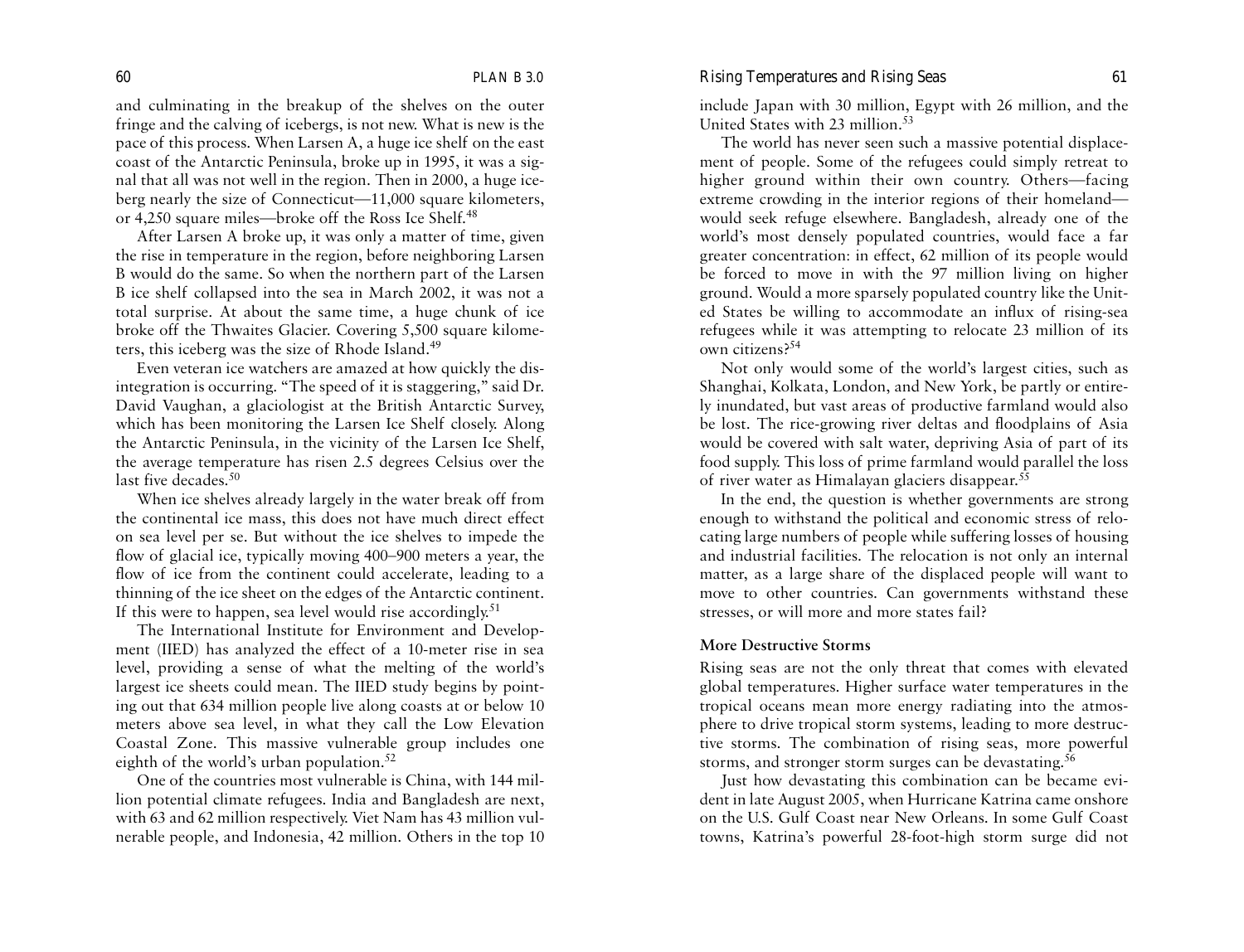and culminating in the breakup of the shelves on the outer fringe and the calving of icebergs, is not new. What is new is the pace of this process. When Larsen A, a huge ice shelf on the east coast of the Antarctic Peninsula, broke up in 1995, it was a signal that all was not well in the region. Then in 2000, a huge iceberg nearly the size of Connecticut—11,000 square kilometers, or 4,250 square miles—broke off the Ross Ice Shelf.[48]

After Larsen A broke up, it was only a matter of time, given the rise in temperature in the region, before neighboring Larsen B would do the same. So when the northern part of the Larsen B ice shelf collapsed into the sea in March 2002, it was not a total surprise. At about the same time, a huge chunk of ice broke off the Thwaites Glacier. Covering 5,500 square kilometers, this iceberg was the size of Rhode Island.[49]

Even veteran ice watchers are amazed at how quickly the disintegration is occurring. "The speed of it is staggering," said Dr. David Vaughan, a glaciologist at the British Antarctic Survey, which has been monitoring the Larsen Ice Shelf closely. Along the Antarctic Peninsula, in the vicinity of the Larsen Ice Shelf, the average temperature has risen 2.5 degrees Celsius over the last five decades.[50]

When ice shelves already largely in the water break off from the continental ice mass, this does not have much direct effect on sea level per se. But without the ice shelves to impede the flow of glacial ice, typically moving 400–900 meters a year, the flow of ice from the continent could accelerate, leading to a thinning of the ice sheet on the edges of the Antarctic continent. If this were to happen, sea level would rise accordingly.[51]

The International Institute for Environment and Development (IIED) has analyzed the effect of a 10-meter rise in sea level, providing a sense of what the melting of the world's largest ice sheets could mean. The IIED study begins by pointing out that 634 million people live along coasts at or below 10 meters above sea level, in what they call the Low Elevation Coastal Zone. This massive vulnerable group includes one eighth of the world's urban population.[52]

One of the countries most vulnerable is China, with 144 million potential climate refugees. India and Bangladesh are next, with 63 and 62 million respectively. Viet Nam has 43 million vulnerable people, and Indonesia, 42 million. Others in the top 10 include Japan with 30 million, Egypt with 26 million, and the United States with 23 million.[53]

The world has never seen such a massive potential displacement of people. Some of the refugees could simply retreat to higher ground within their own country. Others—facing extreme crowding in the interior regions of their homeland—would seek refuge elsewhere. Bangladesh, already one of the world's most densely populated countries, would face a far greater concentration: in effect, 62 million of its people would be forced to move in with the 97 million living on higher ground. Would a more sparsely populated country like the United States be willing to accommodate an influx of rising-sea refugees while it was attempting to relocate 23 million of its own citizens?[54]

Not only would some of the world's largest cities, such as Shanghai, Kolkata, London, and New York, be partly or entirely inundated, but vast areas of productive farmland would also be lost. The rice-growing river deltas and floodplains of Asia would be covered with salt water, depriving Asia of part of its food supply. This loss of prime farmland would parallel the loss of river water as Himalayan glaciers disappear.[55]

In the end, the question is whether governments are strong enough to withstand the political and economic stress of relocating large numbers of people while suffering losses of housing and industrial facilities. The relocation is not only an internal matter, as a large share of the displaced people will want to move to other countries. Can governments withstand these stresses, or will more and more states fail?

### More Destructive Storms

Rising seas are not the only threat that comes with elevated global temperatures. Higher surface water temperatures in the tropical oceans mean more energy radiating into the atmosphere to drive tropical storm systems, leading to more destructive storms. The combination of rising seas, more powerful storms, and stronger storm surges can be devastating.[56]

Just how devastating this combination can be became evident in late August 2005, when Hurricane Katrina came onshore on the U.S. Gulf Coast near New Orleans. In some Gulf Coast towns, Katrina's powerful 28-foot-high storm surge did not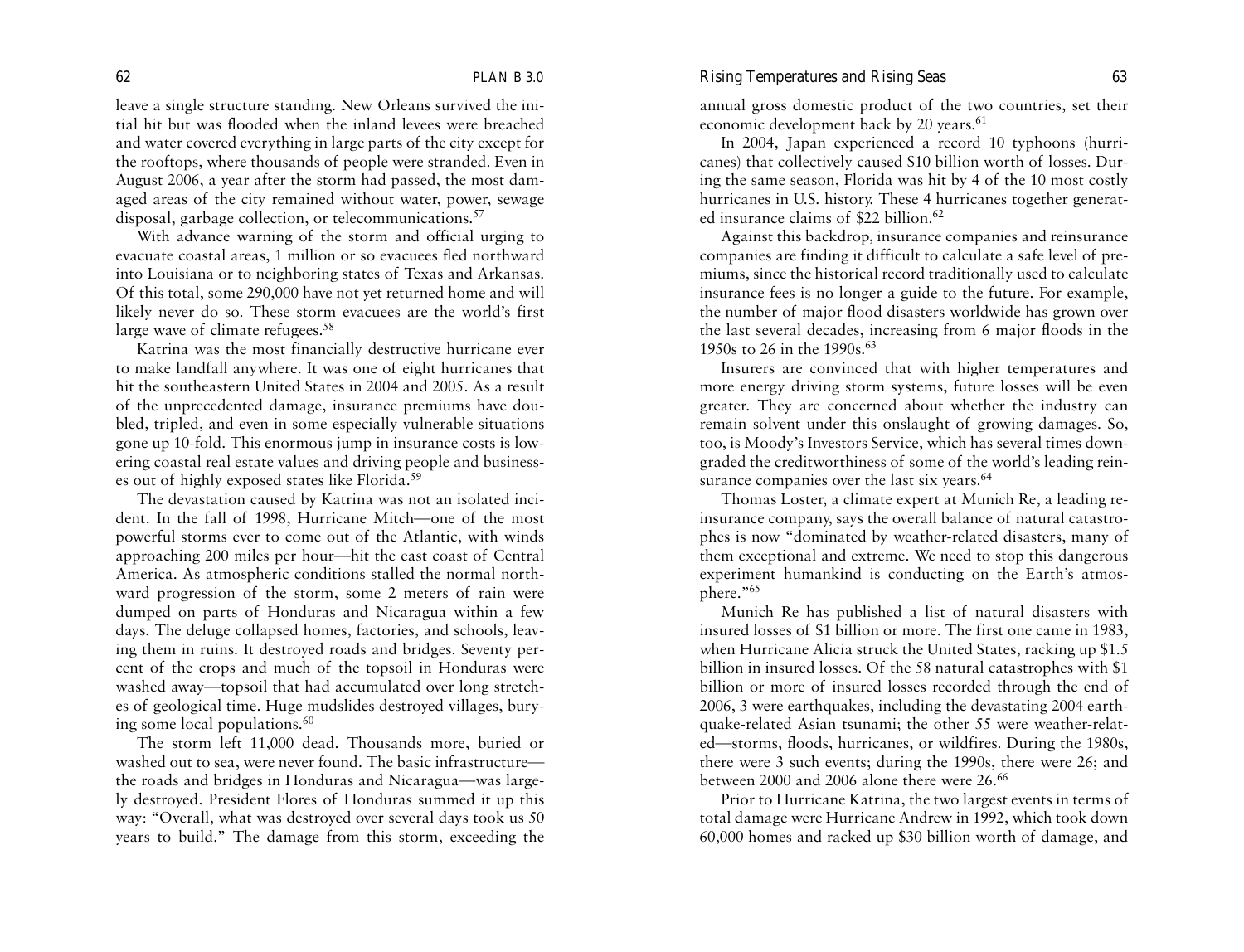leave a single structure standing. New Orleans survived the initial hit but was flooded when the inland levees were breached and water covered everything in large parts of the city except for the rooftops, where thousands of people were stranded. Even in August 2006, a year after the storm had passed, the most damaged areas of the city remained without water, power, sewage disposal, garbage collection, or telecommunications.[57]

With advance warning of the storm and official urging to evacuate coastal areas, 1 million or so evacuees fled northward into Louisiana or to neighboring states of Texas and Arkansas. Of this total, some 290,000 have not yet returned home and will likely never do so. These storm evacuees are the world's first large wave of climate refugees.[58]

Katrina was the most financially destructive hurricane ever to make landfall anywhere. It was one of eight hurricanes that hit the southeastern United States in 2004 and 2005. As a result of the unprecedented damage, insurance premiums have doubled, tripled, and even in some especially vulnerable situations gone up 10-fold. This enormous jump in insurance costs is lowering coastal real estate values and driving people and businesses out of highly exposed states like Florida.[59]

The devastation caused by Katrina was not an isolated incident. In the fall of 1998, Hurricane Mitch—one of the most powerful storms ever to come out of the Atlantic, with winds approaching 200 miles per hour—hit the east coast of Central America. As atmospheric conditions stalled the normal northward progression of the storm, some 2 meters of rain were dumped on parts of Honduras and Nicaragua within a few days. The deluge collapsed homes, factories, and schools, leaving them in ruins. It destroyed roads and bridges. Seventy percent of the crops and much of the topsoil in Honduras were washed away—topsoil that had accumulated over long stretches of geological time. Huge mudslides destroyed villages, burying some local populations.[60]

The storm left 11,000 dead. Thousands more, buried or washed out to sea, were never found. The basic infrastructure—the roads and bridges in Honduras and Nicaragua—was largely destroyed. President Flores of Honduras summed it up this way: "Overall, what was destroyed over several days took us 50 years to build." The damage from this storm, exceeding the annual gross domestic product of the two countries, set their economic development back by 20 years.[61]

In 2004, Japan experienced a record 10 typhoons (hurricanes) that collectively caused $10 billion worth of losses. During the same season, Florida was hit by 4 of the 10 most costly hurricanes in U.S. history. These 4 hurricanes together generated insurance claims of $22 billion.[62]

Against this backdrop, insurance companies and reinsurance companies are finding it difficult to calculate a safe level of premiums, since the historical record traditionally used to calculate insurance fees is no longer a guide to the future. For example, the number of major flood disasters worldwide has grown over the last several decades, increasing from 6 major floods in the 1950s to 26 in the 1990s.[63]

Insurers are convinced that with higher temperatures and more energy driving storm systems, future losses will be even greater. They are concerned about whether the industry can remain solvent under this onslaught of growing damages. So, too, is Moody's Investors Service, which has several times downgraded the creditworthiness of some of the world's leading reinsurance companies over the last six years.[64]

Thomas Loster, a climate expert at Munich Re, a leading reinsurance company, says the overall balance of natural catastrophes is now "dominated by weather-related disasters, many of them exceptional and extreme. We need to stop this dangerous experiment humankind is conducting on the Earth's atmosphere."[65]

Munich Re has published a list of natural disasters with insured losses of $1 billion or more. The first one came in 1983, when Hurricane Alicia struck the United States, racking up $1.5 billion in insured losses. Of the 58 natural catastrophes with $1 billion or more of insured losses recorded through the end of 2006, 3 were earthquakes, including the devastating 2004 earthquake-related Asian tsunami; the other 55 were weather-related—storms, floods, hurricanes, or wildfires. During the 1980s, there were 3 such events; during the 1990s, there were 26; and between 2000 and 2006 alone there were 26.[66]

Prior to Hurricane Katrina, the two largest events in terms of total damage were Hurricane Andrew in 1992, which took down 60,000 homes and racked up $30 billion worth of damage, and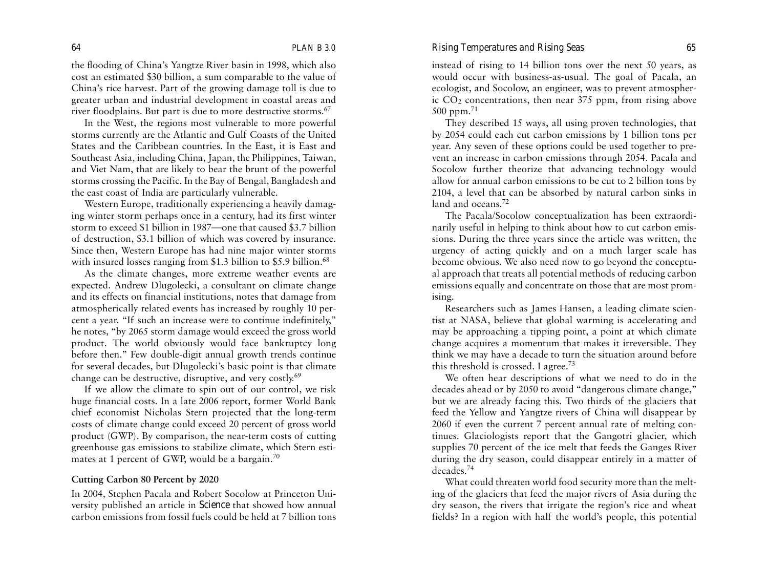the flooding of China's Yangtze River basin in 1998, which also cost an estimated $30 billion, a sum comparable to the value of China's rice harvest. Part of the growing damage toll is due to greater urban and industrial development in coastal areas and river floodplains. But part is due to more destructive storms.[67]

In the West, the regions most vulnerable to more powerful storms currently are the Atlantic and Gulf Coasts of the United States and the Caribbean countries. In the East, it is East and Southeast Asia, including China, Japan, the Philippines, Taiwan, and Viet Nam, that are likely to bear the brunt of the powerful storms crossing the Pacific. In the Bay of Bengal, Bangladesh and the east coast of India are particularly vulnerable.

Western Europe, traditionally experiencing a heavily damaging winter storm perhaps once in a century, had its first winter storm to exceed $1 billion in 1987—one that caused $3.7 billion of destruction, $3.1 billion of which was covered by insurance. Since then, Western Europe has had nine major winter storms with insured losses ranging from $1.3 billion to $5.9 billion.[68]

As the climate changes, more extreme weather events are expected. Andrew Dlugolecki, a consultant on climate change and its effects on financial institutions, notes that damage from atmospherically related events has increased by roughly 10 percent a year. "If such an increase were to continue indefinitely," he notes, "by 2065 storm damage would exceed the gross world product. The world obviously would face bankruptcy long before then." Few double-digit annual growth trends continue for several decades, but Dlugolecki's basic point is that climate change can be destructive, disruptive, and very costly.[69]

If we allow the climate to spin out of our control, we risk huge financial costs. In a late 2006 report, former World Bank chief economist Nicholas Stern projected that the long-term costs of climate change could exceed 20 percent of gross world product (GWP). By comparison, the near-term costs of cutting greenhouse gas emissions to stabilize climate, which Stern estimates at 1 percent of GWP, would be a bargain.[70]

### Cutting Carbon 80 Percent by 2020

In 2004, Stephen Pacala and Robert Socolow at Princeton University published an article in *Science* that showed how annual carbon emissions from fossil fuels could be held at 7 billion tons instead of rising to 14 billion tons over the next 50 years, as would occur with business-as-usual. The goal of Pacala, an ecologist, and Socolow, an engineer, was to prevent atmospheric $CO_2$ concentrations, then near 375 ppm, from rising above 500 ppm.[71]

They described 15 ways, all using proven technologies, that by 2054 could each cut carbon emissions by 1 billion tons per year. Any seven of these options could be used together to prevent an increase in carbon emissions through 2054. Pacala and Socolow further theorize that advancing technology would allow for annual carbon emissions to be cut to 2 billion tons by 2104, a level that can be absorbed by natural carbon sinks in land and oceans.[72]

The Pacala/Socolow conceptualization has been extraordinarily useful in helping to think about how to cut carbon emissions. During the three years since the article was written, the urgency of acting quickly and on a much larger scale has become obvious. We also need now to go beyond the conceptual approach that treats all potential methods of reducing carbon emissions equally and concentrate on those that are most promising.

Researchers such as James Hansen, a leading climate scientist at NASA, believe that global warming is accelerating and may be approaching a tipping point, a point at which climate change acquires a momentum that makes it irreversible. They think we may have a decade to turn the situation around before this threshold is crossed. I agree.[73]

We often hear descriptions of what we need to do in the decades ahead or by 2050 to avoid "dangerous climate change," but we are already facing this. Two thirds of the glaciers that feed the Yellow and Yangtze rivers of China will disappear by 2060 if even the current 7 percent annual rate of melting continues. Glaciologists report that the Gangotri glacier, which supplies 70 percent of the ice melt that feeds the Ganges River during the dry season, could disappear entirely in a matter of decades.[74]

What could threaten world food security more than the melting of the glaciers that feed the major rivers of Asia during the dry season, the rivers that irrigate the region's rice and wheat fields? In a region with half the world's people, this potential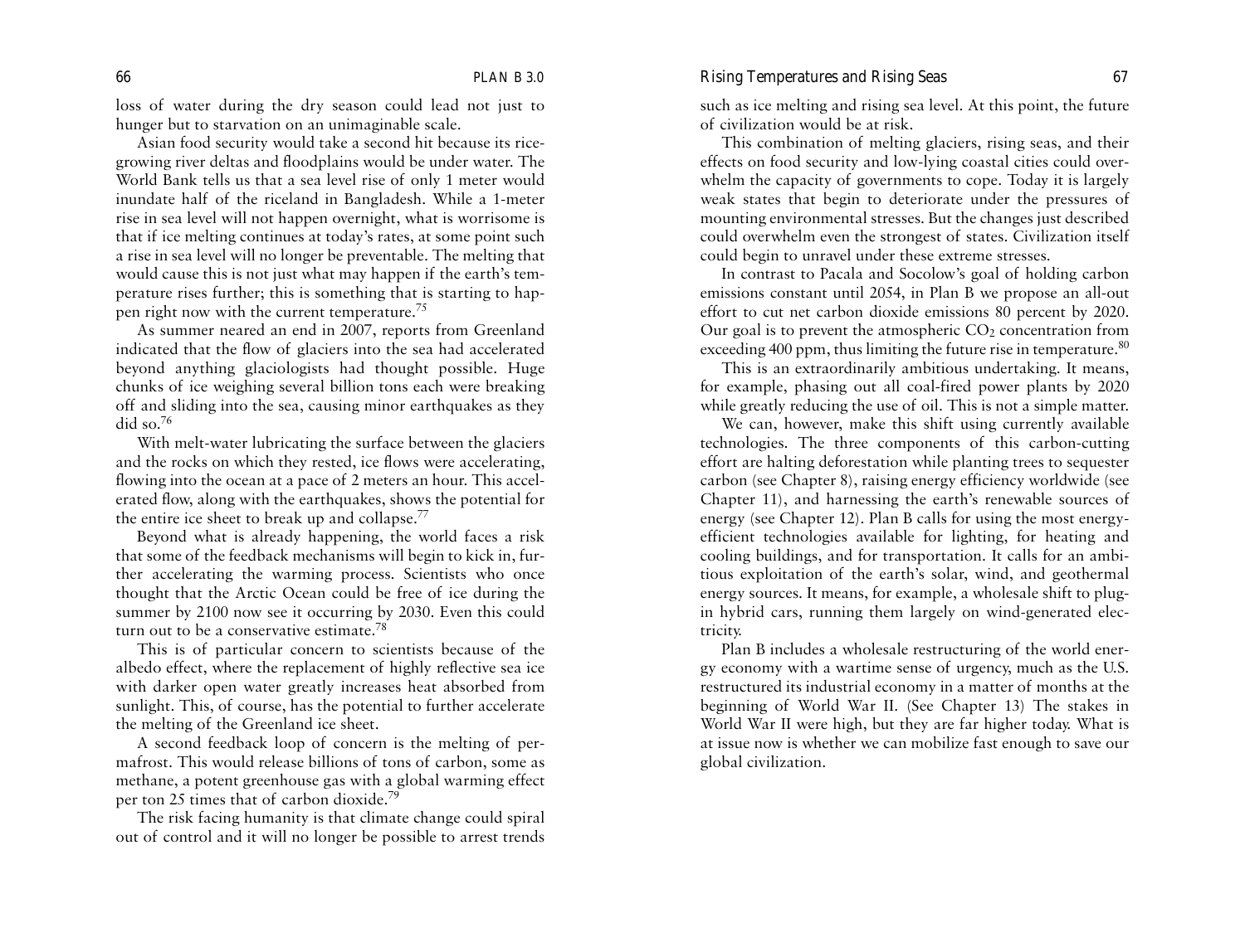loss of water during the dry season could lead not just to hunger but to starvation on an unimaginable scale.

Asian food security would take a second hit because its rice-growing river deltas and floodplains would be under water. The World Bank tells us that a sea level rise of only 1 meter would inundate half of the riceland in Bangladesh. While a 1-meter rise in sea level will not happen overnight, what is worrisome is that if ice melting continues at today's rates, at some point such a rise in sea level will no longer be preventable. The melting that would cause this is not just what may happen if the earth's temperature rises further; this is something that is starting to happen right now with the current temperature.[75]

As summer neared an end in 2007, reports from Greenland indicated that the flow of glaciers into the sea had accelerated beyond anything glaciologists had thought possible. Huge chunks of ice weighing several billion tons each were breaking off and sliding into the sea, causing minor earthquakes as they did so.[76]

With melt-water lubricating the surface between the glaciers and the rocks on which they rested, ice flows were accelerating, flowing into the ocean at a pace of 2 meters an hour. This accelerated flow, along with the earthquakes, shows the potential for the entire ice sheet to break up and collapse.[77]

Beyond what is already happening, the world faces a risk that some of the feedback mechanisms will begin to kick in, further accelerating the warming process. Scientists who once thought that the Arctic Ocean could be free of ice during the summer by 2100 now see it occurring by 2030. Even this could turn out to be a conservative estimate.[78]

This is of particular concern to scientists because of the albedo effect, where the replacement of highly reflective sea ice with darker open water greatly increases heat absorbed from sunlight. This, of course, has the potential to further accelerate the melting of the Greenland ice sheet.

A second feedback loop of concern is the melting of permafrost. This would release billions of tons of carbon, some as methane, a potent greenhouse gas with a global warming effect per ton 25 times that of carbon dioxide.[79]

The risk facing humanity is that climate change could spiral out of control and it will no longer be possible to arrest trends such as ice melting and rising sea level. At this point, the future of civilization would be at risk.

This combination of melting glaciers, rising seas, and their effects on food security and low-lying coastal cities could overwhelm the capacity of governments to cope. Today it is largely weak states that begin to deteriorate under the pressures of mounting environmental stresses. But the changes just described could overwhelm even the strongest of states. Civilization itself could begin to unravel under these extreme stresses.

In contrast to Pacala and Socolow's goal of holding carbon emissions constant until 2054, in Plan B we propose an all-out effort to cut net carbon dioxide emissions 80 percent by 2020. Our goal is to prevent the atmospheric $CO_2$ concentration from exceeding 400 ppm, thus limiting the future rise in temperature.[80]

This is an extraordinarily ambitious undertaking. It means, for example, phasing out all coal-fired power plants by 2020 while greatly reducing the use of oil. This is not a simple matter.

We can, however, make this shift using currently available technologies. The three components of this carbon-cutting effort are halting deforestation while planting trees to sequester carbon (see Chapter 8), raising energy efficiency worldwide (see Chapter 11), and harnessing the earth's renewable sources of energy (see Chapter 12). Plan B calls for using the most energy-efficient technologies available for lighting, for heating and cooling buildings, and for transportation. It calls for an ambitious exploitation of the earth's solar, wind, and geothermal energy sources. It means, for example, a wholesale shift to plug-in hybrid cars, running them largely on wind-generated electricity.

Plan B includes a wholesale restructuring of the world energy economy with a wartime sense of urgency, much as the U.S. restructured its industrial economy in a matter of months at the beginning of World War II. (See Chapter 13) The stakes in World War II were high, but they are far higher today. What is at issue now is whether we can mobilize fast enough to save our global civilization.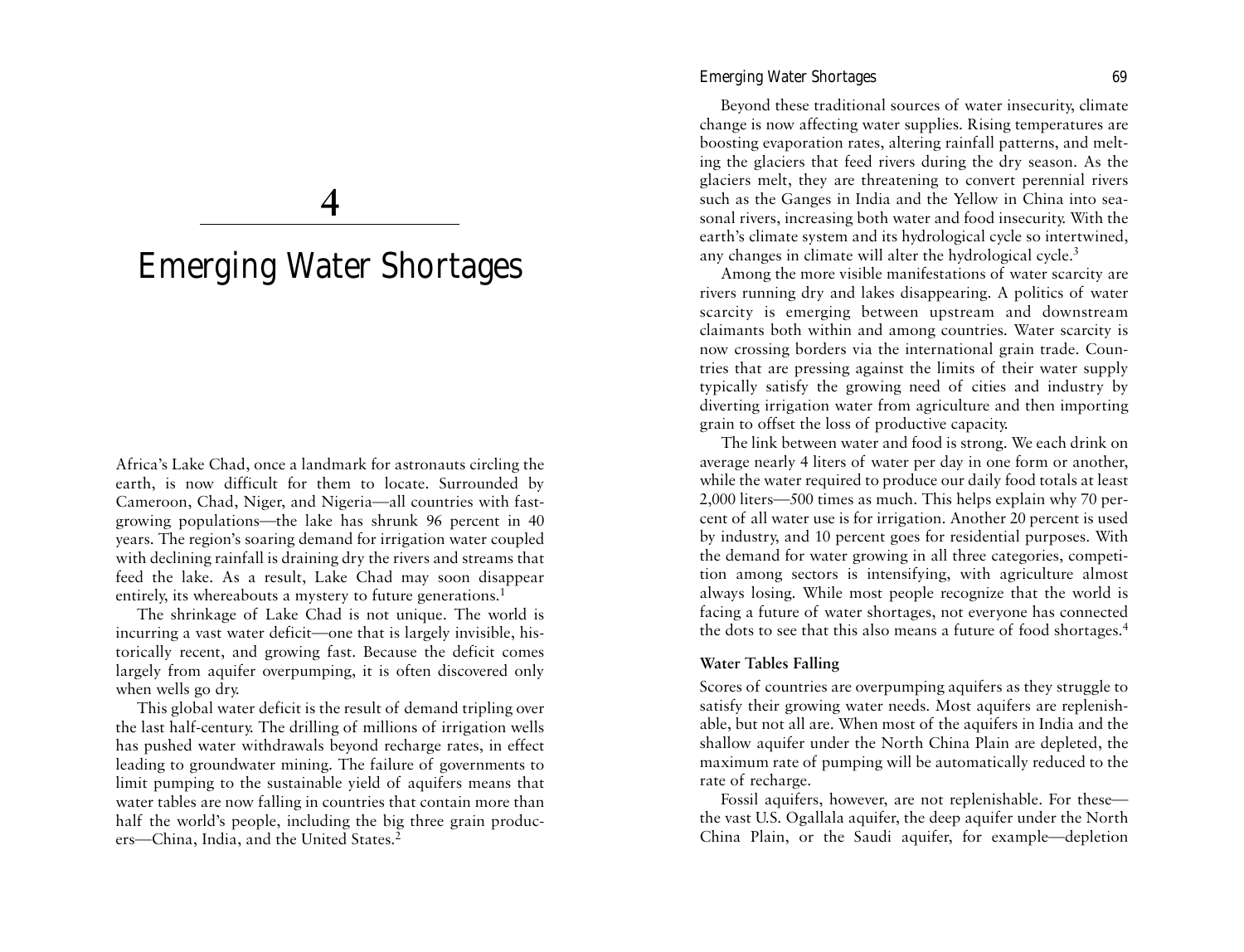# 4

# Emerging Water Shortages

Africa's Lake Chad, once a landmark for astronauts circling the earth, is now difficult for them to locate. Surrounded by Cameroon, Chad, Niger, and Nigeria—all countries with fast-growing populations—the lake has shrunk 96 percent in 40 years. The region's soaring demand for irrigation water coupled with declining rainfall is draining dry the rivers and streams that feed the lake. As a result, Lake Chad may soon disappear entirely, its whereabouts a mystery to future generations.[1]

The shrinkage of Lake Chad is not unique. The world is incurring a vast water deficit—one that is largely invisible, historically recent, and growing fast. Because the deficit comes largely from aquifer overpumping, it is often discovered only when wells go dry.

This global water deficit is the result of demand tripling over the last half-century. The drilling of millions of irrigation wells has pushed water withdrawals beyond recharge rates, in effect leading to groundwater mining. The failure of governments to limit pumping to the sustainable yield of aquifers means that water tables are now falling in countries that contain more than half the world's people, including the big three grain producers—China, India, and the United States.[2]

Beyond these traditional sources of water insecurity, climate change is now affecting water supplies. Rising temperatures are boosting evaporation rates, altering rainfall patterns, and melting the glaciers that feed rivers during the dry season. As the glaciers melt, they are threatening to convert perennial rivers such as the Ganges in India and the Yellow in China into seasonal rivers, increasing both water and food insecurity. With the earth's climate system and its hydrological cycle so intertwined, any changes in climate will alter the hydrological cycle.[3]

Among the more visible manifestations of water scarcity are rivers running dry and lakes disappearing. A politics of water scarcity is emerging between upstream and downstream claimants both within and among countries. Water scarcity is now crossing borders via the international grain trade. Countries that are pressing against the limits of their water supply typically satisfy the growing need of cities and industry by diverting irrigation water from agriculture and then importing grain to offset the loss of productive capacity.

The link between water and food is strong. We each drink on average nearly 4 liters of water per day in one form or another, while the water required to produce our daily food totals at least 2,000 liters—500 times as much. This helps explain why 70 percent of all water use is for irrigation. Another 20 percent is used by industry, and 10 percent goes for residential purposes. With the demand for water growing in all three categories, competition among sectors is intensifying, with agriculture almost always losing. While most people recognize that the world is facing a future of water shortages, not everyone has connected the dots to see that this also means a future of food shortages.[4]

## Water Tables Falling

Scores of countries are overpumping aquifers as they struggle to satisfy their growing water needs. Most aquifers are replenishable, but not all are. When most of the aquifers in India and the shallow aquifer under the North China Plain are depleted, the maximum rate of pumping will be automatically reduced to the rate of recharge.

Fossil aquifers, however, are not replenishable. For these—the vast U.S. Ogallala aquifer, the deep aquifer under the North China Plain, or the Saudi aquifer, for example—depletion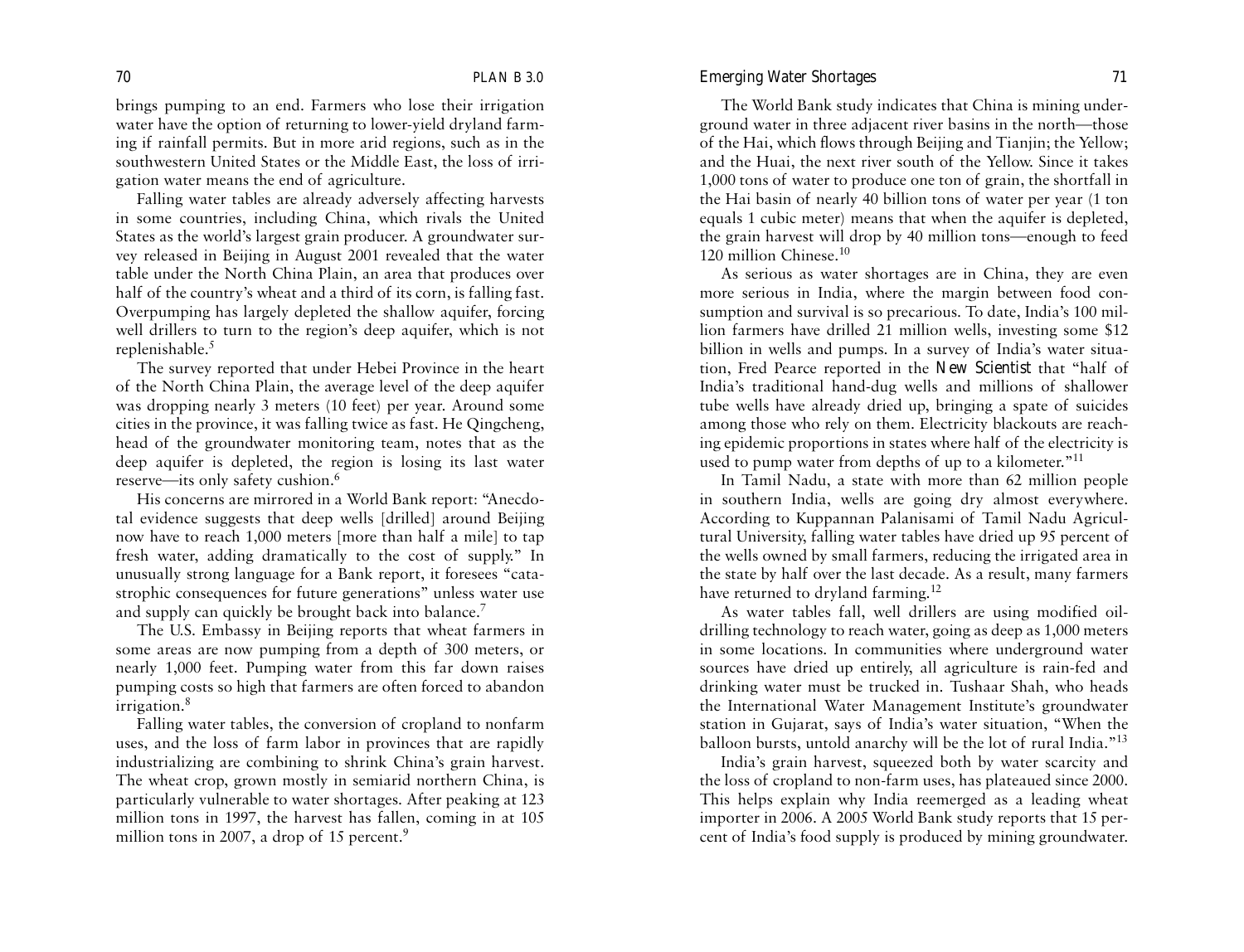brings pumping to an end. Farmers who lose their irrigation water have the option of returning to lower-yield dryland farming if rainfall permits. But in more arid regions, such as in the southwestern United States or the Middle East, the loss of irrigation water means the end of agriculture.

Falling water tables are already adversely affecting harvests in some countries, including China, which rivals the United States as the world's largest grain producer. A groundwater survey released in Beijing in August 2001 revealed that the water table under the North China Plain, an area that produces over half of the country's wheat and a third of its corn, is falling fast. Overpumping has largely depleted the shallow aquifer, forcing well drillers to turn to the region's deep aquifer, which is not replenishable.[5]

The survey reported that under Hebei Province in the heart of the North China Plain, the average level of the deep aquifer was dropping nearly 3 meters (10 feet) per year. Around some cities in the province, it was falling twice as fast. He Qingcheng, head of the groundwater monitoring team, notes that as the deep aquifer is depleted, the region is losing its last water reserve—its only safety cushion.[6]

His concerns are mirrored in a World Bank report: "Anecdotal evidence suggests that deep wells [drilled] around Beijing now have to reach 1,000 meters [more than half a mile] to tap fresh water, adding dramatically to the cost of supply." In unusually strong language for a Bank report, it foresees "catastrophic consequences for future generations" unless water use and supply can quickly be brought back into balance.[7]

The U.S. Embassy in Beijing reports that wheat farmers in some areas are now pumping from a depth of 300 meters, or nearly 1,000 feet. Pumping water from this far down raises pumping costs so high that farmers are often forced to abandon irrigation.[8]

Falling water tables, the conversion of cropland to nonfarm uses, and the loss of farm labor in provinces that are rapidly industrializing are combining to shrink China's grain harvest. The wheat crop, grown mostly in semiarid northern China, is particularly vulnerable to water shortages. After peaking at 123 million tons in 1997, the harvest has fallen, coming in at 105 million tons in 2007, a drop of 15 percent.[9]

The World Bank study indicates that China is mining underground water in three adjacent river basins in the north—those of the Hai, which flows through Beijing and Tianjin; the Yellow; and the Huai, the next river south of the Yellow. Since it takes 1,000 tons of water to produce one ton of grain, the shortfall in the Hai basin of nearly 40 billion tons of water per year (1 ton equals 1 cubic meter) means that when the aquifer is depleted, the grain harvest will drop by 40 million tons—enough to feed 120 million Chinese.[10]

As serious as water shortages are in China, they are even more serious in India, where the margin between food consumption and survival is so precarious. To date, India's 100 million farmers have drilled 21 million wells, investing some $12 billion in wells and pumps. In a survey of India's water situation, Fred Pearce reported in the *New Scientist* that "half of India's traditional hand-dug wells and millions of shallower tube wells have already dried up, bringing a spate of suicides among those who rely on them. Electricity blackouts are reaching epidemic proportions in states where half of the electricity is used to pump water from depths of up to a kilometer."[11]

In Tamil Nadu, a state with more than 62 million people in southern India, wells are going dry almost everywhere. According to Kuppannan Palanisami of Tamil Nadu Agricultural University, falling water tables have dried up 95 percent of the wells owned by small farmers, reducing the irrigated area in the state by half over the last decade. As a result, many farmers have returned to dryland farming.[12]

As water tables fall, well drillers are using modified oil-drilling technology to reach water, going as deep as 1,000 meters in some locations. In communities where underground water sources have dried up entirely, all agriculture is rain-fed and drinking water must be trucked in. Tushaar Shah, who heads the International Water Management Institute's groundwater station in Gujarat, says of India's water situation, "When the balloon bursts, untold anarchy will be the lot of rural India."[13]

India's grain harvest, squeezed both by water scarcity and the loss of cropland to non-farm uses, has plateaued since 2000. This helps explain why India reemerged as a leading wheat importer in 2006. A 2005 World Bank study reports that 15 percent of India's food supply is produced by mining groundwater.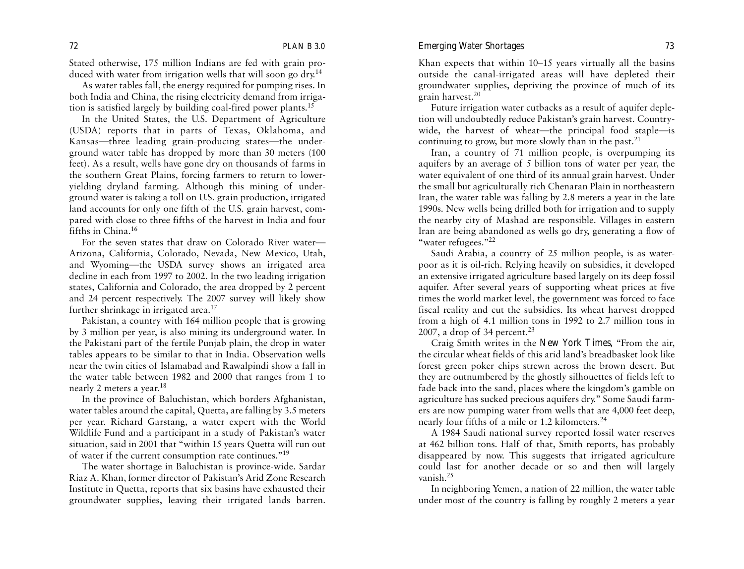Stated otherwise, 175 million Indians are fed with grain produced with water from irrigation wells that will soon go dry.[14]

As water tables fall, the energy required for pumping rises. In both India and China, the rising electricity demand from irrigation is satisfied largely by building coal-fired power plants.[15]

In the United States, the U.S. Department of Agriculture (USDA) reports that in parts of Texas, Oklahoma, and Kansas—three leading grain-producing states—the underground water table has dropped by more than 30 meters (100 feet). As a result, wells have gone dry on thousands of farms in the southern Great Plains, forcing farmers to return to lower-yielding dryland farming. Although this mining of underground water is taking a toll on U.S. grain production, irrigated land accounts for only one fifth of the U.S. grain harvest, compared with close to three fifths of the harvest in India and four fifths in China.[16]

For the seven states that draw on Colorado River water—Arizona, California, Colorado, Nevada, New Mexico, Utah, and Wyoming—the USDA survey shows an irrigated area decline in each from 1997 to 2002. In the two leading irrigation states, California and Colorado, the area dropped by 2 percent and 24 percent respectively. The 2007 survey will likely show further shrinkage in irrigated area.[17]

Pakistan, a country with 164 million people that is growing by 3 million per year, is also mining its underground water. In the Pakistani part of the fertile Punjab plain, the drop in water tables appears to be similar to that in India. Observation wells near the twin cities of Islamabad and Rawalpindi show a fall in the water table between 1982 and 2000 that ranges from 1 to nearly 2 meters a year.[18]

In the province of Baluchistan, which borders Afghanistan, water tables around the capital, Quetta, are falling by 3.5 meters per year. Richard Garstang, a water expert with the World Wildlife Fund and a participant in a study of Pakistan's water situation, said in 2001 that "within 15 years Quetta will run out of water if the current consumption rate continues."[19]

The water shortage in Baluchistan is province-wide. Sardar Riaz A. Khan, former director of Pakistan's Arid Zone Research Institute in Quetta, reports that six basins have exhausted their groundwater supplies, leaving their irrigated lands barren. Khan expects that within 10–15 years virtually all the basins outside the canal-irrigated areas will have depleted their groundwater supplies, depriving the province of much of its grain harvest.[20]

Future irrigation water cutbacks as a result of aquifer depletion will undoubtedly reduce Pakistan's grain harvest. Countrywide, the harvest of wheat—the principal food staple—is continuing to grow, but more slowly than in the past.[21]

Iran, a country of 71 million people, is overpumping its aquifers by an average of 5 billion tons of water per year, the water equivalent of one third of its annual grain harvest. Under the small but agriculturally rich Chenaran Plain in northeastern Iran, the water table was falling by 2.8 meters a year in the late 1990s. New wells being drilled both for irrigation and to supply the nearby city of Mashad are responsible. Villages in eastern Iran are being abandoned as wells go dry, generating a flow of "water refugees."[22]

Saudi Arabia, a country of 25 million people, is as water-poor as it is oil-rich. Relying heavily on subsidies, it developed an extensive irrigated agriculture based largely on its deep fossil aquifer. After several years of supporting wheat prices at five times the world market level, the government was forced to face fiscal reality and cut the subsidies. Its wheat harvest dropped from a high of 4.1 million tons in 1992 to 2.7 million tons in 2007, a drop of 34 percent.[23]

Craig Smith writes in the *New York Times*, "From the air, the circular wheat fields of this arid land's breadbasket look like forest green poker chips strewn across the brown desert. But they are outnumbered by the ghostly silhouettes of fields left to fade back into the sand, places where the kingdom's gamble on agriculture has sucked precious aquifers dry." Some Saudi farmers are now pumping water from wells that are 4,000 feet deep, nearly four fifths of a mile or 1.2 kilometers.[24]

A 1984 Saudi national survey reported fossil water reserves at 462 billion tons. Half of that, Smith reports, has probably disappeared by now. This suggests that irrigated agriculture could last for another decade or so and then will largely vanish.[25]

In neighboring Yemen, a nation of 22 million, the water table under most of the country is falling by roughly 2 meters a year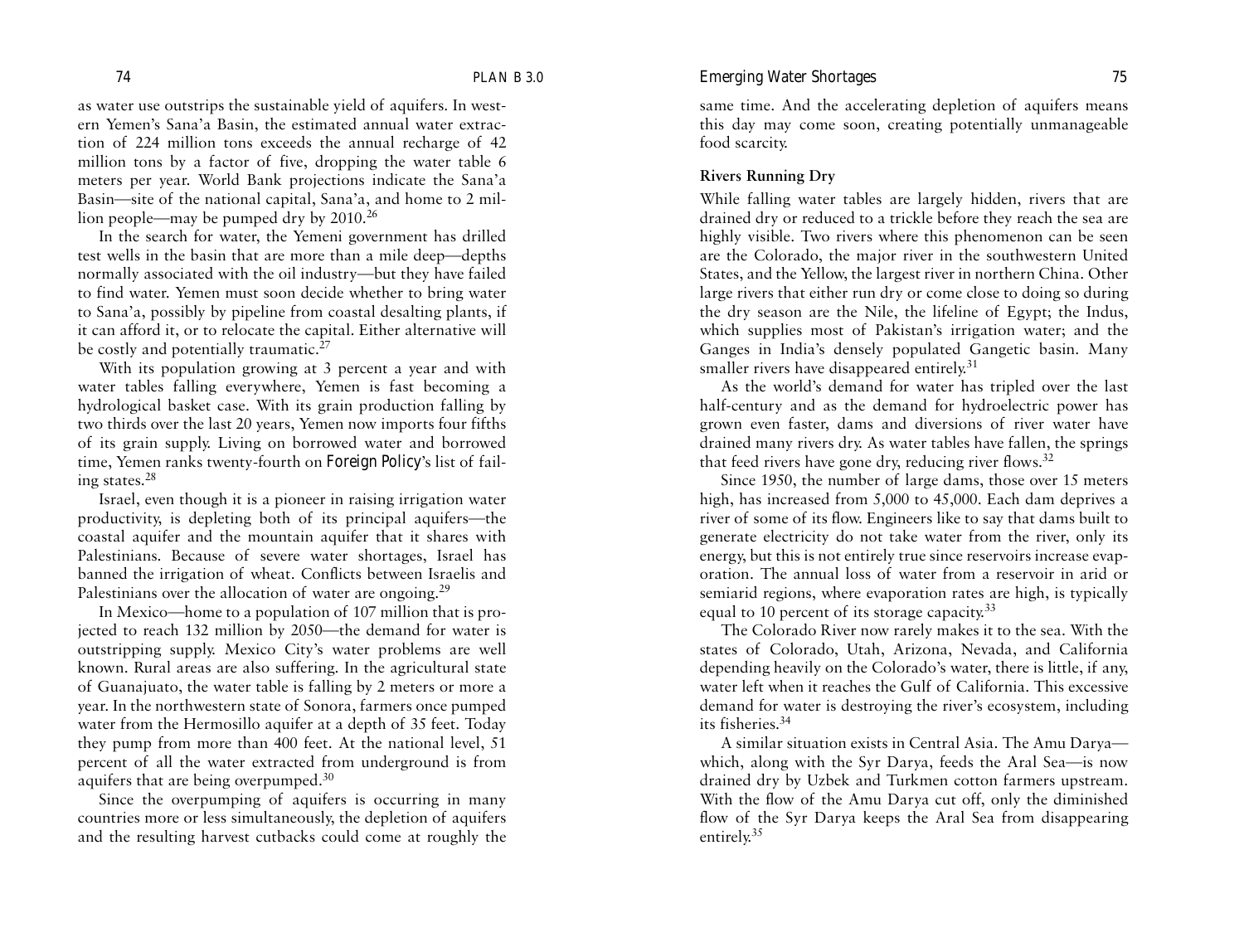as water use outstrips the sustainable yield of aquifers. In western Yemen's Sana'a Basin, the estimated annual water extraction of 224 million tons exceeds the annual recharge of 42 million tons by a factor of five, dropping the water table 6 meters per year. World Bank projections indicate the Sana'a Basin—site of the national capital, Sana'a, and home to 2 million people—may be pumped dry by 2010.[26]

In the search for water, the Yemeni government has drilled test wells in the basin that are more than a mile deep—depths normally associated with the oil industry—but they have failed to find water. Yemen must soon decide whether to bring water to Sana'a, possibly by pipeline from coastal desalting plants, if it can afford it, or to relocate the capital. Either alternative will be costly and potentially traumatic.[27]

With its population growing at 3 percent a year and with water tables falling everywhere, Yemen is fast becoming a hydrological basket case. With its grain production falling by two thirds over the last 20 years, Yemen now imports four fifths of its grain supply. Living on borrowed water and borrowed time, Yemen ranks twenty-fourth on *Foreign Policy*'s list of failing states.[28]

Israel, even though it is a pioneer in raising irrigation water productivity, is depleting both of its principal aquifers—the coastal aquifer and the mountain aquifer that it shares with Palestinians. Because of severe water shortages, Israel has banned the irrigation of wheat. Conflicts between Israelis and Palestinians over the allocation of water are ongoing.[29]

In Mexico—home to a population of 107 million that is projected to reach 132 million by 2050—the demand for water is outstripping supply. Mexico City's water problems are well known. Rural areas are also suffering. In the agricultural state of Guanajuato, the water table is falling by 2 meters or more a year. In the northwestern state of Sonora, farmers once pumped water from the Hermosillo aquifer at a depth of 35 feet. Today they pump from more than 400 feet. At the national level, 51 percent of all the water extracted from underground is from aquifers that are being overpumped.[30]

Since the overpumping of aquifers is occurring in many countries more or less simultaneously, the depletion of aquifers and the resulting harvest cutbacks could come at roughly the same time. And the accelerating depletion of aquifers means this day may come soon, creating potentially unmanageable food scarcity.

### Rivers Running Dry

While falling water tables are largely hidden, rivers that are drained dry or reduced to a trickle before they reach the sea are highly visible. Two rivers where this phenomenon can be seen are the Colorado, the major river in the southwestern United States, and the Yellow, the largest river in northern China. Other large rivers that either run dry or come close to doing so during the dry season are the Nile, the lifeline of Egypt; the Indus, which supplies most of Pakistan's irrigation water; and the Ganges in India's densely populated Gangetic basin. Many smaller rivers have disappeared entirely.[31]

As the world's demand for water has tripled over the last half-century and as the demand for hydroelectric power has grown even faster, dams and diversions of river water have drained many rivers dry. As water tables have fallen, the springs that feed rivers have gone dry, reducing river flows.[32]

Since 1950, the number of large dams, those over 15 meters high, has increased from 5,000 to 45,000. Each dam deprives a river of some of its flow. Engineers like to say that dams built to generate electricity do not take water from the river, only its energy, but this is not entirely true since reservoirs increase evaporation. The annual loss of water from a reservoir in arid or semiarid regions, where evaporation rates are high, is typically equal to 10 percent of its storage capacity.[33]

The Colorado River now rarely makes it to the sea. With the states of Colorado, Utah, Arizona, Nevada, and California depending heavily on the Colorado's water, there is little, if any, water left when it reaches the Gulf of California. This excessive demand for water is destroying the river's ecosystem, including its fisheries.[34]

A similar situation exists in Central Asia. The Amu Darya—which, along with the Syr Darya, feeds the Aral Sea—is now drained dry by Uzbek and Turkmen cotton farmers upstream. With the flow of the Amu Darya cut off, only the diminished flow of the Syr Darya keeps the Aral Sea from disappearing entirely.[35]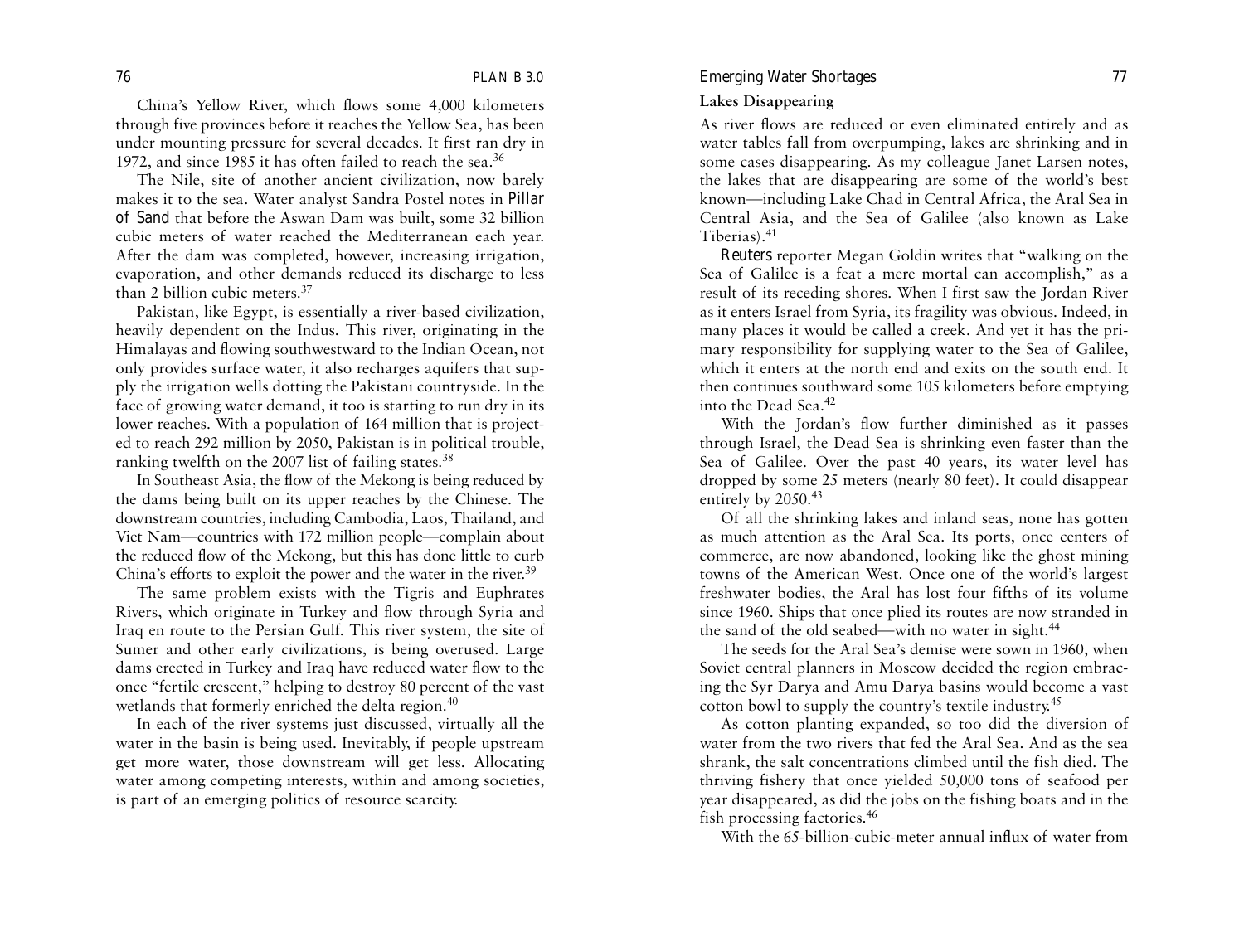China's Yellow River, which flows some 4,000 kilometers through five provinces before it reaches the Yellow Sea, has been under mounting pressure for several decades. It first ran dry in 1972, and since 1985 it has often failed to reach the sea.[36]

The Nile, site of another ancient civilization, now barely makes it to the sea. Water analyst Sandra Postel notes in *Pillar of Sand* that before the Aswan Dam was built, some 32 billion cubic meters of water reached the Mediterranean each year. After the dam was completed, however, increasing irrigation, evaporation, and other demands reduced its discharge to less than 2 billion cubic meters.[37]

Pakistan, like Egypt, is essentially a river-based civilization, heavily dependent on the Indus. This river, originating in the Himalayas and flowing southwestward to the Indian Ocean, not only provides surface water, it also recharges aquifers that supply the irrigation wells dotting the Pakistani countryside. In the face of growing water demand, it too is starting to run dry in its lower reaches. With a population of 164 million that is projected to reach 292 million by 2050, Pakistan is in political trouble, ranking twelfth on the 2007 list of failing states.[38]

In Southeast Asia, the flow of the Mekong is being reduced by the dams being built on its upper reaches by the Chinese. The downstream countries, including Cambodia, Laos, Thailand, and Viet Nam—countries with 172 million people—complain about the reduced flow of the Mekong, but this has done little to curb China's efforts to exploit the power and the water in the river.[39]

The same problem exists with the Tigris and Euphrates Rivers, which originate in Turkey and flow through Syria and Iraq en route to the Persian Gulf. This river system, the site of Sumer and other early civilizations, is being overused. Large dams erected in Turkey and Iraq have reduced water flow to the once "fertile crescent," helping to destroy 80 percent of the vast wetlands that formerly enriched the delta region.[40]

In each of the river systems just discussed, virtually all the water in the basin is being used. Inevitably, if people upstream get more water, those downstream will get less. Allocating water among competing interests, within and among societies, is part of an emerging politics of resource scarcity.

**Lakes Disappearing**

As river flows are reduced or even eliminated entirely and as water tables fall from overpumping, lakes are shrinking and in some cases disappearing. As my colleague Janet Larsen notes, the lakes that are disappearing are some of the world's best known—including Lake Chad in Central Africa, the Aral Sea in Central Asia, and the Sea of Galilee (also known as Lake Tiberias).[41]

*Reuters* reporter Megan Goldin writes that "walking on the Sea of Galilee is a feat a mere mortal can accomplish," as a result of its receding shores. When I first saw the Jordan River as it enters Israel from Syria, its fragility was obvious. Indeed, in many places it would be called a creek. And yet it has the primary responsibility for supplying water to the Sea of Galilee, which it enters at the north end and exits on the south end. It then continues southward some 105 kilometers before emptying into the Dead Sea.[42]

With the Jordan's flow further diminished as it passes through Israel, the Dead Sea is shrinking even faster than the Sea of Galilee. Over the past 40 years, its water level has dropped by some 25 meters (nearly 80 feet). It could disappear entirely by 2050.[43]

Of all the shrinking lakes and inland seas, none has gotten as much attention as the Aral Sea. Its ports, once centers of commerce, are now abandoned, looking like the ghost mining towns of the American West. Once one of the world's largest freshwater bodies, the Aral has lost four fifths of its volume since 1960. Ships that once plied its routes are now stranded in the sand of the old seabed—with no water in sight.[44]

The seeds for the Aral Sea's demise were sown in 1960, when Soviet central planners in Moscow decided the region embracing the Syr Darya and Amu Darya basins would become a vast cotton bowl to supply the country's textile industry.[45]

As cotton planting expanded, so too did the diversion of water from the two rivers that fed the Aral Sea. And as the sea shrank, the salt concentrations climbed until the fish died. The thriving fishery that once yielded 50,000 tons of seafood per year disappeared, as did the jobs on the fishing boats and in the fish processing factories.[46]

With the 65-billion-cubic-meter annual influx of water from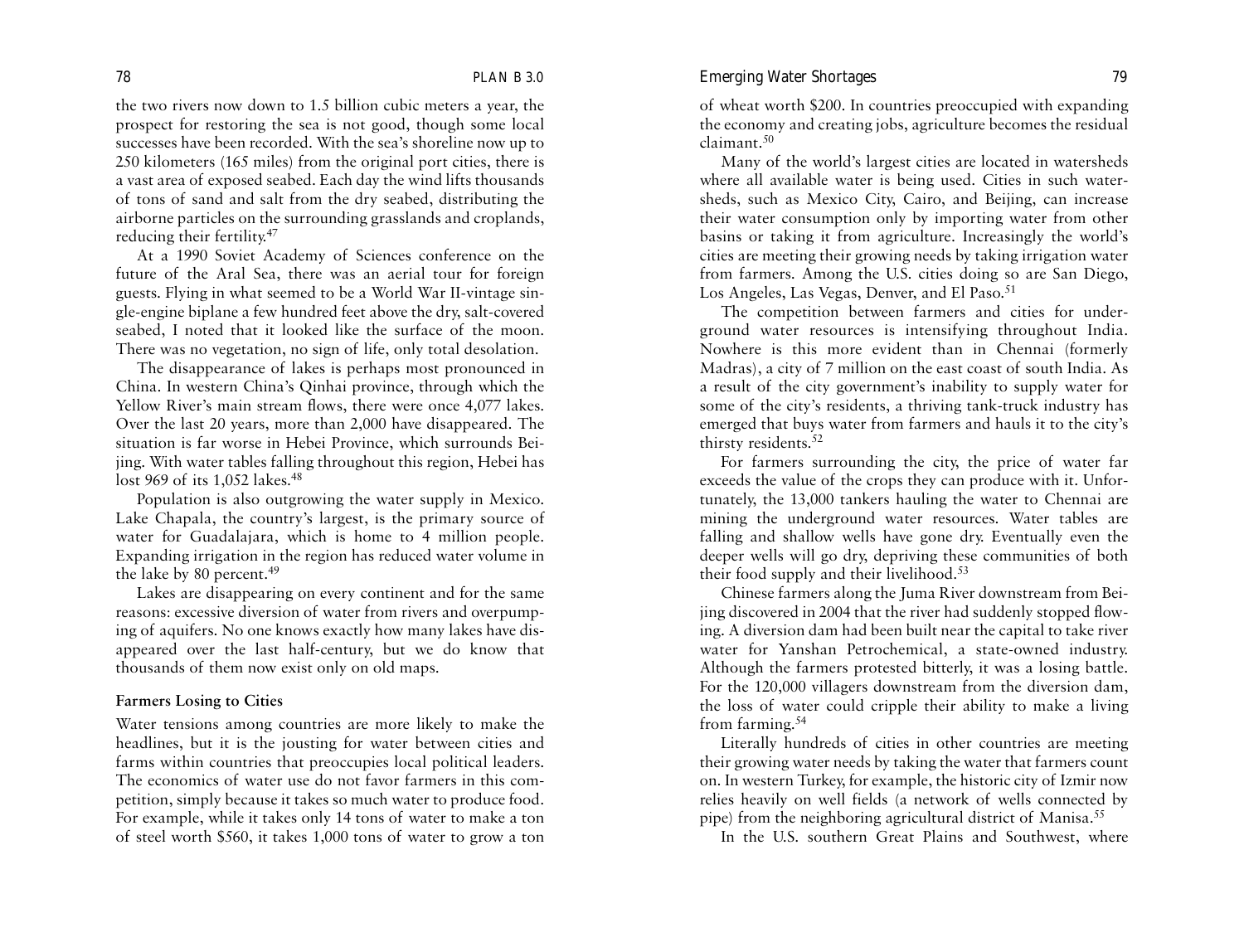the two rivers now down to 1.5 billion cubic meters a year, the prospect for restoring the sea is not good, though some local successes have been recorded. With the sea's shoreline now up to 250 kilometers (165 miles) from the original port cities, there is a vast area of exposed seabed. Each day the wind lifts thousands of tons of sand and salt from the dry seabed, distributing the airborne particles on the surrounding grasslands and croplands, reducing their fertility.[47]

At a 1990 Soviet Academy of Sciences conference on the future of the Aral Sea, there was an aerial tour for foreign guests. Flying in what seemed to be a World War II-vintage single-engine biplane a few hundred feet above the dry, salt-covered seabed, I noted that it looked like the surface of the moon. There was no vegetation, no sign of life, only total desolation.

The disappearance of lakes is perhaps most pronounced in China. In western China's Qinhai province, through which the Yellow River's main stream flows, there were once 4,077 lakes. Over the last 20 years, more than 2,000 have disappeared. The situation is far worse in Hebei Province, which surrounds Beijing. With water tables falling throughout this region, Hebei has lost 969 of its 1,052 lakes.[48]

Population is also outgrowing the water supply in Mexico. Lake Chapala, the country's largest, is the primary source of water for Guadalajara, which is home to 4 million people. Expanding irrigation in the region has reduced water volume in the lake by 80 percent.[49]

Lakes are disappearing on every continent and for the same reasons: excessive diversion of water from rivers and overpumping of aquifers. No one knows exactly how many lakes have disappeared over the last half-century, but we do know that thousands of them now exist only on old maps.

### Farmers Losing to Cities

Water tensions among countries are more likely to make the headlines, but it is the jousting for water between cities and farms within countries that preoccupies local political leaders. The economics of water use do not favor farmers in this competition, simply because it takes so much water to produce food. For example, while it takes only 14 tons of water to make a ton of steel worth $560, it takes 1,000 tons of water to grow a ton of wheat worth $200. In countries preoccupied with expanding the economy and creating jobs, agriculture becomes the residual claimant.[50]

Many of the world's largest cities are located in watersheds where all available water is being used. Cities in such watersheds, such as Mexico City, Cairo, and Beijing, can increase their water consumption only by importing water from other basins or taking it from agriculture. Increasingly the world's cities are meeting their growing needs by taking irrigation water from farmers. Among the U.S. cities doing so are San Diego, Los Angeles, Las Vegas, Denver, and El Paso.[51]

The competition between farmers and cities for underground water resources is intensifying throughout India. Nowhere is this more evident than in Chennai (formerly Madras), a city of 7 million on the east coast of south India. As a result of the city government's inability to supply water for some of the city's residents, a thriving tank-truck industry has emerged that buys water from farmers and hauls it to the city's thirsty residents.[52]

For farmers surrounding the city, the price of water far exceeds the value of the crops they can produce with it. Unfortunately, the 13,000 tankers hauling the water to Chennai are mining the underground water resources. Water tables are falling and shallow wells have gone dry. Eventually even the deeper wells will go dry, depriving these communities of both their food supply and their livelihood.[53]

Chinese farmers along the Juma River downstream from Beijing discovered in 2004 that the river had suddenly stopped flowing. A diversion dam had been built near the capital to take river water for Yanshan Petrochemical, a state-owned industry. Although the farmers protested bitterly, it was a losing battle. For the 120,000 villagers downstream from the diversion dam, the loss of water could cripple their ability to make a living from farming.[54]

Literally hundreds of cities in other countries are meeting their growing water needs by taking the water that farmers count on. In western Turkey, for example, the historic city of Izmir now relies heavily on well fields (a network of wells connected by pipe) from the neighboring agricultural district of Manisa.[55]

In the U.S. southern Great Plains and Southwest, where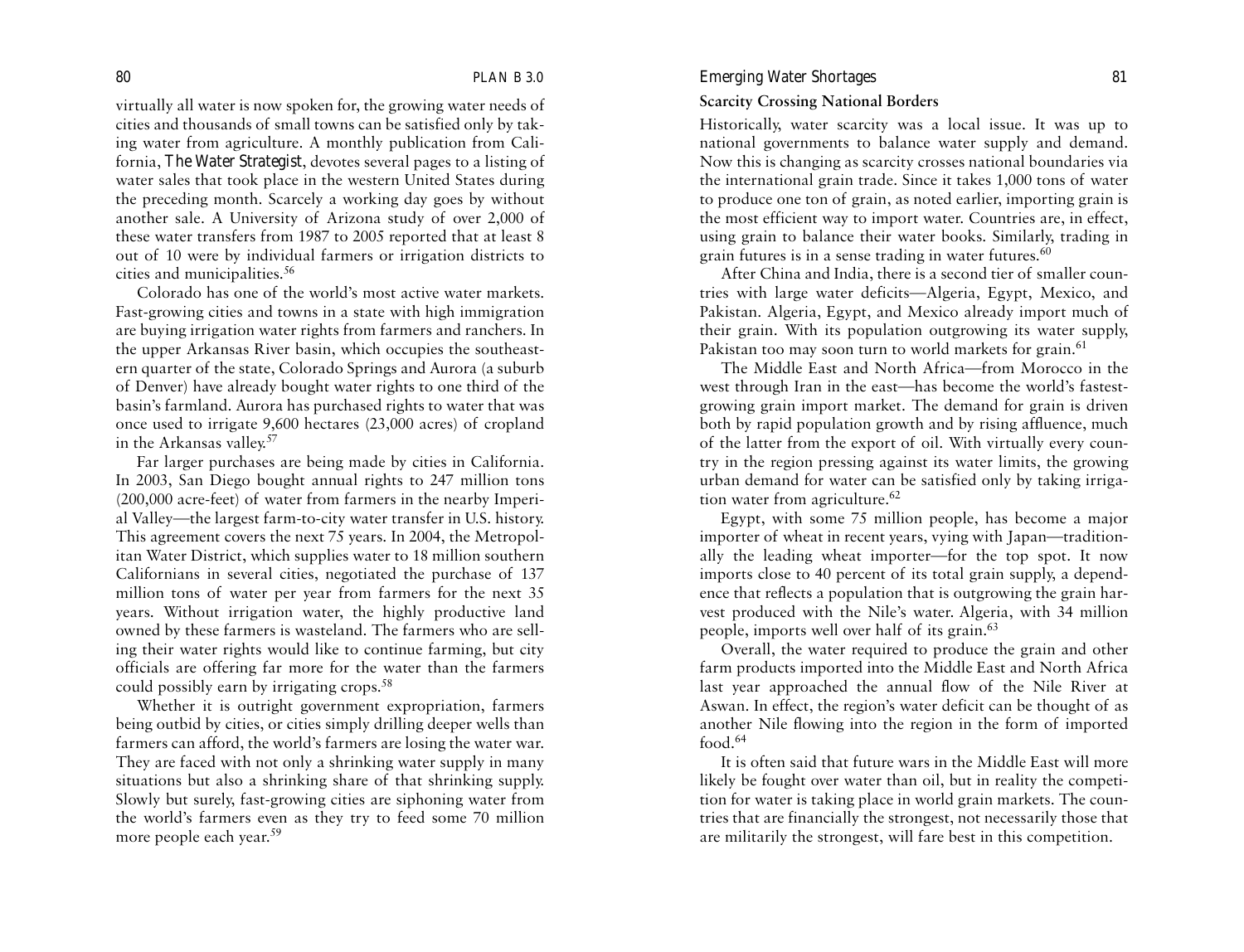virtually all water is now spoken for, the growing water needs of cities and thousands of small towns can be satisfied only by taking water from agriculture. A monthly publication from California, *The Water Strategist*, devotes several pages to a listing of water sales that took place in the western United States during the preceding month. Scarcely a working day goes by without another sale. A University of Arizona study of over 2,000 of these water transfers from 1987 to 2005 reported that at least 8 out of 10 were by individual farmers or irrigation districts to cities and municipalities.[56]

Colorado has one of the world's most active water markets. Fast-growing cities and towns in a state with high immigration are buying irrigation water rights from farmers and ranchers. In the upper Arkansas River basin, which occupies the southeastern quarter of the state, Colorado Springs and Aurora (a suburb of Denver) have already bought water rights to one third of the basin's farmland. Aurora has purchased rights to water that was once used to irrigate 9,600 hectares (23,000 acres) of cropland in the Arkansas valley.[57]

Far larger purchases are being made by cities in California. In 2003, San Diego bought annual rights to 247 million tons (200,000 acre-feet) of water from farmers in the nearby Imperial Valley—the largest farm-to-city water transfer in U.S. history. This agreement covers the next 75 years. In 2004, the Metropolitan Water District, which supplies water to 18 million southern Californians in several cities, negotiated the purchase of 137 million tons of water per year from farmers for the next 35 years. Without irrigation water, the highly productive land owned by these farmers is wasteland. The farmers who are selling their water rights would like to continue farming, but city officials are offering far more for the water than the farmers could possibly earn by irrigating crops.[58]

Whether it is outright government expropriation, farmers being outbid by cities, or cities simply drilling deeper wells than farmers can afford, the world's farmers are losing the water war. They are faced with not only a shrinking water supply in many situations but also a shrinking share of that shrinking supply. Slowly but surely, fast-growing cities are siphoning water from the world's farmers even as they try to feed some 70 million more people each year.[59]

### Scarcity Crossing National Borders

Historically, water scarcity was a local issue. It was up to national governments to balance water supply and demand. Now this is changing as scarcity crosses national boundaries via the international grain trade. Since it takes 1,000 tons of water to produce one ton of grain, as noted earlier, importing grain is the most efficient way to import water. Countries are, in effect, using grain to balance their water books. Similarly, trading in grain futures is in a sense trading in water futures.[60]

After China and India, there is a second tier of smaller countries with large water deficits—Algeria, Egypt, Mexico, and Pakistan. Algeria, Egypt, and Mexico already import much of their grain. With its population outgrowing its water supply, Pakistan too may soon turn to world markets for grain.[61]

The Middle East and North Africa—from Morocco in the west through Iran in the east—has become the world's fastest-growing grain import market. The demand for grain is driven both by rapid population growth and by rising affluence, much of the latter from the export of oil. With virtually every country in the region pressing against its water limits, the growing urban demand for water can be satisfied only by taking irrigation water from agriculture.[62]

Egypt, with some 75 million people, has become a major importer of wheat in recent years, vying with Japan—traditionally the leading wheat importer—for the top spot. It now imports close to 40 percent of its total grain supply, a dependence that reflects a population that is outgrowing the grain harvest produced with the Nile's water. Algeria, with 34 million people, imports well over half of its grain.[63]

Overall, the water required to produce the grain and other farm products imported into the Middle East and North Africa last year approached the annual flow of the Nile River at Aswan. In effect, the region's water deficit can be thought of as another Nile flowing into the region in the form of imported food.[64]

It is often said that future wars in the Middle East will more likely be fought over water than oil, but in reality the competition for water is taking place in world grain markets. The countries that are financially the strongest, not necessarily those that are militarily the strongest, will fare best in this competition.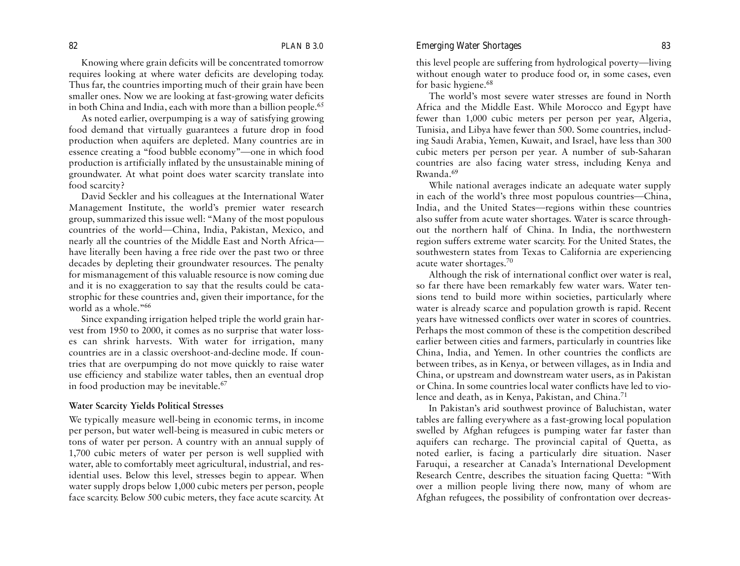Knowing where grain deficits will be concentrated tomorrow requires looking at where water deficits are developing today. Thus far, the countries importing much of their grain have been smaller ones. Now we are looking at fast-growing water deficits in both China and India, each with more than a billion people.[65]

As noted earlier, overpumping is a way of satisfying growing food demand that virtually guarantees a future drop in food production when aquifers are depleted. Many countries are in essence creating a "food bubble economy"—one in which food production is artificially inflated by the unsustainable mining of groundwater. At what point does water scarcity translate into food scarcity?

David Seckler and his colleagues at the International Water Management Institute, the world's premier water research group, summarized this issue well: "Many of the most populous countries of the world—China, India, Pakistan, Mexico, and nearly all the countries of the Middle East and North Africa—have literally been having a free ride over the past two or three decades by depleting their groundwater resources. The penalty for mismanagement of this valuable resource is now coming due and it is no exaggeration to say that the results could be catastrophic for these countries and, given their importance, for the world as a whole."[66]

Since expanding irrigation helped triple the world grain harvest from 1950 to 2000, it comes as no surprise that water losses can shrink harvests. With water for irrigation, many countries are in a classic overshoot-and-decline mode. If countries that are overpumping do not move quickly to raise water use efficiency and stabilize water tables, then an eventual drop in food production may be inevitable.[67]

**Water Scarcity Yields Political Stresses**

We typically measure well-being in economic terms, in income per person, but water well-being is measured in cubic meters or tons of water per person. A country with an annual supply of 1,700 cubic meters of water per person is well supplied with water, able to comfortably meet agricultural, industrial, and residential uses. Below this level, stresses begin to appear. When water supply drops below 1,000 cubic meters per person, people face scarcity. Below 500 cubic meters, they face acute scarcity. At this level people are suffering from hydrological poverty—living without enough water to produce food or, in some cases, even for basic hygiene.[68]

The world's most severe water stresses are found in North Africa and the Middle East. While Morocco and Egypt have fewer than 1,000 cubic meters per person per year, Algeria, Tunisia, and Libya have fewer than 500. Some countries, including Saudi Arabia, Yemen, Kuwait, and Israel, have less than 300 cubic meters per person per year. A number of sub-Saharan countries are also facing water stress, including Kenya and Rwanda.[69]

While national averages indicate an adequate water supply in each of the world's three most populous countries—China, India, and the United States—regions within these countries also suffer from acute water shortages. Water is scarce throughout the northern half of China. In India, the northwestern region suffers extreme water scarcity. For the United States, the southwestern states from Texas to California are experiencing acute water shortages.[70]

Although the risk of international conflict over water is real, so far there have been remarkably few water wars. Water tensions tend to build more within societies, particularly where water is already scarce and population growth is rapid. Recent years have witnessed conflicts over water in scores of countries. Perhaps the most common of these is the competition described earlier between cities and farmers, particularly in countries like China, India, and Yemen. In other countries the conflicts are between tribes, as in Kenya, or between villages, as in India and China, or upstream and downstream water users, as in Pakistan or China. In some countries local water conflicts have led to violence and death, as in Kenya, Pakistan, and China.[71]

In Pakistan's arid southwest province of Baluchistan, water tables are falling everywhere as a fast-growing local population swelled by Afghan refugees is pumping water far faster than aquifers can recharge. The provincial capital of Quetta, as noted earlier, is facing a particularly dire situation. Naser Faruqui, a researcher at Canada's International Development Research Centre, describes the situation facing Quetta: "With over a million people living there now, many of whom are Afghan refugees, the possibility of confrontation over decreas-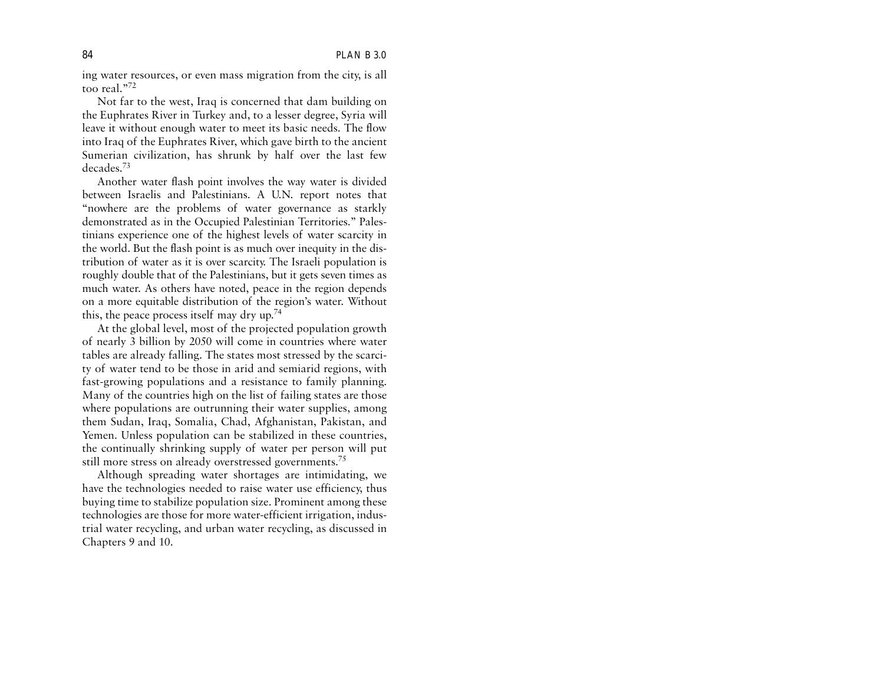ing water resources, or even mass migration from the city, is all too real."[72]

Not far to the west, Iraq is concerned that dam building on the Euphrates River in Turkey and, to a lesser degree, Syria will leave it without enough water to meet its basic needs. The flow into Iraq of the Euphrates River, which gave birth to the ancient Sumerian civilization, has shrunk by half over the last few decades.[73]

Another water flash point involves the way water is divided between Israelis and Palestinians. A U.N. report notes that "nowhere are the problems of water governance as starkly demonstrated as in the Occupied Palestinian Territories." Palestinians experience one of the highest levels of water scarcity in the world. But the flash point is as much over inequity in the distribution of water as it is over scarcity. The Israeli population is roughly double that of the Palestinians, but it gets seven times as much water. As others have noted, peace in the region depends on a more equitable distribution of the region's water. Without this, the peace process itself may dry up.[74]

At the global level, most of the projected population growth of nearly 3 billion by 2050 will come in countries where water tables are already falling. The states most stressed by the scarcity of water tend to be those in arid and semiarid regions, with fast-growing populations and a resistance to family planning. Many of the countries high on the list of failing states are those where populations are outrunning their water supplies, among them Sudan, Iraq, Somalia, Chad, Afghanistan, Pakistan, and Yemen. Unless population can be stabilized in these countries, the continually shrinking supply of water per person will put still more stress on already overstressed governments.[75]

Although spreading water shortages are intimidating, we have the technologies needed to raise water use efficiency, thus buying time to stabilize population size. Prominent among these technologies are those for more water-efficient irrigation, industrial water recycling, and urban water recycling, as discussed in Chapters 9 and 10.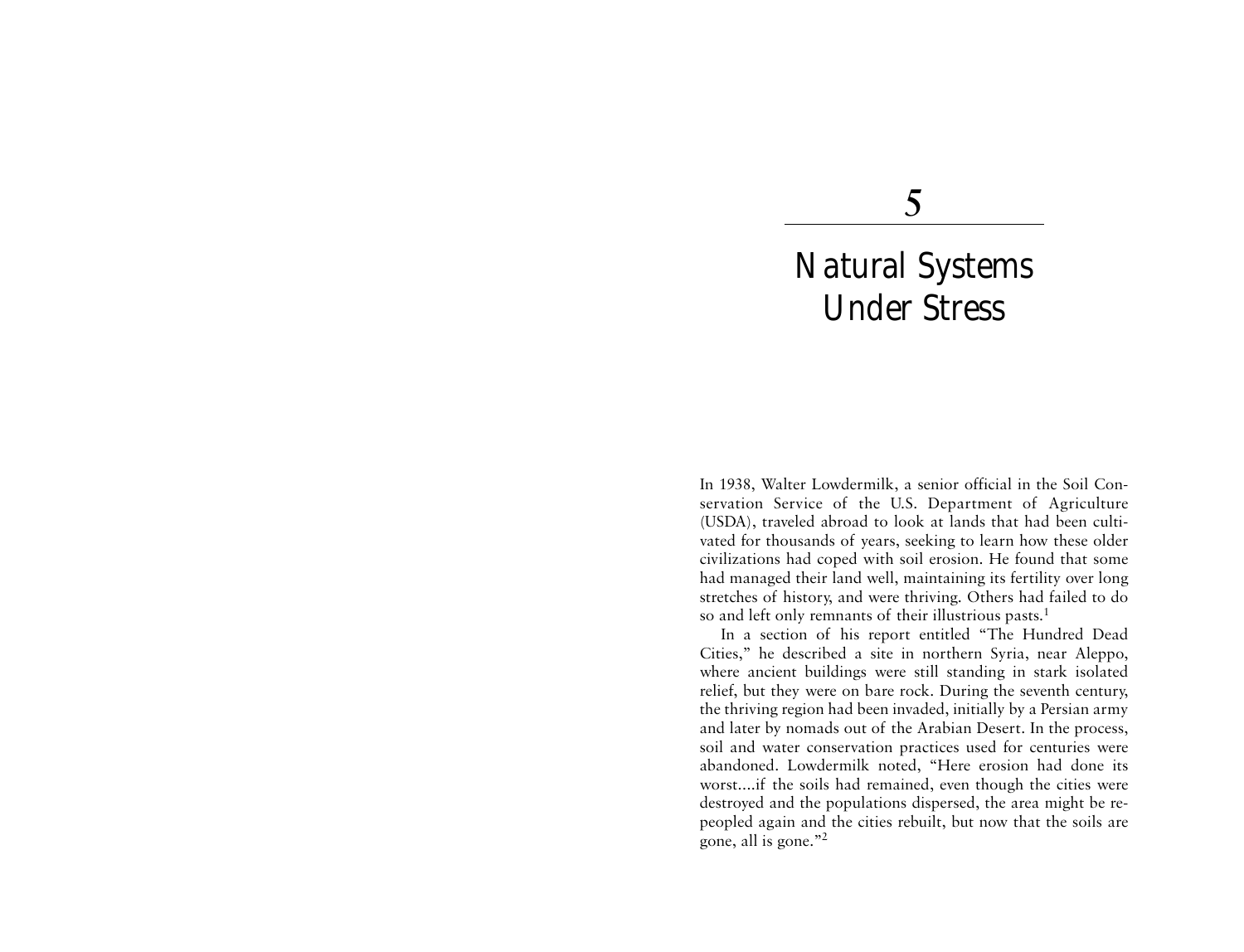# 5

# Natural Systems Under Stress

In 1938, Walter Lowdermilk, a senior official in the Soil Conservation Service of the U.S. Department of Agriculture (USDA), traveled abroad to look at lands that had been cultivated for thousands of years, seeking to learn how these older civilizations had coped with soil erosion. He found that some had managed their land well, maintaining its fertility over long stretches of history, and were thriving. Others had failed to do so and left only remnants of their illustrious pasts.[1]

In a section of his report entitled "The Hundred Dead Cities," he described a site in northern Syria, near Aleppo, where ancient buildings were still standing in stark isolated relief, but they were on bare rock. During the seventh century, the thriving region had been invaded, initially by a Persian army and later by nomads out of the Arabian Desert. In the process, soil and water conservation practices used for centuries were abandoned. Lowdermilk noted, "Here erosion had done its worst....if the soils had remained, even though the cities were destroyed and the populations dispersed, the area might be re-peopled again and the cities rebuilt, but now that the soils are gone, all is gone."[2]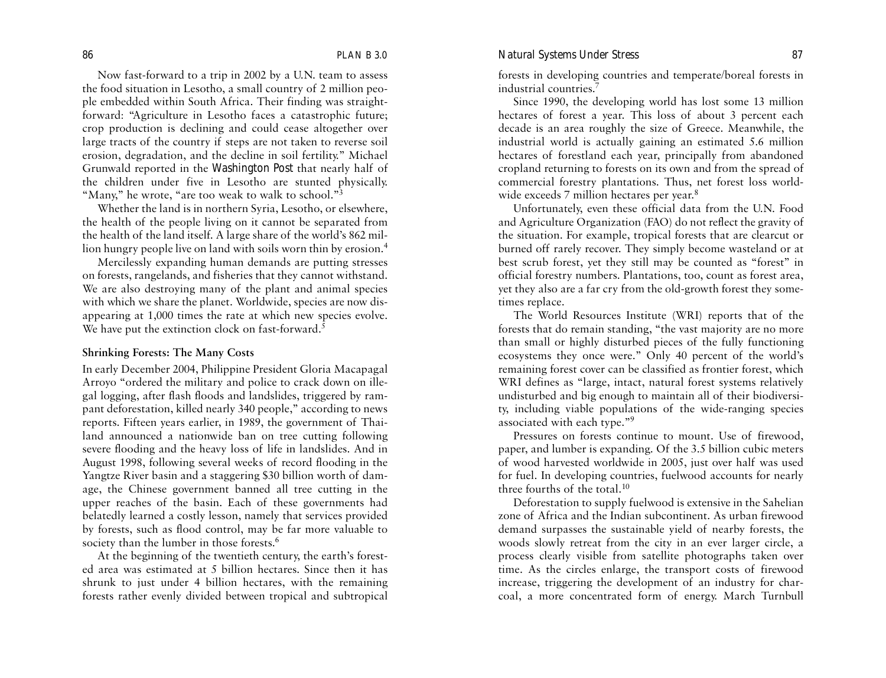Now fast-forward to a trip in 2002 by a U.N. team to assess the food situation in Lesotho, a small country of 2 million people embedded within South Africa. Their finding was straightforward: "Agriculture in Lesotho faces a catastrophic future; crop production is declining and could cease altogether over large tracts of the country if steps are not taken to reverse soil erosion, degradation, and the decline in soil fertility." Michael Grunwald reported in the *Washington Post* that nearly half of the children under five in Lesotho are stunted physically. "Many," he wrote, "are too weak to walk to school."[3]

Whether the land is in northern Syria, Lesotho, or elsewhere, the health of the people living on it cannot be separated from the health of the land itself. A large share of the world's 862 million hungry people live on land with soils worn thin by erosion.[4]

Mercilessly expanding human demands are putting stresses on forests, rangelands, and fisheries that they cannot withstand. We are also destroying many of the plant and animal species with which we share the planet. Worldwide, species are now disappearing at 1,000 times the rate at which new species evolve. We have put the extinction clock on fast-forward.[5]

## Shrinking Forests: The Many Costs

In early December 2004, Philippine President Gloria Macapagal Arroyo "ordered the military and police to crack down on illegal logging, after flash floods and landslides, triggered by rampant deforestation, killed nearly 340 people," according to news reports. Fifteen years earlier, in 1989, the government of Thailand announced a nationwide ban on tree cutting following severe flooding and the heavy loss of life in landslides. And in August 1998, following several weeks of record flooding in the Yangtze River basin and a staggering $30 billion worth of damage, the Chinese government banned all tree cutting in the upper reaches of the basin. Each of these governments had belatedly learned a costly lesson, namely that services provided by forests, such as flood control, may be far more valuable to society than the lumber in those forests.[6]

At the beginning of the twentieth century, the earth's forested area was estimated at 5 billion hectares. Since then it has shrunk to just under 4 billion hectares, with the remaining forests rather evenly divided between tropical and subtropical forests in developing countries and temperate/boreal forests in industrial countries.[7]

Since 1990, the developing world has lost some 13 million hectares of forest a year. This loss of about 3 percent each decade is an area roughly the size of Greece. Meanwhile, the industrial world is actually gaining an estimated 5.6 million hectares of forestland each year, principally from abandoned cropland returning to forests on its own and from the spread of commercial forestry plantations. Thus, net forest loss worldwide exceeds 7 million hectares per year.[8]

Unfortunately, even these official data from the U.N. Food and Agriculture Organization (FAO) do not reflect the gravity of the situation. For example, tropical forests that are clearcut or burned off rarely recover. They simply become wasteland or at best scrub forest, yet they still may be counted as "forest" in official forestry numbers. Plantations, too, count as forest area, yet they also are a far cry from the old-growth forest they sometimes replace.

The World Resources Institute (WRI) reports that of the forests that do remain standing, "the vast majority are no more than small or highly disturbed pieces of the fully functioning ecosystems they once were." Only 40 percent of the world's remaining forest cover can be classified as frontier forest, which WRI defines as "large, intact, natural forest systems relatively undisturbed and big enough to maintain all of their biodiversity, including viable populations of the wide-ranging species associated with each type."[9]

Pressures on forests continue to mount. Use of firewood, paper, and lumber is expanding. Of the 3.5 billion cubic meters of wood harvested worldwide in 2005, just over half was used for fuel. In developing countries, fuelwood accounts for nearly three fourths of the total.[10]

Deforestation to supply fuelwood is extensive in the Sahelian zone of Africa and the Indian subcontinent. As urban firewood demand surpasses the sustainable yield of nearby forests, the woods slowly retreat from the city in an ever larger circle, a process clearly visible from satellite photographs taken over time. As the circles enlarge, the transport costs of firewood increase, triggering the development of an industry for charcoal, a more concentrated form of energy. March Turnbull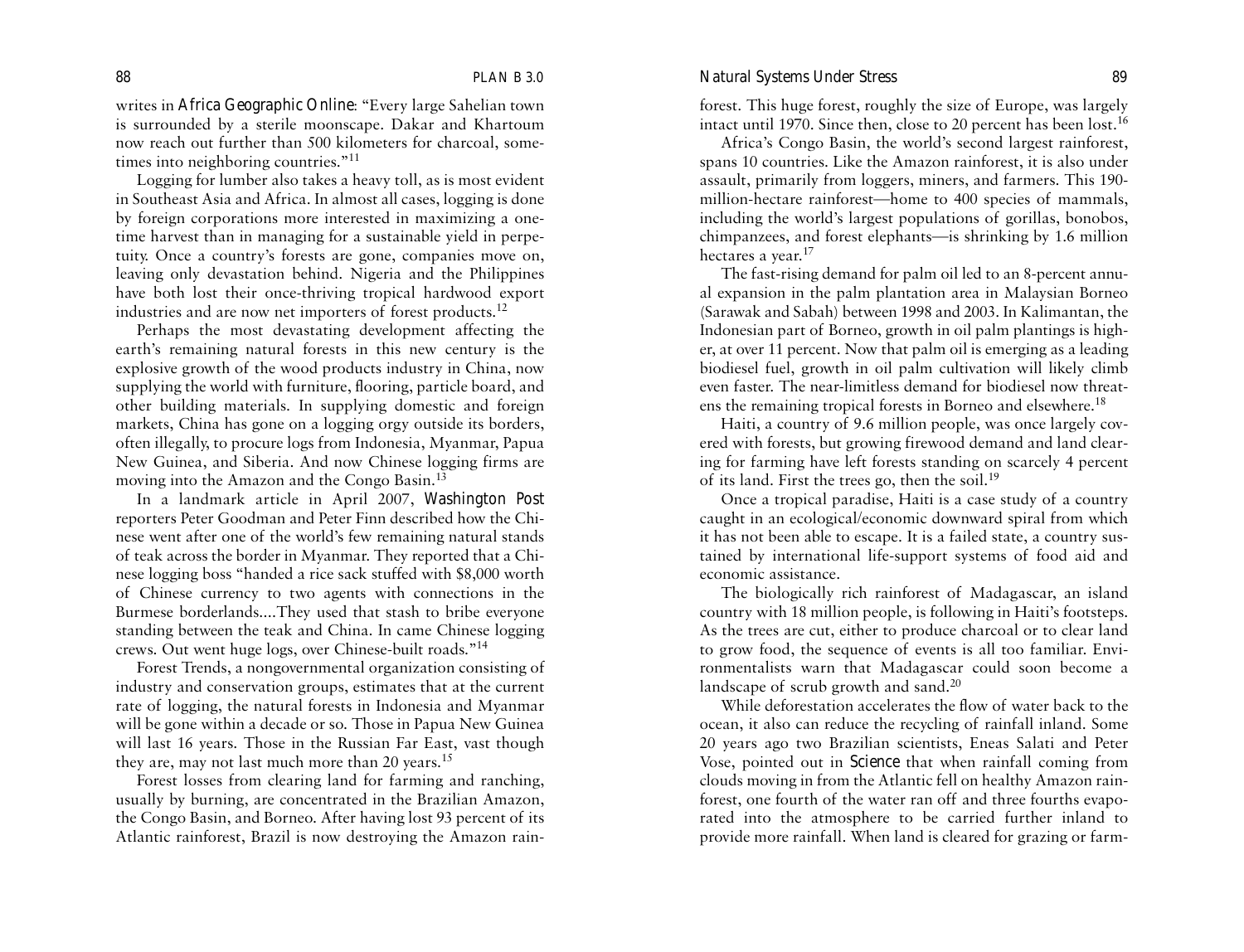writes in *Africa Geographic Online*: "Every large Sahelian town is surrounded by a sterile moonscape. Dakar and Khartoum now reach out further than 500 kilometers for charcoal, sometimes into neighboring countries."[11]

Logging for lumber also takes a heavy toll, as is most evident in Southeast Asia and Africa. In almost all cases, logging is done by foreign corporations more interested in maximizing a one-time harvest than in managing for a sustainable yield in perpetuity. Once a country's forests are gone, companies move on, leaving only devastation behind. Nigeria and the Philippines have both lost their once-thriving tropical hardwood export industries and are now net importers of forest products.[12]

Perhaps the most devastating development affecting the earth's remaining natural forests in this new century is the explosive growth of the wood products industry in China, now supplying the world with furniture, flooring, particle board, and other building materials. In supplying domestic and foreign markets, China has gone on a logging orgy outside its borders, often illegally, to procure logs from Indonesia, Myanmar, Papua New Guinea, and Siberia. And now Chinese logging firms are moving into the Amazon and the Congo Basin.[13]

In a landmark article in April 2007, *Washington Post* reporters Peter Goodman and Peter Finn described how the Chinese went after one of the world's few remaining natural stands of teak across the border in Myanmar. They reported that a Chinese logging boss "handed a rice sack stuffed with $8,000 worth of Chinese currency to two agents with connections in the Burmese borderlands....They used that stash to bribe everyone standing between the teak and China. In came Chinese logging crews. Out went huge logs, over Chinese-built roads."[14]

Forest Trends, a nongovernmental organization consisting of industry and conservation groups, estimates that at the current rate of logging, the natural forests in Indonesia and Myanmar will be gone within a decade or so. Those in Papua New Guinea will last 16 years. Those in the Russian Far East, vast though they are, may not last much more than 20 years.[15]

Forest losses from clearing land for farming and ranching, usually by burning, are concentrated in the Brazilian Amazon, the Congo Basin, and Borneo. After having lost 93 percent of its Atlantic rainforest, Brazil is now destroying the Amazon rainforest. This huge forest, roughly the size of Europe, was largely intact until 1970. Since then, close to 20 percent has been lost.[16]

Africa's Congo Basin, the world's second largest rainforest, spans 10 countries. Like the Amazon rainforest, it is also under assault, primarily from loggers, miners, and farmers. This 190-million-hectare rainforest—home to 400 species of mammals, including the world's largest populations of gorillas, bonobos, chimpanzees, and forest elephants—is shrinking by 1.6 million hectares a year.[17]

The fast-rising demand for palm oil led to an 8-percent annual expansion in the palm plantation area in Malaysian Borneo (Sarawak and Sabah) between 1998 and 2003. In Kalimantan, the Indonesian part of Borneo, growth in oil palm plantings is higher, at over 11 percent. Now that palm oil is emerging as a leading biodiesel fuel, growth in oil palm cultivation will likely climb even faster. The near-limitless demand for biodiesel now threatens the remaining tropical forests in Borneo and elsewhere.[18]

Haiti, a country of 9.6 million people, was once largely covered with forests, but growing firewood demand and land clearing for farming have left forests standing on scarcely 4 percent of its land. First the trees go, then the soil.[19]

Once a tropical paradise, Haiti is a case study of a country caught in an ecological/economic downward spiral from which it has not been able to escape. It is a failed state, a country sustained by international life-support systems of food aid and economic assistance.

The biologically rich rainforest of Madagascar, an island country with 18 million people, is following in Haiti's footsteps. As the trees are cut, either to produce charcoal or to clear land to grow food, the sequence of events is all too familiar. Environmentalists warn that Madagascar could soon become a landscape of scrub growth and sand.[20]

While deforestation accelerates the flow of water back to the ocean, it also can reduce the recycling of rainfall inland. Some 20 years ago two Brazilian scientists, Eneas Salati and Peter Vose, pointed out in *Science* that when rainfall coming from clouds moving in from the Atlantic fell on healthy Amazon rainforest, one fourth of the water ran off and three fourths evaporated into the atmosphere to be carried further inland to provide more rainfall. When land is cleared for grazing or farm-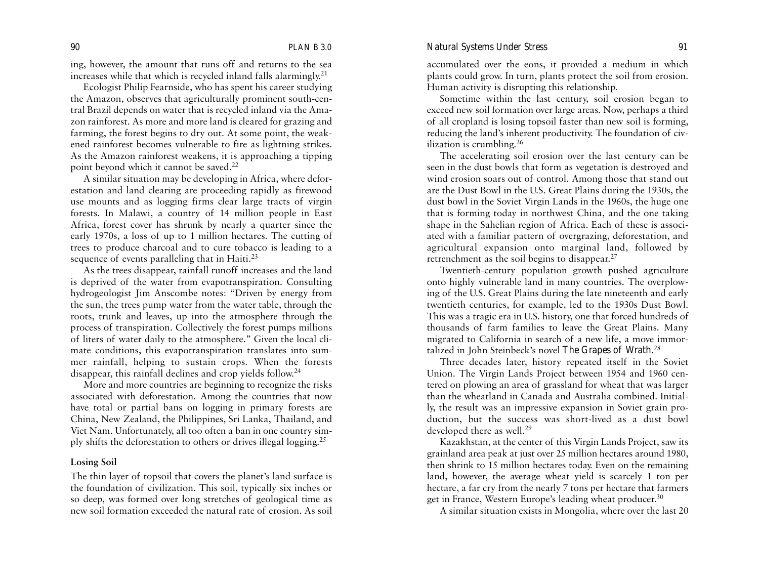ing, however, the amount that runs off and returns to the sea increases while that which is recycled inland falls alarmingly.[21]

Ecologist Philip Fearnside, who has spent his career studying the Amazon, observes that agriculturally prominent south-central Brazil depends on water that is recycled inland via the Amazon rainforest. As more and more land is cleared for grazing and farming, the forest begins to dry out. At some point, the weakened rainforest becomes vulnerable to fire as lightning strikes. As the Amazon rainforest weakens, it is approaching a tipping point beyond which it cannot be saved.[22]

A similar situation may be developing in Africa, where deforestation and land clearing are proceeding rapidly as firewood use mounts and as logging firms clear large tracts of virgin forests. In Malawi, a country of 14 million people in East Africa, forest cover has shrunk by nearly a quarter since the early 1970s, a loss of up to 1 million hectares. The cutting of trees to produce charcoal and to cure tobacco is leading to a sequence of events paralleling that in Haiti.[23]

As the trees disappear, rainfall runoff increases and the land is deprived of the water from evapotranspiration. Consulting hydrogeologist Jim Anscombe notes: "Driven by energy from the sun, the trees pump water from the water table, through the roots, trunk and leaves, up into the atmosphere through the process of transpiration. Collectively the forest pumps millions of liters of water daily to the atmosphere." Given the local climate conditions, this evapotranspiration translates into summer rainfall, helping to sustain crops. When the forests disappear, this rainfall declines and crop yields follow.[24]

More and more countries are beginning to recognize the risks associated with deforestation. Among the countries that now have total or partial bans on logging in primary forests are China, New Zealand, the Philippines, Sri Lanka, Thailand, and Viet Nam. Unfortunately, all too often a ban in one country simply shifts the deforestation to others or drives illegal logging.[25]

### Losing Soil

The thin layer of topsoil that covers the planet's land surface is the foundation of civilization. This soil, typically six inches or so deep, was formed over long stretches of geological time as new soil formation exceeded the natural rate of erosion. As soil accumulated over the eons, it provided a medium in which plants could grow. In turn, plants protect the soil from erosion. Human activity is disrupting this relationship.

Sometime within the last century, soil erosion began to exceed new soil formation over large areas. Now, perhaps a third of all cropland is losing topsoil faster than new soil is forming, reducing the land's inherent productivity. The foundation of civilization is crumbling.[26]

The accelerating soil erosion over the last century can be seen in the dust bowls that form as vegetation is destroyed and wind erosion soars out of control. Among those that stand out are the Dust Bowl in the U.S. Great Plains during the 1930s, the dust bowl in the Soviet Virgin Lands in the 1960s, the huge one that is forming today in northwest China, and the one taking shape in the Sahelian region of Africa. Each of these is associated with a familiar pattern of overgrazing, deforestation, and agricultural expansion onto marginal land, followed by retrenchment as the soil begins to disappear.[27]

Twentieth-century population growth pushed agriculture onto highly vulnerable land in many countries. The overplowing of the U.S. Great Plains during the late nineteenth and early twentieth centuries, for example, led to the 1930s Dust Bowl. This was a tragic era in U.S. history, one that forced hundreds of thousands of farm families to leave the Great Plains. Many migrated to California in search of a new life, a move immortalized in John Steinbeck's novel *The Grapes of Wrath*.[28]

Three decades later, history repeated itself in the Soviet Union. The Virgin Lands Project between 1954 and 1960 centered on plowing an area of grassland for wheat that was larger than the wheatland in Canada and Australia combined. Initially, the result was an impressive expansion in Soviet grain production, but the success was short-lived as a dust bowl developed there as well.[29]

Kazakhstan, at the center of this Virgin Lands Project, saw its grainland area peak at just over 25 million hectares around 1980, then shrink to 15 million hectares today. Even on the remaining land, however, the average wheat yield is scarcely 1 ton per hectare, a far cry from the nearly 7 tons per hectare that farmers get in France, Western Europe's leading wheat producer.[30]

A similar situation exists in Mongolia, where over the last 20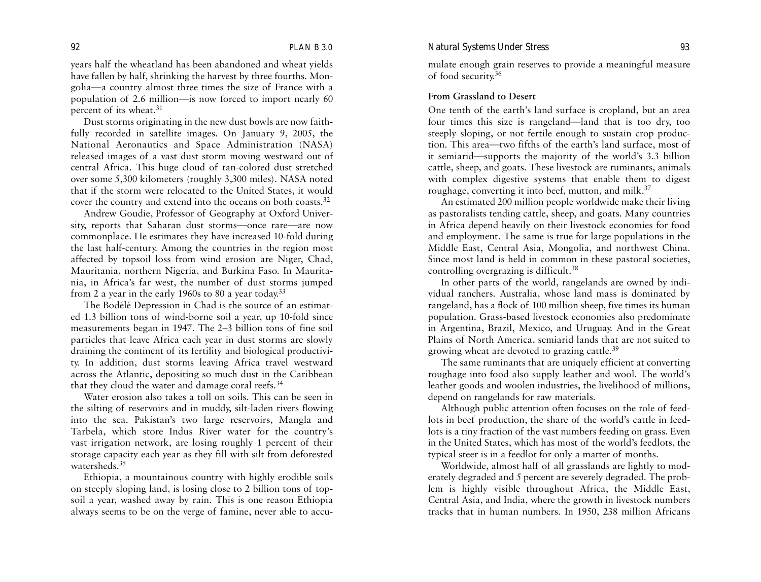years half the wheatland has been abandoned and wheat yields have fallen by half, shrinking the harvest by three fourths. Mongolia—a country almost three times the size of France with a population of 2.6 million—is now forced to import nearly 60 percent of its wheat.[31]

Dust storms originating in the new dust bowls are now faithfully recorded in satellite images. On January 9, 2005, the National Aeronautics and Space Administration (NASA) released images of a vast dust storm moving westward out of central Africa. This huge cloud of tan-colored dust stretched over some 5,300 kilometers (roughly 3,300 miles). NASA noted that if the storm were relocated to the United States, it would cover the country and extend into the oceans on both coasts.[32]

Andrew Goudie, Professor of Geography at Oxford University, reports that Saharan dust storms—once rare—are now commonplace. He estimates they have increased 10-fold during the last half-century. Among the countries in the region most affected by topsoil loss from wind erosion are Niger, Chad, Mauritania, northern Nigeria, and Burkina Faso. In Mauritania, in Africa's far west, the number of dust storms jumped from 2 a year in the early 1960s to 80 a year today.[33]

The Bodélé Depression in Chad is the source of an estimated 1.3 billion tons of wind-borne soil a year, up 10-fold since measurements began in 1947. The 2–3 billion tons of fine soil particles that leave Africa each year in dust storms are slowly draining the continent of its fertility and biological productivity. In addition, dust storms leaving Africa travel westward across the Atlantic, depositing so much dust in the Caribbean that they cloud the water and damage coral reefs.[34]

Water erosion also takes a toll on soils. This can be seen in the silting of reservoirs and in muddy, silt-laden rivers flowing into the sea. Pakistan's two large reservoirs, Mangla and Tarbela, which store Indus River water for the country's vast irrigation network, are losing roughly 1 percent of their storage capacity each year as they fill with silt from deforested watersheds.[35]

Ethiopia, a mountainous country with highly erodible soils on steeply sloping land, is losing close to 2 billion tons of topsoil a year, washed away by rain. This is one reason Ethiopia always seems to be on the verge of famine, never able to accumulate enough grain reserves to provide a meaningful measure of food security.[36]

### From Grassland to Desert

One tenth of the earth's land surface is cropland, but an area four times this size is rangeland—land that is too dry, too steeply sloping, or not fertile enough to sustain crop production. This area—two fifths of the earth's land surface, most of it semiarid—supports the majority of the world's 3.3 billion cattle, sheep, and goats. These livestock are ruminants, animals with complex digestive systems that enable them to digest roughage, converting it into beef, mutton, and milk.[37]

An estimated 200 million people worldwide make their living as pastoralists tending cattle, sheep, and goats. Many countries in Africa depend heavily on their livestock economies for food and employment. The same is true for large populations in the Middle East, Central Asia, Mongolia, and northwest China. Since most land is held in common in these pastoral societies, controlling overgrazing is difficult.[38]

In other parts of the world, rangelands are owned by individual ranchers. Australia, whose land mass is dominated by rangeland, has a flock of 100 million sheep, five times its human population. Grass-based livestock economies also predominate in Argentina, Brazil, Mexico, and Uruguay. And in the Great Plains of North America, semiarid lands that are not suited to growing wheat are devoted to grazing cattle.[39]

The same ruminants that are uniquely efficient at converting roughage into food also supply leather and wool. The world's leather goods and woolen industries, the livelihood of millions, depend on rangelands for raw materials.

Although public attention often focuses on the role of feedlots in beef production, the share of the world's cattle in feedlots is a tiny fraction of the vast numbers feeding on grass. Even in the United States, which has most of the world's feedlots, the typical steer is in a feedlot for only a matter of months.

Worldwide, almost half of all grasslands are lightly to moderately degraded and 5 percent are severely degraded. The problem is highly visible throughout Africa, the Middle East, Central Asia, and India, where the growth in livestock numbers tracks that in human numbers. In 1950, 238 million Africans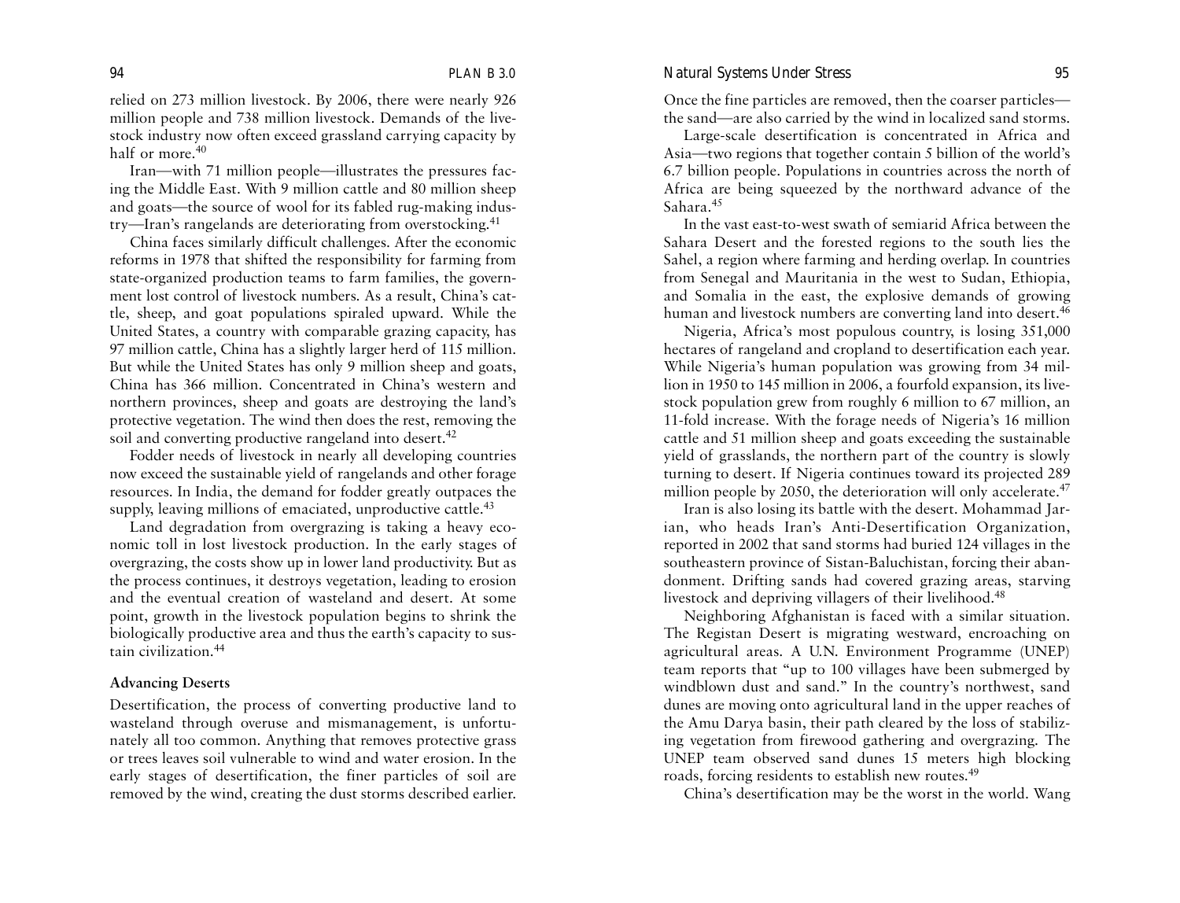relied on 273 million livestock. By 2006, there were nearly 926 million people and 738 million livestock. Demands of the livestock industry now often exceed grassland carrying capacity by half or more.[40]

Iran—with 71 million people—illustrates the pressures facing the Middle East. With 9 million cattle and 80 million sheep and goats—the source of wool for its fabled rug-making industry—Iran's rangelands are deteriorating from overstocking.[41]

China faces similarly difficult challenges. After the economic reforms in 1978 that shifted the responsibility for farming from state-organized production teams to farm families, the government lost control of livestock numbers. As a result, China's cattle, sheep, and goat populations spiraled upward. While the United States, a country with comparable grazing capacity, has 97 million cattle, China has a slightly larger herd of 115 million. But while the United States has only 9 million sheep and goats, China has 366 million. Concentrated in China's western and northern provinces, sheep and goats are destroying the land's protective vegetation. The wind then does the rest, removing the soil and converting productive rangeland into desert.[42]

Fodder needs of livestock in nearly all developing countries now exceed the sustainable yield of rangelands and other forage resources. In India, the demand for fodder greatly outpaces the supply, leaving millions of emaciated, unproductive cattle.[43]

Land degradation from overgrazing is taking a heavy economic toll in lost livestock production. In the early stages of overgrazing, the costs show up in lower land productivity. But as the process continues, it destroys vegetation, leading to erosion and the eventual creation of wasteland and desert. At some point, growth in the livestock population begins to shrink the biologically productive area and thus the earth's capacity to sustain civilization.[44]

### Advancing Deserts

Desertification, the process of converting productive land to wasteland through overuse and mismanagement, is unfortunately all too common. Anything that removes protective grass or trees leaves soil vulnerable to wind and water erosion. In the early stages of desertification, the finer particles of soil are removed by the wind, creating the dust storms described earlier. Once the fine particles are removed, then the coarser particles—the sand—are also carried by the wind in localized sand storms.

Large-scale desertification is concentrated in Africa and Asia—two regions that together contain 5 billion of the world's 6.7 billion people. Populations in countries across the north of Africa are being squeezed by the northward advance of the Sahara.[45]

In the vast east-to-west swath of semiarid Africa between the Sahara Desert and the forested regions to the south lies the Sahel, a region where farming and herding overlap. In countries from Senegal and Mauritania in the west to Sudan, Ethiopia, and Somalia in the east, the explosive demands of growing human and livestock numbers are converting land into desert.[46]

Nigeria, Africa's most populous country, is losing 351,000 hectares of rangeland and cropland to desertification each year. While Nigeria's human population was growing from 34 million in 1950 to 145 million in 2006, a fourfold expansion, its livestock population grew from roughly 6 million to 67 million, an 11-fold increase. With the forage needs of Nigeria's 16 million cattle and 51 million sheep and goats exceeding the sustainable yield of grasslands, the northern part of the country is slowly turning to desert. If Nigeria continues toward its projected 289 million people by 2050, the deterioration will only accelerate.[47]

Iran is also losing its battle with the desert. Mohammad Jarian, who heads Iran's Anti-Desertification Organization, reported in 2002 that sand storms had buried 124 villages in the southeastern province of Sistan-Baluchistan, forcing their abandonment. Drifting sands had covered grazing areas, starving livestock and depriving villagers of their livelihood.[48]

Neighboring Afghanistan is faced with a similar situation. The Registan Desert is migrating westward, encroaching on agricultural areas. A U.N. Environment Programme (UNEP) team reports that "up to 100 villages have been submerged by windblown dust and sand." In the country's northwest, sand dunes are moving onto agricultural land in the upper reaches of the Amu Darya basin, their path cleared by the loss of stabilizing vegetation from firewood gathering and overgrazing. The UNEP team observed sand dunes 15 meters high blocking roads, forcing residents to establish new routes.[49]

China's desertification may be the worst in the world. Wang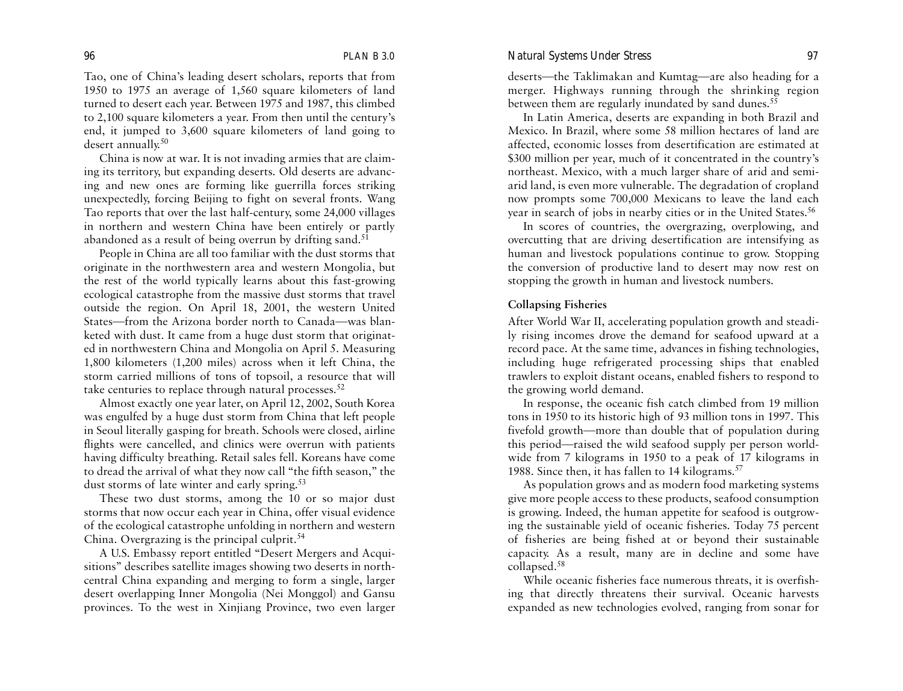Tao, one of China's leading desert scholars, reports that from 1950 to 1975 an average of 1,560 square kilometers of land turned to desert each year. Between 1975 and 1987, this climbed to 2,100 square kilometers a year. From then until the century's end, it jumped to 3,600 square kilometers of land going to desert annually.[50]

China is now at war. It is not invading armies that are claiming its territory, but expanding deserts. Old deserts are advancing and new ones are forming like guerrilla forces striking unexpectedly, forcing Beijing to fight on several fronts. Wang Tao reports that over the last half-century, some 24,000 villages in northern and western China have been entirely or partly abandoned as a result of being overrun by drifting sand.[51]

People in China are all too familiar with the dust storms that originate in the northwestern area and western Mongolia, but the rest of the world typically learns about this fast-growing ecological catastrophe from the massive dust storms that travel outside the region. On April 18, 2001, the western United States—from the Arizona border north to Canada—was blanketed with dust. It came from a huge dust storm that originated in northwestern China and Mongolia on April 5. Measuring 1,800 kilometers (1,200 miles) across when it left China, the storm carried millions of tons of topsoil, a resource that will take centuries to replace through natural processes.[52]

Almost exactly one year later, on April 12, 2002, South Korea was engulfed by a huge dust storm from China that left people in Seoul literally gasping for breath. Schools were closed, airline flights were cancelled, and clinics were overrun with patients having difficulty breathing. Retail sales fell. Koreans have come to dread the arrival of what they now call "the fifth season," the dust storms of late winter and early spring.[53]

These two dust storms, among the 10 or so major dust storms that now occur each year in China, offer visual evidence of the ecological catastrophe unfolding in northern and western China. Overgrazing is the principal culprit.[54]

A U.S. Embassy report entitled "Desert Mergers and Acquisitions" describes satellite images showing two deserts in north-central China expanding and merging to form a single, larger desert overlapping Inner Mongolia (Nei Monggol) and Gansu provinces. To the west in Xinjiang Province, two even larger deserts—the Taklimakan and Kumtag—are also heading for a merger. Highways running through the shrinking region between them are regularly inundated by sand dunes.[55]

In Latin America, deserts are expanding in both Brazil and Mexico. In Brazil, where some 58 million hectares of land are affected, economic losses from desertification are estimated at $300 million per year, much of it concentrated in the country's northeast. Mexico, with a much larger share of arid and semiarid land, is even more vulnerable. The degradation of cropland now prompts some 700,000 Mexicans to leave the land each year in search of jobs in nearby cities or in the United States.[56]

In scores of countries, the overgrazing, overplowing, and overcutting that are driving desertification are intensifying as human and livestock populations continue to grow. Stopping the conversion of productive land to desert may now rest on stopping the growth in human and livestock numbers.

### Collapsing Fisheries

After World War II, accelerating population growth and steadily rising incomes drove the demand for seafood upward at a record pace. At the same time, advances in fishing technologies, including huge refrigerated processing ships that enabled trawlers to exploit distant oceans, enabled fishers to respond to the growing world demand.

In response, the oceanic fish catch climbed from 19 million tons in 1950 to its historic high of 93 million tons in 1997. This fivefold growth—more than double that of population during this period—raised the wild seafood supply per person worldwide from 7 kilograms in 1950 to a peak of 17 kilograms in 1988. Since then, it has fallen to 14 kilograms.[57]

As population grows and as modern food marketing systems give more people access to these products, seafood consumption is growing. Indeed, the human appetite for seafood is outgrowing the sustainable yield of oceanic fisheries. Today 75 percent of fisheries are being fished at or beyond their sustainable capacity. As a result, many are in decline and some have collapsed.[58]

While oceanic fisheries face numerous threats, it is overfishing that directly threatens their survival. Oceanic harvests expanded as new technologies evolved, ranging from sonar for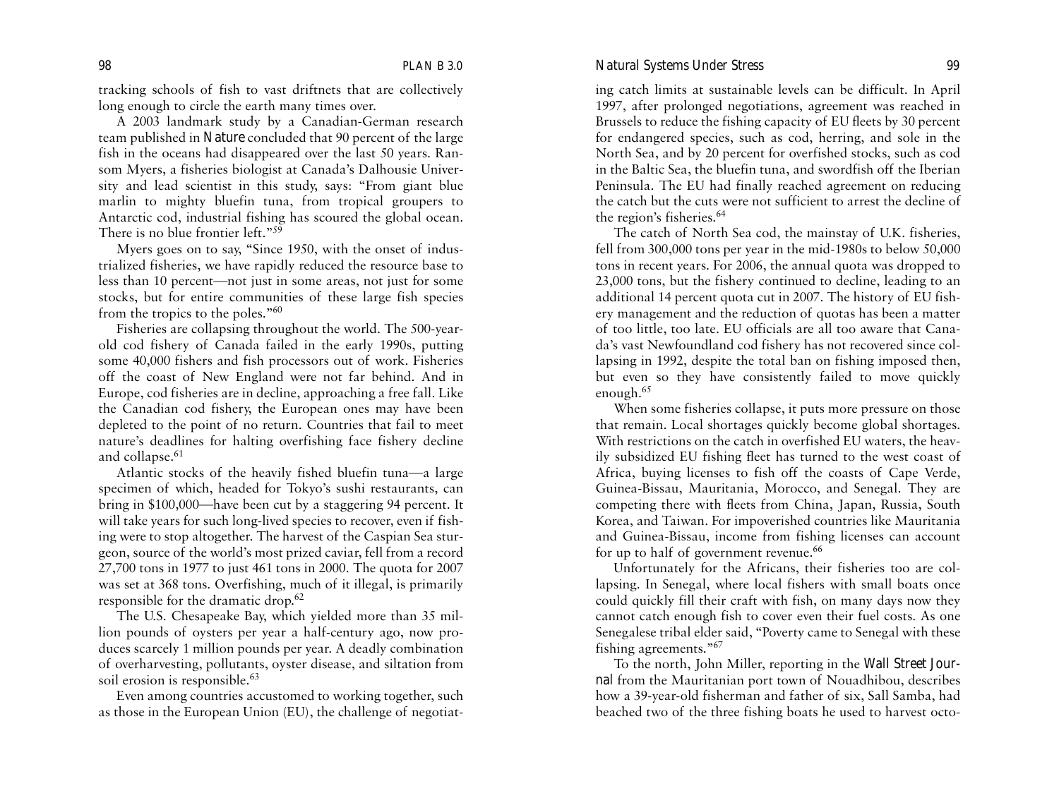tracking schools of fish to vast driftnets that are collectively long enough to circle the earth many times over.

A 2003 landmark study by a Canadian-German research team published in *Nature* concluded that 90 percent of the large fish in the oceans had disappeared over the last 50 years. Ransom Myers, a fisheries biologist at Canada's Dalhousie University and lead scientist in this study, says: "From giant blue marlin to mighty bluefin tuna, from tropical groupers to Antarctic cod, industrial fishing has scoured the global ocean. There is no blue frontier left."[59]

Myers goes on to say, "Since 1950, with the onset of industrialized fisheries, we have rapidly reduced the resource base to less than 10 percent—not just in some areas, not just for some stocks, but for entire communities of these large fish species from the tropics to the poles."[60]

Fisheries are collapsing throughout the world. The 500-year-old cod fishery of Canada failed in the early 1990s, putting some 40,000 fishers and fish processors out of work. Fisheries off the coast of New England were not far behind. And in Europe, cod fisheries are in decline, approaching a free fall. Like the Canadian cod fishery, the European ones may have been depleted to the point of no return. Countries that fail to meet nature's deadlines for halting overfishing face fishery decline and collapse.[61]

Atlantic stocks of the heavily fished bluefin tuna—a large specimen of which, headed for Tokyo's sushi restaurants, can bring in \$100,000—have been cut by a staggering 94 percent. It will take years for such long-lived species to recover, even if fishing were to stop altogether. The harvest of the Caspian Sea sturgeon, source of the world's most prized caviar, fell from a record 27,700 tons in 1977 to just 461 tons in 2000. The quota for 2007 was set at 368 tons. Overfishing, much of it illegal, is primarily responsible for the dramatic drop.[62]

The U.S. Chesapeake Bay, which yielded more than 35 million pounds of oysters per year a half-century ago, now produces scarcely 1 million pounds per year. A deadly combination of overharvesting, pollutants, oyster disease, and siltation from soil erosion is responsible.[63]

Even among countries accustomed to working together, such as those in the European Union (EU), the challenge of negotiating catch limits at sustainable levels can be difficult. In April 1997, after prolonged negotiations, agreement was reached in Brussels to reduce the fishing capacity of EU fleets by 30 percent for endangered species, such as cod, herring, and sole in the North Sea, and by 20 percent for overfished stocks, such as cod in the Baltic Sea, the bluefin tuna, and swordfish off the Iberian Peninsula. The EU had finally reached agreement on reducing the catch but the cuts were not sufficient to arrest the decline of the region's fisheries.[64]

The catch of North Sea cod, the mainstay of U.K. fisheries, fell from 300,000 tons per year in the mid-1980s to below 50,000 tons in recent years. For 2006, the annual quota was dropped to 23,000 tons, but the fishery continued to decline, leading to an additional 14 percent quota cut in 2007. The history of EU fishery management and the reduction of quotas has been a matter of too little, too late. EU officials are all too aware that Canada's vast Newfoundland cod fishery has not recovered since collapsing in 1992, despite the total ban on fishing imposed then, but even so they have consistently failed to move quickly enough.[65]

When some fisheries collapse, it puts more pressure on those that remain. Local shortages quickly become global shortages. With restrictions on the catch in overfished EU waters, the heavily subsidized EU fishing fleet has turned to the west coast of Africa, buying licenses to fish off the coasts of Cape Verde, Guinea-Bissau, Mauritania, Morocco, and Senegal. They are competing there with fleets from China, Japan, Russia, South Korea, and Taiwan. For impoverished countries like Mauritania and Guinea-Bissau, income from fishing licenses can account for up to half of government revenue.[66]

Unfortunately for the Africans, their fisheries too are collapsing. In Senegal, where local fishers with small boats once could quickly fill their craft with fish, on many days now they cannot catch enough fish to cover even their fuel costs. As one Senegalese tribal elder said, "Poverty came to Senegal with these fishing agreements."[67]

To the north, John Miller, reporting in the *Wall Street Journal* from the Mauritanian port town of Nouadhibou, describes how a 39-year-old fisherman and father of six, Sall Samba, had beached two of the three fishing boats he used to harvest octo-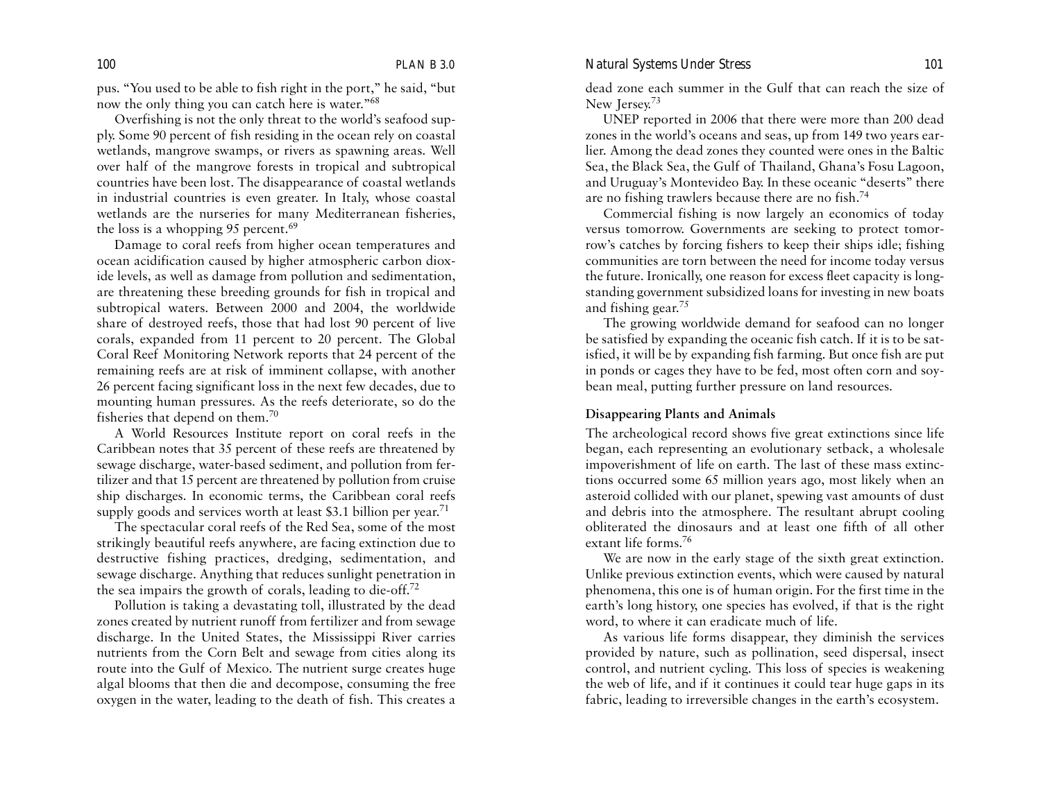pus. "You used to be able to fish right in the port," he said, "but now the only thing you can catch here is water."[68]

Overfishing is not the only threat to the world's seafood supply. Some 90 percent of fish residing in the ocean rely on coastal wetlands, mangrove swamps, or rivers as spawning areas. Well over half of the mangrove forests in tropical and subtropical countries have been lost. The disappearance of coastal wetlands in industrial countries is even greater. In Italy, whose coastal wetlands are the nurseries for many Mediterranean fisheries, the loss is a whopping 95 percent.[69]

Damage to coral reefs from higher ocean temperatures and ocean acidification caused by higher atmospheric carbon dioxide levels, as well as damage from pollution and sedimentation, are threatening these breeding grounds for fish in tropical and subtropical waters. Between 2000 and 2004, the worldwide share of destroyed reefs, those that had lost 90 percent of live corals, expanded from 11 percent to 20 percent. The Global Coral Reef Monitoring Network reports that 24 percent of the remaining reefs are at risk of imminent collapse, with another 26 percent facing significant loss in the next few decades, due to mounting human pressures. As the reefs deteriorate, so do the fisheries that depend on them.[70]

A World Resources Institute report on coral reefs in the Caribbean notes that 35 percent of these reefs are threatened by sewage discharge, water-based sediment, and pollution from fertilizer and that 15 percent are threatened by pollution from cruise ship discharges. In economic terms, the Caribbean coral reefs supply goods and services worth at least $3.1 billion per year.[71]

The spectacular coral reefs of the Red Sea, some of the most strikingly beautiful reefs anywhere, are facing extinction due to destructive fishing practices, dredging, sedimentation, and sewage discharge. Anything that reduces sunlight penetration in the sea impairs the growth of corals, leading to die-off.[72]

Pollution is taking a devastating toll, illustrated by the dead zones created by nutrient runoff from fertilizer and from sewage discharge. In the United States, the Mississippi River carries nutrients from the Corn Belt and sewage from cities along its route into the Gulf of Mexico. The nutrient surge creates huge algal blooms that then die and decompose, consuming the free oxygen in the water, leading to the death of fish. This creates a dead zone each summer in the Gulf that can reach the size of New Jersey.[73]

UNEP reported in 2006 that there were more than 200 dead zones in the world's oceans and seas, up from 149 two years earlier. Among the dead zones they counted were ones in the Baltic Sea, the Black Sea, the Gulf of Thailand, Ghana's Fosu Lagoon, and Uruguay's Montevideo Bay. In these oceanic "deserts" there are no fishing trawlers because there are no fish.[74]

Commercial fishing is now largely an economics of today versus tomorrow. Governments are seeking to protect tomorrow's catches by forcing fishers to keep their ships idle; fishing communities are torn between the need for income today versus the future. Ironically, one reason for excess fleet capacity is longstanding government subsidized loans for investing in new boats and fishing gear.[75]

The growing worldwide demand for seafood can no longer be satisfied by expanding the oceanic fish catch. If it is to be satisfied, it will be by expanding fish farming. But once fish are put in ponds or cages they have to be fed, most often corn and soybean meal, putting further pressure on land resources.

### Disappearing Plants and Animals

The archeological record shows five great extinctions since life began, each representing an evolutionary setback, a wholesale impoverishment of life on earth. The last of these mass extinctions occurred some 65 million years ago, most likely when an asteroid collided with our planet, spewing vast amounts of dust and debris into the atmosphere. The resultant abrupt cooling obliterated the dinosaurs and at least one fifth of all other extant life forms.[76]

We are now in the early stage of the sixth great extinction. Unlike previous extinction events, which were caused by natural phenomena, this one is of human origin. For the first time in the earth's long history, one species has evolved, if that is the right word, to where it can eradicate much of life.

As various life forms disappear, they diminish the services provided by nature, such as pollination, seed dispersal, insect control, and nutrient cycling. This loss of species is weakening the web of life, and if it continues it could tear huge gaps in its fabric, leading to irreversible changes in the earth's ecosystem.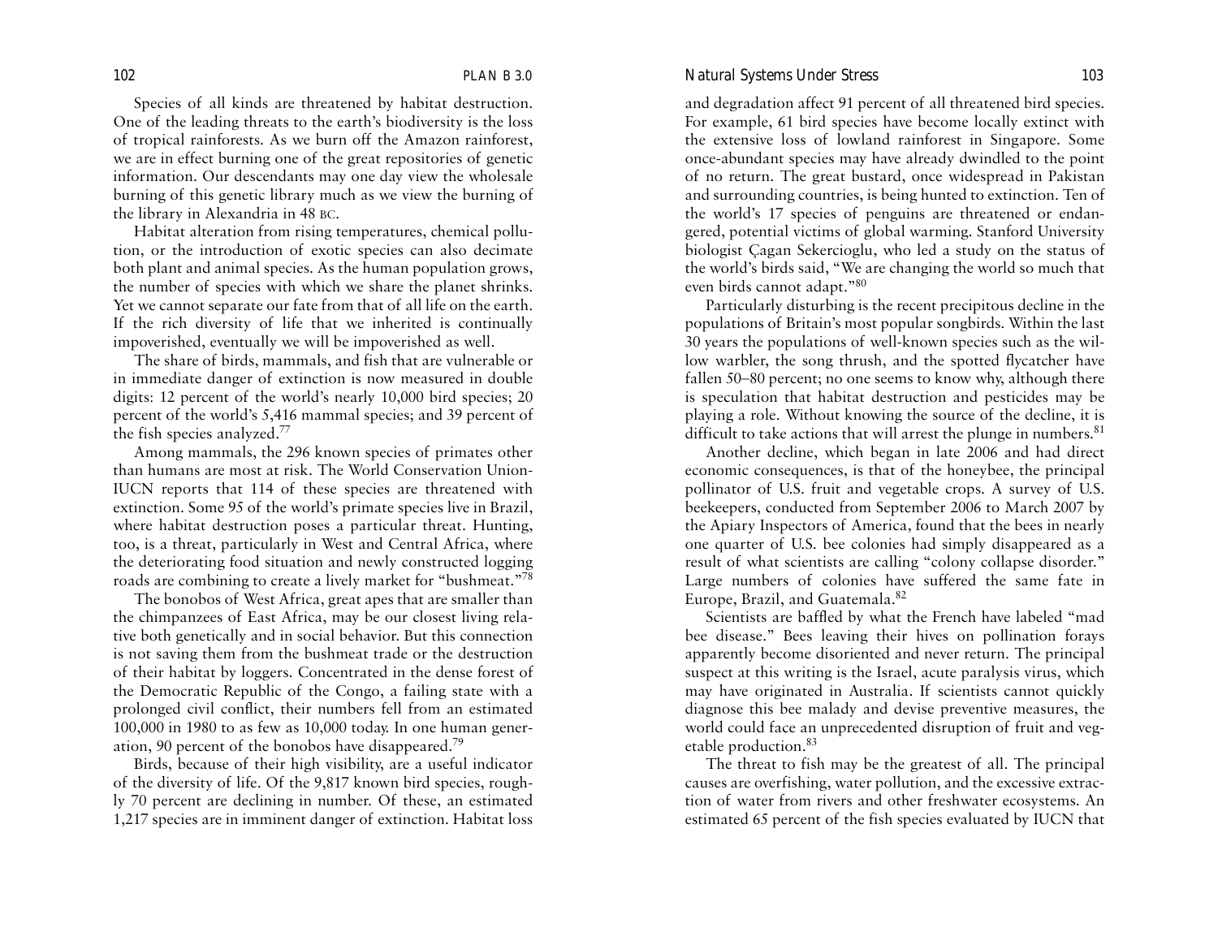Species of all kinds are threatened by habitat destruction. One of the leading threats to the earth's biodiversity is the loss of tropical rainforests. As we burn off the Amazon rainforest, we are in effect burning one of the great repositories of genetic information. Our descendants may one day view the wholesale burning of this genetic library much as we view the burning of the library in Alexandria in 48 BC.

Habitat alteration from rising temperatures, chemical pollution, or the introduction of exotic species can also decimate both plant and animal species. As the human population grows, the number of species with which we share the planet shrinks. Yet we cannot separate our fate from that of all life on the earth. If the rich diversity of life that we inherited is continually impoverished, eventually we will be impoverished as well.

The share of birds, mammals, and fish that are vulnerable or in immediate danger of extinction is now measured in double digits: 12 percent of the world's nearly 10,000 bird species; 20 percent of the world's 5,416 mammal species; and 39 percent of the fish species analyzed.[77]

Among mammals, the 296 known species of primates other than humans are most at risk. The World Conservation Union-IUCN reports that 114 of these species are threatened with extinction. Some 95 of the world's primate species live in Brazil, where habitat destruction poses a particular threat. Hunting, too, is a threat, particularly in West and Central Africa, where the deteriorating food situation and newly constructed logging roads are combining to create a lively market for "bushmeat."[78]

The bonobos of West Africa, great apes that are smaller than the chimpanzees of East Africa, may be our closest living relative both genetically and in social behavior. But this connection is not saving them from the bushmeat trade or the destruction of their habitat by loggers. Concentrated in the dense forest of the Democratic Republic of the Congo, a failing state with a prolonged civil conflict, their numbers fell from an estimated 100,000 in 1980 to as few as 10,000 today. In one human generation, 90 percent of the bonobos have disappeared.[79]

Birds, because of their high visibility, are a useful indicator of the diversity of life. Of the 9,817 known bird species, roughly 70 percent are declining in number. Of these, an estimated 1,217 species are in imminent danger of extinction. Habitat loss and degradation affect 91 percent of all threatened bird species. For example, 61 bird species have become locally extinct with the extensive loss of lowland rainforest in Singapore. Some once-abundant species may have already dwindled to the point of no return. The great bustard, once widespread in Pakistan and surrounding countries, is being hunted to extinction. Ten of the world's 17 species of penguins are threatened or endangered, potential victims of global warming. Stanford University biologist Çagan Sekercioglu, who led a study on the status of the world's birds said, "We are changing the world so much that even birds cannot adapt."[80]

Particularly disturbing is the recent precipitous decline in the populations of Britain's most popular songbirds. Within the last 30 years the populations of well-known species such as the willow warbler, the song thrush, and the spotted flycatcher have fallen 50–80 percent; no one seems to know why, although there is speculation that habitat destruction and pesticides may be playing a role. Without knowing the source of the decline, it is difficult to take actions that will arrest the plunge in numbers.[81]

Another decline, which began in late 2006 and had direct economic consequences, is that of the honeybee, the principal pollinator of U.S. fruit and vegetable crops. A survey of U.S. beekeepers, conducted from September 2006 to March 2007 by the Apiary Inspectors of America, found that the bees in nearly one quarter of U.S. bee colonies had simply disappeared as a result of what scientists are calling "colony collapse disorder." Large numbers of colonies have suffered the same fate in Europe, Brazil, and Guatemala.[82]

Scientists are baffled by what the French have labeled "mad bee disease." Bees leaving their hives on pollination forays apparently become disoriented and never return. The principal suspect at this writing is the Israel, acute paralysis virus, which may have originated in Australia. If scientists cannot quickly diagnose this bee malady and devise preventive measures, the world could face an unprecedented disruption of fruit and vegetable production.[83]

The threat to fish may be the greatest of all. The principal causes are overfishing, water pollution, and the excessive extraction of water from rivers and other freshwater ecosystems. An estimated 65 percent of the fish species evaluated by IUCN that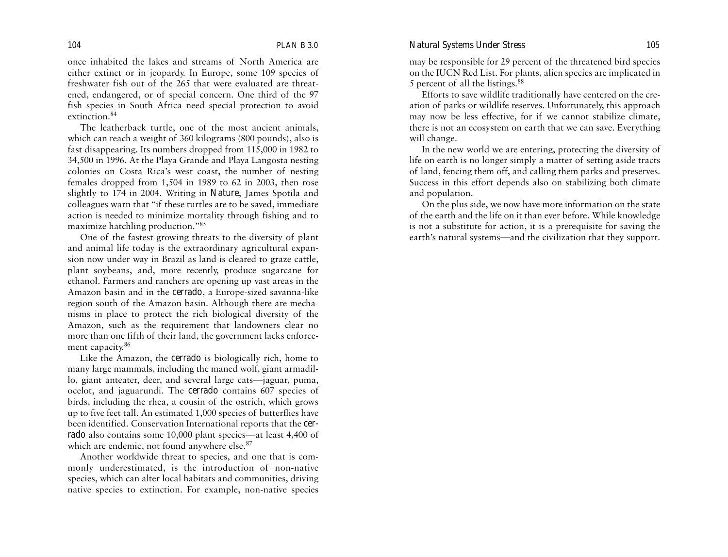once inhabited the lakes and streams of North America are either extinct or in jeopardy. In Europe, some 109 species of freshwater fish out of the 265 that were evaluated are threatened, endangered, or of special concern. One third of the 97 fish species in South Africa need special protection to avoid extinction.[84]

The leatherback turtle, one of the most ancient animals, which can reach a weight of 360 kilograms (800 pounds), also is fast disappearing. Its numbers dropped from 115,000 in 1982 to 34,500 in 1996. At the Playa Grande and Playa Langosta nesting colonies on Costa Rica's west coast, the number of nesting females dropped from 1,504 in 1989 to 62 in 2003, then rose slightly to 174 in 2004. Writing in *Nature*, James Spotila and colleagues warn that "if these turtles are to be saved, immediate action is needed to minimize mortality through fishing and to maximize hatchling production."[85]

One of the fastest-growing threats to the diversity of plant and animal life today is the extraordinary agricultural expansion now under way in Brazil as land is cleared to graze cattle, plant soybeans, and, more recently, produce sugarcane for ethanol. Farmers and ranchers are opening up vast areas in the Amazon basin and in the *cerrado*, a Europe-sized savanna-like region south of the Amazon basin. Although there are mechanisms in place to protect the rich biological diversity of the Amazon, such as the requirement that landowners clear no more than one fifth of their land, the government lacks enforcement capacity.[86]

Like the Amazon, the *cerrado* is biologically rich, home to many large mammals, including the maned wolf, giant armadillo, giant anteater, deer, and several large cats—jaguar, puma, ocelot, and jaguarundi. The *cerrado* contains 607 species of birds, including the rhea, a cousin of the ostrich, which grows up to five feet tall. An estimated 1,000 species of butterflies have been identified. Conservation International reports that the *cerrado* also contains some 10,000 plant species—at least 4,400 of which are endemic, not found anywhere else.[87]

Another worldwide threat to species, and one that is commonly underestimated, is the introduction of non-native species, which can alter local habitats and communities, driving native species to extinction. For example, non-native species may be responsible for 29 percent of the threatened bird species on the IUCN Red List. For plants, alien species are implicated in 5 percent of all the listings.[88]

Efforts to save wildlife traditionally have centered on the creation of parks or wildlife reserves. Unfortunately, this approach may now be less effective, for if we cannot stabilize climate, there is not an ecosystem on earth that we can save. Everything will change.

In the new world we are entering, protecting the diversity of life on earth is no longer simply a matter of setting aside tracts of land, fencing them off, and calling them parks and preserves. Success in this effort depends also on stabilizing both climate and population.

On the plus side, we now have more information on the state of the earth and the life on it than ever before. While knowledge is not a substitute for action, it is a prerequisite for saving the earth's natural systems—and the civilization that they support.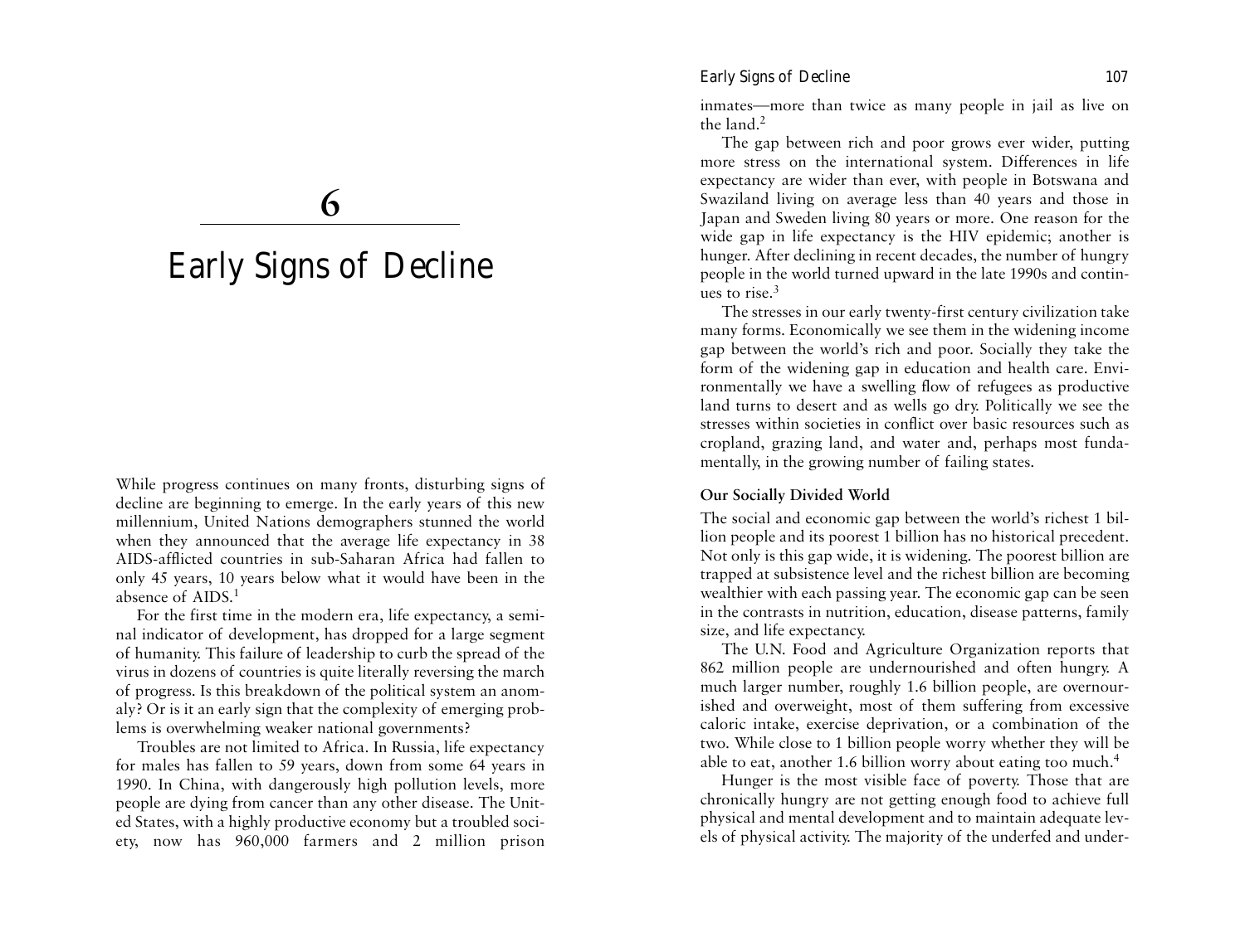# 6

# Early Signs of Decline

While progress continues on many fronts, disturbing signs of decline are beginning to emerge. In the early years of this new millennium, United Nations demographers stunned the world when they announced that the average life expectancy in 38 AIDS-afflicted countries in sub-Saharan Africa had fallen to only 45 years, 10 years below what it would have been in the absence of AIDS.[1]

For the first time in the modern era, life expectancy, a seminal indicator of development, has dropped for a large segment of humanity. This failure of leadership to curb the spread of the virus in dozens of countries is quite literally reversing the march of progress. Is this breakdown of the political system an anomaly? Or is it an early sign that the complexity of emerging problems is overwhelming weaker national governments?

Troubles are not limited to Africa. In Russia, life expectancy for males has fallen to 59 years, down from some 64 years in 1990. In China, with dangerously high pollution levels, more people are dying from cancer than any other disease. The United States, with a highly productive economy but a troubled society, now has 960,000 farmers and 2 million prison inmates—more than twice as many people in jail as live on the land.[2]

The gap between rich and poor grows ever wider, putting more stress on the international system. Differences in life expectancy are wider than ever, with people in Botswana and Swaziland living on average less than 40 years and those in Japan and Sweden living 80 years or more. One reason for the wide gap in life expectancy is the HIV epidemic; another is hunger. After declining in recent decades, the number of hungry people in the world turned upward in the late 1990s and continues to rise.[3]

The stresses in our early twenty-first century civilization take many forms. Economically we see them in the widening income gap between the world's rich and poor. Socially they take the form of the widening gap in education and health care. Environmentally we have a swelling flow of refugees as productive land turns to desert and as wells go dry. Politically we see the stresses within societies in conflict over basic resources such as cropland, grazing land, and water and, perhaps most fundamentally, in the growing number of failing states.

### Our Socially Divided World

The social and economic gap between the world's richest 1 billion people and its poorest 1 billion has no historical precedent. Not only is this gap wide, it is widening. The poorest billion are trapped at subsistence level and the richest billion are becoming wealthier with each passing year. The economic gap can be seen in the contrasts in nutrition, education, disease patterns, family size, and life expectancy.

The U.N. Food and Agriculture Organization reports that 862 million people are undernourished and often hungry. A much larger number, roughly 1.6 billion people, are overnourished and overweight, most of them suffering from excessive caloric intake, exercise deprivation, or a combination of the two. While close to 1 billion people worry whether they will be able to eat, another 1.6 billion worry about eating too much.[4]

Hunger is the most visible face of poverty. Those that are chronically hungry are not getting enough food to achieve full physical and mental development and to maintain adequate levels of physical activity. The majority of the underfed and under-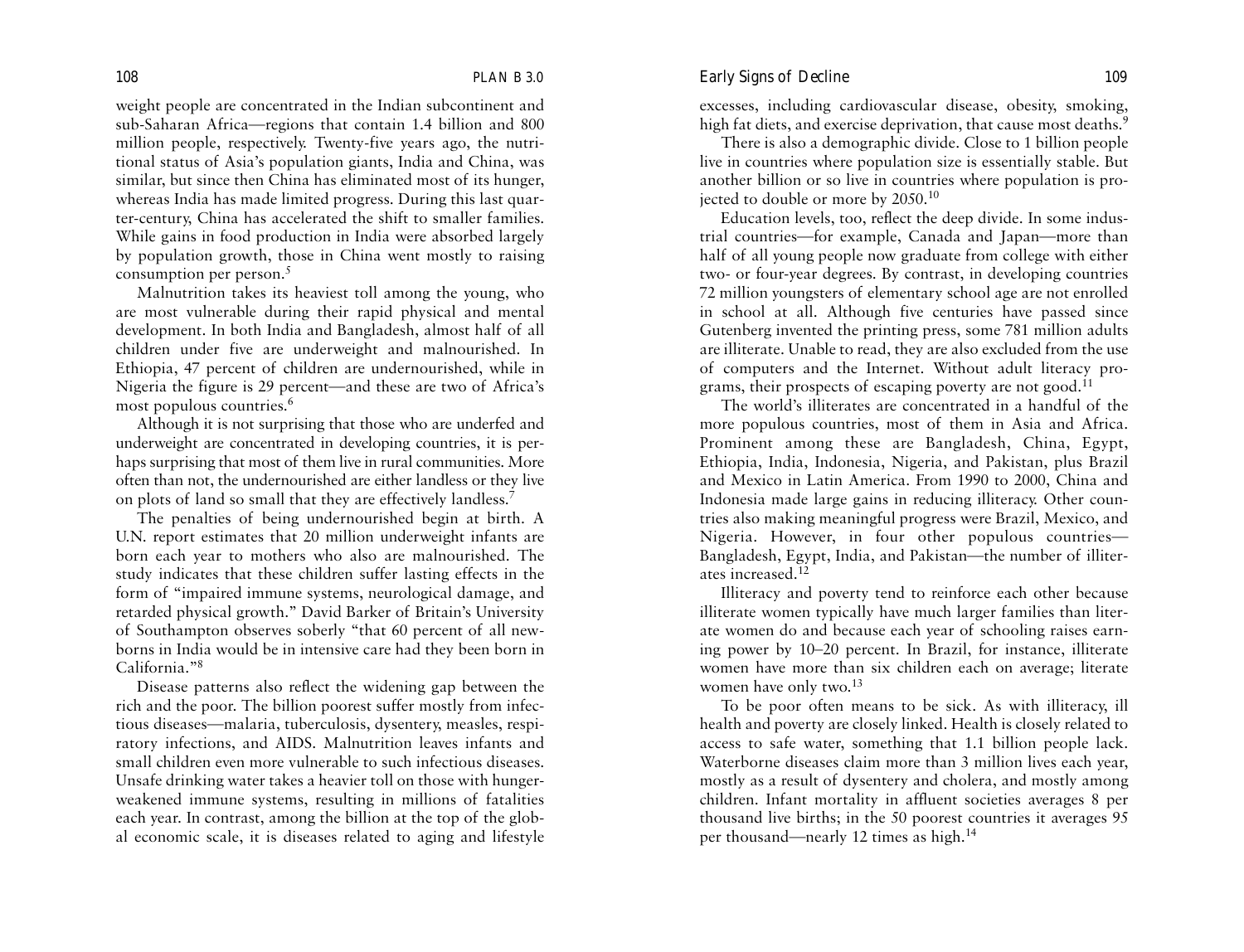weight people are concentrated in the Indian subcontinent and sub-Saharan Africa—regions that contain 1.4 billion and 800 million people, respectively. Twenty-five years ago, the nutritional status of Asia's population giants, India and China, was similar, but since then China has eliminated most of its hunger, whereas India has made limited progress. During this last quarter-century, China has accelerated the shift to smaller families. While gains in food production in India were absorbed largely by population growth, those in China went mostly to raising consumption per person.[5]

Malnutrition takes its heaviest toll among the young, who are most vulnerable during their rapid physical and mental development. In both India and Bangladesh, almost half of all children under five are underweight and malnourished. In Ethiopia, 47 percent of children are undernourished, while in Nigeria the figure is 29 percent—and these are two of Africa's most populous countries.[6]

Although it is not surprising that those who are underfed and underweight are concentrated in developing countries, it is perhaps surprising that most of them live in rural communities. More often than not, the undernourished are either landless or they live on plots of land so small that they are effectively landless.[7]

The penalties of being undernourished begin at birth. A U.N. report estimates that 20 million underweight infants are born each year to mothers who also are malnourished. The study indicates that these children suffer lasting effects in the form of "impaired immune systems, neurological damage, and retarded physical growth." David Barker of Britain's University of Southampton observes soberly "that 60 percent of all newborns in India would be in intensive care had they been born in California."[8]

Disease patterns also reflect the widening gap between the rich and the poor. The billion poorest suffer mostly from infectious diseases—malaria, tuberculosis, dysentery, measles, respiratory infections, and AIDS. Malnutrition leaves infants and small children even more vulnerable to such infectious diseases. Unsafe drinking water takes a heavier toll on those with hunger-weakened immune systems, resulting in millions of fatalities each year. In contrast, among the billion at the top of the global economic scale, it is diseases related to aging and lifestyle excesses, including cardiovascular disease, obesity, smoking, high fat diets, and exercise deprivation, that cause most deaths.[9]

There is also a demographic divide. Close to 1 billion people live in countries where population size is essentially stable. But another billion or so live in countries where population is projected to double or more by 2050.[10]

Education levels, too, reflect the deep divide. In some industrial countries—for example, Canada and Japan—more than half of all young people now graduate from college with either two- or four-year degrees. By contrast, in developing countries 72 million youngsters of elementary school age are not enrolled in school at all. Although five centuries have passed since Gutenberg invented the printing press, some 781 million adults are illiterate. Unable to read, they are also excluded from the use of computers and the Internet. Without adult literacy programs, their prospects of escaping poverty are not good.[11]

The world's illiterates are concentrated in a handful of the more populous countries, most of them in Asia and Africa. Prominent among these are Bangladesh, China, Egypt, Ethiopia, India, Indonesia, Nigeria, and Pakistan, plus Brazil and Mexico in Latin America. From 1990 to 2000, China and Indonesia made large gains in reducing illiteracy. Other countries also making meaningful progress were Brazil, Mexico, and Nigeria. However, in four other populous countries—Bangladesh, Egypt, India, and Pakistan—the number of illiterates increased.[12]

Illiteracy and poverty tend to reinforce each other because illiterate women typically have much larger families than literate women do and because each year of schooling raises earning power by 10–20 percent. In Brazil, for instance, illiterate women have more than six children each on average; literate women have only two.[13]

To be poor often means to be sick. As with illiteracy, ill health and poverty are closely linked. Health is closely related to access to safe water, something that 1.1 billion people lack. Waterborne diseases claim more than 3 million lives each year, mostly as a result of dysentery and cholera, and mostly among children. Infant mortality in affluent societies averages 8 per thousand live births; in the 50 poorest countries it averages 95 per thousand—nearly 12 times as high.[14]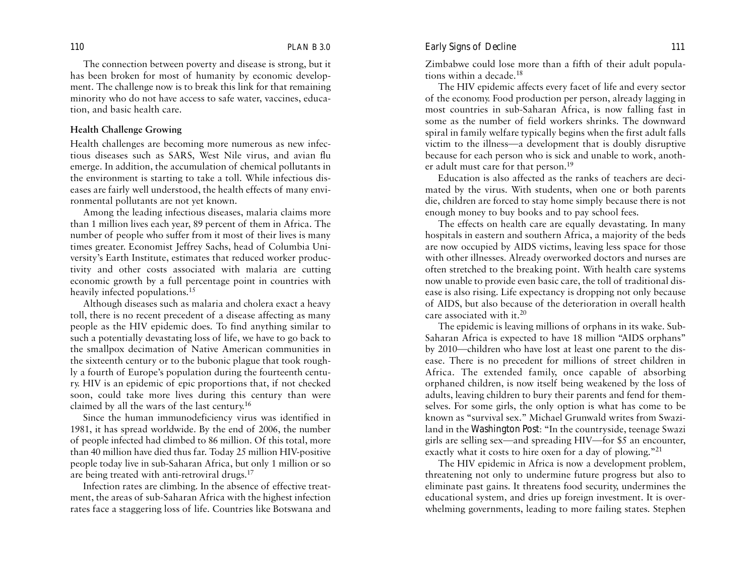The connection between poverty and disease is strong, but it has been broken for most of humanity by economic development. The challenge now is to break this link for that remaining minority who do not have access to safe water, vaccines, education, and basic health care.

**Health Challenge Growing**

Health challenges are becoming more numerous as new infectious diseases such as SARS, West Nile virus, and avian flu emerge. In addition, the accumulation of chemical pollutants in the environment is starting to take a toll. While infectious diseases are fairly well understood, the health effects of many environmental pollutants are not yet known.

Among the leading infectious diseases, malaria claims more than 1 million lives each year, 89 percent of them in Africa. The number of people who suffer from it most of their lives is many times greater. Economist Jeffrey Sachs, head of Columbia University's Earth Institute, estimates that reduced worker productivity and other costs associated with malaria are cutting economic growth by a full percentage point in countries with heavily infected populations.[15]

Although diseases such as malaria and cholera exact a heavy toll, there is no recent precedent of a disease affecting as many people as the HIV epidemic does. To find anything similar to such a potentially devastating loss of life, we have to go back to the smallpox decimation of Native American communities in the sixteenth century or to the bubonic plague that took roughly a fourth of Europe's population during the fourteenth century. HIV is an epidemic of epic proportions that, if not checked soon, could take more lives during this century than were claimed by all the wars of the last century.[16]

Since the human immunodeficiency virus was identified in 1981, it has spread worldwide. By the end of 2006, the number of people infected had climbed to 86 million. Of this total, more than 40 million have died thus far. Today 25 million HIV-positive people today live in sub-Saharan Africa, but only 1 million or so are being treated with anti-retroviral drugs.[17]

Infection rates are climbing. In the absence of effective treatment, the areas of sub-Saharan Africa with the highest infection rates face a staggering loss of life. Countries like Botswana and Zimbabwe could lose more than a fifth of their adult populations within a decade.[18]

The HIV epidemic affects every facet of life and every sector of the economy. Food production per person, already lagging in most countries in sub-Saharan Africa, is now falling fast in some as the number of field workers shrinks. The downward spiral in family welfare typically begins when the first adult falls victim to the illness—a development that is doubly disruptive because for each person who is sick and unable to work, another adult must care for that person.[19]

Education is also affected as the ranks of teachers are decimated by the virus. With students, when one or both parents die, children are forced to stay home simply because there is not enough money to buy books and to pay school fees.

The effects on health care are equally devastating. In many hospitals in eastern and southern Africa, a majority of the beds are now occupied by AIDS victims, leaving less space for those with other illnesses. Already overworked doctors and nurses are often stretched to the breaking point. With health care systems now unable to provide even basic care, the toll of traditional disease is also rising. Life expectancy is dropping not only because of AIDS, but also because of the deterioration in overall health care associated with it.[20]

The epidemic is leaving millions of orphans in its wake. Sub-Saharan Africa is expected to have 18 million "AIDS orphans" by 2010—children who have lost at least one parent to the disease. There is no precedent for millions of street children in Africa. The extended family, once capable of absorbing orphaned children, is now itself being weakened by the loss of adults, leaving children to bury their parents and fend for themselves. For some girls, the only option is what has come to be known as "survival sex." Michael Grunwald writes from Swaziland in the *Washington Post*: "In the countryside, teenage Swazi girls are selling sex—and spreading HIV—for $5 an encounter, exactly what it costs to hire oxen for a day of plowing."[21]

The HIV epidemic in Africa is now a development problem, threatening not only to undermine future progress but also to eliminate past gains. It threatens food security, undermines the educational system, and dries up foreign investment. It is overwhelming governments, leading to more failing states. Stephen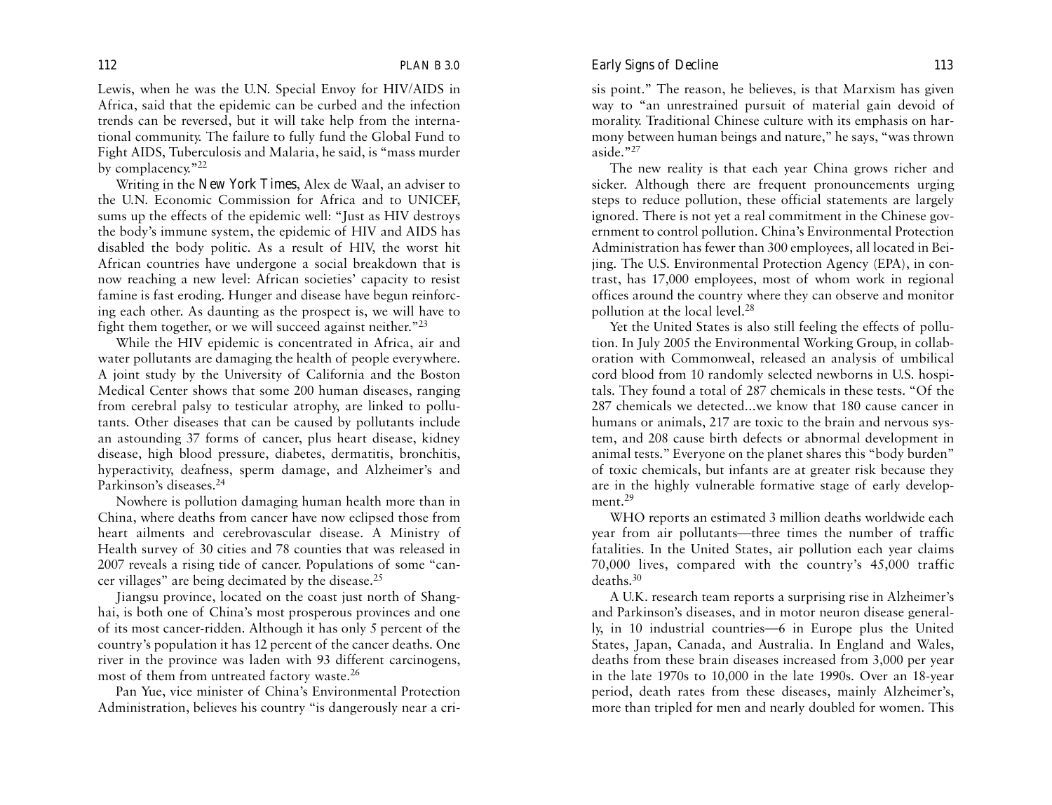Lewis, when he was the U.N. Special Envoy for HIV/AIDS in Africa, said that the epidemic can be curbed and the infection trends can be reversed, but it will take help from the international community. The failure to fully fund the Global Fund to Fight AIDS, Tuberculosis and Malaria, he said, is "mass murder by complacency."[22]

Writing in the *New York Times*, Alex de Waal, an adviser to the U.N. Economic Commission for Africa and to UNICEF, sums up the effects of the epidemic well: "Just as HIV destroys the body's immune system, the epidemic of HIV and AIDS has disabled the body politic. As a result of HIV, the worst hit African countries have undergone a social breakdown that is now reaching a new level: African societies' capacity to resist famine is fast eroding. Hunger and disease have begun reinforcing each other. As daunting as the prospect is, we will have to fight them together, or we will succeed against neither."[23]

While the HIV epidemic is concentrated in Africa, air and water pollutants are damaging the health of people everywhere. A joint study by the University of California and the Boston Medical Center shows that some 200 human diseases, ranging from cerebral palsy to testicular atrophy, are linked to pollutants. Other diseases that can be caused by pollutants include an astounding 37 forms of cancer, plus heart disease, kidney disease, high blood pressure, diabetes, dermatitis, bronchitis, hyperactivity, deafness, sperm damage, and Alzheimer's and Parkinson's diseases.[24]

Nowhere is pollution damaging human health more than in China, where deaths from cancer have now eclipsed those from heart ailments and cerebrovascular disease. A Ministry of Health survey of 30 cities and 78 counties that was released in 2007 reveals a rising tide of cancer. Populations of some "cancer villages" are being decimated by the disease.[25]

Jiangsu province, located on the coast just north of Shanghai, is both one of China's most prosperous provinces and one of its most cancer-ridden. Although it has only 5 percent of the country's population it has 12 percent of the cancer deaths. One river in the province was laden with 93 different carcinogens, most of them from untreated factory waste.[26]

Pan Yue, vice minister of China's Environmental Protection Administration, believes his country "is dangerously near a crisis point." The reason, he believes, is that Marxism has given way to "an unrestrained pursuit of material gain devoid of morality. Traditional Chinese culture with its emphasis on harmony between human beings and nature," he says, "was thrown aside."[27]

The new reality is that each year China grows richer and sicker. Although there are frequent pronouncements urging steps to reduce pollution, these official statements are largely ignored. There is not yet a real commitment in the Chinese government to control pollution. China's Environmental Protection Administration has fewer than 300 employees, all located in Beijing. The U.S. Environmental Protection Agency (EPA), in contrast, has 17,000 employees, most of whom work in regional offices around the country where they can observe and monitor pollution at the local level.[28]

Yet the United States is also still feeling the effects of pollution. In July 2005 the Environmental Working Group, in collaboration with Commonweal, released an analysis of umbilical cord blood from 10 randomly selected newborns in U.S. hospitals. They found a total of 287 chemicals in these tests. "Of the 287 chemicals we detected...we know that 180 cause cancer in humans or animals, 217 are toxic to the brain and nervous system, and 208 cause birth defects or abnormal development in animal tests." Everyone on the planet shares this "body burden" of toxic chemicals, but infants are at greater risk because they are in the highly vulnerable formative stage of early development.[29]

WHO reports an estimated 3 million deaths worldwide each year from air pollutants—three times the number of traffic fatalities. In the United States, air pollution each year claims 70,000 lives, compared with the country's 45,000 traffic deaths.[30]

A U.K. research team reports a surprising rise in Alzheimer's and Parkinson's diseases, and in motor neuron disease generally, in 10 industrial countries—6 in Europe plus the United States, Japan, Canada, and Australia. In England and Wales, deaths from these brain diseases increased from 3,000 per year in the late 1970s to 10,000 in the late 1990s. Over an 18-year period, death rates from these diseases, mainly Alzheimer's, more than tripled for men and nearly doubled for women. This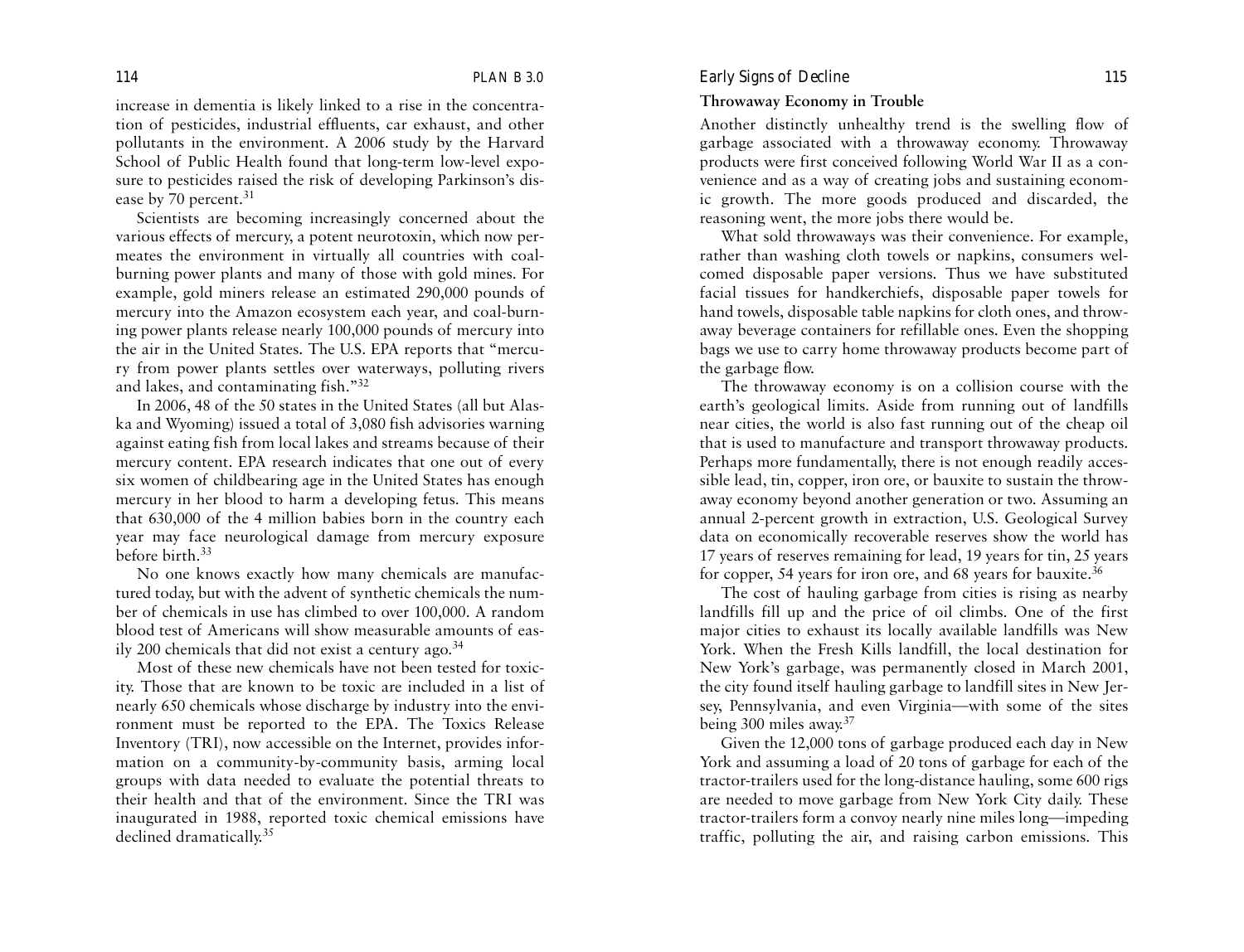increase in dementia is likely linked to a rise in the concentration of pesticides, industrial effluents, car exhaust, and other pollutants in the environment. A 2006 study by the Harvard School of Public Health found that long-term low-level exposure to pesticides raised the risk of developing Parkinson's disease by 70 percent.[31]

Scientists are becoming increasingly concerned about the various effects of mercury, a potent neurotoxin, which now permeates the environment in virtually all countries with coal-burning power plants and many of those with gold mines. For example, gold miners release an estimated 290,000 pounds of mercury into the Amazon ecosystem each year, and coal-burning power plants release nearly 100,000 pounds of mercury into the air in the United States. The U.S. EPA reports that "mercury from power plants settles over waterways, polluting rivers and lakes, and contaminating fish."[32]

In 2006, 48 of the 50 states in the United States (all but Alaska and Wyoming) issued a total of 3,080 fish advisories warning against eating fish from local lakes and streams because of their mercury content. EPA research indicates that one out of every six women of childbearing age in the United States has enough mercury in her blood to harm a developing fetus. This means that 630,000 of the 4 million babies born in the country each year may face neurological damage from mercury exposure before birth.[33]

No one knows exactly how many chemicals are manufactured today, but with the advent of synthetic chemicals the number of chemicals in use has climbed to over 100,000. A random blood test of Americans will show measurable amounts of easily 200 chemicals that did not exist a century ago.[34]

Most of these new chemicals have not been tested for toxicity. Those that are known to be toxic are included in a list of nearly 650 chemicals whose discharge by industry into the environment must be reported to the EPA. The Toxics Release Inventory (TRI), now accessible on the Internet, provides information on a community-by-community basis, arming local groups with data needed to evaluate the potential threats to their health and that of the environment. Since the TRI was inaugurated in 1988, reported toxic chemical emissions have declined dramatically.[35]

### Throwaway Economy in Trouble

Another distinctly unhealthy trend is the swelling flow of garbage associated with a throwaway economy. Throwaway products were first conceived following World War II as a convenience and as a way of creating jobs and sustaining economic growth. The more goods produced and discarded, the reasoning went, the more jobs there would be.

What sold throwaways was their convenience. For example, rather than washing cloth towels or napkins, consumers welcomed disposable paper versions. Thus we have substituted facial tissues for handkerchiefs, disposable paper towels for hand towels, disposable table napkins for cloth ones, and throwaway beverage containers for refillable ones. Even the shopping bags we use to carry home throwaway products become part of the garbage flow.

The throwaway economy is on a collision course with the earth's geological limits. Aside from running out of landfills near cities, the world is also fast running out of the cheap oil that is used to manufacture and transport throwaway products. Perhaps more fundamentally, there is not enough readily accessible lead, tin, copper, iron ore, or bauxite to sustain the throwaway economy beyond another generation or two. Assuming an annual 2-percent growth in extraction, U.S. Geological Survey data on economically recoverable reserves show the world has 17 years of reserves remaining for lead, 19 years for tin, 25 years for copper, 54 years for iron ore, and 68 years for bauxite.[36]

The cost of hauling garbage from cities is rising as nearby landfills fill up and the price of oil climbs. One of the first major cities to exhaust its locally available landfills was New York. When the Fresh Kills landfill, the local destination for New York's garbage, was permanently closed in March 2001, the city found itself hauling garbage to landfill sites in New Jersey, Pennsylvania, and even Virginia—with some of the sites being 300 miles away.[37]

Given the 12,000 tons of garbage produced each day in New York and assuming a load of 20 tons of garbage for each of the tractor-trailers used for the long-distance hauling, some 600 rigs are needed to move garbage from New York City daily. These tractor-trailers form a convoy nearly nine miles long—impeding traffic, polluting the air, and raising carbon emissions. This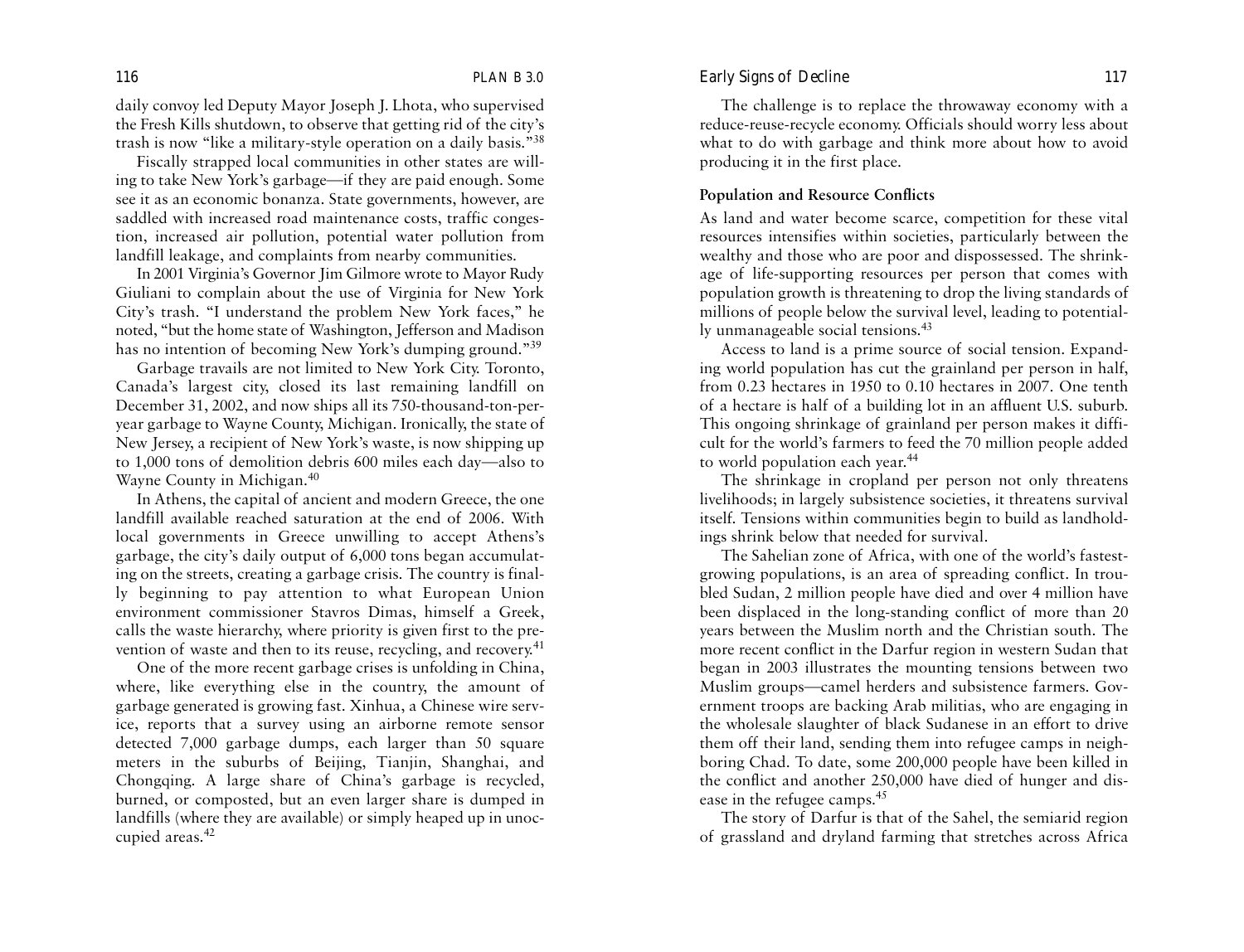daily convoy led Deputy Mayor Joseph J. Lhota, who supervised the Fresh Kills shutdown, to observe that getting rid of the city's trash is now "like a military-style operation on a daily basis."[38]

Fiscally strapped local communities in other states are willing to take New York's garbage—if they are paid enough. Some see it as an economic bonanza. State governments, however, are saddled with increased road maintenance costs, traffic congestion, increased air pollution, potential water pollution from landfill leakage, and complaints from nearby communities.

In 2001 Virginia's Governor Jim Gilmore wrote to Mayor Rudy Giuliani to complain about the use of Virginia for New York City's trash. "I understand the problem New York faces," he noted, "but the home state of Washington, Jefferson and Madison has no intention of becoming New York's dumping ground."[39]

Garbage travails are not limited to New York City. Toronto, Canada's largest city, closed its last remaining landfill on December 31, 2002, and now ships all its 750-thousand-ton-per-year garbage to Wayne County, Michigan. Ironically, the state of New Jersey, a recipient of New York's waste, is now shipping up to 1,000 tons of demolition debris 600 miles each day—also to Wayne County in Michigan.[40]

In Athens, the capital of ancient and modern Greece, the one landfill available reached saturation at the end of 2006. With local governments in Greece unwilling to accept Athens's garbage, the city's daily output of 6,000 tons began accumulating on the streets, creating a garbage crisis. The country is finally beginning to pay attention to what European Union environment commissioner Stavros Dimas, himself a Greek, calls the waste hierarchy, where priority is given first to the prevention of waste and then to its reuse, recycling, and recovery.[41]

One of the more recent garbage crises is unfolding in China, where, like everything else in the country, the amount of garbage generated is growing fast. Xinhua, a Chinese wire service, reports that a survey using an airborne remote sensor detected 7,000 garbage dumps, each larger than 50 square meters in the suburbs of Beijing, Tianjin, Shanghai, and Chongqing. A large share of China's garbage is recycled, burned, or composted, but an even larger share is dumped in landfills (where they are available) or simply heaped up in unoccupied areas.[42]

The challenge is to replace the throwaway economy with a reduce-reuse-recycle economy. Officials should worry less about what to do with garbage and think more about how to avoid producing it in the first place.

**Population and Resource Conflicts**

As land and water become scarce, competition for these vital resources intensifies within societies, particularly between the wealthy and those who are poor and dispossessed. The shrinkage of life-supporting resources per person that comes with population growth is threatening to drop the living standards of millions of people below the survival level, leading to potentially unmanageable social tensions.[43]

Access to land is a prime source of social tension. Expanding world population has cut the grainland per person in half, from 0.23 hectares in 1950 to 0.10 hectares in 2007. One tenth of a hectare is half of a building lot in an affluent U.S. suburb. This ongoing shrinkage of grainland per person makes it difficult for the world's farmers to feed the 70 million people added to world population each year.[44]

The shrinkage in cropland per person not only threatens livelihoods; in largely subsistence societies, it threatens survival itself. Tensions within communities begin to build as landholdings shrink below that needed for survival.

The Sahelian zone of Africa, with one of the world's fastest-growing populations, is an area of spreading conflict. In troubled Sudan, 2 million people have died and over 4 million have been displaced in the long-standing conflict of more than 20 years between the Muslim north and the Christian south. The more recent conflict in the Darfur region in western Sudan that began in 2003 illustrates the mounting tensions between two Muslim groups—camel herders and subsistence farmers. Government troops are backing Arab militias, who are engaging in the wholesale slaughter of black Sudanese in an effort to drive them off their land, sending them into refugee camps in neighboring Chad. To date, some 200,000 people have been killed in the conflict and another 250,000 have died of hunger and disease in the refugee camps.[45]

The story of Darfur is that of the Sahel, the semiarid region of grassland and dryland farming that stretches across Africa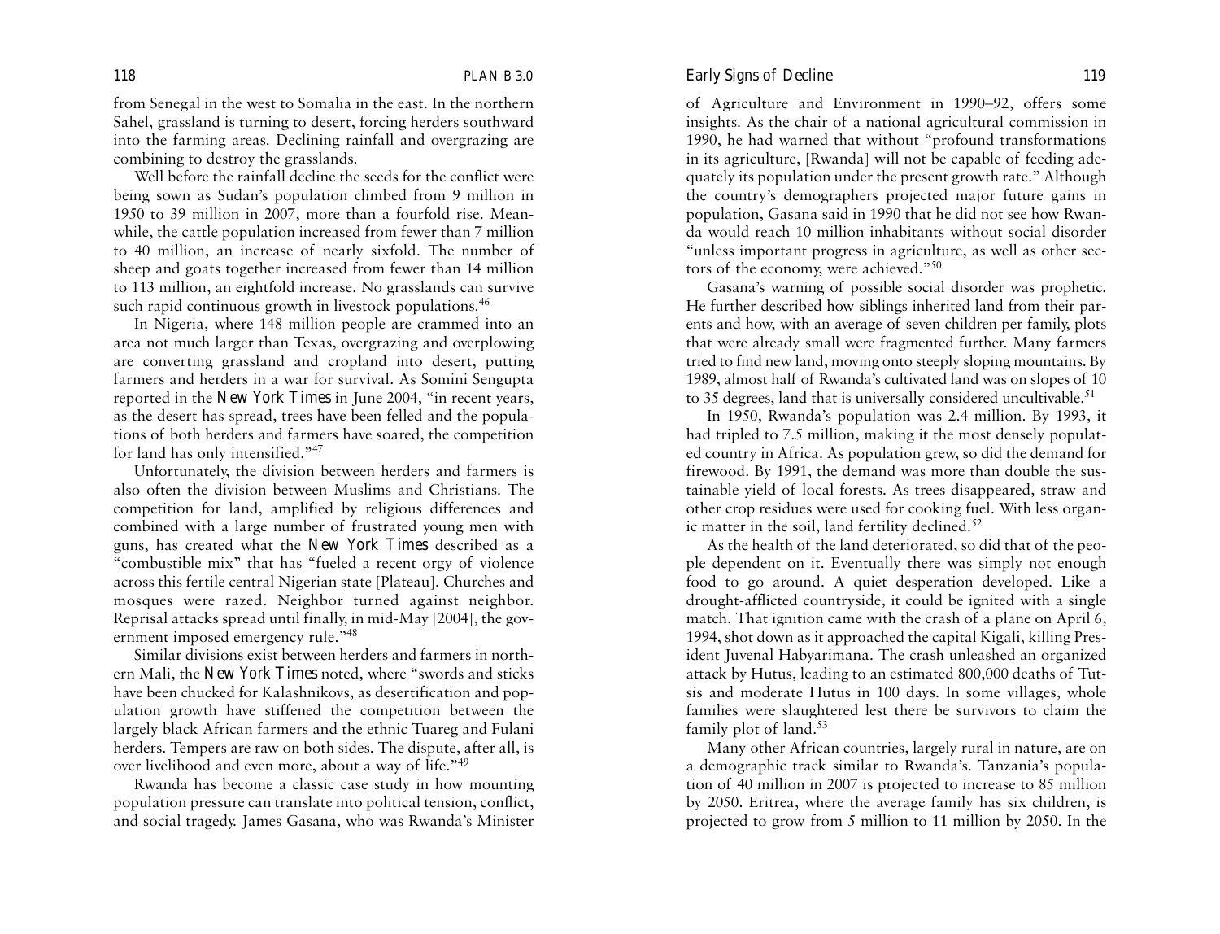from Senegal in the west to Somalia in the east. In the northern Sahel, grassland is turning to desert, forcing herders southward into the farming areas. Declining rainfall and overgrazing are combining to destroy the grasslands.

Well before the rainfall decline the seeds for the conflict were being sown as Sudan's population climbed from 9 million in 1950 to 39 million in 2007, more than a fourfold rise. Meanwhile, the cattle population increased from fewer than 7 million to 40 million, an increase of nearly sixfold. The number of sheep and goats together increased from fewer than 14 million to 113 million, an eightfold increase. No grasslands can survive such rapid continuous growth in livestock populations.[46]

In Nigeria, where 148 million people are crammed into an area not much larger than Texas, overgrazing and overplowing are converting grassland and cropland into desert, putting farmers and herders in a war for survival. As Somini Sengupta reported in the *New York Times* in June 2004, "in recent years, as the desert has spread, trees have been felled and the populations of both herders and farmers have soared, the competition for land has only intensified."[47]

Unfortunately, the division between herders and farmers is also often the division between Muslims and Christians. The competition for land, amplified by religious differences and combined with a large number of frustrated young men with guns, has created what the *New York Times* described as a "combustible mix" that has "fueled a recent orgy of violence across this fertile central Nigerian state [Plateau]. Churches and mosques were razed. Neighbor turned against neighbor. Reprisal attacks spread until finally, in mid-May [2004], the government imposed emergency rule."[48]

Similar divisions exist between herders and farmers in northern Mali, the *New York Times* noted, where "swords and sticks have been chucked for Kalashnikovs, as desertification and population growth have stiffened the competition between the largely black African farmers and the ethnic Tuareg and Fulani herders. Tempers are raw on both sides. The dispute, after all, is over livelihood and even more, about a way of life."[49]

Rwanda has become a classic case study in how mounting population pressure can translate into political tension, conflict, and social tragedy. James Gasana, who was Rwanda's Minister of Agriculture and Environment in 1990–92, offers some insights. As the chair of a national agricultural commission in 1990, he had warned that without "profound transformations in its agriculture, [Rwanda] will not be capable of feeding adequately its population under the present growth rate." Although the country's demographers projected major future gains in population, Gasana said in 1990 that he did not see how Rwanda would reach 10 million inhabitants without social disorder "unless important progress in agriculture, as well as other sectors of the economy, were achieved."[50]

Gasana's warning of possible social disorder was prophetic. He further described how siblings inherited land from their parents and how, with an average of seven children per family, plots that were already small were fragmented further. Many farmers tried to find new land, moving onto steeply sloping mountains. By 1989, almost half of Rwanda's cultivated land was on slopes of 10 to 35 degrees, land that is universally considered uncultivable.[51]

In 1950, Rwanda's population was 2.4 million. By 1993, it had tripled to 7.5 million, making it the most densely populated country in Africa. As population grew, so did the demand for firewood. By 1991, the demand was more than double the sustainable yield of local forests. As trees disappeared, straw and other crop residues were used for cooking fuel. With less organic matter in the soil, land fertility declined.[52]

As the health of the land deteriorated, so did that of the people dependent on it. Eventually there was simply not enough food to go around. A quiet desperation developed. Like a drought-afflicted countryside, it could be ignited with a single match. That ignition came with the crash of a plane on April 6, 1994, shot down as it approached the capital Kigali, killing President Juvenal Habyarimana. The crash unleashed an organized attack by Hutus, leading to an estimated 800,000 deaths of Tutsis and moderate Hutus in 100 days. In some villages, whole families were slaughtered lest there be survivors to claim the family plot of land.[53]

Many other African countries, largely rural in nature, are on a demographic track similar to Rwanda's. Tanzania's population of 40 million in 2007 is projected to increase to 85 million by 2050. Eritrea, where the average family has six children, is projected to grow from 5 million to 11 million by 2050. In the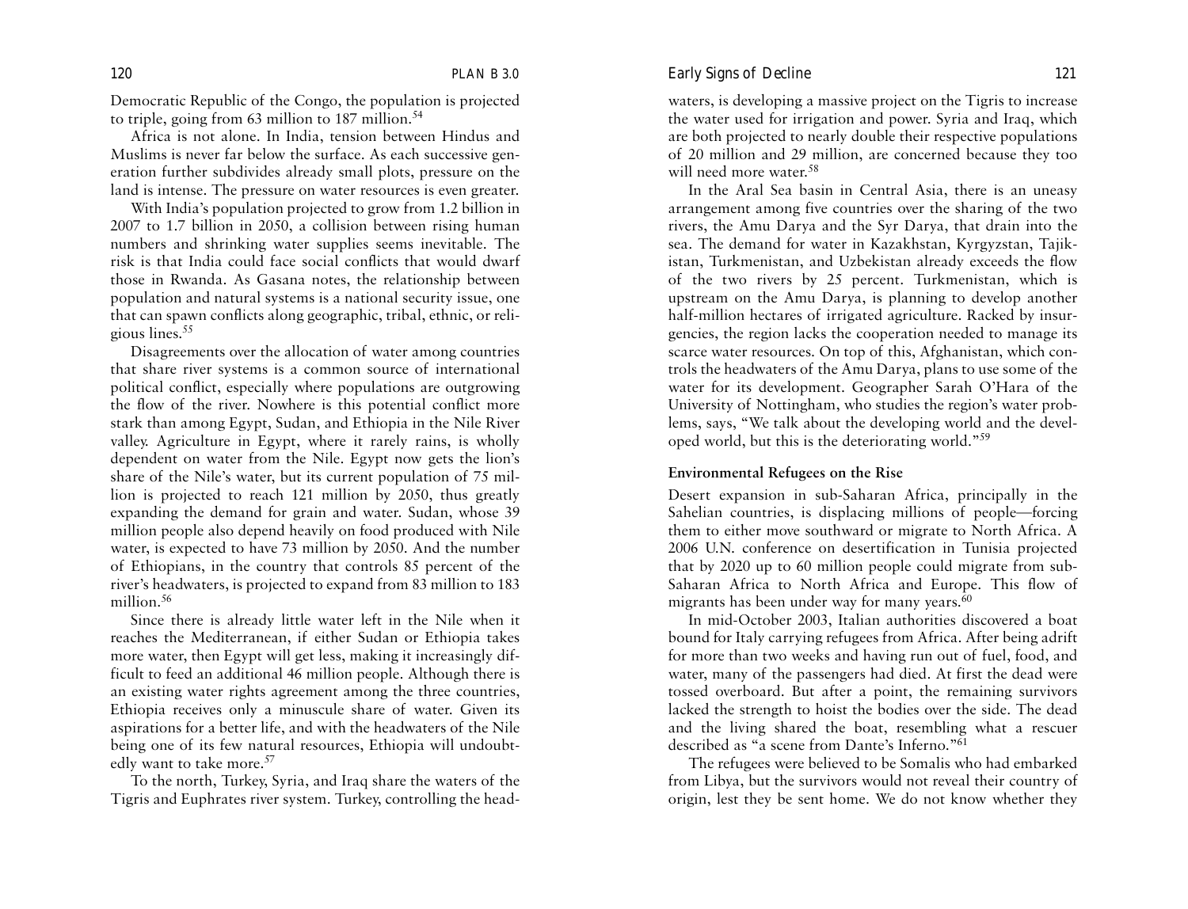Democratic Republic of the Congo, the population is projected to triple, going from 63 million to 187 million.[54]

Africa is not alone. In India, tension between Hindus and Muslims is never far below the surface. As each successive generation further subdivides already small plots, pressure on the land is intense. The pressure on water resources is even greater.

With India's population projected to grow from 1.2 billion in 2007 to 1.7 billion in 2050, a collision between rising human numbers and shrinking water supplies seems inevitable. The risk is that India could face social conflicts that would dwarf those in Rwanda. As Gasana notes, the relationship between population and natural systems is a national security issue, one that can spawn conflicts along geographic, tribal, ethnic, or religious lines.[55]

Disagreements over the allocation of water among countries that share river systems is a common source of international political conflict, especially where populations are outgrowing the flow of the river. Nowhere is this potential conflict more stark than among Egypt, Sudan, and Ethiopia in the Nile River valley. Agriculture in Egypt, where it rarely rains, is wholly dependent on water from the Nile. Egypt now gets the lion's share of the Nile's water, but its current population of 75 million is projected to reach 121 million by 2050, thus greatly expanding the demand for grain and water. Sudan, whose 39 million people also depend heavily on food produced with Nile water, is expected to have 73 million by 2050. And the number of Ethiopians, in the country that controls 85 percent of the river's headwaters, is projected to expand from 83 million to 183 million.[56]

Since there is already little water left in the Nile when it reaches the Mediterranean, if either Sudan or Ethiopia takes more water, then Egypt will get less, making it increasingly difficult to feed an additional 46 million people. Although there is an existing water rights agreement among the three countries, Ethiopia receives only a minuscule share of water. Given its aspirations for a better life, and with the headwaters of the Nile being one of its few natural resources, Ethiopia will undoubtedly want to take more.[57]

To the north, Turkey, Syria, and Iraq share the waters of the Tigris and Euphrates river system. Turkey, controlling the headwaters, is developing a massive project on the Tigris to increase the water used for irrigation and power. Syria and Iraq, which are both projected to nearly double their respective populations of 20 million and 29 million, are concerned because they too will need more water.[58]

In the Aral Sea basin in Central Asia, there is an uneasy arrangement among five countries over the sharing of the two rivers, the Amu Darya and the Syr Darya, that drain into the sea. The demand for water in Kazakhstan, Kyrgyzstan, Tajikistan, Turkmenistan, and Uzbekistan already exceeds the flow of the two rivers by 25 percent. Turkmenistan, which is upstream on the Amu Darya, is planning to develop another half-million hectares of irrigated agriculture. Racked by insurgencies, the region lacks the cooperation needed to manage its scarce water resources. On top of this, Afghanistan, which controls the headwaters of the Amu Darya, plans to use some of the water for its development. Geographer Sarah O'Hara of the University of Nottingham, who studies the region's water problems, says, "We talk about the developing world and the developed world, but this is the deteriorating world."[59]

### Environmental Refugees on the Rise

Desert expansion in sub-Saharan Africa, principally in the Sahelian countries, is displacing millions of people—forcing them to either move southward or migrate to North Africa. A 2006 U.N. conference on desertification in Tunisia projected that by 2020 up to 60 million people could migrate from sub-Saharan Africa to North Africa and Europe. This flow of migrants has been under way for many years.[60]

In mid-October 2003, Italian authorities discovered a boat bound for Italy carrying refugees from Africa. After being adrift for more than two weeks and having run out of fuel, food, and water, many of the passengers had died. At first the dead were tossed overboard. But after a point, the remaining survivors lacked the strength to hoist the bodies over the side. The dead and the living shared the boat, resembling what a rescuer described as "a scene from Dante's Inferno."[61]

The refugees were believed to be Somalis who had embarked from Libya, but the survivors would not reveal their country of origin, lest they be sent home. We do not know whether they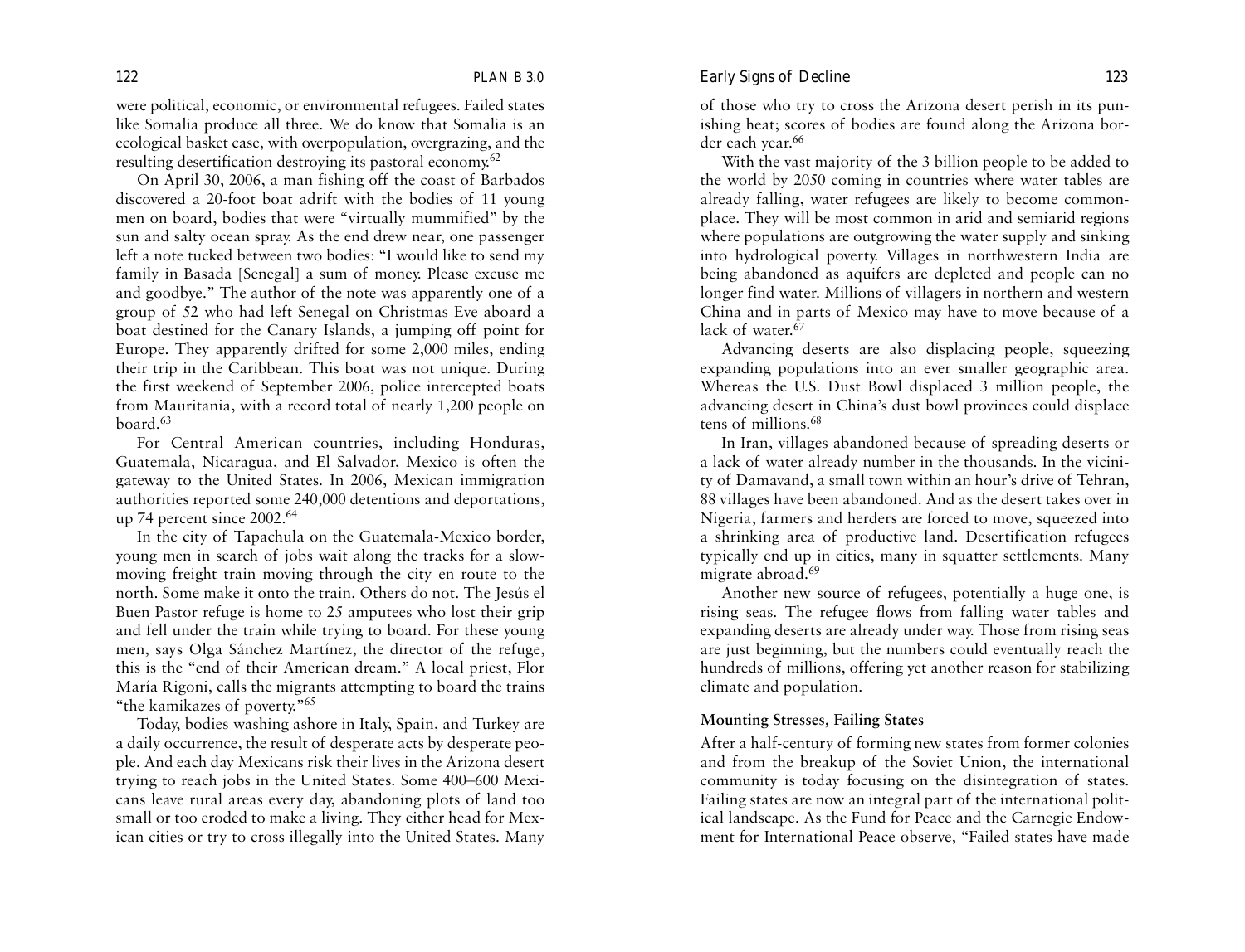were political, economic, or environmental refugees. Failed states like Somalia produce all three. We do know that Somalia is an ecological basket case, with overpopulation, overgrazing, and the resulting desertification destroying its pastoral economy.[62]

On April 30, 2006, a man fishing off the coast of Barbados discovered a 20-foot boat adrift with the bodies of 11 young men on board, bodies that were "virtually mummified" by the sun and salty ocean spray. As the end drew near, one passenger left a note tucked between two bodies: "I would like to send my family in Basada [Senegal] a sum of money. Please excuse me and goodbye." The author of the note was apparently one of a group of 52 who had left Senegal on Christmas Eve aboard a boat destined for the Canary Islands, a jumping off point for Europe. They apparently drifted for some 2,000 miles, ending their trip in the Caribbean. This boat was not unique. During the first weekend of September 2006, police intercepted boats from Mauritania, with a record total of nearly 1,200 people on board.[63]

For Central American countries, including Honduras, Guatemala, Nicaragua, and El Salvador, Mexico is often the gateway to the United States. In 2006, Mexican immigration authorities reported some 240,000 detentions and deportations, up 74 percent since 2002.[64]

In the city of Tapachula on the Guatemala-Mexico border, young men in search of jobs wait along the tracks for a slow-moving freight train moving through the city en route to the north. Some make it onto the train. Others do not. The Jesús el Buen Pastor refuge is home to 25 amputees who lost their grip and fell under the train while trying to board. For these young men, says Olga Sánchez Martínez, the director of the refuge, this is the "end of their American dream." A local priest, Flor María Rigoni, calls the migrants attempting to board the trains "the kamikazes of poverty."[65]

Today, bodies washing ashore in Italy, Spain, and Turkey are a daily occurrence, the result of desperate acts by desperate people. And each day Mexicans risk their lives in the Arizona desert trying to reach jobs in the United States. Some 400–600 Mexicans leave rural areas every day, abandoning plots of land too small or too eroded to make a living. They either head for Mexican cities or try to cross illegally into the United States. Many of those who try to cross the Arizona desert perish in its punishing heat; scores of bodies are found along the Arizona border each year.[66]

With the vast majority of the 3 billion people to be added to the world by 2050 coming in countries where water tables are already falling, water refugees are likely to become commonplace. They will be most common in arid and semiarid regions where populations are outgrowing the water supply and sinking into hydrological poverty. Villages in northwestern India are being abandoned as aquifers are depleted and people can no longer find water. Millions of villagers in northern and western China and in parts of Mexico may have to move because of a lack of water.[67]

Advancing deserts are also displacing people, squeezing expanding populations into an ever smaller geographic area. Whereas the U.S. Dust Bowl displaced 3 million people, the advancing desert in China's dust bowl provinces could displace tens of millions.[68]

In Iran, villages abandoned because of spreading deserts or a lack of water already number in the thousands. In the vicinity of Damavand, a small town within an hour's drive of Tehran, 88 villages have been abandoned. And as the desert takes over in Nigeria, farmers and herders are forced to move, squeezed into a shrinking area of productive land. Desertification refugees typically end up in cities, many in squatter settlements. Many migrate abroad.[69]

Another new source of refugees, potentially a huge one, is rising seas. The refugee flows from falling water tables and expanding deserts are already under way. Those from rising seas are just beginning, but the numbers could eventually reach the hundreds of millions, offering yet another reason for stabilizing climate and population.

### Mounting Stresses, Failing States

After a half-century of forming new states from former colonies and from the breakup of the Soviet Union, the international community is today focusing on the disintegration of states. Failing states are now an integral part of the international political landscape. As the Fund for Peace and the Carnegie Endowment for International Peace observe, "Failed states have made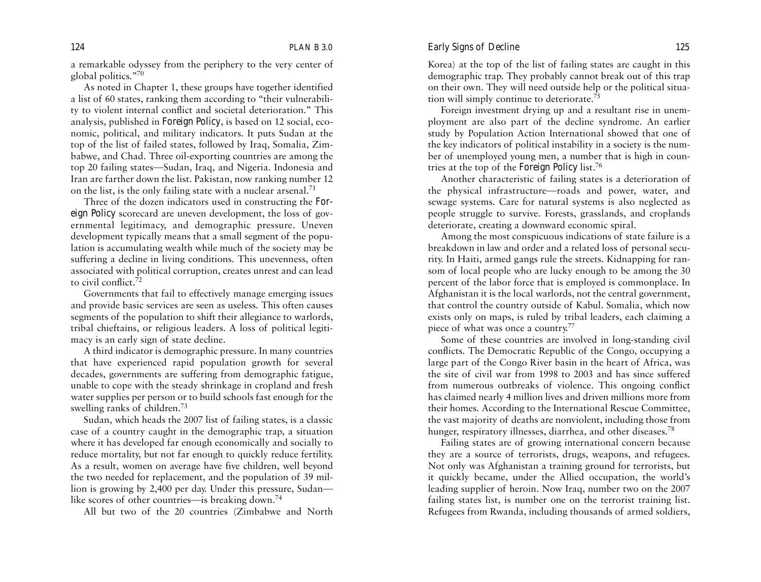a remarkable odyssey from the periphery to the very center of global politics."[70]

As noted in Chapter 1, these groups have together identified a list of 60 states, ranking them according to "their vulnerability to violent internal conflict and societal deterioration." This analysis, published in *Foreign Policy*, is based on 12 social, economic, political, and military indicators. It puts Sudan at the top of the list of failed states, followed by Iraq, Somalia, Zimbabwe, and Chad. Three oil-exporting countries are among the top 20 failing states—Sudan, Iraq, and Nigeria. Indonesia and Iran are farther down the list. Pakistan, now ranking number 12 on the list, is the only failing state with a nuclear arsenal.[71]

Three of the dozen indicators used in constructing the *Foreign Policy* scorecard are uneven development, the loss of governmental legitimacy, and demographic pressure. Uneven development typically means that a small segment of the population is accumulating wealth while much of the society may be suffering a decline in living conditions. This unevenness, often associated with political corruption, creates unrest and can lead to civil conflict.[72]

Governments that fail to effectively manage emerging issues and provide basic services are seen as useless. This often causes segments of the population to shift their allegiance to warlords, tribal chieftains, or religious leaders. A loss of political legitimacy is an early sign of state decline.

A third indicator is demographic pressure. In many countries that have experienced rapid population growth for several decades, governments are suffering from demographic fatigue, unable to cope with the steady shrinkage in cropland and fresh water supplies per person or to build schools fast enough for the swelling ranks of children.[73]

Sudan, which heads the 2007 list of failing states, is a classic case of a country caught in the demographic trap, a situation where it has developed far enough economically and socially to reduce mortality, but not far enough to quickly reduce fertility. As a result, women on average have five children, well beyond the two needed for replacement, and the population of 39 million is growing by 2,400 per day. Under this pressure, Sudan—like scores of other countries—is breaking down.[74]

All but two of the 20 countries (Zimbabwe and North Korea) at the top of the list of failing states are caught in this demographic trap. They probably cannot break out of this trap on their own. They will need outside help or the political situation will simply continue to deteriorate.[75]

Foreign investment drying up and a resultant rise in unemployment are also part of the decline syndrome. An earlier study by Population Action International showed that one of the key indicators of political instability in a society is the number of unemployed young men, a number that is high in countries at the top of the *Foreign Policy* list.[76]

Another characteristic of failing states is a deterioration of the physical infrastructure—roads and power, water, and sewage systems. Care for natural systems is also neglected as people struggle to survive. Forests, grasslands, and croplands deteriorate, creating a downward economic spiral.

Among the most conspicuous indications of state failure is a breakdown in law and order and a related loss of personal security. In Haiti, armed gangs rule the streets. Kidnapping for ransom of local people who are lucky enough to be among the 30 percent of the labor force that is employed is commonplace. In Afghanistan it is the local warlords, not the central government, that control the country outside of Kabul. Somalia, which now exists only on maps, is ruled by tribal leaders, each claiming a piece of what was once a country.[77]

Some of these countries are involved in long-standing civil conflicts. The Democratic Republic of the Congo, occupying a large part of the Congo River basin in the heart of Africa, was the site of civil war from 1998 to 2003 and has since suffered from numerous outbreaks of violence. This ongoing conflict has claimed nearly 4 million lives and driven millions more from their homes. According to the International Rescue Committee, the vast majority of deaths are nonviolent, including those from hunger, respiratory illnesses, diarrhea, and other diseases.[78]

Failing states are of growing international concern because they are a source of terrorists, drugs, weapons, and refugees. Not only was Afghanistan a training ground for terrorists, but it quickly became, under the Allied occupation, the world's leading supplier of heroin. Now Iraq, number two on the 2007 failing states list, is number one on the terrorist training list. Refugees from Rwanda, including thousands of armed soldiers,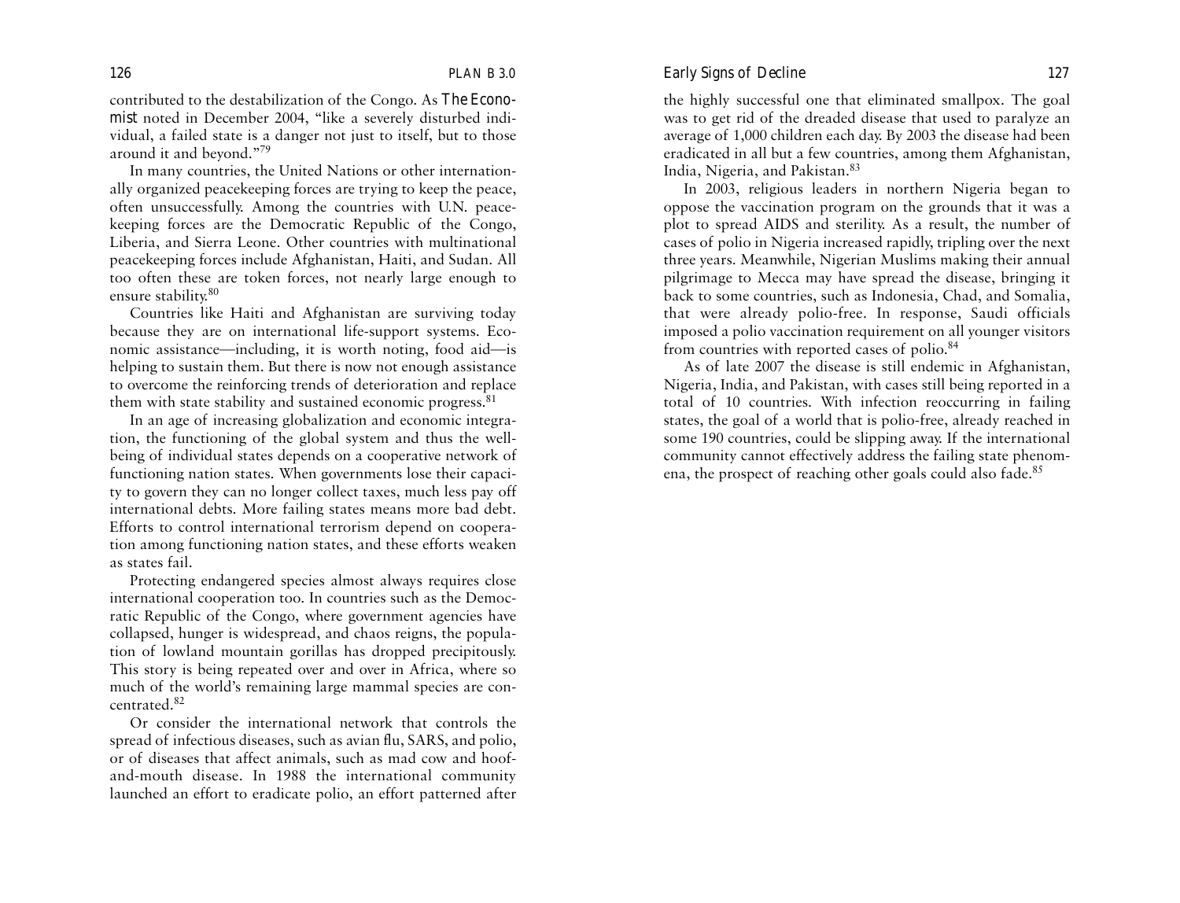contributed to the destabilization of the Congo. As *The Economist* noted in December 2004, "like a severely disturbed individual, a failed state is a danger not just to itself, but to those around it and beyond."[79]

In many countries, the United Nations or other internationally organized peacekeeping forces are trying to keep the peace, often unsuccessfully. Among the countries with U.N. peacekeeping forces are the Democratic Republic of the Congo, Liberia, and Sierra Leone. Other countries with multinational peacekeeping forces include Afghanistan, Haiti, and Sudan. All too often these are token forces, not nearly large enough to ensure stability.[80]

Countries like Haiti and Afghanistan are surviving today because they are on international life-support systems. Economic assistance—including, it is worth noting, food aid—is helping to sustain them. But there is now not enough assistance to overcome the reinforcing trends of deterioration and replace them with state stability and sustained economic progress.[81]

In an age of increasing globalization and economic integration, the functioning of the global system and thus the well-being of individual states depends on a cooperative network of functioning nation states. When governments lose their capacity to govern they can no longer collect taxes, much less pay off international debts. More failing states means more bad debt. Efforts to control international terrorism depend on cooperation among functioning nation states, and these efforts weaken as states fail.

Protecting endangered species almost always requires close international cooperation too. In countries such as the Democratic Republic of the Congo, where government agencies have collapsed, hunger is widespread, and chaos reigns, the population of lowland mountain gorillas has dropped precipitously. This story is being repeated over and over in Africa, where so much of the world's remaining large mammal species are concentrated.[82]

Or consider the international network that controls the spread of infectious diseases, such as avian flu, SARS, and polio, or of diseases that affect animals, such as mad cow and hoof-and-mouth disease. In 1988 the international community launched an effort to eradicate polio, an effort patterned after the highly successful one that eliminated smallpox. The goal was to get rid of the dreaded disease that used to paralyze an average of 1,000 children each day. By 2003 the disease had been eradicated in all but a few countries, among them Afghanistan, India, Nigeria, and Pakistan.[83]

In 2003, religious leaders in northern Nigeria began to oppose the vaccination program on the grounds that it was a plot to spread AIDS and sterility. As a result, the number of cases of polio in Nigeria increased rapidly, tripling over the next three years. Meanwhile, Nigerian Muslims making their annual pilgrimage to Mecca may have spread the disease, bringing it back to some countries, such as Indonesia, Chad, and Somalia, that were already polio-free. In response, Saudi officials imposed a polio vaccination requirement on all younger visitors from countries with reported cases of polio.[84]

As of late 2007 the disease is still endemic in Afghanistan, Nigeria, India, and Pakistan, with cases still being reported in a total of 10 countries. With infection reoccurring in failing states, the goal of a world that is polio-free, already reached in some 190 countries, could be slipping away. If the international community cannot effectively address the failing state phenomena, the prospect of reaching other goals could also fade.[85]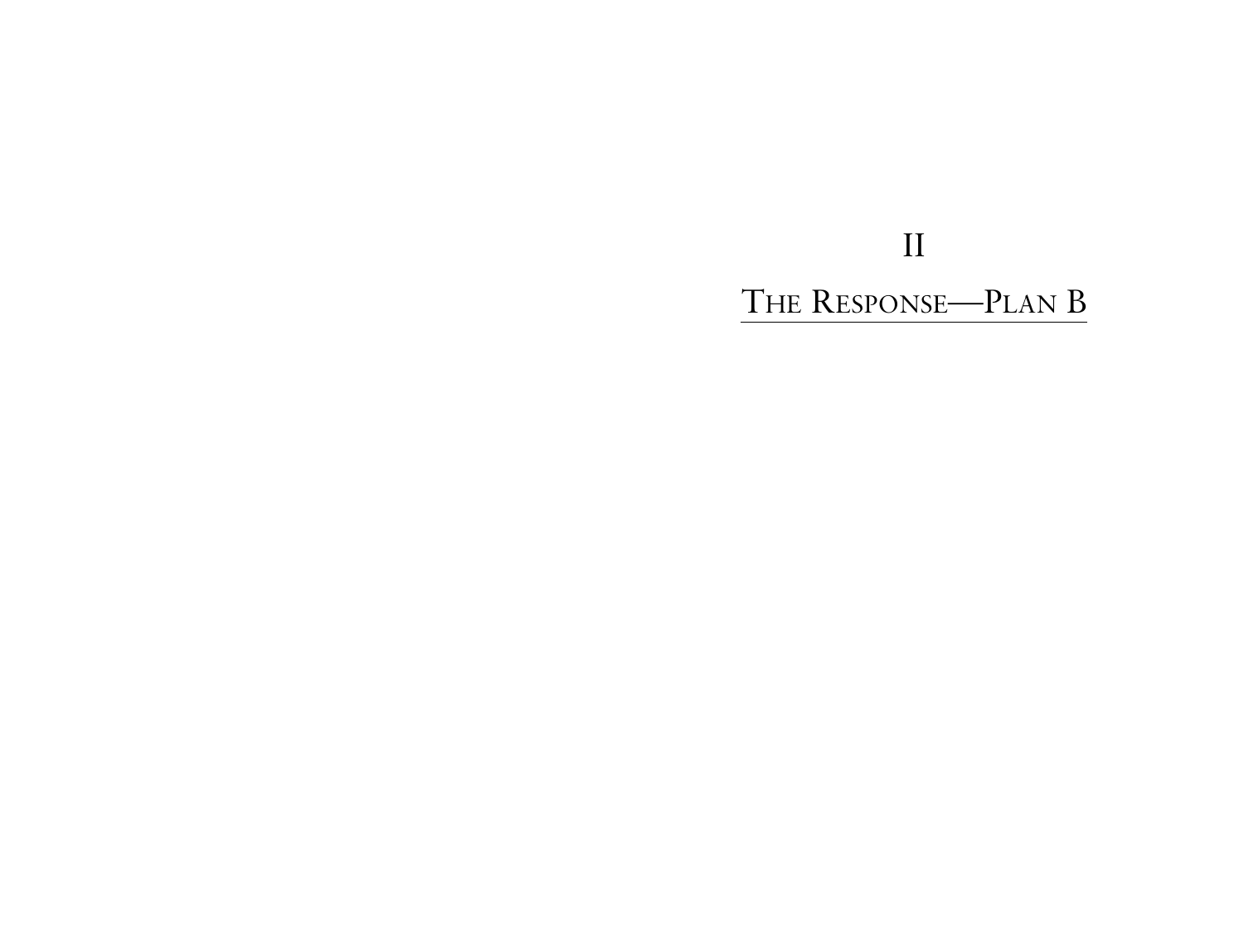# II

# The Response—Plan B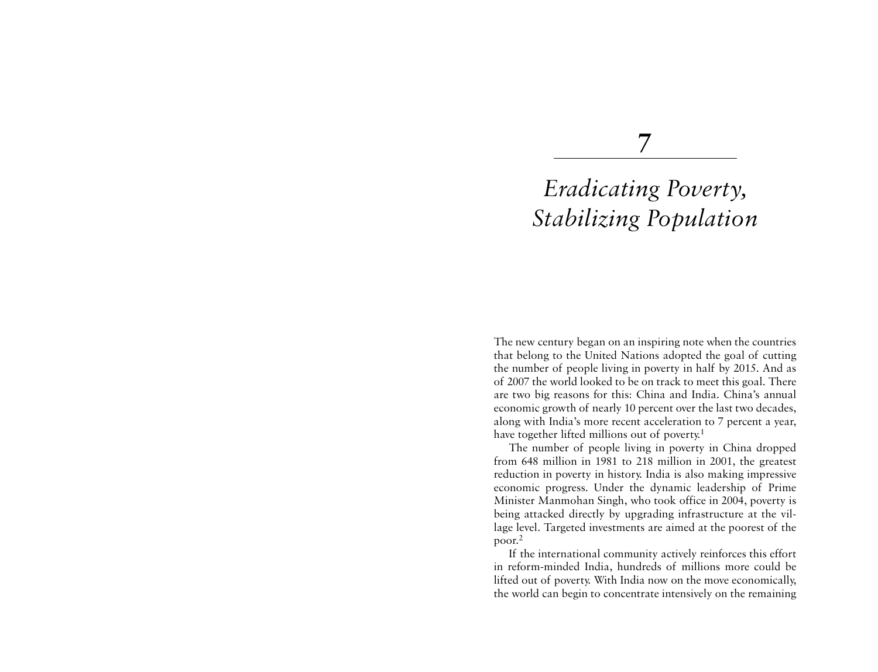# 7

# *Eradicating Poverty, Stabilizing Population*

The new century began on an inspiring note when the countries that belong to the United Nations adopted the goal of cutting the number of people living in poverty in half by 2015. And as of 2007 the world looked to be on track to meet this goal. There are two big reasons for this: China and India. China's annual economic growth of nearly 10 percent over the last two decades, along with India's more recent acceleration to 7 percent a year, have together lifted millions out of poverty.[1]

The number of people living in poverty in China dropped from 648 million in 1981 to 218 million in 2001, the greatest reduction in poverty in history. India is also making impressive economic progress. Under the dynamic leadership of Prime Minister Manmohan Singh, who took office in 2004, poverty is being attacked directly by upgrading infrastructure at the village level. Targeted investments are aimed at the poorest of the poor.[2]

If the international community actively reinforces this effort in reform-minded India, hundreds of millions more could be lifted out of poverty. With India now on the move economically, the world can begin to concentrate intensively on the remaining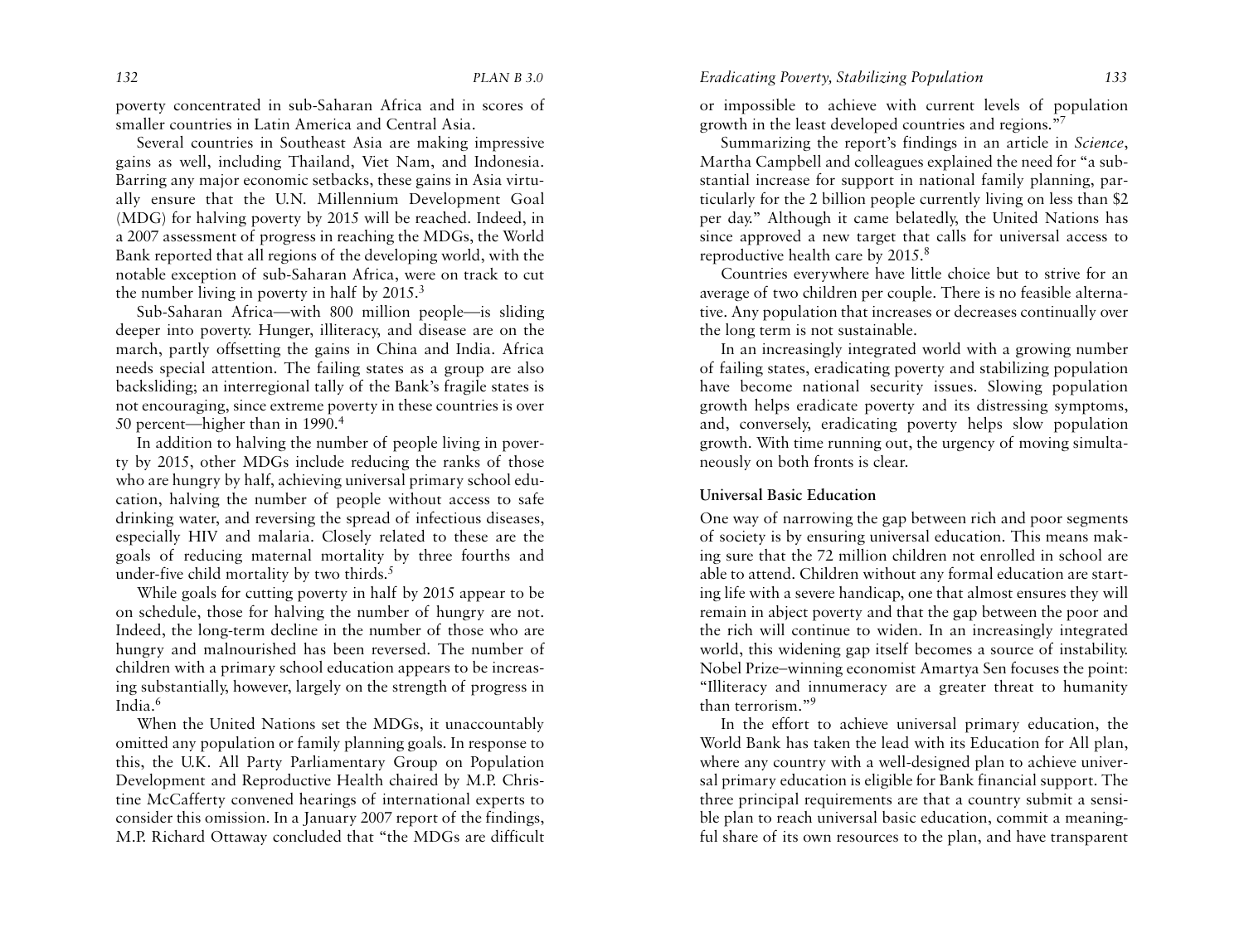poverty concentrated in sub-Saharan Africa and in scores of smaller countries in Latin America and Central Asia.

Several countries in Southeast Asia are making impressive gains as well, including Thailand, Viet Nam, and Indonesia. Barring any major economic setbacks, these gains in Asia virtually ensure that the U.N. Millennium Development Goal (MDG) for halving poverty by 2015 will be reached. Indeed, in a 2007 assessment of progress in reaching the MDGs, the World Bank reported that all regions of the developing world, with the notable exception of sub-Saharan Africa, were on track to cut the number living in poverty in half by 2015.[3]

Sub-Saharan Africa—with 800 million people—is sliding deeper into poverty. Hunger, illiteracy, and disease are on the march, partly offsetting the gains in China and India. Africa needs special attention. The failing states as a group are also backsliding; an interregional tally of the Bank's fragile states is not encouraging, since extreme poverty in these countries is over 50 percent—higher than in 1990.[4]

In addition to halving the number of people living in poverty by 2015, other MDGs include reducing the ranks of those who are hungry by half, achieving universal primary school education, halving the number of people without access to safe drinking water, and reversing the spread of infectious diseases, especially HIV and malaria. Closely related to these are the goals of reducing maternal mortality by three fourths and under-five child mortality by two thirds.[5]

While goals for cutting poverty in half by 2015 appear to be on schedule, those for halving the number of hungry are not. Indeed, the long-term decline in the number of those who are hungry and malnourished has been reversed. The number of children with a primary school education appears to be increasing substantially, however, largely on the strength of progress in India.[6]

When the United Nations set the MDGs, it unaccountably omitted any population or family planning goals. In response to this, the U.K. All Party Parliamentary Group on Population Development and Reproductive Health chaired by M.P. Christine McCafferty convened hearings of international experts to consider this omission. In a January 2007 report of the findings, M.P. Richard Ottaway concluded that "the MDGs are difficult or impossible to achieve with current levels of population growth in the least developed countries and regions."[7]

Summarizing the report's findings in an article in *Science*, Martha Campbell and colleagues explained the need for "a substantial increase for support in national family planning, particularly for the 2 billion people currently living on less than $2 per day." Although it came belatedly, the United Nations has since approved a new target that calls for universal access to reproductive health care by 2015.[8]

Countries everywhere have little choice but to strive for an average of two children per couple. There is no feasible alternative. Any population that increases or decreases continually over the long term is not sustainable.

In an increasingly integrated world with a growing number of failing states, eradicating poverty and stabilizing population have become national security issues. Slowing population growth helps eradicate poverty and its distressing symptoms, and, conversely, eradicating poverty helps slow population growth. With time running out, the urgency of moving simultaneously on both fronts is clear.

## Universal Basic Education

One way of narrowing the gap between rich and poor segments of society is by ensuring universal education. This means making sure that the 72 million children not enrolled in school are able to attend. Children without any formal education are starting life with a severe handicap, one that almost ensures they will remain in abject poverty and that the gap between the poor and the rich will continue to widen. In an increasingly integrated world, this widening gap itself becomes a source of instability. Nobel Prize–winning economist Amartya Sen focuses the point: "Illiteracy and innumeracy are a greater threat to humanity than terrorism."[9]

In the effort to achieve universal primary education, the World Bank has taken the lead with its Education for All plan, where any country with a well-designed plan to achieve universal primary education is eligible for Bank financial support. The three principal requirements are that a country submit a sensible plan to reach universal basic education, commit a meaningful share of its own resources to the plan, and have transparent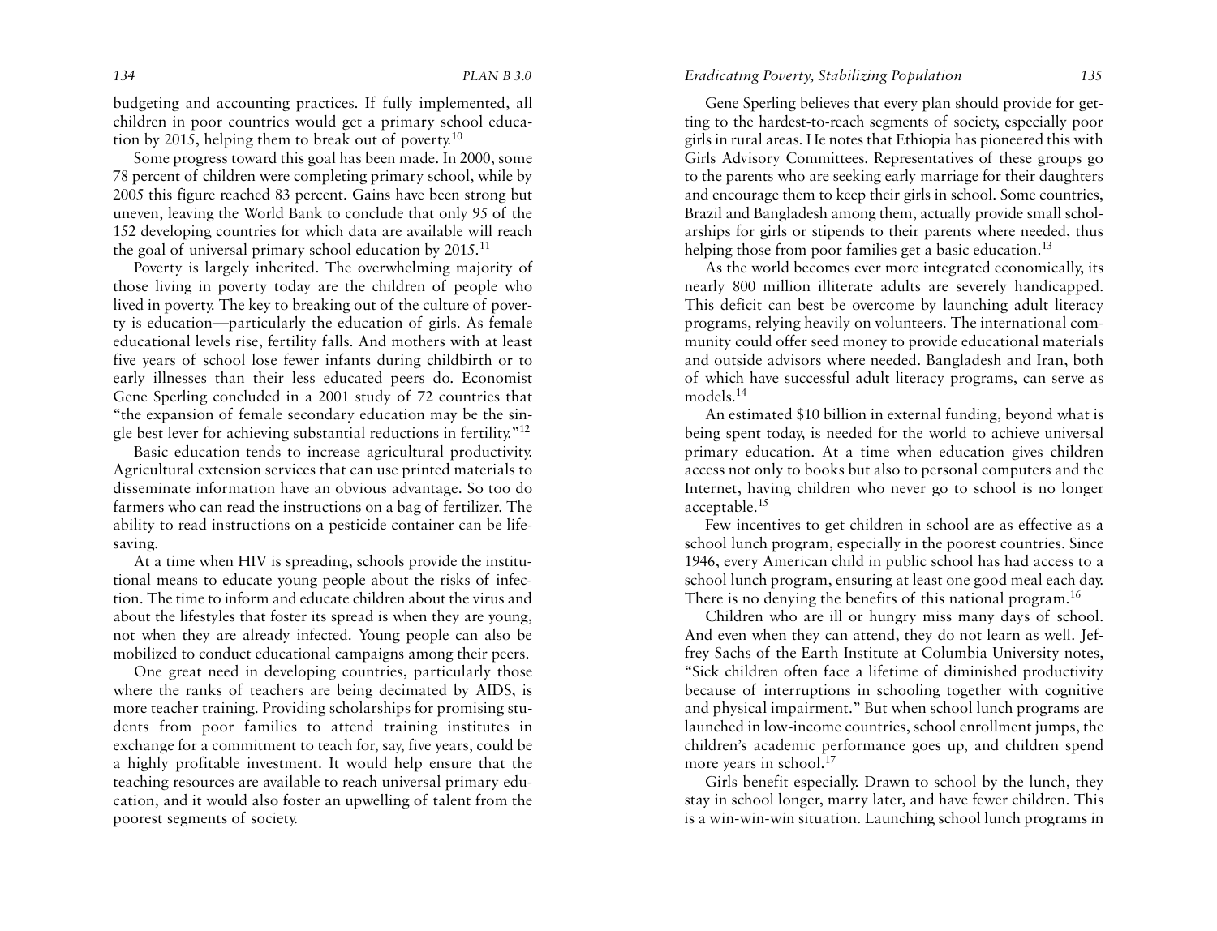budgeting and accounting practices. If fully implemented, all children in poor countries would get a primary school education by 2015, helping them to break out of poverty.[10]

Some progress toward this goal has been made. In 2000, some 78 percent of children were completing primary school, while by 2005 this figure reached 83 percent. Gains have been strong but uneven, leaving the World Bank to conclude that only 95 of the 152 developing countries for which data are available will reach the goal of universal primary school education by 2015.[11]

Poverty is largely inherited. The overwhelming majority of those living in poverty today are the children of people who lived in poverty. The key to breaking out of the culture of poverty is education—particularly the education of girls. As female educational levels rise, fertility falls. And mothers with at least five years of school lose fewer infants during childbirth or to early illnesses than their less educated peers do. Economist Gene Sperling concluded in a 2001 study of 72 countries that "the expansion of female secondary education may be the single best lever for achieving substantial reductions in fertility."[12]

Basic education tends to increase agricultural productivity. Agricultural extension services that can use printed materials to disseminate information have an obvious advantage. So too do farmers who can read the instructions on a bag of fertilizer. The ability to read instructions on a pesticide container can be lifesaving.

At a time when HIV is spreading, schools provide the institutional means to educate young people about the risks of infection. The time to inform and educate children about the virus and about the lifestyles that foster its spread is when they are young, not when they are already infected. Young people can also be mobilized to conduct educational campaigns among their peers.

One great need in developing countries, particularly those where the ranks of teachers are being decimated by AIDS, is more teacher training. Providing scholarships for promising students from poor families to attend training institutes in exchange for a commitment to teach for, say, five years, could be a highly profitable investment. It would help ensure that the teaching resources are available to reach universal primary education, and it would also foster an upwelling of talent from the poorest segments of society.

Gene Sperling believes that every plan should provide for getting to the hardest-to-reach segments of society, especially poor girls in rural areas. He notes that Ethiopia has pioneered this with Girls Advisory Committees. Representatives of these groups go to the parents who are seeking early marriage for their daughters and encourage them to keep their girls in school. Some countries, Brazil and Bangladesh among them, actually provide small scholarships for girls or stipends to their parents where needed, thus helping those from poor families get a basic education.[13]

As the world becomes ever more integrated economically, its nearly 800 million illiterate adults are severely handicapped. This deficit can best be overcome by launching adult literacy programs, relying heavily on volunteers. The international community could offer seed money to provide educational materials and outside advisors where needed. Bangladesh and Iran, both of which have successful adult literacy programs, can serve as models.[14]

An estimated $10 billion in external funding, beyond what is being spent today, is needed for the world to achieve universal primary education. At a time when education gives children access not only to books but also to personal computers and the Internet, having children who never go to school is no longer acceptable.[15]

Few incentives to get children in school are as effective as a school lunch program, especially in the poorest countries. Since 1946, every American child in public school has had access to a school lunch program, ensuring at least one good meal each day. There is no denying the benefits of this national program.[16]

Children who are ill or hungry miss many days of school. And even when they can attend, they do not learn as well. Jeffrey Sachs of the Earth Institute at Columbia University notes, "Sick children often face a lifetime of diminished productivity because of interruptions in schooling together with cognitive and physical impairment." But when school lunch programs are launched in low-income countries, school enrollment jumps, the children's academic performance goes up, and children spend more years in school.[17]

Girls benefit especially. Drawn to school by the lunch, they stay in school longer, marry later, and have fewer children. This is a win-win-win situation. Launching school lunch programs in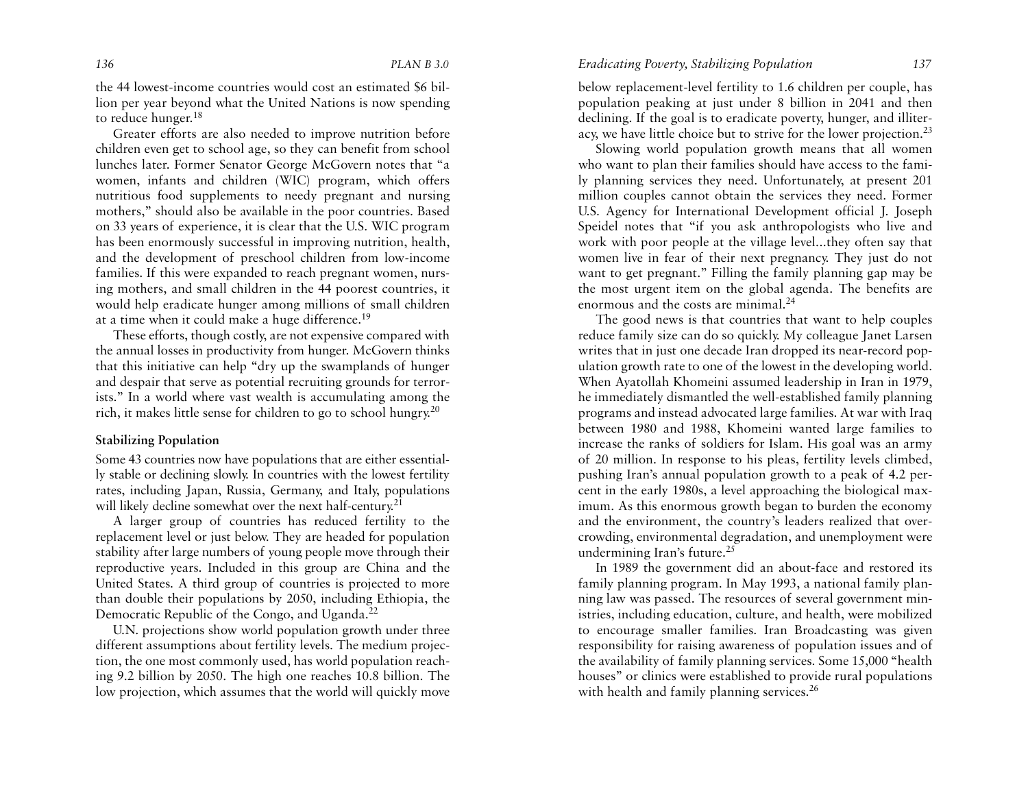the 44 lowest-income countries would cost an estimated $6 billion per year beyond what the United Nations is now spending to reduce hunger.[18]

Greater efforts are also needed to improve nutrition before children even get to school age, so they can benefit from school lunches later. Former Senator George McGovern notes that "a women, infants and children (WIC) program, which offers nutritious food supplements to needy pregnant and nursing mothers," should also be available in the poor countries. Based on 33 years of experience, it is clear that the U.S. WIC program has been enormously successful in improving nutrition, health, and the development of preschool children from low-income families. If this were expanded to reach pregnant women, nursing mothers, and small children in the 44 poorest countries, it would help eradicate hunger among millions of small children at a time when it could make a huge difference.[19]

These efforts, though costly, are not expensive compared with the annual losses in productivity from hunger. McGovern thinks that this initiative can help "dry up the swamplands of hunger and despair that serve as potential recruiting grounds for terrorists." In a world where vast wealth is accumulating among the rich, it makes little sense for children to go to school hungry.[20]

### Stabilizing Population

Some 43 countries now have populations that are either essentially stable or declining slowly. In countries with the lowest fertility rates, including Japan, Russia, Germany, and Italy, populations will likely decline somewhat over the next half-century.[21]

A larger group of countries has reduced fertility to the replacement level or just below. They are headed for population stability after large numbers of young people move through their reproductive years. Included in this group are China and the United States. A third group of countries is projected to more than double their populations by 2050, including Ethiopia, the Democratic Republic of the Congo, and Uganda.[22]

U.N. projections show world population growth under three different assumptions about fertility levels. The medium projection, the one most commonly used, has world population reaching 9.2 billion by 2050. The high one reaches 10.8 billion. The low projection, which assumes that the world will quickly move below replacement-level fertility to 1.6 children per couple, has population peaking at just under 8 billion in 2041 and then declining. If the goal is to eradicate poverty, hunger, and illiteracy, we have little choice but to strive for the lower projection.[23]

Slowing world population growth means that all women who want to plan their families should have access to the family planning services they need. Unfortunately, at present 201 million couples cannot obtain the services they need. Former U.S. Agency for International Development official J. Joseph Speidel notes that "if you ask anthropologists who live and work with poor people at the village level...they often say that women live in fear of their next pregnancy. They just do not want to get pregnant." Filling the family planning gap may be the most urgent item on the global agenda. The benefits are enormous and the costs are minimal.[24]

The good news is that countries that want to help couples reduce family size can do so quickly. My colleague Janet Larsen writes that in just one decade Iran dropped its near-record population growth rate to one of the lowest in the developing world. When Ayatollah Khomeini assumed leadership in Iran in 1979, he immediately dismantled the well-established family planning programs and instead advocated large families. At war with Iraq between 1980 and 1988, Khomeini wanted large families to increase the ranks of soldiers for Islam. His goal was an army of 20 million. In response to his pleas, fertility levels climbed, pushing Iran's annual population growth to a peak of 4.2 percent in the early 1980s, a level approaching the biological maximum. As this enormous growth began to burden the economy and the environment, the country's leaders realized that overcrowding, environmental degradation, and unemployment were undermining Iran's future.[25]

In 1989 the government did an about-face and restored its family planning program. In May 1993, a national family planning law was passed. The resources of several government ministries, including education, culture, and health, were mobilized to encourage smaller families. Iran Broadcasting was given responsibility for raising awareness of population issues and of the availability of family planning services. Some 15,000 "health houses" or clinics were established to provide rural populations with health and family planning services.[26]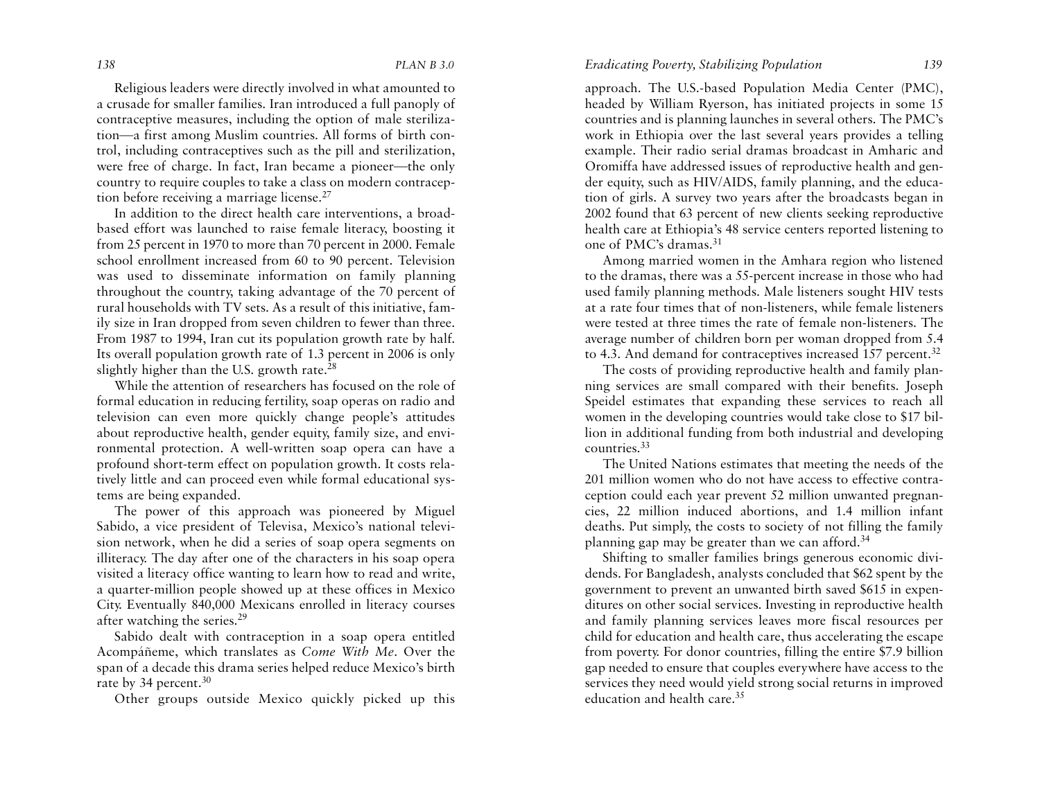Religious leaders were directly involved in what amounted to a crusade for smaller families. Iran introduced a full panoply of contraceptive measures, including the option of male sterilization—a first among Muslim countries. All forms of birth control, including contraceptives such as the pill and sterilization, were free of charge. In fact, Iran became a pioneer—the only country to require couples to take a class on modern contraception before receiving a marriage license.[27]

In addition to the direct health care interventions, a broad-based effort was launched to raise female literacy, boosting it from 25 percent in 1970 to more than 70 percent in 2000. Female school enrollment increased from 60 to 90 percent. Television was used to disseminate information on family planning throughout the country, taking advantage of the 70 percent of rural households with TV sets. As a result of this initiative, family size in Iran dropped from seven children to fewer than three. From 1987 to 1994, Iran cut its population growth rate by half. Its overall population growth rate of 1.3 percent in 2006 is only slightly higher than the U.S. growth rate.[28]

While the attention of researchers has focused on the role of formal education in reducing fertility, soap operas on radio and television can even more quickly change people's attitudes about reproductive health, gender equity, family size, and environmental protection. A well-written soap opera can have a profound short-term effect on population growth. It costs relatively little and can proceed even while formal educational systems are being expanded.

The power of this approach was pioneered by Miguel Sabido, a vice president of Televisa, Mexico's national television network, when he did a series of soap opera segments on illiteracy. The day after one of the characters in his soap opera visited a literacy office wanting to learn how to read and write, a quarter-million people showed up at these offices in Mexico City. Eventually 840,000 Mexicans enrolled in literacy courses after watching the series.[29]

Sabido dealt with contraception in a soap opera entitled Acompáñeme, which translates as *Come With Me*. Over the span of a decade this drama series helped reduce Mexico's birth rate by 34 percent.[30]

Other groups outside Mexico quickly picked up this approach. The U.S.-based Population Media Center (PMC), headed by William Ryerson, has initiated projects in some 15 countries and is planning launches in several others. The PMC's work in Ethiopia over the last several years provides a telling example. Their radio serial dramas broadcast in Amharic and Oromiffa have addressed issues of reproductive health and gender equity, such as HIV/AIDS, family planning, and the education of girls. A survey two years after the broadcasts began in 2002 found that 63 percent of new clients seeking reproductive health care at Ethiopia's 48 service centers reported listening to one of PMC's dramas.[31]

Among married women in the Amhara region who listened to the dramas, there was a 55-percent increase in those who had used family planning methods. Male listeners sought HIV tests at a rate four times that of non-listeners, while female listeners were tested at three times the rate of female non-listeners. The average number of children born per woman dropped from 5.4 to 4.3. And demand for contraceptives increased 157 percent.[32]

The costs of providing reproductive health and family planning services are small compared with their benefits. Joseph Speidel estimates that expanding these services to reach all women in the developing countries would take close to $17 billion in additional funding from both industrial and developing countries.[33]

The United Nations estimates that meeting the needs of the 201 million women who do not have access to effective contraception could each year prevent 52 million unwanted pregnancies, 22 million induced abortions, and 1.4 million infant deaths. Put simply, the costs to society of not filling the family planning gap may be greater than we can afford.[34]

Shifting to smaller families brings generous economic dividends. For Bangladesh, analysts concluded that $62 spent by the government to prevent an unwanted birth saved $615 in expenditures on other social services. Investing in reproductive health and family planning services leaves more fiscal resources per child for education and health care, thus accelerating the escape from poverty. For donor countries, filling the entire $7.9 billion gap needed to ensure that couples everywhere have access to the services they need would yield strong social returns in improved education and health care.[35]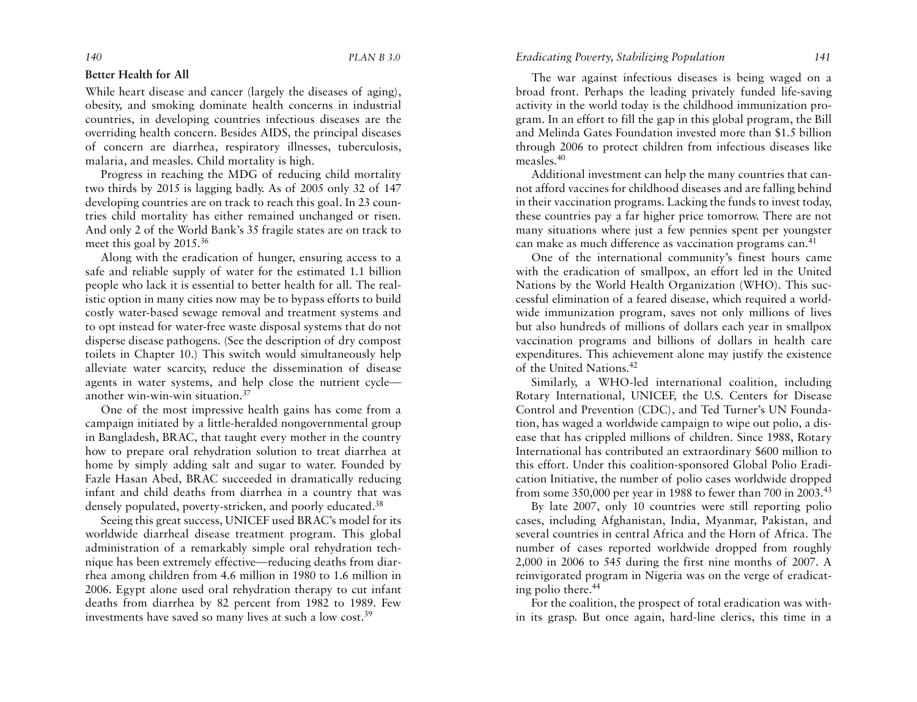### Better Health for All

While heart disease and cancer (largely the diseases of aging), obesity, and smoking dominate health concerns in industrial countries, in developing countries infectious diseases are the overriding health concern. Besides AIDS, the principal diseases of concern are diarrhea, respiratory illnesses, tuberculosis, malaria, and measles. Child mortality is high.

Progress in reaching the MDG of reducing child mortality two thirds by 2015 is lagging badly. As of 2005 only 32 of 147 developing countries are on track to reach this goal. In 23 countries child mortality has either remained unchanged or risen. And only 2 of the World Bank's 35 fragile states are on track to meet this goal by 2015.[36]

Along with the eradication of hunger, ensuring access to a safe and reliable supply of water for the estimated 1.1 billion people who lack it is essential to better health for all. The realistic option in many cities now may be to bypass efforts to build costly water-based sewage removal and treatment systems and to opt instead for water-free waste disposal systems that do not disperse disease pathogens. (See the description of dry compost toilets in Chapter 10.) This switch would simultaneously help alleviate water scarcity, reduce the dissemination of disease agents in water systems, and help close the nutrient cycle—another win-win-win situation.[37]

One of the most impressive health gains has come from a campaign initiated by a little-heralded nongovernmental group in Bangladesh, BRAC, that taught every mother in the country how to prepare oral rehydration solution to treat diarrhea at home by simply adding salt and sugar to water. Founded by Fazle Hasan Abed, BRAC succeeded in dramatically reducing infant and child deaths from diarrhea in a country that was densely populated, poverty-stricken, and poorly educated.[38]

Seeing this great success, UNICEF used BRAC's model for its worldwide diarrheal disease treatment program. This global administration of a remarkably simple oral rehydration technique has been extremely effective—reducing deaths from diarrhea among children from 4.6 million in 1980 to 1.6 million in 2006. Egypt alone used oral rehydration therapy to cut infant deaths from diarrhea by 82 percent from 1982 to 1989. Few investments have saved so many lives at such a low cost.[39]

The war against infectious diseases is being waged on a broad front. Perhaps the leading privately funded life-saving activity in the world today is the childhood immunization program. In an effort to fill the gap in this global program, the Bill and Melinda Gates Foundation invested more than $1.5 billion through 2006 to protect children from infectious diseases like measles.[40]

Additional investment can help the many countries that cannot afford vaccines for childhood diseases and are falling behind in their vaccination programs. Lacking the funds to invest today, these countries pay a far higher price tomorrow. There are not many situations where just a few pennies spent per youngster can make as much difference as vaccination programs can.[41]

One of the international community's finest hours came with the eradication of smallpox, an effort led in the United Nations by the World Health Organization (WHO). This successful elimination of a feared disease, which required a worldwide immunization program, saves not only millions of lives but also hundreds of millions of dollars each year in smallpox vaccination programs and billions of dollars in health care expenditures. This achievement alone may justify the existence of the United Nations.[42]

Similarly, a WHO-led international coalition, including Rotary International, UNICEF, the U.S. Centers for Disease Control and Prevention (CDC), and Ted Turner's UN Foundation, has waged a worldwide campaign to wipe out polio, a disease that has crippled millions of children. Since 1988, Rotary International has contributed an extraordinary $600 million to this effort. Under this coalition-sponsored Global Polio Eradication Initiative, the number of polio cases worldwide dropped from some 350,000 per year in 1988 to fewer than 700 in 2003.[43]

By late 2007, only 10 countries were still reporting polio cases, including Afghanistan, India, Myanmar, Pakistan, and several countries in central Africa and the Horn of Africa. The number of cases reported worldwide dropped from roughly 2,000 in 2006 to 545 during the first nine months of 2007. A reinvigorated program in Nigeria was on the verge of eradicating polio there.[44]

For the coalition, the prospect of total eradication was within its grasp. But once again, hard-line clerics, this time in a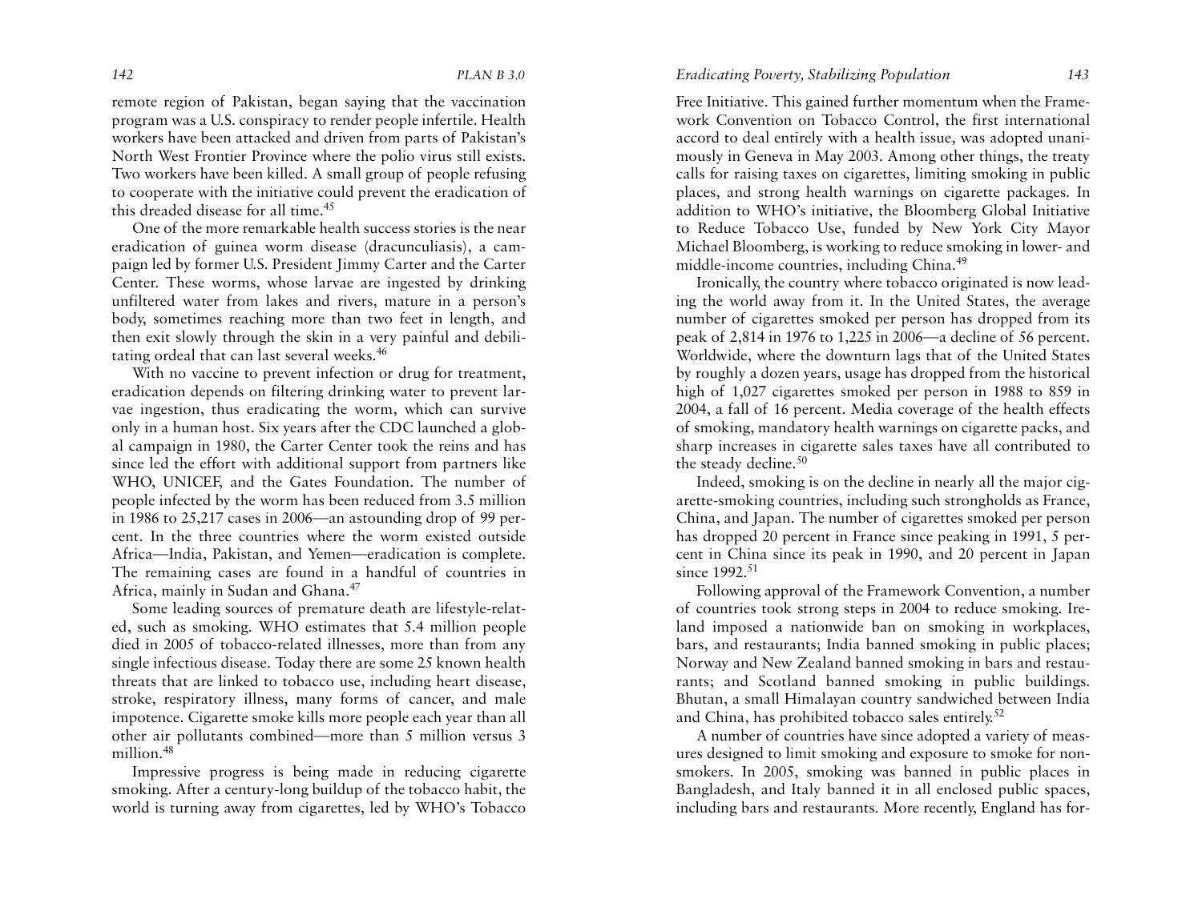remote region of Pakistan, began saying that the vaccination program was a U.S. conspiracy to render people infertile. Health workers have been attacked and driven from parts of Pakistan's North West Frontier Province where the polio virus still exists. Two workers have been killed. A small group of people refusing to cooperate with the initiative could prevent the eradication of this dreaded disease for all time.[45]

One of the more remarkable health success stories is the near eradication of guinea worm disease (dracunculiasis), a campaign led by former U.S. President Jimmy Carter and the Carter Center. These worms, whose larvae are ingested by drinking unfiltered water from lakes and rivers, mature in a person's body, sometimes reaching more than two feet in length, and then exit slowly through the skin in a very painful and debilitating ordeal that can last several weeks.[46]

With no vaccine to prevent infection or drug for treatment, eradication depends on filtering drinking water to prevent larvae ingestion, thus eradicating the worm, which can survive only in a human host. Six years after the CDC launched a global campaign in 1980, the Carter Center took the reins and has since led the effort with additional support from partners like WHO, UNICEF, and the Gates Foundation. The number of people infected by the worm has been reduced from 3.5 million in 1986 to 25,217 cases in 2006—an astounding drop of 99 percent. In the three countries where the worm existed outside Africa—India, Pakistan, and Yemen—eradication is complete. The remaining cases are found in a handful of countries in Africa, mainly in Sudan and Ghana.[47]

Some leading sources of premature death are lifestyle-related, such as smoking. WHO estimates that 5.4 million people died in 2005 of tobacco-related illnesses, more than from any single infectious disease. Today there are some 25 known health threats that are linked to tobacco use, including heart disease, stroke, respiratory illness, many forms of cancer, and male impotence. Cigarette smoke kills more people each year than all other air pollutants combined—more than 5 million versus 3 million.[48]

Impressive progress is being made in reducing cigarette smoking. After a century-long buildup of the tobacco habit, the world is turning away from cigarettes, led by WHO's Tobacco Free Initiative. This gained further momentum when the Framework Convention on Tobacco Control, the first international accord to deal entirely with a health issue, was adopted unanimously in Geneva in May 2003. Among other things, the treaty calls for raising taxes on cigarettes, limiting smoking in public places, and strong health warnings on cigarette packages. In addition to WHO's initiative, the Bloomberg Global Initiative to Reduce Tobacco Use, funded by New York City Mayor Michael Bloomberg, is working to reduce smoking in lower- and middle-income countries, including China.[49]

Ironically, the country where tobacco originated is now leading the world away from it. In the United States, the average number of cigarettes smoked per person has dropped from its peak of 2,814 in 1976 to 1,225 in 2006—a decline of 56 percent. Worldwide, where the downturn lags that of the United States by roughly a dozen years, usage has dropped from the historical high of 1,027 cigarettes smoked per person in 1988 to 859 in 2004, a fall of 16 percent. Media coverage of the health effects of smoking, mandatory health warnings on cigarette packs, and sharp increases in cigarette sales taxes have all contributed to the steady decline.[50]

Indeed, smoking is on the decline in nearly all the major cigarette-smoking countries, including such strongholds as France, China, and Japan. The number of cigarettes smoked per person has dropped 20 percent in France since peaking in 1991, 5 percent in China since its peak in 1990, and 20 percent in Japan since 1992.[51]

Following approval of the Framework Convention, a number of countries took strong steps in 2004 to reduce smoking. Ireland imposed a nationwide ban on smoking in workplaces, bars, and restaurants; India banned smoking in public places; Norway and New Zealand banned smoking in bars and restaurants; and Scotland banned smoking in public buildings. Bhutan, a small Himalayan country sandwiched between India and China, has prohibited tobacco sales entirely.[52]

A number of countries have since adopted a variety of measures designed to limit smoking and exposure to smoke for nonsmokers. In 2005, smoking was banned in public places in Bangladesh, and Italy banned it in all enclosed public spaces, including bars and restaurants. More recently, England has for-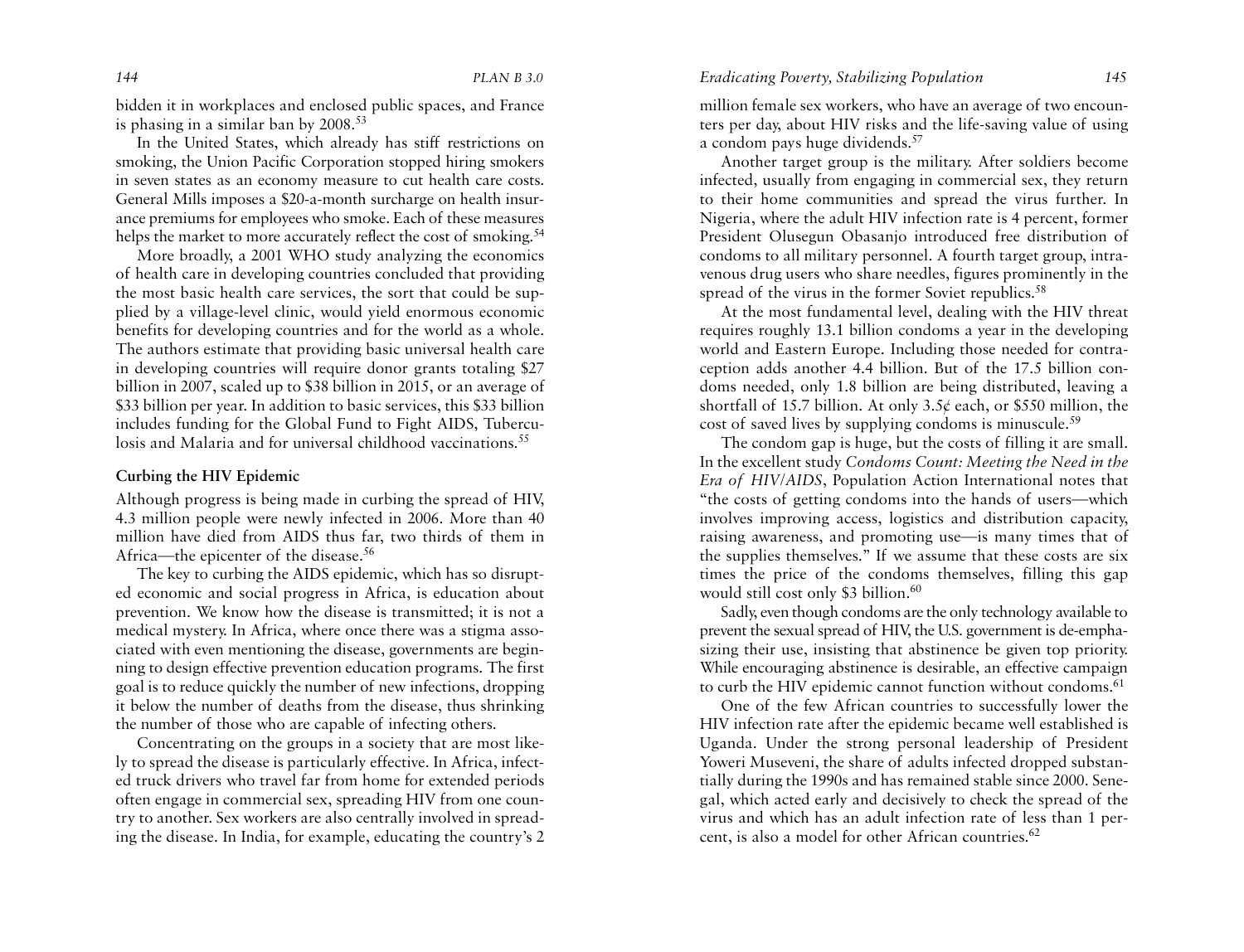bidden it in workplaces and enclosed public spaces, and France is phasing in a similar ban by 2008.[53]

In the United States, which already has stiff restrictions on smoking, the Union Pacific Corporation stopped hiring smokers in seven states as an economy measure to cut health care costs. General Mills imposes a $20-a-month surcharge on health insurance premiums for employees who smoke. Each of these measures helps the market to more accurately reflect the cost of smoking.[54]

More broadly, a 2001 WHO study analyzing the economics of health care in developing countries concluded that providing the most basic health care services, the sort that could be supplied by a village-level clinic, would yield enormous economic benefits for developing countries and for the world as a whole. The authors estimate that providing basic universal health care in developing countries will require donor grants totaling $27 billion in 2007, scaled up to $38 billion in 2015, or an average of $33 billion per year. In addition to basic services, this $33 billion includes funding for the Global Fund to Fight AIDS, Tuberculosis and Malaria and for universal childhood vaccinations.[55]

### Curbing the HIV Epidemic

Although progress is being made in curbing the spread of HIV, 4.3 million people were newly infected in 2006. More than 40 million have died from AIDS thus far, two thirds of them in Africa—the epicenter of the disease.[56]

The key to curbing the AIDS epidemic, which has so disrupted economic and social progress in Africa, is education about prevention. We know how the disease is transmitted; it is not a medical mystery. In Africa, where once there was a stigma associated with even mentioning the disease, governments are beginning to design effective prevention education programs. The first goal is to reduce quickly the number of new infections, dropping it below the number of deaths from the disease, thus shrinking the number of those who are capable of infecting others.

Concentrating on the groups in a society that are most likely to spread the disease is particularly effective. In Africa, infected truck drivers who travel far from home for extended periods often engage in commercial sex, spreading HIV from one country to another. Sex workers are also centrally involved in spreading the disease. In India, for example, educating the country's 2 million female sex workers, who have an average of two encounters per day, about HIV risks and the life-saving value of using a condom pays huge dividends.[57]

Another target group is the military. After soldiers become infected, usually from engaging in commercial sex, they return to their home communities and spread the virus further. In Nigeria, where the adult HIV infection rate is 4 percent, former President Olusegun Obasanjo introduced free distribution of condoms to all military personnel. A fourth target group, intravenous drug users who share needles, figures prominently in the spread of the virus in the former Soviet republics.[58]

At the most fundamental level, dealing with the HIV threat requires roughly 13.1 billion condoms a year in the developing world and Eastern Europe. Including those needed for contraception adds another 4.4 billion. But of the 17.5 billion condoms needed, only 1.8 billion are being distributed, leaving a shortfall of 15.7 billion. At only 3.5¢ each, or $550 million, the cost of saved lives by supplying condoms is minuscule.[59]

The condom gap is huge, but the costs of filling it are small. In the excellent study *Condoms Count: Meeting the Need in the Era of HIV/AIDS*, Population Action International notes that "the costs of getting condoms into the hands of users—which involves improving access, logistics and distribution capacity, raising awareness, and promoting use—is many times that of the supplies themselves." If we assume that these costs are six times the price of the condoms themselves, filling this gap would still cost only $3 billion.[60]

Sadly, even though condoms are the only technology available to prevent the sexual spread of HIV, the U.S. government is de-emphasizing their use, insisting that abstinence be given top priority. While encouraging abstinence is desirable, an effective campaign to curb the HIV epidemic cannot function without condoms.[61]

One of the few African countries to successfully lower the HIV infection rate after the epidemic became well established is Uganda. Under the strong personal leadership of President Yoweri Museveni, the share of adults infected dropped substantially during the 1990s and has remained stable since 2000. Senegal, which acted early and decisively to check the spread of the virus and which has an adult infection rate of less than 1 percent, is also a model for other African countries.[62]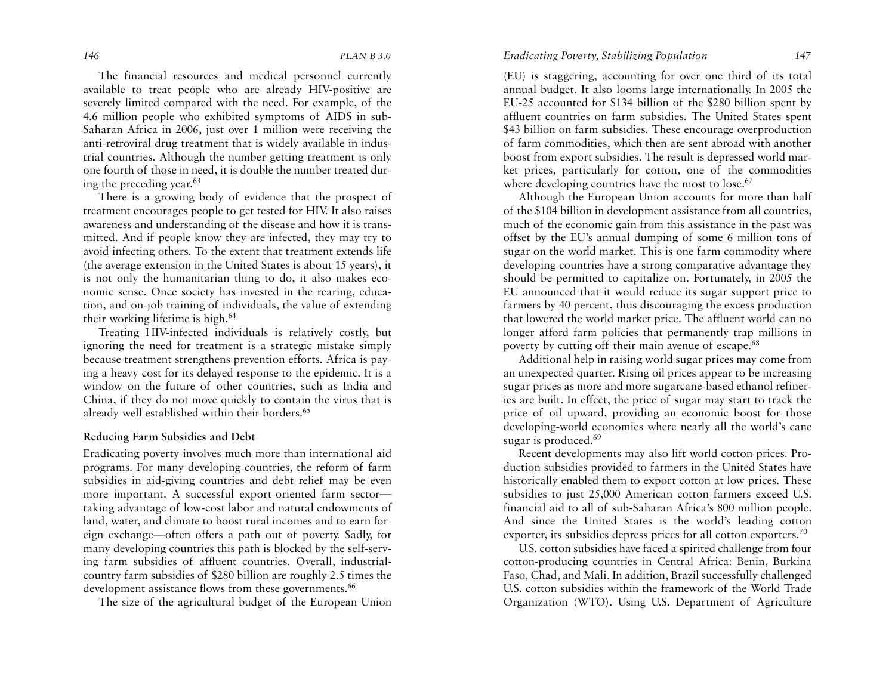The financial resources and medical personnel currently available to treat people who are already HIV-positive are severely limited compared with the need. For example, of the 4.6 million people who exhibited symptoms of AIDS in sub-Saharan Africa in 2006, just over 1 million were receiving the anti-retroviral drug treatment that is widely available in industrial countries. Although the number getting treatment is only one fourth of those in need, it is double the number treated during the preceding year.[63]

There is a growing body of evidence that the prospect of treatment encourages people to get tested for HIV. It also raises awareness and understanding of the disease and how it is transmitted. And if people know they are infected, they may try to avoid infecting others. To the extent that treatment extends life (the average extension in the United States is about 15 years), it is not only the humanitarian thing to do, it also makes economic sense. Once society has invested in the rearing, education, and on-job training of individuals, the value of extending their working lifetime is high.[64]

Treating HIV-infected individuals is relatively costly, but ignoring the need for treatment is a strategic mistake simply because treatment strengthens prevention efforts. Africa is paying a heavy cost for its delayed response to the epidemic. It is a window on the future of other countries, such as India and China, if they do not move quickly to contain the virus that is already well established within their borders.[65]

### Reducing Farm Subsidies and Debt

Eradicating poverty involves much more than international aid programs. For many developing countries, the reform of farm subsidies in aid-giving countries and debt relief may be even more important. A successful export-oriented farm sector—taking advantage of low-cost labor and natural endowments of land, water, and climate to boost rural incomes and to earn foreign exchange—often offers a path out of poverty. Sadly, for many developing countries this path is blocked by the self-serving farm subsidies of affluent countries. Overall, industrial-country farm subsidies of $280 billion are roughly 2.5 times the development assistance flows from these governments.[66]

The size of the agricultural budget of the European Union (EU) is staggering, accounting for over one third of its total annual budget. It also looms large internationally. In 2005 the EU-25 accounted for $134 billion of the $280 billion spent by affluent countries on farm subsidies. The United States spent $43 billion on farm subsidies. These encourage overproduction of farm commodities, which then are sent abroad with another boost from export subsidies. The result is depressed world market prices, particularly for cotton, one of the commodities where developing countries have the most to lose.[67]

Although the European Union accounts for more than half of the $104 billion in development assistance from all countries, much of the economic gain from this assistance in the past was offset by the EU's annual dumping of some 6 million tons of sugar on the world market. This is one farm commodity where developing countries have a strong comparative advantage they should be permitted to capitalize on. Fortunately, in 2005 the EU announced that it would reduce its sugar support price to farmers by 40 percent, thus discouraging the excess production that lowered the world market price. The affluent world can no longer afford farm policies that permanently trap millions in poverty by cutting off their main avenue of escape.[68]

Additional help in raising world sugar prices may come from an unexpected quarter. Rising oil prices appear to be increasing sugar prices as more and more sugarcane-based ethanol refineries are built. In effect, the price of sugar may start to track the price of oil upward, providing an economic boost for those developing-world economies where nearly all the world's cane sugar is produced.[69]

Recent developments may also lift world cotton prices. Production subsidies provided to farmers in the United States have historically enabled them to export cotton at low prices. These subsidies to just 25,000 American cotton farmers exceed U.S. financial aid to all of sub-Saharan Africa's 800 million people. And since the United States is the world's leading cotton exporter, its subsidies depress prices for all cotton exporters.[70]

U.S. cotton subsidies have faced a spirited challenge from four cotton-producing countries in Central Africa: Benin, Burkina Faso, Chad, and Mali. In addition, Brazil successfully challenged U.S. cotton subsidies within the framework of the World Trade Organization (WTO). Using U.S. Department of Agriculture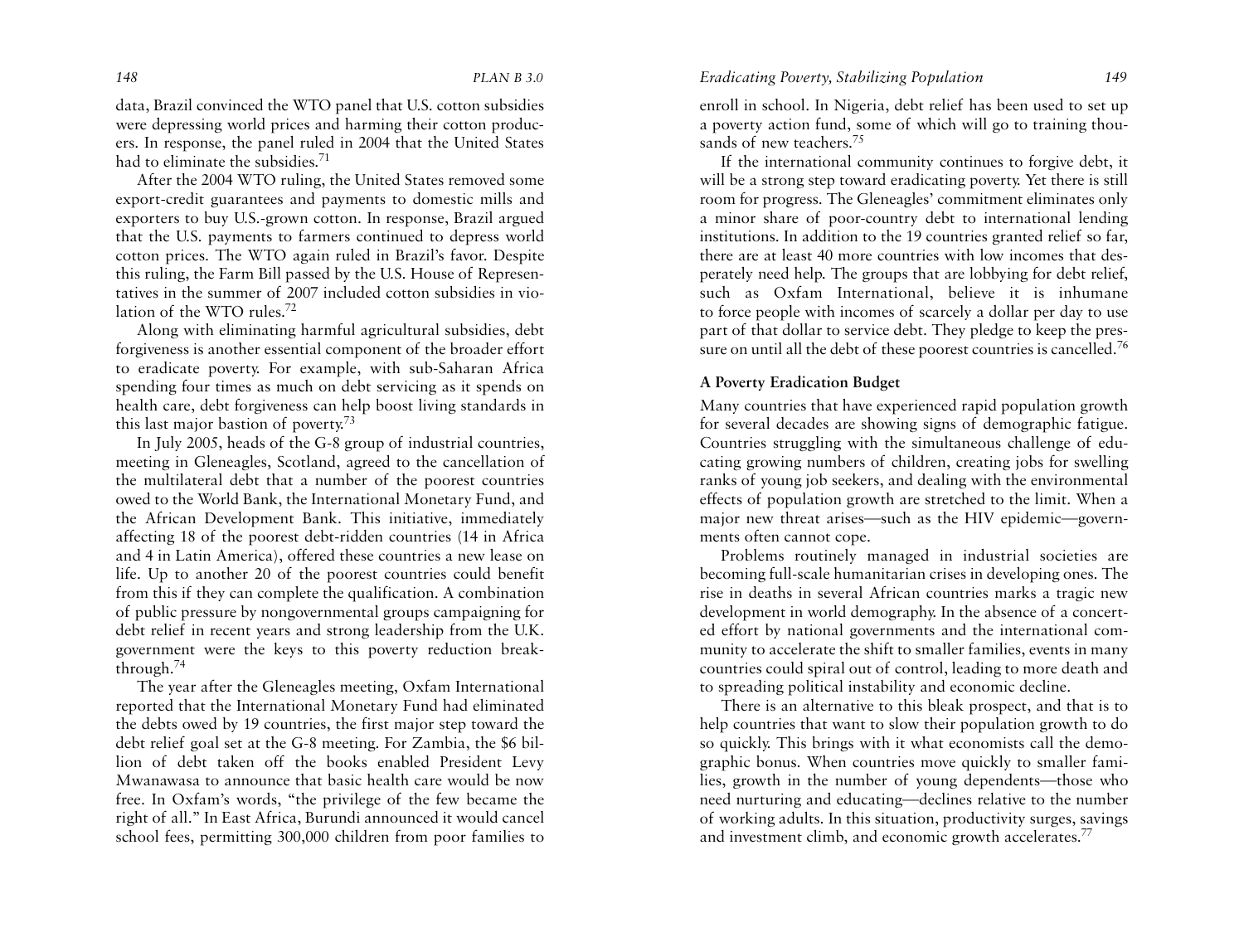data, Brazil convinced the WTO panel that U.S. cotton subsidies were depressing world prices and harming their cotton producers. In response, the panel ruled in 2004 that the United States had to eliminate the subsidies.[71]

After the 2004 WTO ruling, the United States removed some export-credit guarantees and payments to domestic mills and exporters to buy U.S.-grown cotton. In response, Brazil argued that the U.S. payments to farmers continued to depress world cotton prices. The WTO again ruled in Brazil's favor. Despite this ruling, the Farm Bill passed by the U.S. House of Representatives in the summer of 2007 included cotton subsidies in violation of the WTO rules.[72]

Along with eliminating harmful agricultural subsidies, debt forgiveness is another essential component of the broader effort to eradicate poverty. For example, with sub-Saharan Africa spending four times as much on debt servicing as it spends on health care, debt forgiveness can help boost living standards in this last major bastion of poverty.[73]

In July 2005, heads of the G-8 group of industrial countries, meeting in Gleneagles, Scotland, agreed to the cancellation of the multilateral debt that a number of the poorest countries owed to the World Bank, the International Monetary Fund, and the African Development Bank. This initiative, immediately affecting 18 of the poorest debt-ridden countries (14 in Africa and 4 in Latin America), offered these countries a new lease on life. Up to another 20 of the poorest countries could benefit from this if they can complete the qualification. A combination of public pressure by nongovernmental groups campaigning for debt relief in recent years and strong leadership from the U.K. government were the keys to this poverty reduction breakthrough.[74]

The year after the Gleneagles meeting, Oxfam International reported that the International Monetary Fund had eliminated the debts owed by 19 countries, the first major step toward the debt relief goal set at the G-8 meeting. For Zambia, the $6 billion of debt taken off the books enabled President Levy Mwanawasa to announce that basic health care would be now free. In Oxfam's words, "the privilege of the few became the right of all." In East Africa, Burundi announced it would cancel school fees, permitting 300,000 children from poor families to enroll in school. In Nigeria, debt relief has been used to set up a poverty action fund, some of which will go to training thousands of new teachers.[75]

If the international community continues to forgive debt, it will be a strong step toward eradicating poverty. Yet there is still room for progress. The Gleneagles' commitment eliminates only a minor share of poor-country debt to international lending institutions. In addition to the 19 countries granted relief so far, there are at least 40 more countries with low incomes that desperately need help. The groups that are lobbying for debt relief, such as Oxfam International, believe it is inhumane to force people with incomes of scarcely a dollar per day to use part of that dollar to service debt. They pledge to keep the pressure on until all the debt of these poorest countries is cancelled.[76]

### A Poverty Eradication Budget

Many countries that have experienced rapid population growth for several decades are showing signs of demographic fatigue. Countries struggling with the simultaneous challenge of educating growing numbers of children, creating jobs for swelling ranks of young job seekers, and dealing with the environmental effects of population growth are stretched to the limit. When a major new threat arises—such as the HIV epidemic—governments often cannot cope.

Problems routinely managed in industrial societies are becoming full-scale humanitarian crises in developing ones. The rise in deaths in several African countries marks a tragic new development in world demography. In the absence of a concerted effort by national governments and the international community to accelerate the shift to smaller families, events in many countries could spiral out of control, leading to more death and to spreading political instability and economic decline.

There is an alternative to this bleak prospect, and that is to help countries that want to slow their population growth to do so quickly. This brings with it what economists call the demographic bonus. When countries move quickly to smaller families, growth in the number of young dependents—those who need nurturing and educating—declines relative to the number of working adults. In this situation, productivity surges, savings and investment climb, and economic growth accelerates.[77]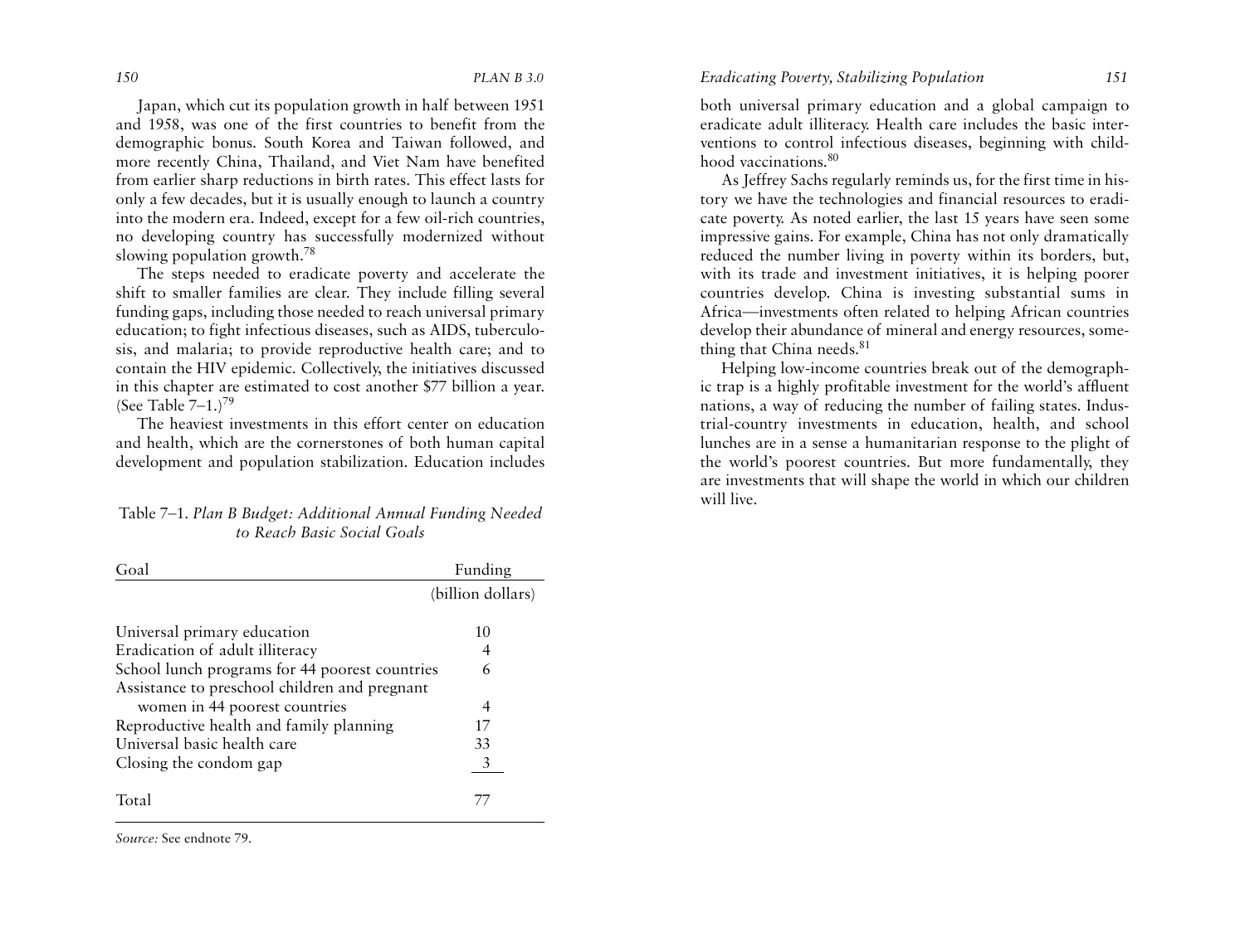Japan, which cut its population growth in half between 1951 and 1958, was one of the first countries to benefit from the demographic bonus. South Korea and Taiwan followed, and more recently China, Thailand, and Viet Nam have benefited from earlier sharp reductions in birth rates. This effect lasts for only a few decades, but it is usually enough to launch a country into the modern era. Indeed, except for a few oil-rich countries, no developing country has successfully modernized without slowing population growth.[78]

The steps needed to eradicate poverty and accelerate the shift to smaller families are clear. They include filling several funding gaps, including those needed to reach universal primary education; to fight infectious diseases, such as AIDS, tuberculosis, and malaria; to provide reproductive health care; and to contain the HIV epidemic. Collectively, the initiatives discussed in this chapter are estimated to cost another $77 billion a year. (See Table 7–1.)[79]

The heaviest investments in this effort center on education and health, which are the cornerstones of both human capital development and population stabilization. Education includes both universal primary education and a global campaign to eradicate adult illiteracy. Health care includes the basic interventions to control infectious diseases, beginning with childhood vaccinations.[80]

Table 7–1. *Plan B Budget: Additional Annual Funding Needed to Reach Basic Social Goals*

| Goal | Funding (billion dollars) |
|---|---|
| Universal primary education | 10 |
| Eradication of adult illiteracy | 4 |
| School lunch programs for 44 poorest countries | 6 |
| Assistance to preschool children and pregnant women in 44 poorest countries | 4 |
| Reproductive health and family planning | 17 |
| Universal basic health care | 33 |
| Closing the condom gap | 3 |
| Total | 77 |

*Source:* See endnote 79.

As Jeffrey Sachs regularly reminds us, for the first time in history we have the technologies and financial resources to eradicate poverty. As noted earlier, the last 15 years have seen some impressive gains. For example, China has not only dramatically reduced the number living in poverty within its borders, but, with its trade and investment initiatives, it is helping poorer countries develop. China is investing substantial sums in Africa—investments often related to helping African countries develop their abundance of mineral and energy resources, something that China needs.[81]

Helping low-income countries break out of the demographic trap is a highly profitable investment for the world's affluent nations, a way of reducing the number of failing states. Industrial-country investments in education, health, and school lunches are in a sense a humanitarian response to the plight of the world's poorest countries. But more fundamentally, they are investments that will shape the world in which our children will live.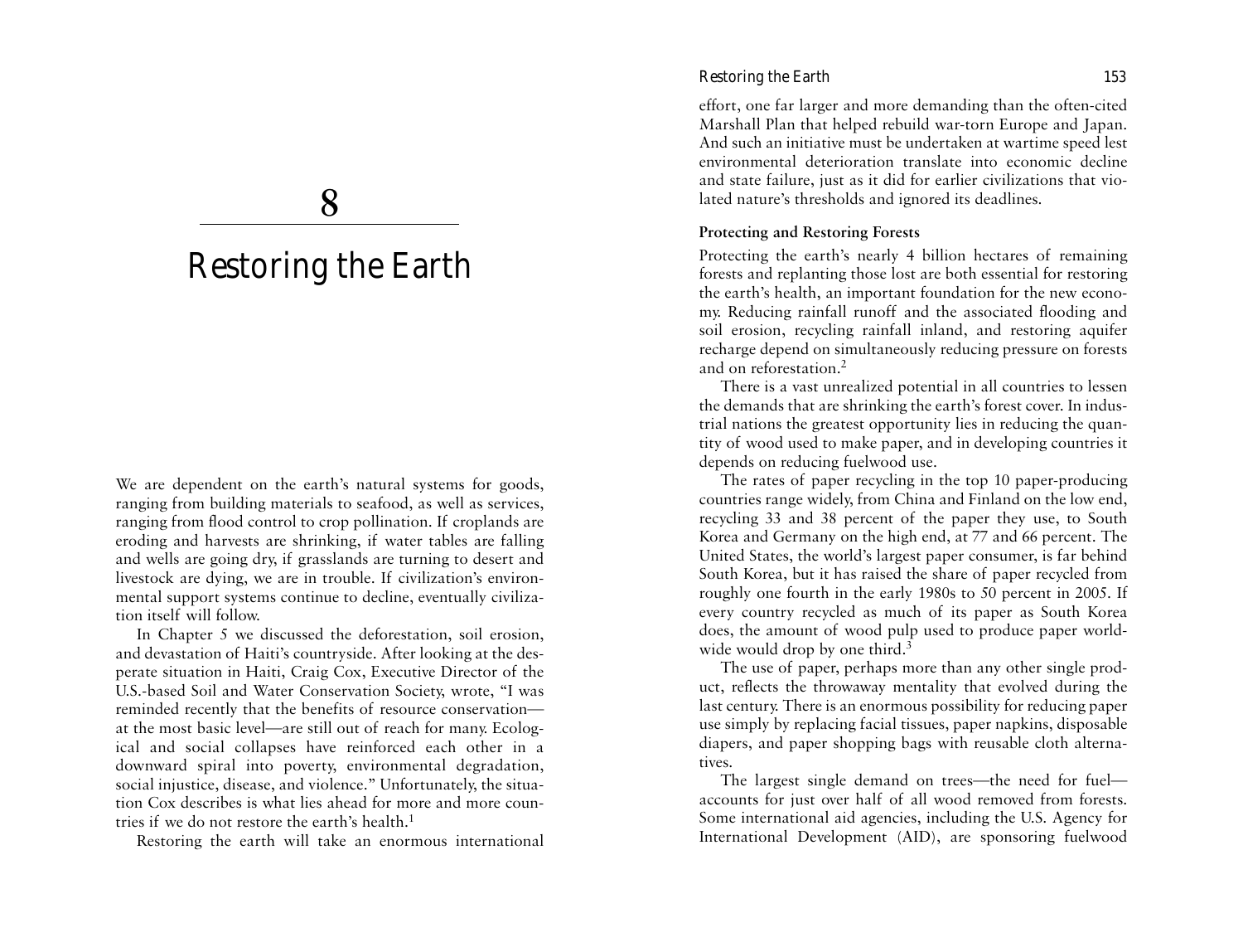# 8

# Restoring the Earth

We are dependent on the earth's natural systems for goods, ranging from building materials to seafood, as well as services, ranging from flood control to crop pollination. If croplands are eroding and harvests are shrinking, if water tables are falling and wells are going dry, if grasslands are turning to desert and livestock are dying, we are in trouble. If civilization's environmental support systems continue to decline, eventually civilization itself will follow.

In Chapter 5 we discussed the deforestation, soil erosion, and devastation of Haiti's countryside. After looking at the desperate situation in Haiti, Craig Cox, Executive Director of the U.S.-based Soil and Water Conservation Society, wrote, "I was reminded recently that the benefits of resource conservation—at the most basic level—are still out of reach for many. Ecological and social collapses have reinforced each other in a downward spiral into poverty, environmental degradation, social injustice, disease, and violence." Unfortunately, the situation Cox describes is what lies ahead for more and more countries if we do not restore the earth's health.[1]

Restoring the earth will take an enormous international effort, one far larger and more demanding than the often-cited Marshall Plan that helped rebuild war-torn Europe and Japan. And such an initiative must be undertaken at wartime speed lest environmental deterioration translate into economic decline and state failure, just as it did for earlier civilizations that violated nature's thresholds and ignored its deadlines.

### Protecting and Restoring Forests

Protecting the earth's nearly 4 billion hectares of remaining forests and replanting those lost are both essential for restoring the earth's health, an important foundation for the new economy. Reducing rainfall runoff and the associated flooding and soil erosion, recycling rainfall inland, and restoring aquifer recharge depend on simultaneously reducing pressure on forests and on reforestation.[2]

There is a vast unrealized potential in all countries to lessen the demands that are shrinking the earth's forest cover. In industrial nations the greatest opportunity lies in reducing the quantity of wood used to make paper, and in developing countries it depends on reducing fuelwood use.

The rates of paper recycling in the top 10 paper-producing countries range widely, from China and Finland on the low end, recycling 33 and 38 percent of the paper they use, to South Korea and Germany on the high end, at 77 and 66 percent. The United States, the world's largest paper consumer, is far behind South Korea, but it has raised the share of paper recycled from roughly one fourth in the early 1980s to 50 percent in 2005. If every country recycled as much of its paper as South Korea does, the amount of wood pulp used to produce paper worldwide would drop by one third.[3]

The use of paper, perhaps more than any other single product, reflects the throwaway mentality that evolved during the last century. There is an enormous possibility for reducing paper use simply by replacing facial tissues, paper napkins, disposable diapers, and paper shopping bags with reusable cloth alternatives.

The largest single demand on trees—the need for fuel—accounts for just over half of all wood removed from forests. Some international aid agencies, including the U.S. Agency for International Development (AID), are sponsoring fuelwood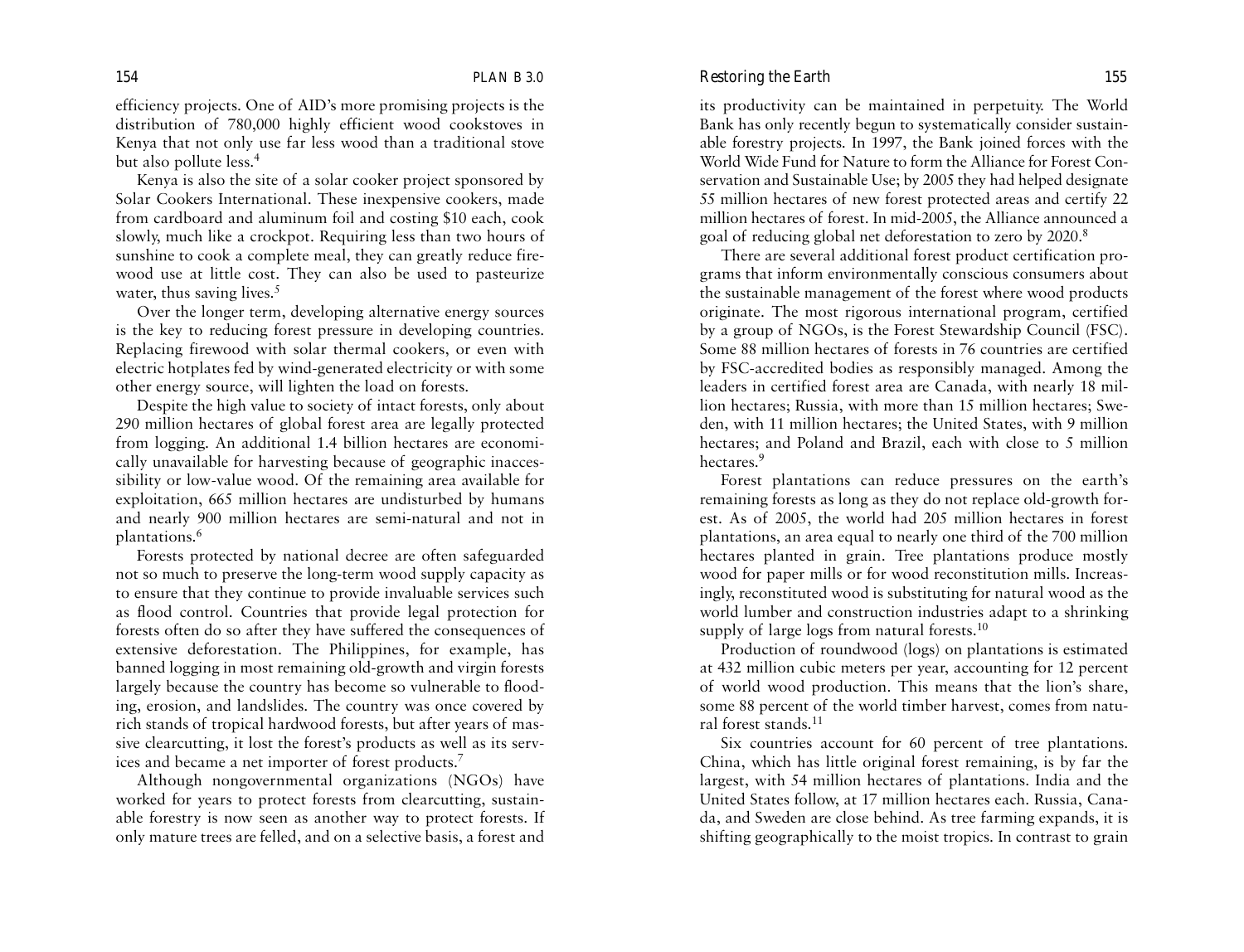efficiency projects. One of AID's more promising projects is the distribution of 780,000 highly efficient wood cookstoves in Kenya that not only use far less wood than a traditional stove but also pollute less.[4]

Kenya is also the site of a solar cooker project sponsored by Solar Cookers International. These inexpensive cookers, made from cardboard and aluminum foil and costing $10 each, cook slowly, much like a crockpot. Requiring less than two hours of sunshine to cook a complete meal, they can greatly reduce firewood use at little cost. They can also be used to pasteurize water, thus saving lives.[5]

Over the longer term, developing alternative energy sources is the key to reducing forest pressure in developing countries. Replacing firewood with solar thermal cookers, or even with electric hotplates fed by wind-generated electricity or with some other energy source, will lighten the load on forests.

Despite the high value to society of intact forests, only about 290 million hectares of global forest area are legally protected from logging. An additional 1.4 billion hectares are economically unavailable for harvesting because of geographic inaccessibility or low-value wood. Of the remaining area available for exploitation, 665 million hectares are undisturbed by humans and nearly 900 million hectares are semi-natural and not in plantations.[6]

Forests protected by national decree are often safeguarded not so much to preserve the long-term wood supply capacity as to ensure that they continue to provide invaluable services such as flood control. Countries that provide legal protection for forests often do so after they have suffered the consequences of extensive deforestation. The Philippines, for example, has banned logging in most remaining old-growth and virgin forests largely because the country has become so vulnerable to flooding, erosion, and landslides. The country was once covered by rich stands of tropical hardwood forests, but after years of massive clearcutting, it lost the forest's products as well as its services and became a net importer of forest products.[7]

Although nongovernmental organizations (NGOs) have worked for years to protect forests from clearcutting, sustainable forestry is now seen as another way to protect forests. If only mature trees are felled, and on a selective basis, a forest and its productivity can be maintained in perpetuity. The World Bank has only recently begun to systematically consider sustainable forestry projects. In 1997, the Bank joined forces with the World Wide Fund for Nature to form the Alliance for Forest Conservation and Sustainable Use; by 2005 they had helped designate 55 million hectares of new forest protected areas and certify 22 million hectares of forest. In mid-2005, the Alliance announced a goal of reducing global net deforestation to zero by 2020.[8]

There are several additional forest product certification programs that inform environmentally conscious consumers about the sustainable management of the forest where wood products originate. The most rigorous international program, certified by a group of NGOs, is the Forest Stewardship Council (FSC). Some 88 million hectares of forests in 76 countries are certified by FSC-accredited bodies as responsibly managed. Among the leaders in certified forest area are Canada, with nearly 18 million hectares; Russia, with more than 15 million hectares; Sweden, with 11 million hectares; the United States, with 9 million hectares; and Poland and Brazil, each with close to 5 million hectares.[9]

Forest plantations can reduce pressures on the earth's remaining forests as long as they do not replace old-growth forest. As of 2005, the world had 205 million hectares in forest plantations, an area equal to nearly one third of the 700 million hectares planted in grain. Tree plantations produce mostly wood for paper mills or for wood reconstitution mills. Increasingly, reconstituted wood is substituting for natural wood as the world lumber and construction industries adapt to a shrinking supply of large logs from natural forests.[10]

Production of roundwood (logs) on plantations is estimated at 432 million cubic meters per year, accounting for 12 percent of world wood production. This means that the lion's share, some 88 percent of the world timber harvest, comes from natural forest stands.[11]

Six countries account for 60 percent of tree plantations. China, which has little original forest remaining, is by far the largest, with 54 million hectares of plantations. India and the United States follow, at 17 million hectares each. Russia, Canada, and Sweden are close behind. As tree farming expands, it is shifting geographically to the moist tropics. In contrast to grain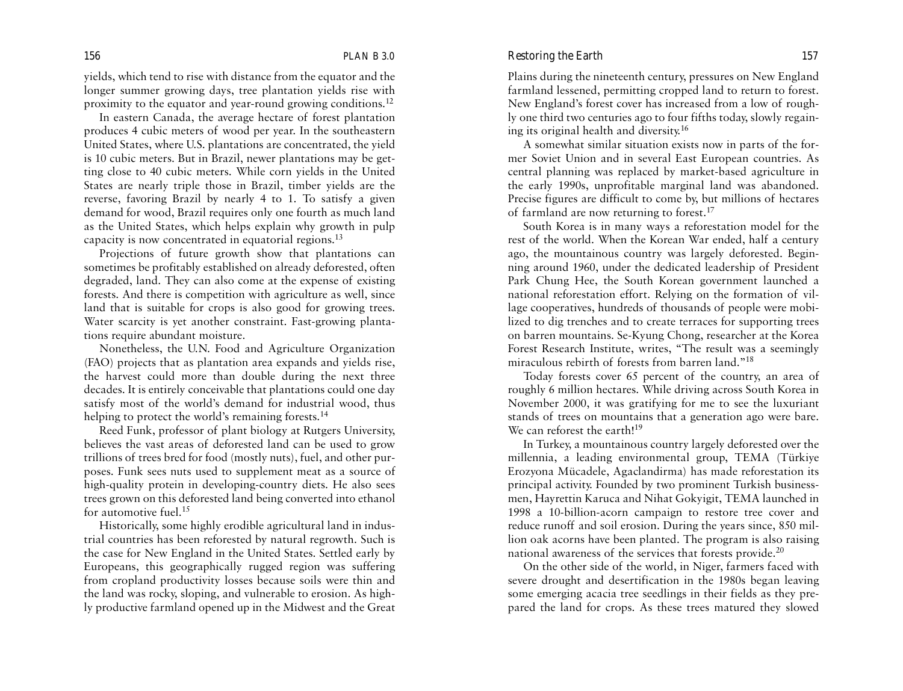yields, which tend to rise with distance from the equator and the longer summer growing days, tree plantation yields rise with proximity to the equator and year-round growing conditions.[12]

In eastern Canada, the average hectare of forest plantation produces 4 cubic meters of wood per year. In the southeastern United States, where U.S. plantations are concentrated, the yield is 10 cubic meters. But in Brazil, newer plantations may be getting close to 40 cubic meters. While corn yields in the United States are nearly triple those in Brazil, timber yields are the reverse, favoring Brazil by nearly 4 to 1. To satisfy a given demand for wood, Brazil requires only one fourth as much land as the United States, which helps explain why growth in pulp capacity is now concentrated in equatorial regions.[13]

Projections of future growth show that plantations can sometimes be profitably established on already deforested, often degraded, land. They can also come at the expense of existing forests. And there is competition with agriculture as well, since land that is suitable for crops is also good for growing trees. Water scarcity is yet another constraint. Fast-growing plantations require abundant moisture.

Nonetheless, the U.N. Food and Agriculture Organization (FAO) projects that as plantation area expands and yields rise, the harvest could more than double during the next three decades. It is entirely conceivable that plantations could one day satisfy most of the world's demand for industrial wood, thus helping to protect the world's remaining forests.[14]

Reed Funk, professor of plant biology at Rutgers University, believes the vast areas of deforested land can be used to grow trillions of trees bred for food (mostly nuts), fuel, and other purposes. Funk sees nuts used to supplement meat as a source of high-quality protein in developing-country diets. He also sees trees grown on this deforested land being converted into ethanol for automotive fuel.[15]

Historically, some highly erodible agricultural land in industrial countries has been reforested by natural regrowth. Such is the case for New England in the United States. Settled early by Europeans, this geographically rugged region was suffering from cropland productivity losses because soils were thin and the land was rocky, sloping, and vulnerable to erosion. As highly productive farmland opened up in the Midwest and the Great Plains during the nineteenth century, pressures on New England farmland lessened, permitting cropped land to return to forest. New England's forest cover has increased from a low of roughly one third two centuries ago to four fifths today, slowly regaining its original health and diversity.[16]

A somewhat similar situation exists now in parts of the former Soviet Union and in several East European countries. As central planning was replaced by market-based agriculture in the early 1990s, unprofitable marginal land was abandoned. Precise figures are difficult to come by, but millions of hectares of farmland are now returning to forest.[17]

South Korea is in many ways a reforestation model for the rest of the world. When the Korean War ended, half a century ago, the mountainous country was largely deforested. Beginning around 1960, under the dedicated leadership of President Park Chung Hee, the South Korean government launched a national reforestation effort. Relying on the formation of village cooperatives, hundreds of thousands of people were mobilized to dig trenches and to create terraces for supporting trees on barren mountains. Se-Kyung Chong, researcher at the Korea Forest Research Institute, writes, "The result was a seemingly miraculous rebirth of forests from barren land."[18]

Today forests cover 65 percent of the country, an area of roughly 6 million hectares. While driving across South Korea in November 2000, it was gratifying for me to see the luxuriant stands of trees on mountains that a generation ago were bare. We can reforest the earth![19]

In Turkey, a mountainous country largely deforested over the millennia, a leading environmental group, TEMA (Türkiye Erozyona Mücadele, Agaclandirma) has made reforestation its principal activity. Founded by two prominent Turkish businessmen, Hayrettin Karuca and Nihat Gokyigit, TEMA launched in 1998 a 10-billion-acorn campaign to restore tree cover and reduce runoff and soil erosion. During the years since, 850 million oak acorns have been planted. The program is also raising national awareness of the services that forests provide.[20]

On the other side of the world, in Niger, farmers faced with severe drought and desertification in the 1980s began leaving some emerging acacia tree seedlings in their fields as they prepared the land for crops. As these trees matured they slowed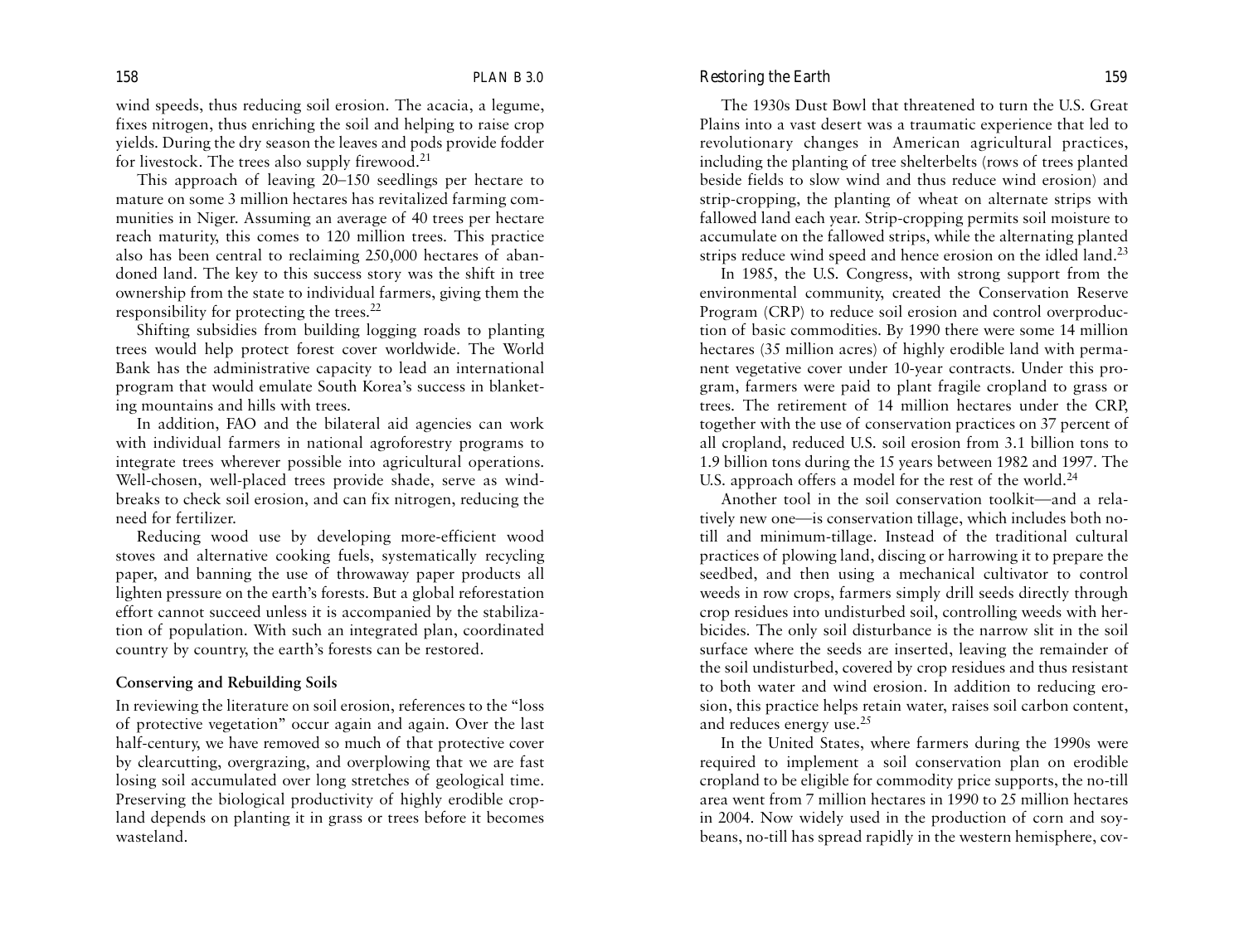wind speeds, thus reducing soil erosion. The acacia, a legume, fixes nitrogen, thus enriching the soil and helping to raise crop yields. During the dry season the leaves and pods provide fodder for livestock. The trees also supply firewood.[21]

This approach of leaving 20–150 seedlings per hectare to mature on some 3 million hectares has revitalized farming communities in Niger. Assuming an average of 40 trees per hectare reach maturity, this comes to 120 million trees. This practice also has been central to reclaiming 250,000 hectares of abandoned land. The key to this success story was the shift in tree ownership from the state to individual farmers, giving them the responsibility for protecting the trees.[22]

Shifting subsidies from building logging roads to planting trees would help protect forest cover worldwide. The World Bank has the administrative capacity to lead an international program that would emulate South Korea's success in blanketing mountains and hills with trees.

In addition, FAO and the bilateral aid agencies can work with individual farmers in national agroforestry programs to integrate trees wherever possible into agricultural operations. Well-chosen, well-placed trees provide shade, serve as windbreaks to check soil erosion, and can fix nitrogen, reducing the need for fertilizer.

Reducing wood use by developing more-efficient wood stoves and alternative cooking fuels, systematically recycling paper, and banning the use of throwaway paper products all lighten pressure on the earth's forests. But a global reforestation effort cannot succeed unless it is accompanied by the stabilization of population. With such an integrated plan, coordinated country by country, the earth's forests can be restored.

### Conserving and Rebuilding Soils

In reviewing the literature on soil erosion, references to the "loss of protective vegetation" occur again and again. Over the last half-century, we have removed so much of that protective cover by clearcutting, overgrazing, and overplowing that we are fast losing soil accumulated over long stretches of geological time. Preserving the biological productivity of highly erodible cropland depends on planting it in grass or trees before it becomes wasteland.

The 1930s Dust Bowl that threatened to turn the U.S. Great Plains into a vast desert was a traumatic experience that led to revolutionary changes in American agricultural practices, including the planting of tree shelterbelts (rows of trees planted beside fields to slow wind and thus reduce wind erosion) and strip-cropping, the planting of wheat on alternate strips with fallowed land each year. Strip-cropping permits soil moisture to accumulate on the fallowed strips, while the alternating planted strips reduce wind speed and hence erosion on the idled land.[23]

In 1985, the U.S. Congress, with strong support from the environmental community, created the Conservation Reserve Program (CRP) to reduce soil erosion and control overproduction of basic commodities. By 1990 there were some 14 million hectares (35 million acres) of highly erodible land with permanent vegetative cover under 10-year contracts. Under this program, farmers were paid to plant fragile cropland to grass or trees. The retirement of 14 million hectares under the CRP, together with the use of conservation practices on 37 percent of all cropland, reduced U.S. soil erosion from 3.1 billion tons to 1.9 billion tons during the 15 years between 1982 and 1997. The U.S. approach offers a model for the rest of the world.[24]

Another tool in the soil conservation toolkit—and a relatively new one—is conservation tillage, which includes both no-till and minimum-tillage. Instead of the traditional cultural practices of plowing land, discing or harrowing it to prepare the seedbed, and then using a mechanical cultivator to control weeds in row crops, farmers simply drill seeds directly through crop residues into undisturbed soil, controlling weeds with herbicides. The only soil disturbance is the narrow slit in the soil surface where the seeds are inserted, leaving the remainder of the soil undisturbed, covered by crop residues and thus resistant to both water and wind erosion. In addition to reducing erosion, this practice helps retain water, raises soil carbon content, and reduces energy use.[25]

In the United States, where farmers during the 1990s were required to implement a soil conservation plan on erodible cropland to be eligible for commodity price supports, the no-till area went from 7 million hectares in 1990 to 25 million hectares in 2004. Now widely used in the production of corn and soybeans, no-till has spread rapidly in the western hemisphere, cov-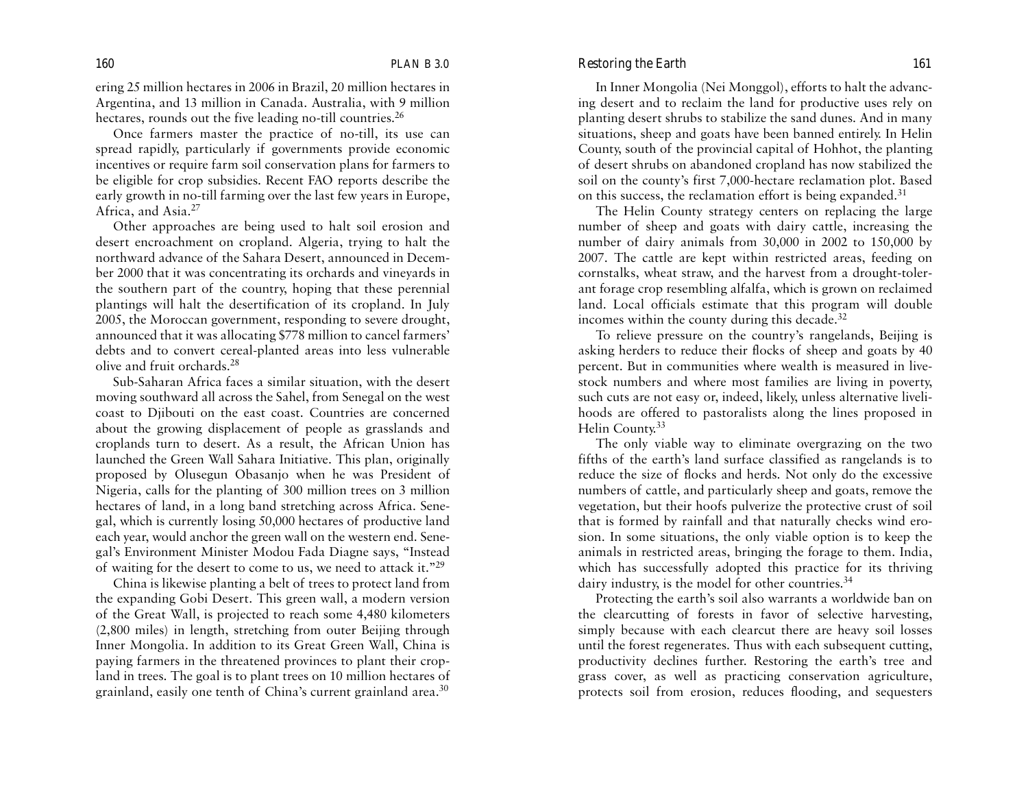ering 25 million hectares in 2006 in Brazil, 20 million hectares in Argentina, and 13 million in Canada. Australia, with 9 million hectares, rounds out the five leading no-till countries.[26]

Once farmers master the practice of no-till, its use can spread rapidly, particularly if governments provide economic incentives or require farm soil conservation plans for farmers to be eligible for crop subsidies. Recent FAO reports describe the early growth in no-till farming over the last few years in Europe, Africa, and Asia.[27]

Other approaches are being used to halt soil erosion and desert encroachment on cropland. Algeria, trying to halt the northward advance of the Sahara Desert, announced in December 2000 that it was concentrating its orchards and vineyards in the southern part of the country, hoping that these perennial plantings will halt the desertification of its cropland. In July 2005, the Moroccan government, responding to severe drought, announced that it was allocating $778 million to cancel farmers' debts and to convert cereal-planted areas into less vulnerable olive and fruit orchards.[28]

Sub-Saharan Africa faces a similar situation, with the desert moving southward all across the Sahel, from Senegal on the west coast to Djibouti on the east coast. Countries are concerned about the growing displacement of people as grasslands and croplands turn to desert. As a result, the African Union has launched the Green Wall Sahara Initiative. This plan, originally proposed by Olusegun Obasanjo when he was President of Nigeria, calls for the planting of 300 million trees on 3 million hectares of land, in a long band stretching across Africa. Senegal, which is currently losing 50,000 hectares of productive land each year, would anchor the green wall on the western end. Senegal's Environment Minister Modou Fada Diagne says, "Instead of waiting for the desert to come to us, we need to attack it."[29]

China is likewise planting a belt of trees to protect land from the expanding Gobi Desert. This green wall, a modern version of the Great Wall, is projected to reach some 4,480 kilometers (2,800 miles) in length, stretching from outer Beijing through Inner Mongolia. In addition to its Great Green Wall, China is paying farmers in the threatened provinces to plant their cropland in trees. The goal is to plant trees on 10 million hectares of grainland, easily one tenth of China's current grainland area.[30]

In Inner Mongolia (Nei Monggol), efforts to halt the advancing desert and to reclaim the land for productive uses rely on planting desert shrubs to stabilize the sand dunes. And in many situations, sheep and goats have been banned entirely. In Helin County, south of the provincial capital of Hohhot, the planting of desert shrubs on abandoned cropland has now stabilized the soil on the county's first 7,000-hectare reclamation plot. Based on this success, the reclamation effort is being expanded.[31]

The Helin County strategy centers on replacing the large number of sheep and goats with dairy cattle, increasing the number of dairy animals from 30,000 in 2002 to 150,000 by 2007. The cattle are kept within restricted areas, feeding on cornstalks, wheat straw, and the harvest from a drought-tolerant forage crop resembling alfalfa, which is grown on reclaimed land. Local officials estimate that this program will double incomes within the county during this decade.[32]

To relieve pressure on the country's rangelands, Beijing is asking herders to reduce their flocks of sheep and goats by 40 percent. But in communities where wealth is measured in livestock numbers and where most families are living in poverty, such cuts are not easy or, indeed, likely, unless alternative livelihoods are offered to pastoralists along the lines proposed in Helin County.[33]

The only viable way to eliminate overgrazing on the two fifths of the earth's land surface classified as rangelands is to reduce the size of flocks and herds. Not only do the excessive numbers of cattle, and particularly sheep and goats, remove the vegetation, but their hoofs pulverize the protective crust of soil that is formed by rainfall and that naturally checks wind erosion. In some situations, the only viable option is to keep the animals in restricted areas, bringing the forage to them. India, which has successfully adopted this practice for its thriving dairy industry, is the model for other countries.[34]

Protecting the earth's soil also warrants a worldwide ban on the clearcutting of forests in favor of selective harvesting, simply because with each clearcut there are heavy soil losses until the forest regenerates. Thus with each subsequent cutting, productivity declines further. Restoring the earth's tree and grass cover, as well as practicing conservation agriculture, protects soil from erosion, reduces flooding, and sequesters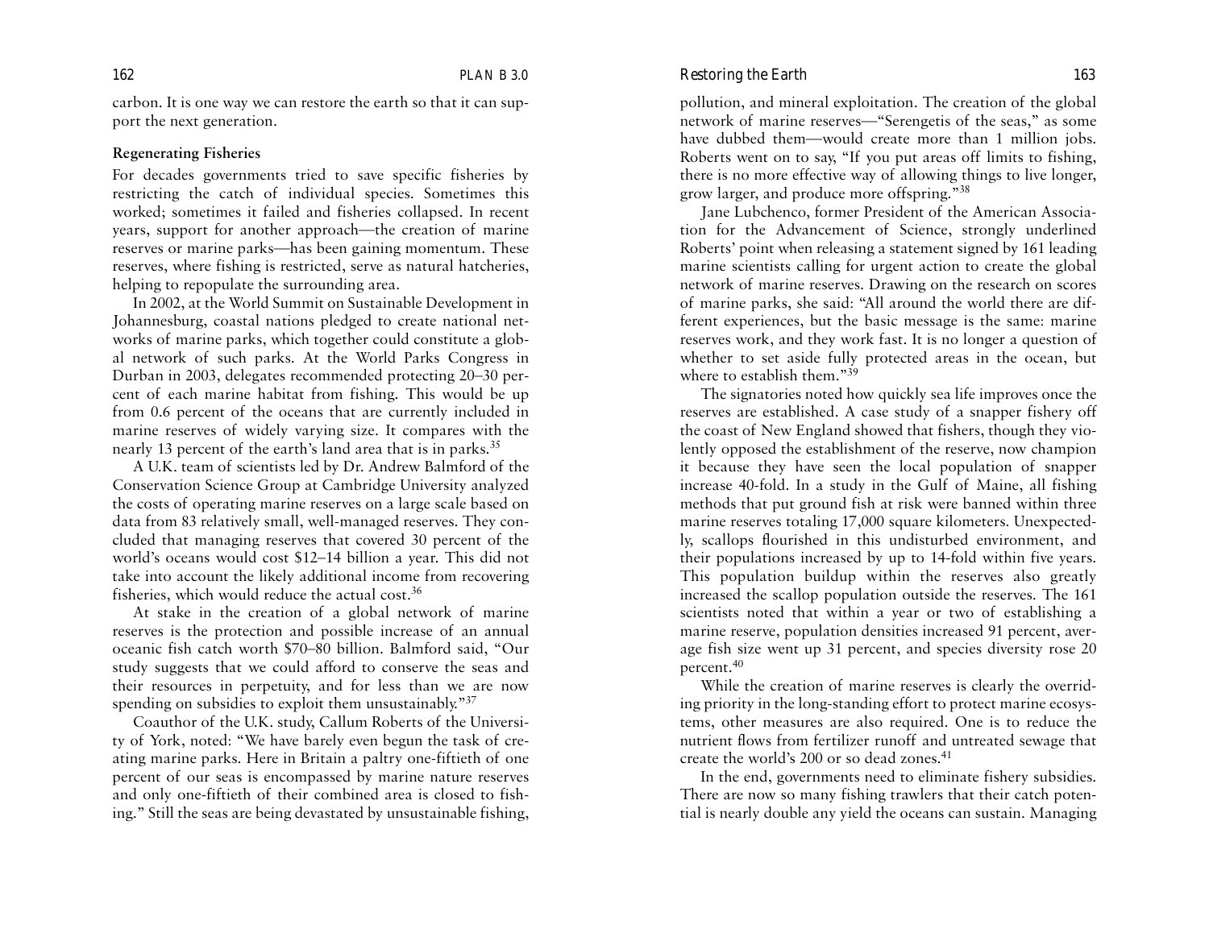carbon. It is one way we can restore the earth so that it can support the next generation.

**Regenerating Fisheries**

For decades governments tried to save specific fisheries by restricting the catch of individual species. Sometimes this worked; sometimes it failed and fisheries collapsed. In recent years, support for another approach—the creation of marine reserves or marine parks—has been gaining momentum. These reserves, where fishing is restricted, serve as natural hatcheries, helping to repopulate the surrounding area.

In 2002, at the World Summit on Sustainable Development in Johannesburg, coastal nations pledged to create national networks of marine parks, which together could constitute a global network of such parks. At the World Parks Congress in Durban in 2003, delegates recommended protecting 20–30 percent of each marine habitat from fishing. This would be up from 0.6 percent of the oceans that are currently included in marine reserves of widely varying size. It compares with the nearly 13 percent of the earth's land area that is in parks.[35]

A U.K. team of scientists led by Dr. Andrew Balmford of the Conservation Science Group at Cambridge University analyzed the costs of operating marine reserves on a large scale based on data from 83 relatively small, well-managed reserves. They concluded that managing reserves that covered 30 percent of the world's oceans would cost $12–14 billion a year. This did not take into account the likely additional income from recovering fisheries, which would reduce the actual cost.[36]

At stake in the creation of a global network of marine reserves is the protection and possible increase of an annual oceanic fish catch worth $70–80 billion. Balmford said, "Our study suggests that we could afford to conserve the seas and their resources in perpetuity, and for less than we are now spending on subsidies to exploit them unsustainably."[37]

Coauthor of the U.K. study, Callum Roberts of the University of York, noted: "We have barely even begun the task of creating marine parks. Here in Britain a paltry one-fiftieth of one percent of our seas is encompassed by marine nature reserves and only one-fiftieth of their combined area is closed to fishing." Still the seas are being devastated by unsustainable fishing, pollution, and mineral exploitation. The creation of the global network of marine reserves—"Serengetis of the seas," as some have dubbed them—would create more than 1 million jobs. Roberts went on to say, "If you put areas off limits to fishing, there is no more effective way of allowing things to live longer, grow larger, and produce more offspring."[38]

Jane Lubchenco, former President of the American Association for the Advancement of Science, strongly underlined Roberts' point when releasing a statement signed by 161 leading marine scientists calling for urgent action to create the global network of marine reserves. Drawing on the research on scores of marine parks, she said: "All around the world there are different experiences, but the basic message is the same: marine reserves work, and they work fast. It is no longer a question of whether to set aside fully protected areas in the ocean, but where to establish them."[39]

The signatories noted how quickly sea life improves once the reserves are established. A case study of a snapper fishery off the coast of New England showed that fishers, though they violently opposed the establishment of the reserve, now champion it because they have seen the local population of snapper increase 40-fold. In a study in the Gulf of Maine, all fishing methods that put ground fish at risk were banned within three marine reserves totaling 17,000 square kilometers. Unexpectedly, scallops flourished in this undisturbed environment, and their populations increased by up to 14-fold within five years. This population buildup within the reserves also greatly increased the scallop population outside the reserves. The 161 scientists noted that within a year or two of establishing a marine reserve, population densities increased 91 percent, average fish size went up 31 percent, and species diversity rose 20 percent.[40]

While the creation of marine reserves is clearly the overriding priority in the long-standing effort to protect marine ecosystems, other measures are also required. One is to reduce the nutrient flows from fertilizer runoff and untreated sewage that create the world's 200 or so dead zones.[41]

In the end, governments need to eliminate fishery subsidies. There are now so many fishing trawlers that their catch potential is nearly double any yield the oceans can sustain. Managing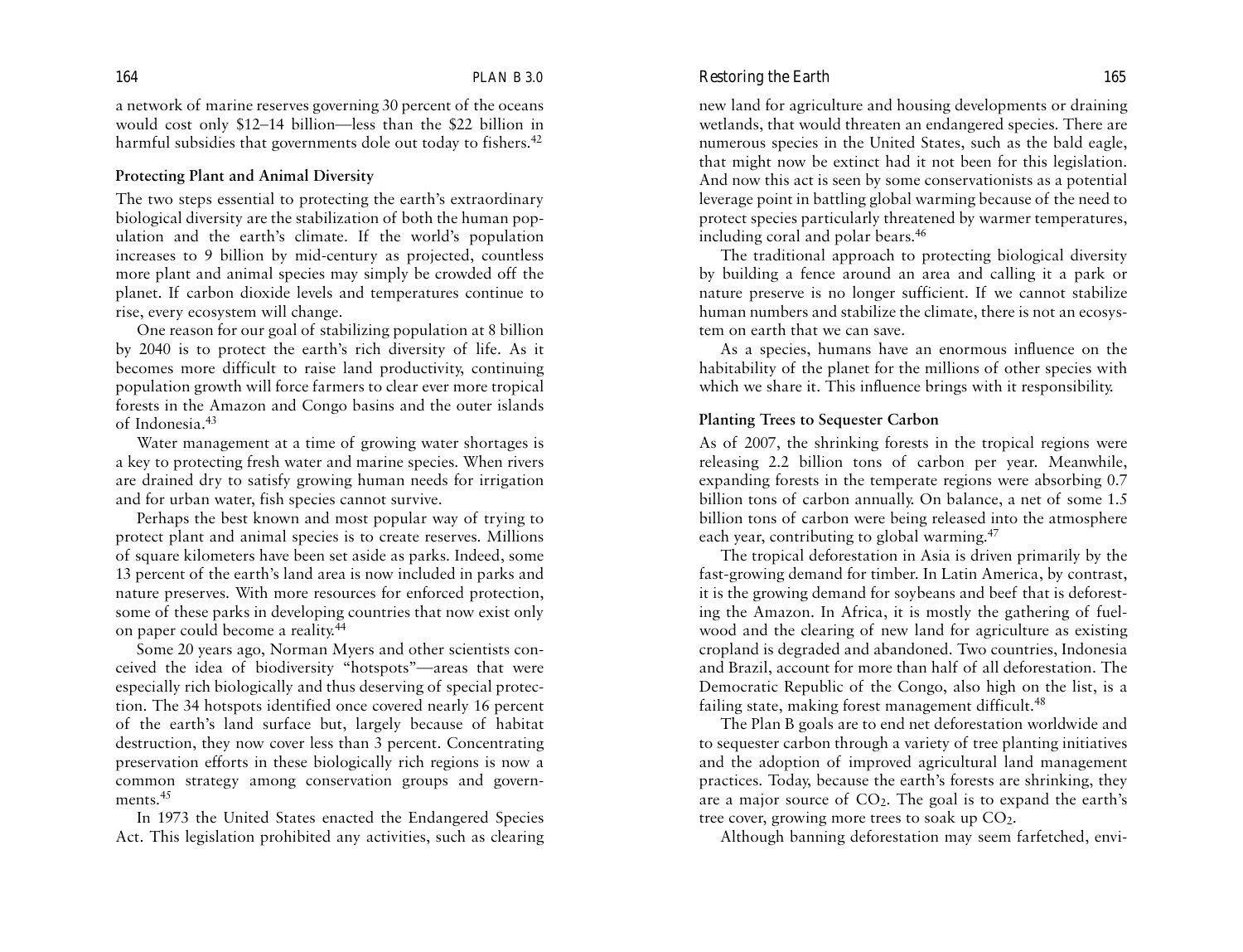a network of marine reserves governing 30 percent of the oceans would cost only $12–14 billion—less than the $22 billion in harmful subsidies that governments dole out today to fishers.[42]

### Protecting Plant and Animal Diversity

The two steps essential to protecting the earth's extraordinary biological diversity are the stabilization of both the human population and the earth's climate. If the world's population increases to 9 billion by mid-century as projected, countless more plant and animal species may simply be crowded off the planet. If carbon dioxide levels and temperatures continue to rise, every ecosystem will change.

One reason for our goal of stabilizing population at 8 billion by 2040 is to protect the earth's rich diversity of life. As it becomes more difficult to raise land productivity, continuing population growth will force farmers to clear ever more tropical forests in the Amazon and Congo basins and the outer islands of Indonesia.[43]

Water management at a time of growing water shortages is a key to protecting fresh water and marine species. When rivers are drained dry to satisfy growing human needs for irrigation and for urban water, fish species cannot survive.

Perhaps the best known and most popular way of trying to protect plant and animal species is to create reserves. Millions of square kilometers have been set aside as parks. Indeed, some 13 percent of the earth's land area is now included in parks and nature preserves. With more resources for enforced protection, some of these parks in developing countries that now exist only on paper could become a reality.[44]

Some 20 years ago, Norman Myers and other scientists conceived the idea of biodiversity "hotspots"—areas that were especially rich biologically and thus deserving of special protection. The 34 hotspots identified once covered nearly 16 percent of the earth's land surface but, largely because of habitat destruction, they now cover less than 3 percent. Concentrating preservation efforts in these biologically rich regions is now a common strategy among conservation groups and governments.[45]

In 1973 the United States enacted the Endangered Species Act. This legislation prohibited any activities, such as clearing new land for agriculture and housing developments or draining wetlands, that would threaten an endangered species. There are numerous species in the United States, such as the bald eagle, that might now be extinct had it not been for this legislation. And now this act is seen by some conservationists as a potential leverage point in battling global warming because of the need to protect species particularly threatened by warmer temperatures, including coral and polar bears.[46]

The traditional approach to protecting biological diversity by building a fence around an area and calling it a park or nature preserve is no longer sufficient. If we cannot stabilize human numbers and stabilize the climate, there is not an ecosystem on earth that we can save.

As a species, humans have an enormous influence on the habitability of the planet for the millions of other species with which we share it. This influence brings with it responsibility.

### Planting Trees to Sequester Carbon

As of 2007, the shrinking forests in the tropical regions were releasing 2.2 billion tons of carbon per year. Meanwhile, expanding forests in the temperate regions were absorbing 0.7 billion tons of carbon annually. On balance, a net of some 1.5 billion tons of carbon were being released into the atmosphere each year, contributing to global warming.[47]

The tropical deforestation in Asia is driven primarily by the fast-growing demand for timber. In Latin America, by contrast, it is the growing demand for soybeans and beef that is deforesting the Amazon. In Africa, it is mostly the gathering of fuelwood and the clearing of new land for agriculture as existing cropland is degraded and abandoned. Two countries, Indonesia and Brazil, account for more than half of all deforestation. The Democratic Republic of the Congo, also high on the list, is a failing state, making forest management difficult.[48]

The Plan B goals are to end net deforestation worldwide and to sequester carbon through a variety of tree planting initiatives and the adoption of improved agricultural land management practices. Today, because the earth's forests are shrinking, they are a major source of $CO_2$. The goal is to expand the earth's tree cover, growing more trees to soak up $CO_2$.

Although banning deforestation may seem farfetched, envi-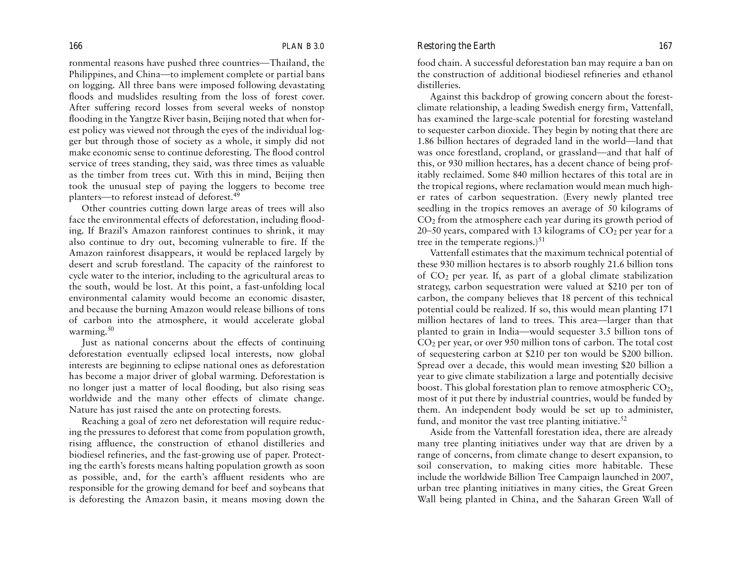ronmental reasons have pushed three countries—Thailand, the Philippines, and China—to implement complete or partial bans on logging. All three bans were imposed following devastating floods and mudslides resulting from the loss of forest cover. After suffering record losses from several weeks of nonstop flooding in the Yangtze River basin, Beijing noted that when forest policy was viewed not through the eyes of the individual logger but through those of society as a whole, it simply did not make economic sense to continue deforesting. The flood control service of trees standing, they said, was three times as valuable as the timber from trees cut. With this in mind, Beijing then took the unusual step of paying the loggers to become tree planters—to reforest instead of deforest.[49]

Other countries cutting down large areas of trees will also face the environmental effects of deforestation, including flooding. If Brazil's Amazon rainforest continues to shrink, it may also continue to dry out, becoming vulnerable to fire. If the Amazon rainforest disappears, it would be replaced largely by desert and scrub forestland. The capacity of the rainforest to cycle water to the interior, including to the agricultural areas to the south, would be lost. At this point, a fast-unfolding local environmental calamity would become an economic disaster, and because the burning Amazon would release billions of tons of carbon into the atmosphere, it would accelerate global warming.[50]

Just as national concerns about the effects of continuing deforestation eventually eclipsed local interests, now global interests are beginning to eclipse national ones as deforestation has become a major driver of global warming. Deforestation is no longer just a matter of local flooding, but also rising seas worldwide and the many other effects of climate change. Nature has just raised the ante on protecting forests.

Reaching a goal of zero net deforestation will require reducing the pressures to deforest that come from population growth, rising affluence, the construction of ethanol distilleries and biodiesel refineries, and the fast-growing use of paper. Protecting the earth's forests means halting population growth as soon as possible, and, for the earth's affluent residents who are responsible for the growing demand for beef and soybeans that is deforesting the Amazon basin, it means moving down the food chain. A successful deforestation ban may require a ban on the construction of additional biodiesel refineries and ethanol distilleries.

Against this backdrop of growing concern about the forest-climate relationship, a leading Swedish energy firm, Vattenfall, has examined the large-scale potential for foresting wasteland to sequester carbon dioxide. They begin by noting that there are 1.86 billion hectares of degraded land in the world—land that was once forestland, cropland, or grassland—and that half of this, or 930 million hectares, has a decent chance of being profitably reclaimed. Some 840 million hectares of this total are in the tropical regions, where reclamation would mean much higher rates of carbon sequestration. (Every newly planted tree seedling in the tropics removes an average of 50 kilograms of $CO_2$ from the atmosphere each year during its growth period of 20–50 years, compared with 13 kilograms of $CO_2$ per year for a tree in the temperate regions.)[51]

Vattenfall estimates that the maximum technical potential of these 930 million hectares is to absorb roughly 21.6 billion tons of $CO_2$ per year. If, as part of a global climate stabilization strategy, carbon sequestration were valued at $210 per ton of carbon, the company believes that 18 percent of this technical potential could be realized. If so, this would mean planting 171 million hectares of land to trees. This area—larger than that planted to grain in India—would sequester 3.5 billion tons of $CO_2$ per year, or over 950 million tons of carbon. The total cost of sequestering carbon at $210 per ton would be $200 billion. Spread over a decade, this would mean investing $20 billion a year to give climate stabilization a large and potentially decisive boost. This global forestation plan to remove atmospheric $CO_2$, most of it put there by industrial countries, would be funded by them. An independent body would be set up to administer, fund, and monitor the vast tree planting initiative.[52]

Aside from the Vattenfall forestation idea, there are already many tree planting initiatives under way that are driven by a range of concerns, from climate change to desert expansion, to soil conservation, to making cities more habitable. These include the worldwide Billion Tree Campaign launched in 2007, urban tree planting initiatives in many cities, the Great Green Wall being planted in China, and the Saharan Green Wall of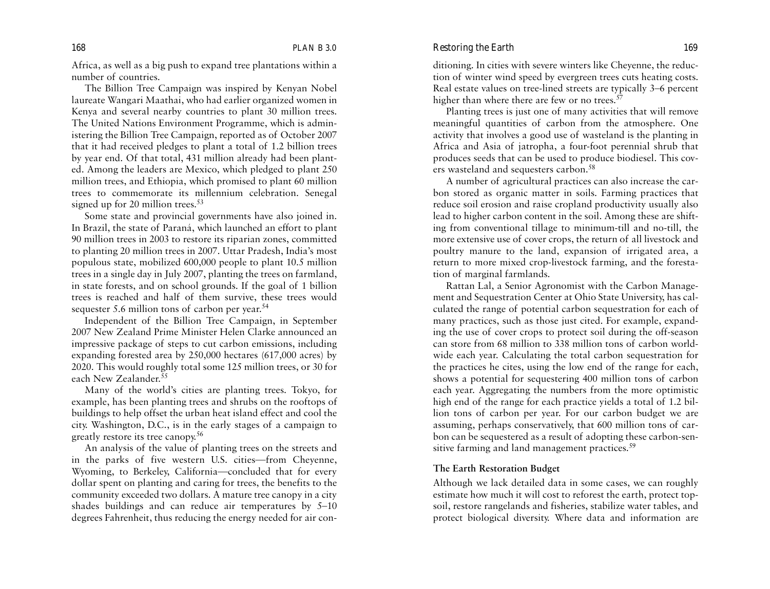Africa, as well as a big push to expand tree plantations within a number of countries.

The Billion Tree Campaign was inspired by Kenyan Nobel laureate Wangari Maathai, who had earlier organized women in Kenya and several nearby countries to plant 30 million trees. The United Nations Environment Programme, which is administering the Billion Tree Campaign, reported as of October 2007 that it had received pledges to plant a total of 1.2 billion trees by year end. Of that total, 431 million already had been planted. Among the leaders are Mexico, which pledged to plant 250 million trees, and Ethiopia, which promised to plant 60 million trees to commemorate its millennium celebration. Senegal signed up for 20 million trees.[53]

Some state and provincial governments have also joined in. In Brazil, the state of Paraná, which launched an effort to plant 90 million trees in 2003 to restore its riparian zones, committed to planting 20 million trees in 2007. Uttar Pradesh, India's most populous state, mobilized 600,000 people to plant 10.5 million trees in a single day in July 2007, planting the trees on farmland, in state forests, and on school grounds. If the goal of 1 billion trees is reached and half of them survive, these trees would sequester 5.6 million tons of carbon per year.[54]

Independent of the Billion Tree Campaign, in September 2007 New Zealand Prime Minister Helen Clarke announced an impressive package of steps to cut carbon emissions, including expanding forested area by 250,000 hectares (617,000 acres) by 2020. This would roughly total some 125 million trees, or 30 for each New Zealander.[55]

Many of the world's cities are planting trees. Tokyo, for example, has been planting trees and shrubs on the rooftops of buildings to help offset the urban heat island effect and cool the city. Washington, D.C., is in the early stages of a campaign to greatly restore its tree canopy.[56]

An analysis of the value of planting trees on the streets and in the parks of five western U.S. cities—from Cheyenne, Wyoming, to Berkeley, California—concluded that for every dollar spent on planting and caring for trees, the benefits to the community exceeded two dollars. A mature tree canopy in a city shades buildings and can reduce air temperatures by 5–10 degrees Fahrenheit, thus reducing the energy needed for air conditioning. In cities with severe winters like Cheyenne, the reduction of winter wind speed by evergreen trees cuts heating costs. Real estate values on tree-lined streets are typically 3–6 percent higher than where there are few or no trees.[57]

Planting trees is just one of many activities that will remove meaningful quantities of carbon from the atmosphere. One activity that involves a good use of wasteland is the planting in Africa and Asia of jatropha, a four-foot perennial shrub that produces seeds that can be used to produce biodiesel. This covers wasteland and sequesters carbon.[58]

A number of agricultural practices can also increase the carbon stored as organic matter in soils. Farming practices that reduce soil erosion and raise cropland productivity usually also lead to higher carbon content in the soil. Among these are shifting from conventional tillage to minimum-till and no-till, the more extensive use of cover crops, the return of all livestock and poultry manure to the land, expansion of irrigated area, a return to more mixed crop-livestock farming, and the forestation of marginal farmlands.

Rattan Lal, a Senior Agronomist with the Carbon Management and Sequestration Center at Ohio State University, has calculated the range of potential carbon sequestration for each of many practices, such as those just cited. For example, expanding the use of cover crops to protect soil during the off-season can store from 68 million to 338 million tons of carbon worldwide each year. Calculating the total carbon sequestration for the practices he cites, using the low end of the range for each, shows a potential for sequestering 400 million tons of carbon each year. Aggregating the numbers from the more optimistic high end of the range for each practice yields a total of 1.2 billion tons of carbon per year. For our carbon budget we are assuming, perhaps conservatively, that 600 million tons of carbon can be sequestered as a result of adopting these carbon-sensitive farming and land management practices.[59]

### The Earth Restoration Budget

Although we lack detailed data in some cases, we can roughly estimate how much it will cost to reforest the earth, protect topsoil, restore rangelands and fisheries, stabilize water tables, and protect biological diversity. Where data and information are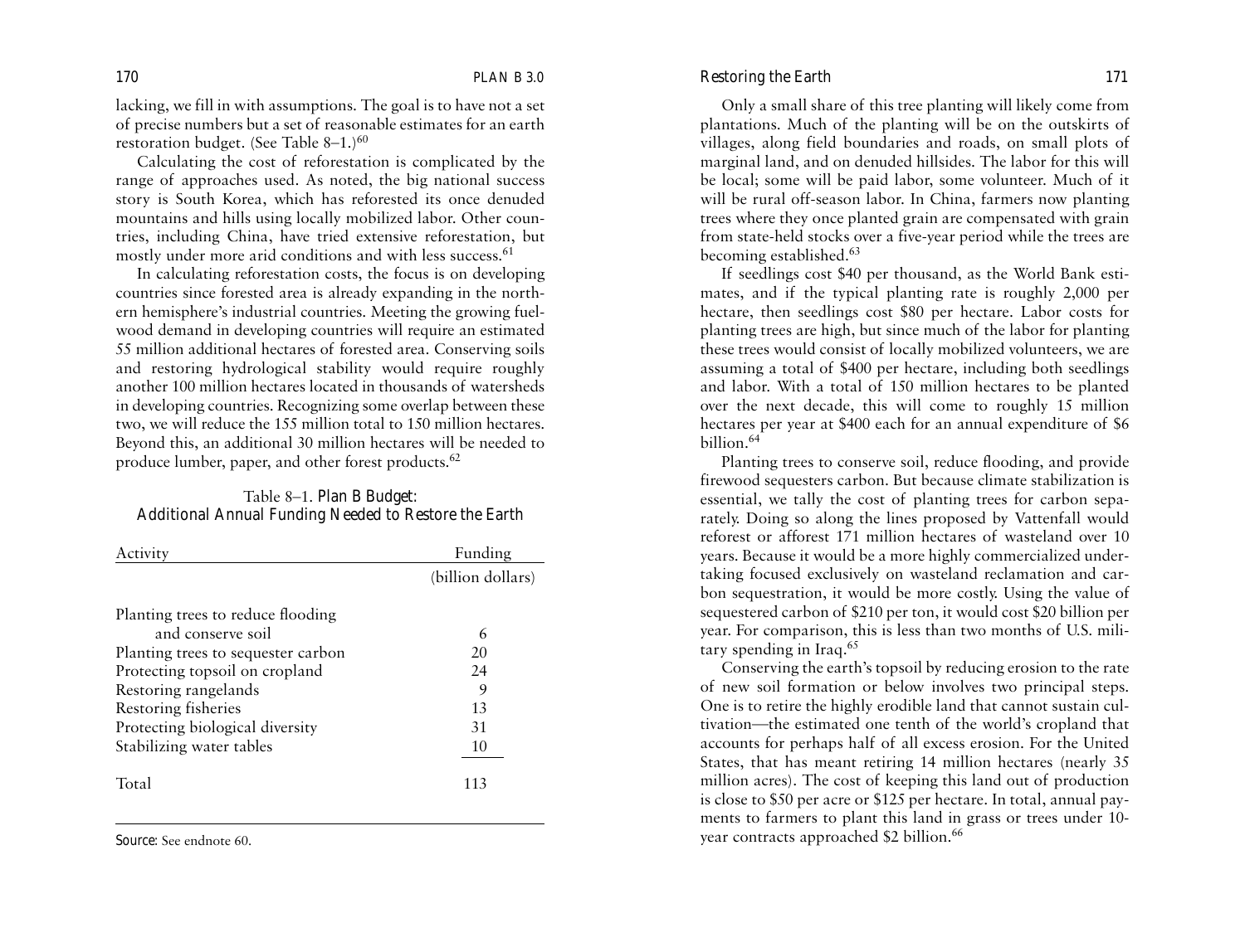lacking, we fill in with assumptions. The goal is to have not a set of precise numbers but a set of reasonable estimates for an earth restoration budget. (See Table 8–1.)[60]

Calculating the cost of reforestation is complicated by the range of approaches used. As noted, the big national success story is South Korea, which has reforested its once denuded mountains and hills using locally mobilized labor. Other countries, including China, have tried extensive reforestation, but mostly under more arid conditions and with less success.[61]

In calculating reforestation costs, the focus is on developing countries since forested area is already expanding in the northern hemisphere's industrial countries. Meeting the growing fuelwood demand in developing countries will require an estimated 55 million additional hectares of forested area. Conserving soils and restoring hydrological stability would require roughly another 100 million hectares located in thousands of watersheds in developing countries. Recognizing some overlap between these two, we will reduce the 155 million total to 150 million hectares. Beyond this, an additional 30 million hectares will be needed to produce lumber, paper, and other forest products.[62]

Table 8–1. *Plan B Budget: Additional Annual Funding Needed to Restore the Earth*

| Activity | Funding |
|---|---|
| | (billion dollars) |
| Planting trees to reduce flooding and conserve soil | 6 |
| Planting trees to sequester carbon | 20 |
| Protecting topsoil on cropland | 24 |
| Restoring rangelands | 9 |
| Restoring fisheries | 13 |
| Protecting biological diversity | 31 |
| Stabilizing water tables | 10 |
| Total | 113 |

*Source:* See endnote 60.

Only a small share of this tree planting will likely come from plantations. Much of the planting will be on the outskirts of villages, along field boundaries and roads, on small plots of marginal land, and on denuded hillsides. The labor for this will be local; some will be paid labor, some volunteer. Much of it will be rural off-season labor. In China, farmers now planting trees where they once planted grain are compensated with grain from state-held stocks over a five-year period while the trees are becoming established.[63]

If seedlings cost $40 per thousand, as the World Bank estimates, and if the typical planting rate is roughly 2,000 per hectare, then seedlings cost $80 per hectare. Labor costs for planting trees are high, but since much of the labor for planting these trees would consist of locally mobilized volunteers, we are assuming a total of $400 per hectare, including both seedlings and labor. With a total of 150 million hectares to be planted over the next decade, this will come to roughly 15 million hectares per year at $400 each for an annual expenditure of $6 billion.[64]

Planting trees to conserve soil, reduce flooding, and provide firewood sequesters carbon. But because climate stabilization is essential, we tally the cost of planting trees for carbon separately. Doing so along the lines proposed by Vattenfall would reforest or afforest 171 million hectares of wasteland over 10 years. Because it would be a more highly commercialized undertaking focused exclusively on wasteland reclamation and carbon sequestration, it would be more costly. Using the value of sequestered carbon of $210 per ton, it would cost $20 billion per year. For comparison, this is less than two months of U.S. military spending in Iraq.[65]

Conserving the earth's topsoil by reducing erosion to the rate of new soil formation or below involves two principal steps. One is to retire the highly erodible land that cannot sustain cultivation—the estimated one tenth of the world's cropland that accounts for perhaps half of all excess erosion. For the United States, that has meant retiring 14 million hectares (nearly 35 million acres). The cost of keeping this land out of production is close to $50 per acre or $125 per hectare. In total, annual payments to farmers to plant this land in grass or trees under 10-year contracts approached $2 billion.[66]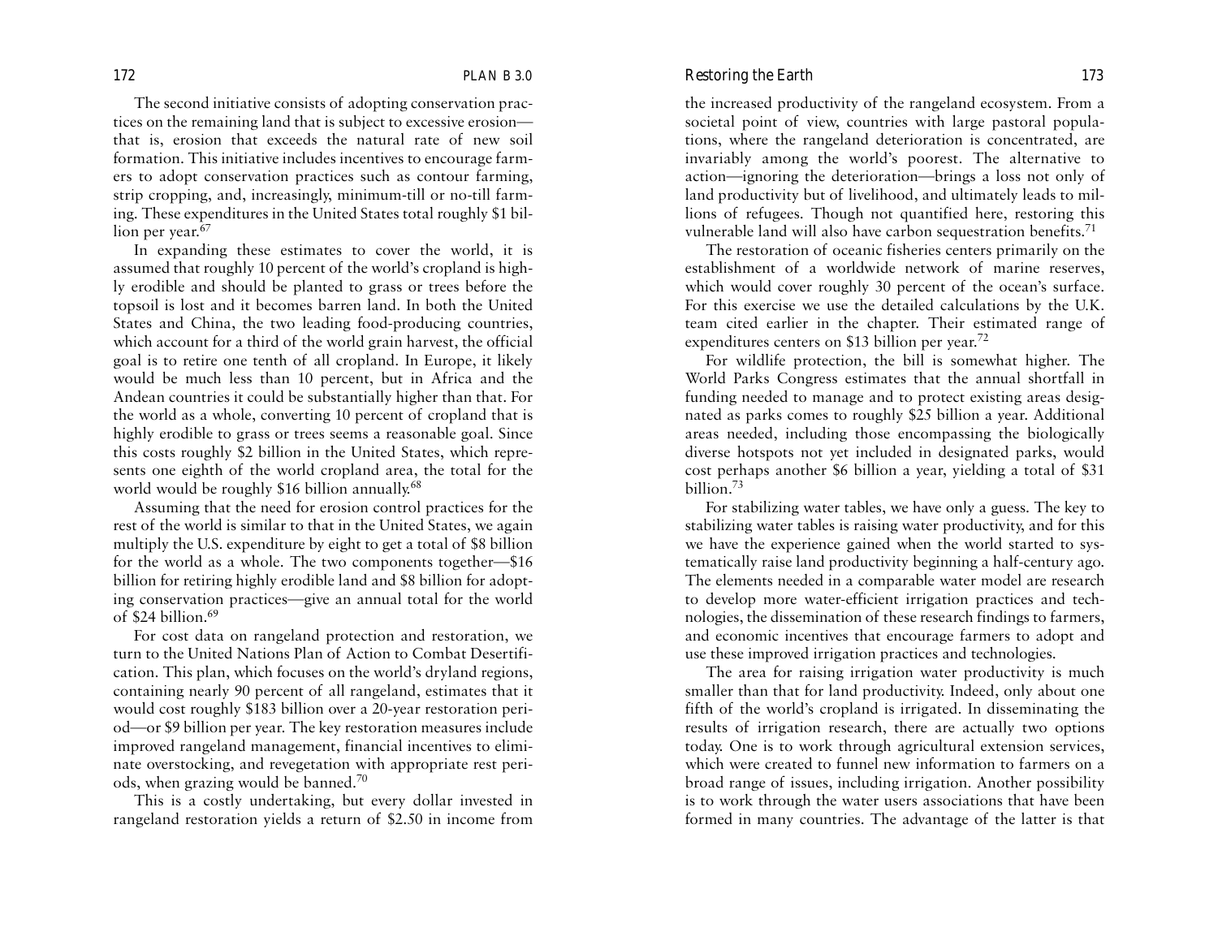The second initiative consists of adopting conservation practices on the remaining land that is subject to excessive erosion—that is, erosion that exceeds the natural rate of new soil formation. This initiative includes incentives to encourage farmers to adopt conservation practices such as contour farming, strip cropping, and, increasingly, minimum-till or no-till farming. These expenditures in the United States total roughly $1 billion per year.[67]

In expanding these estimates to cover the world, it is assumed that roughly 10 percent of the world's cropland is highly erodible and should be planted to grass or trees before the topsoil is lost and it becomes barren land. In both the United States and China, the two leading food-producing countries, which account for a third of the world grain harvest, the official goal is to retire one tenth of all cropland. In Europe, it likely would be much less than 10 percent, but in Africa and the Andean countries it could be substantially higher than that. For the world as a whole, converting 10 percent of cropland that is highly erodible to grass or trees seems a reasonable goal. Since this costs roughly $2 billion in the United States, which represents one eighth of the world cropland area, the total for the world would be roughly $16 billion annually.[68]

Assuming that the need for erosion control practices for the rest of the world is similar to that in the United States, we again multiply the U.S. expenditure by eight to get a total of $8 billion for the world as a whole. The two components together—$16 billion for retiring highly erodible land and $8 billion for adopting conservation practices—give an annual total for the world of $24 billion.[69]

For cost data on rangeland protection and restoration, we turn to the United Nations Plan of Action to Combat Desertification. This plan, which focuses on the world's dryland regions, containing nearly 90 percent of all rangeland, estimates that it would cost roughly $183 billion over a 20-year restoration period—or $9 billion per year. The key restoration measures include improved rangeland management, financial incentives to eliminate overstocking, and revegetation with appropriate rest periods, when grazing would be banned.[70]

This is a costly undertaking, but every dollar invested in rangeland restoration yields a return of $2.50 in income from the increased productivity of the rangeland ecosystem. From a societal point of view, countries with large pastoral populations, where the rangeland deterioration is concentrated, are invariably among the world's poorest. The alternative to action—ignoring the deterioration—brings a loss not only of land productivity but of livelihood, and ultimately leads to millions of refugees. Though not quantified here, restoring this vulnerable land will also have carbon sequestration benefits.[71]

The restoration of oceanic fisheries centers primarily on the establishment of a worldwide network of marine reserves, which would cover roughly 30 percent of the ocean's surface. For this exercise we use the detailed calculations by the U.K. team cited earlier in the chapter. Their estimated range of expenditures centers on $13 billion per year.[72]

For wildlife protection, the bill is somewhat higher. The World Parks Congress estimates that the annual shortfall in funding needed to manage and to protect existing areas designated as parks comes to roughly $25 billion a year. Additional areas needed, including those encompassing the biologically diverse hotspots not yet included in designated parks, would cost perhaps another $6 billion a year, yielding a total of $31 billion.[73]

For stabilizing water tables, we have only a guess. The key to stabilizing water tables is raising water productivity, and for this we have the experience gained when the world started to systematically raise land productivity beginning a half-century ago. The elements needed in a comparable water model are research to develop more water-efficient irrigation practices and technologies, the dissemination of these research findings to farmers, and economic incentives that encourage farmers to adopt and use these improved irrigation practices and technologies.

The area for raising irrigation water productivity is much smaller than that for land productivity. Indeed, only about one fifth of the world's cropland is irrigated. In disseminating the results of irrigation research, there are actually two options today. One is to work through agricultural extension services, which were created to funnel new information to farmers on a broad range of issues, including irrigation. Another possibility is to work through the water users associations that have been formed in many countries. The advantage of the latter is that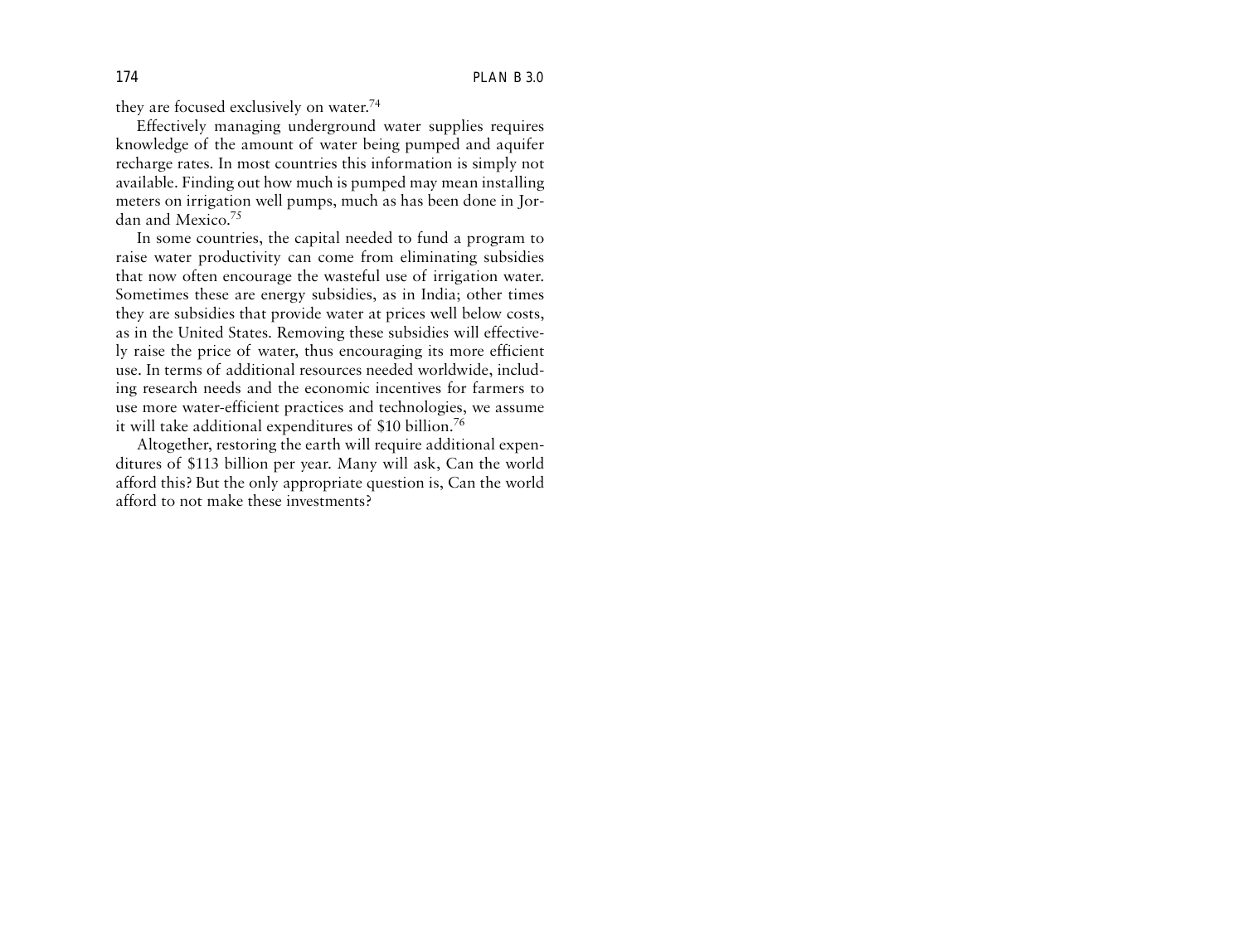they are focused exclusively on water.[74]

Effectively managing underground water supplies requires knowledge of the amount of water being pumped and aquifer recharge rates. In most countries this information is simply not available. Finding out how much is pumped may mean installing meters on irrigation well pumps, much as has been done in Jordan and Mexico.[75]

In some countries, the capital needed to fund a program to raise water productivity can come from eliminating subsidies that now often encourage the wasteful use of irrigation water. Sometimes these are energy subsidies, as in India; other times they are subsidies that provide water at prices well below costs, as in the United States. Removing these subsidies will effectively raise the price of water, thus encouraging its more efficient use. In terms of additional resources needed worldwide, including research needs and the economic incentives for farmers to use more water-efficient practices and technologies, we assume it will take additional expenditures of $10 billion.[76]

Altogether, restoring the earth will require additional expenditures of $113 billion per year. Many will ask, Can the world afford this? But the only appropriate question is, Can the world afford to not make these investments?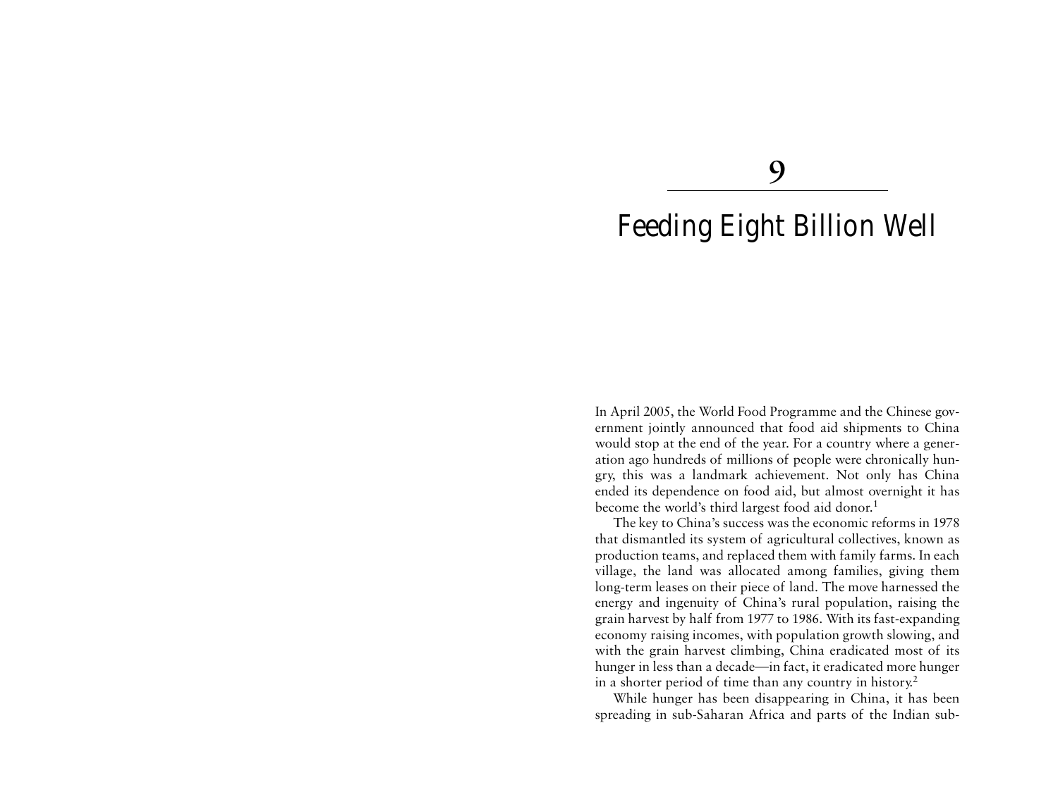# 9

# Feeding Eight Billion Well

In April 2005, the World Food Programme and the Chinese government jointly announced that food aid shipments to China would stop at the end of the year. For a country where a generation ago hundreds of millions of people were chronically hungry, this was a landmark achievement. Not only has China ended its dependence on food aid, but almost overnight it has become the world's third largest food aid donor.[1]

The key to China's success was the economic reforms in 1978 that dismantled its system of agricultural collectives, known as production teams, and replaced them with family farms. In each village, the land was allocated among families, giving them long-term leases on their piece of land. The move harnessed the energy and ingenuity of China's rural population, raising the grain harvest by half from 1977 to 1986. With its fast-expanding economy raising incomes, with population growth slowing, and with the grain harvest climbing, China eradicated most of its hunger in less than a decade—in fact, it eradicated more hunger in a shorter period of time than any country in history.[2]

While hunger has been disappearing in China, it has been spreading in sub-Saharan Africa and parts of the Indian sub-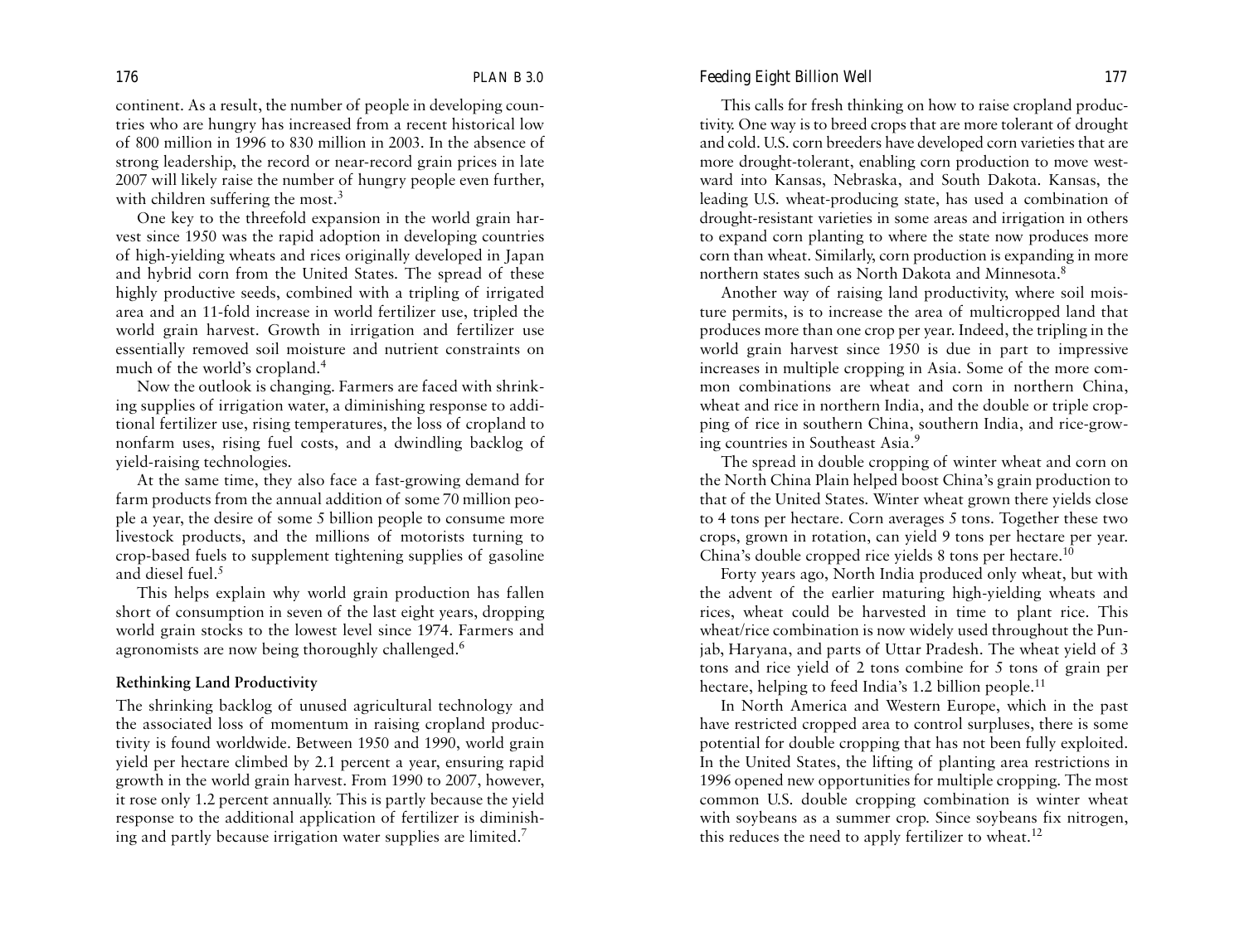continent. As a result, the number of people in developing countries who are hungry has increased from a recent historical low of 800 million in 1996 to 830 million in 2003. In the absence of strong leadership, the record or near-record grain prices in late 2007 will likely raise the number of hungry people even further, with children suffering the most.[3]

One key to the threefold expansion in the world grain harvest since 1950 was the rapid adoption in developing countries of high-yielding wheats and rices originally developed in Japan and hybrid corn from the United States. The spread of these highly productive seeds, combined with a tripling of irrigated area and an 11-fold increase in world fertilizer use, tripled the world grain harvest. Growth in irrigation and fertilizer use essentially removed soil moisture and nutrient constraints on much of the world's cropland.[4]

Now the outlook is changing. Farmers are faced with shrinking supplies of irrigation water, a diminishing response to additional fertilizer use, rising temperatures, the loss of cropland to nonfarm uses, rising fuel costs, and a dwindling backlog of yield-raising technologies.

At the same time, they also face a fast-growing demand for farm products from the annual addition of some 70 million people a year, the desire of some 5 billion people to consume more livestock products, and the millions of motorists turning to crop-based fuels to supplement tightening supplies of gasoline and diesel fuel.[5]

This helps explain why world grain production has fallen short of consumption in seven of the last eight years, dropping world grain stocks to the lowest level since 1974. Farmers and agronomists are now being thoroughly challenged.[6]

**Rethinking Land Productivity**

The shrinking backlog of unused agricultural technology and the associated loss of momentum in raising cropland productivity is found worldwide. Between 1950 and 1990, world grain yield per hectare climbed by 2.1 percent a year, ensuring rapid growth in the world grain harvest. From 1990 to 2007, however, it rose only 1.2 percent annually. This is partly because the yield response to the additional application of fertilizer is diminishing and partly because irrigation water supplies are limited.[7]

This calls for fresh thinking on how to raise cropland productivity. One way is to breed crops that are more tolerant of drought and cold. U.S. corn breeders have developed corn varieties that are more drought-tolerant, enabling corn production to move westward into Kansas, Nebraska, and South Dakota. Kansas, the leading U.S. wheat-producing state, has used a combination of drought-resistant varieties in some areas and irrigation in others to expand corn planting to where the state now produces more corn than wheat. Similarly, corn production is expanding in more northern states such as North Dakota and Minnesota.[8]

Another way of raising land productivity, where soil moisture permits, is to increase the area of multicropped land that produces more than one crop per year. Indeed, the tripling in the world grain harvest since 1950 is due in part to impressive increases in multiple cropping in Asia. Some of the more common combinations are wheat and corn in northern China, wheat and rice in northern India, and the double or triple cropping of rice in southern China, southern India, and rice-growing countries in Southeast Asia.[9]

The spread in double cropping of winter wheat and corn on the North China Plain helped boost China's grain production to that of the United States. Winter wheat grown there yields close to 4 tons per hectare. Corn averages 5 tons. Together these two crops, grown in rotation, can yield 9 tons per hectare per year. China's double cropped rice yields 8 tons per hectare.[10]

Forty years ago, North India produced only wheat, but with the advent of the earlier maturing high-yielding wheats and rices, wheat could be harvested in time to plant rice. This wheat/rice combination is now widely used throughout the Punjab, Haryana, and parts of Uttar Pradesh. The wheat yield of 3 tons and rice yield of 2 tons combine for 5 tons of grain per hectare, helping to feed India's 1.2 billion people.[11]

In North America and Western Europe, which in the past have restricted cropped area to control surpluses, there is some potential for double cropping that has not been fully exploited. In the United States, the lifting of planting area restrictions in 1996 opened new opportunities for multiple cropping. The most common U.S. double cropping combination is winter wheat with soybeans as a summer crop. Since soybeans fix nitrogen, this reduces the need to apply fertilizer to wheat.[12]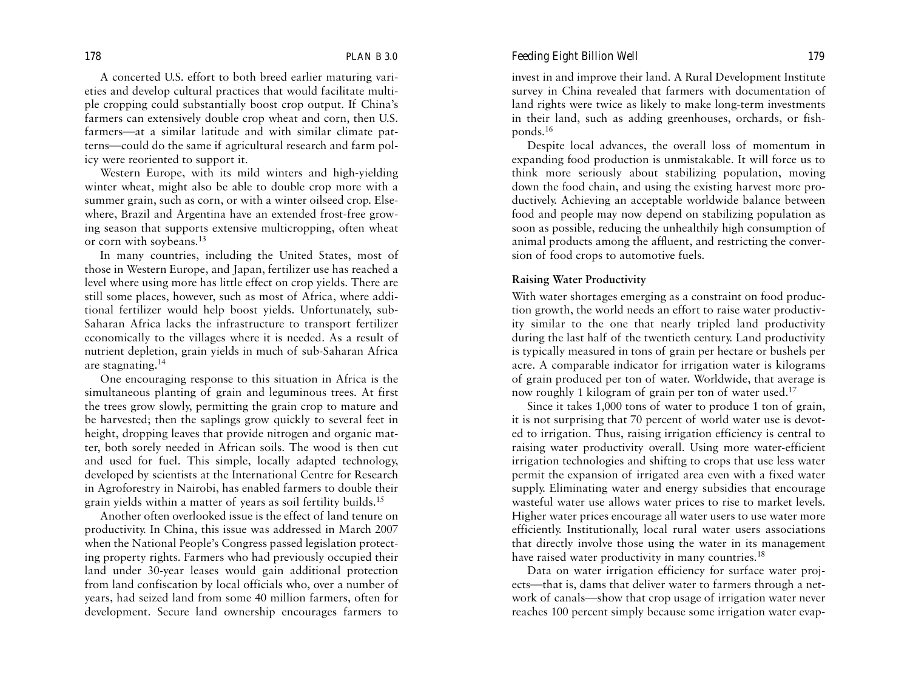A concerted U.S. effort to both breed earlier maturing varieties and develop cultural practices that would facilitate multiple cropping could substantially boost crop output. If China's farmers can extensively double crop wheat and corn, then U.S. farmers—at a similar latitude and with similar climate patterns—could do the same if agricultural research and farm policy were reoriented to support it.

Western Europe, with its mild winters and high-yielding winter wheat, might also be able to double crop more with a summer grain, such as corn, or with a winter oilseed crop. Elsewhere, Brazil and Argentina have an extended frost-free growing season that supports extensive multicropping, often wheat or corn with soybeans.[13]

In many countries, including the United States, most of those in Western Europe, and Japan, fertilizer use has reached a level where using more has little effect on crop yields. There are still some places, however, such as most of Africa, where additional fertilizer would help boost yields. Unfortunately, sub-Saharan Africa lacks the infrastructure to transport fertilizer economically to the villages where it is needed. As a result of nutrient depletion, grain yields in much of sub-Saharan Africa are stagnating.[14]

One encouraging response to this situation in Africa is the simultaneous planting of grain and leguminous trees. At first the trees grow slowly, permitting the grain crop to mature and be harvested; then the saplings grow quickly to several feet in height, dropping leaves that provide nitrogen and organic matter, both sorely needed in African soils. The wood is then cut and used for fuel. This simple, locally adapted technology, developed by scientists at the International Centre for Research in Agroforestry in Nairobi, has enabled farmers to double their grain yields within a matter of years as soil fertility builds.[15]

Another often overlooked issue is the effect of land tenure on productivity. In China, this issue was addressed in March 2007 when the National People's Congress passed legislation protecting property rights. Farmers who had previously occupied their land under 30-year leases would gain additional protection from land confiscation by local officials who, over a number of years, had seized land from some 40 million farmers, often for development. Secure land ownership encourages farmers to invest in and improve their land. A Rural Development Institute survey in China revealed that farmers with documentation of land rights were twice as likely to make long-term investments in their land, such as adding greenhouses, orchards, or fishponds.[16]

Despite local advances, the overall loss of momentum in expanding food production is unmistakable. It will force us to think more seriously about stabilizing population, moving down the food chain, and using the existing harvest more productively. Achieving an acceptable worldwide balance between food and people may now depend on stabilizing population as soon as possible, reducing the unhealthily high consumption of animal products among the affluent, and restricting the conversion of food crops to automotive fuels.

### Raising Water Productivity

With water shortages emerging as a constraint on food production growth, the world needs an effort to raise water productivity similar to the one that nearly tripled land productivity during the last half of the twentieth century. Land productivity is typically measured in tons of grain per hectare or bushels per acre. A comparable indicator for irrigation water is kilograms of grain produced per ton of water. Worldwide, that average is now roughly 1 kilogram of grain per ton of water used.[17]

Since it takes 1,000 tons of water to produce 1 ton of grain, it is not surprising that 70 percent of world water use is devoted to irrigation. Thus, raising irrigation efficiency is central to raising water productivity overall. Using more water-efficient irrigation technologies and shifting to crops that use less water permit the expansion of irrigated area even with a fixed water supply. Eliminating water and energy subsidies that encourage wasteful water use allows water prices to rise to market levels. Higher water prices encourage all water users to use water more efficiently. Institutionally, local rural water users associations that directly involve those using the water in its management have raised water productivity in many countries.[18]

Data on water irrigation efficiency for surface water projects—that is, dams that deliver water to farmers through a network of canals—show that crop usage of irrigation water never reaches 100 percent simply because some irrigation water evap-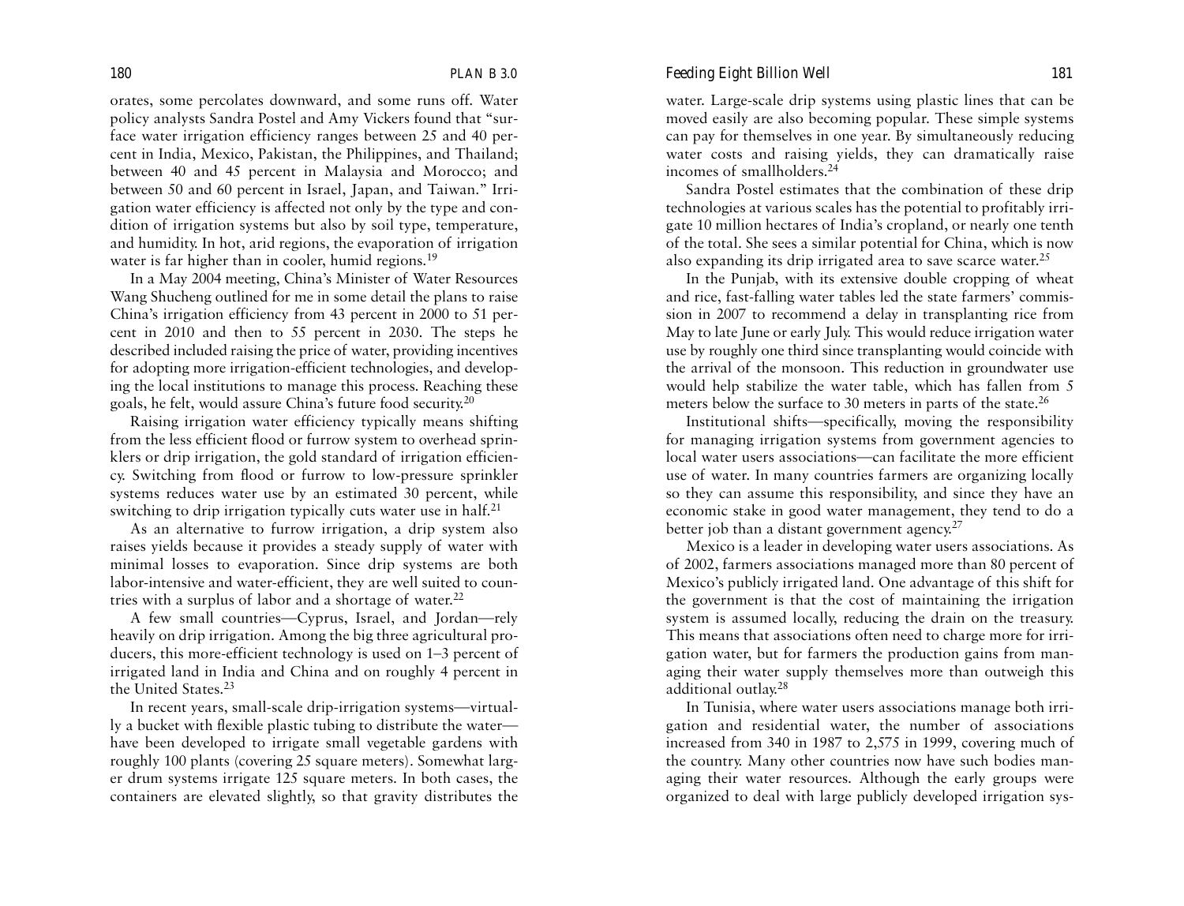orates, some percolates downward, and some runs off. Water policy analysts Sandra Postel and Amy Vickers found that "surface water irrigation efficiency ranges between 25 and 40 percent in India, Mexico, Pakistan, the Philippines, and Thailand; between 40 and 45 percent in Malaysia and Morocco; and between 50 and 60 percent in Israel, Japan, and Taiwan." Irrigation water efficiency is affected not only by the type and condition of irrigation systems but also by soil type, temperature, and humidity. In hot, arid regions, the evaporation of irrigation water is far higher than in cooler, humid regions.[19]

In a May 2004 meeting, China's Minister of Water Resources Wang Shucheng outlined for me in some detail the plans to raise China's irrigation efficiency from 43 percent in 2000 to 51 percent in 2010 and then to 55 percent in 2030. The steps he described included raising the price of water, providing incentives for adopting more irrigation-efficient technologies, and developing the local institutions to manage this process. Reaching these goals, he felt, would assure China's future food security.[20]

Raising irrigation water efficiency typically means shifting from the less efficient flood or furrow system to overhead sprinklers or drip irrigation, the gold standard of irrigation efficiency. Switching from flood or furrow to low-pressure sprinkler systems reduces water use by an estimated 30 percent, while switching to drip irrigation typically cuts water use in half.[21]

As an alternative to furrow irrigation, a drip system also raises yields because it provides a steady supply of water with minimal losses to evaporation. Since drip systems are both labor-intensive and water-efficient, they are well suited to countries with a surplus of labor and a shortage of water.[22]

A few small countries—Cyprus, Israel, and Jordan—rely heavily on drip irrigation. Among the big three agricultural producers, this more-efficient technology is used on 1–3 percent of irrigated land in India and China and on roughly 4 percent in the United States.[23]

In recent years, small-scale drip-irrigation systems—virtually a bucket with flexible plastic tubing to distribute the water—have been developed to irrigate small vegetable gardens with roughly 100 plants (covering 25 square meters). Somewhat larger drum systems irrigate 125 square meters. In both cases, the containers are elevated slightly, so that gravity distributes the water. Large-scale drip systems using plastic lines that can be moved easily are also becoming popular. These simple systems can pay for themselves in one year. By simultaneously reducing water costs and raising yields, they can dramatically raise incomes of smallholders.[24]

Sandra Postel estimates that the combination of these drip technologies at various scales has the potential to profitably irrigate 10 million hectares of India's cropland, or nearly one tenth of the total. She sees a similar potential for China, which is now also expanding its drip irrigated area to save scarce water.[25]

In the Punjab, with its extensive double cropping of wheat and rice, fast-falling water tables led the state farmers' commission in 2007 to recommend a delay in transplanting rice from May to late June or early July. This would reduce irrigation water use by roughly one third since transplanting would coincide with the arrival of the monsoon. This reduction in groundwater use would help stabilize the water table, which has fallen from 5 meters below the surface to 30 meters in parts of the state.[26]

Institutional shifts—specifically, moving the responsibility for managing irrigation systems from government agencies to local water users associations—can facilitate the more efficient use of water. In many countries farmers are organizing locally so they can assume this responsibility, and since they have an economic stake in good water management, they tend to do a better job than a distant government agency.[27]

Mexico is a leader in developing water users associations. As of 2002, farmers associations managed more than 80 percent of Mexico's publicly irrigated land. One advantage of this shift for the government is that the cost of maintaining the irrigation system is assumed locally, reducing the drain on the treasury. This means that associations often need to charge more for irrigation water, but for farmers the production gains from managing their water supply themselves more than outweigh this additional outlay.[28]

In Tunisia, where water users associations manage both irrigation and residential water, the number of associations increased from 340 in 1987 to 2,575 in 1999, covering much of the country. Many other countries now have such bodies managing their water resources. Although the early groups were organized to deal with large publicly developed irrigation sys-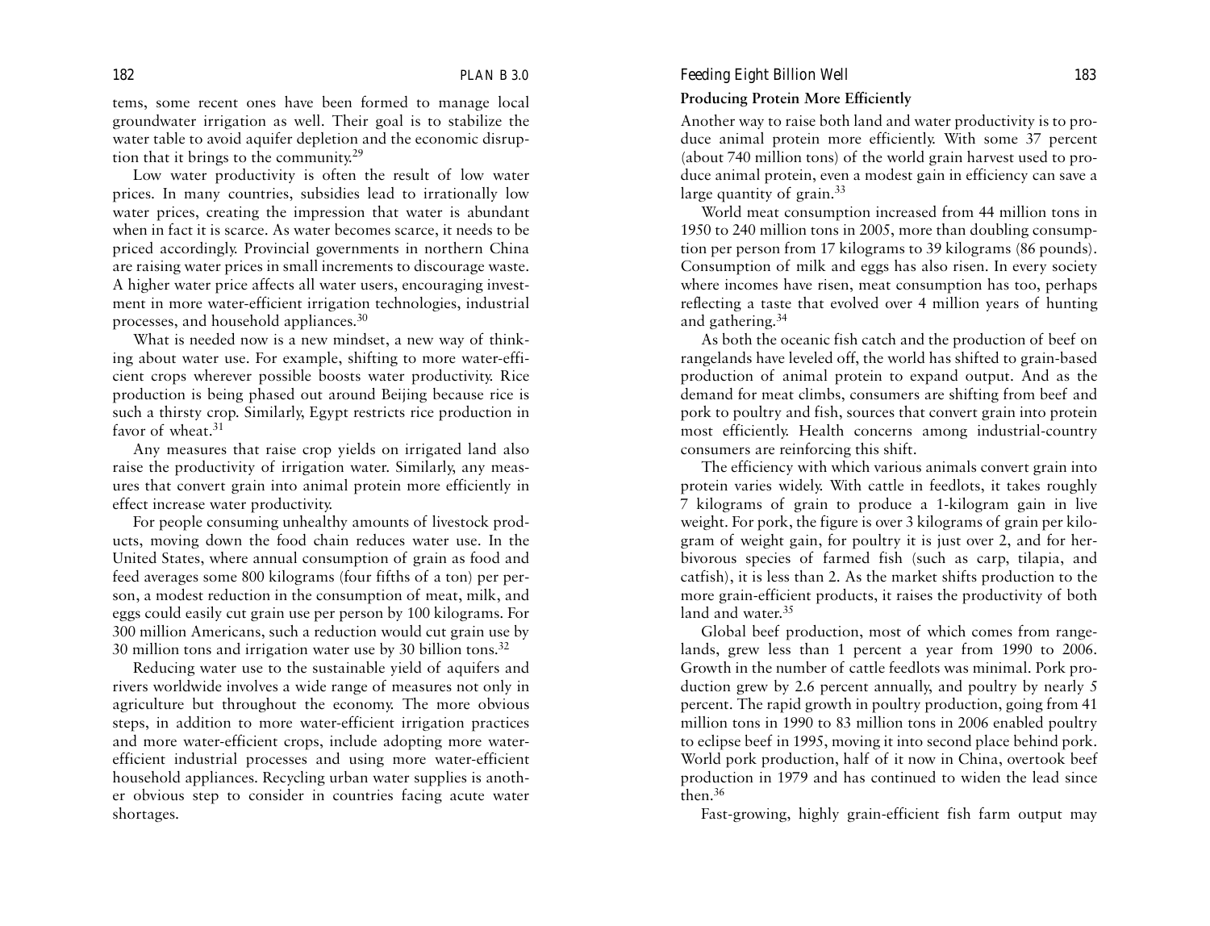tems, some recent ones have been formed to manage local groundwater irrigation as well. Their goal is to stabilize the water table to avoid aquifer depletion and the economic disruption that it brings to the community.[29]

Low water productivity is often the result of low water prices. In many countries, subsidies lead to irrationally low water prices, creating the impression that water is abundant when in fact it is scarce. As water becomes scarce, it needs to be priced accordingly. Provincial governments in northern China are raising water prices in small increments to discourage waste. A higher water price affects all water users, encouraging investment in more water-efficient irrigation technologies, industrial processes, and household appliances.[30]

What is needed now is a new mindset, a new way of thinking about water use. For example, shifting to more water-efficient crops wherever possible boosts water productivity. Rice production is being phased out around Beijing because rice is such a thirsty crop. Similarly, Egypt restricts rice production in favor of wheat.[31]

Any measures that raise crop yields on irrigated land also raise the productivity of irrigation water. Similarly, any measures that convert grain into animal protein more efficiently in effect increase water productivity.

For people consuming unhealthy amounts of livestock products, moving down the food chain reduces water use. In the United States, where annual consumption of grain as food and feed averages some 800 kilograms (four fifths of a ton) per person, a modest reduction in the consumption of meat, milk, and eggs could easily cut grain use per person by 100 kilograms. For 300 million Americans, such a reduction would cut grain use by 30 million tons and irrigation water use by 30 billion tons.[32]

Reducing water use to the sustainable yield of aquifers and rivers worldwide involves a wide range of measures not only in agriculture but throughout the economy. The more obvious steps, in addition to more water-efficient irrigation practices and more water-efficient crops, include adopting more water-efficient industrial processes and using more water-efficient household appliances. Recycling urban water supplies is another obvious step to consider in countries facing acute water shortages.

### Producing Protein More Efficiently

Another way to raise both land and water productivity is to produce animal protein more efficiently. With some 37 percent (about 740 million tons) of the world grain harvest used to produce animal protein, even a modest gain in efficiency can save a large quantity of grain.[33]

World meat consumption increased from 44 million tons in 1950 to 240 million tons in 2005, more than doubling consumption per person from 17 kilograms to 39 kilograms (86 pounds). Consumption of milk and eggs has also risen. In every society where incomes have risen, meat consumption has too, perhaps reflecting a taste that evolved over 4 million years of hunting and gathering.[34]

As both the oceanic fish catch and the production of beef on rangelands have leveled off, the world has shifted to grain-based production of animal protein to expand output. And as the demand for meat climbs, consumers are shifting from beef and pork to poultry and fish, sources that convert grain into protein most efficiently. Health concerns among industrial-country consumers are reinforcing this shift.

The efficiency with which various animals convert grain into protein varies widely. With cattle in feedlots, it takes roughly 7 kilograms of grain to produce a 1-kilogram gain in live weight. For pork, the figure is over 3 kilograms of grain per kilogram of weight gain, for poultry it is just over 2, and for herbivorous species of farmed fish (such as carp, tilapia, and catfish), it is less than 2. As the market shifts production to the more grain-efficient products, it raises the productivity of both land and water.[35]

Global beef production, most of which comes from rangelands, grew less than 1 percent a year from 1990 to 2006. Growth in the number of cattle feedlots was minimal. Pork production grew by 2.6 percent annually, and poultry by nearly 5 percent. The rapid growth in poultry production, going from 41 million tons in 1990 to 83 million tons in 2006 enabled poultry to eclipse beef in 1995, moving it into second place behind pork. World pork production, half of it now in China, overtook beef production in 1979 and has continued to widen the lead since then.[36]

Fast-growing, highly grain-efficient fish farm output may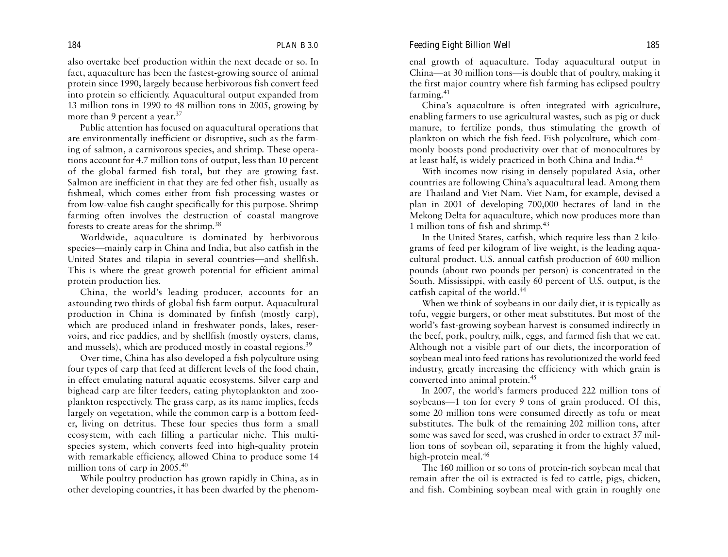also overtake beef production within the next decade or so. In fact, aquaculture has been the fastest-growing source of animal protein since 1990, largely because herbivorous fish convert feed into protein so efficiently. Aquacultural output expanded from 13 million tons in 1990 to 48 million tons in 2005, growing by more than 9 percent a year.[37]

Public attention has focused on aquacultural operations that are environmentally inefficient or disruptive, such as the farming of salmon, a carnivorous species, and shrimp. These operations account for 4.7 million tons of output, less than 10 percent of the global farmed fish total, but they are growing fast. Salmon are inefficient in that they are fed other fish, usually as fishmeal, which comes either from fish processing wastes or from low-value fish caught specifically for this purpose. Shrimp farming often involves the destruction of coastal mangrove forests to create areas for the shrimp.[38]

Worldwide, aquaculture is dominated by herbivorous species—mainly carp in China and India, but also catfish in the United States and tilapia in several countries—and shellfish. This is where the great growth potential for efficient animal protein production lies.

China, the world's leading producer, accounts for an astounding two thirds of global fish farm output. Aquacultural production in China is dominated by finfish (mostly carp), which are produced inland in freshwater ponds, lakes, reservoirs, and rice paddies, and by shellfish (mostly oysters, clams, and mussels), which are produced mostly in coastal regions.[39]

Over time, China has also developed a fish polyculture using four types of carp that feed at different levels of the food chain, in effect emulating natural aquatic ecosystems. Silver carp and bighead carp are filter feeders, eating phytoplankton and zooplankton respectively. The grass carp, as its name implies, feeds largely on vegetation, while the common carp is a bottom feeder, living on detritus. These four species thus form a small ecosystem, with each filling a particular niche. This multispecies system, which converts feed into high-quality protein with remarkable efficiency, allowed China to produce some 14 million tons of carp in 2005.[40]

While poultry production has grown rapidly in China, as in other developing countries, it has been dwarfed by the phenomenal growth of aquaculture. Today aquacultural output in China—at 30 million tons—is double that of poultry, making it the first major country where fish farming has eclipsed poultry farming.[41]

China's aquaculture is often integrated with agriculture, enabling farmers to use agricultural wastes, such as pig or duck manure, to fertilize ponds, thus stimulating the growth of plankton on which the fish feed. Fish polyculture, which commonly boosts pond productivity over that of monocultures by at least half, is widely practiced in both China and India.[42]

With incomes now rising in densely populated Asia, other countries are following China's aquacultural lead. Among them are Thailand and Viet Nam. Viet Nam, for example, devised a plan in 2001 of developing 700,000 hectares of land in the Mekong Delta for aquaculture, which now produces more than 1 million tons of fish and shrimp.[43]

In the United States, catfish, which require less than 2 kilograms of feed per kilogram of live weight, is the leading aquacultural product. U.S. annual catfish production of 600 million pounds (about two pounds per person) is concentrated in the South. Mississippi, with easily 60 percent of U.S. output, is the catfish capital of the world.[44]

When we think of soybeans in our daily diet, it is typically as tofu, veggie burgers, or other meat substitutes. But most of the world's fast-growing soybean harvest is consumed indirectly in the beef, pork, poultry, milk, eggs, and farmed fish that we eat. Although not a visible part of our diets, the incorporation of soybean meal into feed rations has revolutionized the world feed industry, greatly increasing the efficiency with which grain is converted into animal protein.[45]

In 2007, the world's farmers produced 222 million tons of soybeans—1 ton for every 9 tons of grain produced. Of this, some 20 million tons were consumed directly as tofu or meat substitutes. The bulk of the remaining 202 million tons, after some was saved for seed, was crushed in order to extract 37 million tons of soybean oil, separating it from the highly valued, high-protein meal.[46]

The 160 million or so tons of protein-rich soybean meal that remain after the oil is extracted is fed to cattle, pigs, chicken, and fish. Combining soybean meal with grain in roughly one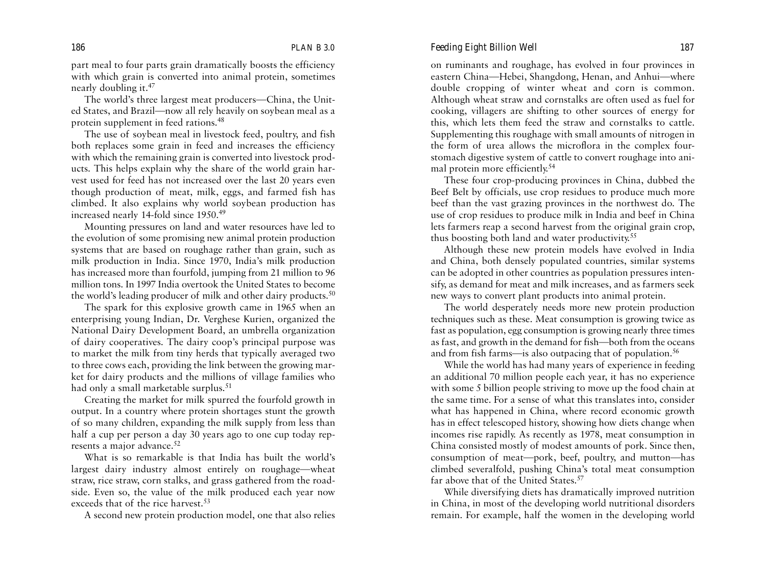part meal to four parts grain dramatically boosts the efficiency with which grain is converted into animal protein, sometimes nearly doubling it.[47]

The world's three largest meat producers—China, the United States, and Brazil—now all rely heavily on soybean meal as a protein supplement in feed rations.[48]

The use of soybean meal in livestock feed, poultry, and fish both replaces some grain in feed and increases the efficiency with which the remaining grain is converted into livestock products. This helps explain why the share of the world grain harvest used for feed has not increased over the last 20 years even though production of meat, milk, eggs, and farmed fish has climbed. It also explains why world soybean production has increased nearly 14-fold since 1950.[49]

Mounting pressures on land and water resources have led to the evolution of some promising new animal protein production systems that are based on roughage rather than grain, such as milk production in India. Since 1970, India's milk production has increased more than fourfold, jumping from 21 million to 96 million tons. In 1997 India overtook the United States to become the world's leading producer of milk and other dairy products.[50]

The spark for this explosive growth came in 1965 when an enterprising young Indian, Dr. Verghese Kurien, organized the National Dairy Development Board, an umbrella organization of dairy cooperatives. The dairy coop's principal purpose was to market the milk from tiny herds that typically averaged two to three cows each, providing the link between the growing market for dairy products and the millions of village families who had only a small marketable surplus.[51]

Creating the market for milk spurred the fourfold growth in output. In a country where protein shortages stunt the growth of so many children, expanding the milk supply from less than half a cup per person a day 30 years ago to one cup today represents a major advance.[52]

What is so remarkable is that India has built the world's largest dairy industry almost entirely on roughage—wheat straw, rice straw, corn stalks, and grass gathered from the roadside. Even so, the value of the milk produced each year now exceeds that of the rice harvest.[53]

A second new protein production model, one that also relies on ruminants and roughage, has evolved in four provinces in eastern China—Hebei, Shangdong, Henan, and Anhui—where double cropping of winter wheat and corn is common. Although wheat straw and cornstalks are often used as fuel for cooking, villagers are shifting to other sources of energy for this, which lets them feed the straw and cornstalks to cattle. Supplementing this roughage with small amounts of nitrogen in the form of urea allows the microflora in the complex four-stomach digestive system of cattle to convert roughage into animal protein more efficiently.[54]

These four crop-producing provinces in China, dubbed the Beef Belt by officials, use crop residues to produce much more beef than the vast grazing provinces in the northwest do. The use of crop residues to produce milk in India and beef in China lets farmers reap a second harvest from the original grain crop, thus boosting both land and water productivity.[55]

Although these new protein models have evolved in India and China, both densely populated countries, similar systems can be adopted in other countries as population pressures intensify, as demand for meat and milk increases, and as farmers seek new ways to convert plant products into animal protein.

The world desperately needs more new protein production techniques such as these. Meat consumption is growing twice as fast as population, egg consumption is growing nearly three times as fast, and growth in the demand for fish—both from the oceans and from fish farms—is also outpacing that of population.[56]

While the world has had many years of experience in feeding an additional 70 million people each year, it has no experience with some 5 billion people striving to move up the food chain at the same time. For a sense of what this translates into, consider what has happened in China, where record economic growth has in effect telescoped history, showing how diets change when incomes rise rapidly. As recently as 1978, meat consumption in China consisted mostly of modest amounts of pork. Since then, consumption of meat—pork, beef, poultry, and mutton—has climbed severalfold, pushing China's total meat consumption far above that of the United States.[57]

While diversifying diets has dramatically improved nutrition in China, in most of the developing world nutritional disorders remain. For example, half the women in the developing world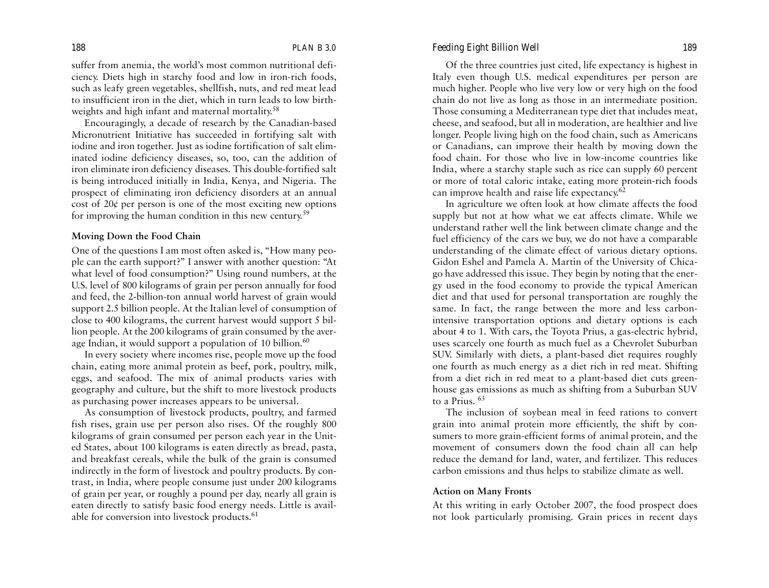suffer from anemia, the world's most common nutritional deficiency. Diets high in starchy food and low in iron-rich foods, such as leafy green vegetables, shellfish, nuts, and red meat lead to insufficient iron in the diet, which in turn leads to low birth-weights and high infant and maternal mortality.[58]

Encouragingly, a decade of research by the Canadian-based Micronutrient Initiative has succeeded in fortifying salt with iodine and iron together. Just as iodine fortification of salt eliminated iodine deficiency diseases, so, too, can the addition of iron eliminate iron deficiency diseases. This double-fortified salt is being introduced initially in India, Kenya, and Nigeria. The prospect of eliminating iron deficiency disorders at an annual cost of 20¢ per person is one of the most exciting new options for improving the human condition in this new century.[59]

**Moving Down the Food Chain**

One of the questions I am most often asked is, "How many people can the earth support?" I answer with another question: "At what level of food consumption?" Using round numbers, at the U.S. level of 800 kilograms of grain per person annually for food and feed, the 2-billion-ton annual world harvest of grain would support 2.5 billion people. At the Italian level of consumption of close to 400 kilograms, the current harvest would support 5 billion people. At the 200 kilograms of grain consumed by the average Indian, it would support a population of 10 billion.[60]

In every society where incomes rise, people move up the food chain, eating more animal protein as beef, pork, poultry, milk, eggs, and seafood. The mix of animal products varies with geography and culture, but the shift to more livestock products as purchasing power increases appears to be universal.

As consumption of livestock products, poultry, and farmed fish rises, grain use per person also rises. Of the roughly 800 kilograms of grain consumed per person each year in the United States, about 100 kilograms is eaten directly as bread, pasta, and breakfast cereals, while the bulk of the grain is consumed indirectly in the form of livestock and poultry products. By contrast, in India, where people consume just under 200 kilograms of grain per year, or roughly a pound per day, nearly all grain is eaten directly to satisfy basic food energy needs. Little is available for conversion into livestock products.[61]

Of the three countries just cited, life expectancy is highest in Italy even though U.S. medical expenditures per person are much higher. People who live very low or very high on the food chain do not live as long as those in an intermediate position. Those consuming a Mediterranean type diet that includes meat, cheese, and seafood, but all in moderation, are healthier and live longer. People living high on the food chain, such as Americans or Canadians, can improve their health by moving down the food chain. For those who live in low-income countries like India, where a starchy staple such as rice can supply 60 percent or more of total caloric intake, eating more protein-rich foods can improve health and raise life expectancy.[62]

In agriculture we often look at how climate affects the food supply but not at how what we eat affects climate. While we understand rather well the link between climate change and the fuel efficiency of the cars we buy, we do not have a comparable understanding of the climate effect of various dietary options. Gidon Eshel and Pamela A. Martin of the University of Chicago have addressed this issue. They begin by noting that the energy used in the food economy to provide the typical American diet and that used for personal transportation are roughly the same. In fact, the range between the more and less carbon-intensive transportation options and dietary options is each about 4 to 1. With cars, the Toyota Prius, a gas-electric hybrid, uses scarcely one fourth as much fuel as a Chevrolet Suburban SUV. Similarly with diets, a plant-based diet requires roughly one fourth as much energy as a diet rich in red meat. Shifting from a diet rich in red meat to a plant-based diet cuts greenhouse gas emissions as much as shifting from a Suburban SUV to a Prius.[63]

The inclusion of soybean meal in feed rations to convert grain into animal protein more efficiently, the shift by consumers to more grain-efficient forms of animal protein, and the movement of consumers down the food chain all can help reduce the demand for land, water, and fertilizer. This reduces carbon emissions and thus helps to stabilize climate as well.

**Action on Many Fronts**

At this writing in early October 2007, the food prospect does not look particularly promising. Grain prices in recent days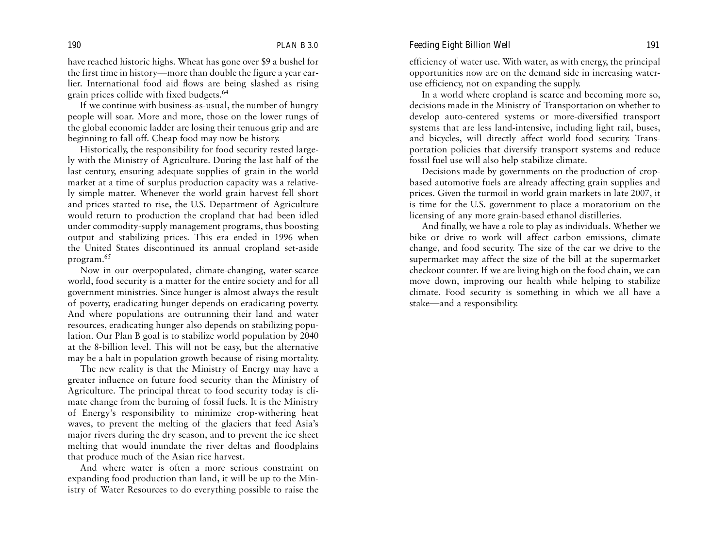have reached historic highs. Wheat has gone over $9 a bushel for the first time in history—more than double the figure a year earlier. International food aid flows are being slashed as rising grain prices collide with fixed budgets.[64]

If we continue with business-as-usual, the number of hungry people will soar. More and more, those on the lower rungs of the global economic ladder are losing their tenuous grip and are beginning to fall off. Cheap food may now be history.

Historically, the responsibility for food security rested largely with the Ministry of Agriculture. During the last half of the last century, ensuring adequate supplies of grain in the world market at a time of surplus production capacity was a relatively simple matter. Whenever the world grain harvest fell short and prices started to rise, the U.S. Department of Agriculture would return to production the cropland that had been idled under commodity-supply management programs, thus boosting output and stabilizing prices. This era ended in 1996 when the United States discontinued its annual cropland set-aside program.[65]

Now in our overpopulated, climate-changing, water-scarce world, food security is a matter for the entire society and for all government ministries. Since hunger is almost always the result of poverty, eradicating hunger depends on eradicating poverty. And where populations are outrunning their land and water resources, eradicating hunger also depends on stabilizing population. Our Plan B goal is to stabilize world population by 2040 at the 8-billion level. This will not be easy, but the alternative may be a halt in population growth because of rising mortality.

The new reality is that the Ministry of Energy may have a greater influence on future food security than the Ministry of Agriculture. The principal threat to food security today is climate change from the burning of fossil fuels. It is the Ministry of Energy's responsibility to minimize crop-withering heat waves, to prevent the melting of the glaciers that feed Asia's major rivers during the dry season, and to prevent the ice sheet melting that would inundate the river deltas and floodplains that produce much of the Asian rice harvest.

And where water is often a more serious constraint on expanding food production than land, it will be up to the Ministry of Water Resources to do everything possible to raise the efficiency of water use. With water, as with energy, the principal opportunities now are on the demand side in increasing water-use efficiency, not on expanding the supply.

In a world where cropland is scarce and becoming more so, decisions made in the Ministry of Transportation on whether to develop auto-centered systems or more-diversified transport systems that are less land-intensive, including light rail, buses, and bicycles, will directly affect world food security. Transportation policies that diversify transport systems and reduce fossil fuel use will also help stabilize climate.

Decisions made by governments on the production of crop-based automotive fuels are already affecting grain supplies and prices. Given the turmoil in world grain markets in late 2007, it is time for the U.S. government to place a moratorium on the licensing of any more grain-based ethanol distilleries.

And finally, we have a role to play as individuals. Whether we bike or drive to work will affect carbon emissions, climate change, and food security. The size of the car we drive to the supermarket may affect the size of the bill at the supermarket checkout counter. If we are living high on the food chain, we can move down, improving our health while helping to stabilize climate. Food security is something in which we all have a stake—and a responsibility.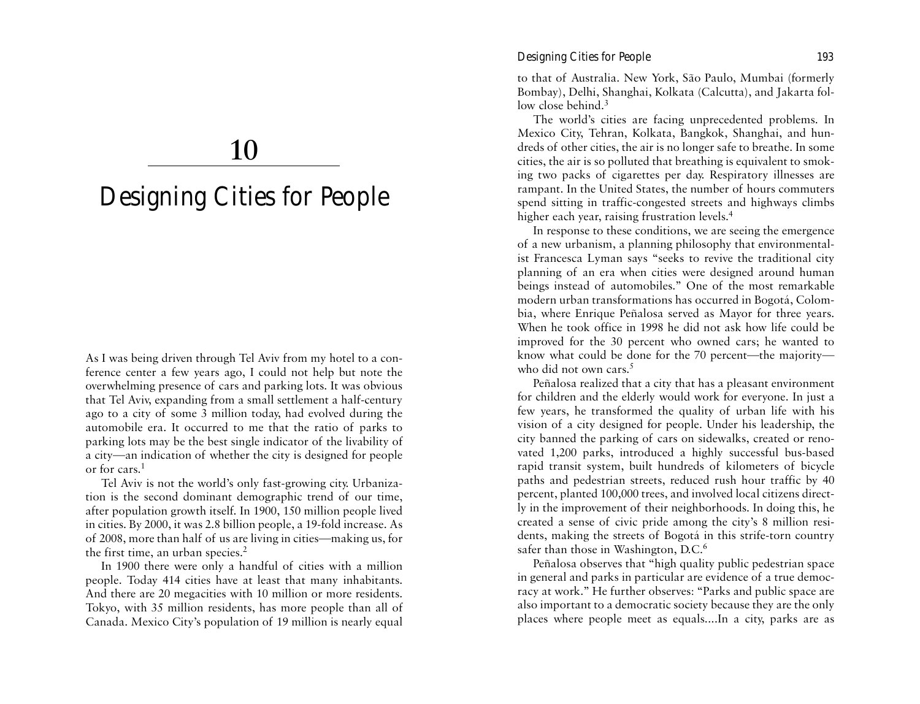# 10

# Designing Cities for People

As I was being driven through Tel Aviv from my hotel to a conference center a few years ago, I could not help but note the overwhelming presence of cars and parking lots. It was obvious that Tel Aviv, expanding from a small settlement a half-century ago to a city of some 3 million today, had evolved during the automobile era. It occurred to me that the ratio of parks to parking lots may be the best single indicator of the livability of a city—an indication of whether the city is designed for people or for cars.[1]

Tel Aviv is not the world's only fast-growing city. Urbanization is the second dominant demographic trend of our time, after population growth itself. In 1900, 150 million people lived in cities. By 2000, it was 2.8 billion people, a 19-fold increase. As of 2008, more than half of us are living in cities—making us, for the first time, an urban species.[2]

In 1900 there were only a handful of cities with a million people. Today 414 cities have at least that many inhabitants. And there are 20 megacities with 10 million or more residents. Tokyo, with 35 million residents, has more people than all of Canada. Mexico City's population of 19 million is nearly equal to that of Australia. New York, São Paulo, Mumbai (formerly Bombay), Delhi, Shanghai, Kolkata (Calcutta), and Jakarta follow close behind.[3]

The world's cities are facing unprecedented problems. In Mexico City, Tehran, Kolkata, Bangkok, Shanghai, and hundreds of other cities, the air is no longer safe to breathe. In some cities, the air is so polluted that breathing is equivalent to smoking two packs of cigarettes per day. Respiratory illnesses are rampant. In the United States, the number of hours commuters spend sitting in traffic-congested streets and highways climbs higher each year, raising frustration levels.[4]

In response to these conditions, we are seeing the emergence of a new urbanism, a planning philosophy that environmentalist Francesca Lyman says "seeks to revive the traditional city planning of an era when cities were designed around human beings instead of automobiles." One of the most remarkable modern urban transformations has occurred in Bogotá, Colombia, where Enrique Peñalosa served as Mayor for three years. When he took office in 1998 he did not ask how life could be improved for the 30 percent who owned cars; he wanted to know what could be done for the 70 percent—the majority—who did not own cars.[5]

Peñalosa realized that a city that has a pleasant environment for children and the elderly would work for everyone. In just a few years, he transformed the quality of urban life with his vision of a city designed for people. Under his leadership, the city banned the parking of cars on sidewalks, created or renovated 1,200 parks, introduced a highly successful bus-based rapid transit system, built hundreds of kilometers of bicycle paths and pedestrian streets, reduced rush hour traffic by 40 percent, planted 100,000 trees, and involved local citizens directly in the improvement of their neighborhoods. In doing this, he created a sense of civic pride among the city's 8 million residents, making the streets of Bogotá in this strife-torn country safer than those in Washington, D.C.[6]

Peñalosa observes that "high quality public pedestrian space in general and parks in particular are evidence of a true democracy at work." He further observes: "Parks and public space are also important to a democratic society because they are the only places where people meet as equals....In a city, parks are as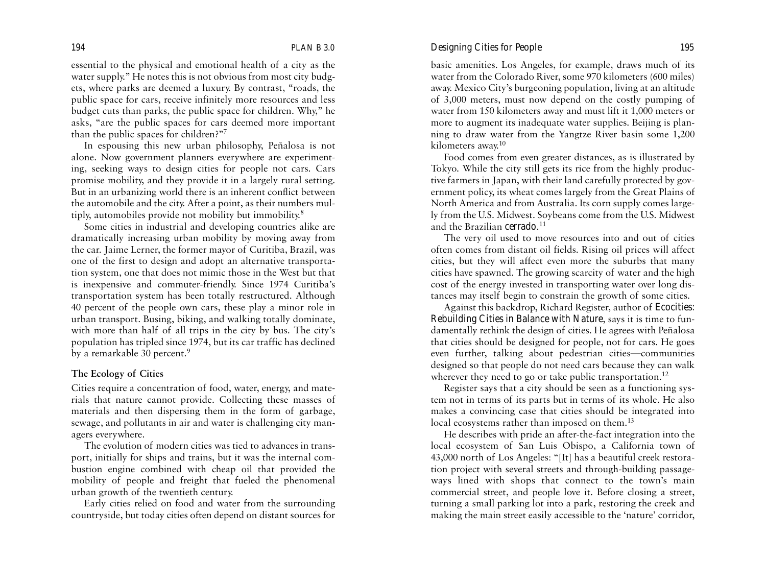essential to the physical and emotional health of a city as the water supply." He notes this is not obvious from most city budgets, where parks are deemed a luxury. By contrast, "roads, the public space for cars, receive infinitely more resources and less budget cuts than parks, the public space for children. Why," he asks, "are the public spaces for cars deemed more important than the public spaces for children?"[7]

In espousing this new urban philosophy, Peñalosa is not alone. Now government planners everywhere are experimenting, seeking ways to design cities for people not cars. Cars promise mobility, and they provide it in a largely rural setting. But in an urbanizing world there is an inherent conflict between the automobile and the city. After a point, as their numbers multiply, automobiles provide not mobility but immobility.[8]

Some cities in industrial and developing countries alike are dramatically increasing urban mobility by moving away from the car. Jaime Lerner, the former mayor of Curitiba, Brazil, was one of the first to design and adopt an alternative transportation system, one that does not mimic those in the West but that is inexpensive and commuter-friendly. Since 1974 Curitiba's transportation system has been totally restructured. Although 40 percent of the people own cars, these play a minor role in urban transport. Busing, biking, and walking totally dominate, with more than half of all trips in the city by bus. The city's population has tripled since 1974, but its car traffic has declined by a remarkable 30 percent.[9]

## The Ecology of Cities

Cities require a concentration of food, water, energy, and materials that nature cannot provide. Collecting these masses of materials and then dispersing them in the form of garbage, sewage, and pollutants in air and water is challenging city managers everywhere.

The evolution of modern cities was tied to advances in transport, initially for ships and trains, but it was the internal combustion engine combined with cheap oil that provided the mobility of people and freight that fueled the phenomenal urban growth of the twentieth century.

Early cities relied on food and water from the surrounding countryside, but today cities often depend on distant sources for basic amenities. Los Angeles, for example, draws much of its water from the Colorado River, some 970 kilometers (600 miles) away. Mexico City's burgeoning population, living at an altitude of 3,000 meters, must now depend on the costly pumping of water from 150 kilometers away and must lift it 1,000 meters or more to augment its inadequate water supplies. Beijing is planning to draw water from the Yangtze River basin some 1,200 kilometers away.[10]

Food comes from even greater distances, as is illustrated by Tokyo. While the city still gets its rice from the highly productive farmers in Japan, with their land carefully protected by government policy, its wheat comes largely from the Great Plains of North America and from Australia. Its corn supply comes largely from the U.S. Midwest. Soybeans come from the U.S. Midwest and the Brazilian *cerrado*.[11]

The very oil used to move resources into and out of cities often comes from distant oil fields. Rising oil prices will affect cities, but they will affect even more the suburbs that many cities have spawned. The growing scarcity of water and the high cost of the energy invested in transporting water over long distances may itself begin to constrain the growth of some cities.

Against this backdrop, Richard Register, author of *Ecocities: Rebuilding Cities in Balance with Nature*, says it is time to fundamentally rethink the design of cities. He agrees with Peñalosa that cities should be designed for people, not for cars. He goes even further, talking about pedestrian cities—communities designed so that people do not need cars because they can walk wherever they need to go or take public transportation.[12]

Register says that a city should be seen as a functioning system not in terms of its parts but in terms of its whole. He also makes a convincing case that cities should be integrated into local ecosystems rather than imposed on them.[13]

He describes with pride an after-the-fact integration into the local ecosystem of San Luis Obispo, a California town of 43,000 north of Los Angeles: "[It] has a beautiful creek restoration project with several streets and through-building passageways lined with shops that connect to the town's main commercial street, and people love it. Before closing a street, turning a small parking lot into a park, restoring the creek and making the main street easily accessible to the 'nature' corridor,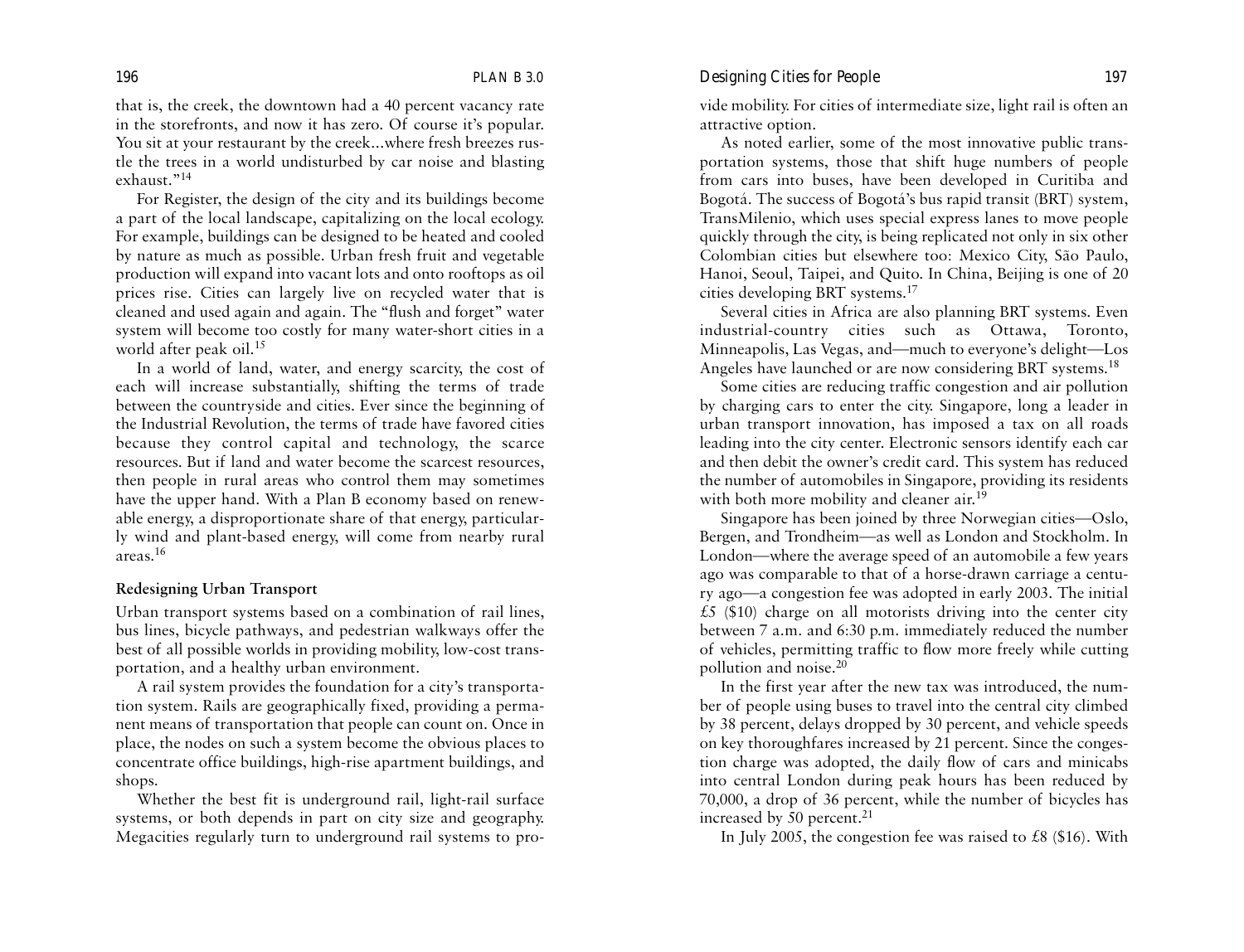that is, the creek, the downtown had a 40 percent vacancy rate in the storefronts, and now it has zero. Of course it's popular. You sit at your restaurant by the creek...where fresh breezes rustle the trees in a world undisturbed by car noise and blasting exhaust."[14]

For Register, the design of the city and its buildings become a part of the local landscape, capitalizing on the local ecology. For example, buildings can be designed to be heated and cooled by nature as much as possible. Urban fresh fruit and vegetable production will expand into vacant lots and onto rooftops as oil prices rise. Cities can largely live on recycled water that is cleaned and used again and again. The "flush and forget" water system will become too costly for many water-short cities in a world after peak oil.[15]

In a world of land, water, and energy scarcity, the cost of each will increase substantially, shifting the terms of trade between the countryside and cities. Ever since the beginning of the Industrial Revolution, the terms of trade have favored cities because they control capital and technology, the scarce resources. But if land and water become the scarcest resources, then people in rural areas who control them may sometimes have the upper hand. With a Plan B economy based on renewable energy, a disproportionate share of that energy, particularly wind and plant-based energy, will come from nearby rural areas.[16]

### Redesigning Urban Transport

Urban transport systems based on a combination of rail lines, bus lines, bicycle pathways, and pedestrian walkways offer the best of all possible worlds in providing mobility, low-cost transportation, and a healthy urban environment.

A rail system provides the foundation for a city's transportation system. Rails are geographically fixed, providing a permanent means of transportation that people can count on. Once in place, the nodes on such a system become the obvious places to concentrate office buildings, high-rise apartment buildings, and shops.

Whether the best fit is underground rail, light-rail surface systems, or both depends in part on city size and geography. Megacities regularly turn to underground rail systems to provide mobility. For cities of intermediate size, light rail is often an attractive option.

As noted earlier, some of the most innovative public transportation systems, those that shift huge numbers of people from cars into buses, have been developed in Curitiba and Bogotá. The success of Bogotá's bus rapid transit (BRT) system, TransMilenio, which uses special express lanes to move people quickly through the city, is being replicated not only in six other Colombian cities but elsewhere too: Mexico City, São Paulo, Hanoi, Seoul, Taipei, and Quito. In China, Beijing is one of 20 cities developing BRT systems.[17]

Several cities in Africa are also planning BRT systems. Even industrial-country cities such as Ottawa, Toronto, Minneapolis, Las Vegas, and—much to everyone's delight—Los Angeles have launched or are now considering BRT systems.[18]

Some cities are reducing traffic congestion and air pollution by charging cars to enter the city. Singapore, long a leader in urban transport innovation, has imposed a tax on all roads leading into the city center. Electronic sensors identify each car and then debit the owner's credit card. This system has reduced the number of automobiles in Singapore, providing its residents with both more mobility and cleaner air.[19]

Singapore has been joined by three Norwegian cities—Oslo, Bergen, and Trondheim—as well as London and Stockholm. In London—where the average speed of an automobile a few years ago was comparable to that of a horse-drawn carriage a century ago—a congestion fee was adopted in early 2003. The initial £5 ($10) charge on all motorists driving into the center city between 7 a.m. and 6:30 p.m. immediately reduced the number of vehicles, permitting traffic to flow more freely while cutting pollution and noise.[20]

In the first year after the new tax was introduced, the number of people using buses to travel into the central city climbed by 38 percent, delays dropped by 30 percent, and vehicle speeds on key thoroughfares increased by 21 percent. Since the congestion charge was adopted, the daily flow of cars and minicabs into central London during peak hours has been reduced by 70,000, a drop of 36 percent, while the number of bicycles has increased by 50 percent.[21]

In July 2005, the congestion fee was raised to £8 ($16). With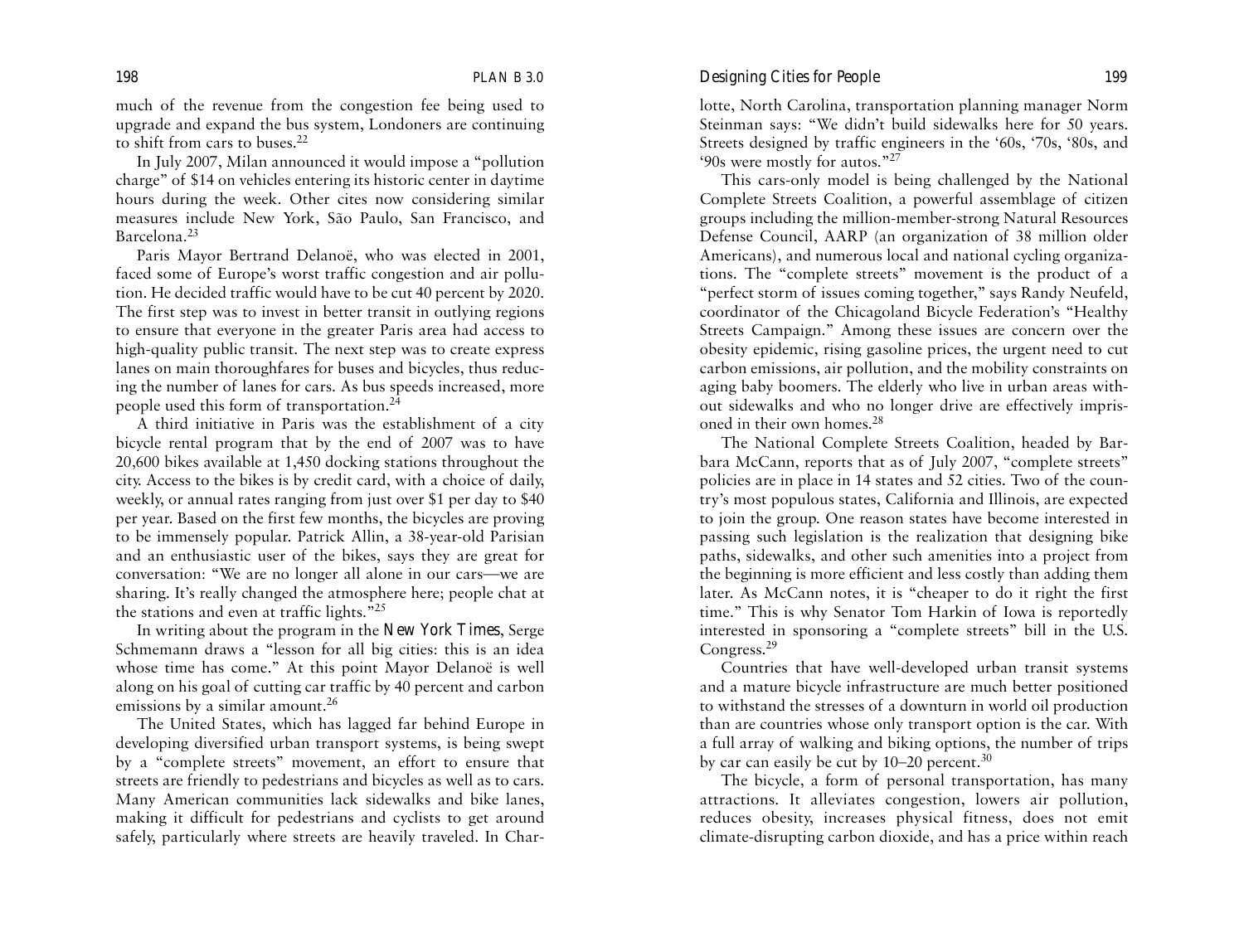much of the revenue from the congestion fee being used to upgrade and expand the bus system, Londoners are continuing to shift from cars to buses.[22]

In July 2007, Milan announced it would impose a "pollution charge" of $14 on vehicles entering its historic center in daytime hours during the week. Other cites now considering similar measures include New York, São Paulo, San Francisco, and Barcelona.[23]

Paris Mayor Bertrand Delanoë, who was elected in 2001, faced some of Europe's worst traffic congestion and air pollution. He decided traffic would have to be cut 40 percent by 2020. The first step was to invest in better transit in outlying regions to ensure that everyone in the greater Paris area had access to high-quality public transit. The next step was to create express lanes on main thoroughfares for buses and bicycles, thus reducing the number of lanes for cars. As bus speeds increased, more people used this form of transportation.[24]

A third initiative in Paris was the establishment of a city bicycle rental program that by the end of 2007 was to have 20,600 bikes available at 1,450 docking stations throughout the city. Access to the bikes is by credit card, with a choice of daily, weekly, or annual rates ranging from just over $1 per day to $40 per year. Based on the first few months, the bicycles are proving to be immensely popular. Patrick Allin, a 38-year-old Parisian and an enthusiastic user of the bikes, says they are great for conversation: "We are no longer all alone in our cars—we are sharing. It's really changed the atmosphere here; people chat at the stations and even at traffic lights."[25]

In writing about the program in the *New York Times*, Serge Schmemann draws a "lesson for all big cities: this is an idea whose time has come." At this point Mayor Delanoë is well along on his goal of cutting car traffic by 40 percent and carbon emissions by a similar amount.[26]

The United States, which has lagged far behind Europe in developing diversified urban transport systems, is being swept by a "complete streets" movement, an effort to ensure that streets are friendly to pedestrians and bicycles as well as to cars. Many American communities lack sidewalks and bike lanes, making it difficult for pedestrians and cyclists to get around safely, particularly where streets are heavily traveled. In Charlotte, North Carolina, transportation planning manager Norm Steinman says: "We didn't build sidewalks here for 50 years. Streets designed by traffic engineers in the '60s, '70s, '80s, and '90s were mostly for autos."[27]

This cars-only model is being challenged by the National Complete Streets Coalition, a powerful assemblage of citizen groups including the million-member-strong Natural Resources Defense Council, AARP (an organization of 38 million older Americans), and numerous local and national cycling organizations. The "complete streets" movement is the product of a "perfect storm of issues coming together," says Randy Neufeld, coordinator of the Chicagoland Bicycle Federation's "Healthy Streets Campaign." Among these issues are concern over the obesity epidemic, rising gasoline prices, the urgent need to cut carbon emissions, air pollution, and the mobility constraints on aging baby boomers. The elderly who live in urban areas without sidewalks and who no longer drive are effectively imprisoned in their own homes.[28]

The National Complete Streets Coalition, headed by Barbara McCann, reports that as of July 2007, "complete streets" policies are in place in 14 states and 52 cities. Two of the country's most populous states, California and Illinois, are expected to join the group. One reason states have become interested in passing such legislation is the realization that designing bike paths, sidewalks, and other such amenities into a project from the beginning is more efficient and less costly than adding them later. As McCann notes, it is "cheaper to do it right the first time." This is why Senator Tom Harkin of Iowa is reportedly interested in sponsoring a "complete streets" bill in the U.S. Congress.[29]

Countries that have well-developed urban transit systems and a mature bicycle infrastructure are much better positioned to withstand the stresses of a downturn in world oil production than are countries whose only transport option is the car. With a full array of walking and biking options, the number of trips by car can easily be cut by 10–20 percent.[30]

The bicycle, a form of personal transportation, has many attractions. It alleviates congestion, lowers air pollution, reduces obesity, increases physical fitness, does not emit climate-disrupting carbon dioxide, and has a price within reach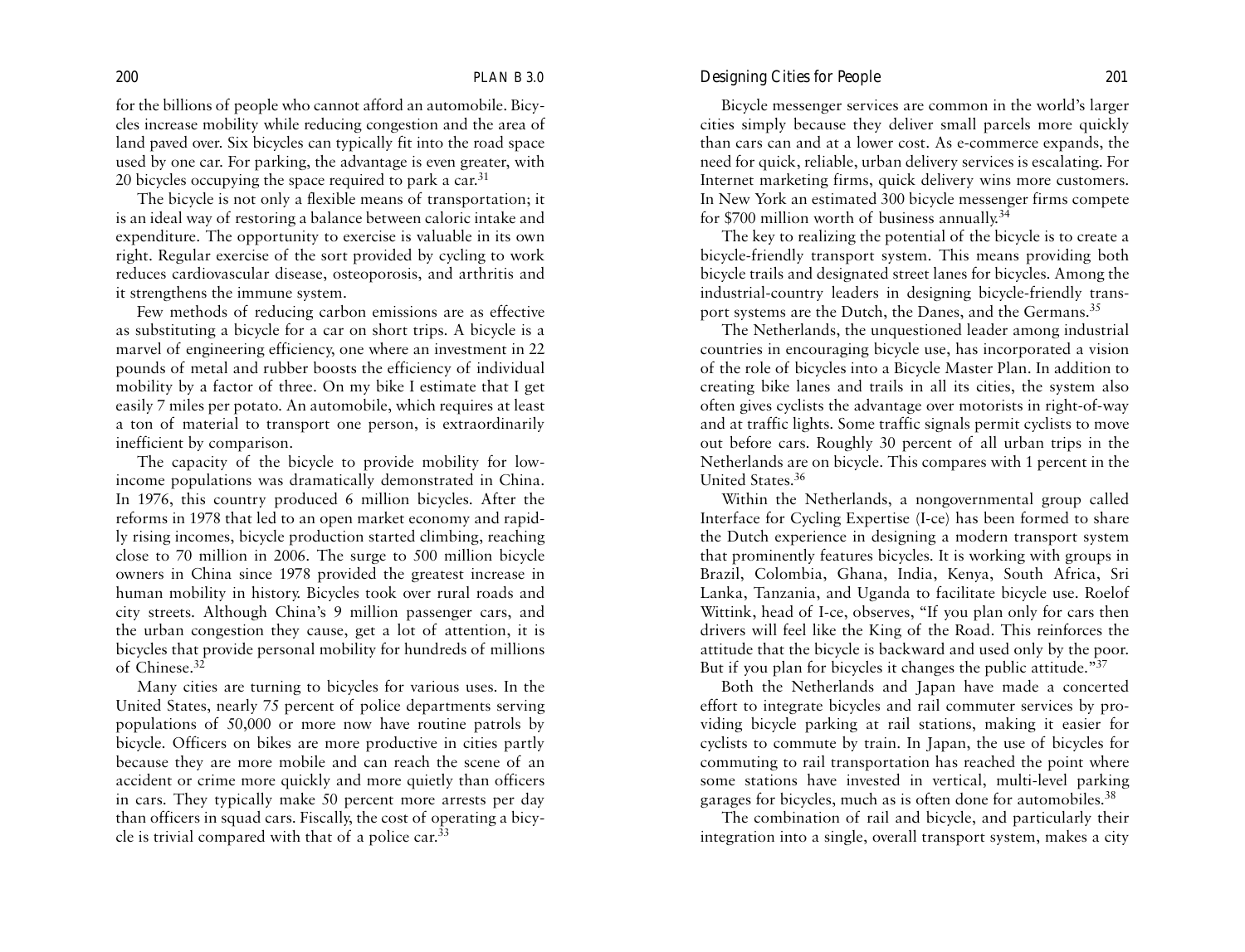for the billions of people who cannot afford an automobile. Bicycles increase mobility while reducing congestion and the area of land paved over. Six bicycles can typically fit into the road space used by one car. For parking, the advantage is even greater, with 20 bicycles occupying the space required to park a car.[31]

The bicycle is not only a flexible means of transportation; it is an ideal way of restoring a balance between caloric intake and expenditure. The opportunity to exercise is valuable in its own right. Regular exercise of the sort provided by cycling to work reduces cardiovascular disease, osteoporosis, and arthritis and it strengthens the immune system.

Few methods of reducing carbon emissions are as effective as substituting a bicycle for a car on short trips. A bicycle is a marvel of engineering efficiency, one where an investment in 22 pounds of metal and rubber boosts the efficiency of individual mobility by a factor of three. On my bike I estimate that I get easily 7 miles per potato. An automobile, which requires at least a ton of material to transport one person, is extraordinarily inefficient by comparison.

The capacity of the bicycle to provide mobility for low-income populations was dramatically demonstrated in China. In 1976, this country produced 6 million bicycles. After the reforms in 1978 that led to an open market economy and rapidly rising incomes, bicycle production started climbing, reaching close to 70 million in 2006. The surge to 500 million bicycle owners in China since 1978 provided the greatest increase in human mobility in history. Bicycles took over rural roads and city streets. Although China's 9 million passenger cars, and the urban congestion they cause, get a lot of attention, it is bicycles that provide personal mobility for hundreds of millions of Chinese.[32]

Many cities are turning to bicycles for various uses. In the United States, nearly 75 percent of police departments serving populations of 50,000 or more now have routine patrols by bicycle. Officers on bikes are more productive in cities partly because they are more mobile and can reach the scene of an accident or crime more quickly and more quietly than officers in cars. They typically make 50 percent more arrests per day than officers in squad cars. Fiscally, the cost of operating a bicycle is trivial compared with that of a police car.[33]

Bicycle messenger services are common in the world's larger cities simply because they deliver small parcels more quickly than cars can and at a lower cost. As e-commerce expands, the need for quick, reliable, urban delivery services is escalating. For Internet marketing firms, quick delivery wins more customers. In New York an estimated 300 bicycle messenger firms compete for $700 million worth of business annually.[34]

The key to realizing the potential of the bicycle is to create a bicycle-friendly transport system. This means providing both bicycle trails and designated street lanes for bicycles. Among the industrial-country leaders in designing bicycle-friendly transport systems are the Dutch, the Danes, and the Germans.[35]

The Netherlands, the unquestioned leader among industrial countries in encouraging bicycle use, has incorporated a vision of the role of bicycles into a Bicycle Master Plan. In addition to creating bike lanes and trails in all its cities, the system also often gives cyclists the advantage over motorists in right-of-way and at traffic lights. Some traffic signals permit cyclists to move out before cars. Roughly 30 percent of all urban trips in the Netherlands are on bicycle. This compares with 1 percent in the United States.[36]

Within the Netherlands, a nongovernmental group called Interface for Cycling Expertise (I-ce) has been formed to share the Dutch experience in designing a modern transport system that prominently features bicycles. It is working with groups in Brazil, Colombia, Ghana, India, Kenya, South Africa, Sri Lanka, Tanzania, and Uganda to facilitate bicycle use. Roelof Wittink, head of I-ce, observes, "If you plan only for cars then drivers will feel like the King of the Road. This reinforces the attitude that the bicycle is backward and used only by the poor. But if you plan for bicycles it changes the public attitude."[37]

Both the Netherlands and Japan have made a concerted effort to integrate bicycles and rail commuter services by providing bicycle parking at rail stations, making it easier for cyclists to commute by train. In Japan, the use of bicycles for commuting to rail transportation has reached the point where some stations have invested in vertical, multi-level parking garages for bicycles, much as is often done for automobiles.[38]

The combination of rail and bicycle, and particularly their integration into a single, overall transport system, makes a city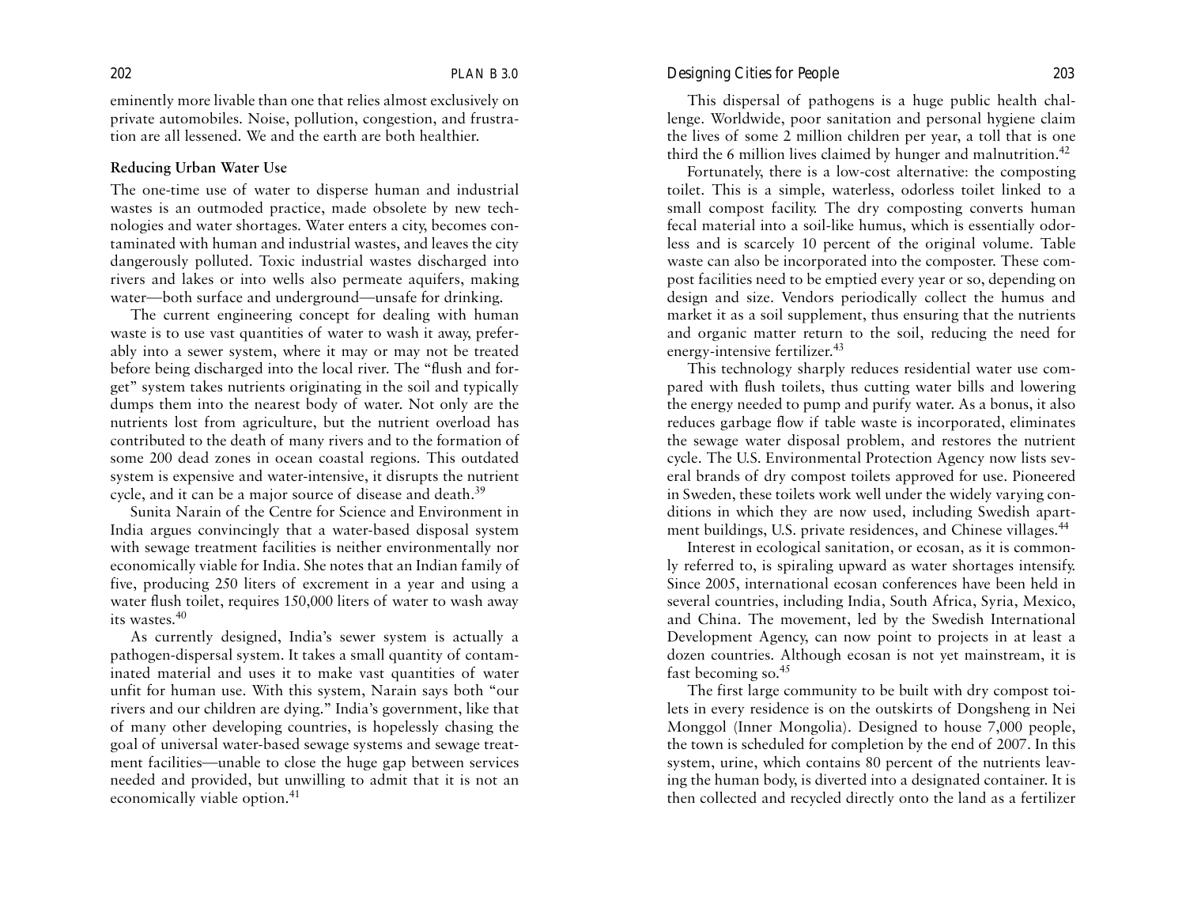eminently more livable than one that relies almost exclusively on private automobiles. Noise, pollution, congestion, and frustration are all lessened. We and the earth are both healthier.

### Reducing Urban Water Use

The one-time use of water to disperse human and industrial wastes is an outmoded practice, made obsolete by new technologies and water shortages. Water enters a city, becomes contaminated with human and industrial wastes, and leaves the city dangerously polluted. Toxic industrial wastes discharged into rivers and lakes or into wells also permeate aquifers, making water—both surface and underground—unsafe for drinking.

The current engineering concept for dealing with human waste is to use vast quantities of water to wash it away, preferably into a sewer system, where it may or may not be treated before being discharged into the local river. The "flush and forget" system takes nutrients originating in the soil and typically dumps them into the nearest body of water. Not only are the nutrients lost from agriculture, but the nutrient overload has contributed to the death of many rivers and to the formation of some 200 dead zones in ocean coastal regions. This outdated system is expensive and water-intensive, it disrupts the nutrient cycle, and it can be a major source of disease and death.[39]

Sunita Narain of the Centre for Science and Environment in India argues convincingly that a water-based disposal system with sewage treatment facilities is neither environmentally nor economically viable for India. She notes that an Indian family of five, producing 250 liters of excrement in a year and using a water flush toilet, requires 150,000 liters of water to wash away its wastes.[40]

As currently designed, India's sewer system is actually a pathogen-dispersal system. It takes a small quantity of contaminated material and uses it to make vast quantities of water unfit for human use. With this system, Narain says both "our rivers and our children are dying." India's government, like that of many other developing countries, is hopelessly chasing the goal of universal water-based sewage systems and sewage treatment facilities—unable to close the huge gap between services needed and provided, but unwilling to admit that it is not an economically viable option.[41]

This dispersal of pathogens is a huge public health challenge. Worldwide, poor sanitation and personal hygiene claim the lives of some 2 million children per year, a toll that is one third the 6 million lives claimed by hunger and malnutrition.[42]

Fortunately, there is a low-cost alternative: the composting toilet. This is a simple, waterless, odorless toilet linked to a small compost facility. The dry composting converts human fecal material into a soil-like humus, which is essentially odorless and is scarcely 10 percent of the original volume. Table waste can also be incorporated into the composter. These compost facilities need to be emptied every year or so, depending on design and size. Vendors periodically collect the humus and market it as a soil supplement, thus ensuring that the nutrients and organic matter return to the soil, reducing the need for energy-intensive fertilizer.[43]

This technology sharply reduces residential water use compared with flush toilets, thus cutting water bills and lowering the energy needed to pump and purify water. As a bonus, it also reduces garbage flow if table waste is incorporated, eliminates the sewage water disposal problem, and restores the nutrient cycle. The U.S. Environmental Protection Agency now lists several brands of dry compost toilets approved for use. Pioneered in Sweden, these toilets work well under the widely varying conditions in which they are now used, including Swedish apartment buildings, U.S. private residences, and Chinese villages.[44]

Interest in ecological sanitation, or ecosan, as it is commonly referred to, is spiraling upward as water shortages intensify. Since 2005, international ecosan conferences have been held in several countries, including India, South Africa, Syria, Mexico, and China. The movement, led by the Swedish International Development Agency, can now point to projects in at least a dozen countries. Although ecosan is not yet mainstream, it is fast becoming so.[45]

The first large community to be built with dry compost toilets in every residence is on the outskirts of Dongsheng in Nei Monggol (Inner Mongolia). Designed to house 7,000 people, the town is scheduled for completion by the end of 2007. In this system, urine, which contains 80 percent of the nutrients leaving the human body, is diverted into a designated container. It is then collected and recycled directly onto the land as a fertilizer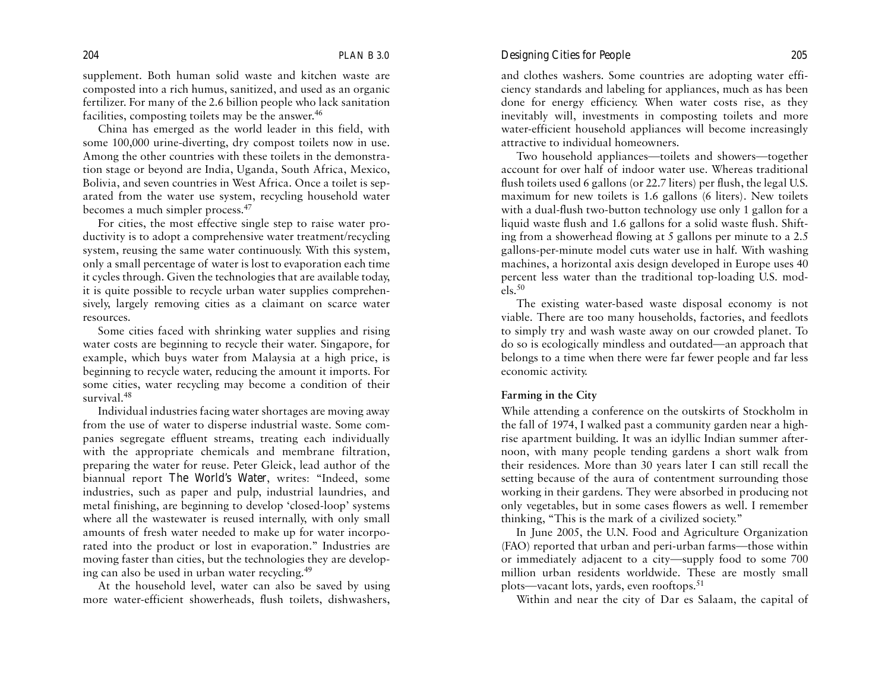supplement. Both human solid waste and kitchen waste are composted into a rich humus, sanitized, and used as an organic fertilizer. For many of the 2.6 billion people who lack sanitation facilities, composting toilets may be the answer.[46]

China has emerged as the world leader in this field, with some 100,000 urine-diverting, dry compost toilets now in use. Among the other countries with these toilets in the demonstration stage or beyond are India, Uganda, South Africa, Mexico, Bolivia, and seven countries in West Africa. Once a toilet is separated from the water use system, recycling household water becomes a much simpler process.[47]

For cities, the most effective single step to raise water productivity is to adopt a comprehensive water treatment/recycling system, reusing the same water continuously. With this system, only a small percentage of water is lost to evaporation each time it cycles through. Given the technologies that are available today, it is quite possible to recycle urban water supplies comprehensively, largely removing cities as a claimant on scarce water resources.

Some cities faced with shrinking water supplies and rising water costs are beginning to recycle their water. Singapore, for example, which buys water from Malaysia at a high price, is beginning to recycle water, reducing the amount it imports. For some cities, water recycling may become a condition of their survival.[48]

Individual industries facing water shortages are moving away from the use of water to disperse industrial waste. Some companies segregate effluent streams, treating each individually with the appropriate chemicals and membrane filtration, preparing the water for reuse. Peter Gleick, lead author of the biannual report *The World's Water*, writes: "Indeed, some industries, such as paper and pulp, industrial laundries, and metal finishing, are beginning to develop 'closed-loop' systems where all the wastewater is reused internally, with only small amounts of fresh water needed to make up for water incorporated into the product or lost in evaporation." Industries are moving faster than cities, but the technologies they are developing can also be used in urban water recycling.[49]

At the household level, water can also be saved by using more water-efficient showerheads, flush toilets, dishwashers, and clothes washers. Some countries are adopting water efficiency standards and labeling for appliances, much as has been done for energy efficiency. When water costs rise, as they inevitably will, investments in composting toilets and more water-efficient household appliances will become increasingly attractive to individual homeowners.

Two household appliances—toilets and showers—together account for over half of indoor water use. Whereas traditional flush toilets used 6 gallons (or 22.7 liters) per flush, the legal U.S. maximum for new toilets is 1.6 gallons (6 liters). New toilets with a dual-flush two-button technology use only 1 gallon for a liquid waste flush and 1.6 gallons for a solid waste flush. Shifting from a showerhead flowing at 5 gallons per minute to a 2.5 gallons-per-minute model cuts water use in half. With washing machines, a horizontal axis design developed in Europe uses 40 percent less water than the traditional top-loading U.S. models.[50]

The existing water-based waste disposal economy is not viable. There are too many households, factories, and feedlots to simply try and wash waste away on our crowded planet. To do so is ecologically mindless and outdated—an approach that belongs to a time when there were far fewer people and far less economic activity.

## Farming in the City

While attending a conference on the outskirts of Stockholm in the fall of 1974, I walked past a community garden near a high-rise apartment building. It was an idyllic Indian summer afternoon, with many people tending gardens a short walk from their residences. More than 30 years later I can still recall the setting because of the aura of contentment surrounding those working in their gardens. They were absorbed in producing not only vegetables, but in some cases flowers as well. I remember thinking, "This is the mark of a civilized society."

In June 2005, the U.N. Food and Agriculture Organization (FAO) reported that urban and peri-urban farms—those within or immediately adjacent to a city—supply food to some 700 million urban residents worldwide. These are mostly small plots—vacant lots, yards, even rooftops.[51]

Within and near the city of Dar es Salaam, the capital of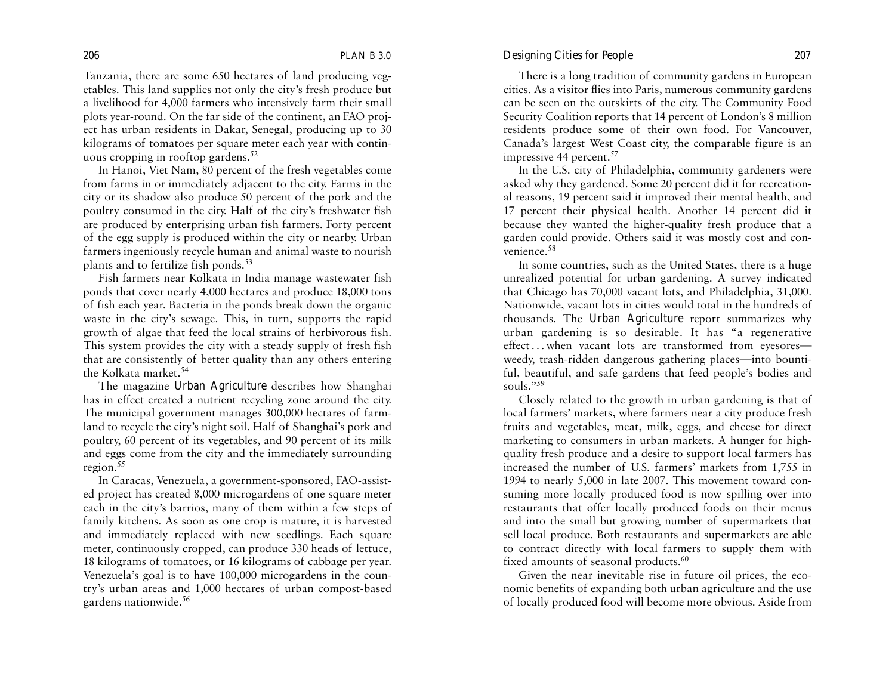Tanzania, there are some 650 hectares of land producing vegetables. This land supplies not only the city's fresh produce but a livelihood for 4,000 farmers who intensively farm their small plots year-round. On the far side of the continent, an FAO project has urban residents in Dakar, Senegal, producing up to 30 kilograms of tomatoes per square meter each year with continuous cropping in rooftop gardens.[52]

In Hanoi, Viet Nam, 80 percent of the fresh vegetables come from farms in or immediately adjacent to the city. Farms in the city or its shadow also produce 50 percent of the pork and the poultry consumed in the city. Half of the city's freshwater fish are produced by enterprising urban fish farmers. Forty percent of the egg supply is produced within the city or nearby. Urban farmers ingeniously recycle human and animal waste to nourish plants and to fertilize fish ponds.[53]

Fish farmers near Kolkata in India manage wastewater fish ponds that cover nearly 4,000 hectares and produce 18,000 tons of fish each year. Bacteria in the ponds break down the organic waste in the city's sewage. This, in turn, supports the rapid growth of algae that feed the local strains of herbivorous fish. This system provides the city with a steady supply of fresh fish that are consistently of better quality than any others entering the Kolkata market.[54]

The magazine *Urban Agriculture* describes how Shanghai has in effect created a nutrient recycling zone around the city. The municipal government manages 300,000 hectares of farmland to recycle the city's night soil. Half of Shanghai's pork and poultry, 60 percent of its vegetables, and 90 percent of its milk and eggs come from the city and the immediately surrounding region.[55]

In Caracas, Venezuela, a government-sponsored, FAO-assisted project has created 8,000 microgardens of one square meter each in the city's barrios, many of them within a few steps of family kitchens. As soon as one crop is mature, it is harvested and immediately replaced with new seedlings. Each square meter, continuously cropped, can produce 330 heads of lettuce, 18 kilograms of tomatoes, or 16 kilograms of cabbage per year. Venezuela's goal is to have 100,000 microgardens in the country's urban areas and 1,000 hectares of urban compost-based gardens nationwide.[56]

There is a long tradition of community gardens in European cities. As a visitor flies into Paris, numerous community gardens can be seen on the outskirts of the city. The Community Food Security Coalition reports that 14 percent of London's 8 million residents produce some of their own food. For Vancouver, Canada's largest West Coast city, the comparable figure is an impressive 44 percent.[57]

In the U.S. city of Philadelphia, community gardeners were asked why they gardened. Some 20 percent did it for recreational reasons, 19 percent said it improved their mental health, and 17 percent their physical health. Another 14 percent did it because they wanted the higher-quality fresh produce that a garden could provide. Others said it was mostly cost and convenience.[58]

In some countries, such as the United States, there is a huge unrealized potential for urban gardening. A survey indicated that Chicago has 70,000 vacant lots, and Philadelphia, 31,000. Nationwide, vacant lots in cities would total in the hundreds of thousands. The *Urban Agriculture* report summarizes why urban gardening is so desirable. It has "a regenerative effect . . . when vacant lots are transformed from eyesores—weedy, trash-ridden dangerous gathering places—into bountiful, beautiful, and safe gardens that feed people's bodies and souls."[59]

Closely related to the growth in urban gardening is that of local farmers' markets, where farmers near a city produce fresh fruits and vegetables, meat, milk, eggs, and cheese for direct marketing to consumers in urban markets. A hunger for high-quality fresh produce and a desire to support local farmers has increased the number of U.S. farmers' markets from 1,755 in 1994 to nearly 5,000 in late 2007. This movement toward consuming more locally produced food is now spilling over into restaurants that offer locally produced foods on their menus and into the small but growing number of supermarkets that sell local produce. Both restaurants and supermarkets are able to contract directly with local farmers to supply them with fixed amounts of seasonal products.[60]

Given the near inevitable rise in future oil prices, the economic benefits of expanding both urban agriculture and the use of locally produced food will become more obvious. Aside from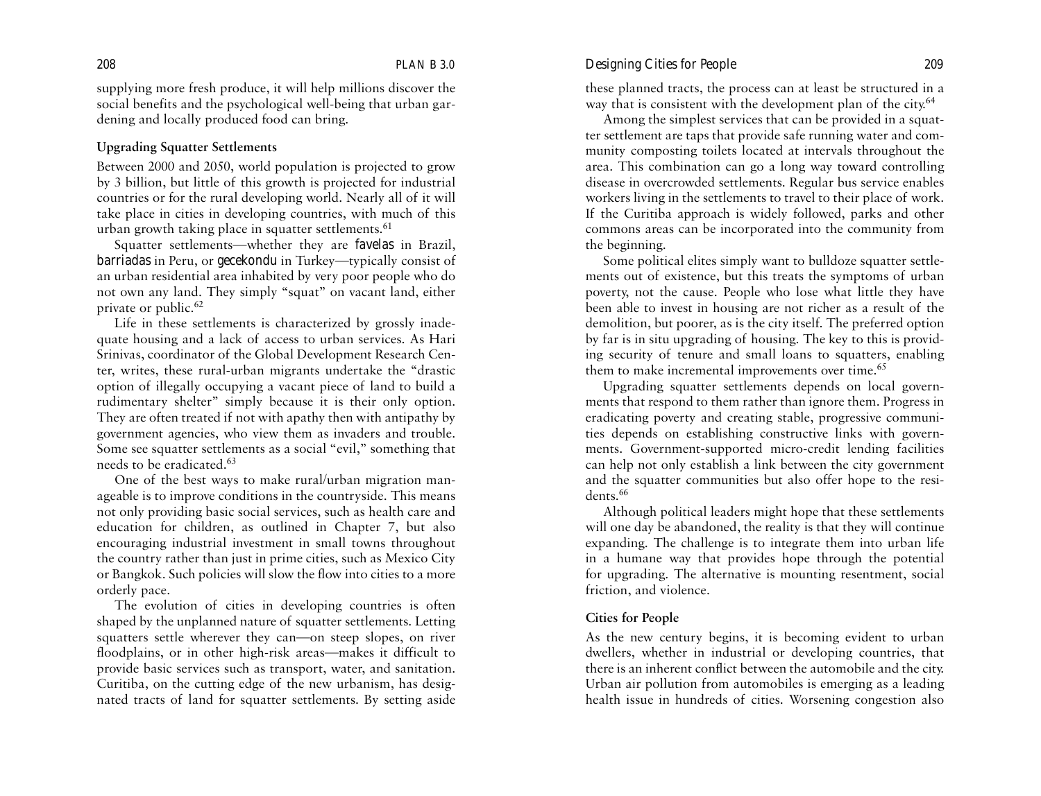supplying more fresh produce, it will help millions discover the social benefits and the psychological well-being that urban gardening and locally produced food can bring.

### Upgrading Squatter Settlements

Between 2000 and 2050, world population is projected to grow by 3 billion, but little of this growth is projected for industrial countries or for the rural developing world. Nearly all of it will take place in cities in developing countries, with much of this urban growth taking place in squatter settlements.[61]

Squatter settlements—whether they are *favelas* in Brazil, *barriadas* in Peru, or *gecekondu* in Turkey—typically consist of an urban residential area inhabited by very poor people who do not own any land. They simply "squat" on vacant land, either private or public.[62]

Life in these settlements is characterized by grossly inadequate housing and a lack of access to urban services. As Hari Srinivas, coordinator of the Global Development Research Center, writes, these rural-urban migrants undertake the "drastic option of illegally occupying a vacant piece of land to build a rudimentary shelter" simply because it is their only option. They are often treated if not with apathy then with antipathy by government agencies, who view them as invaders and trouble. Some see squatter settlements as a social "evil," something that needs to be eradicated.[63]

One of the best ways to make rural/urban migration manageable is to improve conditions in the countryside. This means not only providing basic social services, such as health care and education for children, as outlined in Chapter 7, but also encouraging industrial investment in small towns throughout the country rather than just in prime cities, such as Mexico City or Bangkok. Such policies will slow the flow into cities to a more orderly pace.

The evolution of cities in developing countries is often shaped by the unplanned nature of squatter settlements. Letting squatters settle wherever they can—on steep slopes, on river floodplains, or in other high-risk areas—makes it difficult to provide basic services such as transport, water, and sanitation. Curitiba, on the cutting edge of the new urbanism, has designated tracts of land for squatter settlements. By setting aside these planned tracts, the process can at least be structured in a way that is consistent with the development plan of the city.[64]

Among the simplest services that can be provided in a squatter settlement are taps that provide safe running water and community composting toilets located at intervals throughout the area. This combination can go a long way toward controlling disease in overcrowded settlements. Regular bus service enables workers living in the settlements to travel to their place of work. If the Curitiba approach is widely followed, parks and other commons areas can be incorporated into the community from the beginning.

Some political elites simply want to bulldoze squatter settlements out of existence, but this treats the symptoms of urban poverty, not the cause. People who lose what little they have been able to invest in housing are not richer as a result of the demolition, but poorer, as is the city itself. The preferred option by far is in situ upgrading of housing. The key to this is providing security of tenure and small loans to squatters, enabling them to make incremental improvements over time.[65]

Upgrading squatter settlements depends on local governments that respond to them rather than ignore them. Progress in eradicating poverty and creating stable, progressive communities depends on establishing constructive links with governments. Government-supported micro-credit lending facilities can help not only establish a link between the city government and the squatter communities but also offer hope to the residents.[66]

Although political leaders might hope that these settlements will one day be abandoned, the reality is that they will continue expanding. The challenge is to integrate them into urban life in a humane way that provides hope through the potential for upgrading. The alternative is mounting resentment, social friction, and violence.

### Cities for People

As the new century begins, it is becoming evident to urban dwellers, whether in industrial or developing countries, that there is an inherent conflict between the automobile and the city. Urban air pollution from automobiles is emerging as a leading health issue in hundreds of cities. Worsening congestion also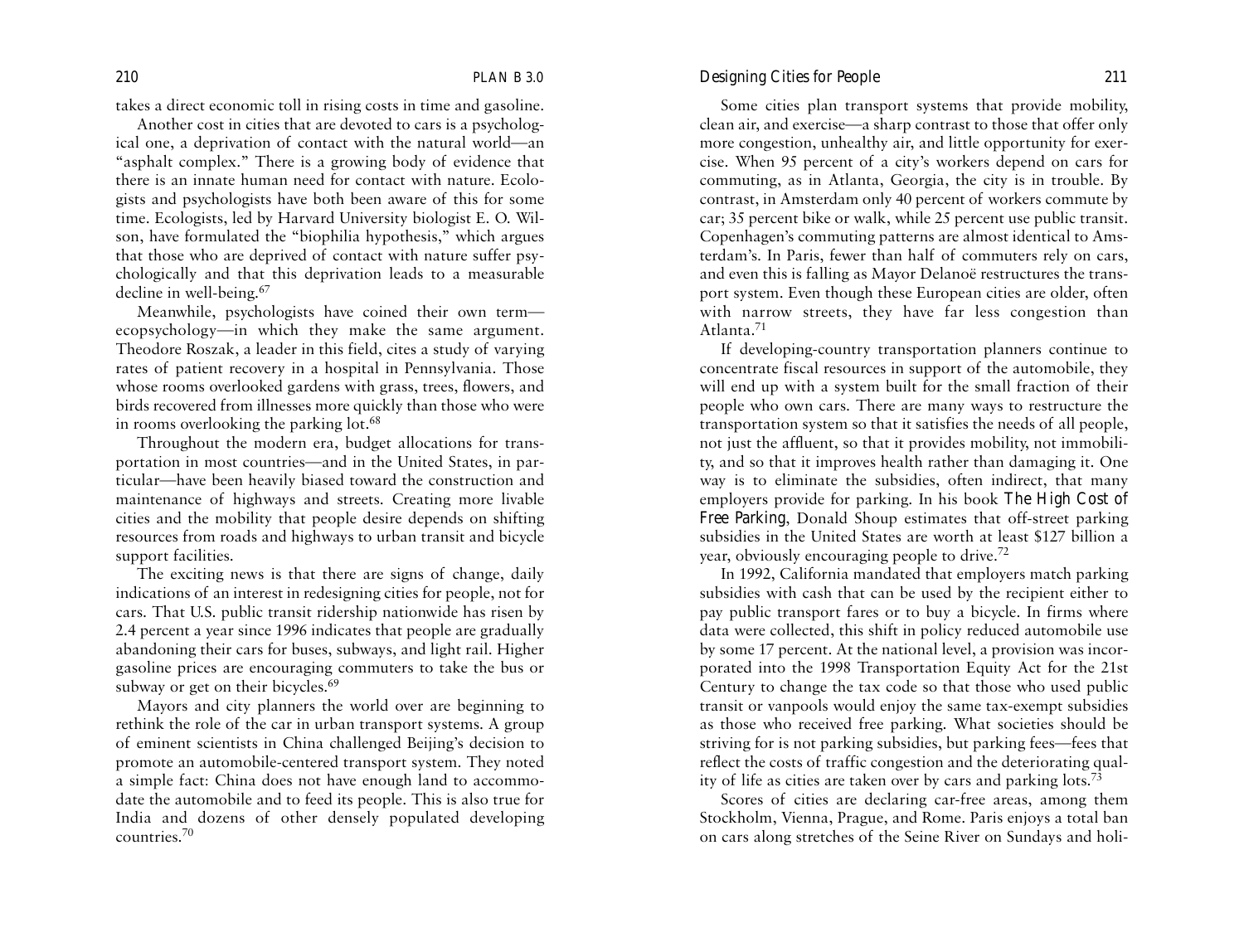takes a direct economic toll in rising costs in time and gasoline.

Another cost in cities that are devoted to cars is a psychological one, a deprivation of contact with the natural world—an "asphalt complex." There is a growing body of evidence that there is an innate human need for contact with nature. Ecologists and psychologists have both been aware of this for some time. Ecologists, led by Harvard University biologist E. O. Wilson, have formulated the "biophilia hypothesis," which argues that those who are deprived of contact with nature suffer psychologically and that this deprivation leads to a measurable decline in well-being.[67]

Meanwhile, psychologists have coined their own term—ecopsychology—in which they make the same argument. Theodore Roszak, a leader in this field, cites a study of varying rates of patient recovery in a hospital in Pennsylvania. Those whose rooms overlooked gardens with grass, trees, flowers, and birds recovered from illnesses more quickly than those who were in rooms overlooking the parking lot.[68]

Throughout the modern era, budget allocations for transportation in most countries—and in the United States, in particular—have been heavily biased toward the construction and maintenance of highways and streets. Creating more livable cities and the mobility that people desire depends on shifting resources from roads and highways to urban transit and bicycle support facilities.

The exciting news is that there are signs of change, daily indications of an interest in redesigning cities for people, not for cars. That U.S. public transit ridership nationwide has risen by 2.4 percent a year since 1996 indicates that people are gradually abandoning their cars for buses, subways, and light rail. Higher gasoline prices are encouraging commuters to take the bus or subway or get on their bicycles.[69]

Mayors and city planners the world over are beginning to rethink the role of the car in urban transport systems. A group of eminent scientists in China challenged Beijing's decision to promote an automobile-centered transport system. They noted a simple fact: China does not have enough land to accommodate the automobile and to feed its people. This is also true for India and dozens of other densely populated developing countries.[70]

Some cities plan transport systems that provide mobility, clean air, and exercise—a sharp contrast to those that offer only more congestion, unhealthy air, and little opportunity for exercise. When 95 percent of a city's workers depend on cars for commuting, as in Atlanta, Georgia, the city is in trouble. By contrast, in Amsterdam only 40 percent of workers commute by car; 35 percent bike or walk, while 25 percent use public transit. Copenhagen's commuting patterns are almost identical to Amsterdam's. In Paris, fewer than half of commuters rely on cars, and even this is falling as Mayor Delanoë restructures the transport system. Even though these European cities are older, often with narrow streets, they have far less congestion than Atlanta.[71]

If developing-country transportation planners continue to concentrate fiscal resources in support of the automobile, they will end up with a system built for the small fraction of their people who own cars. There are many ways to restructure the transportation system so that it satisfies the needs of all people, not just the affluent, so that it provides mobility, not immobility, and so that it improves health rather than damaging it. One way is to eliminate the subsidies, often indirect, that many employers provide for parking. In his book *The High Cost of Free Parking*, Donald Shoup estimates that off-street parking subsidies in the United States are worth at least $127 billion a year, obviously encouraging people to drive.[72]

In 1992, California mandated that employers match parking subsidies with cash that can be used by the recipient either to pay public transport fares or to buy a bicycle. In firms where data were collected, this shift in policy reduced automobile use by some 17 percent. At the national level, a provision was incorporated into the 1998 Transportation Equity Act for the 21st Century to change the tax code so that those who used public transit or vanpools would enjoy the same tax-exempt subsidies as those who received free parking. What societies should be striving for is not parking subsidies, but parking fees—fees that reflect the costs of traffic congestion and the deteriorating quality of life as cities are taken over by cars and parking lots.[73]

Scores of cities are declaring car-free areas, among them Stockholm, Vienna, Prague, and Rome. Paris enjoys a total ban on cars along stretches of the Seine River on Sundays and holi-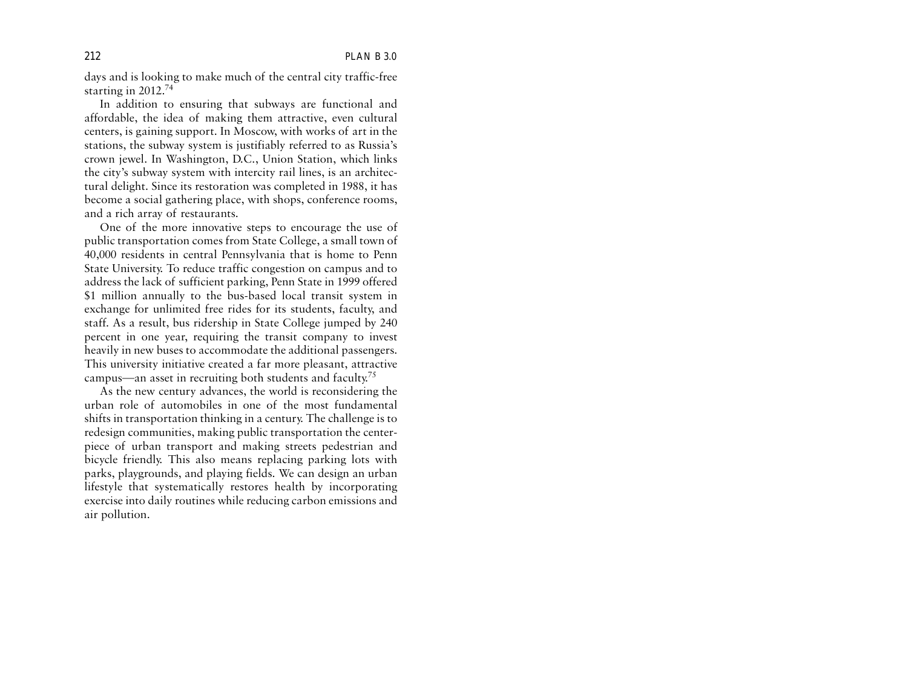days and is looking to make much of the central city traffic-free starting in 2012.[74]

In addition to ensuring that subways are functional and affordable, the idea of making them attractive, even cultural centers, is gaining support. In Moscow, with works of art in the stations, the subway system is justifiably referred to as Russia's crown jewel. In Washington, D.C., Union Station, which links the city's subway system with intercity rail lines, is an architectural delight. Since its restoration was completed in 1988, it has become a social gathering place, with shops, conference rooms, and a rich array of restaurants.

One of the more innovative steps to encourage the use of public transportation comes from State College, a small town of 40,000 residents in central Pennsylvania that is home to Penn State University. To reduce traffic congestion on campus and to address the lack of sufficient parking, Penn State in 1999 offered $1 million annually to the bus-based local transit system in exchange for unlimited free rides for its students, faculty, and staff. As a result, bus ridership in State College jumped by 240 percent in one year, requiring the transit company to invest heavily in new buses to accommodate the additional passengers. This university initiative created a far more pleasant, attractive campus—an asset in recruiting both students and faculty.[75]

As the new century advances, the world is reconsidering the urban role of automobiles in one of the most fundamental shifts in transportation thinking in a century. The challenge is to redesign communities, making public transportation the centerpiece of urban transport and making streets pedestrian and bicycle friendly. This also means replacing parking lots with parks, playgrounds, and playing fields. We can design an urban lifestyle that systematically restores health by incorporating exercise into daily routines while reducing carbon emissions and air pollution.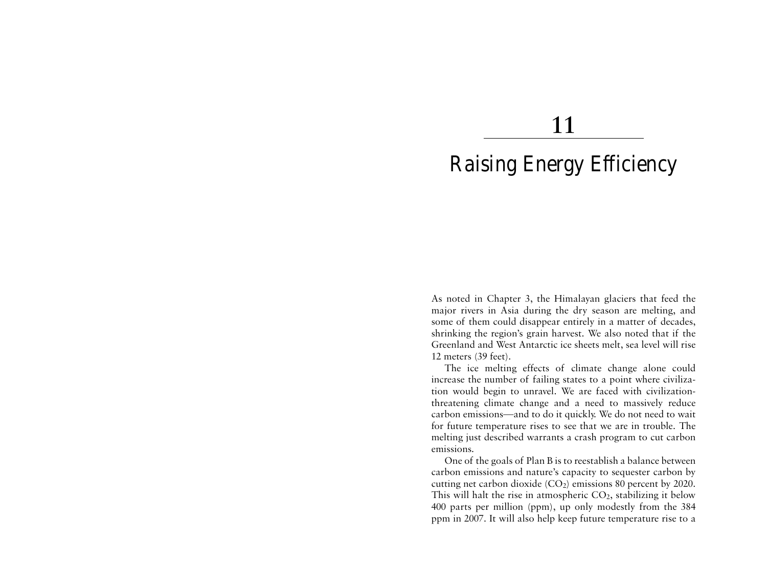# 11

# Raising Energy Efficiency

As noted in Chapter 3, the Himalayan glaciers that feed the major rivers in Asia during the dry season are melting, and some of them could disappear entirely in a matter of decades, shrinking the region's grain harvest. We also noted that if the Greenland and West Antarctic ice sheets melt, sea level will rise 12 meters (39 feet).

The ice melting effects of climate change alone could increase the number of failing states to a point where civilization would begin to unravel. We are faced with civilization-threatening climate change and a need to massively reduce carbon emissions—and to do it quickly. We do not need to wait for future temperature rises to see that we are in trouble. The melting just described warrants a crash program to cut carbon emissions.

One of the goals of Plan B is to reestablish a balance between carbon emissions and nature's capacity to sequester carbon by cutting net carbon dioxide ($CO_2$) emissions 80 percent by 2020. This will halt the rise in atmospheric $CO_2$, stabilizing it below 400 parts per million (ppm), up only modestly from the 384 ppm in 2007. It will also help keep future temperature rise to a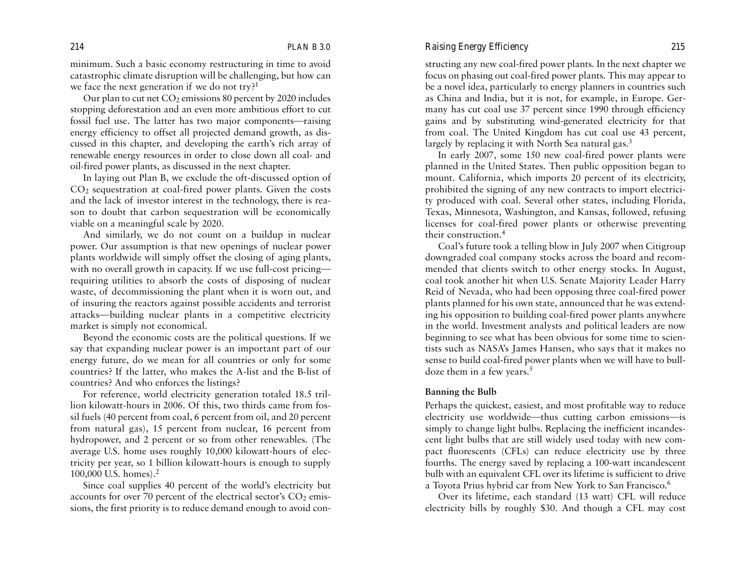minimum. Such a basic economy restructuring in time to avoid catastrophic climate disruption will be challenging, but how can we face the next generation if we do not try?[1]

Our plan to cut net $CO_2$ emissions 80 percent by 2020 includes stopping deforestation and an even more ambitious effort to cut fossil fuel use. The latter has two major components—raising energy efficiency to offset all projected demand growth, as discussed in this chapter, and developing the earth's rich array of renewable energy resources in order to close down all coal- and oil-fired power plants, as discussed in the next chapter.

In laying out Plan B, we exclude the oft-discussed option of $CO_2$ sequestration at coal-fired power plants. Given the costs and the lack of investor interest in the technology, there is reason to doubt that carbon sequestration will be economically viable on a meaningful scale by 2020.

And similarly, we do not count on a buildup in nuclear power. Our assumption is that new openings of nuclear power plants worldwide will simply offset the closing of aging plants, with no overall growth in capacity. If we use full-cost pricing—requiring utilities to absorb the costs of disposing of nuclear waste, of decommissioning the plant when it is worn out, and of insuring the reactors against possible accidents and terrorist attacks—building nuclear plants in a competitive electricity market is simply not economical.

Beyond the economic costs are the political questions. If we say that expanding nuclear power is an important part of our energy future, do we mean for all countries or only for some countries? If the latter, who makes the A-list and the B-list of countries? And who enforces the listings?

For reference, world electricity generation totaled 18.5 trillion kilowatt-hours in 2006. Of this, two thirds came from fossil fuels (40 percent from coal, 6 percent from oil, and 20 percent from natural gas), 15 percent from nuclear, 16 percent from hydropower, and 2 percent or so from other renewables. (The average U.S. home uses roughly 10,000 kilowatt-hours of electricity per year, so 1 billion kilowatt-hours is enough to supply 100,000 U.S. homes).[2]

Since coal supplies 40 percent of the world's electricity but accounts for over 70 percent of the electrical sector's $CO_2$ emissions, the first priority is to reduce demand enough to avoid constructing any new coal-fired power plants. In the next chapter we focus on phasing out coal-fired power plants. This may appear to be a novel idea, particularly to energy planners in countries such as China and India, but it is not, for example, in Europe. Germany has cut coal use 37 percent since 1990 through efficiency gains and by substituting wind-generated electricity for that from coal. The United Kingdom has cut coal use 43 percent, largely by replacing it with North Sea natural gas.[3]

In early 2007, some 150 new coal-fired power plants were planned in the United States. Then public opposition began to mount. California, which imports 20 percent of its electricity, prohibited the signing of any new contracts to import electricity produced with coal. Several other states, including Florida, Texas, Minnesota, Washington, and Kansas, followed, refusing licenses for coal-fired power plants or otherwise preventing their construction.[4]

Coal's future took a telling blow in July 2007 when Citigroup downgraded coal company stocks across the board and recommended that clients switch to other energy stocks. In August, coal took another hit when U.S. Senate Majority Leader Harry Reid of Nevada, who had been opposing three coal-fired power plants planned for his own state, announced that he was extending his opposition to building coal-fired power plants anywhere in the world. Investment analysts and political leaders are now beginning to see what has been obvious for some time to scientists such as NASA's James Hansen, who says that it makes no sense to build coal-fired power plants when we will have to bulldoze them in a few years.[5]

## Banning the Bulb

Perhaps the quickest, easiest, and most profitable way to reduce electricity use worldwide—thus cutting carbon emissions—is simply to change light bulbs. Replacing the inefficient incandescent light bulbs that are still widely used today with new compact fluorescents (CFLs) can reduce electricity use by three fourths. The energy saved by replacing a 100-watt incandescent bulb with an equivalent CFL over its lifetime is sufficient to drive a Toyota Prius hybrid car from New York to San Francisco.[6]

Over its lifetime, each standard (13 watt) CFL will reduce electricity bills by roughly $30. And though a CFL may cost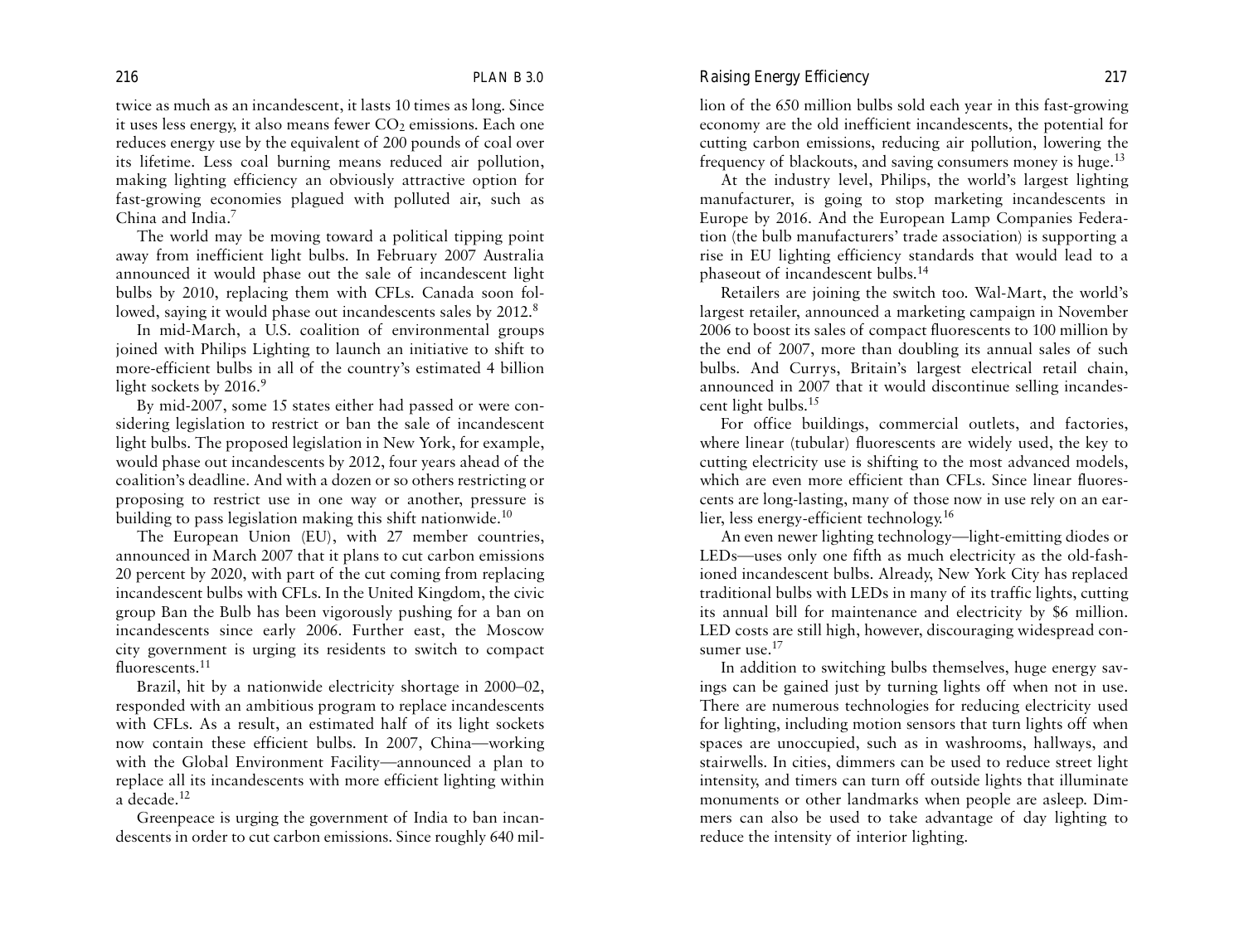twice as much as an incandescent, it lasts 10 times as long. Since it uses less energy, it also means fewer $CO_2$ emissions. Each one reduces energy use by the equivalent of 200 pounds of coal over its lifetime. Less coal burning means reduced air pollution, making lighting efficiency an obviously attractive option for fast-growing economies plagued with polluted air, such as China and India.[7]

The world may be moving toward a political tipping point away from inefficient light bulbs. In February 2007 Australia announced it would phase out the sale of incandescent light bulbs by 2010, replacing them with CFLs. Canada soon followed, saying it would phase out incandescents sales by 2012.[8]

In mid-March, a U.S. coalition of environmental groups joined with Philips Lighting to launch an initiative to shift to more-efficient bulbs in all of the country's estimated 4 billion light sockets by 2016.[9]

By mid-2007, some 15 states either had passed or were considering legislation to restrict or ban the sale of incandescent light bulbs. The proposed legislation in New York, for example, would phase out incandescents by 2012, four years ahead of the coalition's deadline. And with a dozen or so others restricting or proposing to restrict use in one way or another, pressure is building to pass legislation making this shift nationwide.[10]

The European Union (EU), with 27 member countries, announced in March 2007 that it plans to cut carbon emissions 20 percent by 2020, with part of the cut coming from replacing incandescent bulbs with CFLs. In the United Kingdom, the civic group Ban the Bulb has been vigorously pushing for a ban on incandescents since early 2006. Further east, the Moscow city government is urging its residents to switch to compact fluorescents.[11]

Brazil, hit by a nationwide electricity shortage in 2000–02, responded with an ambitious program to replace incandescents with CFLs. As a result, an estimated half of its light sockets now contain these efficient bulbs. In 2007, China—working with the Global Environment Facility—announced a plan to replace all its incandescents with more efficient lighting within a decade.[12]

Greenpeace is urging the government of India to ban incandescents in order to cut carbon emissions. Since roughly 640 million of the 650 million bulbs sold each year in this fast-growing economy are the old inefficient incandescents, the potential for cutting carbon emissions, reducing air pollution, lowering the frequency of blackouts, and saving consumers money is huge.[13]

At the industry level, Philips, the world's largest lighting manufacturer, is going to stop marketing incandescents in Europe by 2016. And the European Lamp Companies Federation (the bulb manufacturers' trade association) is supporting a rise in EU lighting efficiency standards that would lead to a phaseout of incandescent bulbs.[14]

Retailers are joining the switch too. Wal-Mart, the world's largest retailer, announced a marketing campaign in November 2006 to boost its sales of compact fluorescents to 100 million by the end of 2007, more than doubling its annual sales of such bulbs. And Currys, Britain's largest electrical retail chain, announced in 2007 that it would discontinue selling incandescent light bulbs.[15]

For office buildings, commercial outlets, and factories, where linear (tubular) fluorescents are widely used, the key to cutting electricity use is shifting to the most advanced models, which are even more efficient than CFLs. Since linear fluorescents are long-lasting, many of those now in use rely on an earlier, less energy-efficient technology.[16]

An even newer lighting technology—light-emitting diodes or LEDs—uses only one fifth as much electricity as the old-fashioned incandescent bulbs. Already, New York City has replaced traditional bulbs with LEDs in many of its traffic lights, cutting its annual bill for maintenance and electricity by $6 million. LED costs are still high, however, discouraging widespread consumer use.[17]

In addition to switching bulbs themselves, huge energy savings can be gained just by turning lights off when not in use. There are numerous technologies for reducing electricity used for lighting, including motion sensors that turn lights off when spaces are unoccupied, such as in washrooms, hallways, and stairwells. In cities, dimmers can be used to reduce street light intensity, and timers can turn off outside lights that illuminate monuments or other landmarks when people are asleep. Dimmers can also be used to take advantage of day lighting to reduce the intensity of interior lighting.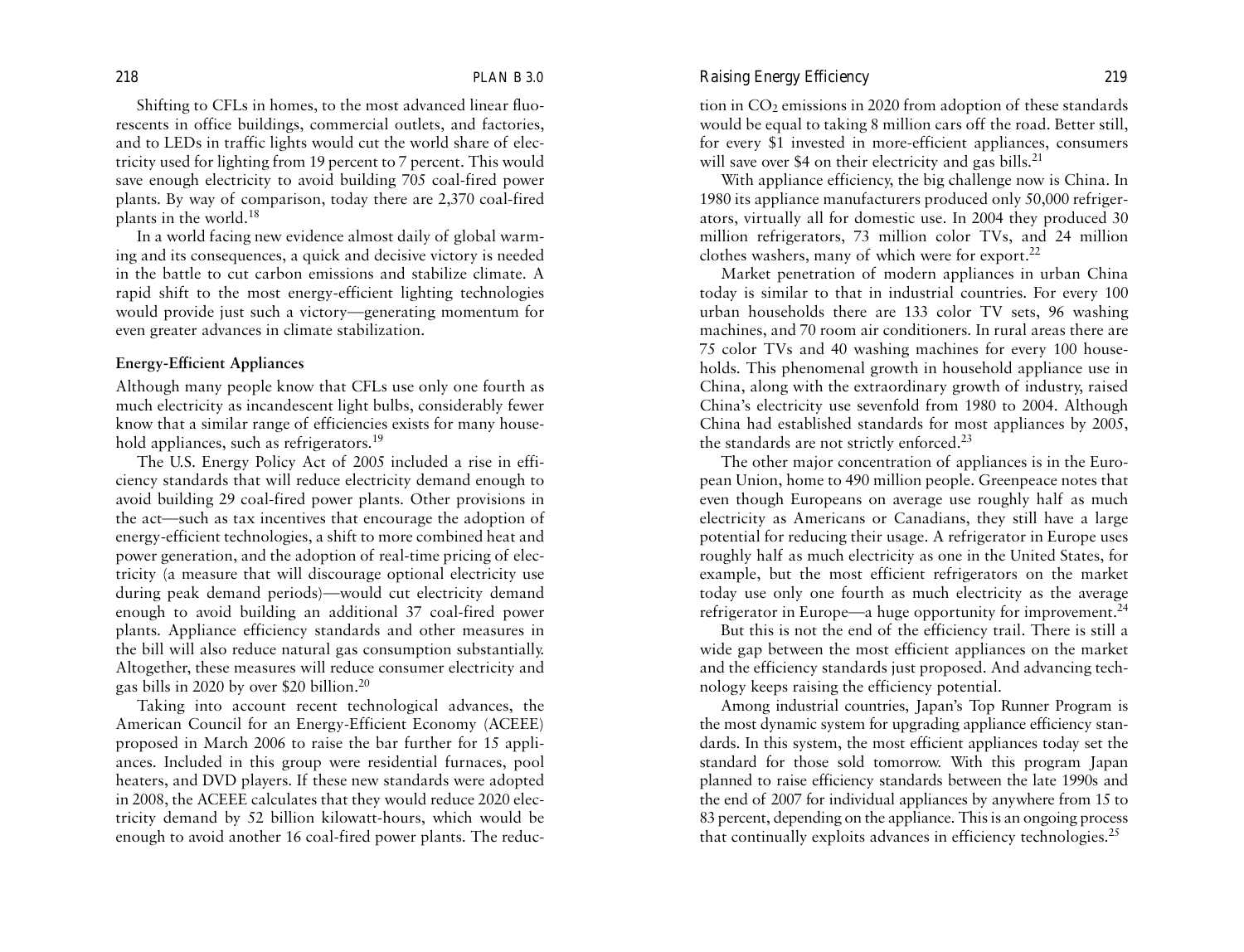Shifting to CFLs in homes, to the most advanced linear fluorescents in office buildings, commercial outlets, and factories, and to LEDs in traffic lights would cut the world share of electricity used for lighting from 19 percent to 7 percent. This would save enough electricity to avoid building 705 coal-fired power plants. By way of comparison, today there are 2,370 coal-fired plants in the world.[18]

In a world facing new evidence almost daily of global warming and its consequences, a quick and decisive victory is needed in the battle to cut carbon emissions and stabilize climate. A rapid shift to the most energy-efficient lighting technologies would provide just such a victory—generating momentum for even greater advances in climate stabilization.

**Energy-Efficient Appliances**

Although many people know that CFLs use only one fourth as much electricity as incandescent light bulbs, considerably fewer know that a similar range of efficiencies exists for many household appliances, such as refrigerators.[19]

The U.S. Energy Policy Act of 2005 included a rise in efficiency standards that will reduce electricity demand enough to avoid building 29 coal-fired power plants. Other provisions in the act—such as tax incentives that encourage the adoption of energy-efficient technologies, a shift to more combined heat and power generation, and the adoption of real-time pricing of electricity (a measure that will discourage optional electricity use during peak demand periods)—would cut electricity demand enough to avoid building an additional 37 coal-fired power plants. Appliance efficiency standards and other measures in the bill will also reduce natural gas consumption substantially. Altogether, these measures will reduce consumer electricity and gas bills in 2020 by over $20 billion.[20]

Taking into account recent technological advances, the American Council for an Energy-Efficient Economy (ACEEE) proposed in March 2006 to raise the bar further for 15 appliances. Included in this group were residential furnaces, pool heaters, and DVD players. If these new standards were adopted in 2008, the ACEEE calculates that they would reduce 2020 electricity demand by 52 billion kilowatt-hours, which would be enough to avoid another 16 coal-fired power plants. The reduction in $CO_2$ emissions in 2020 from adoption of these standards would be equal to taking 8 million cars off the road. Better still, for every $1 invested in more-efficient appliances, consumers will save over $4 on their electricity and gas bills.[21]

With appliance efficiency, the big challenge now is China. In 1980 its appliance manufacturers produced only 50,000 refrigerators, virtually all for domestic use. In 2004 they produced 30 million refrigerators, 73 million color TVs, and 24 million clothes washers, many of which were for export.[22]

Market penetration of modern appliances in urban China today is similar to that in industrial countries. For every 100 urban households there are 133 color TV sets, 96 washing machines, and 70 room air conditioners. In rural areas there are 75 color TVs and 40 washing machines for every 100 households. This phenomenal growth in household appliance use in China, along with the extraordinary growth of industry, raised China's electricity use sevenfold from 1980 to 2004. Although China had established standards for most appliances by 2005, the standards are not strictly enforced.[23]

The other major concentration of appliances is in the European Union, home to 490 million people. Greenpeace notes that even though Europeans on average use roughly half as much electricity as Americans or Canadians, they still have a large potential for reducing their usage. A refrigerator in Europe uses roughly half as much electricity as one in the United States, for example, but the most efficient refrigerators on the market today use only one fourth as much electricity as the average refrigerator in Europe—a huge opportunity for improvement.[24]

But this is not the end of the efficiency trail. There is still a wide gap between the most efficient appliances on the market and the efficiency standards just proposed. And advancing technology keeps raising the efficiency potential.

Among industrial countries, Japan's Top Runner Program is the most dynamic system for upgrading appliance efficiency standards. In this system, the most efficient appliances today set the standard for those sold tomorrow. With this program Japan planned to raise efficiency standards between the late 1990s and the end of 2007 for individual appliances by anywhere from 15 to 83 percent, depending on the appliance. This is an ongoing process that continually exploits advances in efficiency technologies.[25]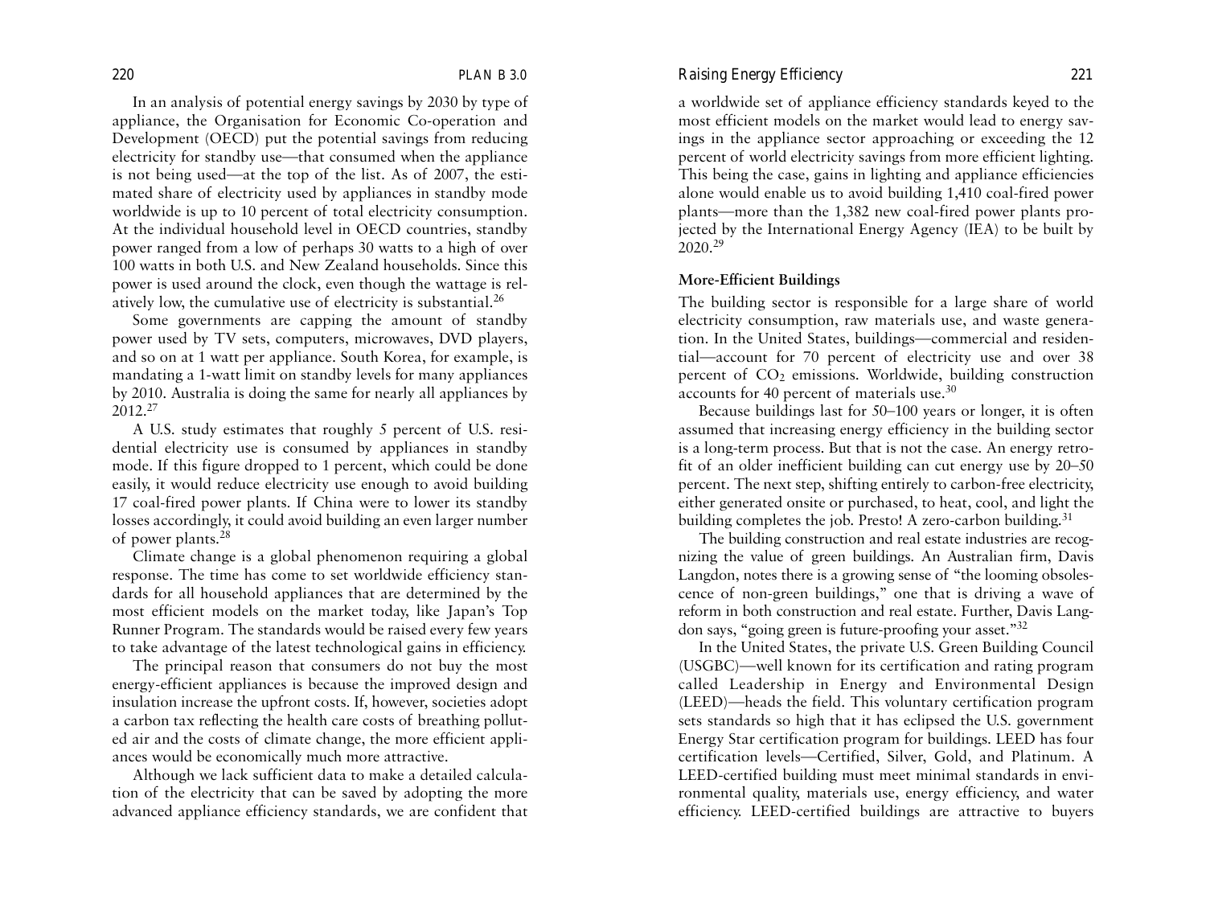In an analysis of potential energy savings by 2030 by type of appliance, the Organisation for Economic Co-operation and Development (OECD) put the potential savings from reducing electricity for standby use—that consumed when the appliance is not being used—at the top of the list. As of 2007, the estimated share of electricity used by appliances in standby mode worldwide is up to 10 percent of total electricity consumption. At the individual household level in OECD countries, standby power ranged from a low of perhaps 30 watts to a high of over 100 watts in both U.S. and New Zealand households. Since this power is used around the clock, even though the wattage is relatively low, the cumulative use of electricity is substantial.[26]

Some governments are capping the amount of standby power used by TV sets, computers, microwaves, DVD players, and so on at 1 watt per appliance. South Korea, for example, is mandating a 1-watt limit on standby levels for many appliances by 2010. Australia is doing the same for nearly all appliances by 2012.[27]

A U.S. study estimates that roughly 5 percent of U.S. residential electricity use is consumed by appliances in standby mode. If this figure dropped to 1 percent, which could be done easily, it would reduce electricity use enough to avoid building 17 coal-fired power plants. If China were to lower its standby losses accordingly, it could avoid building an even larger number of power plants.[28]

Climate change is a global phenomenon requiring a global response. The time has come to set worldwide efficiency standards for all household appliances that are determined by the most efficient models on the market today, like Japan's Top Runner Program. The standards would be raised every few years to take advantage of the latest technological gains in efficiency.

The principal reason that consumers do not buy the most energy-efficient appliances is because the improved design and insulation increase the upfront costs. If, however, societies adopt a carbon tax reflecting the health care costs of breathing polluted air and the costs of climate change, the more efficient appliances would be economically much more attractive.

Although we lack sufficient data to make a detailed calculation of the electricity that can be saved by adopting the more advanced appliance efficiency standards, we are confident that a worldwide set of appliance efficiency standards keyed to the most efficient models on the market would lead to energy savings in the appliance sector approaching or exceeding the 12 percent of world electricity savings from more efficient lighting. This being the case, gains in lighting and appliance efficiencies alone would enable us to avoid building 1,410 coal-fired power plants—more than the 1,382 new coal-fired power plants projected by the International Energy Agency (IEA) to be built by 2020.[29]

### More-Efficient Buildings

The building sector is responsible for a large share of world electricity consumption, raw materials use, and waste generation. In the United States, buildings—commercial and residential—account for 70 percent of electricity use and over 38 percent of $CO_2$ emissions. Worldwide, building construction accounts for 40 percent of materials use.[30]

Because buildings last for 50–100 years or longer, it is often assumed that increasing energy efficiency in the building sector is a long-term process. But that is not the case. An energy retrofit of an older inefficient building can cut energy use by 20–50 percent. The next step, shifting entirely to carbon-free electricity, either generated onsite or purchased, to heat, cool, and light the building completes the job. Presto! A zero-carbon building.[31]

The building construction and real estate industries are recognizing the value of green buildings. An Australian firm, Davis Langdon, notes there is a growing sense of "the looming obsolescence of non-green buildings," one that is driving a wave of reform in both construction and real estate. Further, Davis Langdon says, "going green is future-proofing your asset."[32]

In the United States, the private U.S. Green Building Council (USGBC)—well known for its certification and rating program called Leadership in Energy and Environmental Design (LEED)—heads the field. This voluntary certification program sets standards so high that it has eclipsed the U.S. government Energy Star certification program for buildings. LEED has four certification levels—Certified, Silver, Gold, and Platinum. A LEED-certified building must meet minimal standards in environmental quality, materials use, energy efficiency, and water efficiency. LEED-certified buildings are attractive to buyers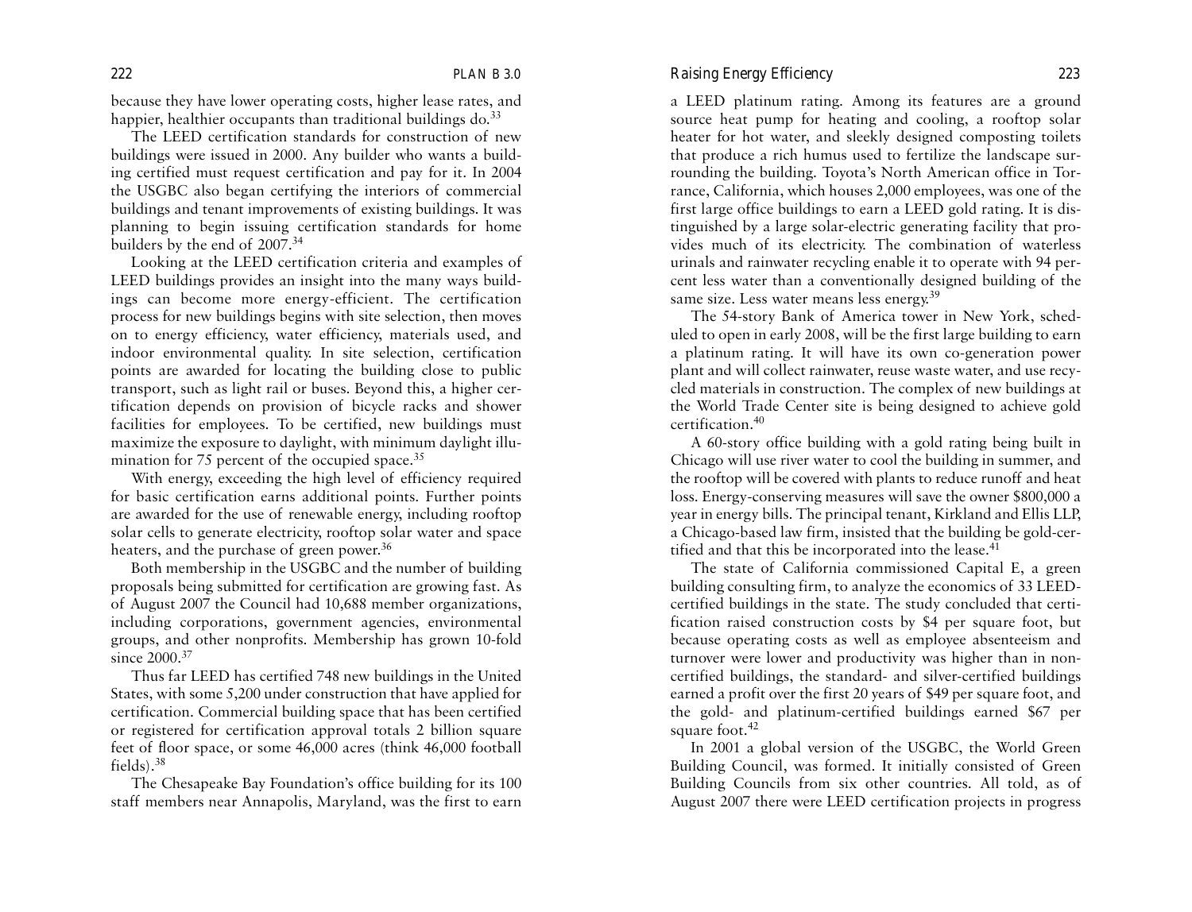because they have lower operating costs, higher lease rates, and happier, healthier occupants than traditional buildings do.[33]

The LEED certification standards for construction of new buildings were issued in 2000. Any builder who wants a building certified must request certification and pay for it. In 2004 the USGBC also began certifying the interiors of commercial buildings and tenant improvements of existing buildings. It was planning to begin issuing certification standards for home builders by the end of 2007.[34]

Looking at the LEED certification criteria and examples of LEED buildings provides an insight into the many ways buildings can become more energy-efficient. The certification process for new buildings begins with site selection, then moves on to energy efficiency, water efficiency, materials used, and indoor environmental quality. In site selection, certification points are awarded for locating the building close to public transport, such as light rail or buses. Beyond this, a higher certification depends on provision of bicycle racks and shower facilities for employees. To be certified, new buildings must maximize the exposure to daylight, with minimum daylight illumination for 75 percent of the occupied space.[35]

With energy, exceeding the high level of efficiency required for basic certification earns additional points. Further points are awarded for the use of renewable energy, including rooftop solar cells to generate electricity, rooftop solar water and space heaters, and the purchase of green power.[36]

Both membership in the USGBC and the number of building proposals being submitted for certification are growing fast. As of August 2007 the Council had 10,688 member organizations, including corporations, government agencies, environmental groups, and other nonprofits. Membership has grown 10-fold since 2000.[37]

Thus far LEED has certified 748 new buildings in the United States, with some 5,200 under construction that have applied for certification. Commercial building space that has been certified or registered for certification approval totals 2 billion square feet of floor space, or some 46,000 acres (think 46,000 football fields).[38]

The Chesapeake Bay Foundation's office building for its 100 staff members near Annapolis, Maryland, was the first to earn a LEED platinum rating. Among its features are a ground source heat pump for heating and cooling, a rooftop solar heater for hot water, and sleekly designed composting toilets that produce a rich humus used to fertilize the landscape surrounding the building. Toyota's North American office in Torrance, California, which houses 2,000 employees, was one of the first large office buildings to earn a LEED gold rating. It is distinguished by a large solar-electric generating facility that provides much of its electricity. The combination of waterless urinals and rainwater recycling enable it to operate with 94 percent less water than a conventionally designed building of the same size. Less water means less energy.[39]

The 54-story Bank of America tower in New York, scheduled to open in early 2008, will be the first large building to earn a platinum rating. It will have its own co-generation power plant and will collect rainwater, reuse waste water, and use recycled materials in construction. The complex of new buildings at the World Trade Center site is being designed to achieve gold certification.[40]

A 60-story office building with a gold rating being built in Chicago will use river water to cool the building in summer, and the rooftop will be covered with plants to reduce runoff and heat loss. Energy-conserving measures will save the owner $800,000 a year in energy bills. The principal tenant, Kirkland and Ellis LLP, a Chicago-based law firm, insisted that the building be gold-certified and that this be incorporated into the lease.[41]

The state of California commissioned Capital E, a green building consulting firm, to analyze the economics of 33 LEED-certified buildings in the state. The study concluded that certification raised construction costs by $4 per square foot, but because operating costs as well as employee absenteeism and turnover were lower and productivity was higher than in non-certified buildings, the standard- and silver-certified buildings earned a profit over the first 20 years of $49 per square foot, and the gold- and platinum-certified buildings earned $67 per square foot.[42]

In 2001 a global version of the USGBC, the World Green Building Council, was formed. It initially consisted of Green Building Councils from six other countries. All told, as of August 2007 there were LEED certification projects in progress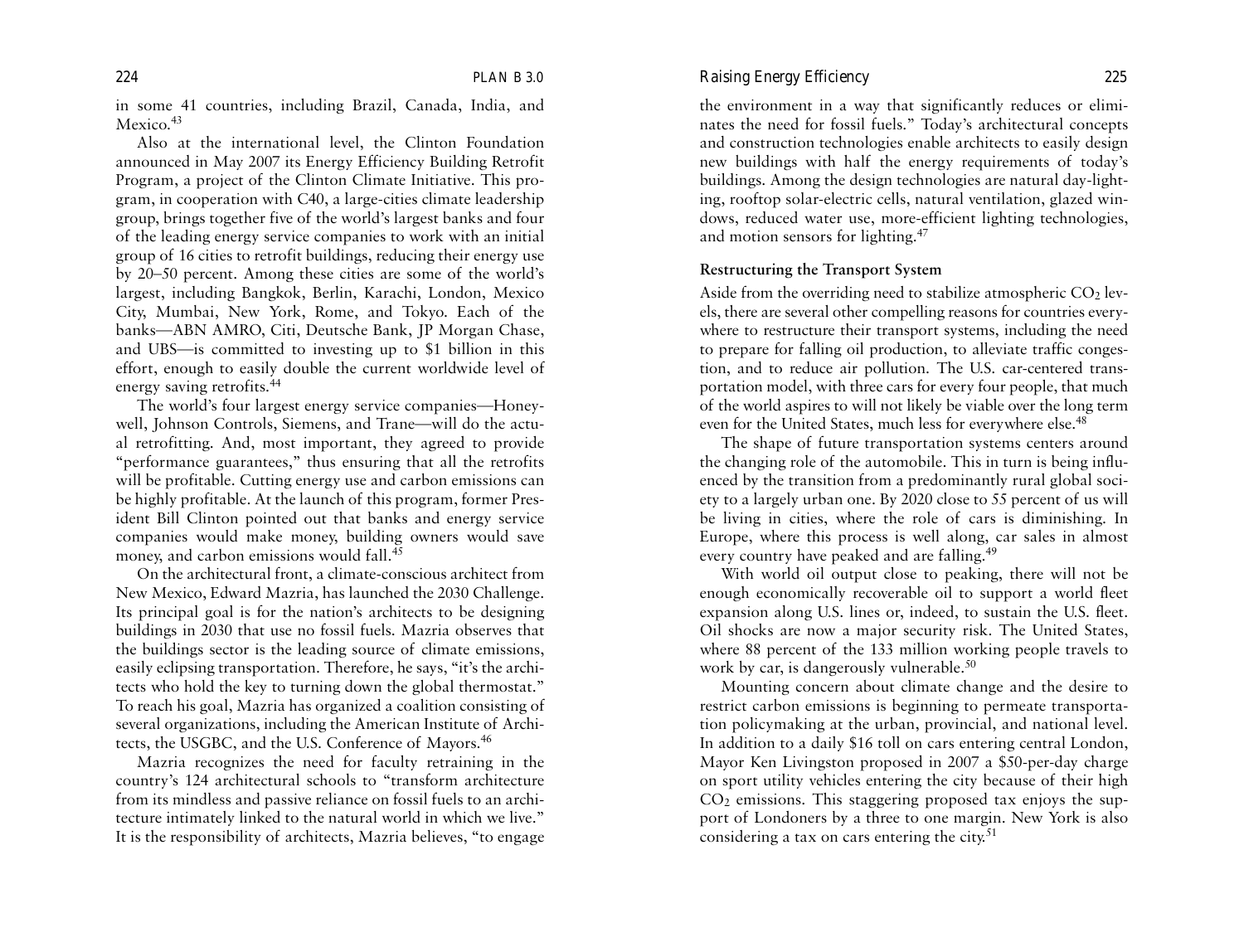in some 41 countries, including Brazil, Canada, India, and Mexico.[43]

Also at the international level, the Clinton Foundation announced in May 2007 its Energy Efficiency Building Retrofit Program, a project of the Clinton Climate Initiative. This program, in cooperation with C40, a large-cities climate leadership group, brings together five of the world's largest banks and four of the leading energy service companies to work with an initial group of 16 cities to retrofit buildings, reducing their energy use by 20–50 percent. Among these cities are some of the world's largest, including Bangkok, Berlin, Karachi, London, Mexico City, Mumbai, New York, Rome, and Tokyo. Each of the banks—ABN AMRO, Citi, Deutsche Bank, JP Morgan Chase, and UBS—is committed to investing up to $1 billion in this effort, enough to easily double the current worldwide level of energy saving retrofits.[44]

The world's four largest energy service companies—Honeywell, Johnson Controls, Siemens, and Trane—will do the actual retrofitting. And, most important, they agreed to provide "performance guarantees," thus ensuring that all the retrofits will be profitable. Cutting energy use and carbon emissions can be highly profitable. At the launch of this program, former President Bill Clinton pointed out that banks and energy service companies would make money, building owners would save money, and carbon emissions would fall.[45]

On the architectural front, a climate-conscious architect from New Mexico, Edward Mazria, has launched the 2030 Challenge. Its principal goal is for the nation's architects to be designing buildings in 2030 that use no fossil fuels. Mazria observes that the buildings sector is the leading source of climate emissions, easily eclipsing transportation. Therefore, he says, "it's the architects who hold the key to turning down the global thermostat." To reach his goal, Mazria has organized a coalition consisting of several organizations, including the American Institute of Architects, the USGBC, and the U.S. Conference of Mayors.[46]

Mazria recognizes the need for faculty retraining in the country's 124 architectural schools to "transform architecture from its mindless and passive reliance on fossil fuels to an architecture intimately linked to the natural world in which we live." It is the responsibility of architects, Mazria believes, "to engage the environment in a way that significantly reduces or eliminates the need for fossil fuels." Today's architectural concepts and construction technologies enable architects to easily design new buildings with half the energy requirements of today's buildings. Among the design technologies are natural day-lighting, rooftop solar-electric cells, natural ventilation, glazed windows, reduced water use, more-efficient lighting technologies, and motion sensors for lighting.[47]

### Restructuring the Transport System

Aside from the overriding need to stabilize atmospheric $CO_2$ levels, there are several other compelling reasons for countries everywhere to restructure their transport systems, including the need to prepare for falling oil production, to alleviate traffic congestion, and to reduce air pollution. The U.S. car-centered transportation model, with three cars for every four people, that much of the world aspires to will not likely be viable over the long term even for the United States, much less for everywhere else.[48]

The shape of future transportation systems centers around the changing role of the automobile. This in turn is being influenced by the transition from a predominantly rural global society to a largely urban one. By 2020 close to 55 percent of us will be living in cities, where the role of cars is diminishing. In Europe, where this process is well along, car sales in almost every country have peaked and are falling.[49]

With world oil output close to peaking, there will not be enough economically recoverable oil to support a world fleet expansion along U.S. lines or, indeed, to sustain the U.S. fleet. Oil shocks are now a major security risk. The United States, where 88 percent of the 133 million working people travels to work by car, is dangerously vulnerable.[50]

Mounting concern about climate change and the desire to restrict carbon emissions is beginning to permeate transportation policymaking at the urban, provincial, and national level. In addition to a daily $16 toll on cars entering central London, Mayor Ken Livingston proposed in 2007 a $50-per-day charge on sport utility vehicles entering the city because of their high $CO_2$ emissions. This staggering proposed tax enjoys the support of Londoners by a three to one margin. New York is also considering a tax on cars entering the city.[51]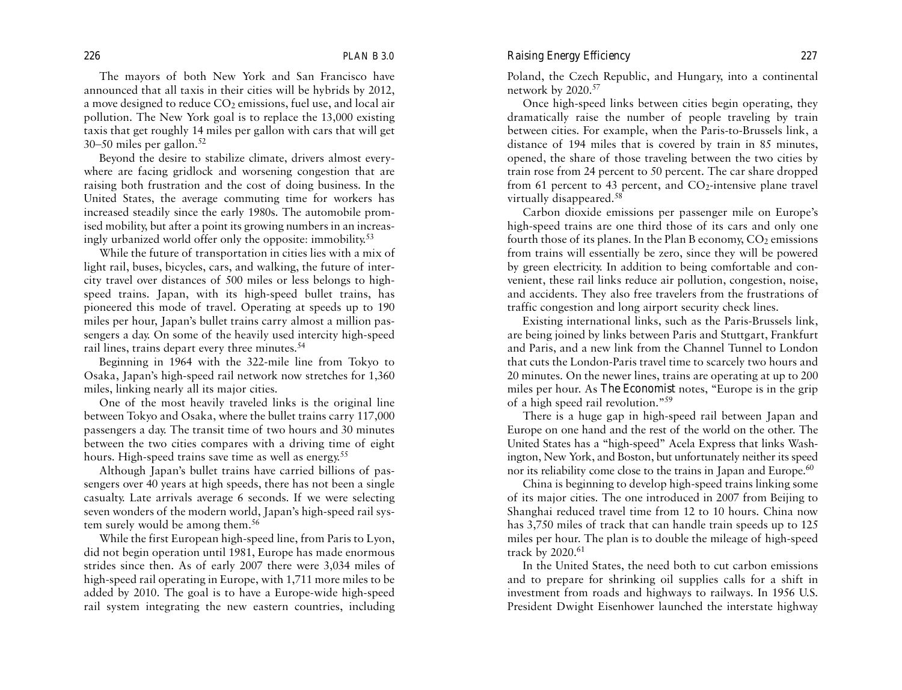The mayors of both New York and San Francisco have announced that all taxis in their cities will be hybrids by 2012, a move designed to reduce $CO_2$ emissions, fuel use, and local air pollution. The New York goal is to replace the 13,000 existing taxis that get roughly 14 miles per gallon with cars that will get 30–50 miles per gallon.[52]

Beyond the desire to stabilize climate, drivers almost everywhere are facing gridlock and worsening congestion that are raising both frustration and the cost of doing business. In the United States, the average commuting time for workers has increased steadily since the early 1980s. The automobile promised mobility, but after a point its growing numbers in an increasingly urbanized world offer only the opposite: immobility.[53]

While the future of transportation in cities lies with a mix of light rail, buses, bicycles, cars, and walking, the future of intercity travel over distances of 500 miles or less belongs to high-speed trains. Japan, with its high-speed bullet trains, has pioneered this mode of travel. Operating at speeds up to 190 miles per hour, Japan's bullet trains carry almost a million passengers a day. On some of the heavily used intercity high-speed rail lines, trains depart every three minutes.[54]

Beginning in 1964 with the 322-mile line from Tokyo to Osaka, Japan's high-speed rail network now stretches for 1,360 miles, linking nearly all its major cities.

One of the most heavily traveled links is the original line between Tokyo and Osaka, where the bullet trains carry 117,000 passengers a day. The transit time of two hours and 30 minutes between the two cities compares with a driving time of eight hours. High-speed trains save time as well as energy.[55]

Although Japan's bullet trains have carried billions of passengers over 40 years at high speeds, there has not been a single casualty. Late arrivals average 6 seconds. If we were selecting seven wonders of the modern world, Japan's high-speed rail system surely would be among them.[56]

While the first European high-speed line, from Paris to Lyon, did not begin operation until 1981, Europe has made enormous strides since then. As of early 2007 there were 3,034 miles of high-speed rail operating in Europe, with 1,711 more miles to be added by 2010. The goal is to have a Europe-wide high-speed rail system integrating the new eastern countries, including Poland, the Czech Republic, and Hungary, into a continental network by 2020.[57]

Once high-speed links between cities begin operating, they dramatically raise the number of people traveling by train between cities. For example, when the Paris-to-Brussels link, a distance of 194 miles that is covered by train in 85 minutes, opened, the share of those traveling between the two cities by train rose from 24 percent to 50 percent. The car share dropped from 61 percent to 43 percent, and $CO_2$-intensive plane travel virtually disappeared.[58]

Carbon dioxide emissions per passenger mile on Europe's high-speed trains are one third those of its cars and only one fourth those of its planes. In the Plan B economy, $CO_2$ emissions from trains will essentially be zero, since they will be powered by green electricity. In addition to being comfortable and convenient, these rail links reduce air pollution, congestion, noise, and accidents. They also free travelers from the frustrations of traffic congestion and long airport security check lines.

Existing international links, such as the Paris-Brussels link, are being joined by links between Paris and Stuttgart, Frankfurt and Paris, and a new link from the Channel Tunnel to London that cuts the London-Paris travel time to scarcely two hours and 20 minutes. On the newer lines, trains are operating at up to 200 miles per hour. As *The Economist* notes, "Europe is in the grip of a high speed rail revolution."[59]

There is a huge gap in high-speed rail between Japan and Europe on one hand and the rest of the world on the other. The United States has a "high-speed" Acela Express that links Washington, New York, and Boston, but unfortunately neither its speed nor its reliability come close to the trains in Japan and Europe.[60]

China is beginning to develop high-speed trains linking some of its major cities. The one introduced in 2007 from Beijing to Shanghai reduced travel time from 12 to 10 hours. China now has 3,750 miles of track that can handle train speeds up to 125 miles per hour. The plan is to double the mileage of high-speed track by 2020.[61]

In the United States, the need both to cut carbon emissions and to prepare for shrinking oil supplies calls for a shift in investment from roads and highways to railways. In 1956 U.S. President Dwight Eisenhower launched the interstate highway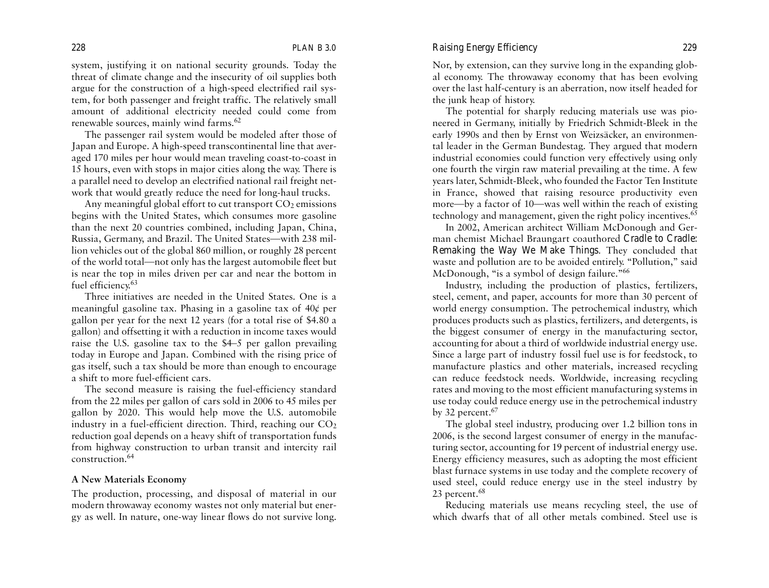system, justifying it on national security grounds. Today the threat of climate change and the insecurity of oil supplies both argue for the construction of a high-speed electrified rail system, for both passenger and freight traffic. The relatively small amount of additional electricity needed could come from renewable sources, mainly wind farms.[62]

The passenger rail system would be modeled after those of Japan and Europe. A high-speed transcontinental line that averaged 170 miles per hour would mean traveling coast-to-coast in 15 hours, even with stops in major cities along the way. There is a parallel need to develop an electrified national rail freight network that would greatly reduce the need for long-haul trucks.

Any meaningful global effort to cut transport $CO_2$ emissions begins with the United States, which consumes more gasoline than the next 20 countries combined, including Japan, China, Russia, Germany, and Brazil. The United States—with 238 million vehicles out of the global 860 million, or roughly 28 percent of the world total—not only has the largest automobile fleet but is near the top in miles driven per car and near the bottom in fuel efficiency.[63]

Three initiatives are needed in the United States. One is a meaningful gasoline tax. Phasing in a gasoline tax of 40¢ per gallon per year for the next 12 years (for a total rise of $4.80 a gallon) and offsetting it with a reduction in income taxes would raise the U.S. gasoline tax to the $4–5 per gallon prevailing today in Europe and Japan. Combined with the rising price of gas itself, such a tax should be more than enough to encourage a shift to more fuel-efficient cars.

The second measure is raising the fuel-efficiency standard from the 22 miles per gallon of cars sold in 2006 to 45 miles per gallon by 2020. This would help move the U.S. automobile industry in a fuel-efficient direction. Third, reaching our $CO_2$ reduction goal depends on a heavy shift of transportation funds from highway construction to urban transit and intercity rail construction.[64]

## A New Materials Economy

The production, processing, and disposal of material in our modern throwaway economy wastes not only material but energy as well. In nature, one-way linear flows do not survive long. Nor, by extension, can they survive long in the expanding global economy. The throwaway economy that has been evolving over the last half-century is an aberration, now itself headed for the junk heap of history.

The potential for sharply reducing materials use was pioneered in Germany, initially by Friedrich Schmidt-Bleek in the early 1990s and then by Ernst von Weizsäcker, an environmental leader in the German Bundestag. They argued that modern industrial economies could function very effectively using only one fourth the virgin raw material prevailing at the time. A few years later, Schmidt-Bleek, who founded the Factor Ten Institute in France, showed that raising resource productivity even more—by a factor of 10—was well within the reach of existing technology and management, given the right policy incentives.[65]

In 2002, American architect William McDonough and German chemist Michael Braungart coauthored *Cradle to Cradle: Remaking the Way We Make Things*. They concluded that waste and pollution are to be avoided entirely. "Pollution," said McDonough, "is a symbol of design failure."[66]

Industry, including the production of plastics, fertilizers, steel, cement, and paper, accounts for more than 30 percent of world energy consumption. The petrochemical industry, which produces products such as plastics, fertilizers, and detergents, is the biggest consumer of energy in the manufacturing sector, accounting for about a third of worldwide industrial energy use. Since a large part of industry fossil fuel use is for feedstock, to manufacture plastics and other materials, increased recycling can reduce feedstock needs. Worldwide, increasing recycling rates and moving to the most efficient manufacturing systems in use today could reduce energy use in the petrochemical industry by 32 percent.[67]

The global steel industry, producing over 1.2 billion tons in 2006, is the second largest consumer of energy in the manufacturing sector, accounting for 19 percent of industrial energy use. Energy efficiency measures, such as adopting the most efficient blast furnace systems in use today and the complete recovery of used steel, could reduce energy use in the steel industry by 23 percent.[68]

Reducing materials use means recycling steel, the use of which dwarfs that of all other metals combined. Steel use is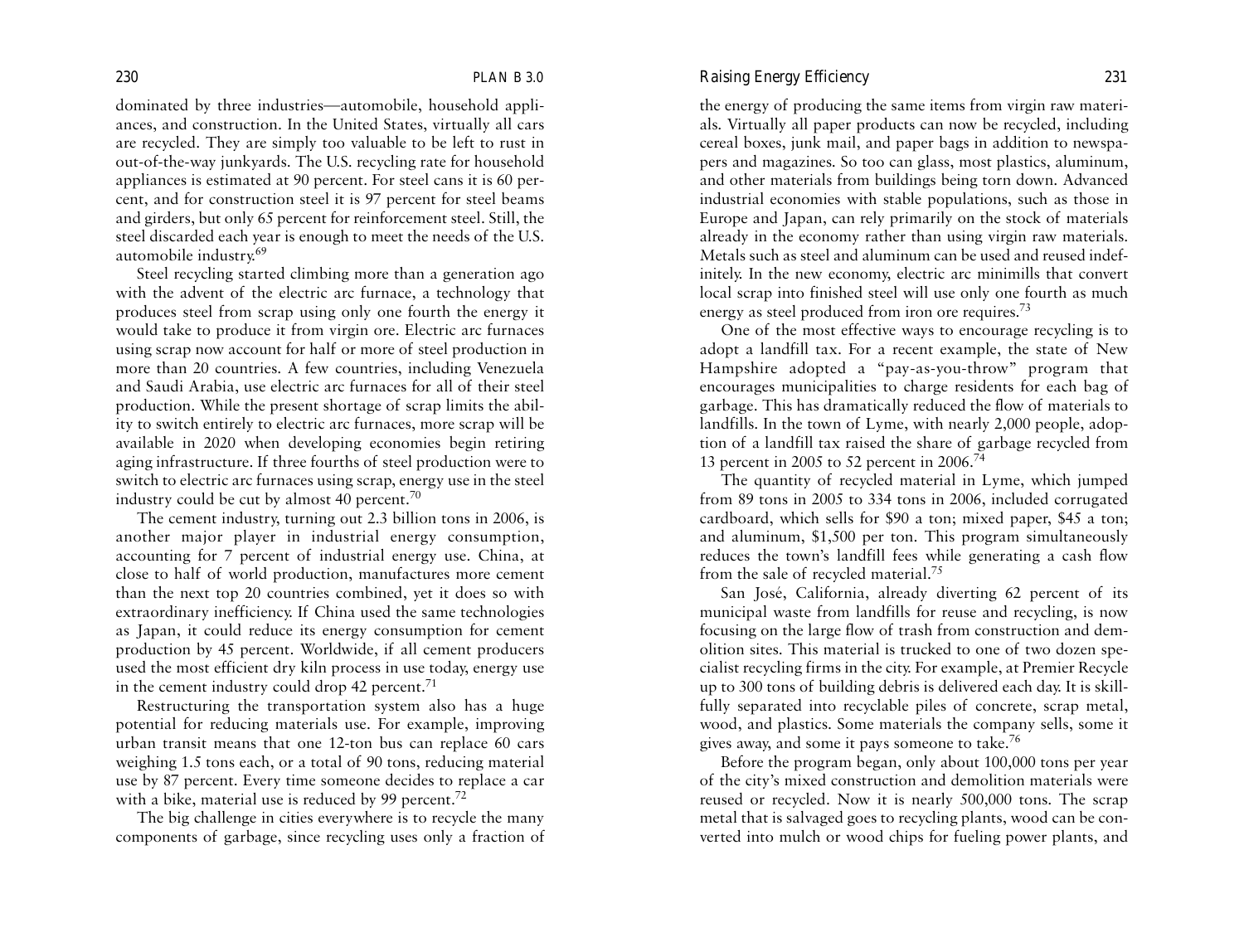dominated by three industries—automobile, household appliances, and construction. In the United States, virtually all cars are recycled. They are simply too valuable to be left to rust in out-of-the-way junkyards. The U.S. recycling rate for household appliances is estimated at 90 percent. For steel cans it is 60 percent, and for construction steel it is 97 percent for steel beams and girders, but only 65 percent for reinforcement steel. Still, the steel discarded each year is enough to meet the needs of the U.S. automobile industry.[69]

Steel recycling started climbing more than a generation ago with the advent of the electric arc furnace, a technology that produces steel from scrap using only one fourth the energy it would take to produce it from virgin ore. Electric arc furnaces using scrap now account for half or more of steel production in more than 20 countries. A few countries, including Venezuela and Saudi Arabia, use electric arc furnaces for all of their steel production. While the present shortage of scrap limits the ability to switch entirely to electric arc furnaces, more scrap will be available in 2020 when developing economies begin retiring aging infrastructure. If three fourths of steel production were to switch to electric arc furnaces using scrap, energy use in the steel industry could be cut by almost 40 percent.[70]

The cement industry, turning out 2.3 billion tons in 2006, is another major player in industrial energy consumption, accounting for 7 percent of industrial energy use. China, at close to half of world production, manufactures more cement than the next top 20 countries combined, yet it does so with extraordinary inefficiency. If China used the same technologies as Japan, it could reduce its energy consumption for cement production by 45 percent. Worldwide, if all cement producers used the most efficient dry kiln process in use today, energy use in the cement industry could drop 42 percent.[71]

Restructuring the transportation system also has a huge potential for reducing materials use. For example, improving urban transit means that one 12-ton bus can replace 60 cars weighing 1.5 tons each, or a total of 90 tons, reducing material use by 87 percent. Every time someone decides to replace a car with a bike, material use is reduced by 99 percent.[72]

The big challenge in cities everywhere is to recycle the many components of garbage, since recycling uses only a fraction of the energy of producing the same items from virgin raw materials. Virtually all paper products can now be recycled, including cereal boxes, junk mail, and paper bags in addition to newspapers and magazines. So too can glass, most plastics, aluminum, and other materials from buildings being torn down. Advanced industrial economies with stable populations, such as those in Europe and Japan, can rely primarily on the stock of materials already in the economy rather than using virgin raw materials. Metals such as steel and aluminum can be used and reused indefinitely. In the new economy, electric arc minimills that convert local scrap into finished steel will use only one fourth as much energy as steel produced from iron ore requires.[73]

One of the most effective ways to encourage recycling is to adopt a landfill tax. For a recent example, the state of New Hampshire adopted a "pay-as-you-throw" program that encourages municipalities to charge residents for each bag of garbage. This has dramatically reduced the flow of materials to landfills. In the town of Lyme, with nearly 2,000 people, adoption of a landfill tax raised the share of garbage recycled from 13 percent in 2005 to 52 percent in 2006.[74]

The quantity of recycled material in Lyme, which jumped from 89 tons in 2005 to 334 tons in 2006, included corrugated cardboard, which sells for $90 a ton; mixed paper, $45 a ton; and aluminum, $1,500 per ton. This program simultaneously reduces the town's landfill fees while generating a cash flow from the sale of recycled material.[75]

San José, California, already diverting 62 percent of its municipal waste from landfills for reuse and recycling, is now focusing on the large flow of trash from construction and demolition sites. This material is trucked to one of two dozen specialist recycling firms in the city. For example, at Premier Recycle up to 300 tons of building debris is delivered each day. It is skillfully separated into recyclable piles of concrete, scrap metal, wood, and plastics. Some materials the company sells, some it gives away, and some it pays someone to take.[76]

Before the program began, only about 100,000 tons per year of the city's mixed construction and demolition materials were reused or recycled. Now it is nearly 500,000 tons. The scrap metal that is salvaged goes to recycling plants, wood can be converted into mulch or wood chips for fueling power plants, and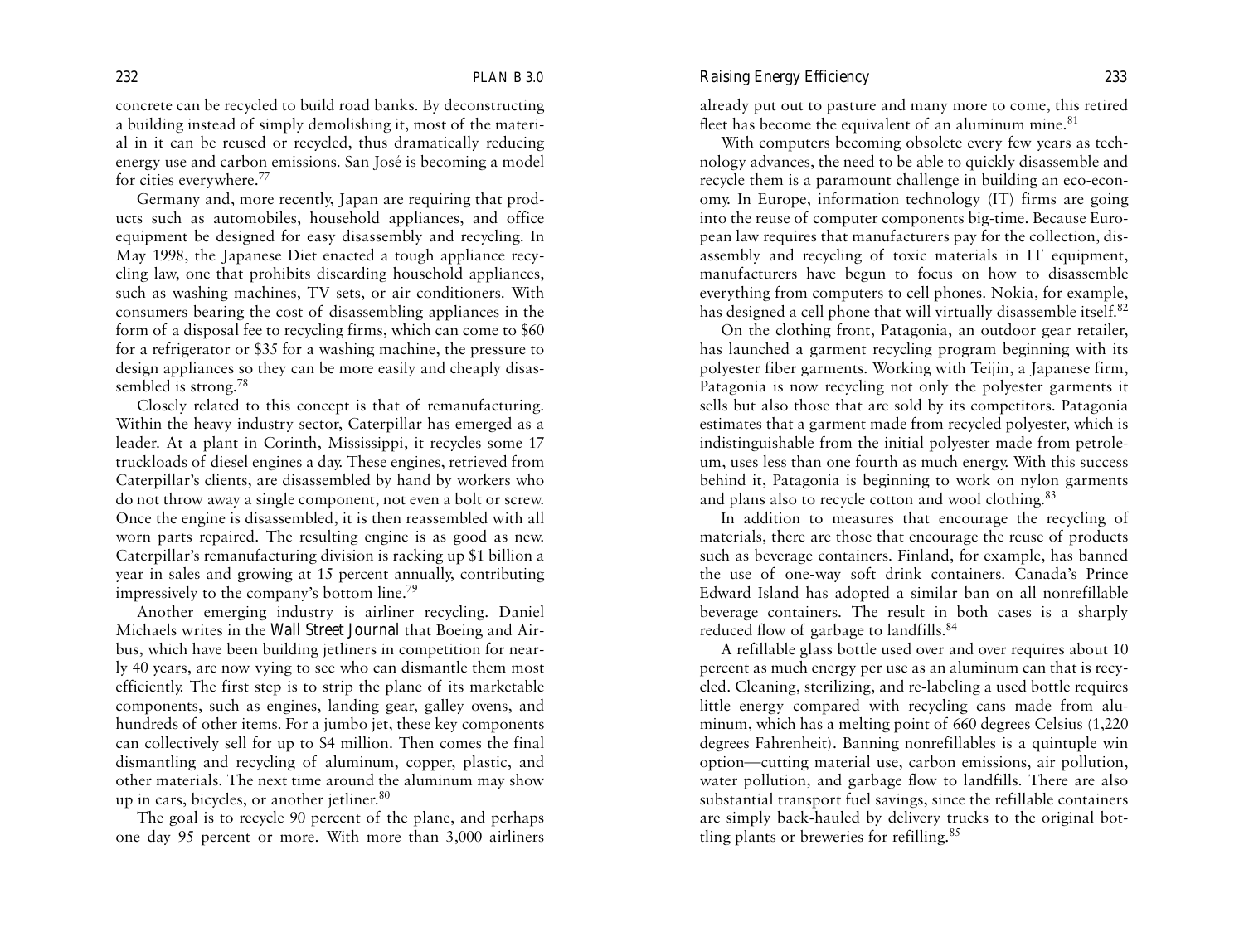concrete can be recycled to build road banks. By deconstructing a building instead of simply demolishing it, most of the material in it can be reused or recycled, thus dramatically reducing energy use and carbon emissions. San José is becoming a model for cities everywhere.[77]

Germany and, more recently, Japan are requiring that products such as automobiles, household appliances, and office equipment be designed for easy disassembly and recycling. In May 1998, the Japanese Diet enacted a tough appliance recycling law, one that prohibits discarding household appliances, such as washing machines, TV sets, or air conditioners. With consumers bearing the cost of disassembling appliances in the form of a disposal fee to recycling firms, which can come to \$60 for a refrigerator or \$35 for a washing machine, the pressure to design appliances so they can be more easily and cheaply disassembled is strong.[78]

Closely related to this concept is that of remanufacturing. Within the heavy industry sector, Caterpillar has emerged as a leader. At a plant in Corinth, Mississippi, it recycles some 17 truckloads of diesel engines a day. These engines, retrieved from Caterpillar's clients, are disassembled by hand by workers who do not throw away a single component, not even a bolt or screw. Once the engine is disassembled, it is then reassembled with all worn parts repaired. The resulting engine is as good as new. Caterpillar's remanufacturing division is racking up \$1 billion a year in sales and growing at 15 percent annually, contributing impressively to the company's bottom line.[79]

Another emerging industry is airliner recycling. Daniel Michaels writes in the *Wall Street Journal* that Boeing and Airbus, which have been building jetliners in competition for nearly 40 years, are now vying to see who can dismantle them most efficiently. The first step is to strip the plane of its marketable components, such as engines, landing gear, galley ovens, and hundreds of other items. For a jumbo jet, these key components can collectively sell for up to \$4 million. Then comes the final dismantling and recycling of aluminum, copper, plastic, and other materials. The next time around the aluminum may show up in cars, bicycles, or another jetliner.[80]

The goal is to recycle 90 percent of the plane, and perhaps one day 95 percent or more. With more than 3,000 airliners already put out to pasture and many more to come, this retired fleet has become the equivalent of an aluminum mine.[81]

With computers becoming obsolete every few years as technology advances, the need to be able to quickly disassemble and recycle them is a paramount challenge in building an eco-economy. In Europe, information technology (IT) firms are going into the reuse of computer components big-time. Because European law requires that manufacturers pay for the collection, disassembly and recycling of toxic materials in IT equipment, manufacturers have begun to focus on how to disassemble everything from computers to cell phones. Nokia, for example, has designed a cell phone that will virtually disassemble itself.[82]

On the clothing front, Patagonia, an outdoor gear retailer, has launched a garment recycling program beginning with its polyester fiber garments. Working with Teijin, a Japanese firm, Patagonia is now recycling not only the polyester garments it sells but also those that are sold by its competitors. Patagonia estimates that a garment made from recycled polyester, which is indistinguishable from the initial polyester made from petroleum, uses less than one fourth as much energy. With this success behind it, Patagonia is beginning to work on nylon garments and plans also to recycle cotton and wool clothing.[83]

In addition to measures that encourage the recycling of materials, there are those that encourage the reuse of products such as beverage containers. Finland, for example, has banned the use of one-way soft drink containers. Canada's Prince Edward Island has adopted a similar ban on all nonrefillable beverage containers. The result in both cases is a sharply reduced flow of garbage to landfills.[84]

A refillable glass bottle used over and over requires about 10 percent as much energy per use as an aluminum can that is recycled. Cleaning, sterilizing, and re-labeling a used bottle requires little energy compared with recycling cans made from aluminum, which has a melting point of 660 degrees Celsius (1,220 degrees Fahrenheit). Banning nonrefillables is a quintuple win option—cutting material use, carbon emissions, air pollution, water pollution, and garbage flow to landfills. There are also substantial transport fuel savings, since the refillable containers are simply back-hauled by delivery trucks to the original bottling plants or breweries for refilling.[85]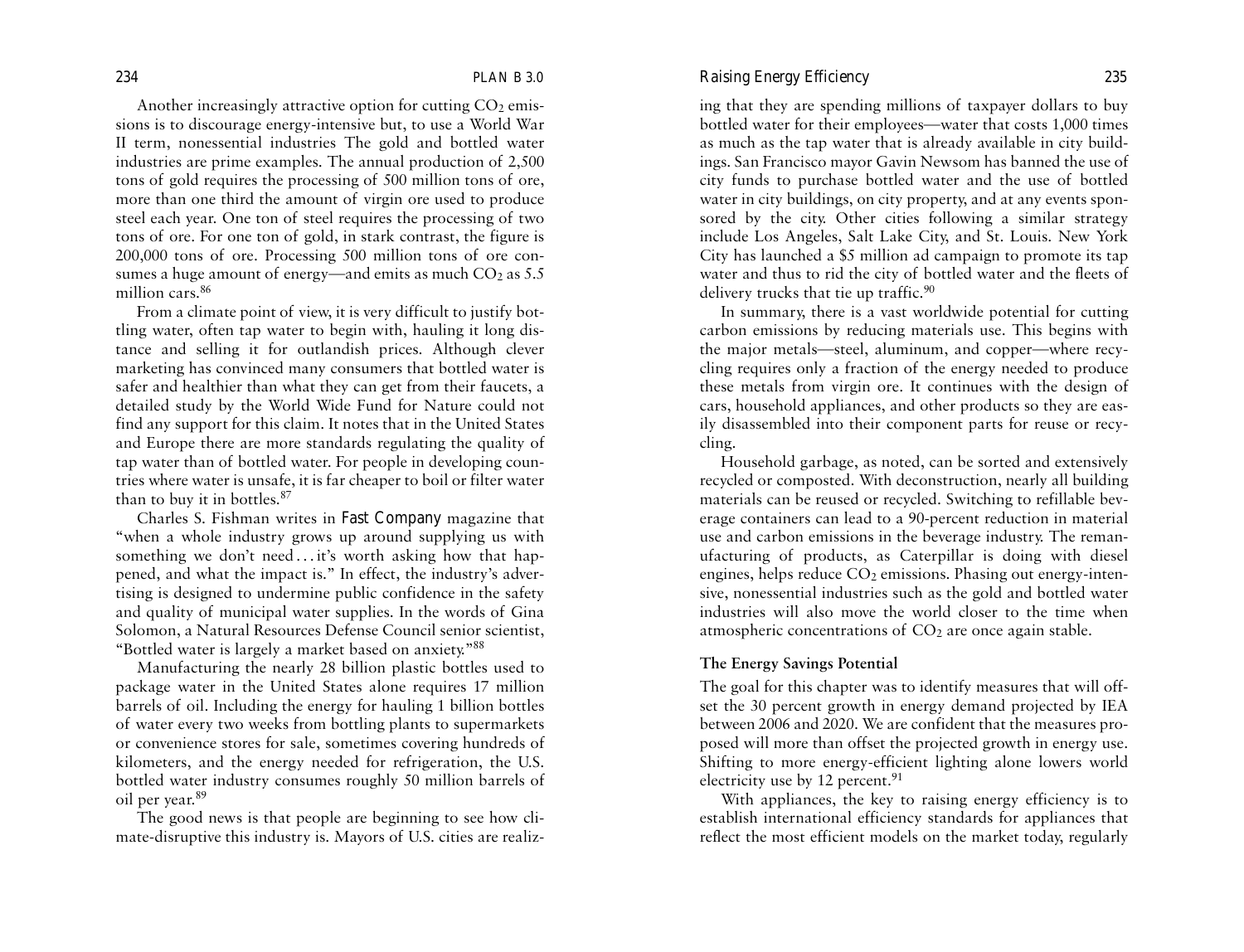Another increasingly attractive option for cutting $CO_2$ emissions is to discourage energy-intensive but, to use a World War II term, nonessential industries The gold and bottled water industries are prime examples. The annual production of 2,500 tons of gold requires the processing of 500 million tons of ore, more than one third the amount of virgin ore used to produce steel each year. One ton of steel requires the processing of two tons of ore. For one ton of gold, in stark contrast, the figure is 200,000 tons of ore. Processing 500 million tons of ore consumes a huge amount of energy—and emits as much $CO_2$ as 5.5 million cars.[86]

From a climate point of view, it is very difficult to justify bottling water, often tap water to begin with, hauling it long distance and selling it for outlandish prices. Although clever marketing has convinced many consumers that bottled water is safer and healthier than what they can get from their faucets, a detailed study by the World Wide Fund for Nature could not find any support for this claim. It notes that in the United States and Europe there are more standards regulating the quality of tap water than of bottled water. For people in developing countries where water is unsafe, it is far cheaper to boil or filter water than to buy it in bottles.[87]

Charles S. Fishman writes in *Fast Company* magazine that "when a whole industry grows up around supplying us with something we don't need . . . it's worth asking how that happened, and what the impact is." In effect, the industry's advertising is designed to undermine public confidence in the safety and quality of municipal water supplies. In the words of Gina Solomon, a Natural Resources Defense Council senior scientist, "Bottled water is largely a market based on anxiety."[88]

Manufacturing the nearly 28 billion plastic bottles used to package water in the United States alone requires 17 million barrels of oil. Including the energy for hauling 1 billion bottles of water every two weeks from bottling plants to supermarkets or convenience stores for sale, sometimes covering hundreds of kilometers, and the energy needed for refrigeration, the U.S. bottled water industry consumes roughly 50 million barrels of oil per year.[89]

The good news is that people are beginning to see how climate-disruptive this industry is. Mayors of U.S. cities are realizing that they are spending millions of taxpayer dollars to buy bottled water for their employees—water that costs 1,000 times as much as the tap water that is already available in city buildings. San Francisco mayor Gavin Newsom has banned the use of city funds to purchase bottled water and the use of bottled water in city buildings, on city property, and at any events sponsored by the city. Other cities following a similar strategy include Los Angeles, Salt Lake City, and St. Louis. New York City has launched a $5 million ad campaign to promote its tap water and thus to rid the city of bottled water and the fleets of delivery trucks that tie up traffic.[90]

In summary, there is a vast worldwide potential for cutting carbon emissions by reducing materials use. This begins with the major metals—steel, aluminum, and copper—where recycling requires only a fraction of the energy needed to produce these metals from virgin ore. It continues with the design of cars, household appliances, and other products so they are easily disassembled into their component parts for reuse or recycling.

Household garbage, as noted, can be sorted and extensively recycled or composted. With deconstruction, nearly all building materials can be reused or recycled. Switching to refillable beverage containers can lead to a 90-percent reduction in material use and carbon emissions in the beverage industry. The remanufacturing of products, as Caterpillar is doing with diesel engines, helps reduce $CO_2$ emissions. Phasing out energy-intensive, nonessential industries such as the gold and bottled water industries will also move the world closer to the time when atmospheric concentrations of $CO_2$ are once again stable.

### The Energy Savings Potential

The goal for this chapter was to identify measures that will offset the 30 percent growth in energy demand projected by IEA between 2006 and 2020. We are confident that the measures proposed will more than offset the projected growth in energy use. Shifting to more energy-efficient lighting alone lowers world electricity use by 12 percent.[91]

With appliances, the key to raising energy efficiency is to establish international efficiency standards for appliances that reflect the most efficient models on the market today, regularly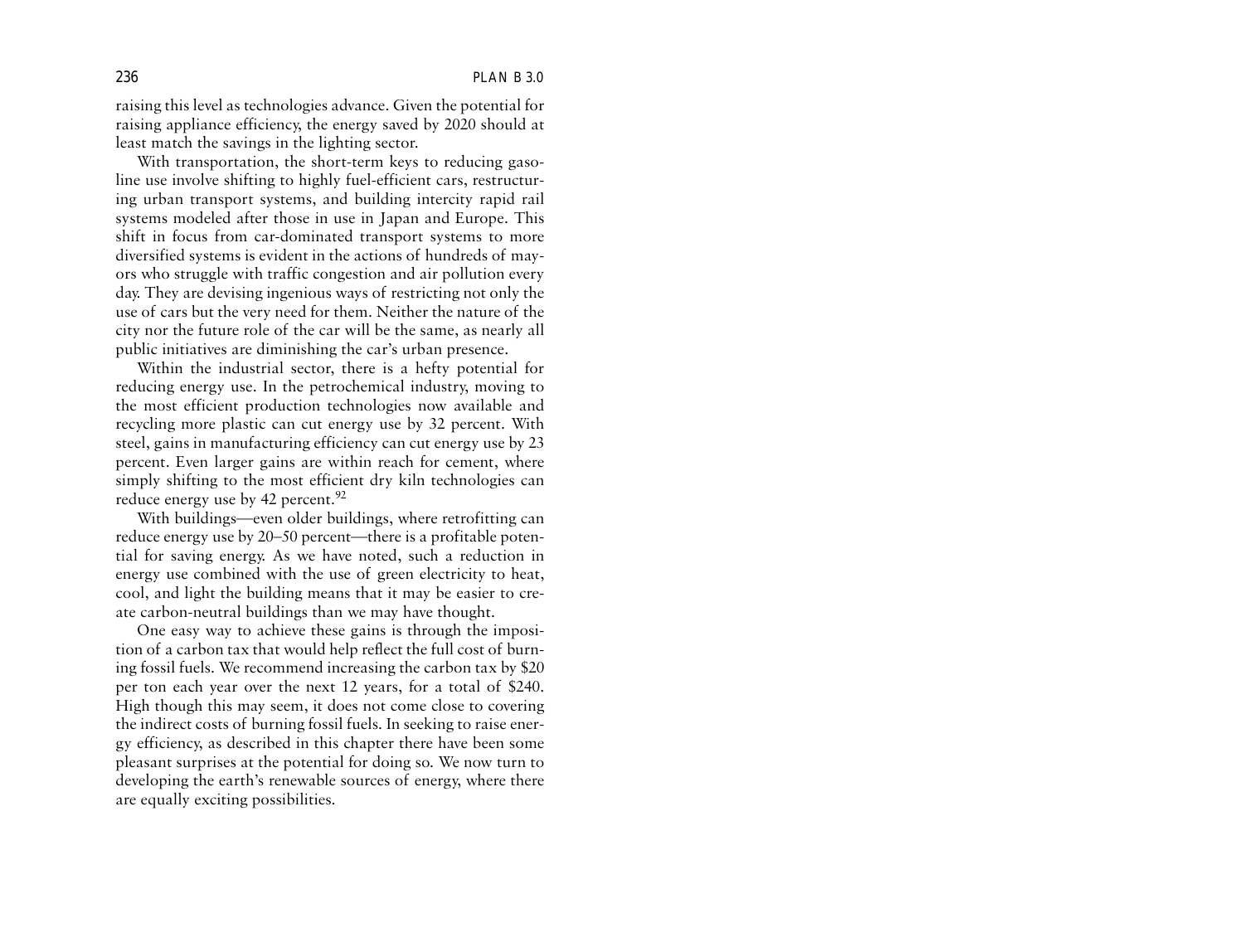raising this level as technologies advance. Given the potential for raising appliance efficiency, the energy saved by 2020 should at least match the savings in the lighting sector.

With transportation, the short-term keys to reducing gasoline use involve shifting to highly fuel-efficient cars, restructuring urban transport systems, and building intercity rapid rail systems modeled after those in use in Japan and Europe. This shift in focus from car-dominated transport systems to more diversified systems is evident in the actions of hundreds of mayors who struggle with traffic congestion and air pollution every day. They are devising ingenious ways of restricting not only the use of cars but the very need for them. Neither the nature of the city nor the future role of the car will be the same, as nearly all public initiatives are diminishing the car's urban presence.

Within the industrial sector, there is a hefty potential for reducing energy use. In the petrochemical industry, moving to the most efficient production technologies now available and recycling more plastic can cut energy use by 32 percent. With steel, gains in manufacturing efficiency can cut energy use by 23 percent. Even larger gains are within reach for cement, where simply shifting to the most efficient dry kiln technologies can reduce energy use by 42 percent.[92]

With buildings—even older buildings, where retrofitting can reduce energy use by 20–50 percent—there is a profitable potential for saving energy. As we have noted, such a reduction in energy use combined with the use of green electricity to heat, cool, and light the building means that it may be easier to create carbon-neutral buildings than we may have thought.

One easy way to achieve these gains is through the imposition of a carbon tax that would help reflect the full cost of burning fossil fuels. We recommend increasing the carbon tax by $20 per ton each year over the next 12 years, for a total of $240. High though this may seem, it does not come close to covering the indirect costs of burning fossil fuels. In seeking to raise energy efficiency, as described in this chapter there have been some pleasant surprises at the potential for doing so. We now turn to developing the earth's renewable sources of energy, where there are equally exciting possibilities.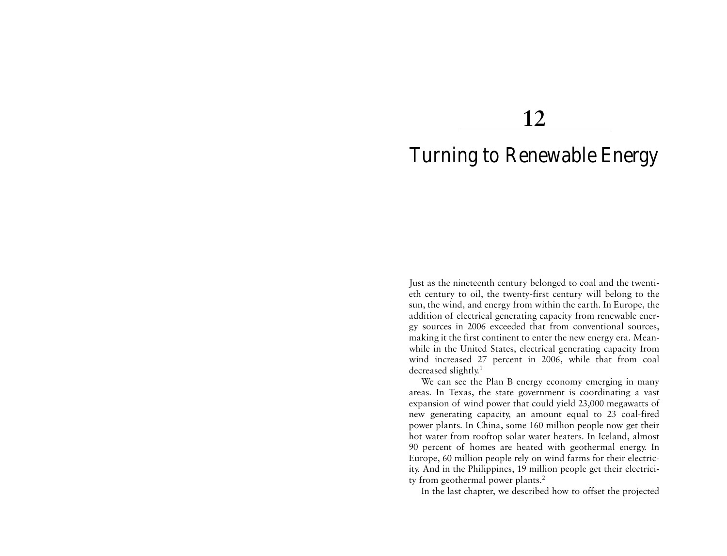# 12

# Turning to Renewable Energy

Just as the nineteenth century belonged to coal and the twentieth century to oil, the twenty-first century will belong to the sun, the wind, and energy from within the earth. In Europe, the addition of electrical generating capacity from renewable energy sources in 2006 exceeded that from conventional sources, making it the first continent to enter the new energy era. Meanwhile in the United States, electrical generating capacity from wind increased 27 percent in 2006, while that from coal decreased slightly.[1]

We can see the Plan B energy economy emerging in many areas. In Texas, the state government is coordinating a vast expansion of wind power that could yield 23,000 megawatts of new generating capacity, an amount equal to 23 coal-fired power plants. In China, some 160 million people now get their hot water from rooftop solar water heaters. In Iceland, almost 90 percent of homes are heated with geothermal energy. In Europe, 60 million people rely on wind farms for their electricity. And in the Philippines, 19 million people get their electricity from geothermal power plants.[2]

In the last chapter, we described how to offset the projected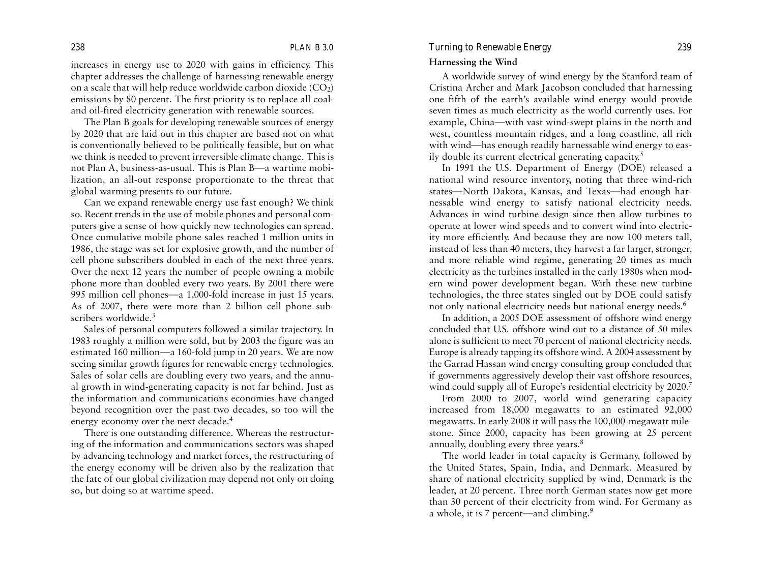increases in energy use to 2020 with gains in efficiency. This chapter addresses the challenge of harnessing renewable energy on a scale that will help reduce worldwide carbon dioxide ($CO_2$) emissions by 80 percent. The first priority is to replace all coal- and oil-fired electricity generation with renewable sources.

The Plan B goals for developing renewable sources of energy by 2020 that are laid out in this chapter are based not on what is conventionally believed to be politically feasible, but on what we think is needed to prevent irreversible climate change. This is not Plan A, business-as-usual. This is Plan B—a wartime mobilization, an all-out response proportionate to the threat that global warming presents to our future.

Can we expand renewable energy use fast enough? We think so. Recent trends in the use of mobile phones and personal computers give a sense of how quickly new technologies can spread. Once cumulative mobile phone sales reached 1 million units in 1986, the stage was set for explosive growth, and the number of cell phone subscribers doubled in each of the next three years. Over the next 12 years the number of people owning a mobile phone more than doubled every two years. By 2001 there were 995 million cell phones—a 1,000-fold increase in just 15 years. As of 2007, there were more than 2 billion cell phone subscribers worldwide.[3]

Sales of personal computers followed a similar trajectory. In 1983 roughly a million were sold, but by 2003 the figure was an estimated 160 million—a 160-fold jump in 20 years. We are now seeing similar growth figures for renewable energy technologies. Sales of solar cells are doubling every two years, and the annual growth in wind-generating capacity is not far behind. Just as the information and communications economies have changed beyond recognition over the past two decades, so too will the energy economy over the next decade.[4]

There is one outstanding difference. Whereas the restructuring of the information and communications sectors was shaped by advancing technology and market forces, the restructuring of the energy economy will be driven also by the realization that the fate of our global civilization may depend not only on doing so, but doing so at wartime speed.

### Harnessing the Wind

A worldwide survey of wind energy by the Stanford team of Cristina Archer and Mark Jacobson concluded that harnessing one fifth of the earth's available wind energy would provide seven times as much electricity as the world currently uses. For example, China—with vast wind-swept plains in the north and west, countless mountain ridges, and a long coastline, all rich with wind—has enough readily harnessable wind energy to easily double its current electrical generating capacity.[5]

In 1991 the U.S. Department of Energy (DOE) released a national wind resource inventory, noting that three wind-rich states—North Dakota, Kansas, and Texas—had enough harnessable wind energy to satisfy national electricity needs. Advances in wind turbine design since then allow turbines to operate at lower wind speeds and to convert wind into electricity more efficiently. And because they are now 100 meters tall, instead of less than 40 meters, they harvest a far larger, stronger, and more reliable wind regime, generating 20 times as much electricity as the turbines installed in the early 1980s when modern wind power development began. With these new turbine technologies, the three states singled out by DOE could satisfy not only national electricity needs but national energy needs.[6]

In addition, a 2005 DOE assessment of offshore wind energy concluded that U.S. offshore wind out to a distance of 50 miles alone is sufficient to meet 70 percent of national electricity needs. Europe is already tapping its offshore wind. A 2004 assessment by the Garrad Hassan wind energy consulting group concluded that if governments aggressively develop their vast offshore resources, wind could supply all of Europe's residential electricity by 2020.[7]

From 2000 to 2007, world wind generating capacity increased from 18,000 megawatts to an estimated 92,000 megawatts. In early 2008 it will pass the 100,000-megawatt milestone. Since 2000, capacity has been growing at 25 percent annually, doubling every three years.[8]

The world leader in total capacity is Germany, followed by the United States, Spain, India, and Denmark. Measured by share of national electricity supplied by wind, Denmark is the leader, at 20 percent. Three north German states now get more than 30 percent of their electricity from wind. For Germany as a whole, it is 7 percent—and climbing.[9]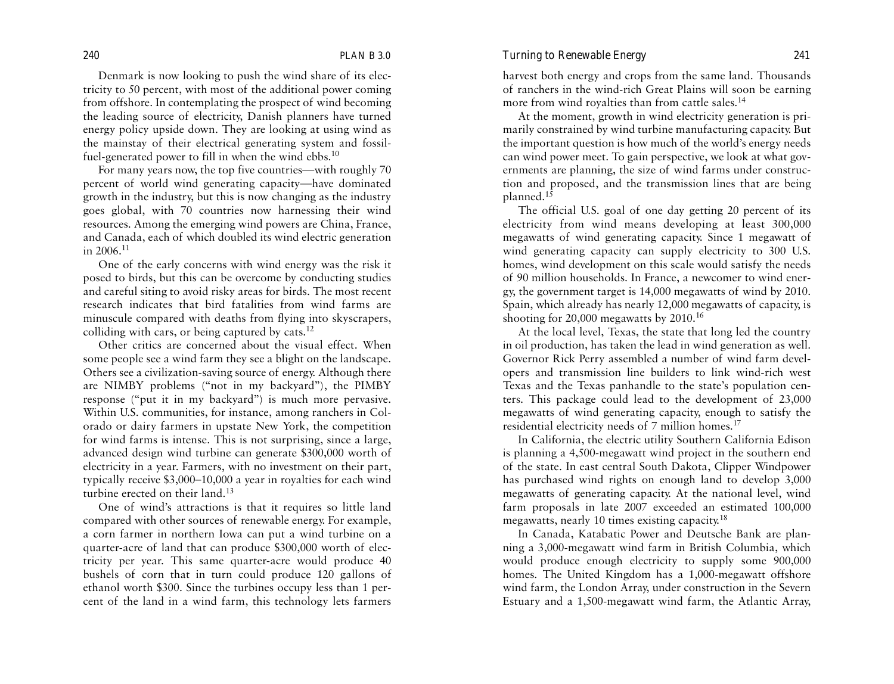Denmark is now looking to push the wind share of its electricity to 50 percent, with most of the additional power coming from offshore. In contemplating the prospect of wind becoming the leading source of electricity, Danish planners have turned energy policy upside down. They are looking at using wind as the mainstay of their electrical generating system and fossil-fuel-generated power to fill in when the wind ebbs.[10]

For many years now, the top five countries—with roughly 70 percent of world wind generating capacity—have dominated growth in the industry, but this is now changing as the industry goes global, with 70 countries now harnessing their wind resources. Among the emerging wind powers are China, France, and Canada, each of which doubled its wind electric generation in 2006.[11]

One of the early concerns with wind energy was the risk it posed to birds, but this can be overcome by conducting studies and careful siting to avoid risky areas for birds. The most recent research indicates that bird fatalities from wind farms are minuscule compared with deaths from flying into skyscrapers, colliding with cars, or being captured by cats.[12]

Other critics are concerned about the visual effect. When some people see a wind farm they see a blight on the landscape. Others see a civilization-saving source of energy. Although there are NIMBY problems ("not in my backyard"), the PIMBY response ("put it in my backyard") is much more pervasive. Within U.S. communities, for instance, among ranchers in Colorado or dairy farmers in upstate New York, the competition for wind farms is intense. This is not surprising, since a large, advanced design wind turbine can generate $300,000 worth of electricity in a year. Farmers, with no investment on their part, typically receive $3,000–10,000 a year in royalties for each wind turbine erected on their land.[13]

One of wind's attractions is that it requires so little land compared with other sources of renewable energy. For example, a corn farmer in northern Iowa can put a wind turbine on a quarter-acre of land that can produce $300,000 worth of electricity per year. This same quarter-acre would produce 40 bushels of corn that in turn could produce 120 gallons of ethanol worth $300. Since the turbines occupy less than 1 percent of the land in a wind farm, this technology lets farmers harvest both energy and crops from the same land. Thousands of ranchers in the wind-rich Great Plains will soon be earning more from wind royalties than from cattle sales.[14]

At the moment, growth in wind electricity generation is primarily constrained by wind turbine manufacturing capacity. But the important question is how much of the world's energy needs can wind power meet. To gain perspective, we look at what governments are planning, the size of wind farms under construction and proposed, and the transmission lines that are being planned.[15]

The official U.S. goal of one day getting 20 percent of its electricity from wind means developing at least 300,000 megawatts of wind generating capacity. Since 1 megawatt of wind generating capacity can supply electricity to 300 U.S. homes, wind development on this scale would satisfy the needs of 90 million households. In France, a newcomer to wind energy, the government target is 14,000 megawatts of wind by 2010. Spain, which already has nearly 12,000 megawatts of capacity, is shooting for 20,000 megawatts by 2010.[16]

At the local level, Texas, the state that long led the country in oil production, has taken the lead in wind generation as well. Governor Rick Perry assembled a number of wind farm developers and transmission line builders to link wind-rich west Texas and the Texas panhandle to the state's population centers. This package could lead to the development of 23,000 megawatts of wind generating capacity, enough to satisfy the residential electricity needs of 7 million homes.[17]

In California, the electric utility Southern California Edison is planning a 4,500-megawatt wind project in the southern end of the state. In east central South Dakota, Clipper Windpower has purchased wind rights on enough land to develop 3,000 megawatts of generating capacity. At the national level, wind farm proposals in late 2007 exceeded an estimated 100,000 megawatts, nearly 10 times existing capacity.[18]

In Canada, Katabatic Power and Deutsche Bank are planning a 3,000-megawatt wind farm in British Columbia, which would produce enough electricity to supply some 900,000 homes. The United Kingdom has a 1,000-megawatt offshore wind farm, the London Array, under construction in the Severn Estuary and a 1,500-megawatt wind farm, the Atlantic Array,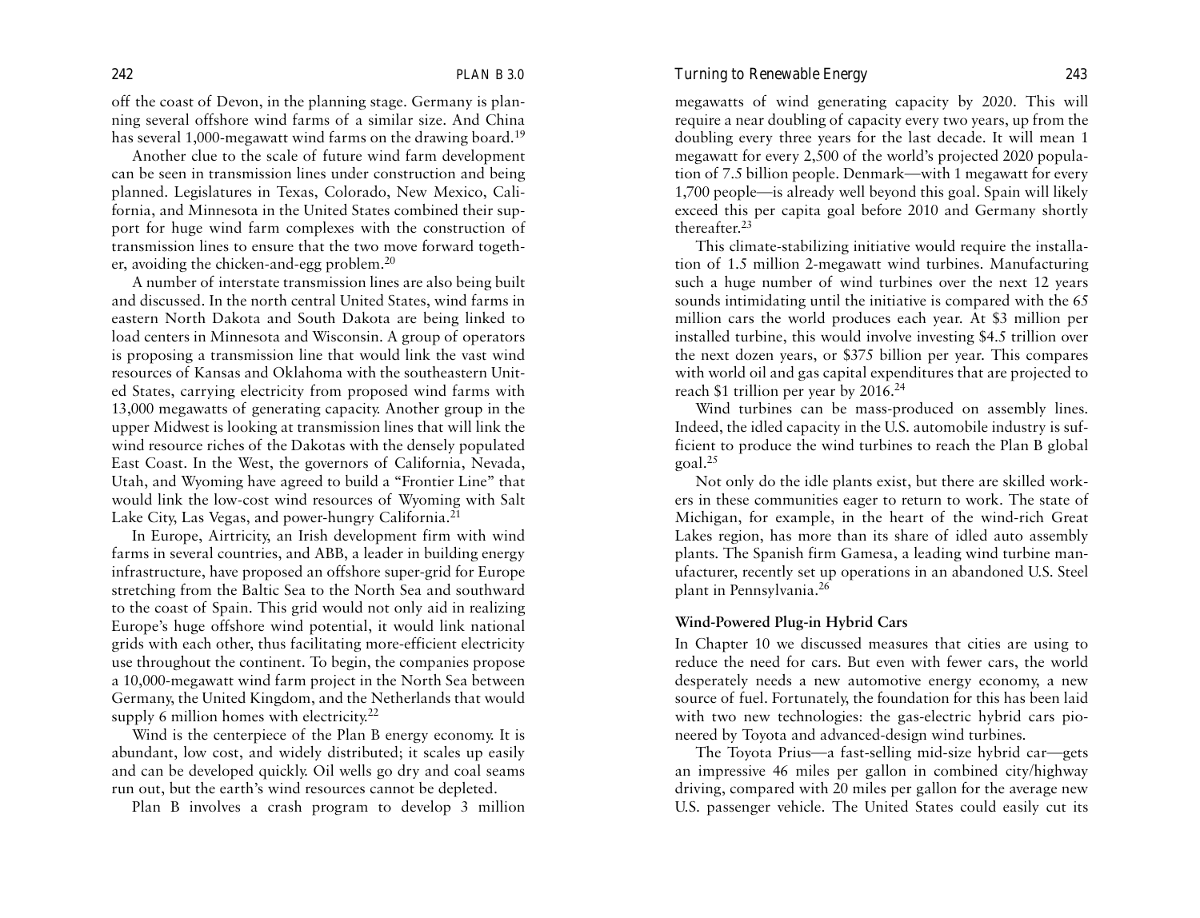off the coast of Devon, in the planning stage. Germany is planning several offshore wind farms of a similar size. And China has several 1,000-megawatt wind farms on the drawing board.[19]

Another clue to the scale of future wind farm development can be seen in transmission lines under construction and being planned. Legislatures in Texas, Colorado, New Mexico, California, and Minnesota in the United States combined their support for huge wind farm complexes with the construction of transmission lines to ensure that the two move forward together, avoiding the chicken-and-egg problem.[20]

A number of interstate transmission lines are also being built and discussed. In the north central United States, wind farms in eastern North Dakota and South Dakota are being linked to load centers in Minnesota and Wisconsin. A group of operators is proposing a transmission line that would link the vast wind resources of Kansas and Oklahoma with the southeastern United States, carrying electricity from proposed wind farms with 13,000 megawatts of generating capacity. Another group in the upper Midwest is looking at transmission lines that will link the wind resource riches of the Dakotas with the densely populated East Coast. In the West, the governors of California, Nevada, Utah, and Wyoming have agreed to build a "Frontier Line" that would link the low-cost wind resources of Wyoming with Salt Lake City, Las Vegas, and power-hungry California.[21]

In Europe, Airtricity, an Irish development firm with wind farms in several countries, and ABB, a leader in building energy infrastructure, have proposed an offshore super-grid for Europe stretching from the Baltic Sea to the North Sea and southward to the coast of Spain. This grid would not only aid in realizing Europe's huge offshore wind potential, it would link national grids with each other, thus facilitating more-efficient electricity use throughout the continent. To begin, the companies propose a 10,000-megawatt wind farm project in the North Sea between Germany, the United Kingdom, and the Netherlands that would supply 6 million homes with electricity.[22]

Wind is the centerpiece of the Plan B energy economy. It is abundant, low cost, and widely distributed; it scales up easily and can be developed quickly. Oil wells go dry and coal seams run out, but the earth's wind resources cannot be depleted.

Plan B involves a crash program to develop 3 million megawatts of wind generating capacity by 2020. This will require a near doubling of capacity every two years, up from the doubling every three years for the last decade. It will mean 1 megawatt for every 2,500 of the world's projected 2020 population of 7.5 billion people. Denmark—with 1 megawatt for every 1,700 people—is already well beyond this goal. Spain will likely exceed this per capita goal before 2010 and Germany shortly thereafter.[23]

This climate-stabilizing initiative would require the installation of 1.5 million 2-megawatt wind turbines. Manufacturing such a huge number of wind turbines over the next 12 years sounds intimidating until the initiative is compared with the 65 million cars the world produces each year. At $3 million per installed turbine, this would involve investing $4.5 trillion over the next dozen years, or $375 billion per year. This compares with world oil and gas capital expenditures that are projected to reach $1 trillion per year by 2016.[24]

Wind turbines can be mass-produced on assembly lines. Indeed, the idled capacity in the U.S. automobile industry is sufficient to produce the wind turbines to reach the Plan B global goal.[25]

Not only do the idle plants exist, but there are skilled workers in these communities eager to return to work. The state of Michigan, for example, in the heart of the wind-rich Great Lakes region, has more than its share of idled auto assembly plants. The Spanish firm Gamesa, a leading wind turbine manufacturer, recently set up operations in an abandoned U.S. Steel plant in Pennsylvania.[26]

### Wind-Powered Plug-in Hybrid Cars

In Chapter 10 we discussed measures that cities are using to reduce the need for cars. But even with fewer cars, the world desperately needs a new automotive energy economy, a new source of fuel. Fortunately, the foundation for this has been laid with two new technologies: the gas-electric hybrid cars pioneered by Toyota and advanced-design wind turbines.

The Toyota Prius—a fast-selling mid-size hybrid car—gets an impressive 46 miles per gallon in combined city/highway driving, compared with 20 miles per gallon for the average new U.S. passenger vehicle. The United States could easily cut its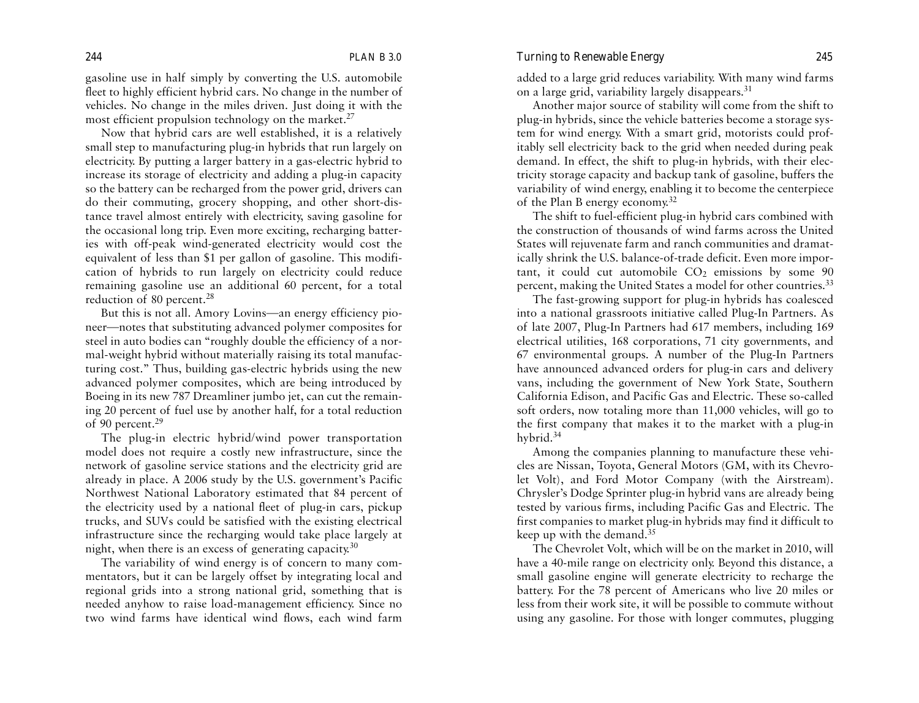gasoline use in half simply by converting the U.S. automobile fleet to highly efficient hybrid cars. No change in the number of vehicles. No change in the miles driven. Just doing it with the most efficient propulsion technology on the market.[27]

Now that hybrid cars are well established, it is a relatively small step to manufacturing plug-in hybrids that run largely on electricity. By putting a larger battery in a gas-electric hybrid to increase its storage of electricity and adding a plug-in capacity so the battery can be recharged from the power grid, drivers can do their commuting, grocery shopping, and other short-distance travel almost entirely with electricity, saving gasoline for the occasional long trip. Even more exciting, recharging batteries with off-peak wind-generated electricity would cost the equivalent of less than $1 per gallon of gasoline. This modification of hybrids to run largely on electricity could reduce remaining gasoline use an additional 60 percent, for a total reduction of 80 percent.[28]

But this is not all. Amory Lovins—an energy efficiency pioneer—notes that substituting advanced polymer composites for steel in auto bodies can "roughly double the efficiency of a normal-weight hybrid without materially raising its total manufacturing cost." Thus, building gas-electric hybrids using the new advanced polymer composites, which are being introduced by Boeing in its new 787 Dreamliner jumbo jet, can cut the remaining 20 percent of fuel use by another half, for a total reduction of 90 percent.[29]

The plug-in electric hybrid/wind power transportation model does not require a costly new infrastructure, since the network of gasoline service stations and the electricity grid are already in place. A 2006 study by the U.S. government's Pacific Northwest National Laboratory estimated that 84 percent of the electricity used by a national fleet of plug-in cars, pickup trucks, and SUVs could be satisfied with the existing electrical infrastructure since the recharging would take place largely at night, when there is an excess of generating capacity.[30]

The variability of wind energy is of concern to many commentators, but it can be largely offset by integrating local and regional grids into a strong national grid, something that is needed anyhow to raise load-management efficiency. Since no two wind farms have identical wind flows, each wind farm added to a large grid reduces variability. With many wind farms on a large grid, variability largely disappears.[31]

Another major source of stability will come from the shift to plug-in hybrids, since the vehicle batteries become a storage system for wind energy. With a smart grid, motorists could profitably sell electricity back to the grid when needed during peak demand. In effect, the shift to plug-in hybrids, with their electricity storage capacity and backup tank of gasoline, buffers the variability of wind energy, enabling it to become the centerpiece of the Plan B energy economy.[32]

The shift to fuel-efficient plug-in hybrid cars combined with the construction of thousands of wind farms across the United States will rejuvenate farm and ranch communities and dramatically shrink the U.S. balance-of-trade deficit. Even more important, it could cut automobile $CO_2$ emissions by some 90 percent, making the United States a model for other countries.[33]

The fast-growing support for plug-in hybrids has coalesced into a national grassroots initiative called Plug-In Partners. As of late 2007, Plug-In Partners had 617 members, including 169 electrical utilities, 168 corporations, 71 city governments, and 67 environmental groups. A number of the Plug-In Partners have announced advanced orders for plug-in cars and delivery vans, including the government of New York State, Southern California Edison, and Pacific Gas and Electric. These so-called soft orders, now totaling more than 11,000 vehicles, will go to the first company that makes it to the market with a plug-in hybrid.[34]

Among the companies planning to manufacture these vehicles are Nissan, Toyota, General Motors (GM, with its Chevrolet Volt), and Ford Motor Company (with the Airstream). Chrysler's Dodge Sprinter plug-in hybrid vans are already being tested by various firms, including Pacific Gas and Electric. The first companies to market plug-in hybrids may find it difficult to keep up with the demand.[35]

The Chevrolet Volt, which will be on the market in 2010, will have a 40-mile range on electricity only. Beyond this distance, a small gasoline engine will generate electricity to recharge the battery. For the 78 percent of Americans who live 20 miles or less from their work site, it will be possible to commute without using any gasoline. For those with longer commutes, plugging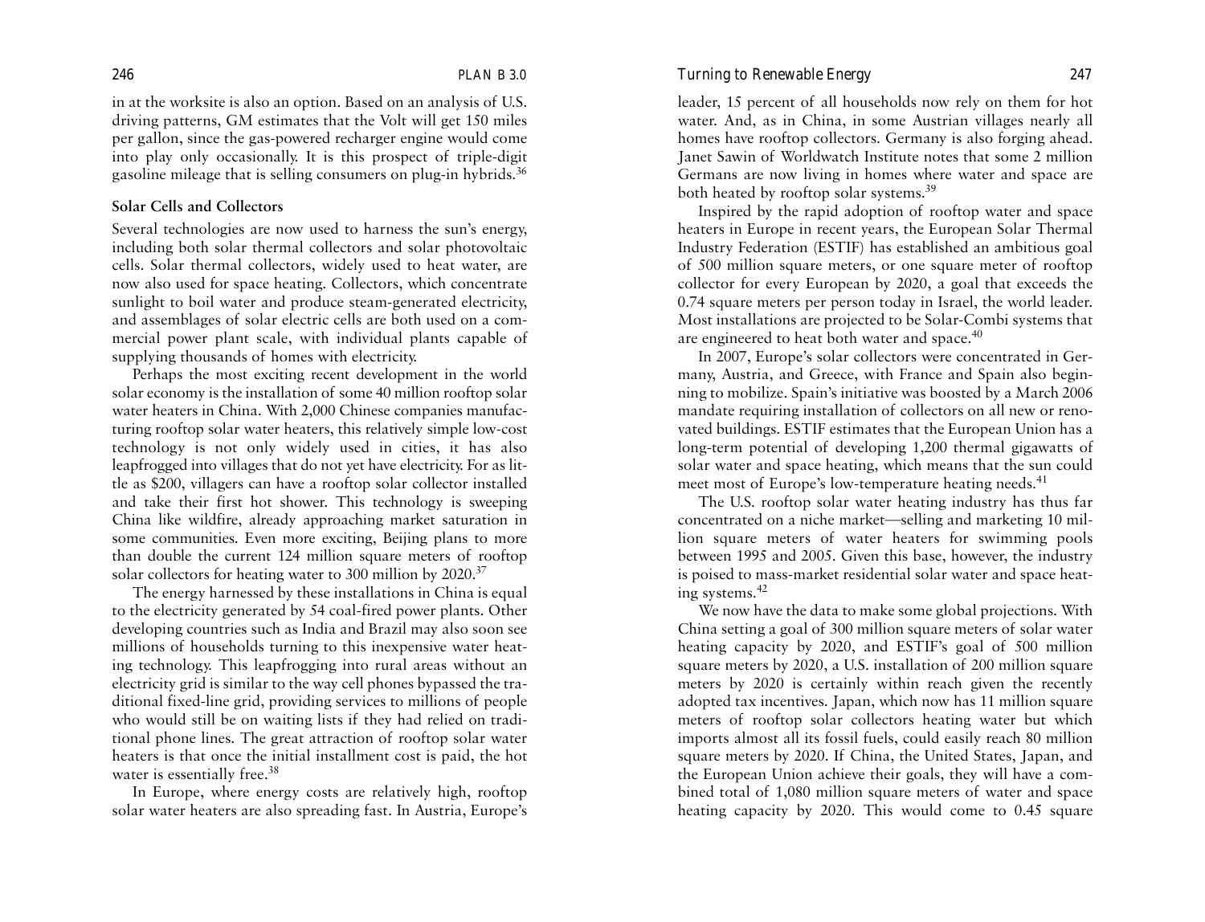in at the worksite is also an option. Based on an analysis of U.S. driving patterns, GM estimates that the Volt will get 150 miles per gallon, since the gas-powered recharger engine would come into play only occasionally. It is this prospect of triple-digit gasoline mileage that is selling consumers on plug-in hybrids.[36]

### Solar Cells and Collectors

Several technologies are now used to harness the sun's energy, including both solar thermal collectors and solar photovoltaic cells. Solar thermal collectors, widely used to heat water, are now also used for space heating. Collectors, which concentrate sunlight to boil water and produce steam-generated electricity, and assemblages of solar electric cells are both used on a commercial power plant scale, with individual plants capable of supplying thousands of homes with electricity.

Perhaps the most exciting recent development in the world solar economy is the installation of some 40 million rooftop solar water heaters in China. With 2,000 Chinese companies manufacturing rooftop solar water heaters, this relatively simple low-cost technology is not only widely used in cities, it has also leapfrogged into villages that do not yet have electricity. For as little as $200, villagers can have a rooftop solar collector installed and take their first hot shower. This technology is sweeping China like wildfire, already approaching market saturation in some communities. Even more exciting, Beijing plans to more than double the current 124 million square meters of rooftop solar collectors for heating water to 300 million by 2020.[37]

The energy harnessed by these installations in China is equal to the electricity generated by 54 coal-fired power plants. Other developing countries such as India and Brazil may also soon see millions of households turning to this inexpensive water heating technology. This leapfrogging into rural areas without an electricity grid is similar to the way cell phones bypassed the traditional fixed-line grid, providing services to millions of people who would still be on waiting lists if they had relied on traditional phone lines. The great attraction of rooftop solar water heaters is that once the initial installment cost is paid, the hot water is essentially free.[38]

In Europe, where energy costs are relatively high, rooftop solar water heaters are also spreading fast. In Austria, Europe's leader, 15 percent of all households now rely on them for hot water. And, as in China, in some Austrian villages nearly all homes have rooftop collectors. Germany is also forging ahead. Janet Sawin of Worldwatch Institute notes that some 2 million Germans are now living in homes where water and space are both heated by rooftop solar systems.[39]

Inspired by the rapid adoption of rooftop water and space heaters in Europe in recent years, the European Solar Thermal Industry Federation (ESTIF) has established an ambitious goal of 500 million square meters, or one square meter of rooftop collector for every European by 2020, a goal that exceeds the 0.74 square meters per person today in Israel, the world leader. Most installations are projected to be Solar-Combi systems that are engineered to heat both water and space.[40]

In 2007, Europe's solar collectors were concentrated in Germany, Austria, and Greece, with France and Spain also beginning to mobilize. Spain's initiative was boosted by a March 2006 mandate requiring installation of collectors on all new or renovated buildings. ESTIF estimates that the European Union has a long-term potential of developing 1,200 thermal gigawatts of solar water and space heating, which means that the sun could meet most of Europe's low-temperature heating needs.[41]

The U.S. rooftop solar water heating industry has thus far concentrated on a niche market—selling and marketing 10 million square meters of water heaters for swimming pools between 1995 and 2005. Given this base, however, the industry is poised to mass-market residential solar water and space heating systems.[42]

We now have the data to make some global projections. With China setting a goal of 300 million square meters of solar water heating capacity by 2020, and ESTIF's goal of 500 million square meters by 2020, a U.S. installation of 200 million square meters by 2020 is certainly within reach given the recently adopted tax incentives. Japan, which now has 11 million square meters of rooftop solar collectors heating water but which imports almost all its fossil fuels, could easily reach 80 million square meters by 2020. If China, the United States, Japan, and the European Union achieve their goals, they will have a combined total of 1,080 million square meters of water and space heating capacity by 2020. This would come to 0.45 square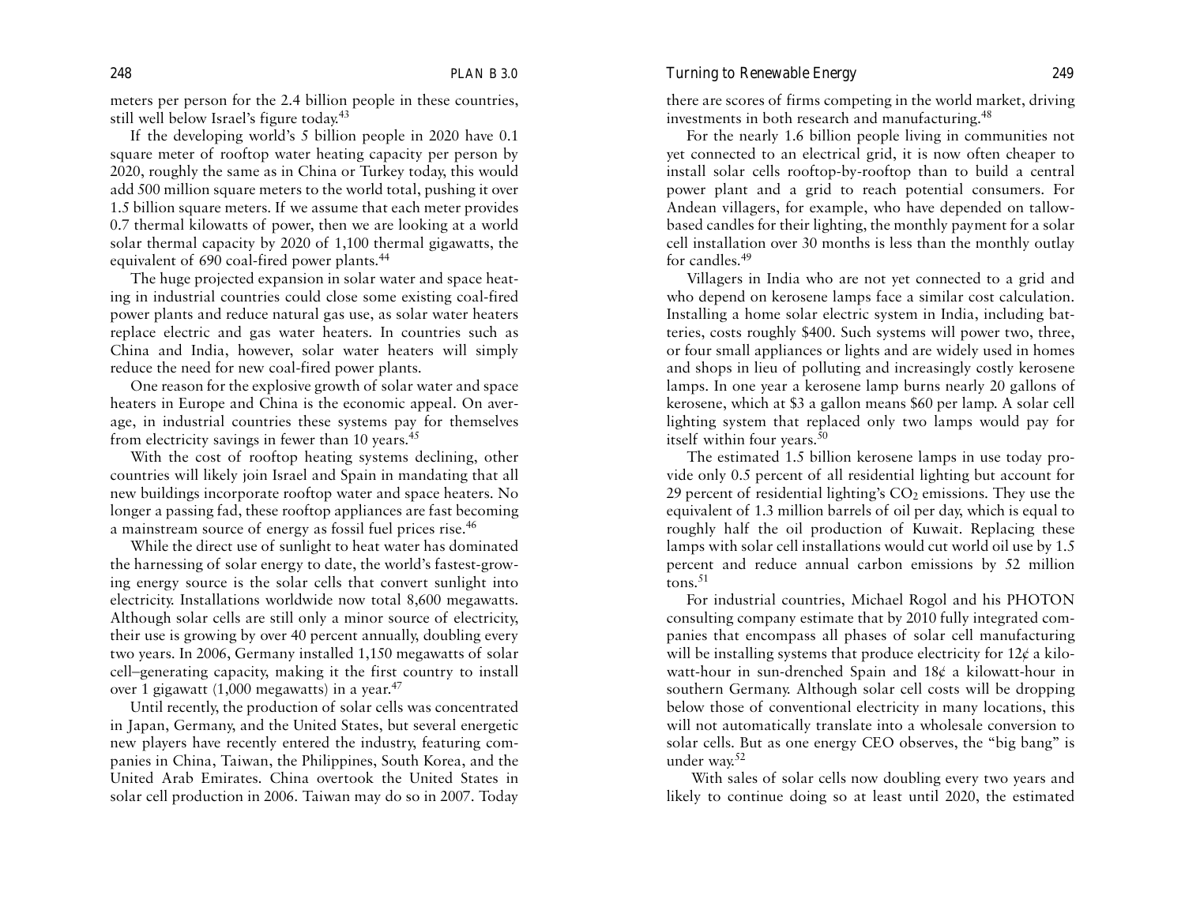meters per person for the 2.4 billion people in these countries, still well below Israel's figure today.[43]

If the developing world's 5 billion people in 2020 have 0.1 square meter of rooftop water heating capacity per person by 2020, roughly the same as in China or Turkey today, this would add 500 million square meters to the world total, pushing it over 1.5 billion square meters. If we assume that each meter provides 0.7 thermal kilowatts of power, then we are looking at a world solar thermal capacity by 2020 of 1,100 thermal gigawatts, the equivalent of 690 coal-fired power plants.[44]

The huge projected expansion in solar water and space heating in industrial countries could close some existing coal-fired power plants and reduce natural gas use, as solar water heaters replace electric and gas water heaters. In countries such as China and India, however, solar water heaters will simply reduce the need for new coal-fired power plants.

One reason for the explosive growth of solar water and space heaters in Europe and China is the economic appeal. On average, in industrial countries these systems pay for themselves from electricity savings in fewer than 10 years.[45]

With the cost of rooftop heating systems declining, other countries will likely join Israel and Spain in mandating that all new buildings incorporate rooftop water and space heaters. No longer a passing fad, these rooftop appliances are fast becoming a mainstream source of energy as fossil fuel prices rise.[46]

While the direct use of sunlight to heat water has dominated the harnessing of solar energy to date, the world's fastest-growing energy source is the solar cells that convert sunlight into electricity. Installations worldwide now total 8,600 megawatts. Although solar cells are still only a minor source of electricity, their use is growing by over 40 percent annually, doubling every two years. In 2006, Germany installed 1,150 megawatts of solar cell–generating capacity, making it the first country to install over 1 gigawatt (1,000 megawatts) in a year.[47]

Until recently, the production of solar cells was concentrated in Japan, Germany, and the United States, but several energetic new players have recently entered the industry, featuring companies in China, Taiwan, the Philippines, South Korea, and the United Arab Emirates. China overtook the United States in solar cell production in 2006. Taiwan may do so in 2007. Today there are scores of firms competing in the world market, driving investments in both research and manufacturing.[48]

For the nearly 1.6 billion people living in communities not yet connected to an electrical grid, it is now often cheaper to install solar cells rooftop-by-rooftop than to build a central power plant and a grid to reach potential consumers. For Andean villagers, for example, who have depended on tallow-based candles for their lighting, the monthly payment for a solar cell installation over 30 months is less than the monthly outlay for candles.[49]

Villagers in India who are not yet connected to a grid and who depend on kerosene lamps face a similar cost calculation. Installing a home solar electric system in India, including batteries, costs roughly $400. Such systems will power two, three, or four small appliances or lights and are widely used in homes and shops in lieu of polluting and increasingly costly kerosene lamps. In one year a kerosene lamp burns nearly 20 gallons of kerosene, which at $3 a gallon means $60 per lamp. A solar cell lighting system that replaced only two lamps would pay for itself within four years.[50]

The estimated 1.5 billion kerosene lamps in use today provide only 0.5 percent of all residential lighting but account for 29 percent of residential lighting's $CO_2$ emissions. They use the equivalent of 1.3 million barrels of oil per day, which is equal to roughly half the oil production of Kuwait. Replacing these lamps with solar cell installations would cut world oil use by 1.5 percent and reduce annual carbon emissions by 52 million tons.[51]

For industrial countries, Michael Rogol and his PHOTON consulting company estimate that by 2010 fully integrated companies that encompass all phases of solar cell manufacturing will be installing systems that produce electricity for 12¢ a kilowatt-hour in sun-drenched Spain and 18¢ a kilowatt-hour in southern Germany. Although solar cell costs will be dropping below those of conventional electricity in many locations, this will not automatically translate into a wholesale conversion to solar cells. But as one energy CEO observes, the "big bang" is under way.[52]

With sales of solar cells now doubling every two years and likely to continue doing so at least until 2020, the estimated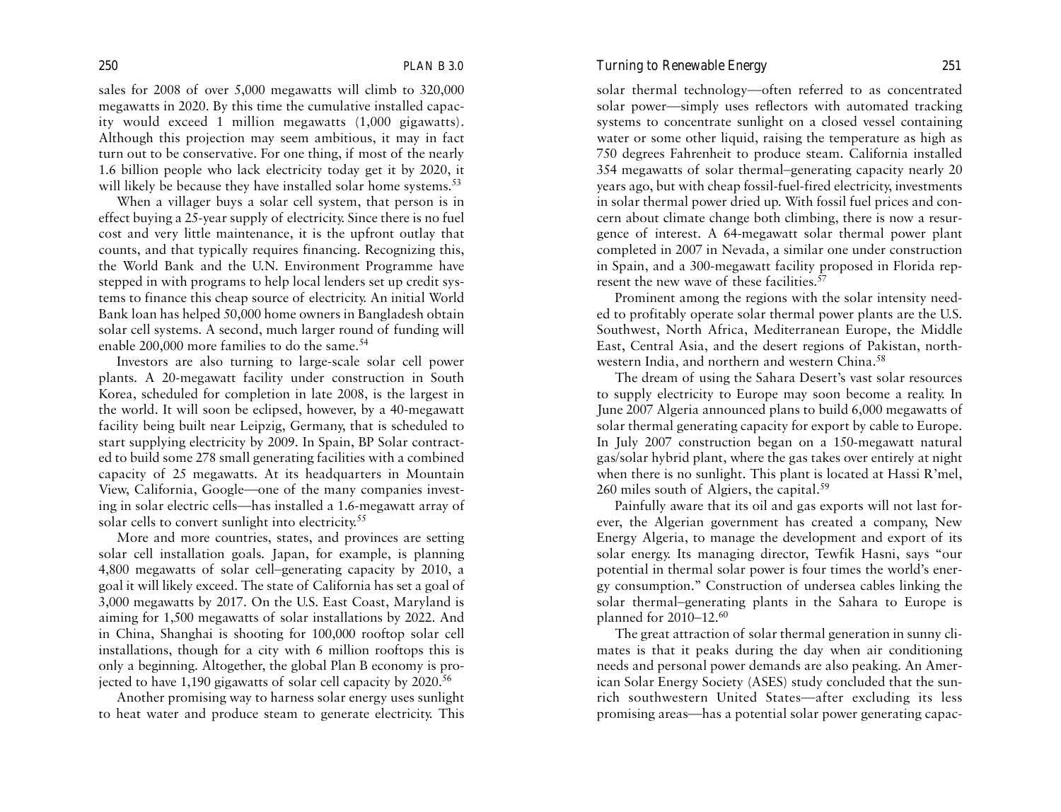sales for 2008 of over 5,000 megawatts will climb to 320,000 megawatts in 2020. By this time the cumulative installed capacity would exceed 1 million megawatts (1,000 gigawatts). Although this projection may seem ambitious, it may in fact turn out to be conservative. For one thing, if most of the nearly 1.6 billion people who lack electricity today get it by 2020, it will likely be because they have installed solar home systems.[53]

When a villager buys a solar cell system, that person is in effect buying a 25-year supply of electricity. Since there is no fuel cost and very little maintenance, it is the upfront outlay that counts, and that typically requires financing. Recognizing this, the World Bank and the U.N. Environment Programme have stepped in with programs to help local lenders set up credit systems to finance this cheap source of electricity. An initial World Bank loan has helped 50,000 home owners in Bangladesh obtain solar cell systems. A second, much larger round of funding will enable 200,000 more families to do the same.[54]

Investors are also turning to large-scale solar cell power plants. A 20-megawatt facility under construction in South Korea, scheduled for completion in late 2008, is the largest in the world. It will soon be eclipsed, however, by a 40-megawatt facility being built near Leipzig, Germany, that is scheduled to start supplying electricity by 2009. In Spain, BP Solar contracted to build some 278 small generating facilities with a combined capacity of 25 megawatts. At its headquarters in Mountain View, California, Google—one of the many companies investing in solar electric cells—has installed a 1.6-megawatt array of solar cells to convert sunlight into electricity.[55]

More and more countries, states, and provinces are setting solar cell installation goals. Japan, for example, is planning 4,800 megawatts of solar cell–generating capacity by 2010, a goal it will likely exceed. The state of California has set a goal of 3,000 megawatts by 2017. On the U.S. East Coast, Maryland is aiming for 1,500 megawatts of solar installations by 2022. And in China, Shanghai is shooting for 100,000 rooftop solar cell installations, though for a city with 6 million rooftops this is only a beginning. Altogether, the global Plan B economy is projected to have 1,190 gigawatts of solar cell capacity by 2020.[56]

Another promising way to harness solar energy uses sunlight to heat water and produce steam to generate electricity. This solar thermal technology—often referred to as concentrated solar power—simply uses reflectors with automated tracking systems to concentrate sunlight on a closed vessel containing water or some other liquid, raising the temperature as high as 750 degrees Fahrenheit to produce steam. California installed 354 megawatts of solar thermal–generating capacity nearly 20 years ago, but with cheap fossil-fuel-fired electricity, investments in solar thermal power dried up. With fossil fuel prices and concern about climate change both climbing, there is now a resurgence of interest. A 64-megawatt solar thermal power plant completed in 2007 in Nevada, a similar one under construction in Spain, and a 300-megawatt facility proposed in Florida represent the new wave of these facilities.[57]

Prominent among the regions with the solar intensity needed to profitably operate solar thermal power plants are the U.S. Southwest, North Africa, Mediterranean Europe, the Middle East, Central Asia, and the desert regions of Pakistan, northwestern India, and northern and western China.[58]

The dream of using the Sahara Desert's vast solar resources to supply electricity to Europe may soon become a reality. In June 2007 Algeria announced plans to build 6,000 megawatts of solar thermal generating capacity for export by cable to Europe. In July 2007 construction began on a 150-megawatt natural gas/solar hybrid plant, where the gas takes over entirely at night when there is no sunlight. This plant is located at Hassi R'mel, 260 miles south of Algiers, the capital.[59]

Painfully aware that its oil and gas exports will not last forever, the Algerian government has created a company, New Energy Algeria, to manage the development and export of its solar energy. Its managing director, Tewfik Hasni, says "our potential in thermal solar power is four times the world's energy consumption." Construction of undersea cables linking the solar thermal–generating plants in the Sahara to Europe is planned for 2010–12.[60]

The great attraction of solar thermal generation in sunny climates is that it peaks during the day when air conditioning needs and personal power demands are also peaking. An American Solar Energy Society (ASES) study concluded that the sun-rich southwestern United States—after excluding its less promising areas—has a potential solar power generating capac-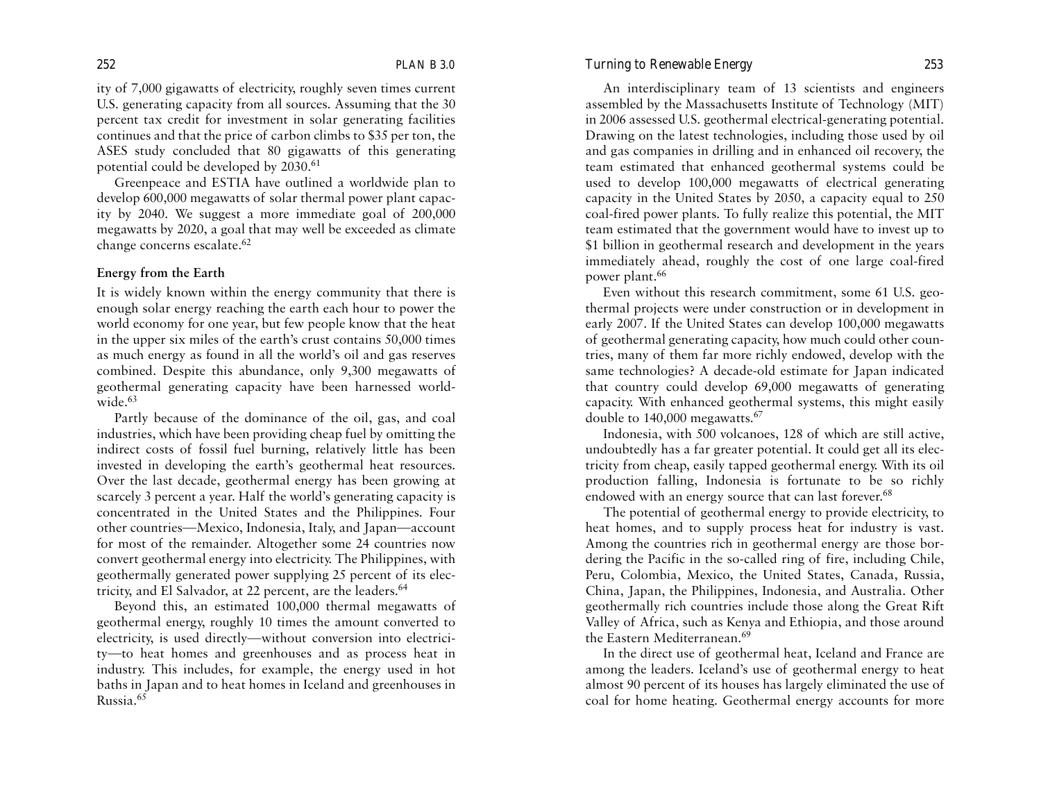ity of 7,000 gigawatts of electricity, roughly seven times current U.S. generating capacity from all sources. Assuming that the 30 percent tax credit for investment in solar generating facilities continues and that the price of carbon climbs to $35 per ton, the ASES study concluded that 80 gigawatts of this generating potential could be developed by 2030.[61]

Greenpeace and ESTIA have outlined a worldwide plan to develop 600,000 megawatts of solar thermal power plant capacity by 2040. We suggest a more immediate goal of 200,000 megawatts by 2020, a goal that may well be exceeded as climate change concerns escalate.[62]

### Energy from the Earth

It is widely known within the energy community that there is enough solar energy reaching the earth each hour to power the world economy for one year, but few people know that the heat in the upper six miles of the earth's crust contains 50,000 times as much energy as found in all the world's oil and gas reserves combined. Despite this abundance, only 9,300 megawatts of geothermal generating capacity have been harnessed worldwide.[63]

Partly because of the dominance of the oil, gas, and coal industries, which have been providing cheap fuel by omitting the indirect costs of fossil fuel burning, relatively little has been invested in developing the earth's geothermal heat resources. Over the last decade, geothermal energy has been growing at scarcely 3 percent a year. Half the world's generating capacity is concentrated in the United States and the Philippines. Four other countries—Mexico, Indonesia, Italy, and Japan—account for most of the remainder. Altogether some 24 countries now convert geothermal energy into electricity. The Philippines, with geothermally generated power supplying 25 percent of its electricity, and El Salvador, at 22 percent, are the leaders.[64]

Beyond this, an estimated 100,000 thermal megawatts of geothermal energy, roughly 10 times the amount converted to electricity, is used directly—without conversion into electricity—to heat homes and greenhouses and as process heat in industry. This includes, for example, the energy used in hot baths in Japan and to heat homes in Iceland and greenhouses in Russia.[65]

An interdisciplinary team of 13 scientists and engineers assembled by the Massachusetts Institute of Technology (MIT) in 2006 assessed U.S. geothermal electrical-generating potential. Drawing on the latest technologies, including those used by oil and gas companies in drilling and in enhanced oil recovery, the team estimated that enhanced geothermal systems could be used to develop 100,000 megawatts of electrical generating capacity in the United States by 2050, a capacity equal to 250 coal-fired power plants. To fully realize this potential, the MIT team estimated that the government would have to invest up to $1 billion in geothermal research and development in the years immediately ahead, roughly the cost of one large coal-fired power plant.[66]

Even without this research commitment, some 61 U.S. geothermal projects were under construction or in development in early 2007. If the United States can develop 100,000 megawatts of geothermal generating capacity, how much could other countries, many of them far more richly endowed, develop with the same technologies? A decade-old estimate for Japan indicated that country could develop 69,000 megawatts of generating capacity. With enhanced geothermal systems, this might easily double to 140,000 megawatts.[67]

Indonesia, with 500 volcanoes, 128 of which are still active, undoubtedly has a far greater potential. It could get all its electricity from cheap, easily tapped geothermal energy. With its oil production falling, Indonesia is fortunate to be so richly endowed with an energy source that can last forever.[68]

The potential of geothermal energy to provide electricity, to heat homes, and to supply process heat for industry is vast. Among the countries rich in geothermal energy are those bordering the Pacific in the so-called ring of fire, including Chile, Peru, Colombia, Mexico, the United States, Canada, Russia, China, Japan, the Philippines, Indonesia, and Australia. Other geothermally rich countries include those along the Great Rift Valley of Africa, such as Kenya and Ethiopia, and those around the Eastern Mediterranean.[69]

In the direct use of geothermal heat, Iceland and France are among the leaders. Iceland's use of geothermal energy to heat almost 90 percent of its houses has largely eliminated the use of coal for home heating. Geothermal energy accounts for more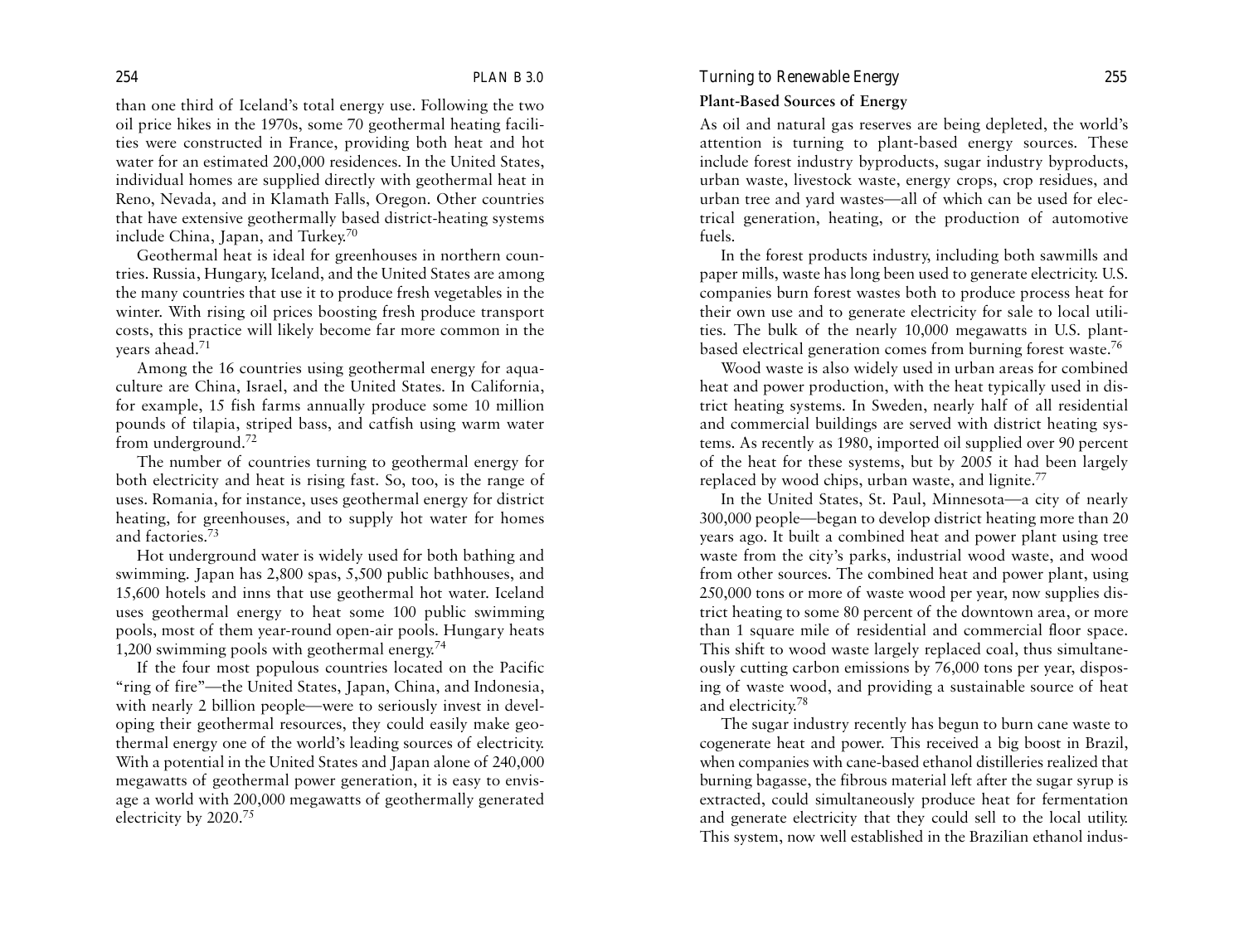than one third of Iceland's total energy use. Following the two oil price hikes in the 1970s, some 70 geothermal heating facilities were constructed in France, providing both heat and hot water for an estimated 200,000 residences. In the United States, individual homes are supplied directly with geothermal heat in Reno, Nevada, and in Klamath Falls, Oregon. Other countries that have extensive geothermally based district-heating systems include China, Japan, and Turkey.[70]

Geothermal heat is ideal for greenhouses in northern countries. Russia, Hungary, Iceland, and the United States are among the many countries that use it to produce fresh vegetables in the winter. With rising oil prices boosting fresh produce transport costs, this practice will likely become far more common in the years ahead.[71]

Among the 16 countries using geothermal energy for aquaculture are China, Israel, and the United States. In California, for example, 15 fish farms annually produce some 10 million pounds of tilapia, striped bass, and catfish using warm water from underground.[72]

The number of countries turning to geothermal energy for both electricity and heat is rising fast. So, too, is the range of uses. Romania, for instance, uses geothermal energy for district heating, for greenhouses, and to supply hot water for homes and factories.[73]

Hot underground water is widely used for both bathing and swimming. Japan has 2,800 spas, 5,500 public bathhouses, and 15,600 hotels and inns that use geothermal hot water. Iceland uses geothermal energy to heat some 100 public swimming pools, most of them year-round open-air pools. Hungary heats 1,200 swimming pools with geothermal energy.[74]

If the four most populous countries located on the Pacific "ring of fire"—the United States, Japan, China, and Indonesia, with nearly 2 billion people—were to seriously invest in developing their geothermal resources, they could easily make geothermal energy one of the world's leading sources of electricity. With a potential in the United States and Japan alone of 240,000 megawatts of geothermal power generation, it is easy to envisage a world with 200,000 megawatts of geothermally generated electricity by 2020.[75]

## Plant-Based Sources of Energy

As oil and natural gas reserves are being depleted, the world's attention is turning to plant-based energy sources. These include forest industry byproducts, sugar industry byproducts, urban waste, livestock waste, energy crops, crop residues, and urban tree and yard wastes—all of which can be used for electrical generation, heating, or the production of automotive fuels.

In the forest products industry, including both sawmills and paper mills, waste has long been used to generate electricity. U.S. companies burn forest wastes both to produce process heat for their own use and to generate electricity for sale to local utilities. The bulk of the nearly 10,000 megawatts in U.S. plant-based electrical generation comes from burning forest waste.[76]

Wood waste is also widely used in urban areas for combined heat and power production, with the heat typically used in district heating systems. In Sweden, nearly half of all residential and commercial buildings are served with district heating systems. As recently as 1980, imported oil supplied over 90 percent of the heat for these systems, but by 2005 it had been largely replaced by wood chips, urban waste, and lignite.[77]

In the United States, St. Paul, Minnesota—a city of nearly 300,000 people—began to develop district heating more than 20 years ago. It built a combined heat and power plant using tree waste from the city's parks, industrial wood waste, and wood from other sources. The combined heat and power plant, using 250,000 tons or more of waste wood per year, now supplies district heating to some 80 percent of the downtown area, or more than 1 square mile of residential and commercial floor space. This shift to wood waste largely replaced coal, thus simultaneously cutting carbon emissions by 76,000 tons per year, disposing of waste wood, and providing a sustainable source of heat and electricity.[78]

The sugar industry recently has begun to burn cane waste to cogenerate heat and power. This received a big boost in Brazil, when companies with cane-based ethanol distilleries realized that burning bagasse, the fibrous material left after the sugar syrup is extracted, could simultaneously produce heat for fermentation and generate electricity that they could sell to the local utility. This system, now well established in the Brazilian ethanol indus-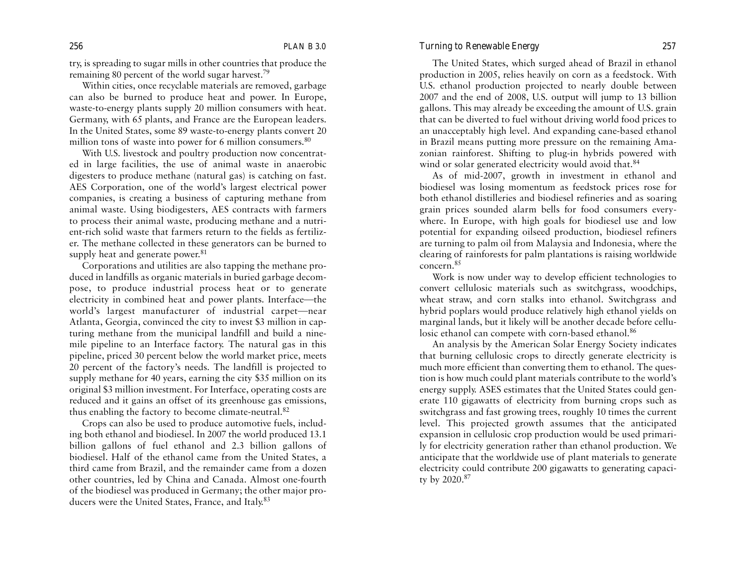try, is spreading to sugar mills in other countries that produce the remaining 80 percent of the world sugar harvest.[79]

Within cities, once recyclable materials are removed, garbage can also be burned to produce heat and power. In Europe, waste-to-energy plants supply 20 million consumers with heat. Germany, with 65 plants, and France are the European leaders. In the United States, some 89 waste-to-energy plants convert 20 million tons of waste into power for 6 million consumers.[80]

With U.S. livestock and poultry production now concentrated in large facilities, the use of animal waste in anaerobic digesters to produce methane (natural gas) is catching on fast. AES Corporation, one of the world's largest electrical power companies, is creating a business of capturing methane from animal waste. Using biodigesters, AES contracts with farmers to process their animal waste, producing methane and a nutrient-rich solid waste that farmers return to the fields as fertilizer. The methane collected in these generators can be burned to supply heat and generate power.[81]

Corporations and utilities are also tapping the methane produced in landfills as organic materials in buried garbage decompose, to produce industrial process heat or to generate electricity in combined heat and power plants. Interface—the world's largest manufacturer of industrial carpet—near Atlanta, Georgia, convinced the city to invest $3 million in capturing methane from the municipal landfill and build a nine-mile pipeline to an Interface factory. The natural gas in this pipeline, priced 30 percent below the world market price, meets 20 percent of the factory's needs. The landfill is projected to supply methane for 40 years, earning the city $35 million on its original $3 million investment. For Interface, operating costs are reduced and it gains an offset of its greenhouse gas emissions, thus enabling the factory to become climate-neutral.[82]

Crops can also be used to produce automotive fuels, including both ethanol and biodiesel. In 2007 the world produced 13.1 billion gallons of fuel ethanol and 2.3 billion gallons of biodiesel. Half of the ethanol came from the United States, a third came from Brazil, and the remainder came from a dozen other countries, led by China and Canada. Almost one-fourth of the biodiesel was produced in Germany; the other major producers were the United States, France, and Italy.[83]

The United States, which surged ahead of Brazil in ethanol production in 2005, relies heavily on corn as a feedstock. With U.S. ethanol production projected to nearly double between 2007 and the end of 2008, U.S. output will jump to 13 billion gallons. This may already be exceeding the amount of U.S. grain that can be diverted to fuel without driving world food prices to an unacceptably high level. And expanding cane-based ethanol in Brazil means putting more pressure on the remaining Amazonian rainforest. Shifting to plug-in hybrids powered with wind or solar generated electricity would avoid that.[84]

As of mid-2007, growth in investment in ethanol and biodiesel was losing momentum as feedstock prices rose for both ethanol distilleries and biodiesel refineries and as soaring grain prices sounded alarm bells for food consumers everywhere. In Europe, with high goals for biodiesel use and low potential for expanding oilseed production, biodiesel refiners are turning to palm oil from Malaysia and Indonesia, where the clearing of rainforests for palm plantations is raising worldwide concern.[85]

Work is now under way to develop efficient technologies to convert cellulosic materials such as switchgrass, woodchips, wheat straw, and corn stalks into ethanol. Switchgrass and hybrid poplars would produce relatively high ethanol yields on marginal lands, but it likely will be another decade before cellulosic ethanol can compete with corn-based ethanol.[86]

An analysis by the American Solar Energy Society indicates that burning cellulosic crops to directly generate electricity is much more efficient than converting them to ethanol. The question is how much could plant materials contribute to the world's energy supply. ASES estimates that the United States could generate 110 gigawatts of electricity from burning crops such as switchgrass and fast growing trees, roughly 10 times the current level. This projected growth assumes that the anticipated expansion in cellulosic crop production would be used primarily for electricity generation rather than ethanol production. We anticipate that the worldwide use of plant materials to generate electricity could contribute 200 gigawatts to generating capacity by 2020.[87]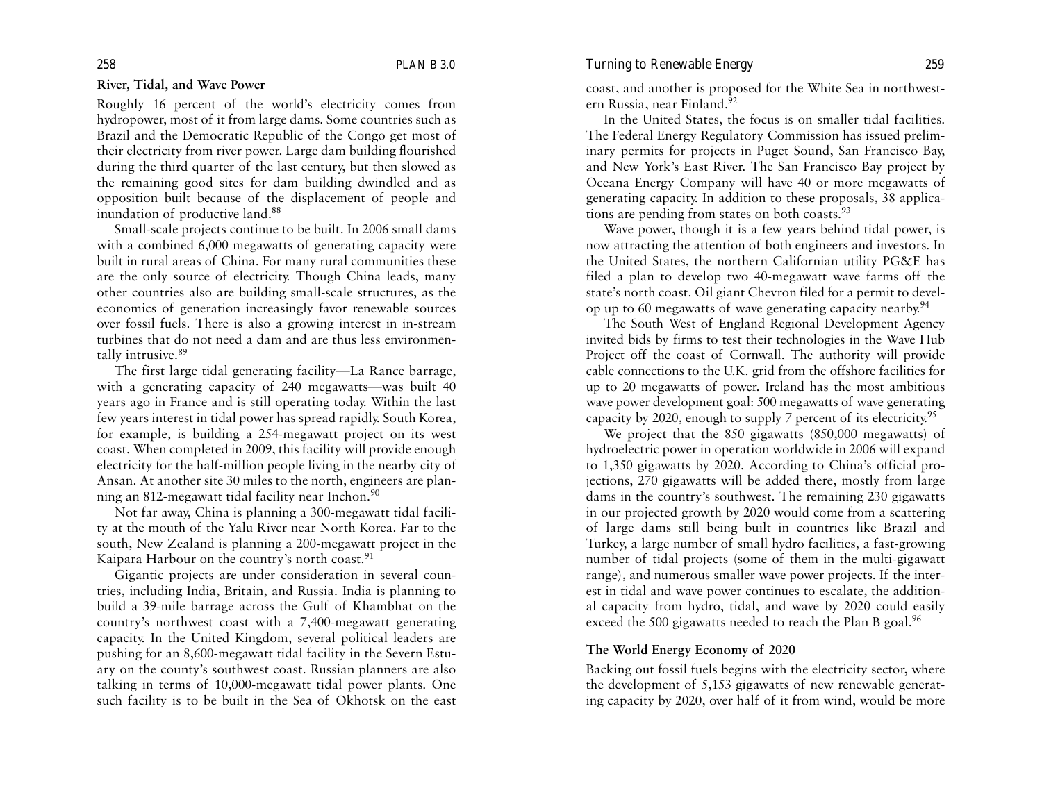## River, Tidal, and Wave Power

Roughly 16 percent of the world's electricity comes from hydropower, most of it from large dams. Some countries such as Brazil and the Democratic Republic of the Congo get most of their electricity from river power. Large dam building flourished during the third quarter of the last century, but then slowed as the remaining good sites for dam building dwindled and as opposition built because of the displacement of people and inundation of productive land.[88]

Small-scale projects continue to be built. In 2006 small dams with a combined 6,000 megawatts of generating capacity were built in rural areas of China. For many rural communities these are the only source of electricity. Though China leads, many other countries also are building small-scale structures, as the economics of generation increasingly favor renewable sources over fossil fuels. There is also a growing interest in in-stream turbines that do not need a dam and are thus less environmentally intrusive.[89]

The first large tidal generating facility—La Rance barrage, with a generating capacity of 240 megawatts—was built 40 years ago in France and is still operating today. Within the last few years interest in tidal power has spread rapidly. South Korea, for example, is building a 254-megawatt project on its west coast. When completed in 2009, this facility will provide enough electricity for the half-million people living in the nearby city of Ansan. At another site 30 miles to the north, engineers are planning an 812-megawatt tidal facility near Inchon.[90]

Not far away, China is planning a 300-megawatt tidal facility at the mouth of the Yalu River near North Korea. Far to the south, New Zealand is planning a 200-megawatt project in the Kaipara Harbour on the country's north coast.[91]

Gigantic projects are under consideration in several countries, including India, Britain, and Russia. India is planning to build a 39-mile barrage across the Gulf of Khambhat on the country's northwest coast with a 7,400-megawatt generating capacity. In the United Kingdom, several political leaders are pushing for an 8,600-megawatt tidal facility in the Severn Estuary on the county's southwest coast. Russian planners are also talking in terms of 10,000-megawatt tidal power plants. One such facility is to be built in the Sea of Okhotsk on the east coast, and another is proposed for the White Sea in northwestern Russia, near Finland.[92]

In the United States, the focus is on smaller tidal facilities. The Federal Energy Regulatory Commission has issued preliminary permits for projects in Puget Sound, San Francisco Bay, and New York's East River. The San Francisco Bay project by Oceana Energy Company will have 40 or more megawatts of generating capacity. In addition to these proposals, 38 applications are pending from states on both coasts.[93]

Wave power, though it is a few years behind tidal power, is now attracting the attention of both engineers and investors. In the United States, the northern Californian utility PG&E has filed a plan to develop two 40-megawatt wave farms off the state's north coast. Oil giant Chevron filed for a permit to develop up to 60 megawatts of wave generating capacity nearby.[94]

The South West of England Regional Development Agency invited bids by firms to test their technologies in the Wave Hub Project off the coast of Cornwall. The authority will provide cable connections to the U.K. grid from the offshore facilities for up to 20 megawatts of power. Ireland has the most ambitious wave power development goal: 500 megawatts of wave generating capacity by 2020, enough to supply 7 percent of its electricity.[95]

We project that the 850 gigawatts (850,000 megawatts) of hydroelectric power in operation worldwide in 2006 will expand to 1,350 gigawatts by 2020. According to China's official projections, 270 gigawatts will be added there, mostly from large dams in the country's southwest. The remaining 230 gigawatts in our projected growth by 2020 would come from a scattering of large dams still being built in countries like Brazil and Turkey, a large number of small hydro facilities, a fast-growing number of tidal projects (some of them in the multi-gigawatt range), and numerous smaller wave power projects. If the interest in tidal and wave power continues to escalate, the additional capacity from hydro, tidal, and wave by 2020 could easily exceed the 500 gigawatts needed to reach the Plan B goal.[96]

## The World Energy Economy of 2020

Backing out fossil fuels begins with the electricity sector, where the development of 5,153 gigawatts of new renewable generating capacity by 2020, over half of it from wind, would be more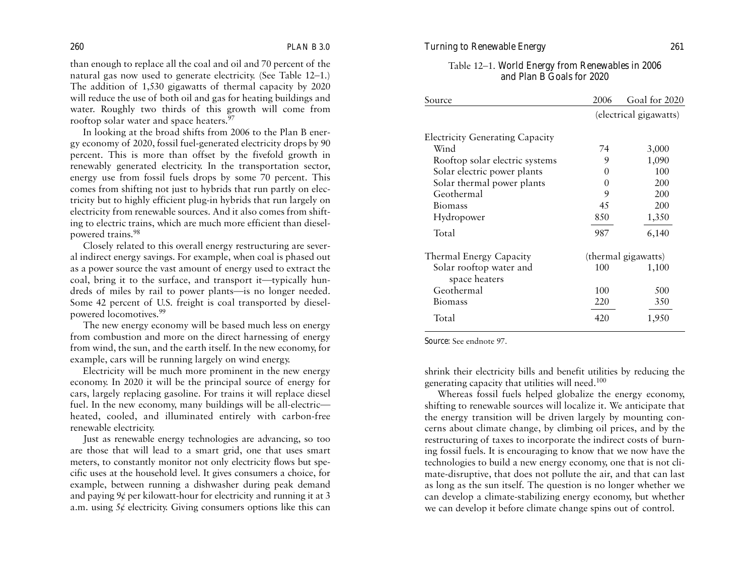than enough to replace all the coal and oil and 70 percent of the natural gas now used to generate electricity. (See Table 12–1.) The addition of 1,530 gigawatts of thermal capacity by 2020 will reduce the use of both oil and gas for heating buildings and water. Roughly two thirds of this growth will come from rooftop solar water and space heaters.[97]

In looking at the broad shifts from 2006 to the Plan B energy economy of 2020, fossil fuel-generated electricity drops by 90 percent. This is more than offset by the fivefold growth in renewably generated electricity. In the transportation sector, energy use from fossil fuels drops by some 70 percent. This comes from shifting not just to hybrids that run partly on electricity but to highly efficient plug-in hybrids that run largely on electricity from renewable sources. And it also comes from shifting to electric trains, which are much more efficient than diesel-powered trains.[98]

Closely related to this overall energy restructuring are several indirect energy savings. For example, when coal is phased out as a power source the vast amount of energy used to extract the coal, bring it to the surface, and transport it—typically hundreds of miles by rail to power plants—is no longer needed. Some 42 percent of U.S. freight is coal transported by diesel-powered locomotives.[99]

The new energy economy will be based much less on energy from combustion and more on the direct harnessing of energy from wind, the sun, and the earth itself. In the new economy, for example, cars will be running largely on wind energy.

Electricity will be much more prominent in the new energy economy. In 2020 it will be the principal source of energy for cars, largely replacing gasoline. For trains it will replace diesel fuel. In the new economy, many buildings will be all-electric—heated, cooled, and illuminated entirely with carbon-free renewable electricity.

Just as renewable energy technologies are advancing, so too are those that will lead to a smart grid, one that uses smart meters, to constantly monitor not only electricity flows but specific uses at the household level. It gives consumers a choice, for example, between running a dishwasher during peak demand and paying 9¢ per kilowatt-hour for electricity and running it at 3 a.m. using 5¢ electricity. Giving consumers options like this can shrink their electricity bills and benefit utilities by reducing the generating capacity that utilities will need.[100]

Table 12–1. World Energy from Renewables in 2006 and Plan B Goals for 2020

| Source | 2006 | Goal for 2020 |
|---|---|---|
| | (electrical gigawatts) | |
| **Electricity Generating Capacity** | | |
| Wind | 74 | 3,000 |
| Rooftop solar electric systems | 9 | 1,090 |
| Solar electric power plants | 0 | 100 |
| Solar thermal power plants | 0 | 200 |
| Geothermal | 9 | 200 |
| Biomass | 45 | 200 |
| Hydropower | 850 | 1,350 |
| Total | 987 | 6,140 |
| **Thermal Energy Capacity** | (thermal gigawatts) | |
| Solar rooftop water and space heaters | 100 | 1,100 |
| Geothermal | 100 | 500 |
| Biomass | 220 | 350 |
| Total | 420 | 1,950 |

*Source:* See endnote 97.

Whereas fossil fuels helped globalize the energy economy, shifting to renewable sources will localize it. We anticipate that the energy transition will be driven largely by mounting concerns about climate change, by climbing oil prices, and by the restructuring of taxes to incorporate the indirect costs of burning fossil fuels. It is encouraging to know that we now have the technologies to build a new energy economy, one that is not climate-disruptive, that does not pollute the air, and that can last as long as the sun itself. The question is no longer whether we can develop a climate-stabilizing energy economy, but whether we can develop it before climate change spins out of control.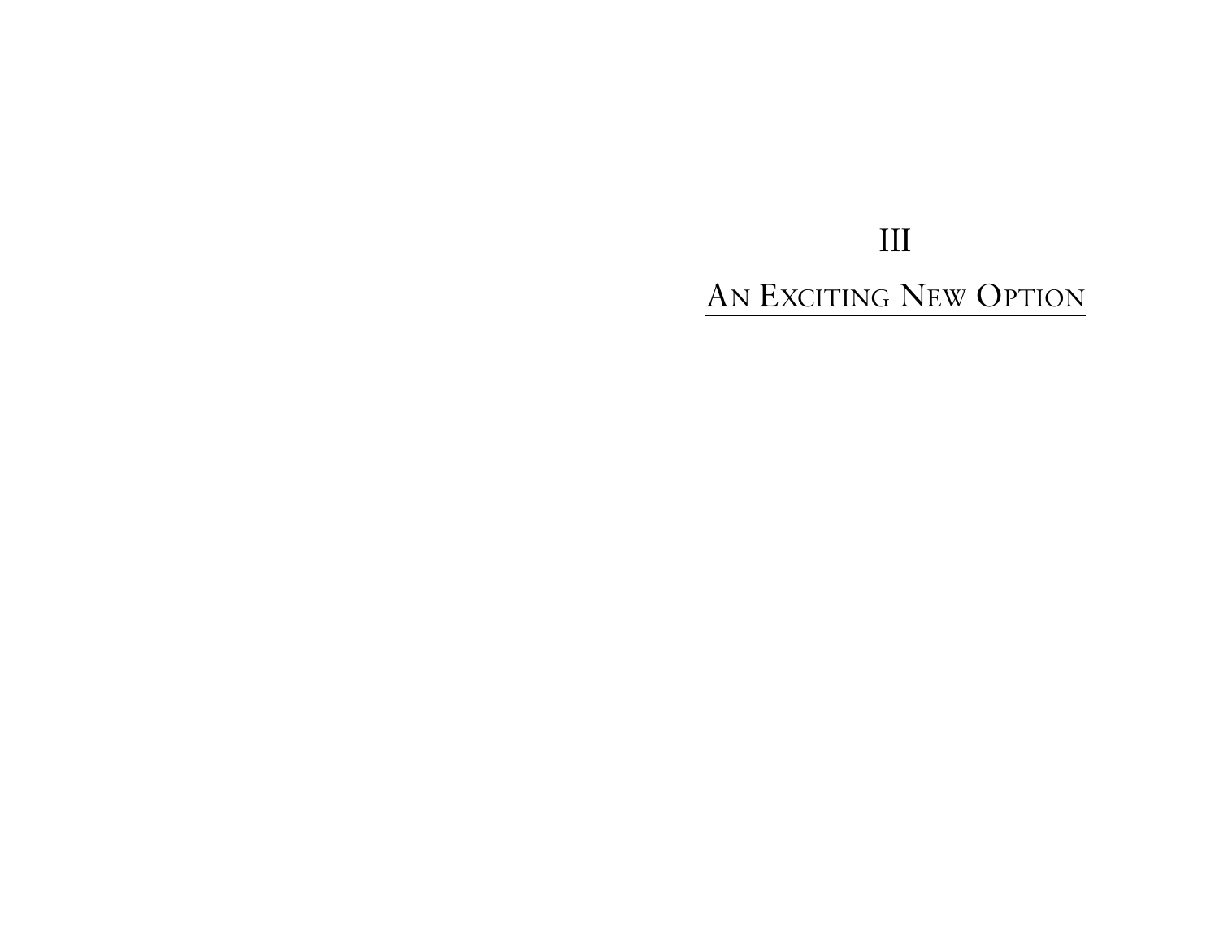# III

## An Exciting New Option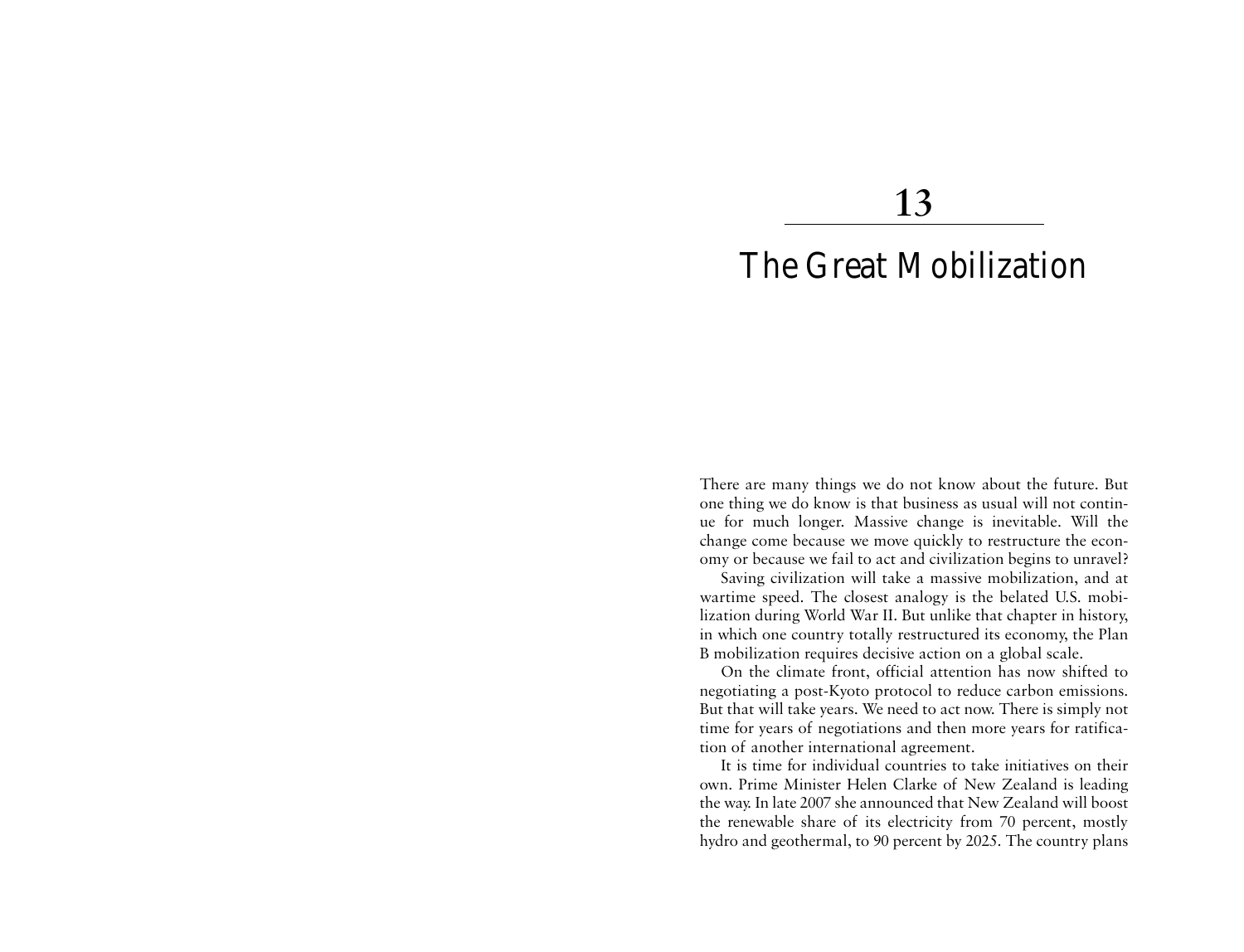# 13

# The Great Mobilization

There are many things we do not know about the future. But one thing we do know is that business as usual will not continue for much longer. Massive change is inevitable. Will the change come because we move quickly to restructure the economy or because we fail to act and civilization begins to unravel?

Saving civilization will take a massive mobilization, and at wartime speed. The closest analogy is the belated U.S. mobilization during World War II. But unlike that chapter in history, in which one country totally restructured its economy, the Plan B mobilization requires decisive action on a global scale.

On the climate front, official attention has now shifted to negotiating a post-Kyoto protocol to reduce carbon emissions. But that will take years. We need to act now. There is simply not time for years of negotiations and then more years for ratification of another international agreement.

It is time for individual countries to take initiatives on their own. Prime Minister Helen Clarke of New Zealand is leading the way. In late 2007 she announced that New Zealand will boost the renewable share of its electricity from 70 percent, mostly hydro and geothermal, to 90 percent by 2025. The country plans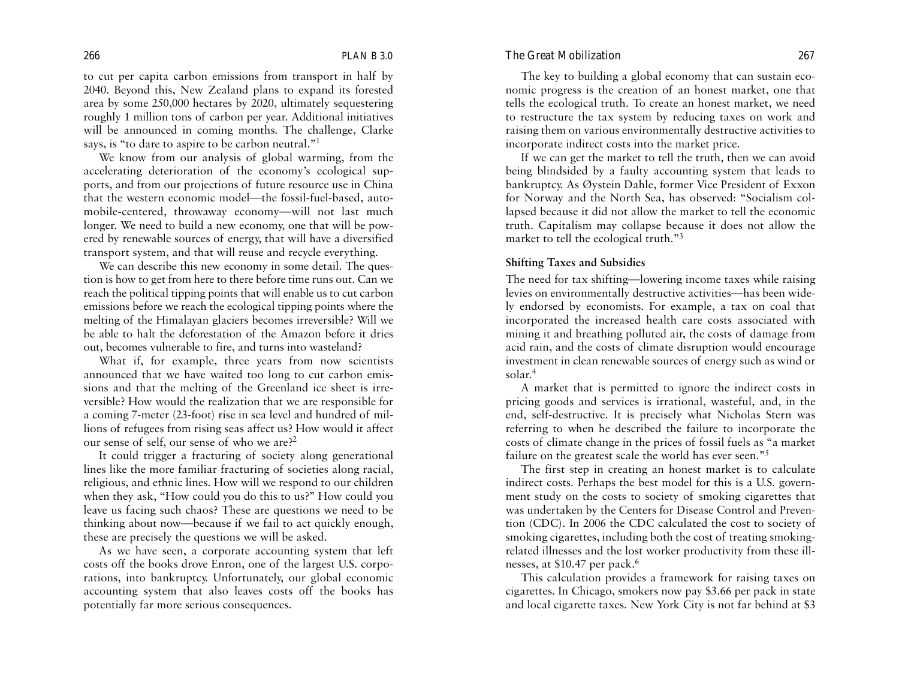to cut per capita carbon emissions from transport in half by 2040. Beyond this, New Zealand plans to expand its forested area by some 250,000 hectares by 2020, ultimately sequestering roughly 1 million tons of carbon per year. Additional initiatives will be announced in coming months. The challenge, Clarke says, is "to dare to aspire to be carbon neutral."[1]

We know from our analysis of global warming, from the accelerating deterioration of the economy's ecological supports, and from our projections of future resource use in China that the western economic model—the fossil-fuel-based, automobile-centered, throwaway economy—will not last much longer. We need to build a new economy, one that will be powered by renewable sources of energy, that will have a diversified transport system, and that will reuse and recycle everything.

We can describe this new economy in some detail. The question is how to get from here to there before time runs out. Can we reach the political tipping points that will enable us to cut carbon emissions before we reach the ecological tipping points where the melting of the Himalayan glaciers becomes irreversible? Will we be able to halt the deforestation of the Amazon before it dries out, becomes vulnerable to fire, and turns into wasteland?

What if, for example, three years from now scientists announced that we have waited too long to cut carbon emissions and that the melting of the Greenland ice sheet is irreversible? How would the realization that we are responsible for a coming 7-meter (23-foot) rise in sea level and hundred of millions of refugees from rising seas affect us? How would it affect our sense of self, our sense of who we are?[2]

It could trigger a fracturing of society along generational lines like the more familiar fracturing of societies along racial, religious, and ethnic lines. How will we respond to our children when they ask, "How could you do this to us?" How could you leave us facing such chaos? These are questions we need to be thinking about now—because if we fail to act quickly enough, these are precisely the questions we will be asked.

As we have seen, a corporate accounting system that left costs off the books drove Enron, one of the largest U.S. corporations, into bankruptcy. Unfortunately, our global economic accounting system that also leaves costs off the books has potentially far more serious consequences.

The key to building a global economy that can sustain economic progress is the creation of an honest market, one that tells the ecological truth. To create an honest market, we need to restructure the tax system by reducing taxes on work and raising them on various environmentally destructive activities to incorporate indirect costs into the market price.

If we can get the market to tell the truth, then we can avoid being blindsided by a faulty accounting system that leads to bankruptcy. As Øystein Dahle, former Vice President of Exxon for Norway and the North Sea, has observed: "Socialism collapsed because it did not allow the market to tell the economic truth. Capitalism may collapse because it does not allow the market to tell the ecological truth."[3]

### Shifting Taxes and Subsidies

The need for tax shifting—lowering income taxes while raising levies on environmentally destructive activities—has been widely endorsed by economists. For example, a tax on coal that incorporated the increased health care costs associated with mining it and breathing polluted air, the costs of damage from acid rain, and the costs of climate disruption would encourage investment in clean renewable sources of energy such as wind or solar.[4]

A market that is permitted to ignore the indirect costs in pricing goods and services is irrational, wasteful, and, in the end, self-destructive. It is precisely what Nicholas Stern was referring to when he described the failure to incorporate the costs of climate change in the prices of fossil fuels as "a market failure on the greatest scale the world has ever seen."[5]

The first step in creating an honest market is to calculate indirect costs. Perhaps the best model for this is a U.S. government study on the costs to society of smoking cigarettes that was undertaken by the Centers for Disease Control and Prevention (CDC). In 2006 the CDC calculated the cost to society of smoking cigarettes, including both the cost of treating smoking-related illnesses and the lost worker productivity from these illnesses, at $10.47 per pack.[6]

This calculation provides a framework for raising taxes on cigarettes. In Chicago, smokers now pay $3.66 per pack in state and local cigarette taxes. New York City is not far behind at $3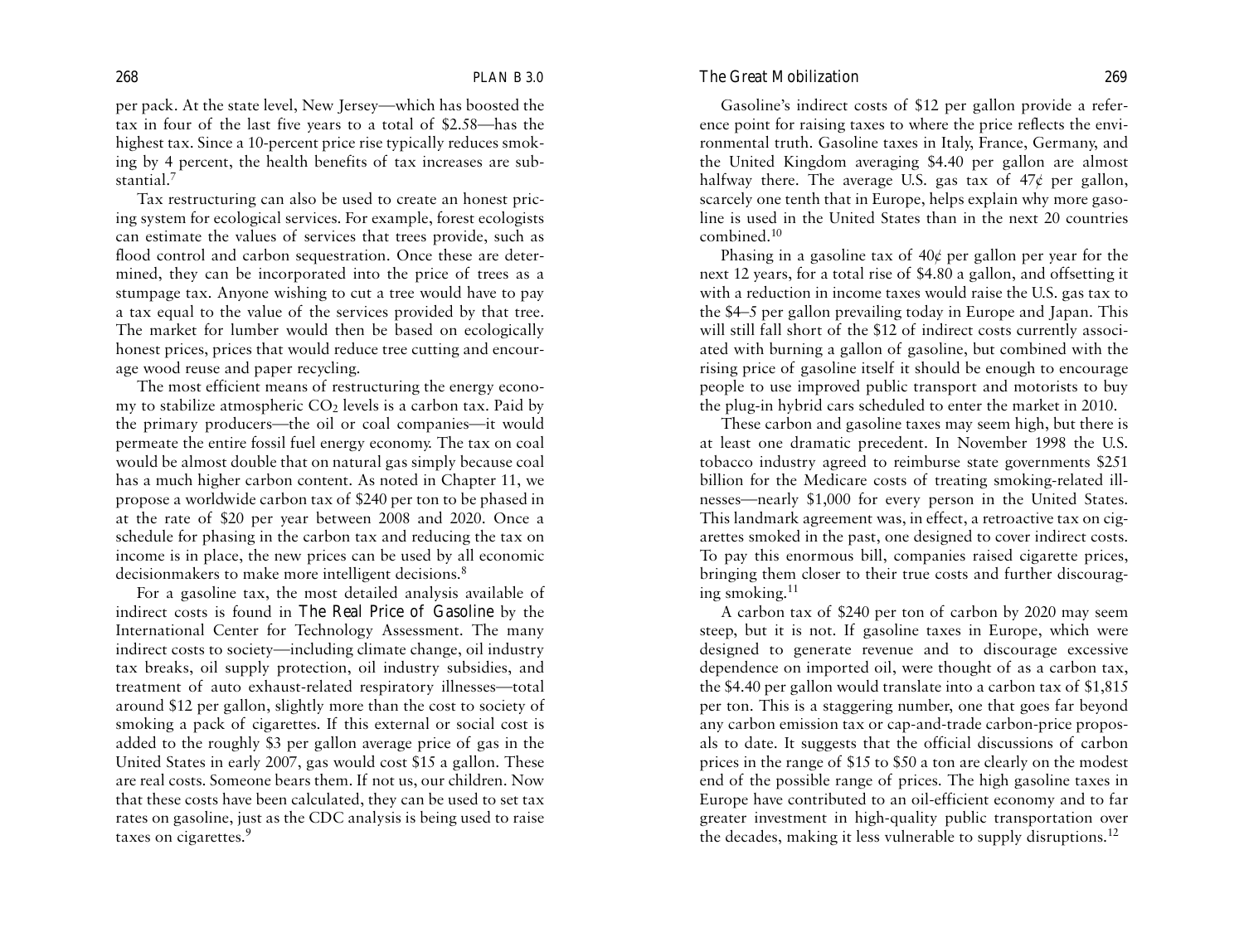per pack. At the state level, New Jersey—which has boosted the tax in four of the last five years to a total of $2.58—has the highest tax. Since a 10-percent price rise typically reduces smoking by 4 percent, the health benefits of tax increases are substantial.[7]

Tax restructuring can also be used to create an honest pricing system for ecological services. For example, forest ecologists can estimate the values of services that trees provide, such as flood control and carbon sequestration. Once these are determined, they can be incorporated into the price of trees as a stumpage tax. Anyone wishing to cut a tree would have to pay a tax equal to the value of the services provided by that tree. The market for lumber would then be based on ecologically honest prices, prices that would reduce tree cutting and encourage wood reuse and paper recycling.

The most efficient means of restructuring the energy economy to stabilize atmospheric $CO_2$ levels is a carbon tax. Paid by the primary producers—the oil or coal companies—it would permeate the entire fossil fuel energy economy. The tax on coal would be almost double that on natural gas simply because coal has a much higher carbon content. As noted in Chapter 11, we propose a worldwide carbon tax of $240 per ton to be phased in at the rate of $20 per year between 2008 and 2020. Once a schedule for phasing in the carbon tax and reducing the tax on income is in place, the new prices can be used by all economic decisionmakers to make more intelligent decisions.[8]

For a gasoline tax, the most detailed analysis available of indirect costs is found in *The Real Price of Gasoline* by the International Center for Technology Assessment. The many indirect costs to society—including climate change, oil industry tax breaks, oil supply protection, oil industry subsidies, and treatment of auto exhaust-related respiratory illnesses—total around $12 per gallon, slightly more than the cost to society of smoking a pack of cigarettes. If this external or social cost is added to the roughly $3 per gallon average price of gas in the United States in early 2007, gas would cost $15 a gallon. These are real costs. Someone bears them. If not us, our children. Now that these costs have been calculated, they can be used to set tax rates on gasoline, just as the CDC analysis is being used to raise taxes on cigarettes.[9]

Gasoline's indirect costs of $12 per gallon provide a reference point for raising taxes to where the price reflects the environmental truth. Gasoline taxes in Italy, France, Germany, and the United Kingdom averaging $4.40 per gallon are almost halfway there. The average U.S. gas tax of 47¢ per gallon, scarcely one tenth that in Europe, helps explain why more gasoline is used in the United States than in the next 20 countries combined.[10]

Phasing in a gasoline tax of 40¢ per gallon per year for the next 12 years, for a total rise of $4.80 a gallon, and offsetting it with a reduction in income taxes would raise the U.S. gas tax to the $4–5 per gallon prevailing today in Europe and Japan. This will still fall short of the $12 of indirect costs currently associated with burning a gallon of gasoline, but combined with the rising price of gasoline itself it should be enough to encourage people to use improved public transport and motorists to buy the plug-in hybrid cars scheduled to enter the market in 2010.

These carbon and gasoline taxes may seem high, but there is at least one dramatic precedent. In November 1998 the U.S. tobacco industry agreed to reimburse state governments $251 billion for the Medicare costs of treating smoking-related illnesses—nearly $1,000 for every person in the United States. This landmark agreement was, in effect, a retroactive tax on cigarettes smoked in the past, one designed to cover indirect costs. To pay this enormous bill, companies raised cigarette prices, bringing them closer to their true costs and further discouraging smoking.[11]

A carbon tax of $240 per ton of carbon by 2020 may seem steep, but it is not. If gasoline taxes in Europe, which were designed to generate revenue and to discourage excessive dependence on imported oil, were thought of as a carbon tax, the $4.40 per gallon would translate into a carbon tax of $1,815 per ton. This is a staggering number, one that goes far beyond any carbon emission tax or cap-and-trade carbon-price proposals to date. It suggests that the official discussions of carbon prices in the range of $15 to $50 a ton are clearly on the modest end of the possible range of prices. The high gasoline taxes in Europe have contributed to an oil-efficient economy and to far greater investment in high-quality public transportation over the decades, making it less vulnerable to supply disruptions.[12]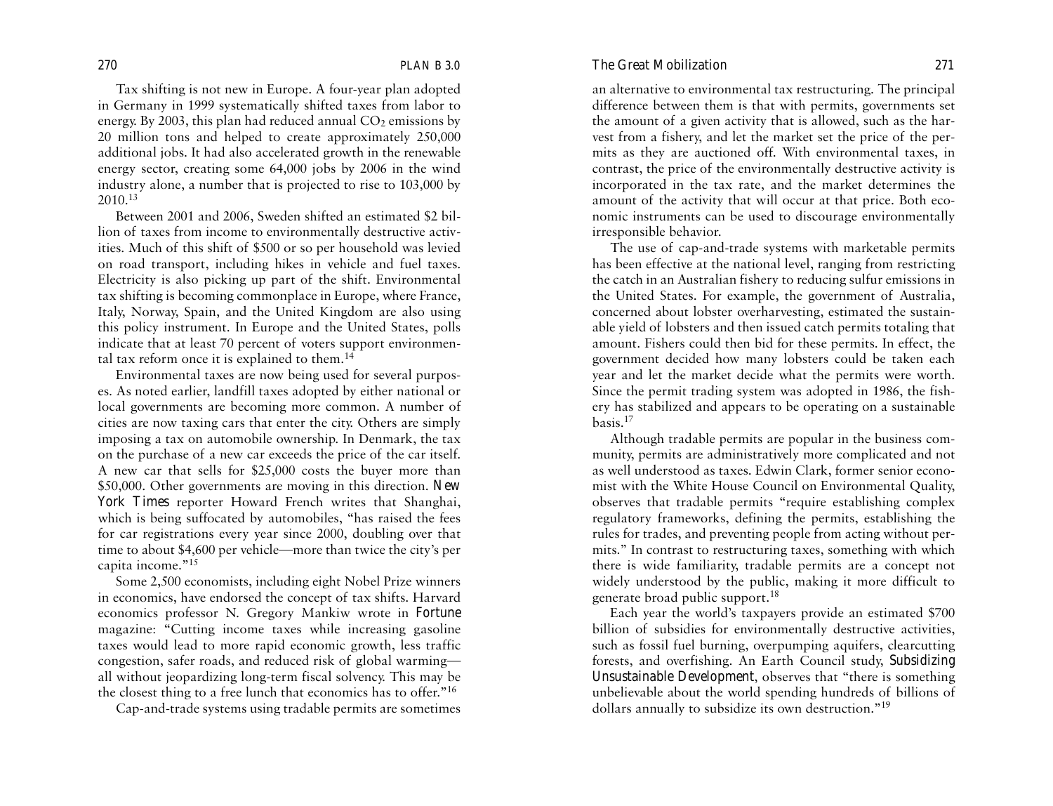Tax shifting is not new in Europe. A four-year plan adopted in Germany in 1999 systematically shifted taxes from labor to energy. By 2003, this plan had reduced annual $CO_2$ emissions by 20 million tons and helped to create approximately 250,000 additional jobs. It had also accelerated growth in the renewable energy sector, creating some 64,000 jobs by 2006 in the wind industry alone, a number that is projected to rise to 103,000 by 2010.[13]

Between 2001 and 2006, Sweden shifted an estimated $2 billion of taxes from income to environmentally destructive activities. Much of this shift of $500 or so per household was levied on road transport, including hikes in vehicle and fuel taxes. Electricity is also picking up part of the shift. Environmental tax shifting is becoming commonplace in Europe, where France, Italy, Norway, Spain, and the United Kingdom are also using this policy instrument. In Europe and the United States, polls indicate that at least 70 percent of voters support environmental tax reform once it is explained to them.[14]

Environmental taxes are now being used for several purposes. As noted earlier, landfill taxes adopted by either national or local governments are becoming more common. A number of cities are now taxing cars that enter the city. Others are simply imposing a tax on automobile ownership. In Denmark, the tax on the purchase of a new car exceeds the price of the car itself. A new car that sells for $25,000 costs the buyer more than $50,000. Other governments are moving in this direction. *New York Times* reporter Howard French writes that Shanghai, which is being suffocated by automobiles, "has raised the fees for car registrations every year since 2000, doubling over that time to about $4,600 per vehicle—more than twice the city's per capita income."[15]

Some 2,500 economists, including eight Nobel Prize winners in economics, have endorsed the concept of tax shifts. Harvard economics professor N. Gregory Mankiw wrote in *Fortune* magazine: "Cutting income taxes while increasing gasoline taxes would lead to more rapid economic growth, less traffic congestion, safer roads, and reduced risk of global warming—all without jeopardizing long-term fiscal solvency. This may be the closest thing to a free lunch that economics has to offer."[16]

Cap-and-trade systems using tradable permits are sometimes an alternative to environmental tax restructuring. The principal difference between them is that with permits, governments set the amount of a given activity that is allowed, such as the harvest from a fishery, and let the market set the price of the permits as they are auctioned off. With environmental taxes, in contrast, the price of the environmentally destructive activity is incorporated in the tax rate, and the market determines the amount of the activity that will occur at that price. Both economic instruments can be used to discourage environmentally irresponsible behavior.

The use of cap-and-trade systems with marketable permits has been effective at the national level, ranging from restricting the catch in an Australian fishery to reducing sulfur emissions in the United States. For example, the government of Australia, concerned about lobster overharvesting, estimated the sustainable yield of lobsters and then issued catch permits totaling that amount. Fishers could then bid for these permits. In effect, the government decided how many lobsters could be taken each year and let the market decide what the permits were worth. Since the permit trading system was adopted in 1986, the fishery has stabilized and appears to be operating on a sustainable basis.[17]

Although tradable permits are popular in the business community, permits are administratively more complicated and not as well understood as taxes. Edwin Clark, former senior economist with the White House Council on Environmental Quality, observes that tradable permits "require establishing complex regulatory frameworks, defining the permits, establishing the rules for trades, and preventing people from acting without permits." In contrast to restructuring taxes, something with which there is wide familiarity, tradable permits are a concept not widely understood by the public, making it more difficult to generate broad public support.[18]

Each year the world's taxpayers provide an estimated $700 billion of subsidies for environmentally destructive activities, such as fossil fuel burning, overpumping aquifers, clearcutting forests, and overfishing. An Earth Council study, *Subsidizing Unsustainable Development*, observes that "there is something unbelievable about the world spending hundreds of billions of dollars annually to subsidize its own destruction."[19]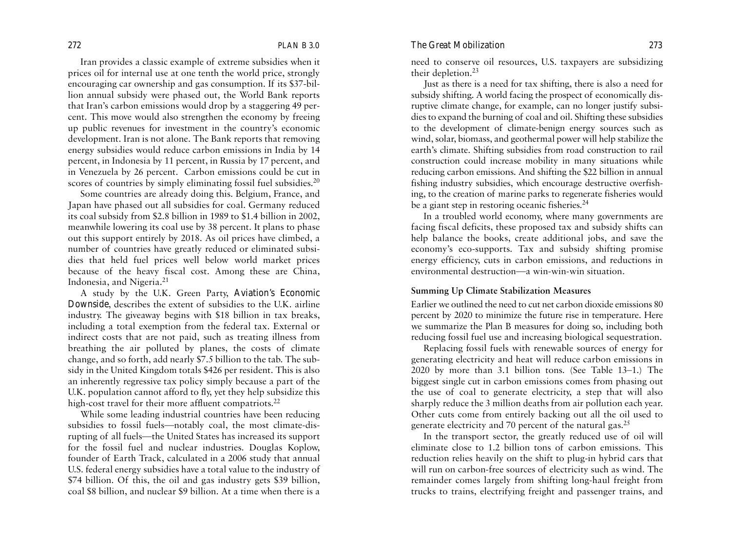Iran provides a classic example of extreme subsidies when it prices oil for internal use at one tenth the world price, strongly encouraging car ownership and gas consumption. If its $37-billion annual subsidy were phased out, the World Bank reports that Iran's carbon emissions would drop by a staggering 49 percent. This move would also strengthen the economy by freeing up public revenues for investment in the country's economic development. Iran is not alone. The Bank reports that removing energy subsidies would reduce carbon emissions in India by 14 percent, in Indonesia by 11 percent, in Russia by 17 percent, and in Venezuela by 26 percent. Carbon emissions could be cut in scores of countries by simply eliminating fossil fuel subsidies.[20]

Some countries are already doing this. Belgium, France, and Japan have phased out all subsidies for coal. Germany reduced its coal subsidy from $2.8 billion in 1989 to $1.4 billion in 2002, meanwhile lowering its coal use by 38 percent. It plans to phase out this support entirely by 2018. As oil prices have climbed, a number of countries have greatly reduced or eliminated subsidies that held fuel prices well below world market prices because of the heavy fiscal cost. Among these are China, Indonesia, and Nigeria.[21]

A study by the U.K. Green Party, *Aviation's Economic Downside*, describes the extent of subsidies to the U.K. airline industry. The giveaway begins with $18 billion in tax breaks, including a total exemption from the federal tax. External or indirect costs that are not paid, such as treating illness from breathing the air polluted by planes, the costs of climate change, and so forth, add nearly $7.5 billion to the tab. The subsidy in the United Kingdom totals $426 per resident. This is also an inherently regressive tax policy simply because a part of the U.K. population cannot afford to fly, yet they help subsidize this high-cost travel for their more affluent compatriots.[22]

While some leading industrial countries have been reducing subsidies to fossil fuels—notably coal, the most climate-disrupting of all fuels—the United States has increased its support for the fossil fuel and nuclear industries. Douglas Koplow, founder of Earth Track, calculated in a 2006 study that annual U.S. federal energy subsidies have a total value to the industry of $74 billion. Of this, the oil and gas industry gets $39 billion, coal $8 billion, and nuclear $9 billion. At a time when there is a need to conserve oil resources, U.S. taxpayers are subsidizing their depletion.[23]

Just as there is a need for tax shifting, there is also a need for subsidy shifting. A world facing the prospect of economically disruptive climate change, for example, can no longer justify subsidies to expand the burning of coal and oil. Shifting these subsidies to the development of climate-benign energy sources such as wind, solar, biomass, and geothermal power will help stabilize the earth's climate. Shifting subsidies from road construction to rail construction could increase mobility in many situations while reducing carbon emissions. And shifting the $22 billion in annual fishing industry subsidies, which encourage destructive overfishing, to the creation of marine parks to regenerate fisheries would be a giant step in restoring oceanic fisheries.[24]

In a troubled world economy, where many governments are facing fiscal deficits, these proposed tax and subsidy shifts can help balance the books, create additional jobs, and save the economy's eco-supports. Tax and subsidy shifting promise energy efficiency, cuts in carbon emissions, and reductions in environmental destruction—a win-win-win situation.

### Summing Up Climate Stabilization Measures

Earlier we outlined the need to cut net carbon dioxide emissions 80 percent by 2020 to minimize the future rise in temperature. Here we summarize the Plan B measures for doing so, including both reducing fossil fuel use and increasing biological sequestration.

Replacing fossil fuels with renewable sources of energy for generating electricity and heat will reduce carbon emissions in 2020 by more than 3.1 billion tons. (See Table 13–1.) The biggest single cut in carbon emissions comes from phasing out the use of coal to generate electricity, a step that will also sharply reduce the 3 million deaths from air pollution each year. Other cuts come from entirely backing out all the oil used to generate electricity and 70 percent of the natural gas.[25]

In the transport sector, the greatly reduced use of oil will eliminate close to 1.2 billion tons of carbon emissions. This reduction relies heavily on the shift to plug-in hybrid cars that will run on carbon-free sources of electricity such as wind. The remainder comes largely from shifting long-haul freight from trucks to trains, electrifying freight and passenger trains, and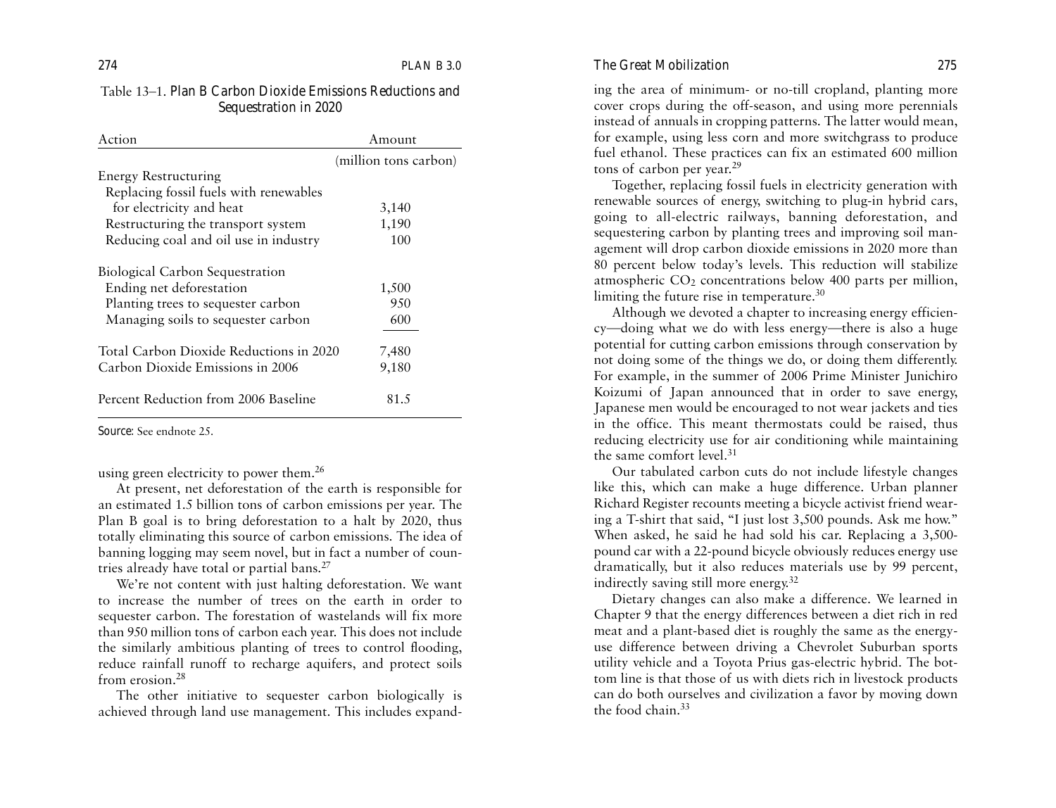Table 13–1. *Plan B Carbon Dioxide Emissions Reductions and Sequestration in 2020*

| Action | Amount |
|---|---|
| | (million tons carbon) |
| Energy Restructuring | |
| Replacing fossil fuels with renewables for electricity and heat | 3,140 |
| Restructuring the transport system | 1,190 |
| Reducing coal and oil use in industry | 100 |
| Biological Carbon Sequestration | |
| Ending net deforestation | 1,500 |
| Planting trees to sequester carbon | 950 |
| Managing soils to sequester carbon | 600 |
| Total Carbon Dioxide Reductions in 2020 | 7,480 |
| Carbon Dioxide Emissions in 2006 | 9,180 |
| Percent Reduction from 2006 Baseline | 81.5 |

*Source:* See endnote 25.

using green electricity to power them.[26]

At present, net deforestation of the earth is responsible for an estimated 1.5 billion tons of carbon emissions per year. The Plan B goal is to bring deforestation to a halt by 2020, thus totally eliminating this source of carbon emissions. The idea of banning logging may seem novel, but in fact a number of countries already have total or partial bans.[27]

We're not content with just halting deforestation. We want to increase the number of trees on the earth in order to sequester carbon. The forestation of wastelands will fix more than 950 million tons of carbon each year. This does not include the similarly ambitious planting of trees to control flooding, reduce rainfall runoff to recharge aquifers, and protect soils from erosion.[28]

The other initiative to sequester carbon biologically is achieved through land use management. This includes expanding the area of minimum- or no-till cropland, planting more cover crops during the off-season, and using more perennials instead of annuals in cropping patterns. The latter would mean, for example, using less corn and more switchgrass to produce fuel ethanol. These practices can fix an estimated 600 million tons of carbon per year.[29]

Together, replacing fossil fuels in electricity generation with renewable sources of energy, switching to plug-in hybrid cars, going to all-electric railways, banning deforestation, and sequestering carbon by planting trees and improving soil management will drop carbon dioxide emissions in 2020 more than 80 percent below today's levels. This reduction will stabilize atmospheric $CO_2$ concentrations below 400 parts per million, limiting the future rise in temperature.[30]

Although we devoted a chapter to increasing energy efficiency—doing what we do with less energy—there is also a huge potential for cutting carbon emissions through conservation by not doing some of the things we do, or doing them differently. For example, in the summer of 2006 Prime Minister Junichiro Koizumi of Japan announced that in order to save energy, Japanese men would be encouraged to not wear jackets and ties in the office. This meant thermostats could be raised, thus reducing electricity use for air conditioning while maintaining the same comfort level.[31]

Our tabulated carbon cuts do not include lifestyle changes like this, which can make a huge difference. Urban planner Richard Register recounts meeting a bicycle activist friend wearing a T-shirt that said, "I just lost 3,500 pounds. Ask me how." When asked, he said he had sold his car. Replacing a 3,500-pound car with a 22-pound bicycle obviously reduces energy use dramatically, but it also reduces materials use by 99 percent, indirectly saving still more energy.[32]

Dietary changes can also make a difference. We learned in Chapter 9 that the energy differences between a diet rich in red meat and a plant-based diet is roughly the same as the energy-use difference between driving a Chevrolet Suburban sports utility vehicle and a Toyota Prius gas-electric hybrid. The bottom line is that those of us with diets rich in livestock products can do both ourselves and civilization a favor by moving down the food chain.[33]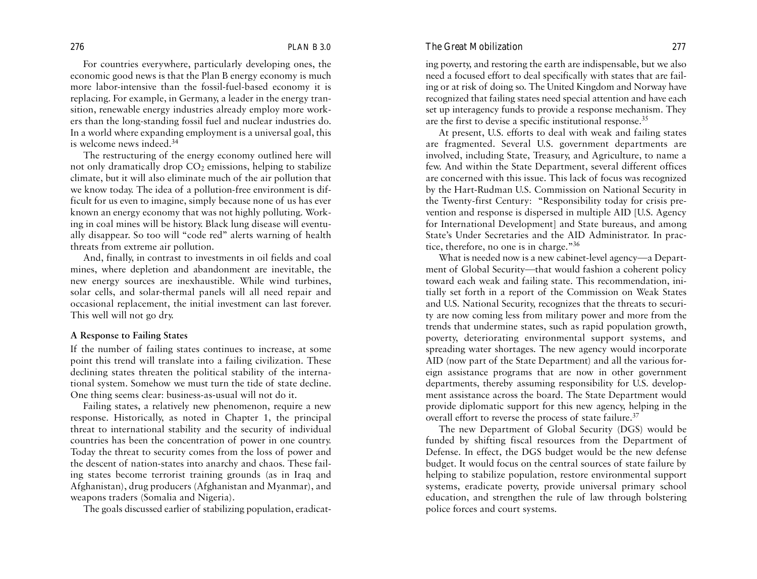For countries everywhere, particularly developing ones, the economic good news is that the Plan B energy economy is much more labor-intensive than the fossil-fuel-based economy it is replacing. For example, in Germany, a leader in the energy transition, renewable energy industries already employ more workers than the long-standing fossil fuel and nuclear industries do. In a world where expanding employment is a universal goal, this is welcome news indeed.[34]

The restructuring of the energy economy outlined here will not only dramatically drop $CO_2$ emissions, helping to stabilize climate, but it will also eliminate much of the air pollution that we know today. The idea of a pollution-free environment is difficult for us even to imagine, simply because none of us has ever known an energy economy that was not highly polluting. Working in coal mines will be history. Black lung disease will eventually disappear. So too will "code red" alerts warning of health threats from extreme air pollution.

And, finally, in contrast to investments in oil fields and coal mines, where depletion and abandonment are inevitable, the new energy sources are inexhaustible. While wind turbines, solar cells, and solar-thermal panels will all need repair and occasional replacement, the initial investment can last forever. This well will not go dry.

### A Response to Failing States

If the number of failing states continues to increase, at some point this trend will translate into a failing civilization. These declining states threaten the political stability of the international system. Somehow we must turn the tide of state decline. One thing seems clear: business-as-usual will not do it.

Failing states, a relatively new phenomenon, require a new response. Historically, as noted in Chapter 1, the principal threat to international stability and the security of individual countries has been the concentration of power in one country. Today the threat to security comes from the loss of power and the descent of nation-states into anarchy and chaos. These failing states become terrorist training grounds (as in Iraq and Afghanistan), drug producers (Afghanistan and Myanmar), and weapons traders (Somalia and Nigeria).

The goals discussed earlier of stabilizing population, eradicating poverty, and restoring the earth are indispensable, but we also need a focused effort to deal specifically with states that are failing or at risk of doing so. The United Kingdom and Norway have recognized that failing states need special attention and have each set up interagency funds to provide a response mechanism. They are the first to devise a specific institutional response.[35]

At present, U.S. efforts to deal with weak and failing states are fragmented. Several U.S. government departments are involved, including State, Treasury, and Agriculture, to name a few. And within the State Department, several different offices are concerned with this issue. This lack of focus was recognized by the Hart-Rudman U.S. Commission on National Security in the Twenty-first Century: "Responsibility today for crisis prevention and response is dispersed in multiple AID [U.S. Agency for International Development] and State bureaus, and among State's Under Secretaries and the AID Administrator. In practice, therefore, no one is in charge."[36]

What is needed now is a new cabinet-level agency—a Department of Global Security—that would fashion a coherent policy toward each weak and failing state. This recommendation, initially set forth in a report of the Commission on Weak States and U.S. National Security, recognizes that the threats to security are now coming less from military power and more from the trends that undermine states, such as rapid population growth, poverty, deteriorating environmental support systems, and spreading water shortages. The new agency would incorporate AID (now part of the State Department) and all the various foreign assistance programs that are now in other government departments, thereby assuming responsibility for U.S. development assistance across the board. The State Department would provide diplomatic support for this new agency, helping in the overall effort to reverse the process of state failure.[37]

The new Department of Global Security (DGS) would be funded by shifting fiscal resources from the Department of Defense. In effect, the DGS budget would be the new defense budget. It would focus on the central sources of state failure by helping to stabilize population, restore environmental support systems, eradicate poverty, provide universal primary school education, and strengthen the rule of law through bolstering police forces and court systems.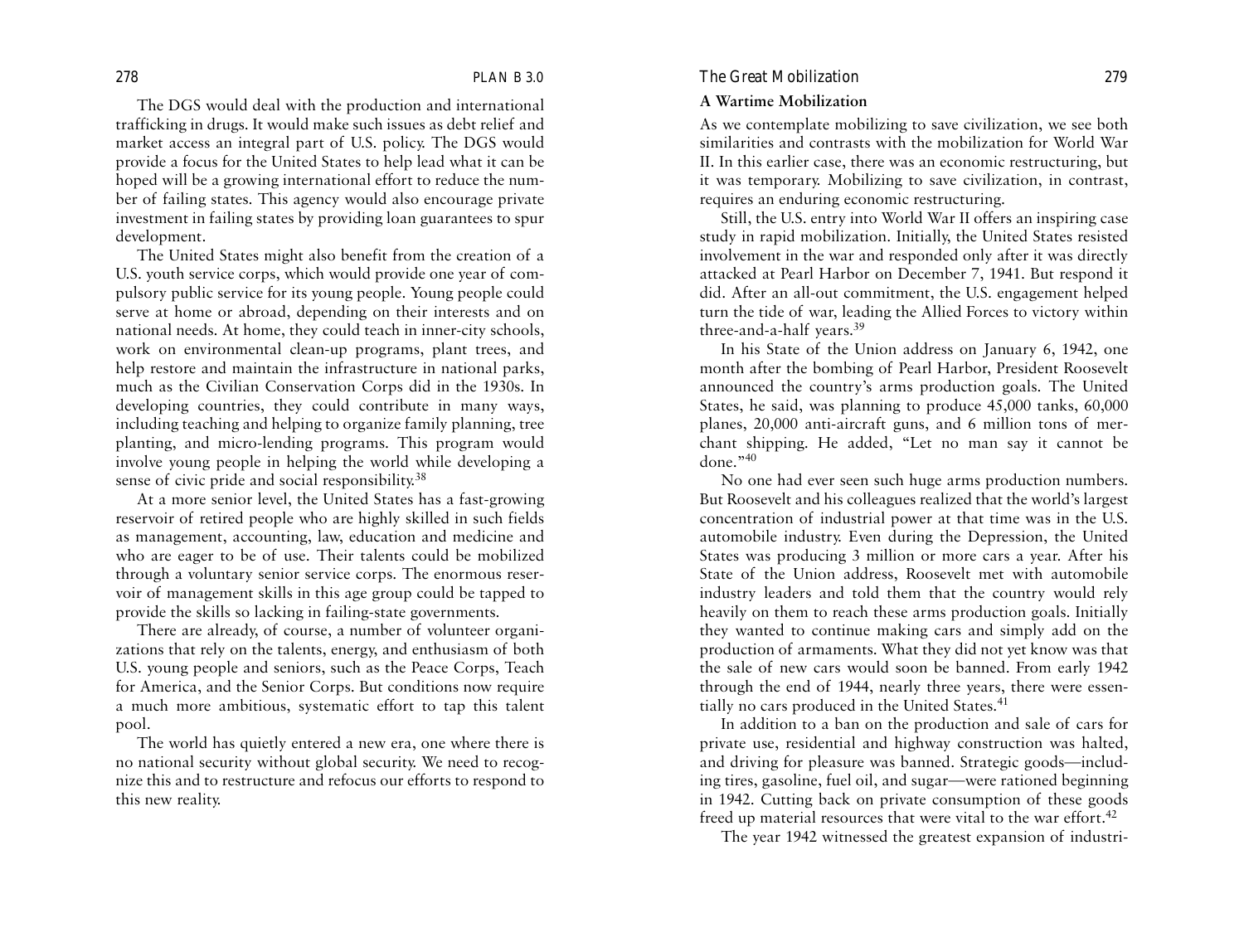The DGS would deal with the production and international trafficking in drugs. It would make such issues as debt relief and market access an integral part of U.S. policy. The DGS would provide a focus for the United States to help lead what it can be hoped will be a growing international effort to reduce the number of failing states. This agency would also encourage private investment in failing states by providing loan guarantees to spur development.

The United States might also benefit from the creation of a U.S. youth service corps, which would provide one year of compulsory public service for its young people. Young people could serve at home or abroad, depending on their interests and on national needs. At home, they could teach in inner-city schools, work on environmental clean-up programs, plant trees, and help restore and maintain the infrastructure in national parks, much as the Civilian Conservation Corps did in the 1930s. In developing countries, they could contribute in many ways, including teaching and helping to organize family planning, tree planting, and micro-lending programs. This program would involve young people in helping the world while developing a sense of civic pride and social responsibility.[38]

At a more senior level, the United States has a fast-growing reservoir of retired people who are highly skilled in such fields as management, accounting, law, education and medicine and who are eager to be of use. Their talents could be mobilized through a voluntary senior service corps. The enormous reservoir of management skills in this age group could be tapped to provide the skills so lacking in failing-state governments.

There are already, of course, a number of volunteer organizations that rely on the talents, energy, and enthusiasm of both U.S. young people and seniors, such as the Peace Corps, Teach for America, and the Senior Corps. But conditions now require a much more ambitious, systematic effort to tap this talent pool.

The world has quietly entered a new era, one where there is no national security without global security. We need to recognize this and to restructure and refocus our efforts to respond to this new reality.

### A Wartime Mobilization

As we contemplate mobilizing to save civilization, we see both similarities and contrasts with the mobilization for World War II. In this earlier case, there was an economic restructuring, but it was temporary. Mobilizing to save civilization, in contrast, requires an enduring economic restructuring.

Still, the U.S. entry into World War II offers an inspiring case study in rapid mobilization. Initially, the United States resisted involvement in the war and responded only after it was directly attacked at Pearl Harbor on December 7, 1941. But respond it did. After an all-out commitment, the U.S. engagement helped turn the tide of war, leading the Allied Forces to victory within three-and-a-half years.[39]

In his State of the Union address on January 6, 1942, one month after the bombing of Pearl Harbor, President Roosevelt announced the country's arms production goals. The United States, he said, was planning to produce 45,000 tanks, 60,000 planes, 20,000 anti-aircraft guns, and 6 million tons of merchant shipping. He added, "Let no man say it cannot be done."[40]

No one had ever seen such huge arms production numbers. But Roosevelt and his colleagues realized that the world's largest concentration of industrial power at that time was in the U.S. automobile industry. Even during the Depression, the United States was producing 3 million or more cars a year. After his State of the Union address, Roosevelt met with automobile industry leaders and told them that the country would rely heavily on them to reach these arms production goals. Initially they wanted to continue making cars and simply add on the production of armaments. What they did not yet know was that the sale of new cars would soon be banned. From early 1942 through the end of 1944, nearly three years, there were essentially no cars produced in the United States.[41]

In addition to a ban on the production and sale of cars for private use, residential and highway construction was halted, and driving for pleasure was banned. Strategic goods—including tires, gasoline, fuel oil, and sugar—were rationed beginning in 1942. Cutting back on private consumption of these goods freed up material resources that were vital to the war effort.[42]

The year 1942 witnessed the greatest expansion of industri-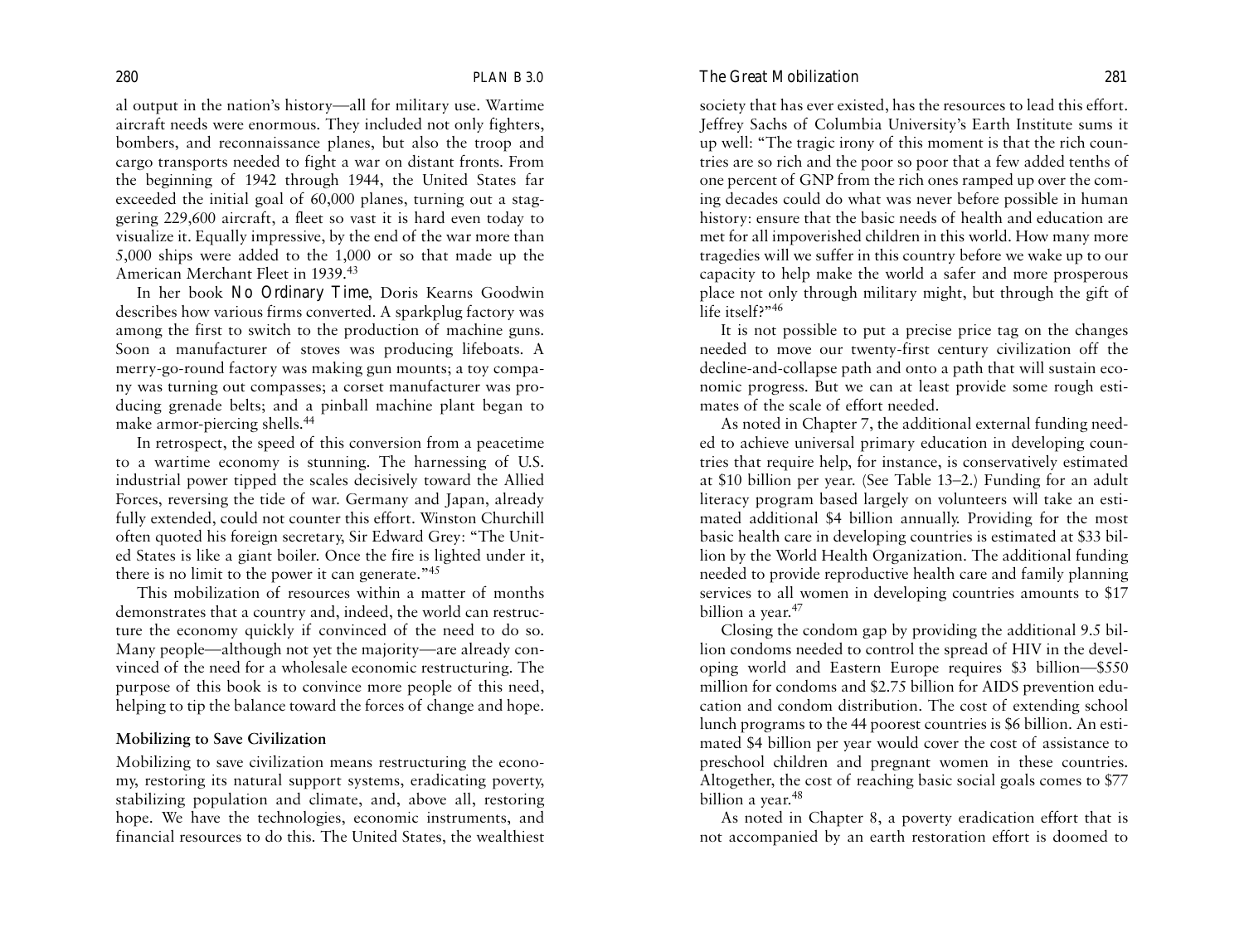al output in the nation's history—all for military use. Wartime aircraft needs were enormous. They included not only fighters, bombers, and reconnaissance planes, but also the troop and cargo transports needed to fight a war on distant fronts. From the beginning of 1942 through 1944, the United States far exceeded the initial goal of 60,000 planes, turning out a staggering 229,600 aircraft, a fleet so vast it is hard even today to visualize it. Equally impressive, by the end of the war more than 5,000 ships were added to the 1,000 or so that made up the American Merchant Fleet in 1939.[43]

In her book *No Ordinary Time*, Doris Kearns Goodwin describes how various firms converted. A sparkplug factory was among the first to switch to the production of machine guns. Soon a manufacturer of stoves was producing lifeboats. A merry-go-round factory was making gun mounts; a toy company was turning out compasses; a corset manufacturer was producing grenade belts; and a pinball machine plant began to make armor-piercing shells.[44]

In retrospect, the speed of this conversion from a peacetime to a wartime economy is stunning. The harnessing of U.S. industrial power tipped the scales decisively toward the Allied Forces, reversing the tide of war. Germany and Japan, already fully extended, could not counter this effort. Winston Churchill often quoted his foreign secretary, Sir Edward Grey: "The United States is like a giant boiler. Once the fire is lighted under it, there is no limit to the power it can generate."[45]

This mobilization of resources within a matter of months demonstrates that a country and, indeed, the world can restructure the economy quickly if convinced of the need to do so. Many people—although not yet the majority—are already convinced of the need for a wholesale economic restructuring. The purpose of this book is to convince more people of this need, helping to tip the balance toward the forces of change and hope.

### Mobilizing to Save Civilization

Mobilizing to save civilization means restructuring the economy, restoring its natural support systems, eradicating poverty, stabilizing population and climate, and, above all, restoring hope. We have the technologies, economic instruments, and financial resources to do this. The United States, the wealthiest society that has ever existed, has the resources to lead this effort. Jeffrey Sachs of Columbia University's Earth Institute sums it up well: "The tragic irony of this moment is that the rich countries are so rich and the poor so poor that a few added tenths of one percent of GNP from the rich ones ramped up over the coming decades could do what was never before possible in human history: ensure that the basic needs of health and education are met for all impoverished children in this world. How many more tragedies will we suffer in this country before we wake up to our capacity to help make the world a safer and more prosperous place not only through military might, but through the gift of life itself?"[46]

It is not possible to put a precise price tag on the changes needed to move our twenty-first century civilization off the decline-and-collapse path and onto a path that will sustain economic progress. But we can at least provide some rough estimates of the scale of effort needed.

As noted in Chapter 7, the additional external funding needed to achieve universal primary education in developing countries that require help, for instance, is conservatively estimated at $10 billion per year. (See Table 13–2.) Funding for an adult literacy program based largely on volunteers will take an estimated additional $4 billion annually. Providing for the most basic health care in developing countries is estimated at $33 billion by the World Health Organization. The additional funding needed to provide reproductive health care and family planning services to all women in developing countries amounts to $17 billion a year.[47]

Closing the condom gap by providing the additional 9.5 billion condoms needed to control the spread of HIV in the developing world and Eastern Europe requires $3 billion—$550 million for condoms and $2.75 billion for AIDS prevention education and condom distribution. The cost of extending school lunch programs to the 44 poorest countries is $6 billion. An estimated $4 billion per year would cover the cost of assistance to preschool children and pregnant women in these countries. Altogether, the cost of reaching basic social goals comes to $77 billion a year.[48]

As noted in Chapter 8, a poverty eradication effort that is not accompanied by an earth restoration effort is doomed to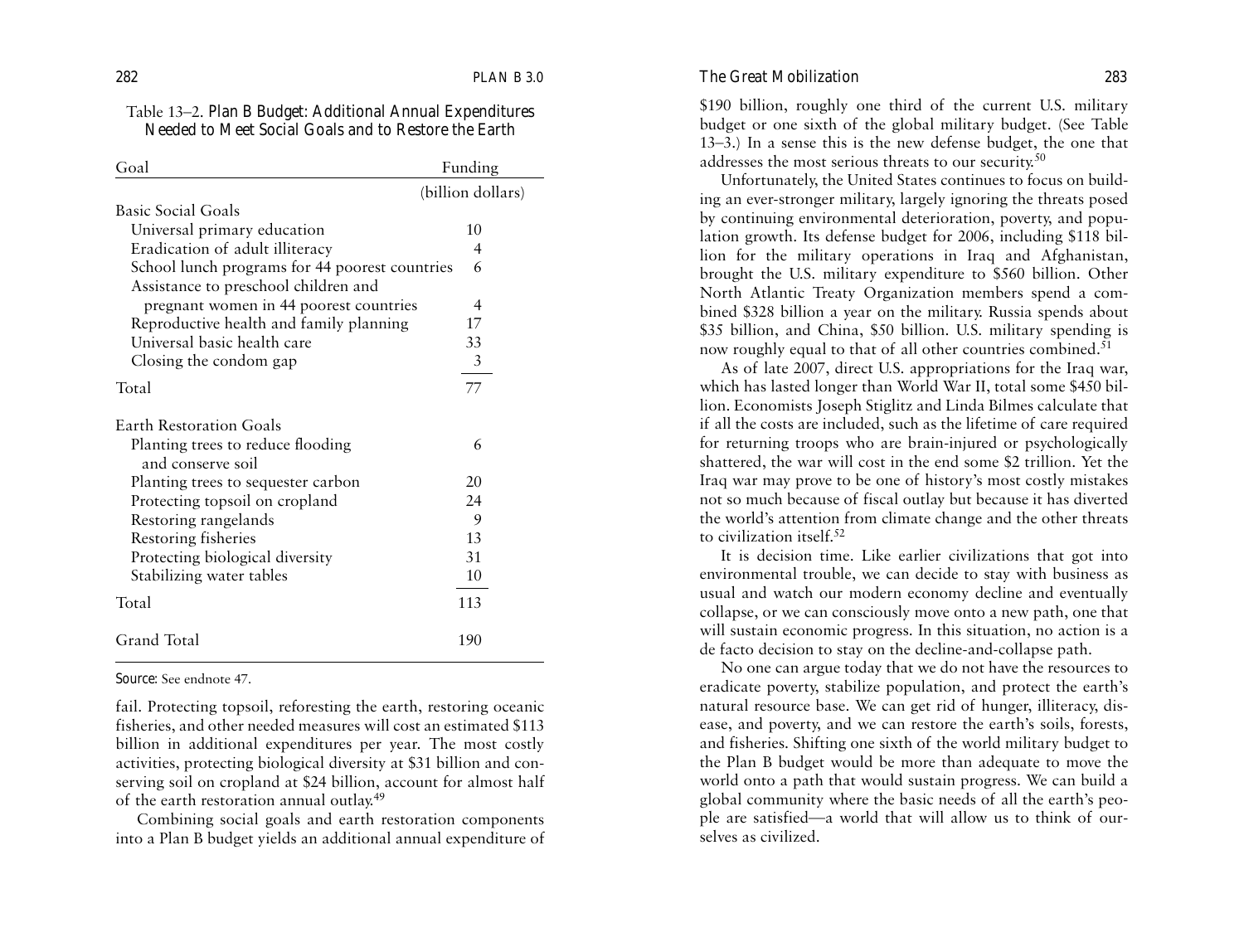Table 13–2. *Plan B Budget: Additional Annual Expenditures Needed to Meet Social Goals and to Restore the Earth*

| Goal | Funding |
|---|---|
| | (billion dollars) |
| **Basic Social Goals** | |
| Universal primary education | 10 |
| Eradication of adult illiteracy | 4 |
| School lunch programs for 44 poorest countries | 6 |
| Assistance to preschool children and pregnant women in 44 poorest countries | 4 |
| Reproductive health and family planning | 17 |
| Universal basic health care | 33 |
| Closing the condom gap | 3 |
| Total | 77 |
| **Earth Restoration Goals** | |
| Planting trees to reduce flooding and conserve soil | 6 |
| Planting trees to sequester carbon | 20 |
| Protecting topsoil on cropland | 24 |
| Restoring rangelands | 9 |
| Restoring fisheries | 13 |
| Protecting biological diversity | 31 |
| Stabilizing water tables | 10 |
| Total | 113 |
| Grand Total | 190 |

*Source*: See endnote 47.

fail. Protecting topsoil, reforesting the earth, restoring oceanic fisheries, and other needed measures will cost an estimated $113 billion in additional expenditures per year. The most costly activities, protecting biological diversity at $31 billion and conserving soil on cropland at $24 billion, account for almost half of the earth restoration annual outlay.[49]

Combining social goals and earth restoration components into a Plan B budget yields an additional annual expenditure of $190 billion, roughly one third of the current U.S. military budget or one sixth of the global military budget. (See Table 13–3.) In a sense this is the new defense budget, the one that addresses the most serious threats to our security.[50]

Unfortunately, the United States continues to focus on building an ever-stronger military, largely ignoring the threats posed by continuing environmental deterioration, poverty, and population growth. Its defense budget for 2006, including $118 billion for the military operations in Iraq and Afghanistan, brought the U.S. military expenditure to $560 billion. Other North Atlantic Treaty Organization members spend a combined $328 billion a year on the military. Russia spends about $35 billion, and China, $50 billion. U.S. military spending is now roughly equal to that of all other countries combined.[51]

As of late 2007, direct U.S. appropriations for the Iraq war, which has lasted longer than World War II, total some $450 billion. Economists Joseph Stiglitz and Linda Bilmes calculate that if all the costs are included, such as the lifetime of care required for returning troops who are brain-injured or psychologically shattered, the war will cost in the end some $2 trillion. Yet the Iraq war may prove to be one of history's most costly mistakes not so much because of fiscal outlay but because it has diverted the world's attention from climate change and the other threats to civilization itself.[52]

It is decision time. Like earlier civilizations that got into environmental trouble, we can decide to stay with business as usual and watch our modern economy decline and eventually collapse, or we can consciously move onto a new path, one that will sustain economic progress. In this situation, no action is a de facto decision to stay on the decline-and-collapse path.

No one can argue today that we do not have the resources to eradicate poverty, stabilize population, and protect the earth's natural resource base. We can get rid of hunger, illiteracy, disease, and poverty, and we can restore the earth's soils, forests, and fisheries. Shifting one sixth of the world military budget to the Plan B budget would be more than adequate to move the world onto a path that would sustain progress. We can build a global community where the basic needs of all the earth's people are satisfied—a world that will allow us to think of ourselves as civilized.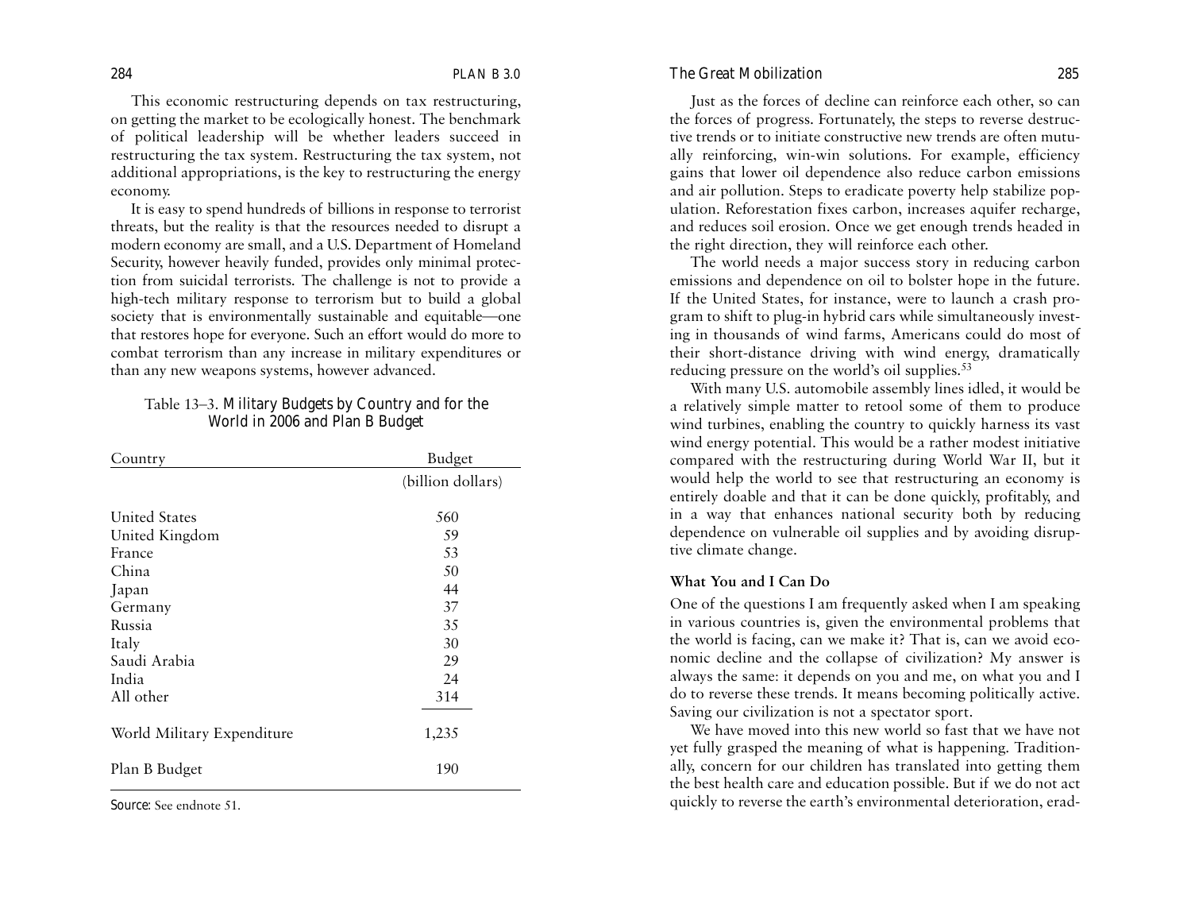This economic restructuring depends on tax restructuring, on getting the market to be ecologically honest. The benchmark of political leadership will be whether leaders succeed in restructuring the tax system. Restructuring the tax system, not additional appropriations, is the key to restructuring the energy economy.

It is easy to spend hundreds of billions in response to terrorist threats, but the reality is that the resources needed to disrupt a modern economy are small, and a U.S. Department of Homeland Security, however heavily funded, provides only minimal protection from suicidal terrorists. The challenge is not to provide a high-tech military response to terrorism but to build a global society that is environmentally sustainable and equitable—one that restores hope for everyone. Such an effort would do more to combat terrorism than any increase in military expenditures or than any new weapons systems, however advanced.

Table 13–3. *Military Budgets by Country and for the World in 2006 and Plan B Budget*

| Country | Budget |
|---|---|
| | (billion dollars) |
| United States | 560 |
| United Kingdom | 59 |
| France | 53 |
| China | 50 |
| Japan | 44 |
| Germany | 37 |
| Russia | 35 |
| Italy | 30 |
| Saudi Arabia | 29 |
| India | 24 |
| All other | 314 |
| World Military Expenditure | 1,235 |
| Plan B Budget | 190 |

*Source:* See endnote 51.

Just as the forces of decline can reinforce each other, so can the forces of progress. Fortunately, the steps to reverse destructive trends or to initiate constructive new trends are often mutually reinforcing, win-win solutions. For example, efficiency gains that lower oil dependence also reduce carbon emissions and air pollution. Steps to eradicate poverty help stabilize population. Reforestation fixes carbon, increases aquifer recharge, and reduces soil erosion. Once we get enough trends headed in the right direction, they will reinforce each other.

The world needs a major success story in reducing carbon emissions and dependence on oil to bolster hope in the future. If the United States, for instance, were to launch a crash program to shift to plug-in hybrid cars while simultaneously investing in thousands of wind farms, Americans could do most of their short-distance driving with wind energy, dramatically reducing pressure on the world's oil supplies.[53]

With many U.S. automobile assembly lines idled, it would be a relatively simple matter to retool some of them to produce wind turbines, enabling the country to quickly harness its vast wind energy potential. This would be a rather modest initiative compared with the restructuring during World War II, but it would help the world to see that restructuring an economy is entirely doable and that it can be done quickly, profitably, and in a way that enhances national security both by reducing dependence on vulnerable oil supplies and by avoiding disruptive climate change.

### What You and I Can Do

One of the questions I am frequently asked when I am speaking in various countries is, given the environmental problems that the world is facing, can we make it? That is, can we avoid economic decline and the collapse of civilization? My answer is always the same: it depends on you and me, on what you and I do to reverse these trends. It means becoming politically active. Saving our civilization is not a spectator sport.

We have moved into this new world so fast that we have not yet fully grasped the meaning of what is happening. Traditionally, concern for our children has translated into getting them the best health care and education possible. But if we do not act quickly to reverse the earth's environmental deterioration, erad-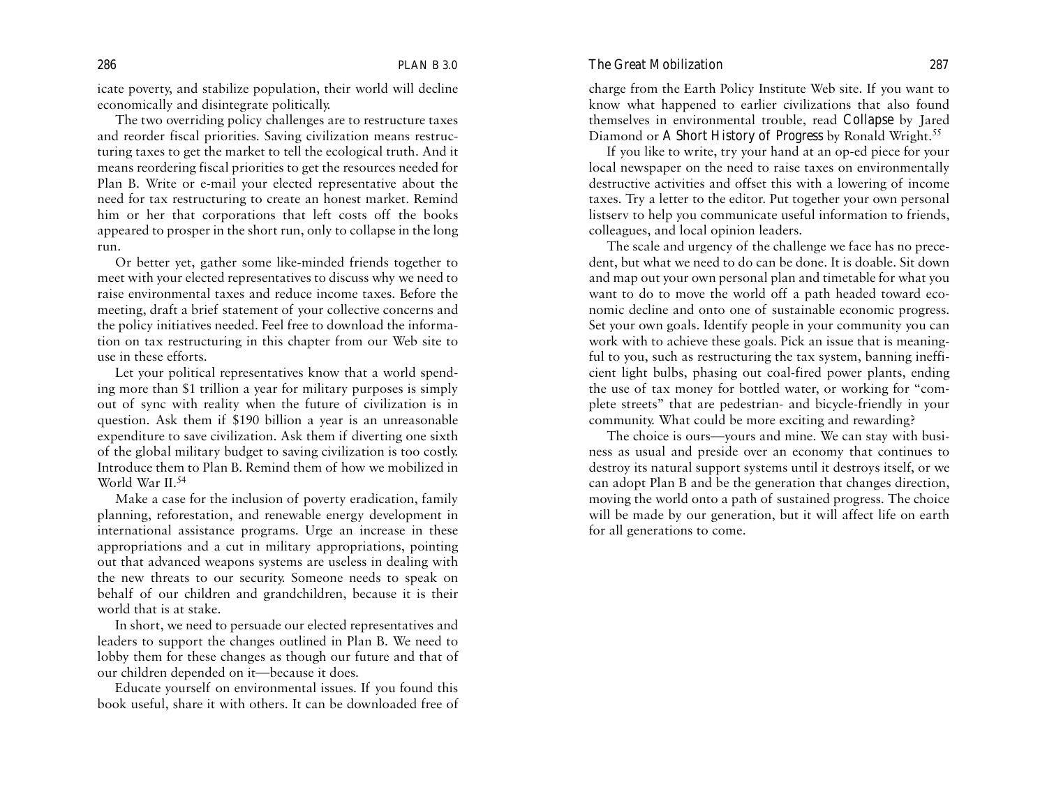icate poverty, and stabilize population, their world will decline economically and disintegrate politically.

The two overriding policy challenges are to restructure taxes and reorder fiscal priorities. Saving civilization means restructuring taxes to get the market to tell the ecological truth. And it means reordering fiscal priorities to get the resources needed for Plan B. Write or e-mail your elected representative about the need for tax restructuring to create an honest market. Remind him or her that corporations that left costs off the books appeared to prosper in the short run, only to collapse in the long run.

Or better yet, gather some like-minded friends together to meet with your elected representatives to discuss why we need to raise environmental taxes and reduce income taxes. Before the meeting, draft a brief statement of your collective concerns and the policy initiatives needed. Feel free to download the information on tax restructuring in this chapter from our Web site to use in these efforts.

Let your political representatives know that a world spending more than $1 trillion a year for military purposes is simply out of sync with reality when the future of civilization is in question. Ask them if $190 billion a year is an unreasonable expenditure to save civilization. Ask them if diverting one sixth of the global military budget to saving civilization is too costly. Introduce them to Plan B. Remind them of how we mobilized in World War II.[54]

Make a case for the inclusion of poverty eradication, family planning, reforestation, and renewable energy development in international assistance programs. Urge an increase in these appropriations and a cut in military appropriations, pointing out that advanced weapons systems are useless in dealing with the new threats to our security. Someone needs to speak on behalf of our children and grandchildren, because it is their world that is at stake.

In short, we need to persuade our elected representatives and leaders to support the changes outlined in Plan B. We need to lobby them for these changes as though our future and that of our children depended on it—because it does.

Educate yourself on environmental issues. If you found this book useful, share it with others. It can be downloaded free of charge from the Earth Policy Institute Web site. If you want to know what happened to earlier civilizations that also found themselves in environmental trouble, read *Collapse* by Jared Diamond or *A Short History of Progress* by Ronald Wright.[55]

If you like to write, try your hand at an op-ed piece for your local newspaper on the need to raise taxes on environmentally destructive activities and offset this with a lowering of income taxes. Try a letter to the editor. Put together your own personal listserv to help you communicate useful information to friends, colleagues, and local opinion leaders.

The scale and urgency of the challenge we face has no precedent, but what we need to do can be done. It is doable. Sit down and map out your own personal plan and timetable for what you want to do to move the world off a path headed toward economic decline and onto one of sustainable economic progress. Set your own goals. Identify people in your community you can work with to achieve these goals. Pick an issue that is meaningful to you, such as restructuring the tax system, banning inefficient light bulbs, phasing out coal-fired power plants, ending the use of tax money for bottled water, or working for "complete streets" that are pedestrian- and bicycle-friendly in your community. What could be more exciting and rewarding?

The choice is ours—yours and mine. We can stay with business as usual and preside over an economy that continues to destroy its natural support systems until it destroys itself, or we can adopt Plan B and be the generation that changes direction, moving the world onto a path of sustained progress. The choice will be made by our generation, but it will affect life on earth for all generations to come.